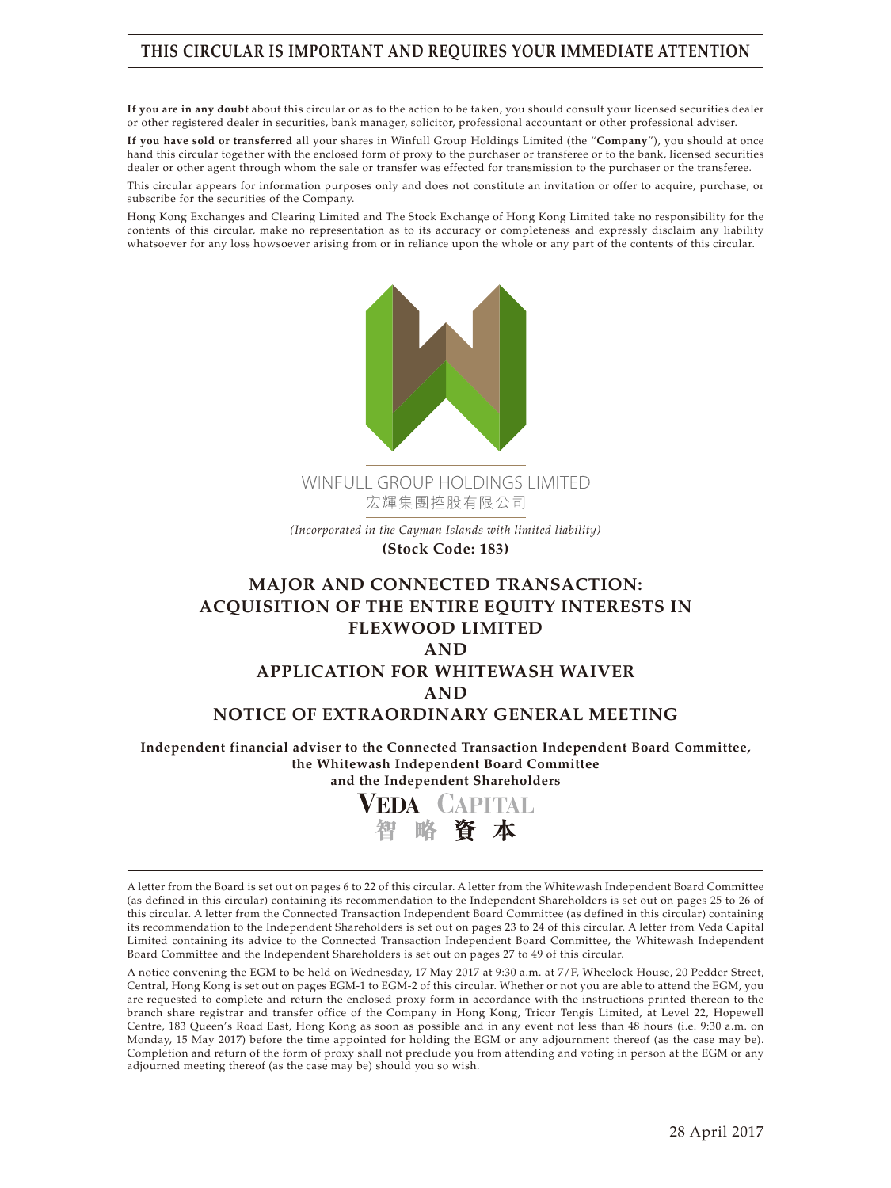**THIS CIRCULAR IS IMPORTANT AND REQUIRES YOUR IMMEDIATE ATTENTION**

**If you are in any doubt** about this circular or as to the action to be taken, you should consult your licensed securities dealer or other registered dealer in securities, bank manager, solicitor, professional accountant or other professional adviser.

**If you have sold or transferred** all your shares in Winfull Group Holdings Limited (the "**Company**"), you should at once hand this circular together with the enclosed form of proxy to the purchaser or transferee or to the bank, licensed securities dealer or other agent through whom the sale or transfer was effected for transmission to the purchaser or the transferee.

This circular appears for information purposes only and does not constitute an invitation or offer to acquire, purchase, or subscribe for the securities of the Company.

Hong Kong Exchanges and Clearing Limited and The Stock Exchange of Hong Kong Limited take no responsibility for the contents of this circular, make no representation as to its accuracy or completeness and expressly disclaim any liability whatsoever for any loss howsoever arising from or in reliance upon the whole or any part of the contents of this circular.

WINFULL GROUP HOLDINGS LIMITED
宏輝集團控股有限公司

*(Incorporated in the Cayman Islands with limited liability)*

**(Stock Code: 183)**

# MAJOR AND CONNECTED TRANSACTION: ACQUISITION OF THE ENTIRE EQUITY INTERESTS IN FLEXWOOD LIMITED AND APPLICATION FOR WHITEWASH WAIVER AND NOTICE OF EXTRAORDINARY GENERAL MEETING

**Independent financial adviser to the Connected Transaction Independent Board Committee, the Whitewash Independent Board Committee and the Independent Shareholders**

VEDA | CAPITAL
智略資本

A letter from the Board is set out on pages 6 to 22 of this circular. A letter from the Whitewash Independent Board Committee (as defined in this circular) containing its recommendation to the Independent Shareholders is set out on pages 25 to 26 of this circular. A letter from the Connected Transaction Independent Board Committee (as defined in this circular) containing its recommendation to the Independent Shareholders is set out on pages 23 to 24 of this circular. A letter from Veda Capital Limited containing its advice to the Connected Transaction Independent Board Committee, the Whitewash Independent Board Committee and the Independent Shareholders is set out on pages 27 to 49 of this circular.

A notice convening the EGM to be held on Wednesday, 17 May 2017 at 9:30 a.m. at 7/F, Wheelock House, 20 Pedder Street, Central, Hong Kong is set out on pages EGM-1 to EGM-2 of this circular. Whether or not you are able to attend the EGM, you are requested to complete and return the enclosed proxy form in accordance with the instructions printed thereon to the branch share registrar and transfer office of the Company in Hong Kong, Tricor Tengis Limited, at Level 22, Hopewell Centre, 183 Queen's Road East, Hong Kong as soon as possible and in any event not less than 48 hours (i.e. 9:30 a.m. on Monday, 15 May 2017) before the time appointed for holding the EGM or any adjournment thereof (as the case may be). Completion and return of the form of proxy shall not preclude you from attending and voting in person at the EGM or any adjourned meeting thereof (as the case may be) should you so wish.

28 April 2017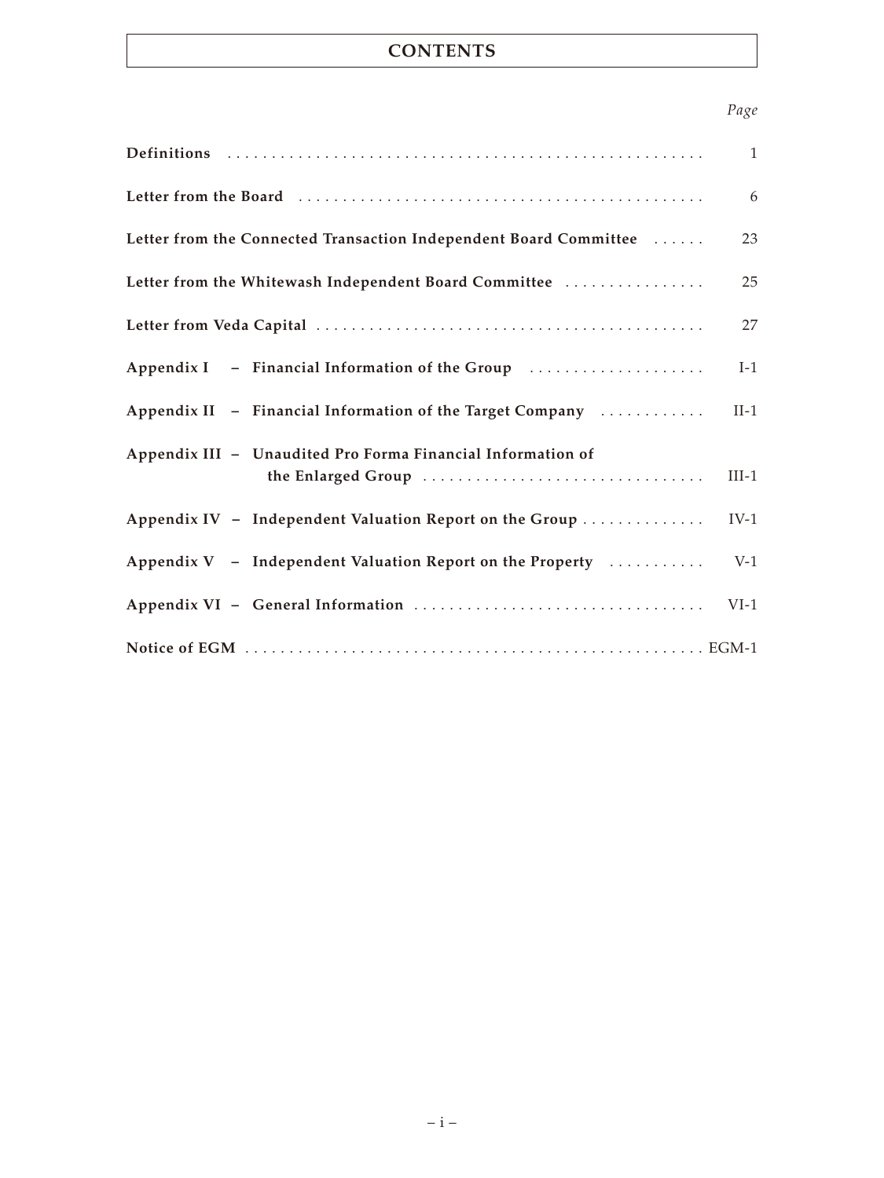# CONTENTS

| | *Page* |
|---|---|
| **Definitions** | 1 |
| **Letter from the Board** | 6 |
| **Letter from the Connected Transaction Independent Board Committee** | 23 |
| **Letter from the Whitewash Independent Board Committee** | 25 |
| **Letter from Veda Capital** | 27 |
| **Appendix I – Financial Information of the Group** | I-1 |
| **Appendix II – Financial Information of the Target Company** | II-1 |
| **Appendix III – Unaudited Pro Forma Financial Information of the Enlarged Group** | III-1 |
| **Appendix IV – Independent Valuation Report on the Group** | IV-1 |
| **Appendix V – Independent Valuation Report on the Property** | V-1 |
| **Appendix VI – General Information** | VI-1 |
| **Notice of EGM** | EGM-1 |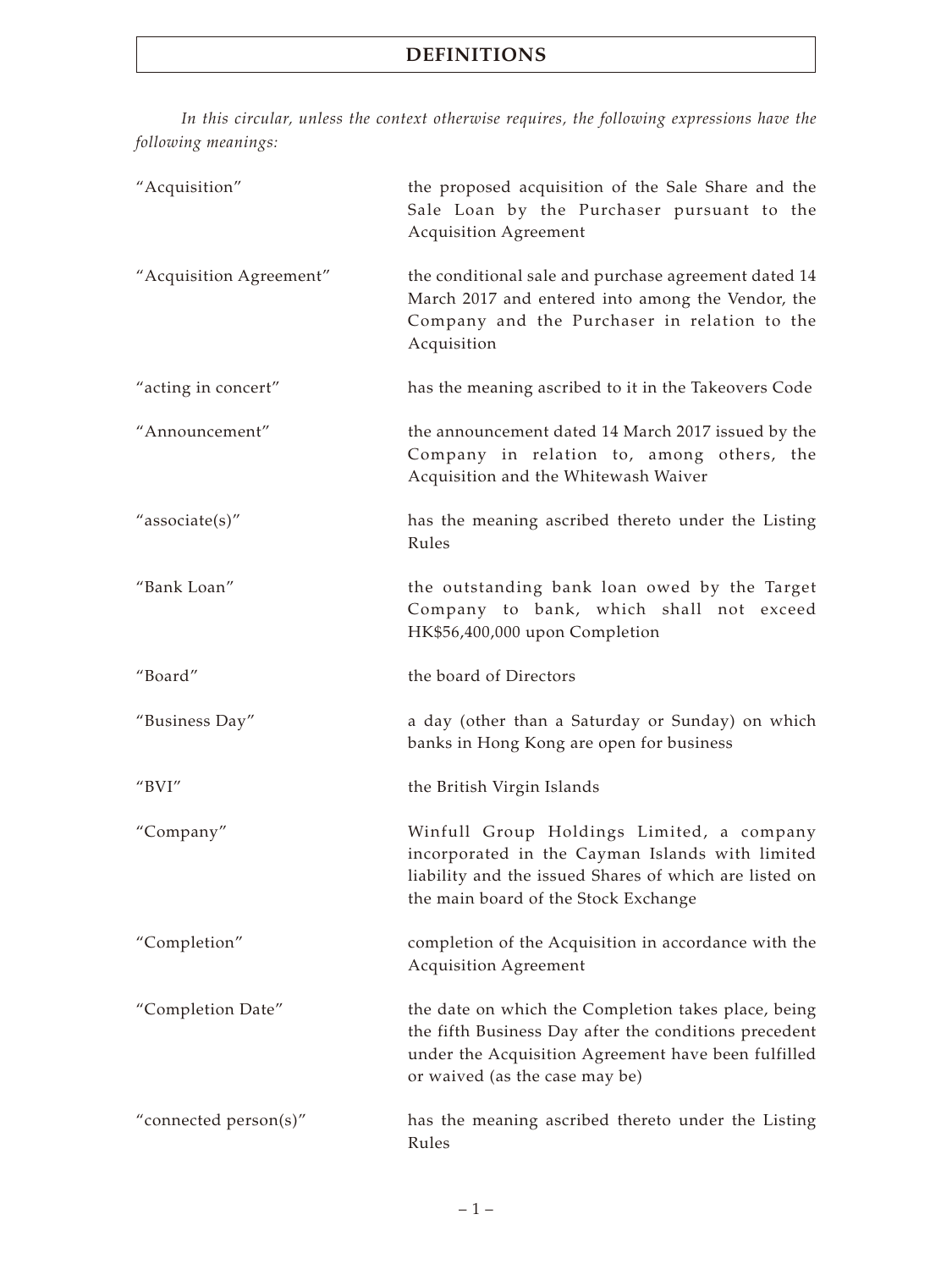# DEFINITIONS

*In this circular, unless the context otherwise requires, the following expressions have the following meanings:*

| | |
|---|---|
| "Acquisition" | the proposed acquisition of the Sale Share and the Sale Loan by the Purchaser pursuant to the Acquisition Agreement |
| "Acquisition Agreement" | the conditional sale and purchase agreement dated 14 March 2017 and entered into among the Vendor, the Company and the Purchaser in relation to the Acquisition |
| "acting in concert" | has the meaning ascribed to it in the Takeovers Code |
| "Announcement" | the announcement dated 14 March 2017 issued by the Company in relation to, among others, the Acquisition and the Whitewash Waiver |
| "associate(s)" | has the meaning ascribed thereto under the Listing Rules |
| "Bank Loan" | the outstanding bank loan owed by the Target Company to bank, which shall not exceed HK$56,400,000 upon Completion |
| "Board" | the board of Directors |
| "Business Day" | a day (other than a Saturday or Sunday) on which banks in Hong Kong are open for business |
| "BVI" | the British Virgin Islands |
| "Company" | Winfull Group Holdings Limited, a company incorporated in the Cayman Islands with limited liability and the issued Shares of which are listed on the main board of the Stock Exchange |
| "Completion" | completion of the Acquisition in accordance with the Acquisition Agreement |
| "Completion Date" | the date on which the Completion takes place, being the fifth Business Day after the conditions precedent under the Acquisition Agreement have been fulfilled or waived (as the case may be) |
| "connected person(s)" | has the meaning ascribed thereto under the Listing Rules |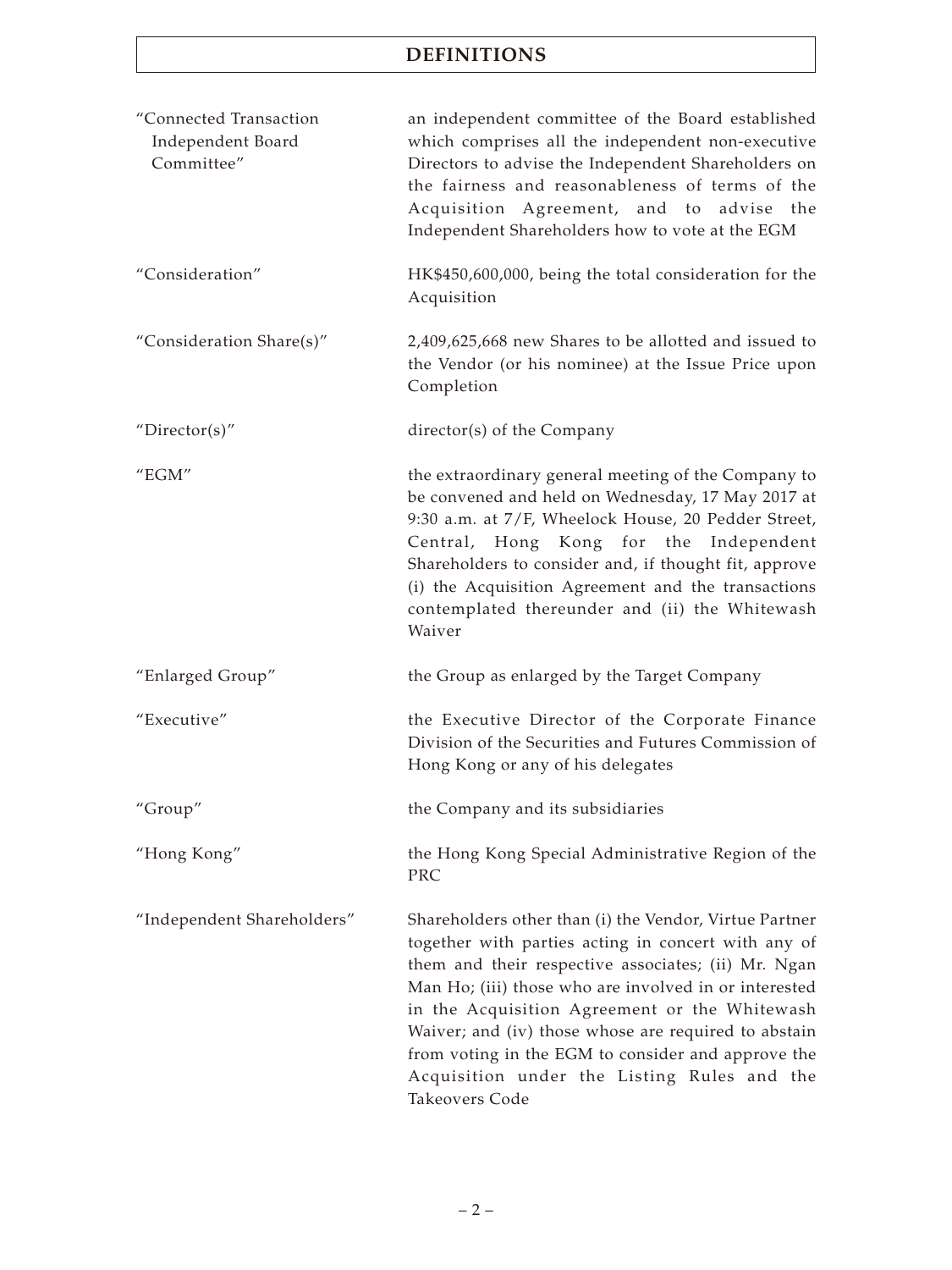## DEFINITIONS

| | |
|---|---|
| "Connected Transaction Independent Board Committee" | an independent committee of the Board established which comprises all the independent non-executive Directors to advise the Independent Shareholders on the fairness and reasonableness of terms of the Acquisition Agreement, and to advise the Independent Shareholders how to vote at the EGM |
| "Consideration" | HK$450,600,000, being the total consideration for the Acquisition |
| "Consideration Share(s)" | 2,409,625,668 new Shares to be allotted and issued to the Vendor (or his nominee) at the Issue Price upon Completion |
| "Director(s)" | director(s) of the Company |
| "EGM" | the extraordinary general meeting of the Company to be convened and held on Wednesday, 17 May 2017 at 9:30 a.m. at 7/F, Wheelock House, 20 Pedder Street, Central, Hong Kong for the Independent Shareholders to consider and, if thought fit, approve (i) the Acquisition Agreement and the transactions contemplated thereunder and (ii) the Whitewash Waiver |
| "Enlarged Group" | the Group as enlarged by the Target Company |
| "Executive" | the Executive Director of the Corporate Finance Division of the Securities and Futures Commission of Hong Kong or any of his delegates |
| "Group" | the Company and its subsidiaries |
| "Hong Kong" | the Hong Kong Special Administrative Region of the PRC |
| "Independent Shareholders" | Shareholders other than (i) the Vendor, Virtue Partner together with parties acting in concert with any of them and their respective associates; (ii) Mr. Ngan Man Ho; (iii) those who are involved in or interested in the Acquisition Agreement or the Whitewash Waiver; and (iv) those whose are required to abstain from voting in the EGM to consider and approve the Acquisition under the Listing Rules and the Takeovers Code |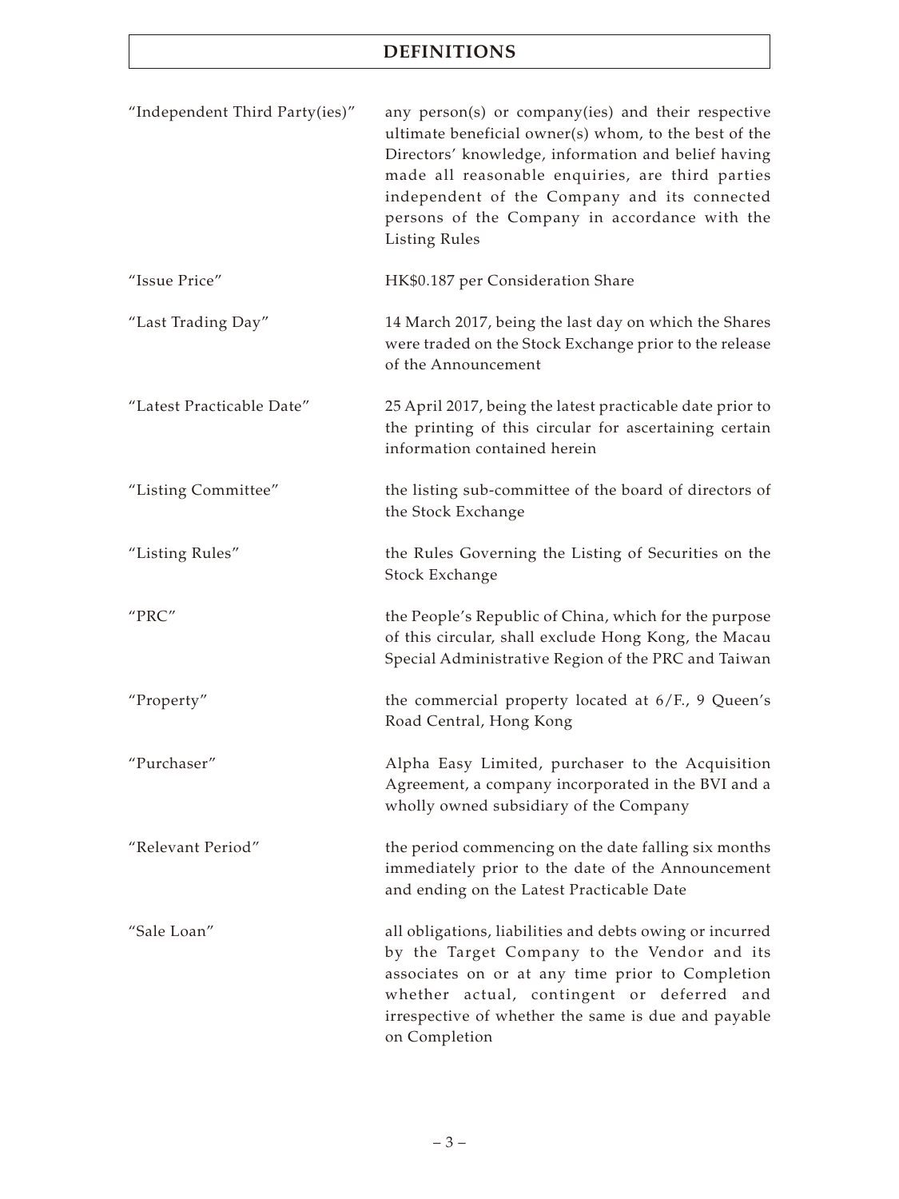# DEFINITIONS

| | |
|---|---|
| "Independent Third Party(ies)" | any person(s) or company(ies) and their respective ultimate beneficial owner(s) whom, to the best of the Directors' knowledge, information and belief having made all reasonable enquiries, are third parties independent of the Company and its connected persons of the Company in accordance with the Listing Rules |
| "Issue Price" | HK$0.187 per Consideration Share |
| "Last Trading Day" | 14 March 2017, being the last day on which the Shares were traded on the Stock Exchange prior to the release of the Announcement |
| "Latest Practicable Date" | 25 April 2017, being the latest practicable date prior to the printing of this circular for ascertaining certain information contained herein |
| "Listing Committee" | the listing sub-committee of the board of directors of the Stock Exchange |
| "Listing Rules" | the Rules Governing the Listing of Securities on the Stock Exchange |
| "PRC" | the People's Republic of China, which for the purpose of this circular, shall exclude Hong Kong, the Macau Special Administrative Region of the PRC and Taiwan |
| "Property" | the commercial property located at 6/F., 9 Queen's Road Central, Hong Kong |
| "Purchaser" | Alpha Easy Limited, purchaser to the Acquisition Agreement, a company incorporated in the BVI and a wholly owned subsidiary of the Company |
| "Relevant Period" | the period commencing on the date falling six months immediately prior to the date of the Announcement and ending on the Latest Practicable Date |
| "Sale Loan" | all obligations, liabilities and debts owing or incurred by the Target Company to the Vendor and its associates on or at any time prior to Completion whether actual, contingent or deferred and irrespective of whether the same is due and payable on Completion |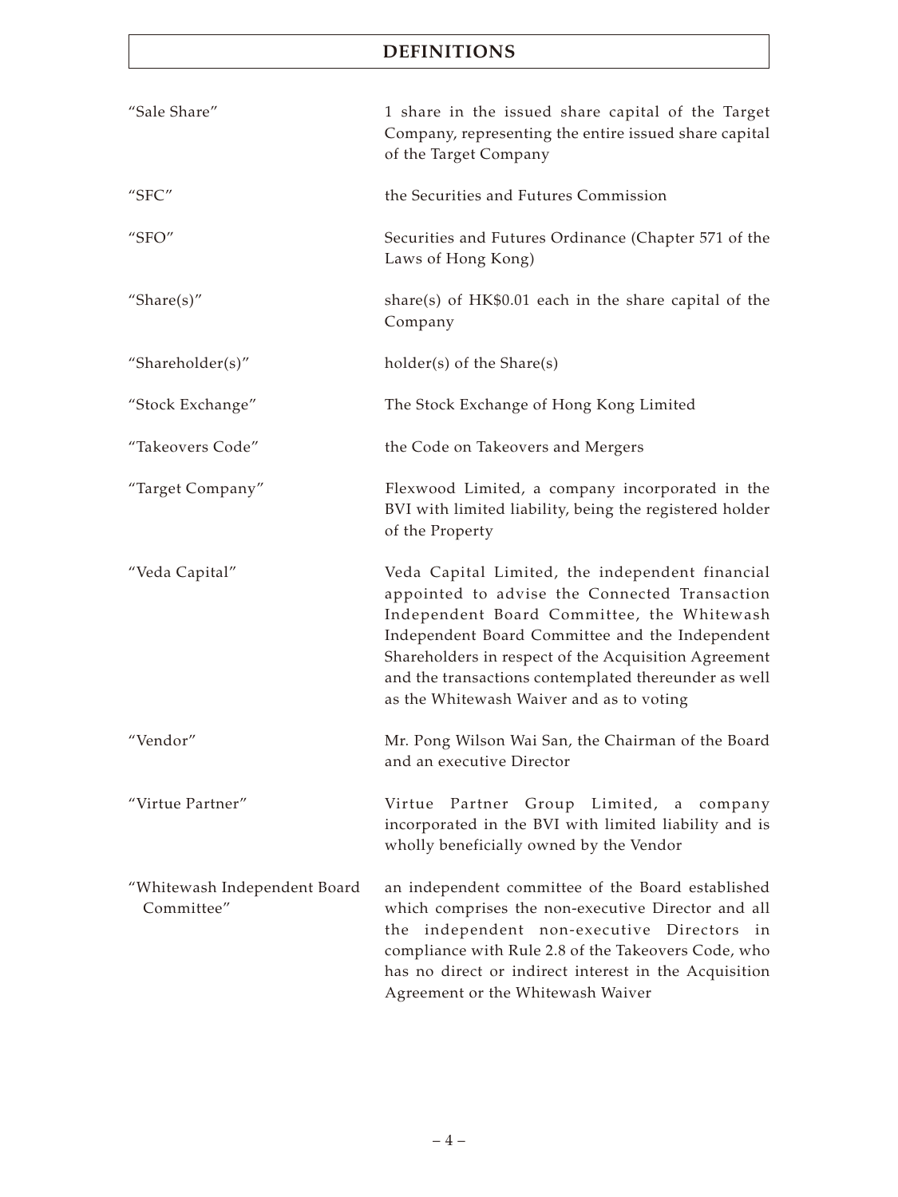# DEFINITIONS

| | |
|---|---|
| "Sale Share" | 1 share in the issued share capital of the Target Company, representing the entire issued share capital of the Target Company |
| "SFC" | the Securities and Futures Commission |
| "SFO" | Securities and Futures Ordinance (Chapter 571 of the Laws of Hong Kong) |
| "Share(s)" | share(s) of HK$0.01 each in the share capital of the Company |
| "Shareholder(s)" | holder(s) of the Share(s) |
| "Stock Exchange" | The Stock Exchange of Hong Kong Limited |
| "Takeovers Code" | the Code on Takeovers and Mergers |
| "Target Company" | Flexwood Limited, a company incorporated in the BVI with limited liability, being the registered holder of the Property |
| "Veda Capital" | Veda Capital Limited, the independent financial appointed to advise the Connected Transaction Independent Board Committee, the Whitewash Independent Board Committee and the Independent Shareholders in respect of the Acquisition Agreement and the transactions contemplated thereunder as well as the Whitewash Waiver and as to voting |
| "Vendor" | Mr. Pong Wilson Wai San, the Chairman of the Board and an executive Director |
| "Virtue Partner" | Virtue Partner Group Limited, a company incorporated in the BVI with limited liability and is wholly beneficially owned by the Vendor |
| "Whitewash Independent Board Committee" | an independent committee of the Board established which comprises the non-executive Director and all the independent non-executive Directors in compliance with Rule 2.8 of the Takeovers Code, who has no direct or indirect interest in the Acquisition Agreement or the Whitewash Waiver |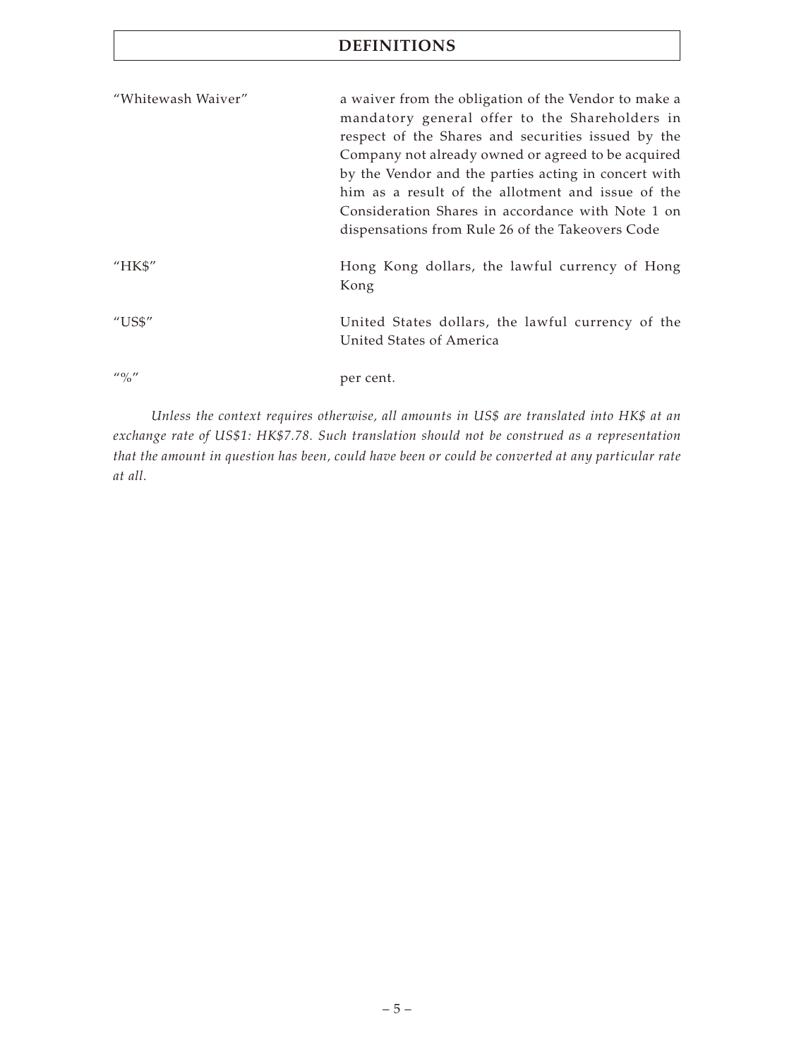# DEFINITIONS

| | |
|---|---|
| "Whitewash Waiver" | a waiver from the obligation of the Vendor to make a mandatory general offer to the Shareholders in respect of the Shares and securities issued by the Company not already owned or agreed to be acquired by the Vendor and the parties acting in concert with him as a result of the allotment and issue of the Consideration Shares in accordance with Note 1 on dispensations from Rule 26 of the Takeovers Code |
| "HK$" | Hong Kong dollars, the lawful currency of Hong Kong |
| "US$" | United States dollars, the lawful currency of the United States of America |
| "%" | per cent. |

*Unless the context requires otherwise, all amounts in US$ are translated into HK$ at an exchange rate of US$1: HK$7.78. Such translation should not be construed as a representation that the amount in question has been, could have been or could be converted at any particular rate at all.*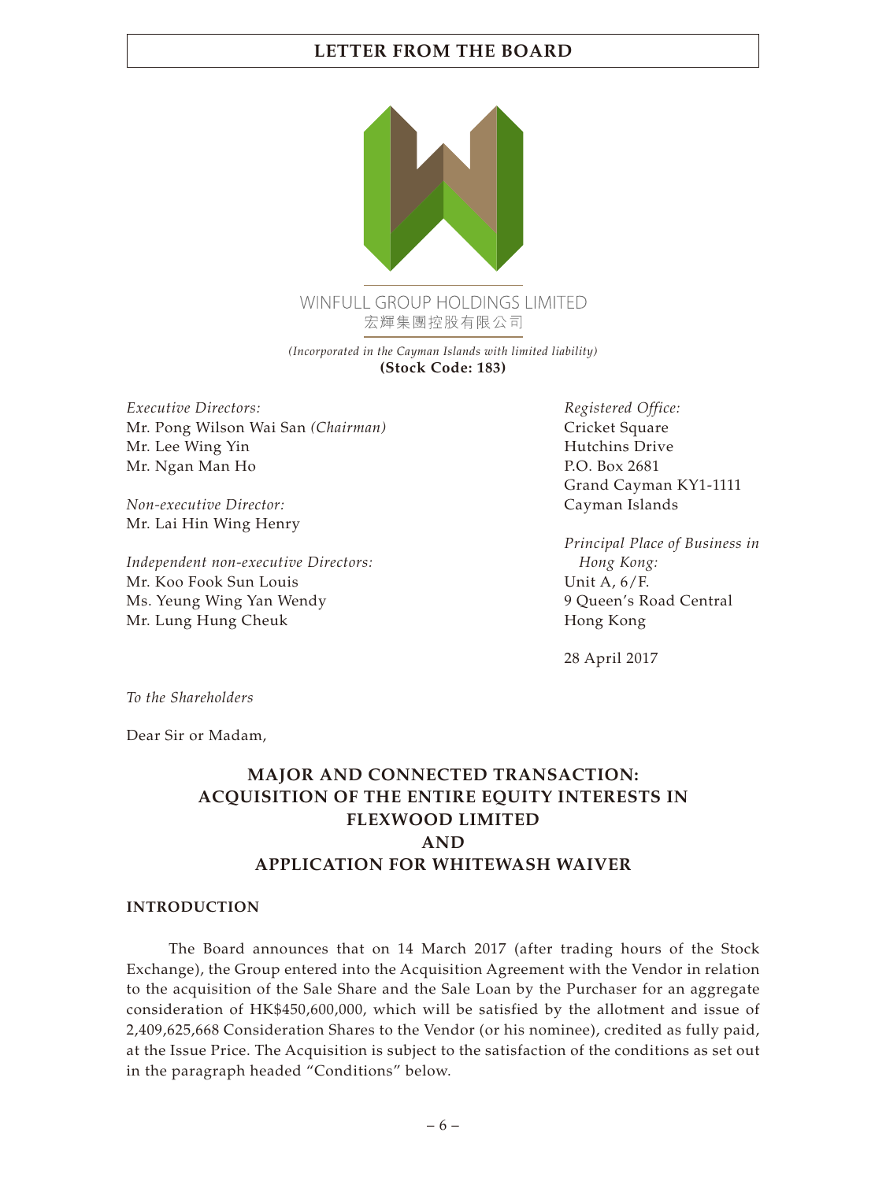# LETTER FROM THE BOARD

WINFULL GROUP HOLDINGS LIMITED
宏輝集團控股有限公司

*(Incorporated in the Cayman Islands with limited liability)*
**(Stock Code: 183)**

*Executive Directors:*
Mr. Pong Wilson Wai San *(Chairman)*
Mr. Lee Wing Yin
Mr. Ngan Man Ho

*Non-executive Director:*
Mr. Lai Hin Wing Henry

*Independent non-executive Directors:*
Mr. Koo Fook Sun Louis
Ms. Yeung Wing Yan Wendy
Mr. Lung Hung Cheuk

*Registered Office:*
Cricket Square
Hutchins Drive
P.O. Box 2681
Grand Cayman KY1-1111
Cayman Islands

*Principal Place of Business in Hong Kong:*
Unit A, 6/F.
9 Queen's Road Central
Hong Kong

28 April 2017

*To the Shareholders*

Dear Sir or Madam,

## MAJOR AND CONNECTED TRANSACTION: ACQUISITION OF THE ENTIRE EQUITY INTERESTS IN FLEXWOOD LIMITED AND APPLICATION FOR WHITEWASH WAIVER

### INTRODUCTION

The Board announces that on 14 March 2017 (after trading hours of the Stock Exchange), the Group entered into the Acquisition Agreement with the Vendor in relation to the acquisition of the Sale Share and the Sale Loan by the Purchaser for an aggregate consideration of HK$450,600,000, which will be satisfied by the allotment and issue of 2,409,625,668 Consideration Shares to the Vendor (or his nominee), credited as fully paid, at the Issue Price. The Acquisition is subject to the satisfaction of the conditions as set out in the paragraph headed "Conditions" below.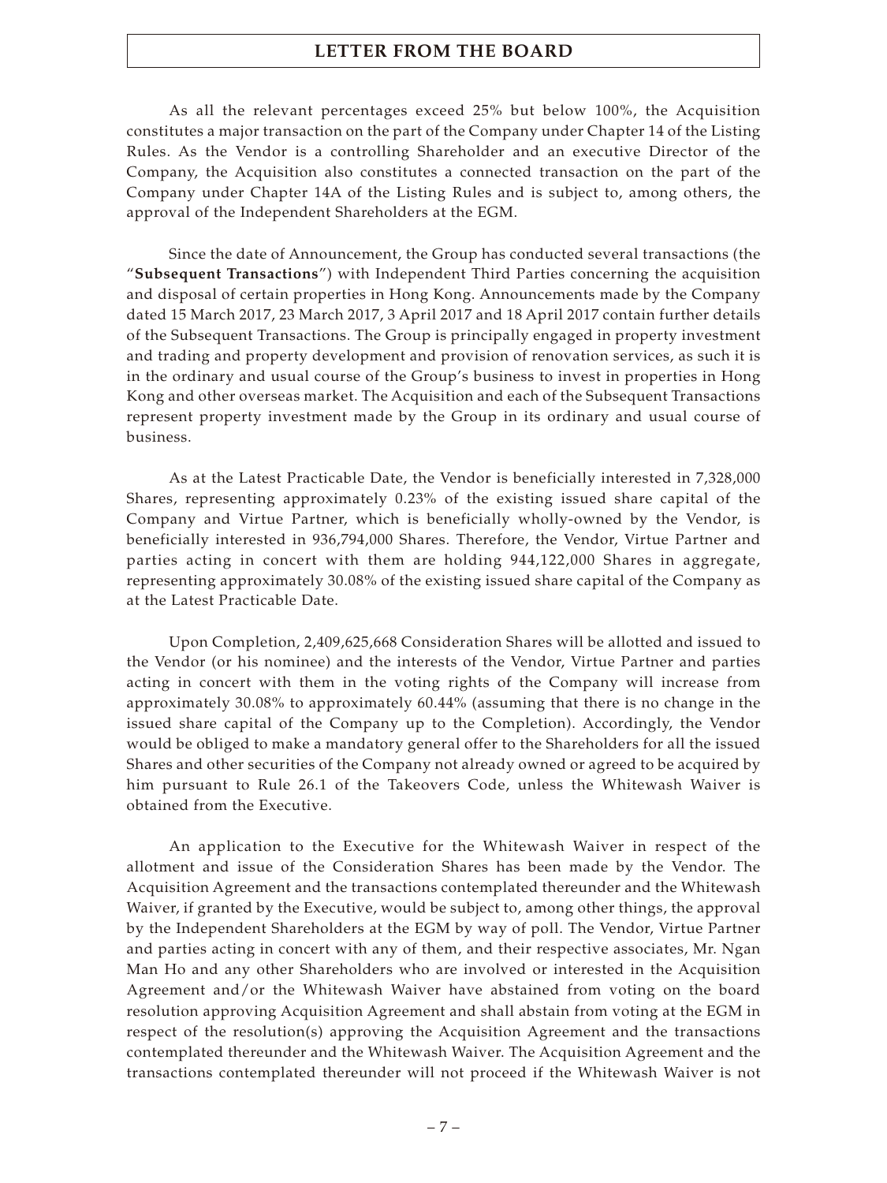As all the relevant percentages exceed 25% but below 100%, the Acquisition constitutes a major transaction on the part of the Company under Chapter 14 of the Listing Rules. As the Vendor is a controlling Shareholder and an executive Director of the Company, the Acquisition also constitutes a connected transaction on the part of the Company under Chapter 14A of the Listing Rules and is subject to, among others, the approval of the Independent Shareholders at the EGM.

Since the date of Announcement, the Group has conducted several transactions (the "**Subsequent Transactions**") with Independent Third Parties concerning the acquisition and disposal of certain properties in Hong Kong. Announcements made by the Company dated 15 March 2017, 23 March 2017, 3 April 2017 and 18 April 2017 contain further details of the Subsequent Transactions. The Group is principally engaged in property investment and trading and property development and provision of renovation services, as such it is in the ordinary and usual course of the Group's business to invest in properties in Hong Kong and other overseas market. The Acquisition and each of the Subsequent Transactions represent property investment made by the Group in its ordinary and usual course of business.

As at the Latest Practicable Date, the Vendor is beneficially interested in 7,328,000 Shares, representing approximately 0.23% of the existing issued share capital of the Company and Virtue Partner, which is beneficially wholly-owned by the Vendor, is beneficially interested in 936,794,000 Shares. Therefore, the Vendor, Virtue Partner and parties acting in concert with them are holding 944,122,000 Shares in aggregate, representing approximately 30.08% of the existing issued share capital of the Company as at the Latest Practicable Date.

Upon Completion, 2,409,625,668 Consideration Shares will be allotted and issued to the Vendor (or his nominee) and the interests of the Vendor, Virtue Partner and parties acting in concert with them in the voting rights of the Company will increase from approximately 30.08% to approximately 60.44% (assuming that there is no change in the issued share capital of the Company up to the Completion). Accordingly, the Vendor would be obliged to make a mandatory general offer to the Shareholders for all the issued Shares and other securities of the Company not already owned or agreed to be acquired by him pursuant to Rule 26.1 of the Takeovers Code, unless the Whitewash Waiver is obtained from the Executive.

An application to the Executive for the Whitewash Waiver in respect of the allotment and issue of the Consideration Shares has been made by the Vendor. The Acquisition Agreement and the transactions contemplated thereunder and the Whitewash Waiver, if granted by the Executive, would be subject to, among other things, the approval by the Independent Shareholders at the EGM by way of poll. The Vendor, Virtue Partner and parties acting in concert with any of them, and their respective associates, Mr. Ngan Man Ho and any other Shareholders who are involved or interested in the Acquisition Agreement and/or the Whitewash Waiver have abstained from voting on the board resolution approving Acquisition Agreement and shall abstain from voting at the EGM in respect of the resolution(s) approving the Acquisition Agreement and the transactions contemplated thereunder and the Whitewash Waiver. The Acquisition Agreement and the transactions contemplated thereunder will not proceed if the Whitewash Waiver is not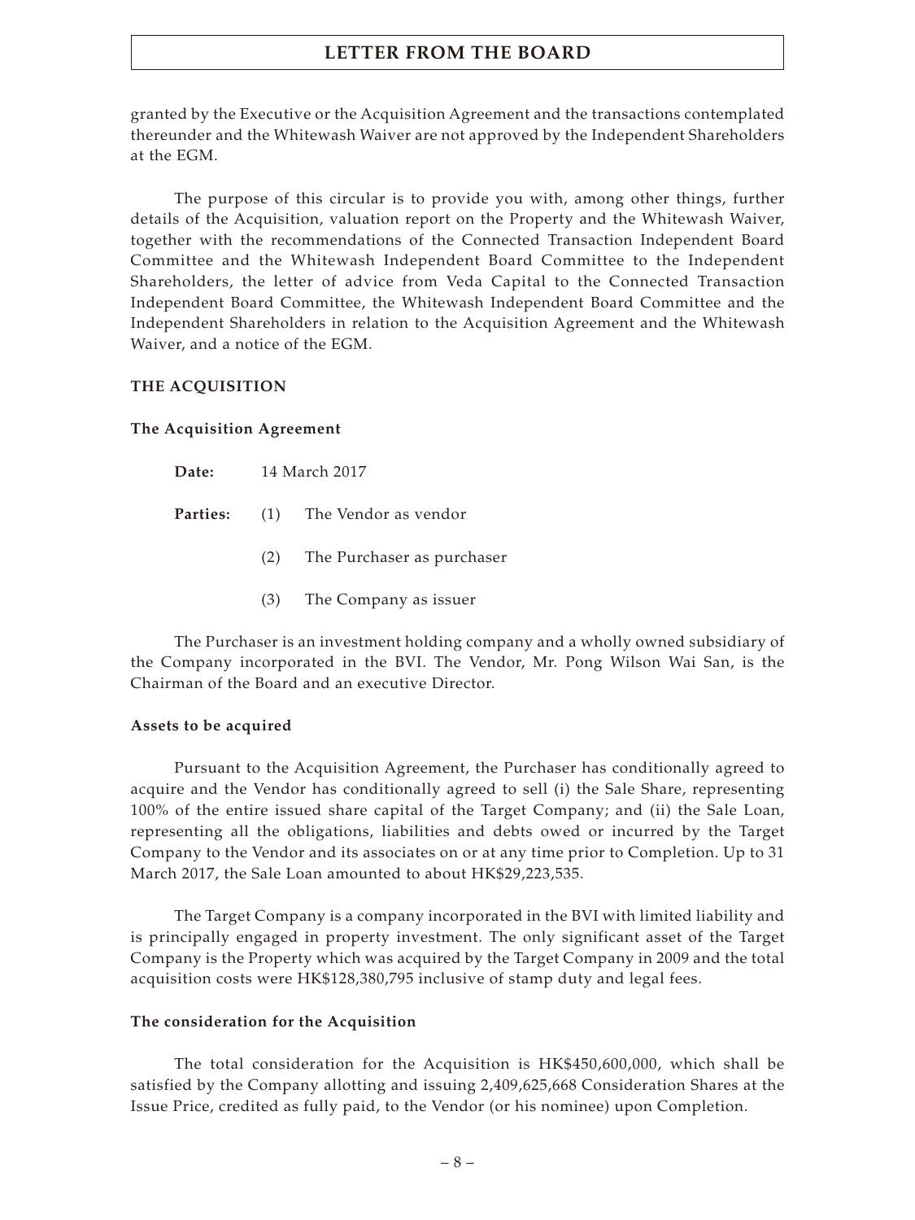granted by the Executive or the Acquisition Agreement and the transactions contemplated thereunder and the Whitewash Waiver are not approved by the Independent Shareholders at the EGM.

The purpose of this circular is to provide you with, among other things, further details of the Acquisition, valuation report on the Property and the Whitewash Waiver, together with the recommendations of the Connected Transaction Independent Board Committee and the Whitewash Independent Board Committee to the Independent Shareholders, the letter of advice from Veda Capital to the Connected Transaction Independent Board Committee, the Whitewash Independent Board Committee and the Independent Shareholders in relation to the Acquisition Agreement and the Whitewash Waiver, and a notice of the EGM.

## THE ACQUISITION

### The Acquisition Agreement

**Date:** 14 March 2017

**Parties:**
(1) The Vendor as vendor
(2) The Purchaser as purchaser
(3) The Company as issuer

The Purchaser is an investment holding company and a wholly owned subsidiary of the Company incorporated in the BVI. The Vendor, Mr. Pong Wilson Wai San, is the Chairman of the Board and an executive Director.

### Assets to be acquired

Pursuant to the Acquisition Agreement, the Purchaser has conditionally agreed to acquire and the Vendor has conditionally agreed to sell (i) the Sale Share, representing 100% of the entire issued share capital of the Target Company; and (ii) the Sale Loan, representing all the obligations, liabilities and debts owed or incurred by the Target Company to the Vendor and its associates on or at any time prior to Completion. Up to 31 March 2017, the Sale Loan amounted to about HK$29,223,535.

The Target Company is a company incorporated in the BVI with limited liability and is principally engaged in property investment. The only significant asset of the Target Company is the Property which was acquired by the Target Company in 2009 and the total acquisition costs were HK$128,380,795 inclusive of stamp duty and legal fees.

### The consideration for the Acquisition

The total consideration for the Acquisition is HK$450,600,000, which shall be satisfied by the Company allotting and issuing 2,409,625,668 Consideration Shares at the Issue Price, credited as fully paid, to the Vendor (or his nominee) upon Completion.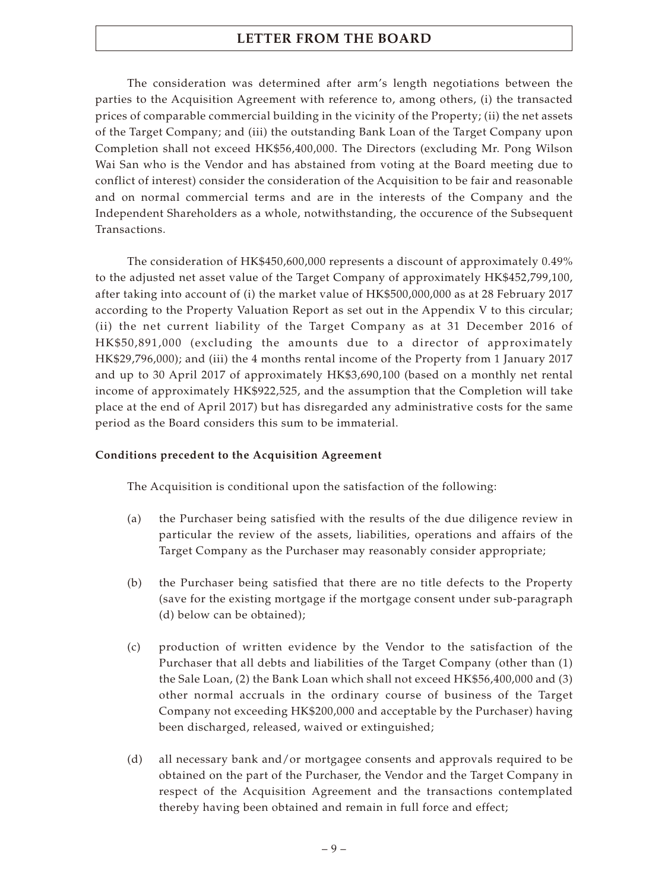The consideration was determined after arm's length negotiations between the parties to the Acquisition Agreement with reference to, among others, (i) the transacted prices of comparable commercial building in the vicinity of the Property; (ii) the net assets of the Target Company; and (iii) the outstanding Bank Loan of the Target Company upon Completion shall not exceed HK$56,400,000. The Directors (excluding Mr. Pong Wilson Wai San who is the Vendor and has abstained from voting at the Board meeting due to conflict of interest) consider the consideration of the Acquisition to be fair and reasonable and on normal commercial terms and are in the interests of the Company and the Independent Shareholders as a whole, notwithstanding, the occurence of the Subsequent Transactions.

The consideration of HK$450,600,000 represents a discount of approximately 0.49% to the adjusted net asset value of the Target Company of approximately HK$452,799,100, after taking into account of (i) the market value of HK$500,000,000 as at 28 February 2017 according to the Property Valuation Report as set out in the Appendix V to this circular; (ii) the net current liability of the Target Company as at 31 December 2016 of HK$50,891,000 (excluding the amounts due to a director of approximately HK$29,796,000); and (iii) the 4 months rental income of the Property from 1 January 2017 and up to 30 April 2017 of approximately HK$3,690,100 (based on a monthly net rental income of approximately HK$922,525, and the assumption that the Completion will take place at the end of April 2017) but has disregarded any administrative costs for the same period as the Board considers this sum to be immaterial.

**Conditions precedent to the Acquisition Agreement**

The Acquisition is conditional upon the satisfaction of the following:

(a) the Purchaser being satisfied with the results of the due diligence review in particular the review of the assets, liabilities, operations and affairs of the Target Company as the Purchaser may reasonably consider appropriate;

(b) the Purchaser being satisfied that there are no title defects to the Property (save for the existing mortgage if the mortgage consent under sub-paragraph (d) below can be obtained);

(c) production of written evidence by the Vendor to the satisfaction of the Purchaser that all debts and liabilities of the Target Company (other than (1) the Sale Loan, (2) the Bank Loan which shall not exceed HK$56,400,000 and (3) other normal accruals in the ordinary course of business of the Target Company not exceeding HK$200,000 and acceptable by the Purchaser) having been discharged, released, waived or extinguished;

(d) all necessary bank and/or mortgagee consents and approvals required to be obtained on the part of the Purchaser, the Vendor and the Target Company in respect of the Acquisition Agreement and the transactions contemplated thereby having been obtained and remain in full force and effect;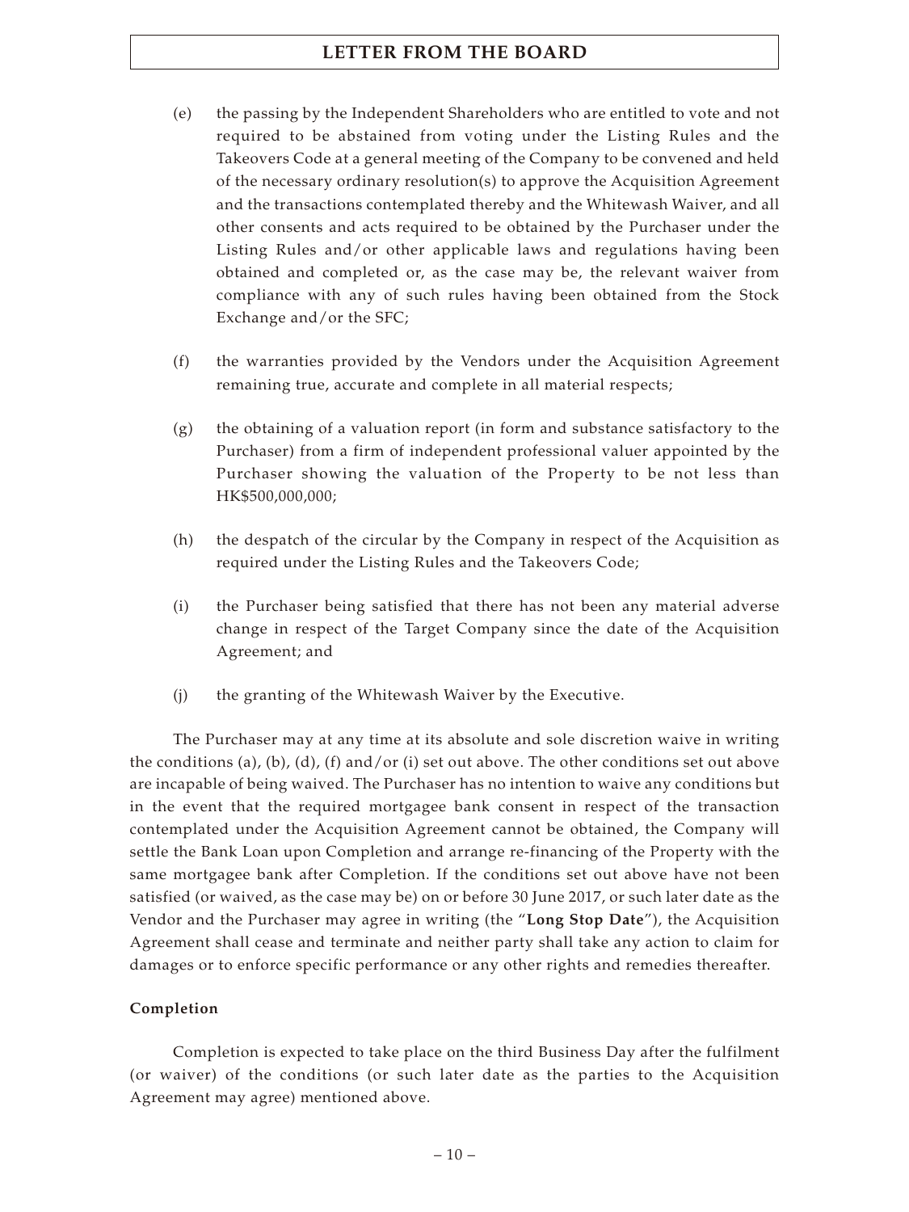(e) the passing by the Independent Shareholders who are entitled to vote and not required to be abstained from voting under the Listing Rules and the Takeovers Code at a general meeting of the Company to be convened and held of the necessary ordinary resolution(s) to approve the Acquisition Agreement and the transactions contemplated thereby and the Whitewash Waiver, and all other consents and acts required to be obtained by the Purchaser under the Listing Rules and/or other applicable laws and regulations having been obtained and completed or, as the case may be, the relevant waiver from compliance with any of such rules having been obtained from the Stock Exchange and/or the SFC;

(f) the warranties provided by the Vendors under the Acquisition Agreement remaining true, accurate and complete in all material respects;

(g) the obtaining of a valuation report (in form and substance satisfactory to the Purchaser) from a firm of independent professional valuer appointed by the Purchaser showing the valuation of the Property to be not less than HK$500,000,000;

(h) the despatch of the circular by the Company in respect of the Acquisition as required under the Listing Rules and the Takeovers Code;

(i) the Purchaser being satisfied that there has not been any material adverse change in respect of the Target Company since the date of the Acquisition Agreement; and

(j) the granting of the Whitewash Waiver by the Executive.

The Purchaser may at any time at its absolute and sole discretion waive in writing the conditions (a), (b), (d), (f) and/or (i) set out above. The other conditions set out above are incapable of being waived. The Purchaser has no intention to waive any conditions but in the event that the required mortgagee bank consent in respect of the transaction contemplated under the Acquisition Agreement cannot be obtained, the Company will settle the Bank Loan upon Completion and arrange re-financing of the Property with the same mortgagee bank after Completion. If the conditions set out above have not been satisfied (or waived, as the case may be) on or before 30 June 2017, or such later date as the Vendor and the Purchaser may agree in writing (the "**Long Stop Date**"), the Acquisition Agreement shall cease and terminate and neither party shall take any action to claim for damages or to enforce specific performance or any other rights and remedies thereafter.

**Completion**

Completion is expected to take place on the third Business Day after the fulfilment (or waiver) of the conditions (or such later date as the parties to the Acquisition Agreement may agree) mentioned above.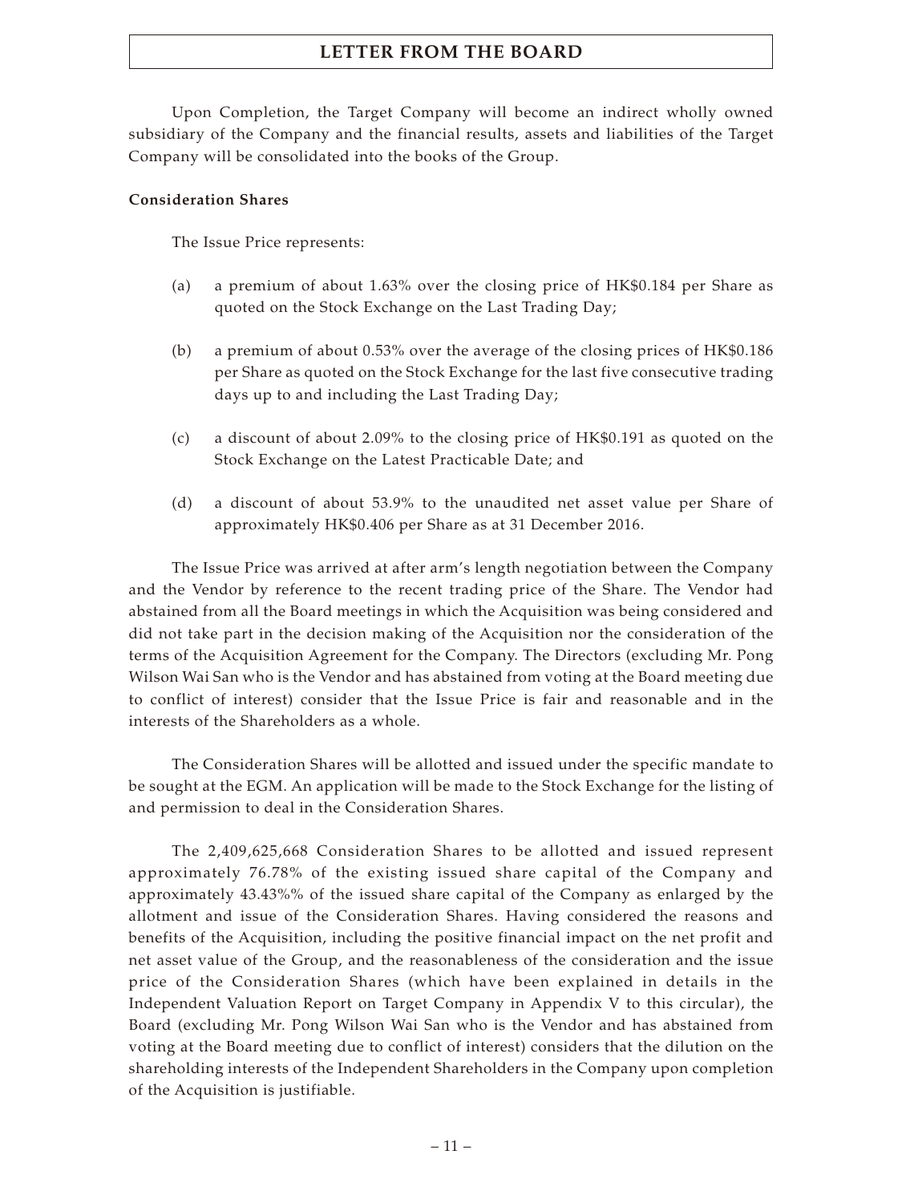Upon Completion, the Target Company will become an indirect wholly owned subsidiary of the Company and the financial results, assets and liabilities of the Target Company will be consolidated into the books of the Group.

**Consideration Shares**

The Issue Price represents:

(a) a premium of about 1.63% over the closing price of HK$0.184 per Share as quoted on the Stock Exchange on the Last Trading Day;

(b) a premium of about 0.53% over the average of the closing prices of HK$0.186 per Share as quoted on the Stock Exchange for the last five consecutive trading days up to and including the Last Trading Day;

(c) a discount of about 2.09% to the closing price of HK$0.191 as quoted on the Stock Exchange on the Latest Practicable Date; and

(d) a discount of about 53.9% to the unaudited net asset value per Share of approximately HK$0.406 per Share as at 31 December 2016.

The Issue Price was arrived at after arm's length negotiation between the Company and the Vendor by reference to the recent trading price of the Share. The Vendor had abstained from all the Board meetings in which the Acquisition was being considered and did not take part in the decision making of the Acquisition nor the consideration of the terms of the Acquisition Agreement for the Company. The Directors (excluding Mr. Pong Wilson Wai San who is the Vendor and has abstained from voting at the Board meeting due to conflict of interest) consider that the Issue Price is fair and reasonable and in the interests of the Shareholders as a whole.

The Consideration Shares will be allotted and issued under the specific mandate to be sought at the EGM. An application will be made to the Stock Exchange for the listing of and permission to deal in the Consideration Shares.

The 2,409,625,668 Consideration Shares to be allotted and issued represent approximately 76.78% of the existing issued share capital of the Company and approximately 43.43%% of the issued share capital of the Company as enlarged by the allotment and issue of the Consideration Shares. Having considered the reasons and benefits of the Acquisition, including the positive financial impact on the net profit and net asset value of the Group, and the reasonableness of the consideration and the issue price of the Consideration Shares (which have been explained in details in the Independent Valuation Report on Target Company in Appendix V to this circular), the Board (excluding Mr. Pong Wilson Wai San who is the Vendor and has abstained from voting at the Board meeting due to conflict of interest) considers that the dilution on the shareholding interests of the Independent Shareholders in the Company upon completion of the Acquisition is justifiable.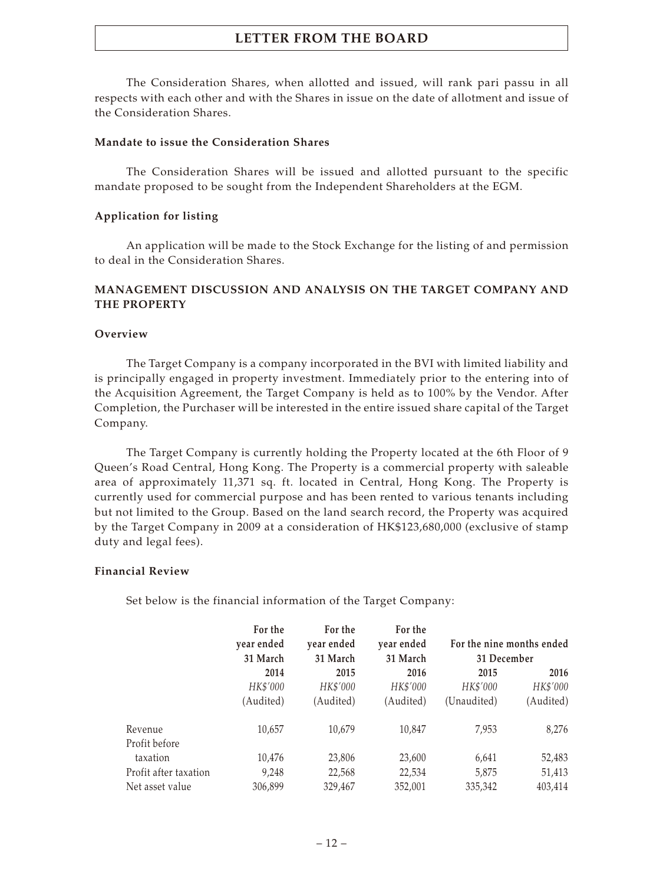The Consideration Shares, when allotted and issued, will rank pari passu in all respects with each other and with the Shares in issue on the date of allotment and issue of the Consideration Shares.

**Mandate to issue the Consideration Shares**

The Consideration Shares will be issued and allotted pursuant to the specific mandate proposed to be sought from the Independent Shareholders at the EGM.

**Application for listing**

An application will be made to the Stock Exchange for the listing of and permission to deal in the Consideration Shares.

## MANAGEMENT DISCUSSION AND ANALYSIS ON THE TARGET COMPANY AND THE PROPERTY

**Overview**

The Target Company is a company incorporated in the BVI with limited liability and is principally engaged in property investment. Immediately prior to the entering into of the Acquisition Agreement, the Target Company is held as to 100% by the Vendor. After Completion, the Purchaser will be interested in the entire issued share capital of the Target Company.

The Target Company is currently holding the Property located at the 6th Floor of 9 Queen's Road Central, Hong Kong. The Property is a commercial property with saleable area of approximately 11,371 sq. ft. located in Central, Hong Kong. The Property is currently used for commercial purpose and has been rented to various tenants including but not limited to the Group. Based on the land search record, the Property was acquired by the Target Company in 2009 at a consideration of HK$123,680,000 (exclusive of stamp duty and legal fees).

**Financial Review**

Set below is the financial information of the Target Company:

| | For the year ended 31 March | For the year ended 31 March | For the year ended 31 March | For the nine months ended 31 December | |
|---|---|---|---|---|---|
| | 2014 | 2015 | 2016 | 2015 | 2016 |
| | *HK$'000* | *HK$'000* | *HK$'000* | *HK$'000* | *HK$'000* |
| | (Audited) | (Audited) | (Audited) | (Unaudited) | (Audited) |
| Revenue | 10,657 | 10,679 | 10,847 | 7,953 | 8,276 |
| Profit before taxation | 10,476 | 23,806 | 23,600 | 6,641 | 52,483 |
| Profit after taxation | 9,248 | 22,568 | 22,534 | 5,875 | 51,413 |
| Net asset value | 306,899 | 329,467 | 352,001 | 335,342 | 403,414 |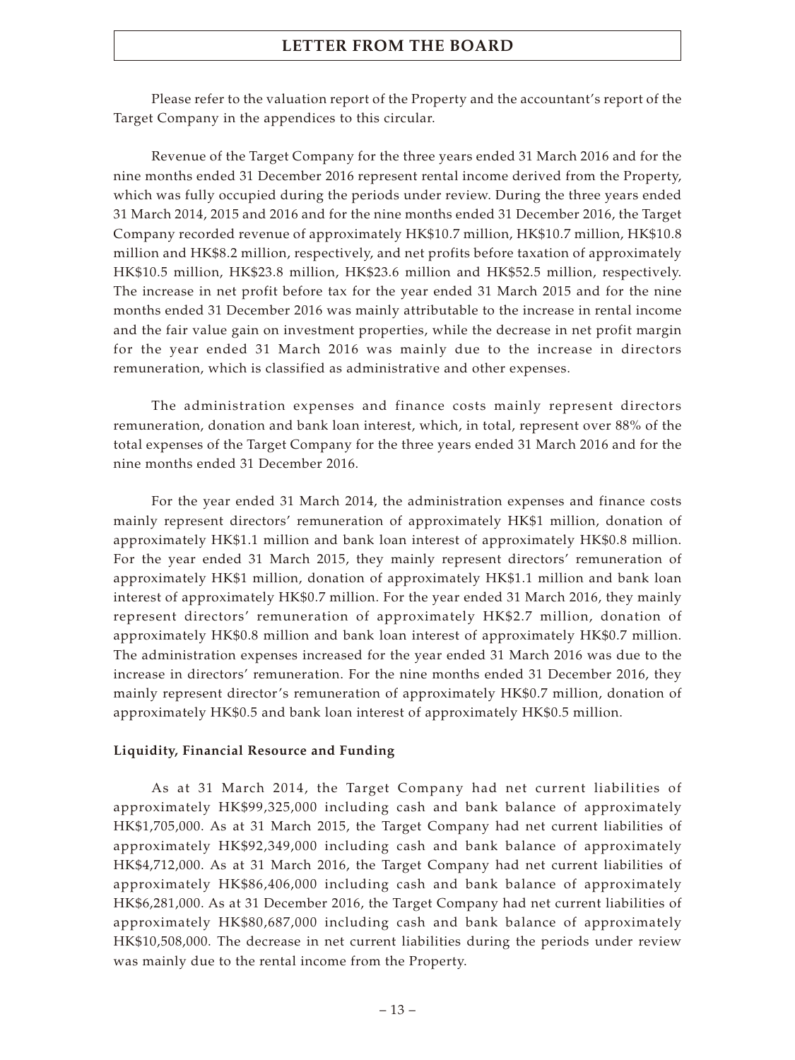Please refer to the valuation report of the Property and the accountant's report of the Target Company in the appendices to this circular.

Revenue of the Target Company for the three years ended 31 March 2016 and for the nine months ended 31 December 2016 represent rental income derived from the Property, which was fully occupied during the periods under review. During the three years ended 31 March 2014, 2015 and 2016 and for the nine months ended 31 December 2016, the Target Company recorded revenue of approximately HK$10.7 million, HK$10.7 million, HK$10.8 million and HK$8.2 million, respectively, and net profits before taxation of approximately HK$10.5 million, HK$23.8 million, HK$23.6 million and HK$52.5 million, respectively. The increase in net profit before tax for the year ended 31 March 2015 and for the nine months ended 31 December 2016 was mainly attributable to the increase in rental income and the fair value gain on investment properties, while the decrease in net profit margin for the year ended 31 March 2016 was mainly due to the increase in directors remuneration, which is classified as administrative and other expenses.

The administration expenses and finance costs mainly represent directors remuneration, donation and bank loan interest, which, in total, represent over 88% of the total expenses of the Target Company for the three years ended 31 March 2016 and for the nine months ended 31 December 2016.

For the year ended 31 March 2014, the administration expenses and finance costs mainly represent directors' remuneration of approximately HK$1 million, donation of approximately HK$1.1 million and bank loan interest of approximately HK$0.8 million. For the year ended 31 March 2015, they mainly represent directors' remuneration of approximately HK$1 million, donation of approximately HK$1.1 million and bank loan interest of approximately HK$0.7 million. For the year ended 31 March 2016, they mainly represent directors' remuneration of approximately HK$2.7 million, donation of approximately HK$0.8 million and bank loan interest of approximately HK$0.7 million. The administration expenses increased for the year ended 31 March 2016 was due to the increase in directors' remuneration. For the nine months ended 31 December 2016, they mainly represent director's remuneration of approximately HK$0.7 million, donation of approximately HK$0.5 and bank loan interest of approximately HK$0.5 million.

**Liquidity, Financial Resource and Funding**

As at 31 March 2014, the Target Company had net current liabilities of approximately HK$99,325,000 including cash and bank balance of approximately HK$1,705,000. As at 31 March 2015, the Target Company had net current liabilities of approximately HK$92,349,000 including cash and bank balance of approximately HK$4,712,000. As at 31 March 2016, the Target Company had net current liabilities of approximately HK$86,406,000 including cash and bank balance of approximately HK$6,281,000. As at 31 December 2016, the Target Company had net current liabilities of approximately HK$80,687,000 including cash and bank balance of approximately HK$10,508,000. The decrease in net current liabilities during the periods under review was mainly due to the rental income from the Property.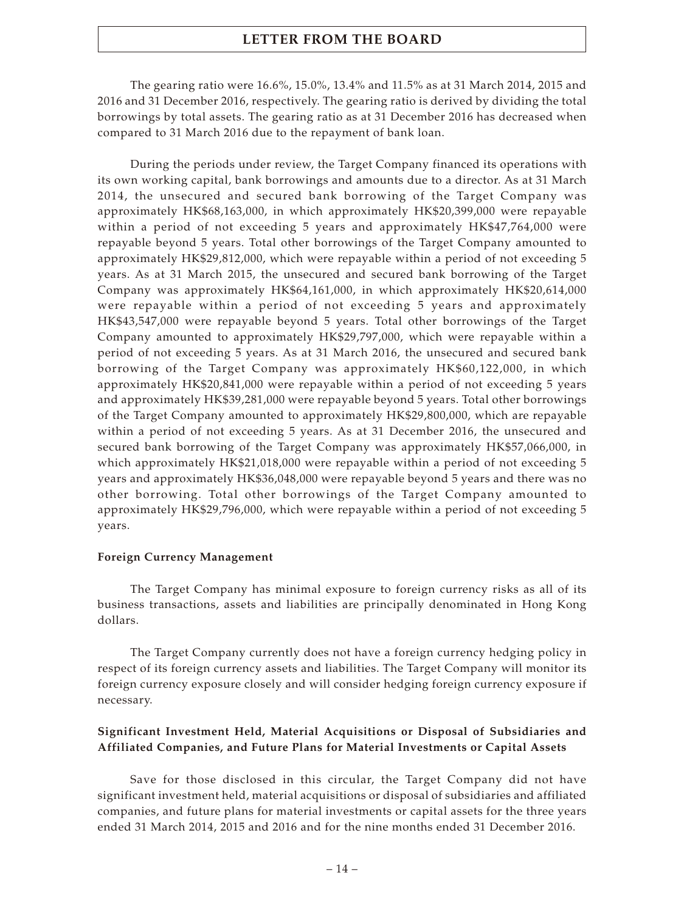The gearing ratio were 16.6%, 15.0%, 13.4% and 11.5% as at 31 March 2014, 2015 and 2016 and 31 December 2016, respectively. The gearing ratio is derived by dividing the total borrowings by total assets. The gearing ratio as at 31 December 2016 has decreased when compared to 31 March 2016 due to the repayment of bank loan.

During the periods under review, the Target Company financed its operations with its own working capital, bank borrowings and amounts due to a director. As at 31 March 2014, the unsecured and secured bank borrowing of the Target Company was approximately HK$68,163,000, in which approximately HK$20,399,000 were repayable within a period of not exceeding 5 years and approximately HK$47,764,000 were repayable beyond 5 years. Total other borrowings of the Target Company amounted to approximately HK$29,812,000, which were repayable within a period of not exceeding 5 years. As at 31 March 2015, the unsecured and secured bank borrowing of the Target Company was approximately HK$64,161,000, in which approximately HK$20,614,000 were repayable within a period of not exceeding 5 years and approximately HK$43,547,000 were repayable beyond 5 years. Total other borrowings of the Target Company amounted to approximately HK$29,797,000, which were repayable within a period of not exceeding 5 years. As at 31 March 2016, the unsecured and secured bank borrowing of the Target Company was approximately HK$60,122,000, in which approximately HK$20,841,000 were repayable within a period of not exceeding 5 years and approximately HK$39,281,000 were repayable beyond 5 years. Total other borrowings of the Target Company amounted to approximately HK$29,800,000, which are repayable within a period of not exceeding 5 years. As at 31 December 2016, the unsecured and secured bank borrowing of the Target Company was approximately HK$57,066,000, in which approximately HK$21,018,000 were repayable within a period of not exceeding 5 years and approximately HK$36,048,000 were repayable beyond 5 years and there was no other borrowing. Total other borrowings of the Target Company amounted to approximately HK$29,796,000, which were repayable within a period of not exceeding 5 years.

**Foreign Currency Management**

The Target Company has minimal exposure to foreign currency risks as all of its business transactions, assets and liabilities are principally denominated in Hong Kong dollars.

The Target Company currently does not have a foreign currency hedging policy in respect of its foreign currency assets and liabilities. The Target Company will monitor its foreign currency exposure closely and will consider hedging foreign currency exposure if necessary.

**Significant Investment Held, Material Acquisitions or Disposal of Subsidiaries and Affiliated Companies, and Future Plans for Material Investments or Capital Assets**

Save for those disclosed in this circular, the Target Company did not have significant investment held, material acquisitions or disposal of subsidiaries and affiliated companies, and future plans for material investments or capital assets for the three years ended 31 March 2014, 2015 and 2016 and for the nine months ended 31 December 2016.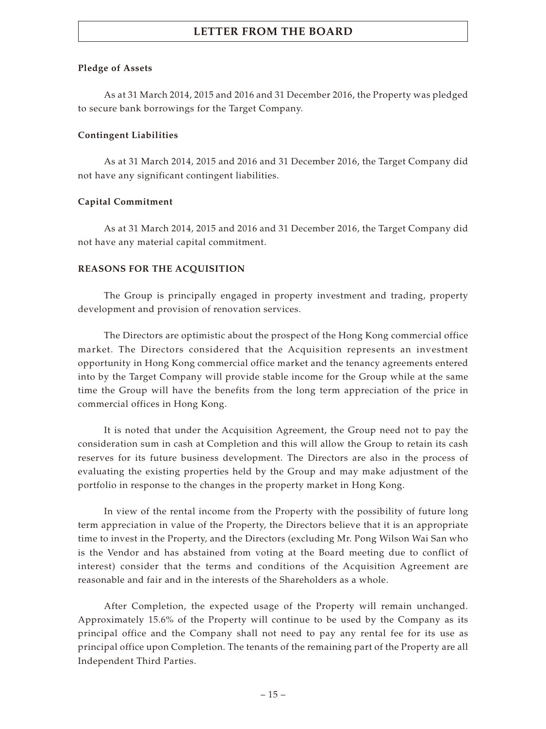**Pledge of Assets**

As at 31 March 2014, 2015 and 2016 and 31 December 2016, the Property was pledged to secure bank borrowings for the Target Company.

**Contingent Liabilities**

As at 31 March 2014, 2015 and 2016 and 31 December 2016, the Target Company did not have any significant contingent liabilities.

**Capital Commitment**

As at 31 March 2014, 2015 and 2016 and 31 December 2016, the Target Company did not have any material capital commitment.

**REASONS FOR THE ACQUISITION**

The Group is principally engaged in property investment and trading, property development and provision of renovation services.

The Directors are optimistic about the prospect of the Hong Kong commercial office market. The Directors considered that the Acquisition represents an investment opportunity in Hong Kong commercial office market and the tenancy agreements entered into by the Target Company will provide stable income for the Group while at the same time the Group will have the benefits from the long term appreciation of the price in commercial offices in Hong Kong.

It is noted that under the Acquisition Agreement, the Group need not to pay the consideration sum in cash at Completion and this will allow the Group to retain its cash reserves for its future business development. The Directors are also in the process of evaluating the existing properties held by the Group and may make adjustment of the portfolio in response to the changes in the property market in Hong Kong.

In view of the rental income from the Property with the possibility of future long term appreciation in value of the Property, the Directors believe that it is an appropriate time to invest in the Property, and the Directors (excluding Mr. Pong Wilson Wai San who is the Vendor and has abstained from voting at the Board meeting due to conflict of interest) consider that the terms and conditions of the Acquisition Agreement are reasonable and fair and in the interests of the Shareholders as a whole.

After Completion, the expected usage of the Property will remain unchanged. Approximately 15.6% of the Property will continue to be used by the Company as its principal office and the Company shall not need to pay any rental fee for its use as principal office upon Completion. The tenants of the remaining part of the Property are all Independent Third Parties.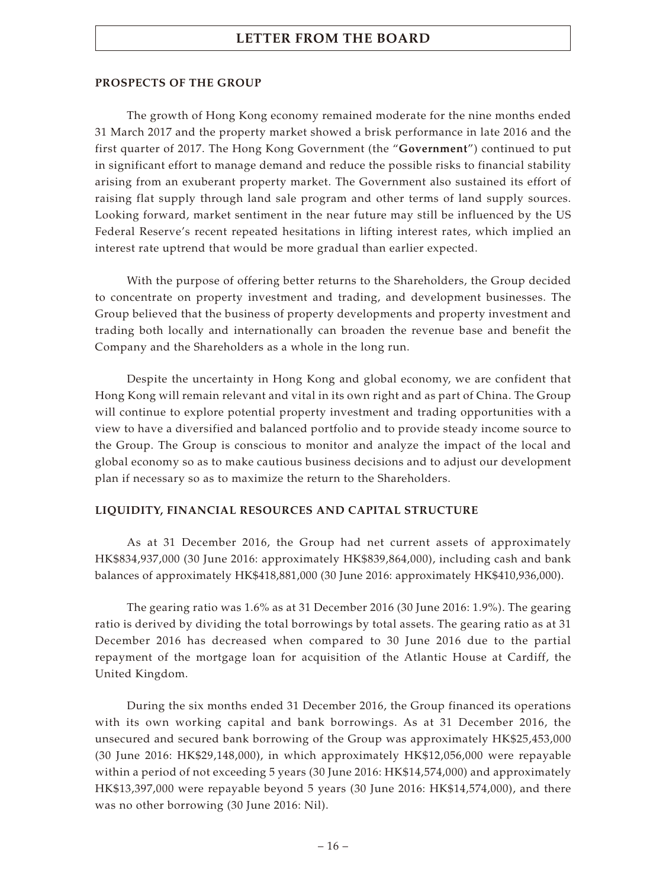**PROSPECTS OF THE GROUP**

The growth of Hong Kong economy remained moderate for the nine months ended 31 March 2017 and the property market showed a brisk performance in late 2016 and the first quarter of 2017. The Hong Kong Government (the "**Government**") continued to put in significant effort to manage demand and reduce the possible risks to financial stability arising from an exuberant property market. The Government also sustained its effort of raising flat supply through land sale program and other terms of land supply sources. Looking forward, market sentiment in the near future may still be influenced by the US Federal Reserve's recent repeated hesitations in lifting interest rates, which implied an interest rate uptrend that would be more gradual than earlier expected.

With the purpose of offering better returns to the Shareholders, the Group decided to concentrate on property investment and trading, and development businesses. The Group believed that the business of property developments and property investment and trading both locally and internationally can broaden the revenue base and benefit the Company and the Shareholders as a whole in the long run.

Despite the uncertainty in Hong Kong and global economy, we are confident that Hong Kong will remain relevant and vital in its own right and as part of China. The Group will continue to explore potential property investment and trading opportunities with a view to have a diversified and balanced portfolio and to provide steady income source to the Group. The Group is conscious to monitor and analyze the impact of the local and global economy so as to make cautious business decisions and to adjust our development plan if necessary so as to maximize the return to the Shareholders.

**LIQUIDITY, FINANCIAL RESOURCES AND CAPITAL STRUCTURE**

As at 31 December 2016, the Group had net current assets of approximately HK$834,937,000 (30 June 2016: approximately HK$839,864,000), including cash and bank balances of approximately HK$418,881,000 (30 June 2016: approximately HK$410,936,000).

The gearing ratio was 1.6% as at 31 December 2016 (30 June 2016: 1.9%). The gearing ratio is derived by dividing the total borrowings by total assets. The gearing ratio as at 31 December 2016 has decreased when compared to 30 June 2016 due to the partial repayment of the mortgage loan for acquisition of the Atlantic House at Cardiff, the United Kingdom.

During the six months ended 31 December 2016, the Group financed its operations with its own working capital and bank borrowings. As at 31 December 2016, the unsecured and secured bank borrowing of the Group was approximately HK$25,453,000 (30 June 2016: HK$29,148,000), in which approximately HK$12,056,000 were repayable within a period of not exceeding 5 years (30 June 2016: HK$14,574,000) and approximately HK$13,397,000 were repayable beyond 5 years (30 June 2016: HK$14,574,000), and there was no other borrowing (30 June 2016: Nil).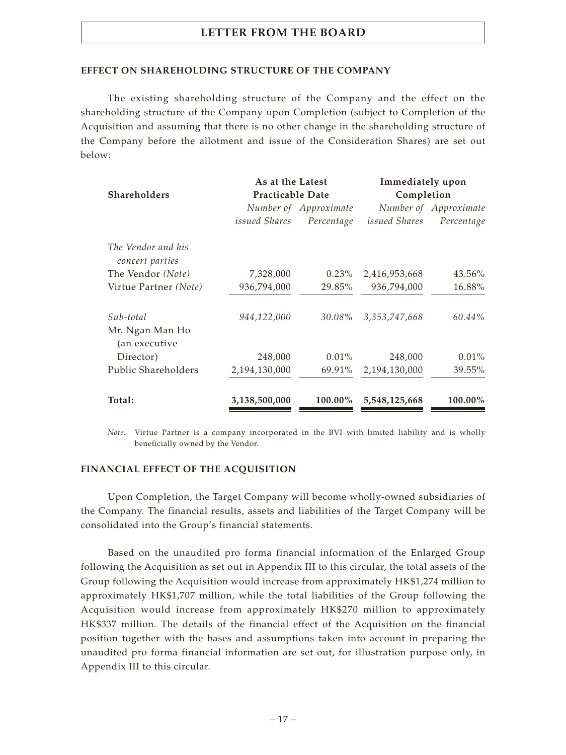## EFFECT ON SHAREHOLDING STRUCTURE OF THE COMPANY

The existing shareholding structure of the Company and the effect on the shareholding structure of the Company upon Completion (subject to Completion of the Acquisition and assuming that there is no other change in the shareholding structure of the Company before the allotment and issue of the Consideration Shares) are set out below:

| Shareholders | As at the Latest Practicable Date | | Immediately upon Completion | |
|---|---|---|---|---|
| | *Number of issued Shares* | *Approximate Percentage* | *Number of issued Shares* | *Approximate Percentage* |
| *The Vendor and his concert parties* | | | | |
| The Vendor *(Note)* | 7,328,000 | 0.23% | 2,416,953,668 | 43.56% |
| Virtue Partner *(Note)* | 936,794,000 | 29.85% | 936,794,000 | 16.88% |
| *Sub-total* | *944,122,000* | *30.08%* | *3,353,747,668* | *60.44%* |
| Mr. Ngan Man Ho (an executive Director) | 248,000 | 0.01% | 248,000 | 0.01% |
| Public Shareholders | 2,194,130,000 | 69.91% | 2,194,130,000 | 39.55% |
| **Total:** | **3,138,500,000** | **100.00%** | **5,548,125,668** | **100.00%** |

*Note:* Virtue Partner is a company incorporated in the BVI with limited liability and is wholly beneficially owned by the Vendor.

## FINANCIAL EFFECT OF THE ACQUISITION

Upon Completion, the Target Company will become wholly-owned subsidiaries of the Company. The financial results, assets and liabilities of the Target Company will be consolidated into the Group's financial statements.

Based on the unaudited pro forma financial information of the Enlarged Group following the Acquisition as set out in Appendix III to this circular, the total assets of the Group following the Acquisition would increase from approximately HK$1,274 million to approximately HK$1,707 million, while the total liabilities of the Group following the Acquisition would increase from approximately HK$270 million to approximately HK$337 million. The details of the financial effect of the Acquisition on the financial position together with the bases and assumptions taken into account in preparing the unaudited pro forma financial information are set out, for illustration purpose only, in Appendix III to this circular.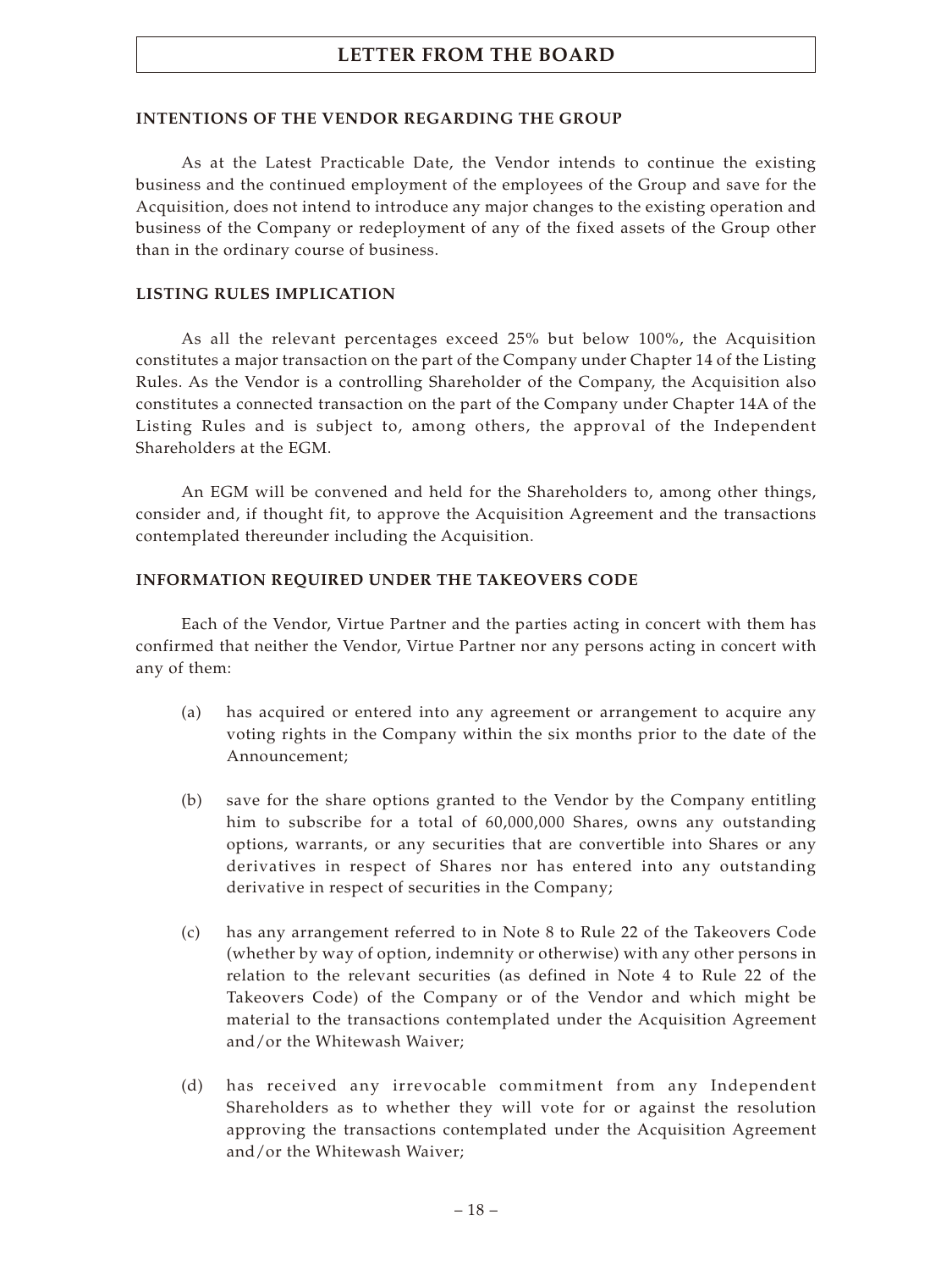## INTENTIONS OF THE VENDOR REGARDING THE GROUP

As at the Latest Practicable Date, the Vendor intends to continue the existing business and the continued employment of the employees of the Group and save for the Acquisition, does not intend to introduce any major changes to the existing operation and business of the Company or redeployment of any of the fixed assets of the Group other than in the ordinary course of business.

## LISTING RULES IMPLICATION

As all the relevant percentages exceed 25% but below 100%, the Acquisition constitutes a major transaction on the part of the Company under Chapter 14 of the Listing Rules. As the Vendor is a controlling Shareholder of the Company, the Acquisition also constitutes a connected transaction on the part of the Company under Chapter 14A of the Listing Rules and is subject to, among others, the approval of the Independent Shareholders at the EGM.

An EGM will be convened and held for the Shareholders to, among other things, consider and, if thought fit, to approve the Acquisition Agreement and the transactions contemplated thereunder including the Acquisition.

## INFORMATION REQUIRED UNDER THE TAKEOVERS CODE

Each of the Vendor, Virtue Partner and the parties acting in concert with them has confirmed that neither the Vendor, Virtue Partner nor any persons acting in concert with any of them:

(a) has acquired or entered into any agreement or arrangement to acquire any voting rights in the Company within the six months prior to the date of the Announcement;

(b) save for the share options granted to the Vendor by the Company entitling him to subscribe for a total of 60,000,000 Shares, owns any outstanding options, warrants, or any securities that are convertible into Shares or any derivatives in respect of Shares nor has entered into any outstanding derivative in respect of securities in the Company;

(c) has any arrangement referred to in Note 8 to Rule 22 of the Takeovers Code (whether by way of option, indemnity or otherwise) with any other persons in relation to the relevant securities (as defined in Note 4 to Rule 22 of the Takeovers Code) of the Company or of the Vendor and which might be material to the transactions contemplated under the Acquisition Agreement and/or the Whitewash Waiver;

(d) has received any irrevocable commitment from any Independent Shareholders as to whether they will vote for or against the resolution approving the transactions contemplated under the Acquisition Agreement and/or the Whitewash Waiver;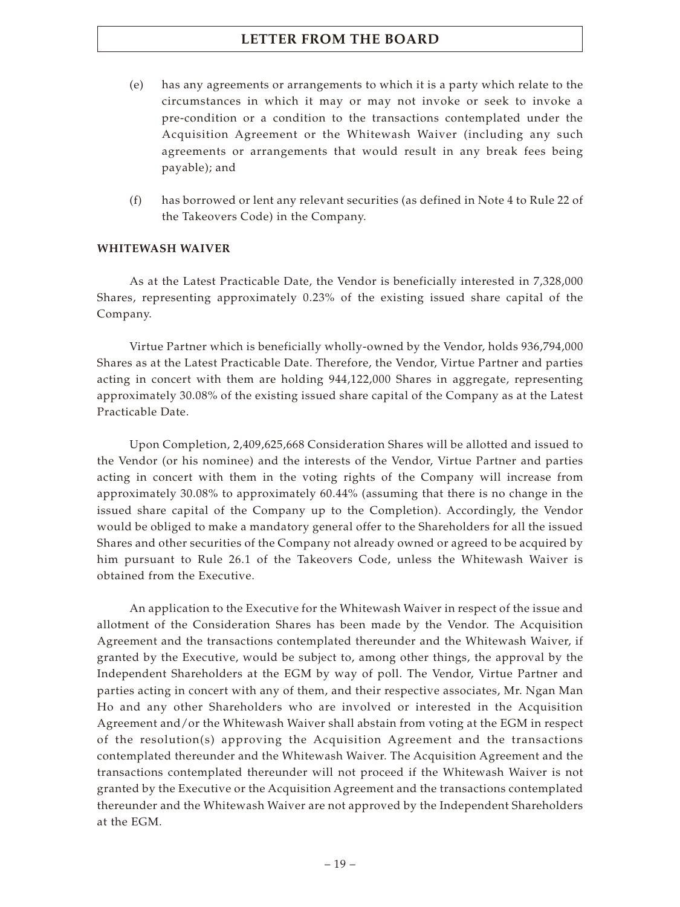(e) has any agreements or arrangements to which it is a party which relate to the circumstances in which it may or may not invoke or seek to invoke a pre-condition or a condition to the transactions contemplated under the Acquisition Agreement or the Whitewash Waiver (including any such agreements or arrangements that would result in any break fees being payable); and

(f) has borrowed or lent any relevant securities (as defined in Note 4 to Rule 22 of the Takeovers Code) in the Company.

**WHITEWASH WAIVER**

As at the Latest Practicable Date, the Vendor is beneficially interested in 7,328,000 Shares, representing approximately 0.23% of the existing issued share capital of the Company.

Virtue Partner which is beneficially wholly-owned by the Vendor, holds 936,794,000 Shares as at the Latest Practicable Date. Therefore, the Vendor, Virtue Partner and parties acting in concert with them are holding 944,122,000 Shares in aggregate, representing approximately 30.08% of the existing issued share capital of the Company as at the Latest Practicable Date.

Upon Completion, 2,409,625,668 Consideration Shares will be allotted and issued to the Vendor (or his nominee) and the interests of the Vendor, Virtue Partner and parties acting in concert with them in the voting rights of the Company will increase from approximately 30.08% to approximately 60.44% (assuming that there is no change in the issued share capital of the Company up to the Completion). Accordingly, the Vendor would be obliged to make a mandatory general offer to the Shareholders for all the issued Shares and other securities of the Company not already owned or agreed to be acquired by him pursuant to Rule 26.1 of the Takeovers Code, unless the Whitewash Waiver is obtained from the Executive.

An application to the Executive for the Whitewash Waiver in respect of the issue and allotment of the Consideration Shares has been made by the Vendor. The Acquisition Agreement and the transactions contemplated thereunder and the Whitewash Waiver, if granted by the Executive, would be subject to, among other things, the approval by the Independent Shareholders at the EGM by way of poll. The Vendor, Virtue Partner and parties acting in concert with any of them, and their respective associates, Mr. Ngan Man Ho and any other Shareholders who are involved or interested in the Acquisition Agreement and/or the Whitewash Waiver shall abstain from voting at the EGM in respect of the resolution(s) approving the Acquisition Agreement and the transactions contemplated thereunder and the Whitewash Waiver. The Acquisition Agreement and the transactions contemplated thereunder will not proceed if the Whitewash Waiver is not granted by the Executive or the Acquisition Agreement and the transactions contemplated thereunder and the Whitewash Waiver are not approved by the Independent Shareholders at the EGM.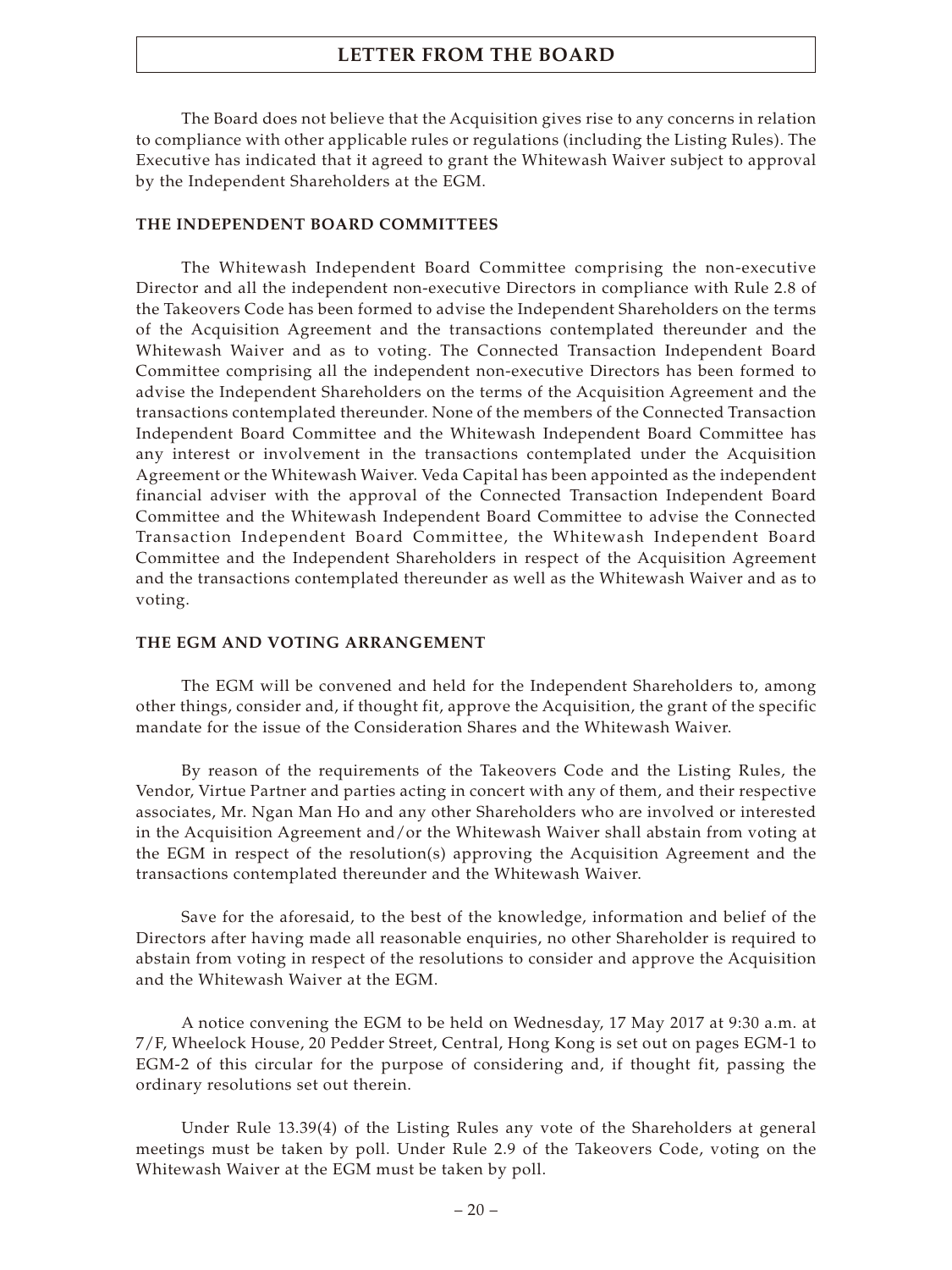The Board does not believe that the Acquisition gives rise to any concerns in relation to compliance with other applicable rules or regulations (including the Listing Rules). The Executive has indicated that it agreed to grant the Whitewash Waiver subject to approval by the Independent Shareholders at the EGM.

## THE INDEPENDENT BOARD COMMITTEES

The Whitewash Independent Board Committee comprising the non-executive Director and all the independent non-executive Directors in compliance with Rule 2.8 of the Takeovers Code has been formed to advise the Independent Shareholders on the terms of the Acquisition Agreement and the transactions contemplated thereunder and the Whitewash Waiver and as to voting. The Connected Transaction Independent Board Committee comprising all the independent non-executive Directors has been formed to advise the Independent Shareholders on the terms of the Acquisition Agreement and the transactions contemplated thereunder. None of the members of the Connected Transaction Independent Board Committee and the Whitewash Independent Board Committee has any interest or involvement in the transactions contemplated under the Acquisition Agreement or the Whitewash Waiver. Veda Capital has been appointed as the independent financial adviser with the approval of the Connected Transaction Independent Board Committee and the Whitewash Independent Board Committee to advise the Connected Transaction Independent Board Committee, the Whitewash Independent Board Committee and the Independent Shareholders in respect of the Acquisition Agreement and the transactions contemplated thereunder as well as the Whitewash Waiver and as to voting.

## THE EGM AND VOTING ARRANGEMENT

The EGM will be convened and held for the Independent Shareholders to, among other things, consider and, if thought fit, approve the Acquisition, the grant of the specific mandate for the issue of the Consideration Shares and the Whitewash Waiver.

By reason of the requirements of the Takeovers Code and the Listing Rules, the Vendor, Virtue Partner and parties acting in concert with any of them, and their respective associates, Mr. Ngan Man Ho and any other Shareholders who are involved or interested in the Acquisition Agreement and/or the Whitewash Waiver shall abstain from voting at the EGM in respect of the resolution(s) approving the Acquisition Agreement and the transactions contemplated thereunder and the Whitewash Waiver.

Save for the aforesaid, to the best of the knowledge, information and belief of the Directors after having made all reasonable enquiries, no other Shareholder is required to abstain from voting in respect of the resolutions to consider and approve the Acquisition and the Whitewash Waiver at the EGM.

A notice convening the EGM to be held on Wednesday, 17 May 2017 at 9:30 a.m. at 7/F, Wheelock House, 20 Pedder Street, Central, Hong Kong is set out on pages EGM-1 to EGM-2 of this circular for the purpose of considering and, if thought fit, passing the ordinary resolutions set out therein.

Under Rule 13.39(4) of the Listing Rules any vote of the Shareholders at general meetings must be taken by poll. Under Rule 2.9 of the Takeovers Code, voting on the Whitewash Waiver at the EGM must be taken by poll.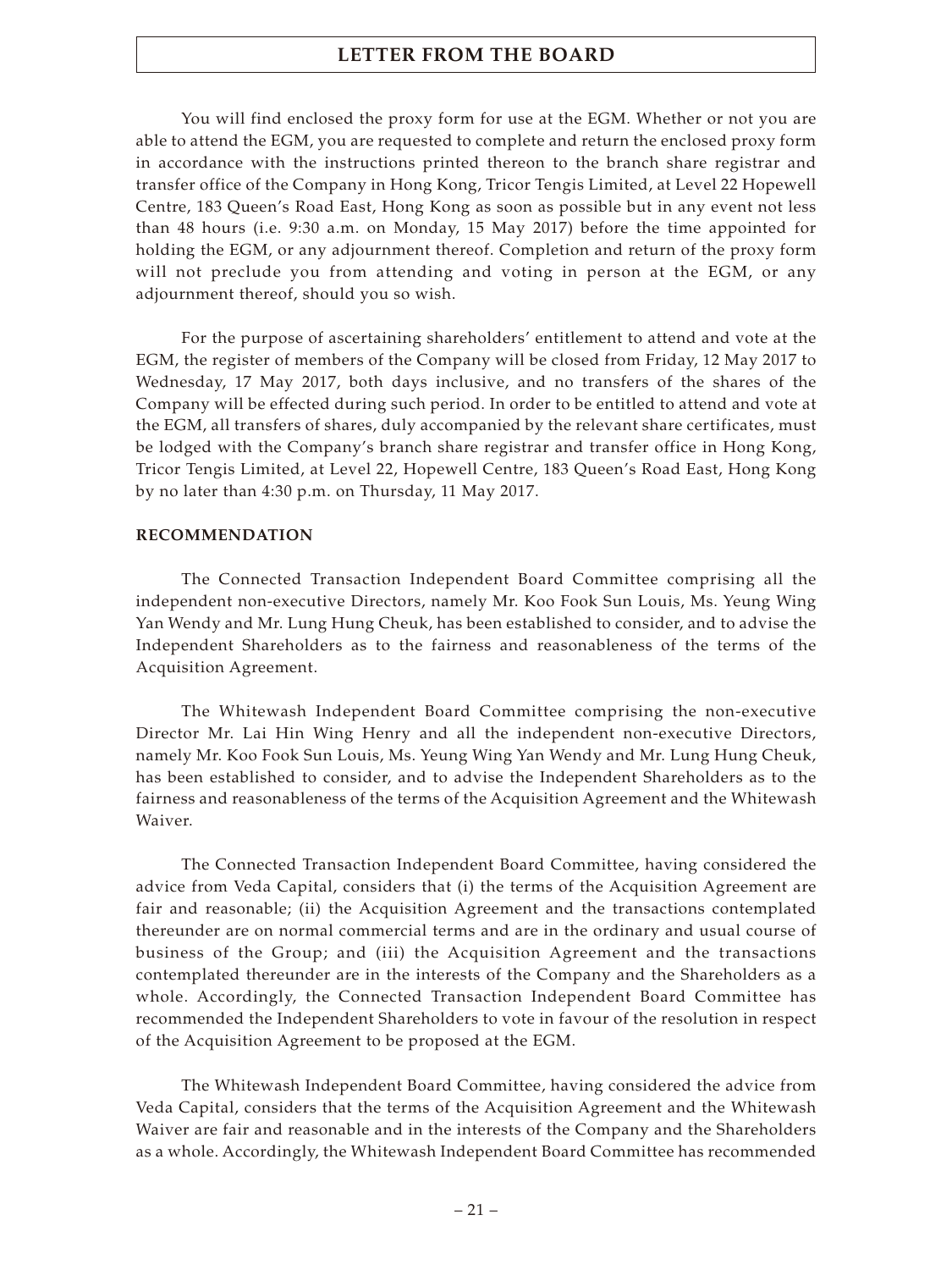You will find enclosed the proxy form for use at the EGM. Whether or not you are able to attend the EGM, you are requested to complete and return the enclosed proxy form in accordance with the instructions printed thereon to the branch share registrar and transfer office of the Company in Hong Kong, Tricor Tengis Limited, at Level 22 Hopewell Centre, 183 Queen's Road East, Hong Kong as soon as possible but in any event not less than 48 hours (i.e. 9:30 a.m. on Monday, 15 May 2017) before the time appointed for holding the EGM, or any adjournment thereof. Completion and return of the proxy form will not preclude you from attending and voting in person at the EGM, or any adjournment thereof, should you so wish.

For the purpose of ascertaining shareholders' entitlement to attend and vote at the EGM, the register of members of the Company will be closed from Friday, 12 May 2017 to Wednesday, 17 May 2017, both days inclusive, and no transfers of the shares of the Company will be effected during such period. In order to be entitled to attend and vote at the EGM, all transfers of shares, duly accompanied by the relevant share certificates, must be lodged with the Company's branch share registrar and transfer office in Hong Kong, Tricor Tengis Limited, at Level 22, Hopewell Centre, 183 Queen's Road East, Hong Kong by no later than 4:30 p.m. on Thursday, 11 May 2017.

**RECOMMENDATION**

The Connected Transaction Independent Board Committee comprising all the independent non-executive Directors, namely Mr. Koo Fook Sun Louis, Ms. Yeung Wing Yan Wendy and Mr. Lung Hung Cheuk, has been established to consider, and to advise the Independent Shareholders as to the fairness and reasonableness of the terms of the Acquisition Agreement.

The Whitewash Independent Board Committee comprising the non-executive Director Mr. Lai Hin Wing Henry and all the independent non-executive Directors, namely Mr. Koo Fook Sun Louis, Ms. Yeung Wing Yan Wendy and Mr. Lung Hung Cheuk, has been established to consider, and to advise the Independent Shareholders as to the fairness and reasonableness of the terms of the Acquisition Agreement and the Whitewash Waiver.

The Connected Transaction Independent Board Committee, having considered the advice from Veda Capital, considers that (i) the terms of the Acquisition Agreement are fair and reasonable; (ii) the Acquisition Agreement and the transactions contemplated thereunder are on normal commercial terms and are in the ordinary and usual course of business of the Group; and (iii) the Acquisition Agreement and the transactions contemplated thereunder are in the interests of the Company and the Shareholders as a whole. Accordingly, the Connected Transaction Independent Board Committee has recommended the Independent Shareholders to vote in favour of the resolution in respect of the Acquisition Agreement to be proposed at the EGM.

The Whitewash Independent Board Committee, having considered the advice from Veda Capital, considers that the terms of the Acquisition Agreement and the Whitewash Waiver are fair and reasonable and in the interests of the Company and the Shareholders as a whole. Accordingly, the Whitewash Independent Board Committee has recommended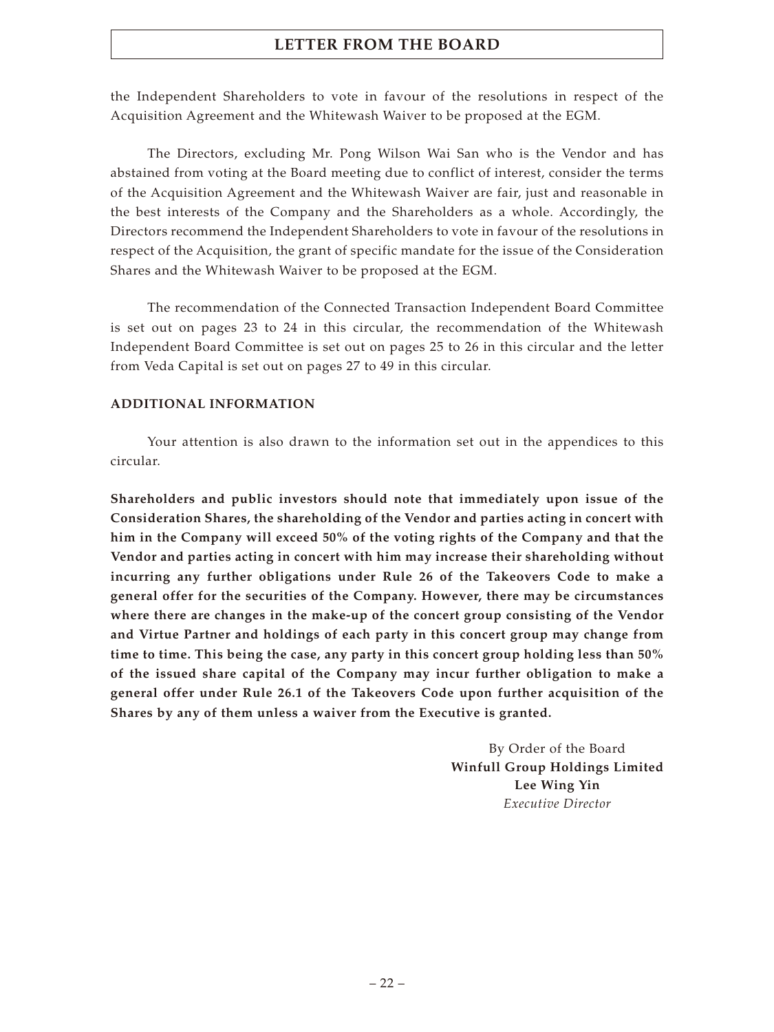the Independent Shareholders to vote in favour of the resolutions in respect of the Acquisition Agreement and the Whitewash Waiver to be proposed at the EGM.

The Directors, excluding Mr. Pong Wilson Wai San who is the Vendor and has abstained from voting at the Board meeting due to conflict of interest, consider the terms of the Acquisition Agreement and the Whitewash Waiver are fair, just and reasonable in the best interests of the Company and the Shareholders as a whole. Accordingly, the Directors recommend the Independent Shareholders to vote in favour of the resolutions in respect of the Acquisition, the grant of specific mandate for the issue of the Consideration Shares and the Whitewash Waiver to be proposed at the EGM.

The recommendation of the Connected Transaction Independent Board Committee is set out on pages 23 to 24 in this circular, the recommendation of the Whitewash Independent Board Committee is set out on pages 25 to 26 in this circular and the letter from Veda Capital is set out on pages 27 to 49 in this circular.

## ADDITIONAL INFORMATION

Your attention is also drawn to the information set out in the appendices to this circular.

**Shareholders and public investors should note that immediately upon issue of the Consideration Shares, the shareholding of the Vendor and parties acting in concert with him in the Company will exceed 50% of the voting rights of the Company and that the Vendor and parties acting in concert with him may increase their shareholding without incurring any further obligations under Rule 26 of the Takeovers Code to make a general offer for the securities of the Company. However, there may be circumstances where there are changes in the make-up of the concert group consisting of the Vendor and Virtue Partner and holdings of each party in this concert group may change from time to time. This being the case, any party in this concert group holding less than 50% of the issued share capital of the Company may incur further obligation to make a general offer under Rule 26.1 of the Takeovers Code upon further acquisition of the Shares by any of them unless a waiver from the Executive is granted.**

By Order of the Board
**Winfull Group Holdings Limited**
**Lee Wing Yin**
*Executive Director*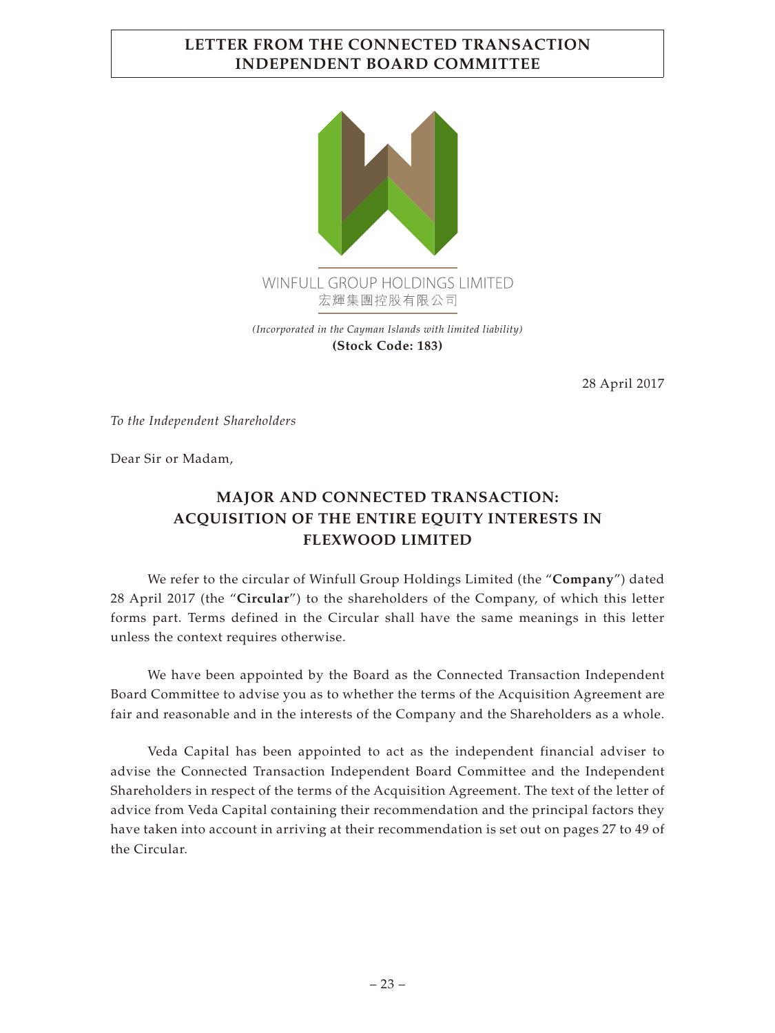# LETTER FROM THE CONNECTED TRANSACTION INDEPENDENT BOARD COMMITTEE

WINFULL GROUP HOLDINGS LIMITED
宏輝集團控股有限公司

*(Incorporated in the Cayman Islands with limited liability)*
**(Stock Code: 183)**

28 April 2017

*To the Independent Shareholders*

Dear Sir or Madam,

## MAJOR AND CONNECTED TRANSACTION: ACQUISITION OF THE ENTIRE EQUITY INTERESTS IN FLEXWOOD LIMITED

We refer to the circular of Winfull Group Holdings Limited (the "**Company**") dated 28 April 2017 (the "**Circular**") to the shareholders of the Company, of which this letter forms part. Terms defined in the Circular shall have the same meanings in this letter unless the context requires otherwise.

We have been appointed by the Board as the Connected Transaction Independent Board Committee to advise you as to whether the terms of the Acquisition Agreement are fair and reasonable and in the interests of the Company and the Shareholders as a whole.

Veda Capital has been appointed to act as the independent financial adviser to advise the Connected Transaction Independent Board Committee and the Independent Shareholders in respect of the terms of the Acquisition Agreement. The text of the letter of advice from Veda Capital containing their recommendation and the principal factors they have taken into account in arriving at their recommendation is set out on pages 27 to 49 of the Circular.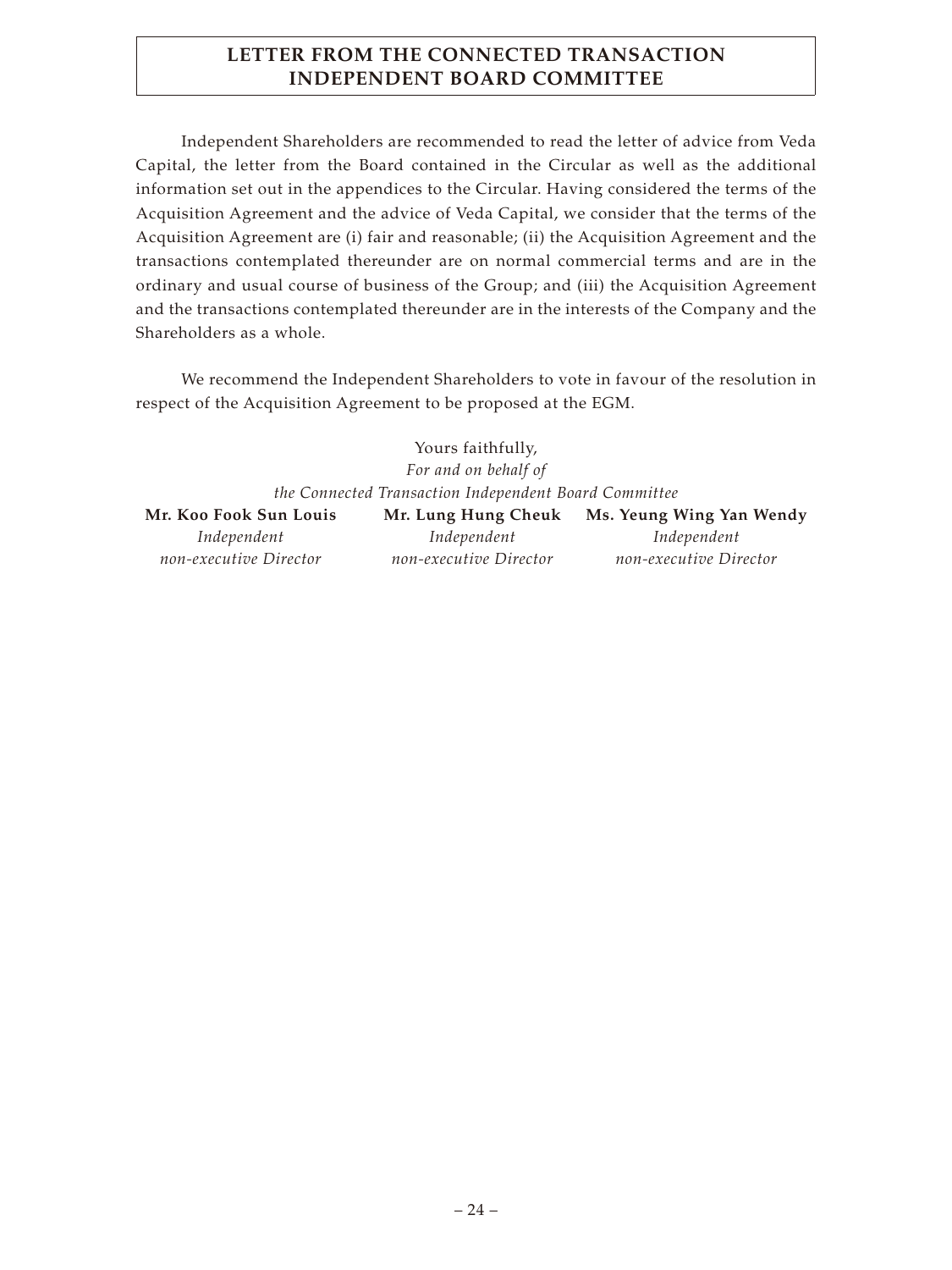# LETTER FROM THE CONNECTED TRANSACTION INDEPENDENT BOARD COMMITTEE

Independent Shareholders are recommended to read the letter of advice from Veda Capital, the letter from the Board contained in the Circular as well as the additional information set out in the appendices to the Circular. Having considered the terms of the Acquisition Agreement and the advice of Veda Capital, we consider that the terms of the Acquisition Agreement are (i) fair and reasonable; (ii) the Acquisition Agreement and the transactions contemplated thereunder are on normal commercial terms and are in the ordinary and usual course of business of the Group; and (iii) the Acquisition Agreement and the transactions contemplated thereunder are in the interests of the Company and the Shareholders as a whole.

We recommend the Independent Shareholders to vote in favour of the resolution in respect of the Acquisition Agreement to be proposed at the EGM.

Yours faithfully,
*For and on behalf of*
*the Connected Transaction Independent Board Committee*

| **Mr. Koo Fook Sun Louis** | **Mr. Lung Hung Cheuk** | **Ms. Yeung Wing Yan Wendy** |
|---|---|---|
| *Independent non-executive Director* | *Independent non-executive Director* | *Independent non-executive Director* |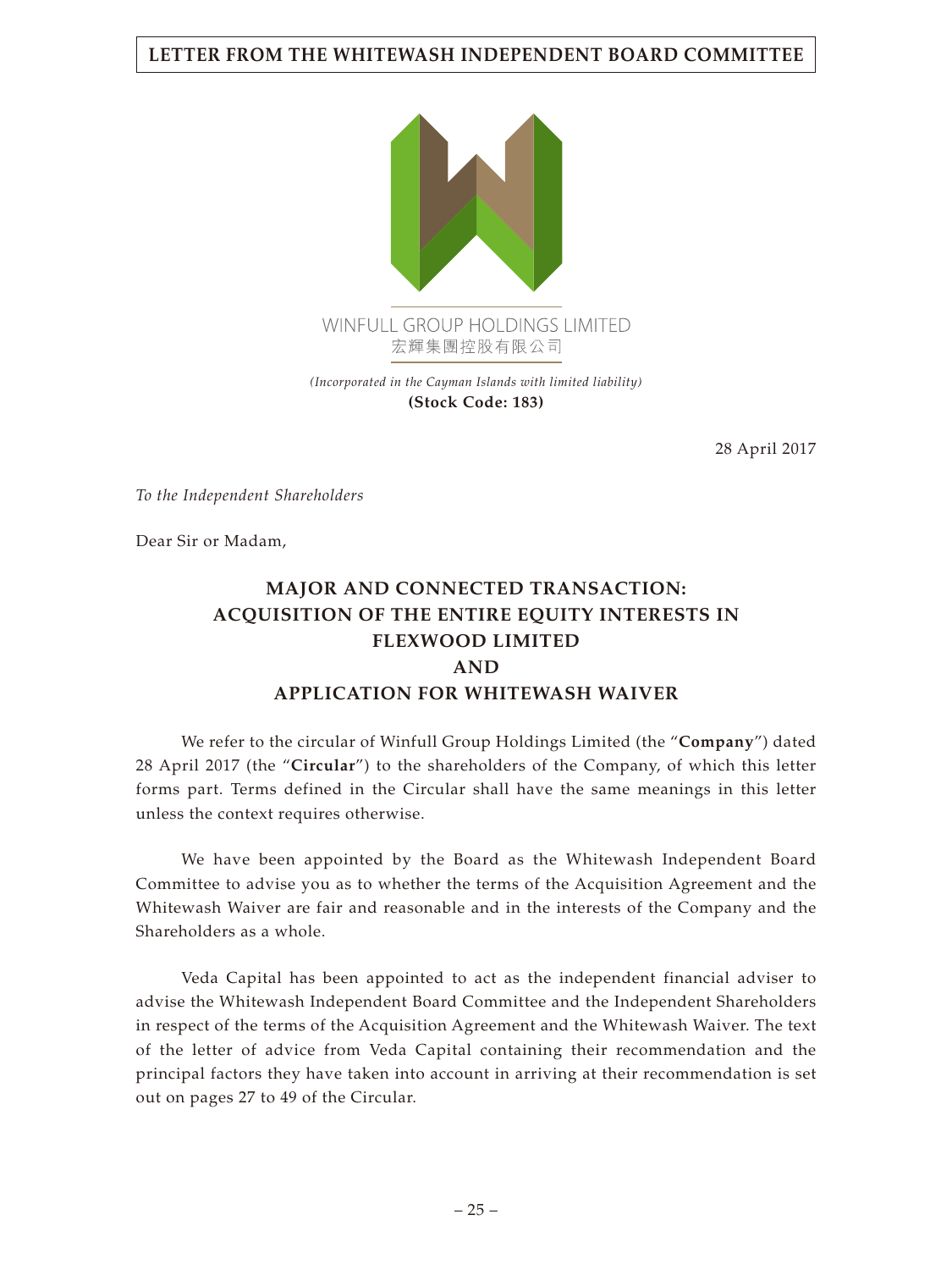# LETTER FROM THE WHITEWASH INDEPENDENT BOARD COMMITTEE

WINFULL GROUP HOLDINGS LIMITED
宏輝集團控股有限公司

*(Incorporated in the Cayman Islands with limited liability)*
**(Stock Code: 183)**

28 April 2017

*To the Independent Shareholders*

Dear Sir or Madam,

## MAJOR AND CONNECTED TRANSACTION: ACQUISITION OF THE ENTIRE EQUITY INTERESTS IN FLEXWOOD LIMITED AND APPLICATION FOR WHITEWASH WAIVER

We refer to the circular of Winfull Group Holdings Limited (the "**Company**") dated 28 April 2017 (the "**Circular**") to the shareholders of the Company, of which this letter forms part. Terms defined in the Circular shall have the same meanings in this letter unless the context requires otherwise.

We have been appointed by the Board as the Whitewash Independent Board Committee to advise you as to whether the terms of the Acquisition Agreement and the Whitewash Waiver are fair and reasonable and in the interests of the Company and the Shareholders as a whole.

Veda Capital has been appointed to act as the independent financial adviser to advise the Whitewash Independent Board Committee and the Independent Shareholders in respect of the terms of the Acquisition Agreement and the Whitewash Waiver. The text of the letter of advice from Veda Capital containing their recommendation and the principal factors they have taken into account in arriving at their recommendation is set out on pages 27 to 49 of the Circular.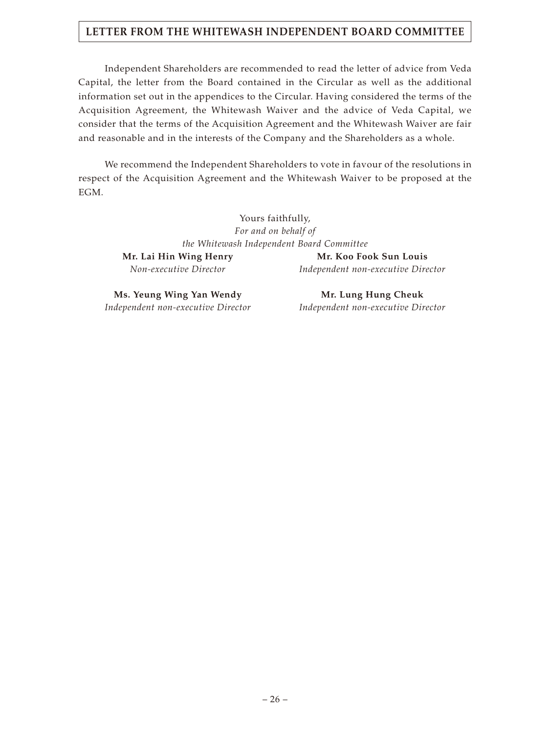Independent Shareholders are recommended to read the letter of advice from Veda Capital, the letter from the Board contained in the Circular as well as the additional information set out in the appendices to the Circular. Having considered the terms of the Acquisition Agreement, the Whitewash Waiver and the advice of Veda Capital, we consider that the terms of the Acquisition Agreement and the Whitewash Waiver are fair and reasonable and in the interests of the Company and the Shareholders as a whole.

We recommend the Independent Shareholders to vote in favour of the resolutions in respect of the Acquisition Agreement and the Whitewash Waiver to be proposed at the EGM.

Yours faithfully,
*For and on behalf of*
*the Whitewash Independent Board Committee*

**Mr. Lai Hin Wing Henry**
*Non-executive Director*

**Mr. Koo Fook Sun Louis**
*Independent non-executive Director*

**Ms. Yeung Wing Yan Wendy**
*Independent non-executive Director*

**Mr. Lung Hung Cheuk**
*Independent non-executive Director*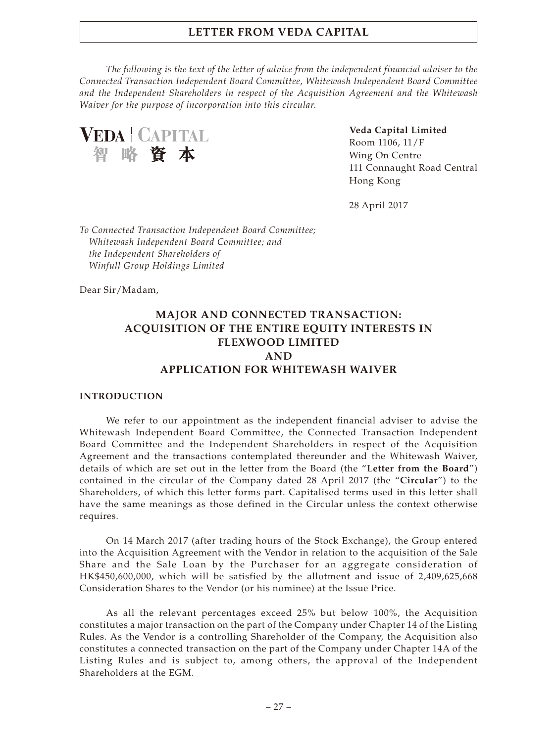*The following is the text of the letter of advice from the independent financial adviser to the Connected Transaction Independent Board Committee, Whitewash Independent Board Committee and the Independent Shareholders in respect of the Acquisition Agreement and the Whitewash Waiver for the purpose of incorporation into this circular.*

**VEDA | CAPITAL**
**智略資本**

**Veda Capital Limited**
Room 1106, 11/F
Wing On Centre
111 Connaught Road Central
Hong Kong

28 April 2017

*To Connected Transaction Independent Board Committee;*
*Whitewash Independent Board Committee; and*
*the Independent Shareholders of*
*Winfull Group Holdings Limited*

Dear Sir/Madam,

## MAJOR AND CONNECTED TRANSACTION: ACQUISITION OF THE ENTIRE EQUITY INTERESTS IN FLEXWOOD LIMITED AND APPLICATION FOR WHITEWASH WAIVER

### INTRODUCTION

We refer to our appointment as the independent financial adviser to advise the Whitewash Independent Board Committee, the Connected Transaction Independent Board Committee and the Independent Shareholders in respect of the Acquisition Agreement and the transactions contemplated thereunder and the Whitewash Waiver, details of which are set out in the letter from the Board (the "**Letter from the Board**") contained in the circular of the Company dated 28 April 2017 (the "**Circular**") to the Shareholders, of which this letter forms part. Capitalised terms used in this letter shall have the same meanings as those defined in the Circular unless the context otherwise requires.

On 14 March 2017 (after trading hours of the Stock Exchange), the Group entered into the Acquisition Agreement with the Vendor in relation to the acquisition of the Sale Share and the Sale Loan by the Purchaser for an aggregate consideration of HK$450,600,000, which will be satisfied by the allotment and issue of 2,409,625,668 Consideration Shares to the Vendor (or his nominee) at the Issue Price.

As all the relevant percentages exceed 25% but below 100%, the Acquisition constitutes a major transaction on the part of the Company under Chapter 14 of the Listing Rules. As the Vendor is a controlling Shareholder of the Company, the Acquisition also constitutes a connected transaction on the part of the Company under Chapter 14A of the Listing Rules and is subject to, among others, the approval of the Independent Shareholders at the EGM.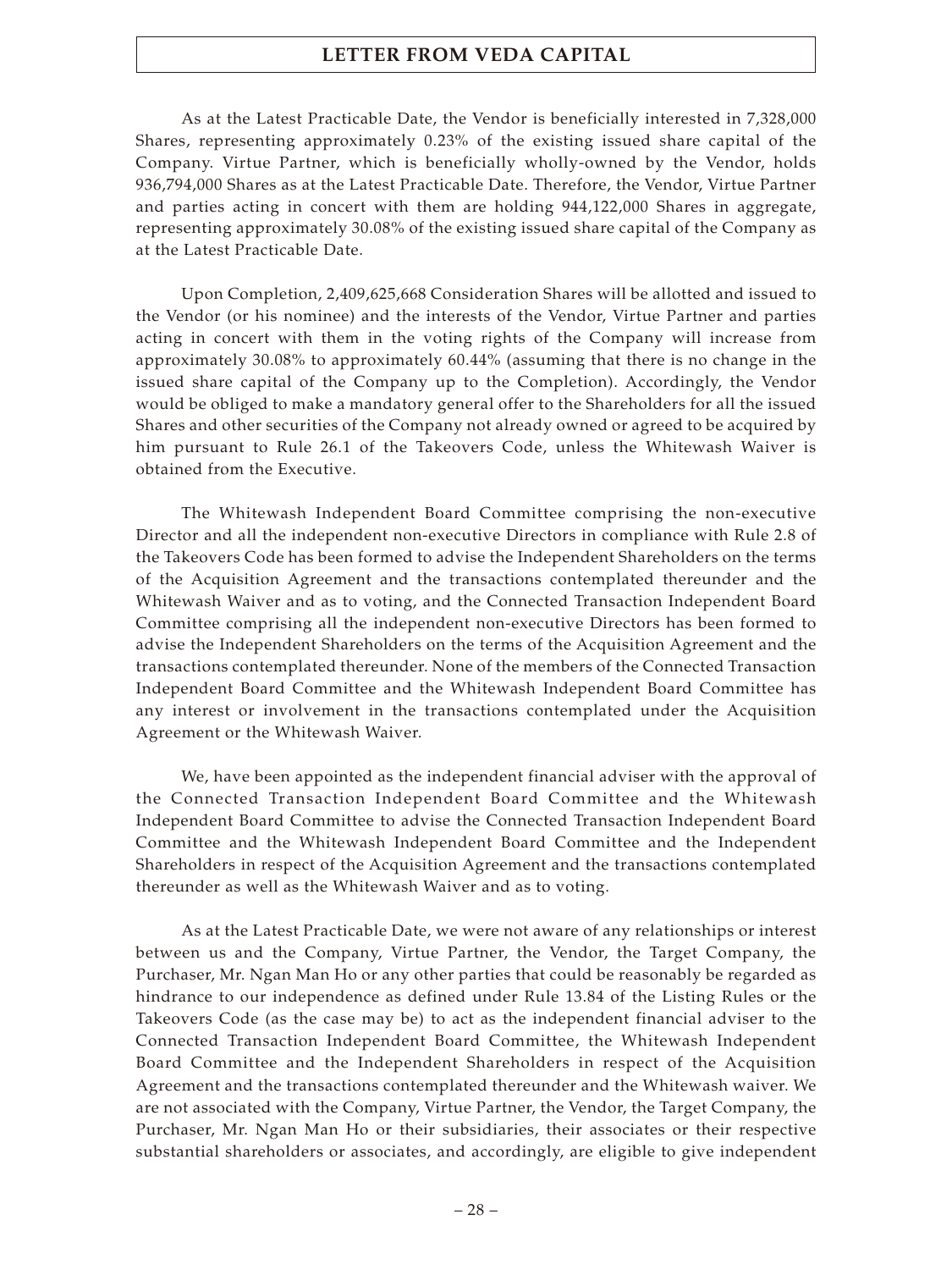As at the Latest Practicable Date, the Vendor is beneficially interested in 7,328,000 Shares, representing approximately 0.23% of the existing issued share capital of the Company. Virtue Partner, which is beneficially wholly-owned by the Vendor, holds 936,794,000 Shares as at the Latest Practicable Date. Therefore, the Vendor, Virtue Partner and parties acting in concert with them are holding 944,122,000 Shares in aggregate, representing approximately 30.08% of the existing issued share capital of the Company as at the Latest Practicable Date.

Upon Completion, 2,409,625,668 Consideration Shares will be allotted and issued to the Vendor (or his nominee) and the interests of the Vendor, Virtue Partner and parties acting in concert with them in the voting rights of the Company will increase from approximately 30.08% to approximately 60.44% (assuming that there is no change in the issued share capital of the Company up to the Completion). Accordingly, the Vendor would be obliged to make a mandatory general offer to the Shareholders for all the issued Shares and other securities of the Company not already owned or agreed to be acquired by him pursuant to Rule 26.1 of the Takeovers Code, unless the Whitewash Waiver is obtained from the Executive.

The Whitewash Independent Board Committee comprising the non-executive Director and all the independent non-executive Directors in compliance with Rule 2.8 of the Takeovers Code has been formed to advise the Independent Shareholders on the terms of the Acquisition Agreement and the transactions contemplated thereunder and the Whitewash Waiver and as to voting, and the Connected Transaction Independent Board Committee comprising all the independent non-executive Directors has been formed to advise the Independent Shareholders on the terms of the Acquisition Agreement and the transactions contemplated thereunder. None of the members of the Connected Transaction Independent Board Committee and the Whitewash Independent Board Committee has any interest or involvement in the transactions contemplated under the Acquisition Agreement or the Whitewash Waiver.

We, have been appointed as the independent financial adviser with the approval of the Connected Transaction Independent Board Committee and the Whitewash Independent Board Committee to advise the Connected Transaction Independent Board Committee and the Whitewash Independent Board Committee and the Independent Shareholders in respect of the Acquisition Agreement and the transactions contemplated thereunder as well as the Whitewash Waiver and as to voting.

As at the Latest Practicable Date, we were not aware of any relationships or interest between us and the Company, Virtue Partner, the Vendor, the Target Company, the Purchaser, Mr. Ngan Man Ho or any other parties that could be reasonably be regarded as hindrance to our independence as defined under Rule 13.84 of the Listing Rules or the Takeovers Code (as the case may be) to act as the independent financial adviser to the Connected Transaction Independent Board Committee, the Whitewash Independent Board Committee and the Independent Shareholders in respect of the Acquisition Agreement and the transactions contemplated thereunder and the Whitewash waiver. We are not associated with the Company, Virtue Partner, the Vendor, the Target Company, the Purchaser, Mr. Ngan Man Ho or their subsidiaries, their associates or their respective substantial shareholders or associates, and accordingly, are eligible to give independent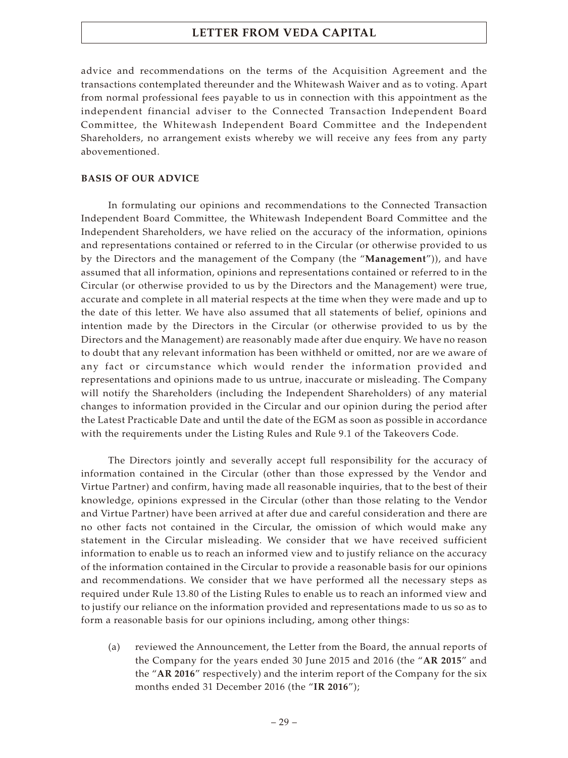advice and recommendations on the terms of the Acquisition Agreement and the transactions contemplated thereunder and the Whitewash Waiver and as to voting. Apart from normal professional fees payable to us in connection with this appointment as the independent financial adviser to the Connected Transaction Independent Board Committee, the Whitewash Independent Board Committee and the Independent Shareholders, no arrangement exists whereby we will receive any fees from any party abovementioned.

**BASIS OF OUR ADVICE**

In formulating our opinions and recommendations to the Connected Transaction Independent Board Committee, the Whitewash Independent Board Committee and the Independent Shareholders, we have relied on the accuracy of the information, opinions and representations contained or referred to in the Circular (or otherwise provided to us by the Directors and the management of the Company (the "**Management**")), and have assumed that all information, opinions and representations contained or referred to in the Circular (or otherwise provided to us by the Directors and the Management) were true, accurate and complete in all material respects at the time when they were made and up to the date of this letter. We have also assumed that all statements of belief, opinions and intention made by the Directors in the Circular (or otherwise provided to us by the Directors and the Management) are reasonably made after due enquiry. We have no reason to doubt that any relevant information has been withheld or omitted, nor are we aware of any fact or circumstance which would render the information provided and representations and opinions made to us untrue, inaccurate or misleading. The Company will notify the Shareholders (including the Independent Shareholders) of any material changes to information provided in the Circular and our opinion during the period after the Latest Practicable Date and until the date of the EGM as soon as possible in accordance with the requirements under the Listing Rules and Rule 9.1 of the Takeovers Code.

The Directors jointly and severally accept full responsibility for the accuracy of information contained in the Circular (other than those expressed by the Vendor and Virtue Partner) and confirm, having made all reasonable inquiries, that to the best of their knowledge, opinions expressed in the Circular (other than those relating to the Vendor and Virtue Partner) have been arrived at after due and careful consideration and there are no other facts not contained in the Circular, the omission of which would make any statement in the Circular misleading. We consider that we have received sufficient information to enable us to reach an informed view and to justify reliance on the accuracy of the information contained in the Circular to provide a reasonable basis for our opinions and recommendations. We consider that we have performed all the necessary steps as required under Rule 13.80 of the Listing Rules to enable us to reach an informed view and to justify our reliance on the information provided and representations made to us so as to form a reasonable basis for our opinions including, among other things:

(a) reviewed the Announcement, the Letter from the Board, the annual reports of the Company for the years ended 30 June 2015 and 2016 (the "**AR 2015**" and the "**AR 2016**" respectively) and the interim report of the Company for the six months ended 31 December 2016 (the "**IR 2016**");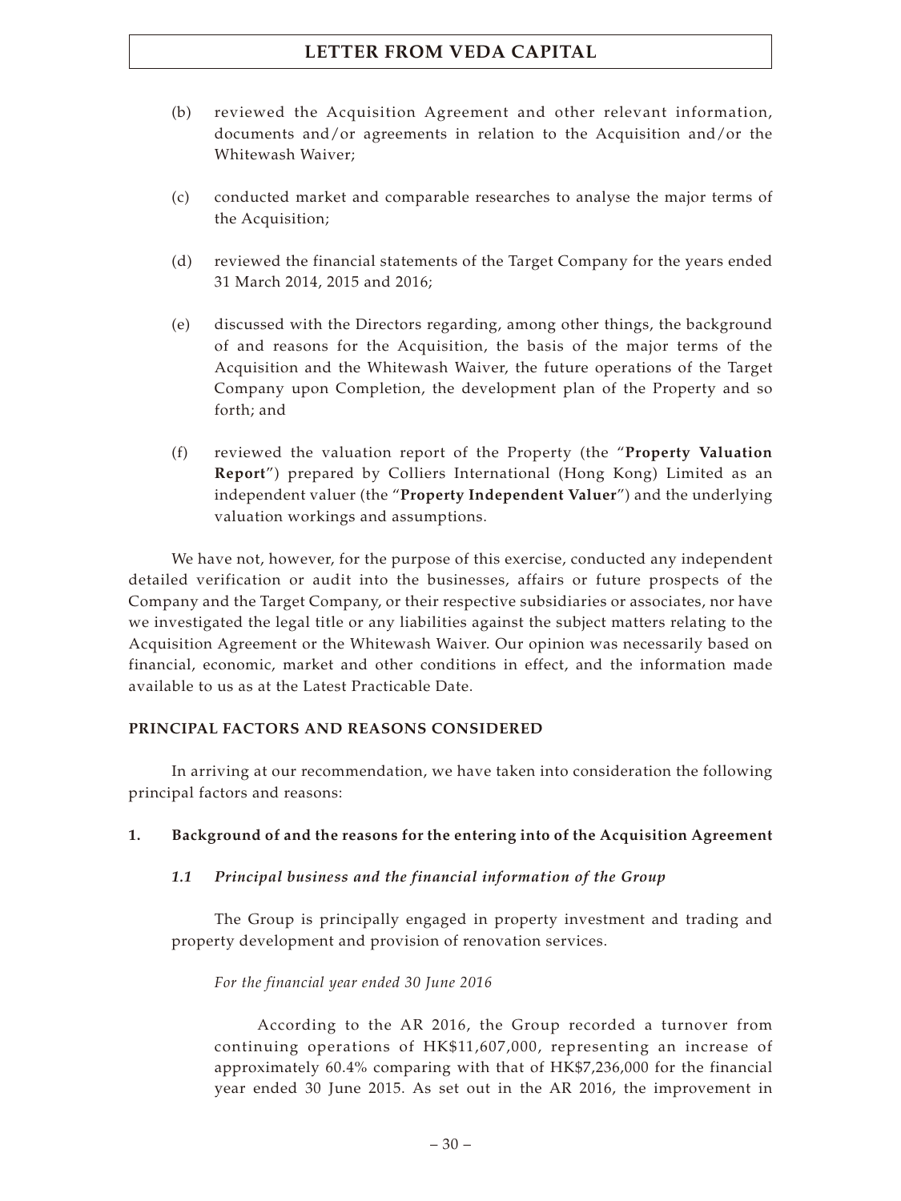(b) reviewed the Acquisition Agreement and other relevant information, documents and/or agreements in relation to the Acquisition and/or the Whitewash Waiver;

(c) conducted market and comparable researches to analyse the major terms of the Acquisition;

(d) reviewed the financial statements of the Target Company for the years ended 31 March 2014, 2015 and 2016;

(e) discussed with the Directors regarding, among other things, the background of and reasons for the Acquisition, the basis of the major terms of the Acquisition and the Whitewash Waiver, the future operations of the Target Company upon Completion, the development plan of the Property and so forth; and

(f) reviewed the valuation report of the Property (the "**Property Valuation Report**") prepared by Colliers International (Hong Kong) Limited as an independent valuer (the "**Property Independent Valuer**") and the underlying valuation workings and assumptions.

We have not, however, for the purpose of this exercise, conducted any independent detailed verification or audit into the businesses, affairs or future prospects of the Company and the Target Company, or their respective subsidiaries or associates, nor have we investigated the legal title or any liabilities against the subject matters relating to the Acquisition Agreement or the Whitewash Waiver. Our opinion was necessarily based on financial, economic, market and other conditions in effect, and the information made available to us as at the Latest Practicable Date.

## PRINCIPAL FACTORS AND REASONS CONSIDERED

In arriving at our recommendation, we have taken into consideration the following principal factors and reasons:

### 1. Background of and the reasons for the entering into of the Acquisition Agreement

#### *1.1 Principal business and the financial information of the Group*

The Group is principally engaged in property investment and trading and property development and provision of renovation services.

*For the financial year ended 30 June 2016*

According to the AR 2016, the Group recorded a turnover from continuing operations of HK$11,607,000, representing an increase of approximately 60.4% comparing with that of HK$7,236,000 for the financial year ended 30 June 2015. As set out in the AR 2016, the improvement in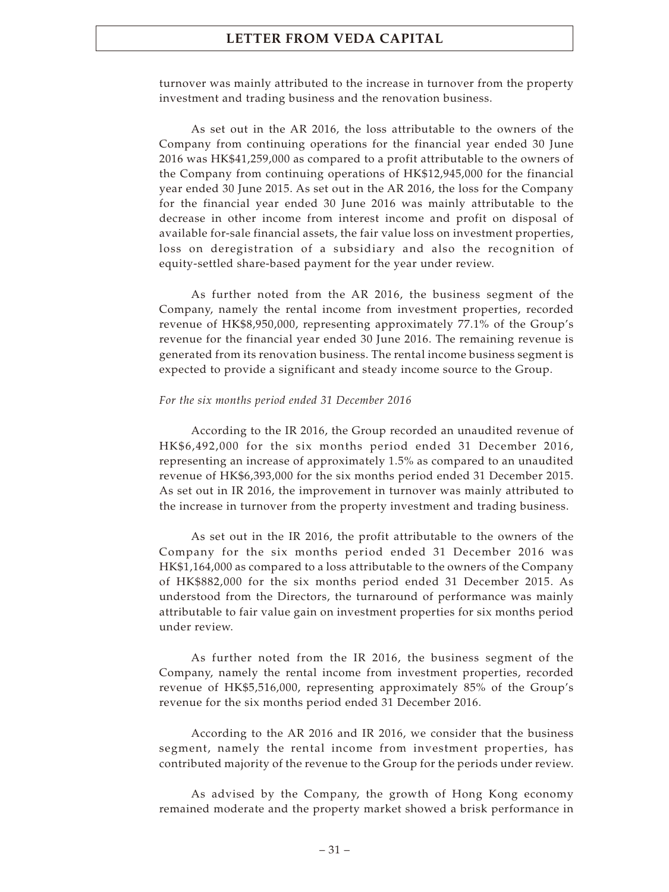turnover was mainly attributed to the increase in turnover from the property investment and trading business and the renovation business.

As set out in the AR 2016, the loss attributable to the owners of the Company from continuing operations for the financial year ended 30 June 2016 was HK$41,259,000 as compared to a profit attributable to the owners of the Company from continuing operations of HK$12,945,000 for the financial year ended 30 June 2015. As set out in the AR 2016, the loss for the Company for the financial year ended 30 June 2016 was mainly attributable to the decrease in other income from interest income and profit on disposal of available for-sale financial assets, the fair value loss on investment properties, loss on deregistration of a subsidiary and also the recognition of equity-settled share-based payment for the year under review.

As further noted from the AR 2016, the business segment of the Company, namely the rental income from investment properties, recorded revenue of HK$8,950,000, representing approximately 77.1% of the Group's revenue for the financial year ended 30 June 2016. The remaining revenue is generated from its renovation business. The rental income business segment is expected to provide a significant and steady income source to the Group.

*For the six months period ended 31 December 2016*

According to the IR 2016, the Group recorded an unaudited revenue of HK$6,492,000 for the six months period ended 31 December 2016, representing an increase of approximately 1.5% as compared to an unaudited revenue of HK$6,393,000 for the six months period ended 31 December 2015. As set out in IR 2016, the improvement in turnover was mainly attributed to the increase in turnover from the property investment and trading business.

As set out in the IR 2016, the profit attributable to the owners of the Company for the six months period ended 31 December 2016 was HK$1,164,000 as compared to a loss attributable to the owners of the Company of HK$882,000 for the six months period ended 31 December 2015. As understood from the Directors, the turnaround of performance was mainly attributable to fair value gain on investment properties for six months period under review.

As further noted from the IR 2016, the business segment of the Company, namely the rental income from investment properties, recorded revenue of HK$5,516,000, representing approximately 85% of the Group's revenue for the six months period ended 31 December 2016.

According to the AR 2016 and IR 2016, we consider that the business segment, namely the rental income from investment properties, has contributed majority of the revenue to the Group for the periods under review.

As advised by the Company, the growth of Hong Kong economy remained moderate and the property market showed a brisk performance in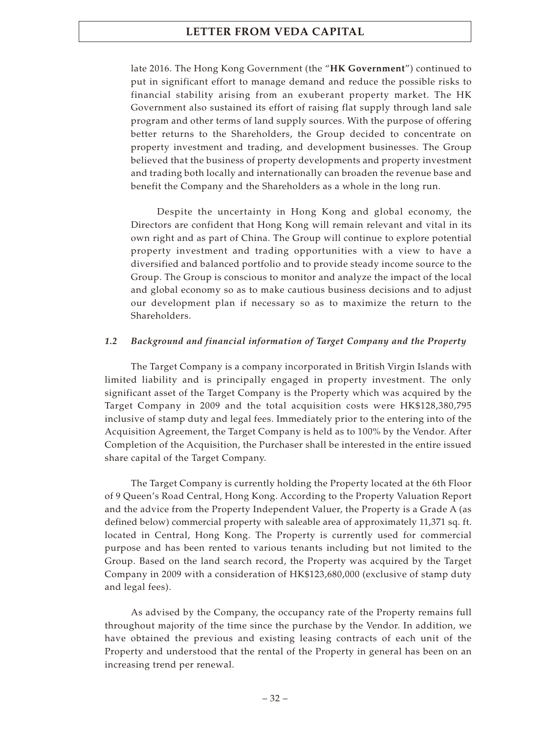late 2016. The Hong Kong Government (the "**HK Government**") continued to put in significant effort to manage demand and reduce the possible risks to financial stability arising from an exuberant property market. The HK Government also sustained its effort of raising flat supply through land sale program and other terms of land supply sources. With the purpose of offering better returns to the Shareholders, the Group decided to concentrate on property investment and trading, and development businesses. The Group believed that the business of property developments and property investment and trading both locally and internationally can broaden the revenue base and benefit the Company and the Shareholders as a whole in the long run.

Despite the uncertainty in Hong Kong and global economy, the Directors are confident that Hong Kong will remain relevant and vital in its own right and as part of China. The Group will continue to explore potential property investment and trading opportunities with a view to have a diversified and balanced portfolio and to provide steady income source to the Group. The Group is conscious to monitor and analyze the impact of the local and global economy so as to make cautious business decisions and to adjust our development plan if necessary so as to maximize the return to the Shareholders.

### *1.2 Background and financial information of Target Company and the Property*

The Target Company is a company incorporated in British Virgin Islands with limited liability and is principally engaged in property investment. The only significant asset of the Target Company is the Property which was acquired by the Target Company in 2009 and the total acquisition costs were HK$128,380,795 inclusive of stamp duty and legal fees. Immediately prior to the entering into of the Acquisition Agreement, the Target Company is held as to 100% by the Vendor. After Completion of the Acquisition, the Purchaser shall be interested in the entire issued share capital of the Target Company.

The Target Company is currently holding the Property located at the 6th Floor of 9 Queen's Road Central, Hong Kong. According to the Property Valuation Report and the advice from the Property Independent Valuer, the Property is a Grade A (as defined below) commercial property with saleable area of approximately 11,371 sq. ft. located in Central, Hong Kong. The Property is currently used for commercial purpose and has been rented to various tenants including but not limited to the Group. Based on the land search record, the Property was acquired by the Target Company in 2009 with a consideration of HK$123,680,000 (exclusive of stamp duty and legal fees).

As advised by the Company, the occupancy rate of the Property remains full throughout majority of the time since the purchase by the Vendor. In addition, we have obtained the previous and existing leasing contracts of each unit of the Property and understood that the rental of the Property in general has been on an increasing trend per renewal.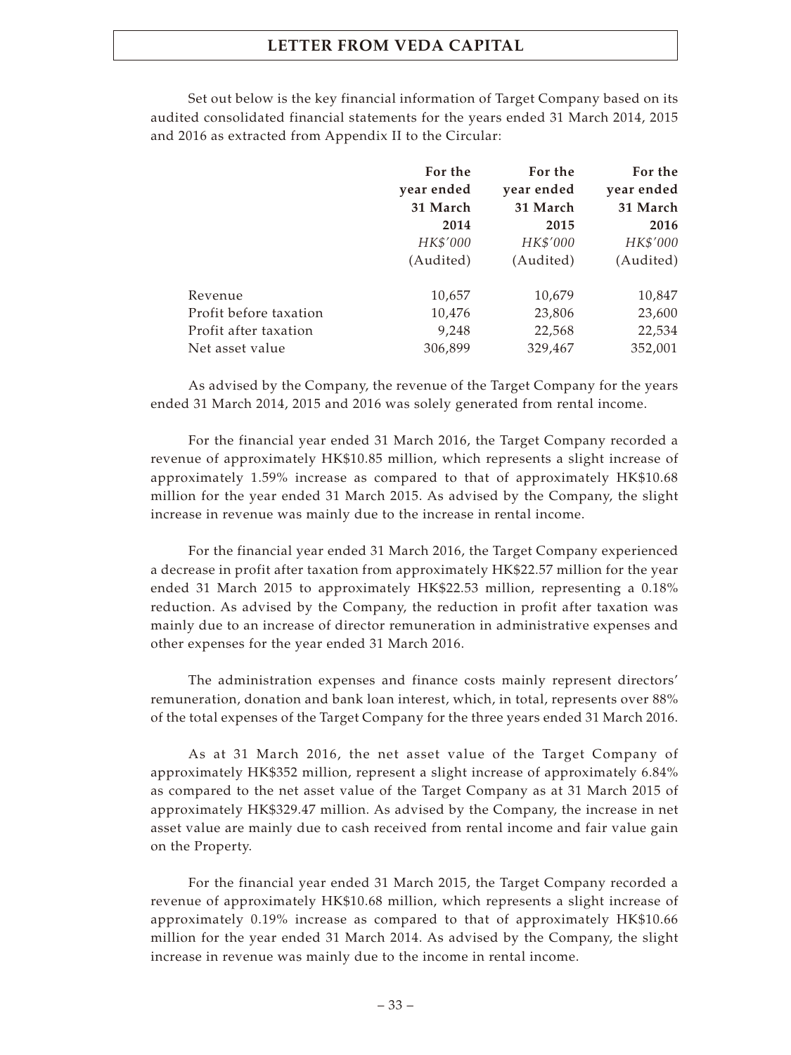Set out below is the key financial information of Target Company based on its audited consolidated financial statements for the years ended 31 March 2014, 2015 and 2016 as extracted from Appendix II to the Circular:

| | **For the year ended 31 March 2014** | **For the year ended 31 March 2015** | **For the year ended 31 March 2016** |
|---|---|---|---|
| | *HK$'000* | *HK$'000* | *HK$'000* |
| | (Audited) | (Audited) | (Audited) |
| Revenue | 10,657 | 10,679 | 10,847 |
| Profit before taxation | 10,476 | 23,806 | 23,600 |
| Profit after taxation | 9,248 | 22,568 | 22,534 |
| Net asset value | 306,899 | 329,467 | 352,001 |

As advised by the Company, the revenue of the Target Company for the years ended 31 March 2014, 2015 and 2016 was solely generated from rental income.

For the financial year ended 31 March 2016, the Target Company recorded a revenue of approximately HK$10.85 million, which represents a slight increase of approximately 1.59% increase as compared to that of approximately HK$10.68 million for the year ended 31 March 2015. As advised by the Company, the slight increase in revenue was mainly due to the increase in rental income.

For the financial year ended 31 March 2016, the Target Company experienced a decrease in profit after taxation from approximately HK$22.57 million for the year ended 31 March 2015 to approximately HK$22.53 million, representing a 0.18% reduction. As advised by the Company, the reduction in profit after taxation was mainly due to an increase of director remuneration in administrative expenses and other expenses for the year ended 31 March 2016.

The administration expenses and finance costs mainly represent directors' remuneration, donation and bank loan interest, which, in total, represents over 88% of the total expenses of the Target Company for the three years ended 31 March 2016.

As at 31 March 2016, the net asset value of the Target Company of approximately HK$352 million, represent a slight increase of approximately 6.84% as compared to the net asset value of the Target Company as at 31 March 2015 of approximately HK$329.47 million. As advised by the Company, the increase in net asset value are mainly due to cash received from rental income and fair value gain on the Property.

For the financial year ended 31 March 2015, the Target Company recorded a revenue of approximately HK$10.68 million, which represents a slight increase of approximately 0.19% increase as compared to that of approximately HK$10.66 million for the year ended 31 March 2014. As advised by the Company, the slight increase in revenue was mainly due to the income in rental income.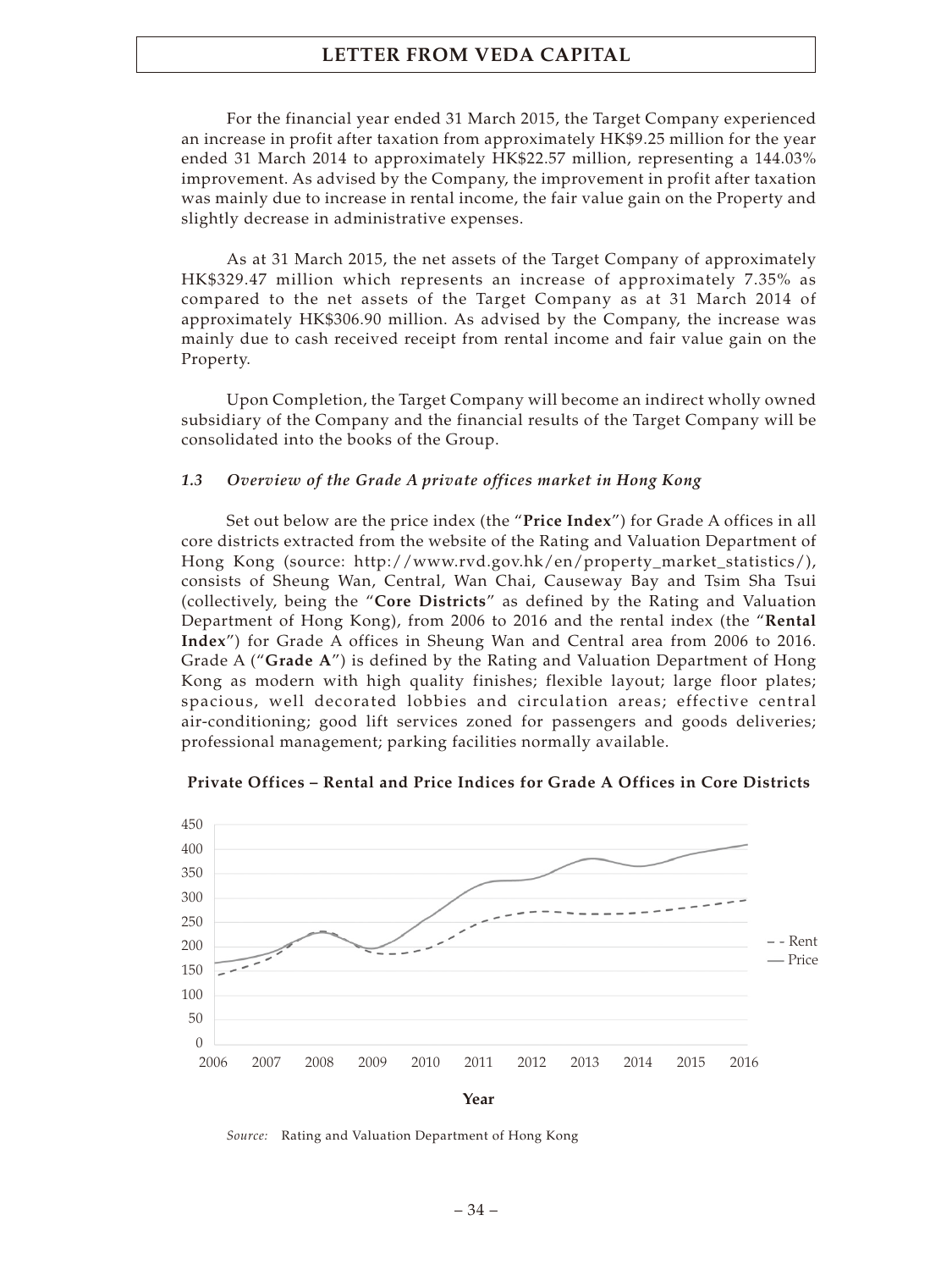For the financial year ended 31 March 2015, the Target Company experienced an increase in profit after taxation from approximately HK$9.25 million for the year ended 31 March 2014 to approximately HK$22.57 million, representing a 144.03% improvement. As advised by the Company, the improvement in profit after taxation was mainly due to increase in rental income, the fair value gain on the Property and slightly decrease in administrative expenses.

As at 31 March 2015, the net assets of the Target Company of approximately HK$329.47 million which represents an increase of approximately 7.35% as compared to the net assets of the Target Company as at 31 March 2014 of approximately HK$306.90 million. As advised by the Company, the increase was mainly due to cash received receipt from rental income and fair value gain on the Property.

Upon Completion, the Target Company will become an indirect wholly owned subsidiary of the Company and the financial results of the Target Company will be consolidated into the books of the Group.

### *1.3 Overview of the Grade A private offices market in Hong Kong*

Set out below are the price index (the "**Price Index**") for Grade A offices in all core districts extracted from the website of the Rating and Valuation Department of Hong Kong (source: http://www.rvd.gov.hk/en/property_market_statistics/), consists of Sheung Wan, Central, Wan Chai, Causeway Bay and Tsim Sha Tsui (collectively, being the "**Core Districts**" as defined by the Rating and Valuation Department of Hong Kong), from 2006 to 2016 and the rental index (the "**Rental Index**") for Grade A offices in Sheung Wan and Central area from 2006 to 2016. Grade A ("**Grade A**") is defined by the Rating and Valuation Department of Hong Kong as modern with high quality finishes; flexible layout; large floor plates; spacious, well decorated lobbies and circulation areas; effective central air-conditioning; good lift services zoned for passengers and goods deliveries; professional management; parking facilities normally available.

**Private Offices – Rental and Price Indices for Grade A Offices in Core Districts**

*Source:* Rating and Valuation Department of Hong Kong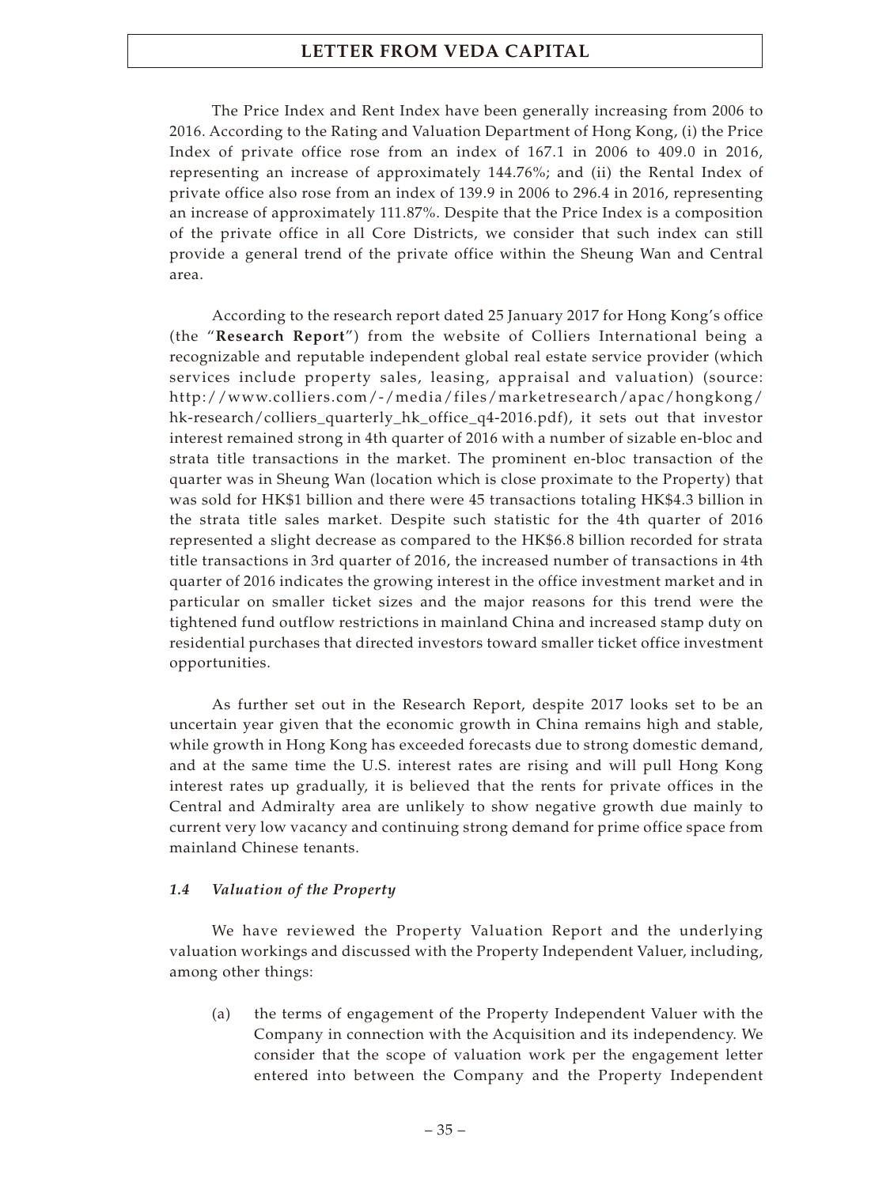The Price Index and Rent Index have been generally increasing from 2006 to 2016. According to the Rating and Valuation Department of Hong Kong, (i) the Price Index of private office rose from an index of 167.1 in 2006 to 409.0 in 2016, representing an increase of approximately 144.76%; and (ii) the Rental Index of private office also rose from an index of 139.9 in 2006 to 296.4 in 2016, representing an increase of approximately 111.87%. Despite that the Price Index is a composition of the private office in all Core Districts, we consider that such index can still provide a general trend of the private office within the Sheung Wan and Central area.

According to the research report dated 25 January 2017 for Hong Kong's office (the "**Research Report**") from the website of Colliers International being a recognizable and reputable independent global real estate service provider (which services include property sales, leasing, appraisal and valuation) (source: http://www.colliers.com/-/media/files/marketresearch/apac/hongkong/hk-research/colliers_quarterly_hk_office_q4-2016.pdf), it sets out that investor interest remained strong in 4th quarter of 2016 with a number of sizable en-bloc and strata title transactions in the market. The prominent en-bloc transaction of the quarter was in Sheung Wan (location which is close proximate to the Property) that was sold for HK$1 billion and there were 45 transactions totaling HK$4.3 billion in the strata title sales market. Despite such statistic for the 4th quarter of 2016 represented a slight decrease as compared to the HK$6.8 billion recorded for strata title transactions in 3rd quarter of 2016, the increased number of transactions in 4th quarter of 2016 indicates the growing interest in the office investment market and in particular on smaller ticket sizes and the major reasons for this trend were the tightened fund outflow restrictions in mainland China and increased stamp duty on residential purchases that directed investors toward smaller ticket office investment opportunities.

As further set out in the Research Report, despite 2017 looks set to be an uncertain year given that the economic growth in China remains high and stable, while growth in Hong Kong has exceeded forecasts due to strong domestic demand, and at the same time the U.S. interest rates are rising and will pull Hong Kong interest rates up gradually, it is believed that the rents for private offices in the Central and Admiralty area are unlikely to show negative growth due mainly to current very low vacancy and continuing strong demand for prime office space from mainland Chinese tenants.

### *1.4 Valuation of the Property*

We have reviewed the Property Valuation Report and the underlying valuation workings and discussed with the Property Independent Valuer, including, among other things:

(a) the terms of engagement of the Property Independent Valuer with the Company in connection with the Acquisition and its independency. We consider that the scope of valuation work per the engagement letter entered into between the Company and the Property Independent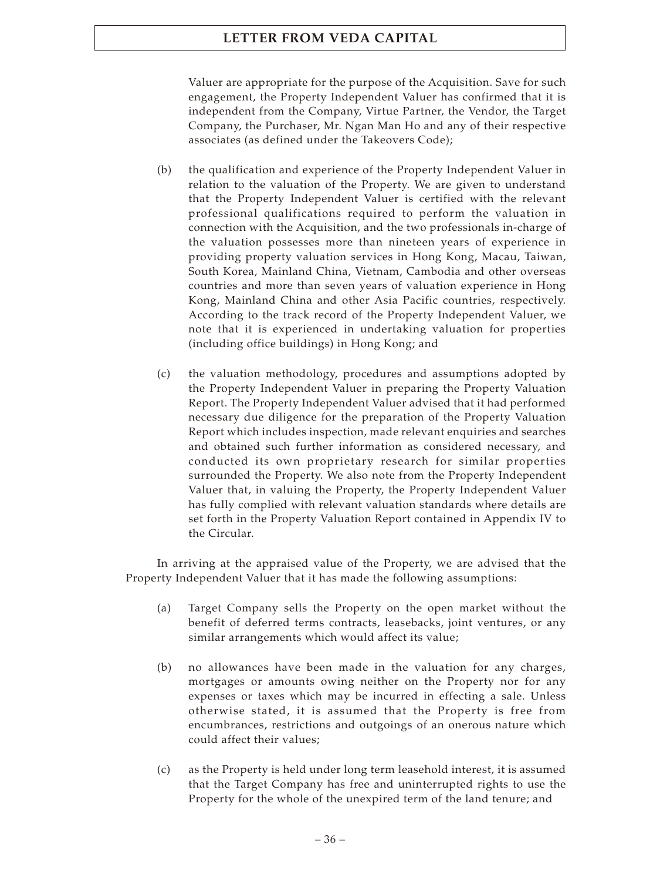Valuer are appropriate for the purpose of the Acquisition. Save for such engagement, the Property Independent Valuer has confirmed that it is independent from the Company, Virtue Partner, the Vendor, the Target Company, the Purchaser, Mr. Ngan Man Ho and any of their respective associates (as defined under the Takeovers Code);

(b) the qualification and experience of the Property Independent Valuer in relation to the valuation of the Property. We are given to understand that the Property Independent Valuer is certified with the relevant professional qualifications required to perform the valuation in connection with the Acquisition, and the two professionals in-charge of the valuation possesses more than nineteen years of experience in providing property valuation services in Hong Kong, Macau, Taiwan, South Korea, Mainland China, Vietnam, Cambodia and other overseas countries and more than seven years of valuation experience in Hong Kong, Mainland China and other Asia Pacific countries, respectively. According to the track record of the Property Independent Valuer, we note that it is experienced in undertaking valuation for properties (including office buildings) in Hong Kong; and

(c) the valuation methodology, procedures and assumptions adopted by the Property Independent Valuer in preparing the Property Valuation Report. The Property Independent Valuer advised that it had performed necessary due diligence for the preparation of the Property Valuation Report which includes inspection, made relevant enquiries and searches and obtained such further information as considered necessary, and conducted its own proprietary research for similar properties surrounded the Property. We also note from the Property Independent Valuer that, in valuing the Property, the Property Independent Valuer has fully complied with relevant valuation standards where details are set forth in the Property Valuation Report contained in Appendix IV to the Circular.

In arriving at the appraised value of the Property, we are advised that the Property Independent Valuer that it has made the following assumptions:

(a) Target Company sells the Property on the open market without the benefit of deferred terms contracts, leasebacks, joint ventures, or any similar arrangements which would affect its value;

(b) no allowances have been made in the valuation for any charges, mortgages or amounts owing neither on the Property nor for any expenses or taxes which may be incurred in effecting a sale. Unless otherwise stated, it is assumed that the Property is free from encumbrances, restrictions and outgoings of an onerous nature which could affect their values;

(c) as the Property is held under long term leasehold interest, it is assumed that the Target Company has free and uninterrupted rights to use the Property for the whole of the unexpired term of the land tenure; and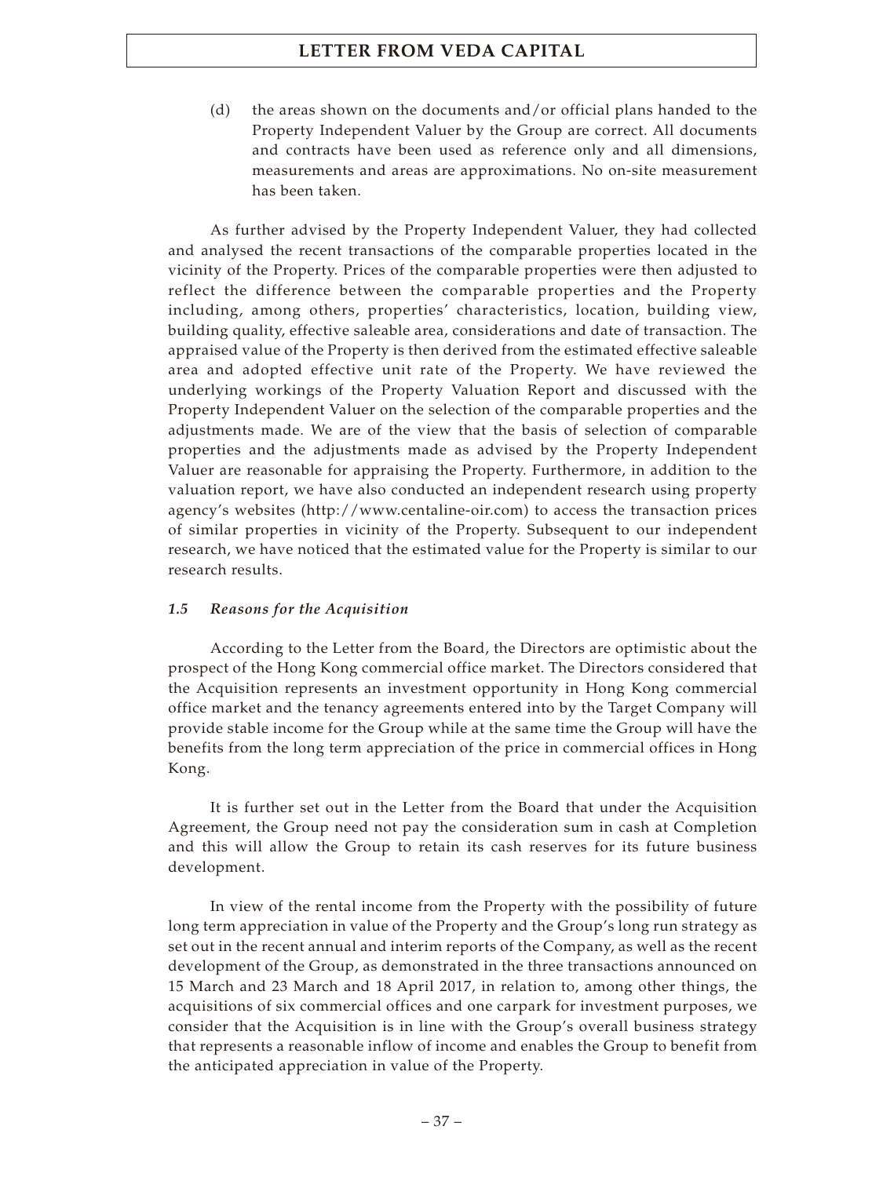(d) the areas shown on the documents and/or official plans handed to the Property Independent Valuer by the Group are correct. All documents and contracts have been used as reference only and all dimensions, measurements and areas are approximations. No on-site measurement has been taken.

As further advised by the Property Independent Valuer, they had collected and analysed the recent transactions of the comparable properties located in the vicinity of the Property. Prices of the comparable properties were then adjusted to reflect the difference between the comparable properties and the Property including, among others, properties' characteristics, location, building view, building quality, effective saleable area, considerations and date of transaction. The appraised value of the Property is then derived from the estimated effective saleable area and adopted effective unit rate of the Property. We have reviewed the underlying workings of the Property Valuation Report and discussed with the Property Independent Valuer on the selection of the comparable properties and the adjustments made. We are of the view that the basis of selection of comparable properties and the adjustments made as advised by the Property Independent Valuer are reasonable for appraising the Property. Furthermore, in addition to the valuation report, we have also conducted an independent research using property agency's websites (http://www.centaline-oir.com) to access the transaction prices of similar properties in vicinity of the Property. Subsequent to our independent research, we have noticed that the estimated value for the Property is similar to our research results.

### *1.5 Reasons for the Acquisition*

According to the Letter from the Board, the Directors are optimistic about the prospect of the Hong Kong commercial office market. The Directors considered that the Acquisition represents an investment opportunity in Hong Kong commercial office market and the tenancy agreements entered into by the Target Company will provide stable income for the Group while at the same time the Group will have the benefits from the long term appreciation of the price in commercial offices in Hong Kong.

It is further set out in the Letter from the Board that under the Acquisition Agreement, the Group need not pay the consideration sum in cash at Completion and this will allow the Group to retain its cash reserves for its future business development.

In view of the rental income from the Property with the possibility of future long term appreciation in value of the Property and the Group's long run strategy as set out in the recent annual and interim reports of the Company, as well as the recent development of the Group, as demonstrated in the three transactions announced on 15 March and 23 March and 18 April 2017, in relation to, among other things, the acquisitions of six commercial offices and one carpark for investment purposes, we consider that the Acquisition is in line with the Group's overall business strategy that represents a reasonable inflow of income and enables the Group to benefit from the anticipated appreciation in value of the Property.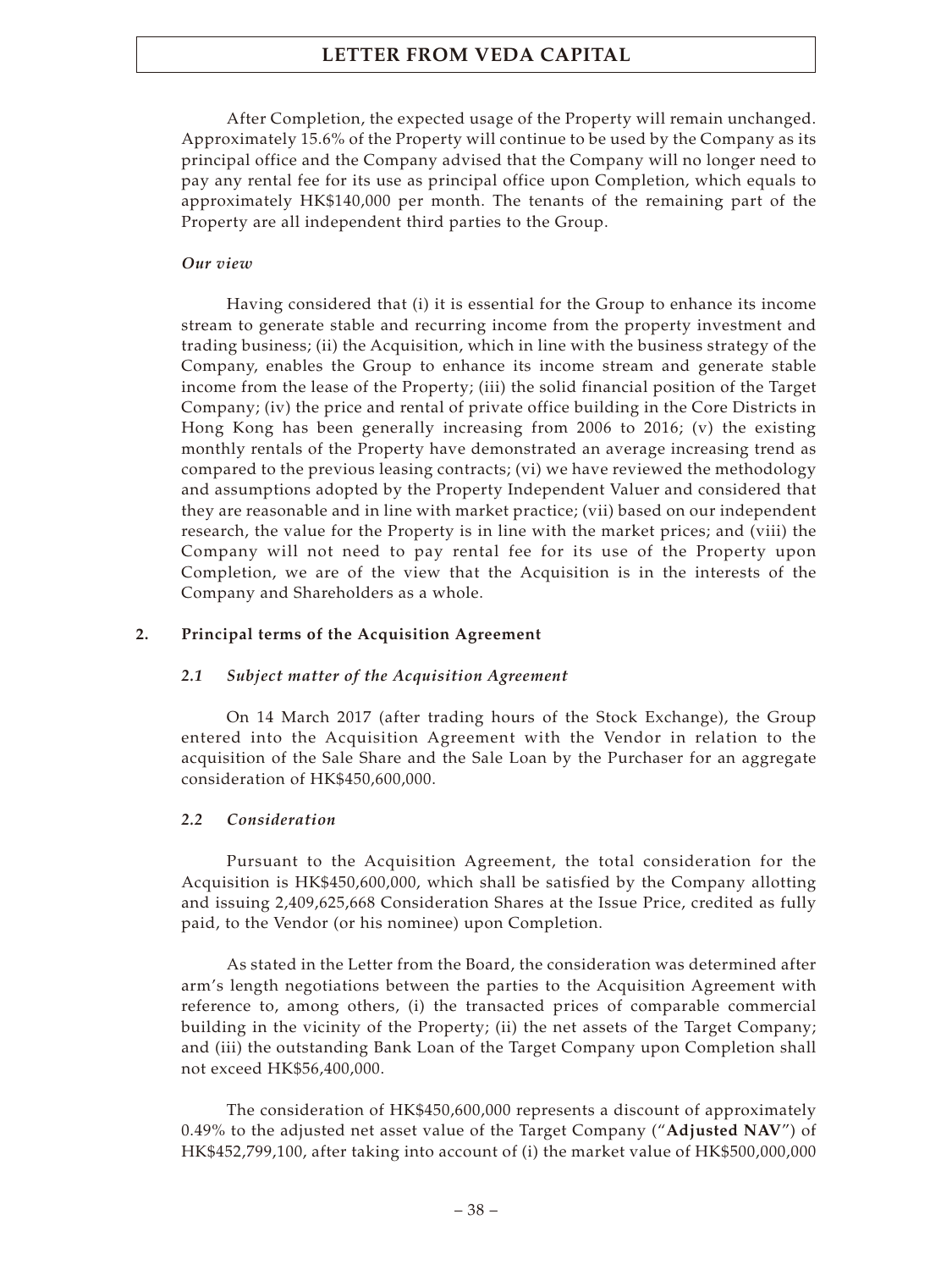After Completion, the expected usage of the Property will remain unchanged. Approximately 15.6% of the Property will continue to be used by the Company as its principal office and the Company advised that the Company will no longer need to pay any rental fee for its use as principal office upon Completion, which equals to approximately HK$140,000 per month. The tenants of the remaining part of the Property are all independent third parties to the Group.

*Our view*

Having considered that (i) it is essential for the Group to enhance its income stream to generate stable and recurring income from the property investment and trading business; (ii) the Acquisition, which in line with the business strategy of the Company, enables the Group to enhance its income stream and generate stable income from the lease of the Property; (iii) the solid financial position of the Target Company; (iv) the price and rental of private office building in the Core Districts in Hong Kong has been generally increasing from 2006 to 2016; (v) the existing monthly rentals of the Property have demonstrated an average increasing trend as compared to the previous leasing contracts; (vi) we have reviewed the methodology and assumptions adopted by the Property Independent Valuer and considered that they are reasonable and in line with market practice; (vii) based on our independent research, the value for the Property is in line with the market prices; and (viii) the Company will not need to pay rental fee for its use of the Property upon Completion, we are of the view that the Acquisition is in the interests of the Company and Shareholders as a whole.

## 2. Principal terms of the Acquisition Agreement

### *2.1 Subject matter of the Acquisition Agreement*

On 14 March 2017 (after trading hours of the Stock Exchange), the Group entered into the Acquisition Agreement with the Vendor in relation to the acquisition of the Sale Share and the Sale Loan by the Purchaser for an aggregate consideration of HK$450,600,000.

### *2.2 Consideration*

Pursuant to the Acquisition Agreement, the total consideration for the Acquisition is HK$450,600,000, which shall be satisfied by the Company allotting and issuing 2,409,625,668 Consideration Shares at the Issue Price, credited as fully paid, to the Vendor (or his nominee) upon Completion.

As stated in the Letter from the Board, the consideration was determined after arm's length negotiations between the parties to the Acquisition Agreement with reference to, among others, (i) the transacted prices of comparable commercial building in the vicinity of the Property; (ii) the net assets of the Target Company; and (iii) the outstanding Bank Loan of the Target Company upon Completion shall not exceed HK$56,400,000.

The consideration of HK$450,600,000 represents a discount of approximately 0.49% to the adjusted net asset value of the Target Company ("**Adjusted NAV**") of HK$452,799,100, after taking into account of (i) the market value of HK$500,000,000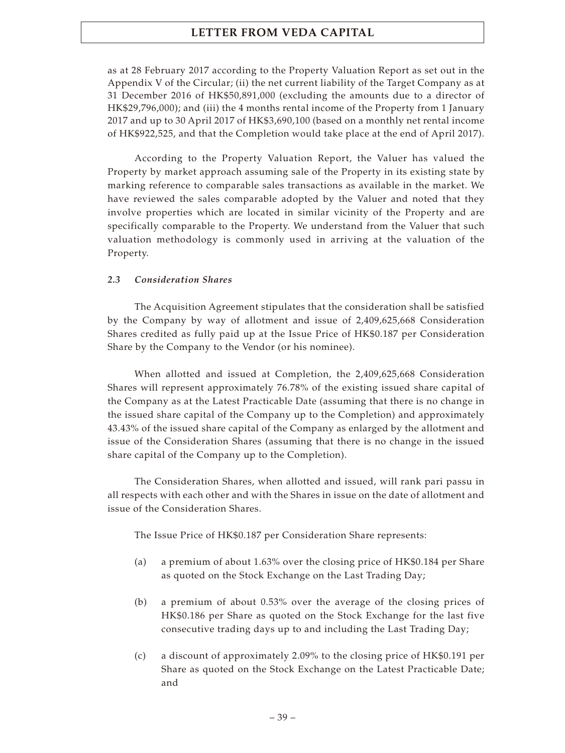as at 28 February 2017 according to the Property Valuation Report as set out in the Appendix V of the Circular; (ii) the net current liability of the Target Company as at 31 December 2016 of HK$50,891,000 (excluding the amounts due to a director of HK$29,796,000); and (iii) the 4 months rental income of the Property from 1 January 2017 and up to 30 April 2017 of HK$3,690,100 (based on a monthly net rental income of HK$922,525, and that the Completion would take place at the end of April 2017).

According to the Property Valuation Report, the Valuer has valued the Property by market approach assuming sale of the Property in its existing state by marking reference to comparable sales transactions as available in the market. We have reviewed the sales comparable adopted by the Valuer and noted that they involve properties which are located in similar vicinity of the Property and are specifically comparable to the Property. We understand from the Valuer that such valuation methodology is commonly used in arriving at the valuation of the Property.

### *2.3 Consideration Shares*

The Acquisition Agreement stipulates that the consideration shall be satisfied by the Company by way of allotment and issue of 2,409,625,668 Consideration Shares credited as fully paid up at the Issue Price of HK$0.187 per Consideration Share by the Company to the Vendor (or his nominee).

When allotted and issued at Completion, the 2,409,625,668 Consideration Shares will represent approximately 76.78% of the existing issued share capital of the Company as at the Latest Practicable Date (assuming that there is no change in the issued share capital of the Company up to the Completion) and approximately 43.43% of the issued share capital of the Company as enlarged by the allotment and issue of the Consideration Shares (assuming that there is no change in the issued share capital of the Company up to the Completion).

The Consideration Shares, when allotted and issued, will rank pari passu in all respects with each other and with the Shares in issue on the date of allotment and issue of the Consideration Shares.

The Issue Price of HK$0.187 per Consideration Share represents:

(a) a premium of about 1.63% over the closing price of HK$0.184 per Share as quoted on the Stock Exchange on the Last Trading Day;

(b) a premium of about 0.53% over the average of the closing prices of HK$0.186 per Share as quoted on the Stock Exchange for the last five consecutive trading days up to and including the Last Trading Day;

(c) a discount of approximately 2.09% to the closing price of HK$0.191 per Share as quoted on the Stock Exchange on the Latest Practicable Date; and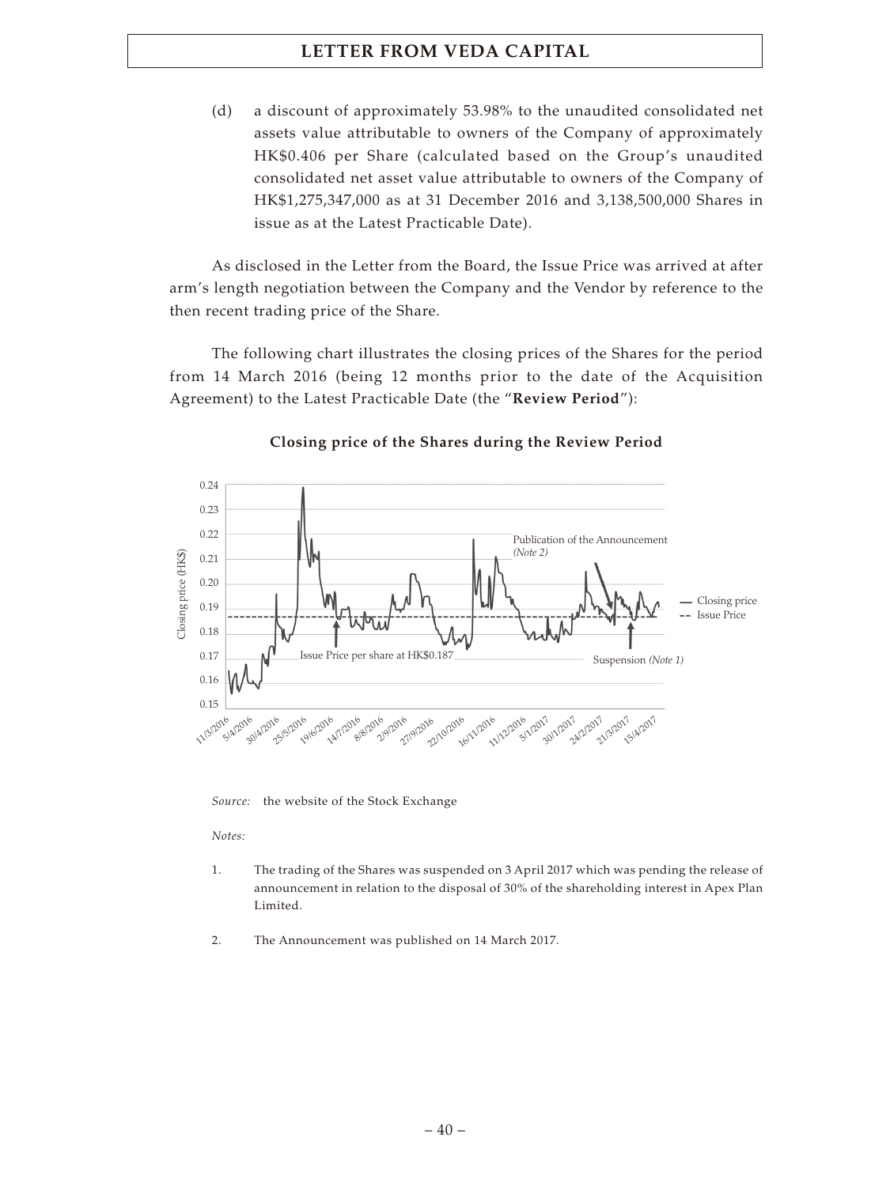(d) a discount of approximately 53.98% to the unaudited consolidated net assets value attributable to owners of the Company of approximately HK$0.406 per Share (calculated based on the Group's unaudited consolidated net asset value attributable to owners of the Company of HK$1,275,347,000 as at 31 December 2016 and 3,138,500,000 Shares in issue as at the Latest Practicable Date).

As disclosed in the Letter from the Board, the Issue Price was arrived at after arm's length negotiation between the Company and the Vendor by reference to the then recent trading price of the Share.

The following chart illustrates the closing prices of the Shares for the period from 14 March 2016 (being 12 months prior to the date of the Acquisition Agreement) to the Latest Practicable Date (the "**Review Period**"):

**Closing price of the Shares during the Review Period**

*Source:* the website of the Stock Exchange

*Notes:*

1. The trading of the Shares was suspended on 3 April 2017 which was pending the release of announcement in relation to the disposal of 30% of the shareholding interest in Apex Plan Limited.

2. The Announcement was published on 14 March 2017.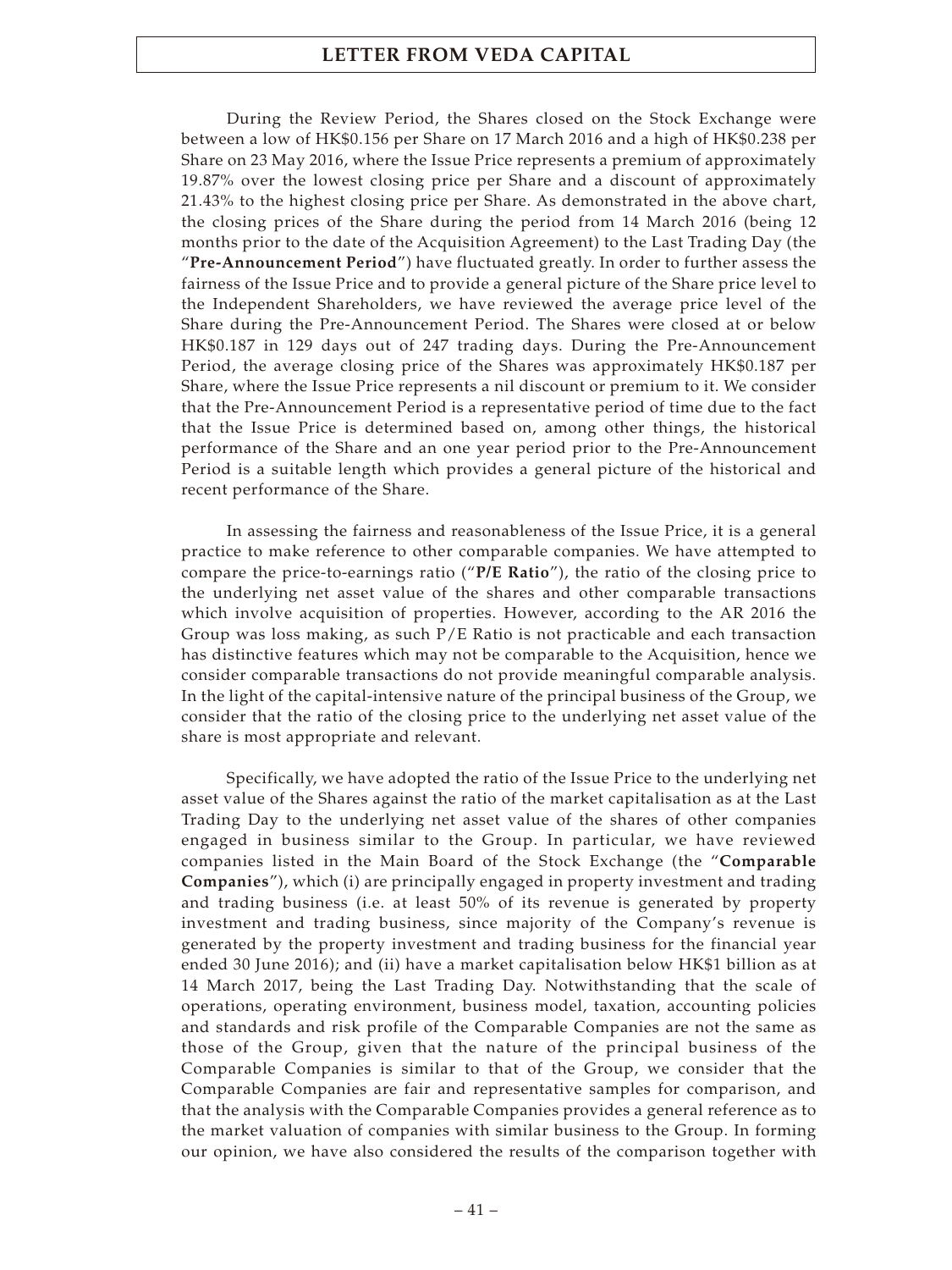During the Review Period, the Shares closed on the Stock Exchange were between a low of HK$0.156 per Share on 17 March 2016 and a high of HK$0.238 per Share on 23 May 2016, where the Issue Price represents a premium of approximately 19.87% over the lowest closing price per Share and a discount of approximately 21.43% to the highest closing price per Share. As demonstrated in the above chart, the closing prices of the Share during the period from 14 March 2016 (being 12 months prior to the date of the Acquisition Agreement) to the Last Trading Day (the "**Pre-Announcement Period**") have fluctuated greatly. In order to further assess the fairness of the Issue Price and to provide a general picture of the Share price level to the Independent Shareholders, we have reviewed the average price level of the Share during the Pre-Announcement Period. The Shares were closed at or below HK$0.187 in 129 days out of 247 trading days. During the Pre-Announcement Period, the average closing price of the Shares was approximately HK$0.187 per Share, where the Issue Price represents a nil discount or premium to it. We consider that the Pre-Announcement Period is a representative period of time due to the fact that the Issue Price is determined based on, among other things, the historical performance of the Share and an one year period prior to the Pre-Announcement Period is a suitable length which provides a general picture of the historical and recent performance of the Share.

In assessing the fairness and reasonableness of the Issue Price, it is a general practice to make reference to other comparable companies. We have attempted to compare the price-to-earnings ratio ("**P/E Ratio**"), the ratio of the closing price to the underlying net asset value of the shares and other comparable transactions which involve acquisition of properties. However, according to the AR 2016 the Group was loss making, as such P/E Ratio is not practicable and each transaction has distinctive features which may not be comparable to the Acquisition, hence we consider comparable transactions do not provide meaningful comparable analysis. In the light of the capital-intensive nature of the principal business of the Group, we consider that the ratio of the closing price to the underlying net asset value of the share is most appropriate and relevant.

Specifically, we have adopted the ratio of the Issue Price to the underlying net asset value of the Shares against the ratio of the market capitalisation as at the Last Trading Day to the underlying net asset value of the shares of other companies engaged in business similar to the Group. In particular, we have reviewed companies listed in the Main Board of the Stock Exchange (the "**Comparable Companies**"), which (i) are principally engaged in property investment and trading and trading business (i.e. at least 50% of its revenue is generated by property investment and trading business, since majority of the Company's revenue is generated by the property investment and trading business for the financial year ended 30 June 2016); and (ii) have a market capitalisation below HK$1 billion as at 14 March 2017, being the Last Trading Day. Notwithstanding that the scale of operations, operating environment, business model, taxation, accounting policies and standards and risk profile of the Comparable Companies are not the same as those of the Group, given that the nature of the principal business of the Comparable Companies is similar to that of the Group, we consider that the Comparable Companies are fair and representative samples for comparison, and that the analysis with the Comparable Companies provides a general reference as to the market valuation of companies with similar business to the Group. In forming our opinion, we have also considered the results of the comparison together with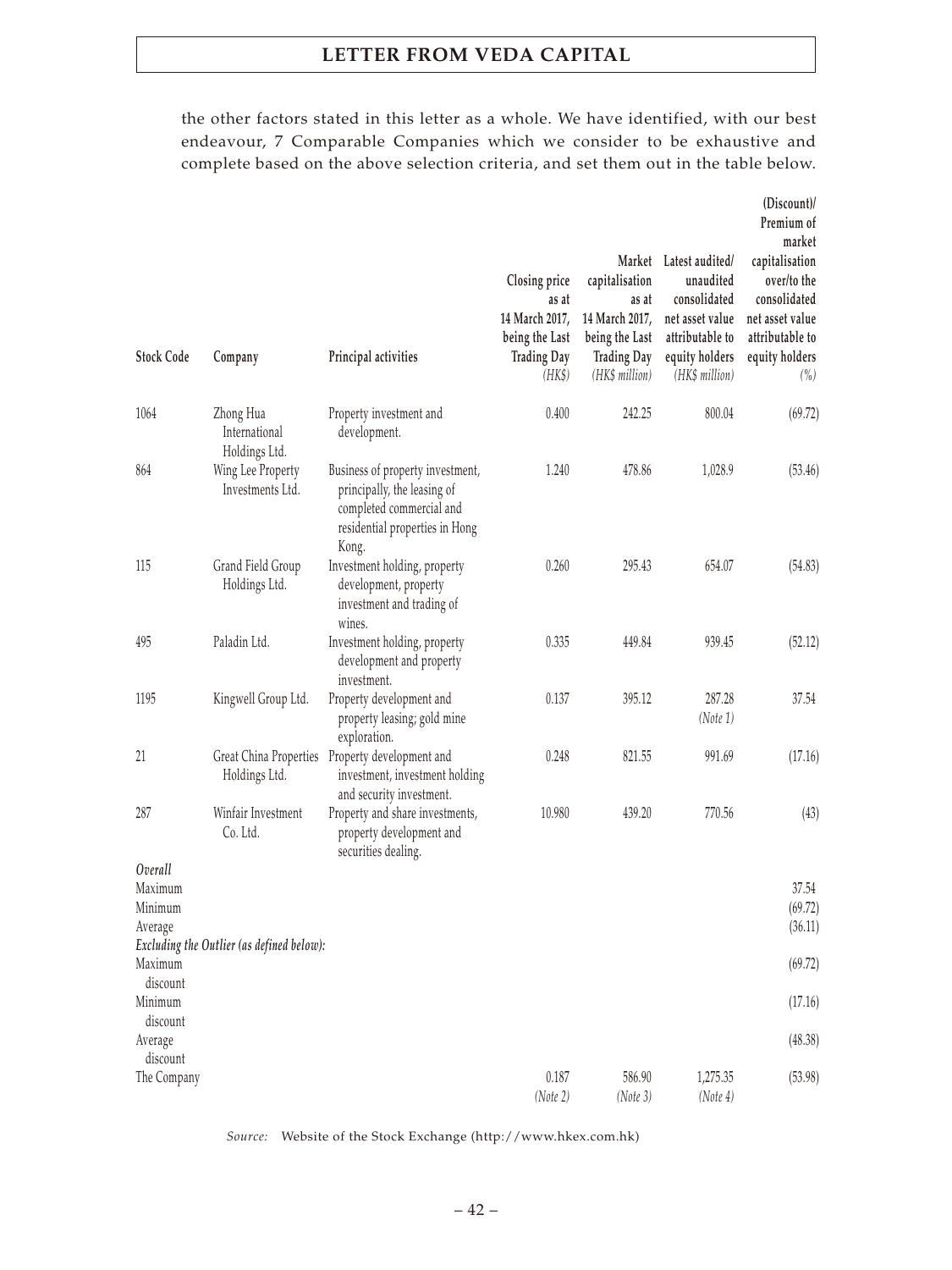the other factors stated in this letter as a whole. We have identified, with our best endeavour, 7 Comparable Companies which we consider to be exhaustive and complete based on the above selection criteria, and set them out in the table below.

| Stock Code | Company | Principal activities | Closing price as at 14 March 2017, being the Last Trading Day *(HK$)* | Market capitalisation as at 14 March 2017, being the Last Trading Day *(HK$ million)* | Latest audited/ unaudited consolidated net asset value attributable to equity holders *(HK$ million)* | (Discount)/ Premium of market capitalisation over/to the consolidated net asset value attributable to equity holders *(%)* |
|---|---|---|---|---|---|---|
| 1064 | Zhong Hua International Holdings Ltd. | Property investment and development. | 0.400 | 242.25 | 800.04 | (69.72) |
| 864 | Wing Lee Property Investments Ltd. | Business of property investment, principally, the leasing of completed commercial and residential properties in Hong Kong. | 1.240 | 478.86 | 1,028.9 | (53.46) |
| 115 | Grand Field Group Holdings Ltd. | Investment holding, property development, property investment and trading of wines. | 0.260 | 295.43 | 654.07 | (54.83) |
| 495 | Paladin Ltd. | Investment holding, property development and property investment. | 0.335 | 449.84 | 939.45 | (52.12) |
| 1195 | Kingwell Group Ltd. | Property development and property leasing; gold mine exploration. | 0.137 | 395.12 | 287.28 *(Note 1)* | 37.54 |
| 21 | Great China Properties Holdings Ltd. | Property development and investment, investment holding and security investment. | 0.248 | 821.55 | 991.69 | (17.16) |
| 287 | Winfair Investment Co. Ltd. | Property and share investments, property development and securities dealing. | 10.980 | 439.20 | 770.56 | (43) |
| *Overall* | | | | | | |
| Maximum | | | | | | 37.54 |
| Minimum | | | | | | (69.72) |
| Average | | | | | | (36.11) |
| *Excluding the Outlier (as defined below):* | | | | | | |
| Maximum discount | | | | | | (69.72) |
| Minimum discount | | | | | | (17.16) |
| Average discount | | | | | | (48.38) |
| The Company | | | 0.187 *(Note 2)* | 586.90 *(Note 3)* | 1,275.35 *(Note 4)* | (53.98) |

*Source:* Website of the Stock Exchange (http://www.hkex.com.hk)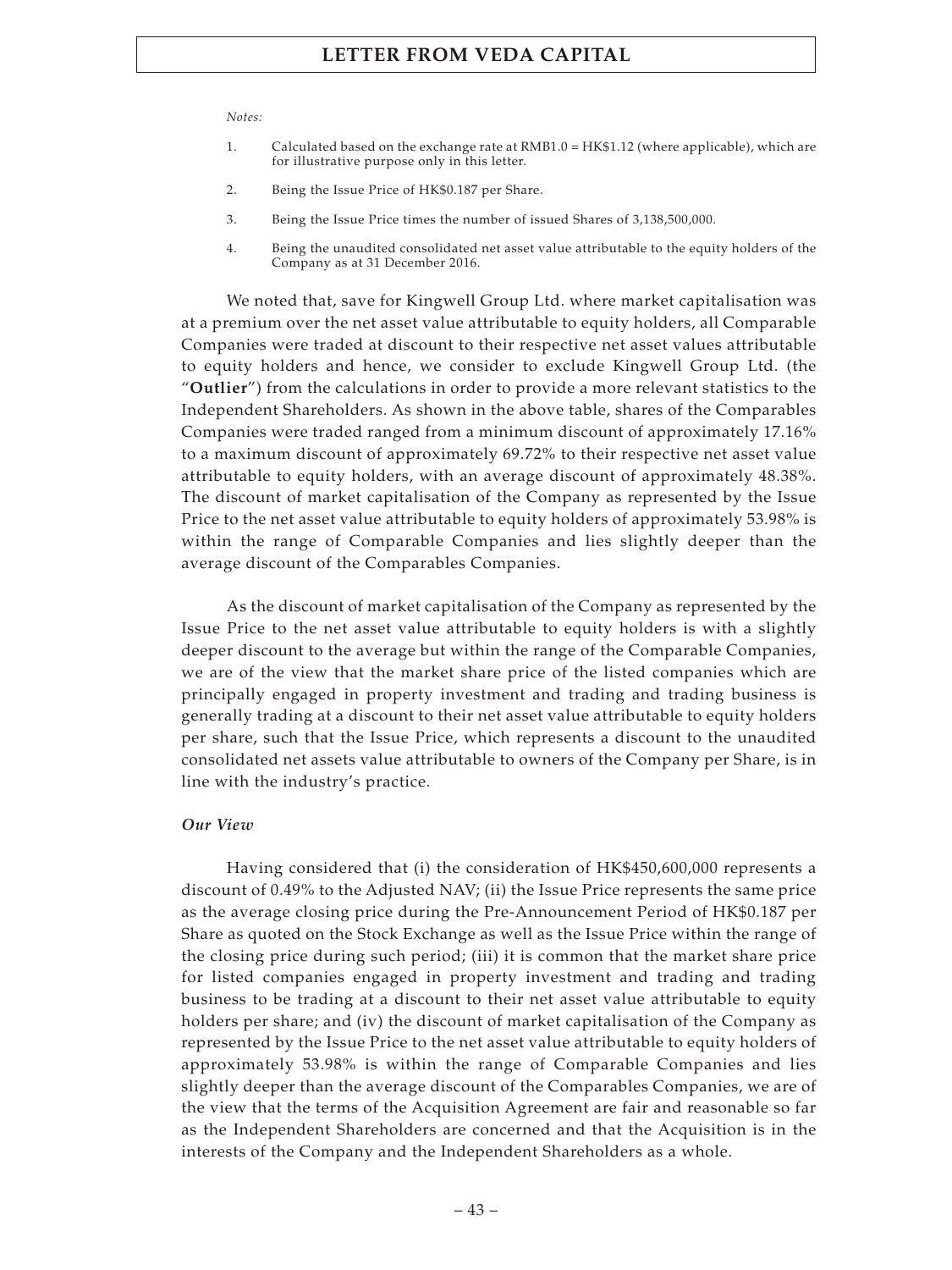*Notes:*

1. Calculated based on the exchange rate at RMB1.0 = HK$1.12 (where applicable), which are for illustrative purpose only in this letter.
2. Being the Issue Price of HK$0.187 per Share.
3. Being the Issue Price times the number of issued Shares of 3,138,500,000.
4. Being the unaudited consolidated net asset value attributable to the equity holders of the Company as at 31 December 2016.

We noted that, save for Kingwell Group Ltd. where market capitalisation was at a premium over the net asset value attributable to equity holders, all Comparable Companies were traded at discount to their respective net asset values attributable to equity holders and hence, we consider to exclude Kingwell Group Ltd. (the "**Outlier**") from the calculations in order to provide a more relevant statistics to the Independent Shareholders. As shown in the above table, shares of the Comparables Companies were traded ranged from a minimum discount of approximately 17.16% to a maximum discount of approximately 69.72% to their respective net asset value attributable to equity holders, with an average discount of approximately 48.38%. The discount of market capitalisation of the Company as represented by the Issue Price to the net asset value attributable to equity holders of approximately 53.98% is within the range of Comparable Companies and lies slightly deeper than the average discount of the Comparables Companies.

As the discount of market capitalisation of the Company as represented by the Issue Price to the net asset value attributable to equity holders is with a slightly deeper discount to the average but within the range of the Comparable Companies, we are of the view that the market share price of the listed companies which are principally engaged in property investment and trading and trading business is generally trading at a discount to their net asset value attributable to equity holders per share, such that the Issue Price, which represents a discount to the unaudited consolidated net assets value attributable to owners of the Company per Share, is in line with the industry's practice.

***Our View***

Having considered that (i) the consideration of HK$450,600,000 represents a discount of 0.49% to the Adjusted NAV; (ii) the Issue Price represents the same price as the average closing price during the Pre-Announcement Period of HK$0.187 per Share as quoted on the Stock Exchange as well as the Issue Price within the range of the closing price during such period; (iii) it is common that the market share price for listed companies engaged in property investment and trading and trading business to be trading at a discount to their net asset value attributable to equity holders per share; and (iv) the discount of market capitalisation of the Company as represented by the Issue Price to the net asset value attributable to equity holders of approximately 53.98% is within the range of Comparable Companies and lies slightly deeper than the average discount of the Comparables Companies, we are of the view that the terms of the Acquisition Agreement are fair and reasonable so far as the Independent Shareholders are concerned and that the Acquisition is in the interests of the Company and the Independent Shareholders as a whole.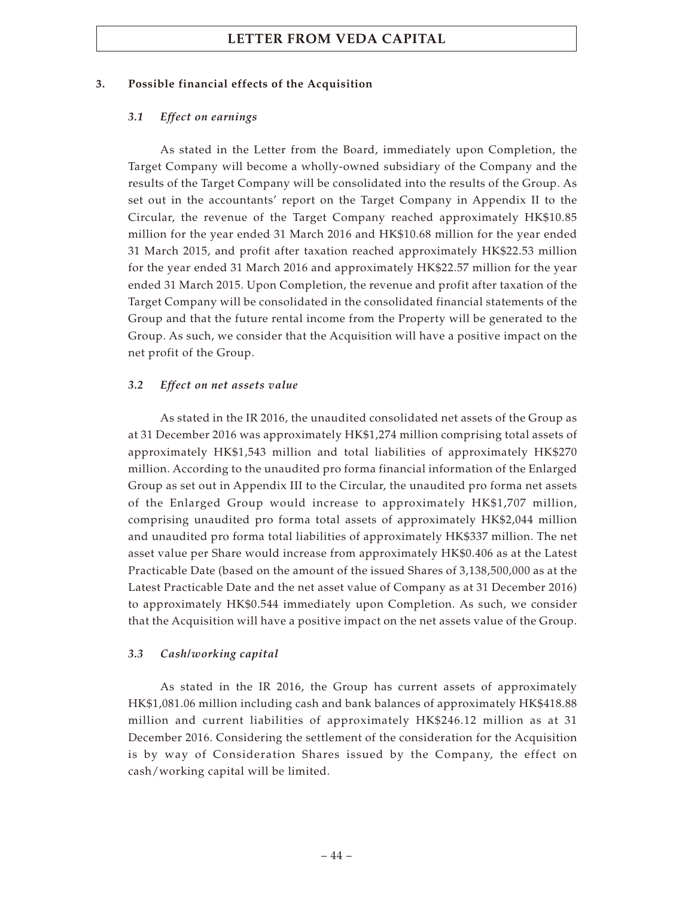### 3. Possible financial effects of the Acquisition

#### *3.1 Effect on earnings*

As stated in the Letter from the Board, immediately upon Completion, the Target Company will become a wholly-owned subsidiary of the Company and the results of the Target Company will be consolidated into the results of the Group. As set out in the accountants' report on the Target Company in Appendix II to the Circular, the revenue of the Target Company reached approximately HK$10.85 million for the year ended 31 March 2016 and HK$10.68 million for the year ended 31 March 2015, and profit after taxation reached approximately HK$22.53 million for the year ended 31 March 2016 and approximately HK$22.57 million for the year ended 31 March 2015. Upon Completion, the revenue and profit after taxation of the Target Company will be consolidated in the consolidated financial statements of the Group and that the future rental income from the Property will be generated to the Group. As such, we consider that the Acquisition will have a positive impact on the net profit of the Group.

#### *3.2 Effect on net assets value*

As stated in the IR 2016, the unaudited consolidated net assets of the Group as at 31 December 2016 was approximately HK$1,274 million comprising total assets of approximately HK$1,543 million and total liabilities of approximately HK$270 million. According to the unaudited pro forma financial information of the Enlarged Group as set out in Appendix III to the Circular, the unaudited pro forma net assets of the Enlarged Group would increase to approximately HK$1,707 million, comprising unaudited pro forma total assets of approximately HK$2,044 million and unaudited pro forma total liabilities of approximately HK$337 million. The net asset value per Share would increase from approximately HK$0.406 as at the Latest Practicable Date (based on the amount of the issued Shares of 3,138,500,000 as at the Latest Practicable Date and the net asset value of Company as at 31 December 2016) to approximately HK$0.544 immediately upon Completion. As such, we consider that the Acquisition will have a positive impact on the net assets value of the Group.

#### *3.3 Cash/working capital*

As stated in the IR 2016, the Group has current assets of approximately HK$1,081.06 million including cash and bank balances of approximately HK$418.88 million and current liabilities of approximately HK$246.12 million as at 31 December 2016. Considering the settlement of the consideration for the Acquisition is by way of Consideration Shares issued by the Company, the effect on cash/working capital will be limited.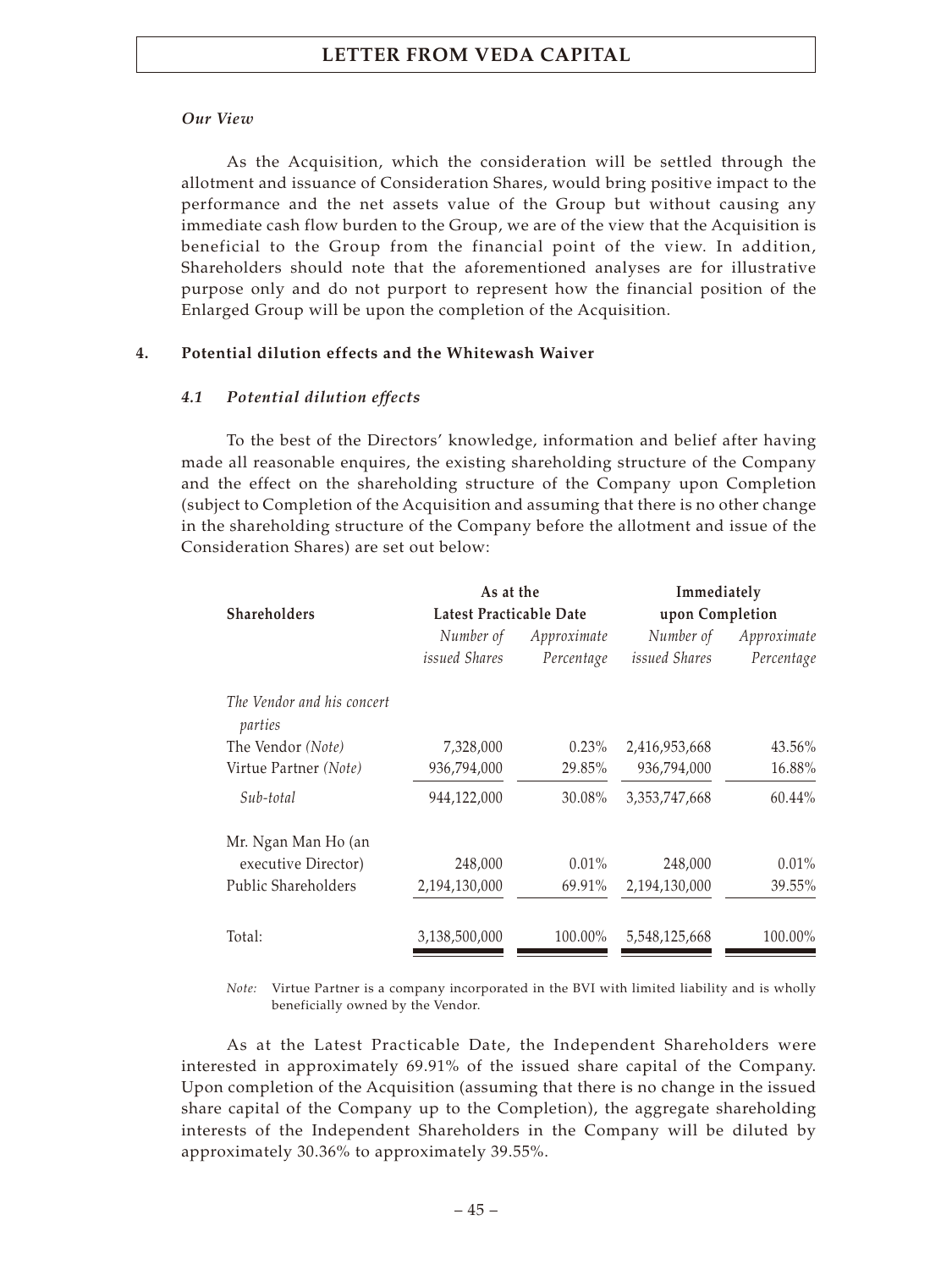*Our View*

As the Acquisition, which the consideration will be settled through the allotment and issuance of Consideration Shares, would bring positive impact to the performance and the net assets value of the Group but without causing any immediate cash flow burden to the Group, we are of the view that the Acquisition is beneficial to the Group from the financial point of the view. In addition, Shareholders should note that the aforementioned analyses are for illustrative purpose only and do not purport to represent how the financial position of the Enlarged Group will be upon the completion of the Acquisition.

**4. Potential dilution effects and the Whitewash Waiver**

***4.1 Potential dilution effects***

To the best of the Directors' knowledge, information and belief after having made all reasonable enquires, the existing shareholding structure of the Company and the effect on the shareholding structure of the Company upon Completion (subject to Completion of the Acquisition and assuming that there is no other change in the shareholding structure of the Company before the allotment and issue of the Consideration Shares) are set out below:

| Shareholders | As at the Latest Practicable Date | | Immediately upon Completion | |
|---|---|---|---|---|
| | *Number of issued Shares* | *Approximate Percentage* | *Number of issued Shares* | *Approximate Percentage* |
| *The Vendor and his concert parties* | | | | |
| The Vendor *(Note)* | 7,328,000 | 0.23% | 2,416,953,668 | 43.56% |
| Virtue Partner *(Note)* | 936,794,000 | 29.85% | 936,794,000 | 16.88% |
| *Sub-total* | 944,122,000 | 30.08% | 3,353,747,668 | 60.44% |
| Mr. Ngan Man Ho (an executive Director) | 248,000 | 0.01% | 248,000 | 0.01% |
| Public Shareholders | 2,194,130,000 | 69.91% | 2,194,130,000 | 39.55% |
| Total: | 3,138,500,000 | 100.00% | 5,548,125,668 | 100.00% |

*Note:* Virtue Partner is a company incorporated in the BVI with limited liability and is wholly beneficially owned by the Vendor.

As at the Latest Practicable Date, the Independent Shareholders were interested in approximately 69.91% of the issued share capital of the Company. Upon completion of the Acquisition (assuming that there is no change in the issued share capital of the Company up to the Completion), the aggregate shareholding interests of the Independent Shareholders in the Company will be diluted by approximately 30.36% to approximately 39.55%.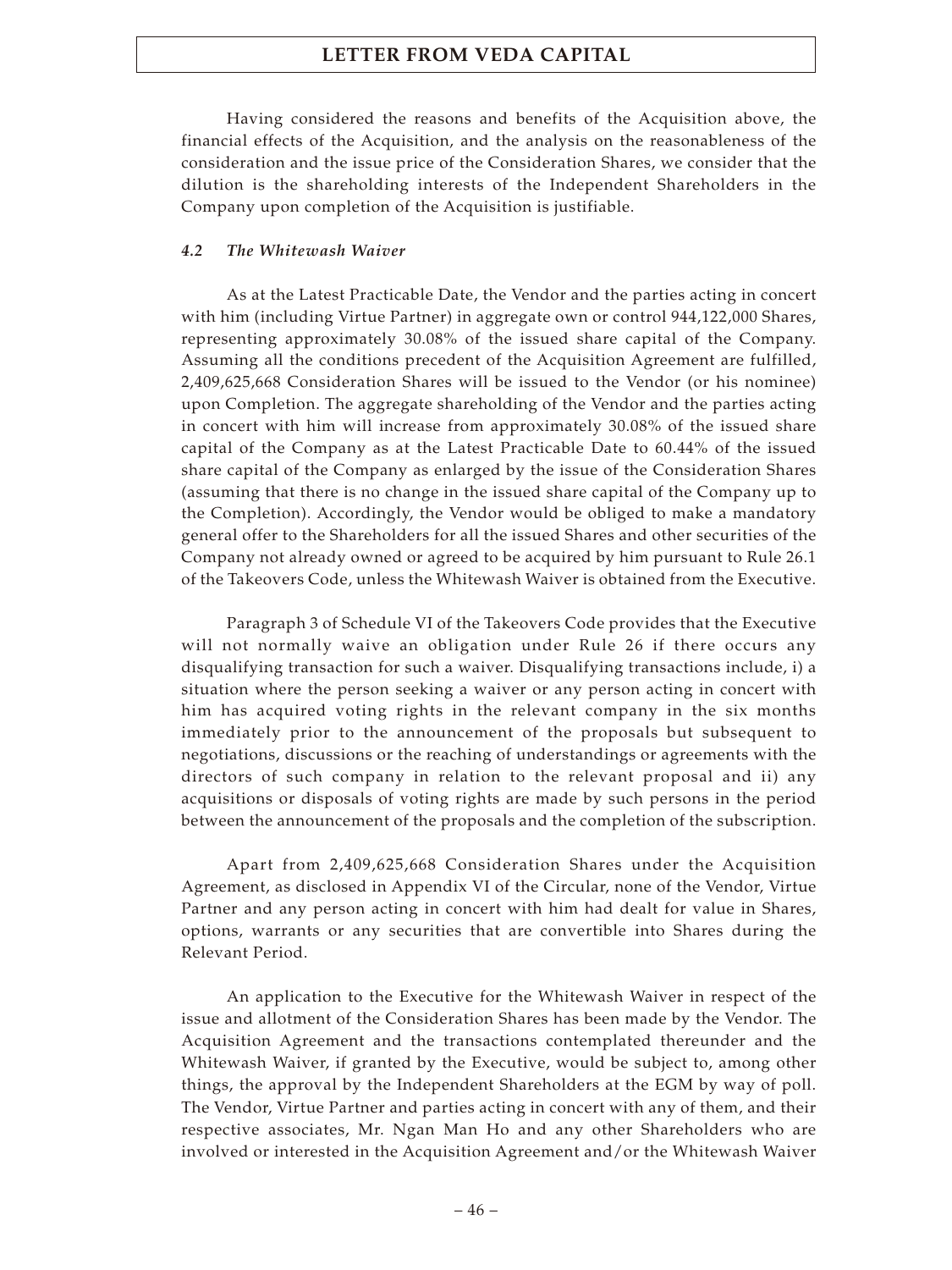Having considered the reasons and benefits of the Acquisition above, the financial effects of the Acquisition, and the analysis on the reasonableness of the consideration and the issue price of the Consideration Shares, we consider that the dilution is the shareholding interests of the Independent Shareholders in the Company upon completion of the Acquisition is justifiable.

### *4.2 The Whitewash Waiver*

As at the Latest Practicable Date, the Vendor and the parties acting in concert with him (including Virtue Partner) in aggregate own or control 944,122,000 Shares, representing approximately 30.08% of the issued share capital of the Company. Assuming all the conditions precedent of the Acquisition Agreement are fulfilled, 2,409,625,668 Consideration Shares will be issued to the Vendor (or his nominee) upon Completion. The aggregate shareholding of the Vendor and the parties acting in concert with him will increase from approximately 30.08% of the issued share capital of the Company as at the Latest Practicable Date to 60.44% of the issued share capital of the Company as enlarged by the issue of the Consideration Shares (assuming that there is no change in the issued share capital of the Company up to the Completion). Accordingly, the Vendor would be obliged to make a mandatory general offer to the Shareholders for all the issued Shares and other securities of the Company not already owned or agreed to be acquired by him pursuant to Rule 26.1 of the Takeovers Code, unless the Whitewash Waiver is obtained from the Executive.

Paragraph 3 of Schedule VI of the Takeovers Code provides that the Executive will not normally waive an obligation under Rule 26 if there occurs any disqualifying transaction for such a waiver. Disqualifying transactions include, i) a situation where the person seeking a waiver or any person acting in concert with him has acquired voting rights in the relevant company in the six months immediately prior to the announcement of the proposals but subsequent to negotiations, discussions or the reaching of understandings or agreements with the directors of such company in relation to the relevant proposal and ii) any acquisitions or disposals of voting rights are made by such persons in the period between the announcement of the proposals and the completion of the subscription.

Apart from 2,409,625,668 Consideration Shares under the Acquisition Agreement, as disclosed in Appendix VI of the Circular, none of the Vendor, Virtue Partner and any person acting in concert with him had dealt for value in Shares, options, warrants or any securities that are convertible into Shares during the Relevant Period.

An application to the Executive for the Whitewash Waiver in respect of the issue and allotment of the Consideration Shares has been made by the Vendor. The Acquisition Agreement and the transactions contemplated thereunder and the Whitewash Waiver, if granted by the Executive, would be subject to, among other things, the approval by the Independent Shareholders at the EGM by way of poll. The Vendor, Virtue Partner and parties acting in concert with any of them, and their respective associates, Mr. Ngan Man Ho and any other Shareholders who are involved or interested in the Acquisition Agreement and/or the Whitewash Waiver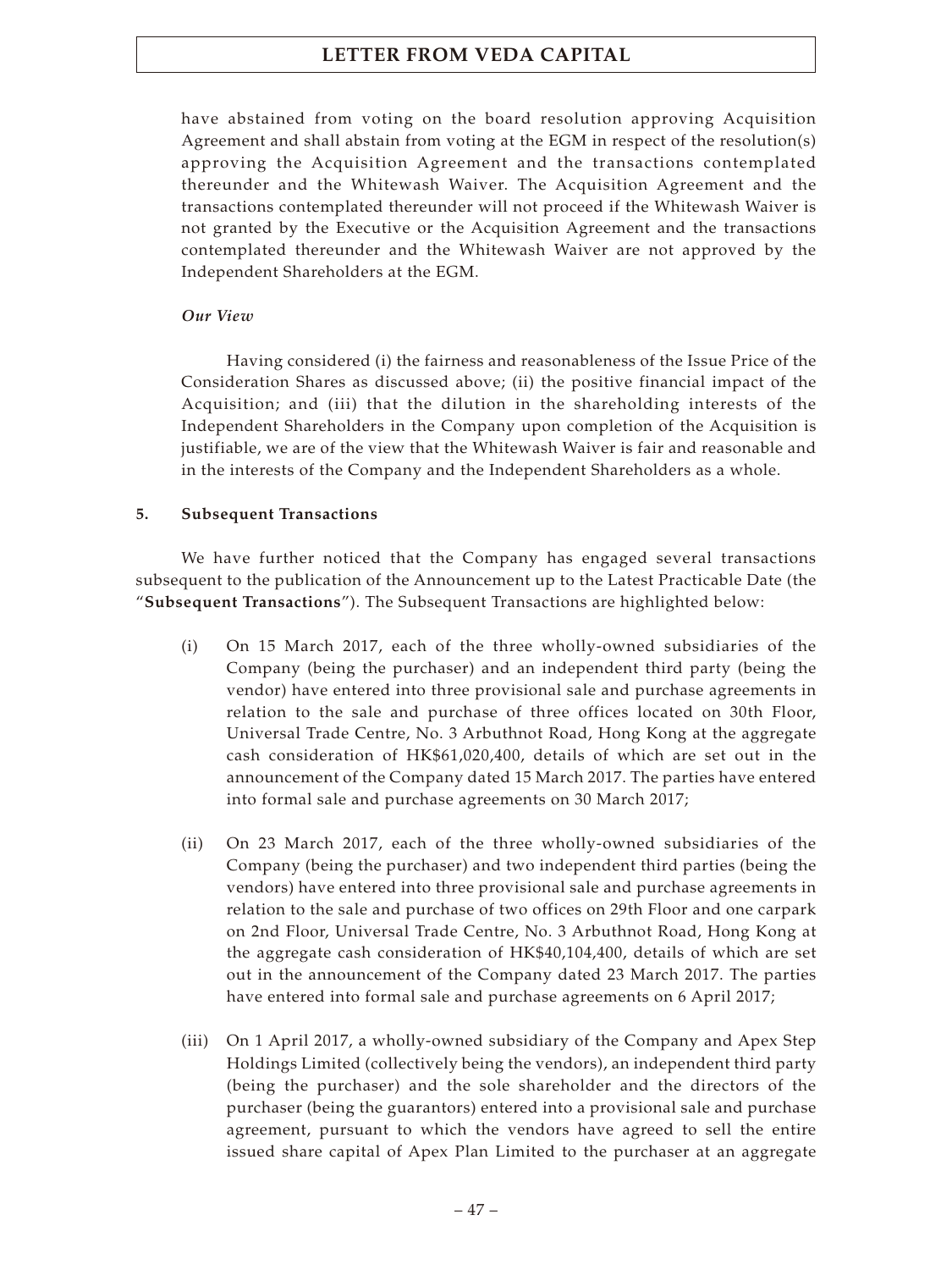have abstained from voting on the board resolution approving Acquisition Agreement and shall abstain from voting at the EGM in respect of the resolution(s) approving the Acquisition Agreement and the transactions contemplated thereunder and the Whitewash Waiver. The Acquisition Agreement and the transactions contemplated thereunder will not proceed if the Whitewash Waiver is not granted by the Executive or the Acquisition Agreement and the transactions contemplated thereunder and the Whitewash Waiver are not approved by the Independent Shareholders at the EGM.

*Our View*

Having considered (i) the fairness and reasonableness of the Issue Price of the Consideration Shares as discussed above; (ii) the positive financial impact of the Acquisition; and (iii) that the dilution in the shareholding interests of the Independent Shareholders in the Company upon completion of the Acquisition is justifiable, we are of the view that the Whitewash Waiver is fair and reasonable and in the interests of the Company and the Independent Shareholders as a whole.

**5. Subsequent Transactions**

We have further noticed that the Company has engaged several transactions subsequent to the publication of the Announcement up to the Latest Practicable Date (the "**Subsequent Transactions**"). The Subsequent Transactions are highlighted below:

(i) On 15 March 2017, each of the three wholly-owned subsidiaries of the Company (being the purchaser) and an independent third party (being the vendor) have entered into three provisional sale and purchase agreements in relation to the sale and purchase of three offices located on 30th Floor, Universal Trade Centre, No. 3 Arbuthnot Road, Hong Kong at the aggregate cash consideration of HK$61,020,400, details of which are set out in the announcement of the Company dated 15 March 2017. The parties have entered into formal sale and purchase agreements on 30 March 2017;

(ii) On 23 March 2017, each of the three wholly-owned subsidiaries of the Company (being the purchaser) and two independent third parties (being the vendors) have entered into three provisional sale and purchase agreements in relation to the sale and purchase of two offices on 29th Floor and one carpark on 2nd Floor, Universal Trade Centre, No. 3 Arbuthnot Road, Hong Kong at the aggregate cash consideration of HK$40,104,400, details of which are set out in the announcement of the Company dated 23 March 2017. The parties have entered into formal sale and purchase agreements on 6 April 2017;

(iii) On 1 April 2017, a wholly-owned subsidiary of the Company and Apex Step Holdings Limited (collectively being the vendors), an independent third party (being the purchaser) and the sole shareholder and the directors of the purchaser (being the guarantors) entered into a provisional sale and purchase agreement, pursuant to which the vendors have agreed to sell the entire issued share capital of Apex Plan Limited to the purchaser at an aggregate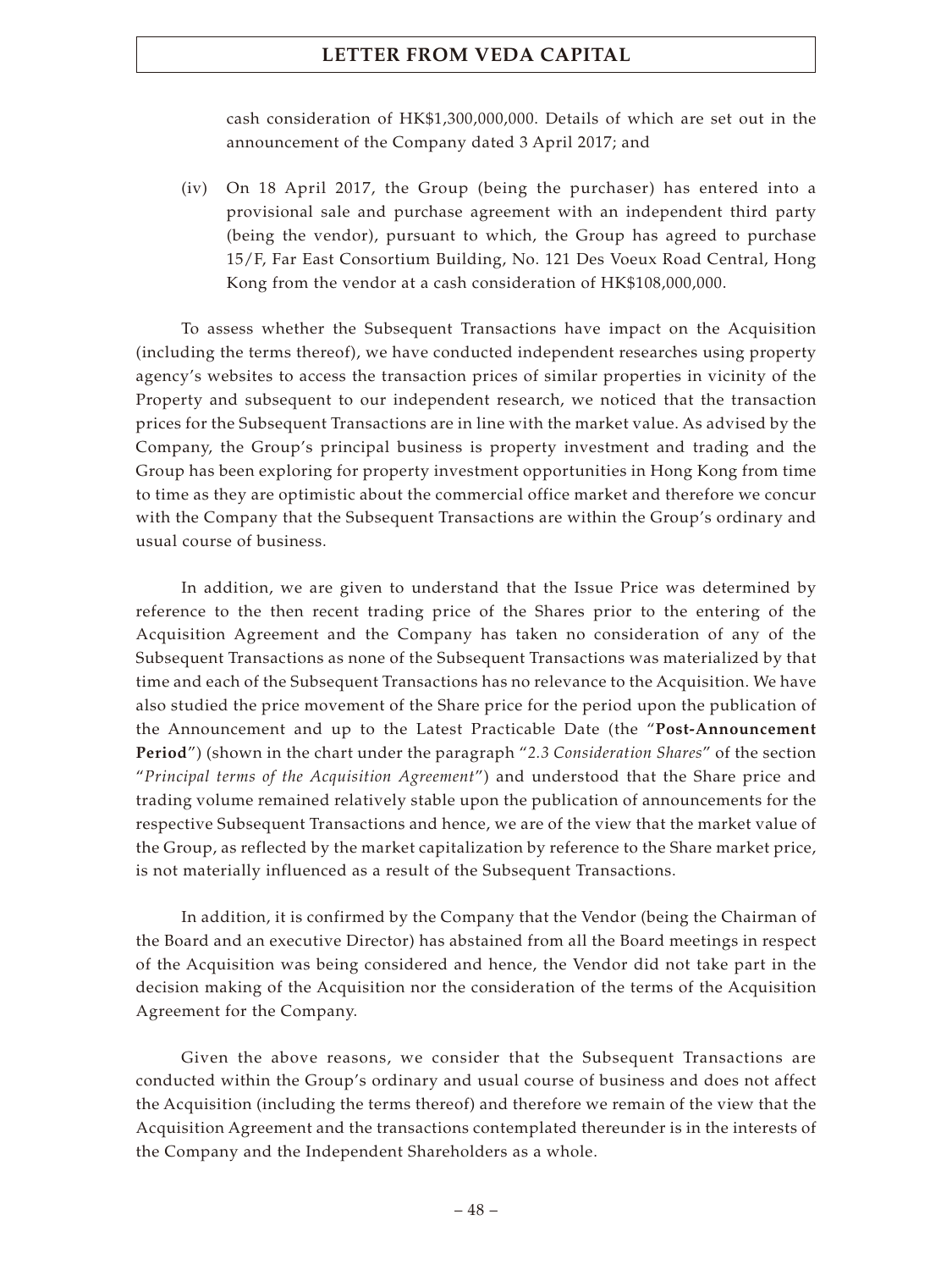cash consideration of HK$1,300,000,000. Details of which are set out in the announcement of the Company dated 3 April 2017; and

(iv) On 18 April 2017, the Group (being the purchaser) has entered into a provisional sale and purchase agreement with an independent third party (being the vendor), pursuant to which, the Group has agreed to purchase 15/F, Far East Consortium Building, No. 121 Des Voeux Road Central, Hong Kong from the vendor at a cash consideration of HK$108,000,000.

To assess whether the Subsequent Transactions have impact on the Acquisition (including the terms thereof), we have conducted independent researches using property agency's websites to access the transaction prices of similar properties in vicinity of the Property and subsequent to our independent research, we noticed that the transaction prices for the Subsequent Transactions are in line with the market value. As advised by the Company, the Group's principal business is property investment and trading and the Group has been exploring for property investment opportunities in Hong Kong from time to time as they are optimistic about the commercial office market and therefore we concur with the Company that the Subsequent Transactions are within the Group's ordinary and usual course of business.

In addition, we are given to understand that the Issue Price was determined by reference to the then recent trading price of the Shares prior to the entering of the Acquisition Agreement and the Company has taken no consideration of any of the Subsequent Transactions as none of the Subsequent Transactions was materialized by that time and each of the Subsequent Transactions has no relevance to the Acquisition. We have also studied the price movement of the Share price for the period upon the publication of the Announcement and up to the Latest Practicable Date (the "**Post-Announcement Period**") (shown in the chart under the paragraph "*2.3 Consideration Shares*" of the section "*Principal terms of the Acquisition Agreement*") and understood that the Share price and trading volume remained relatively stable upon the publication of announcements for the respective Subsequent Transactions and hence, we are of the view that the market value of the Group, as reflected by the market capitalization by reference to the Share market price, is not materially influenced as a result of the Subsequent Transactions.

In addition, it is confirmed by the Company that the Vendor (being the Chairman of the Board and an executive Director) has abstained from all the Board meetings in respect of the Acquisition was being considered and hence, the Vendor did not take part in the decision making of the Acquisition nor the consideration of the terms of the Acquisition Agreement for the Company.

Given the above reasons, we consider that the Subsequent Transactions are conducted within the Group's ordinary and usual course of business and does not affect the Acquisition (including the terms thereof) and therefore we remain of the view that the Acquisition Agreement and the transactions contemplated thereunder is in the interests of the Company and the Independent Shareholders as a whole.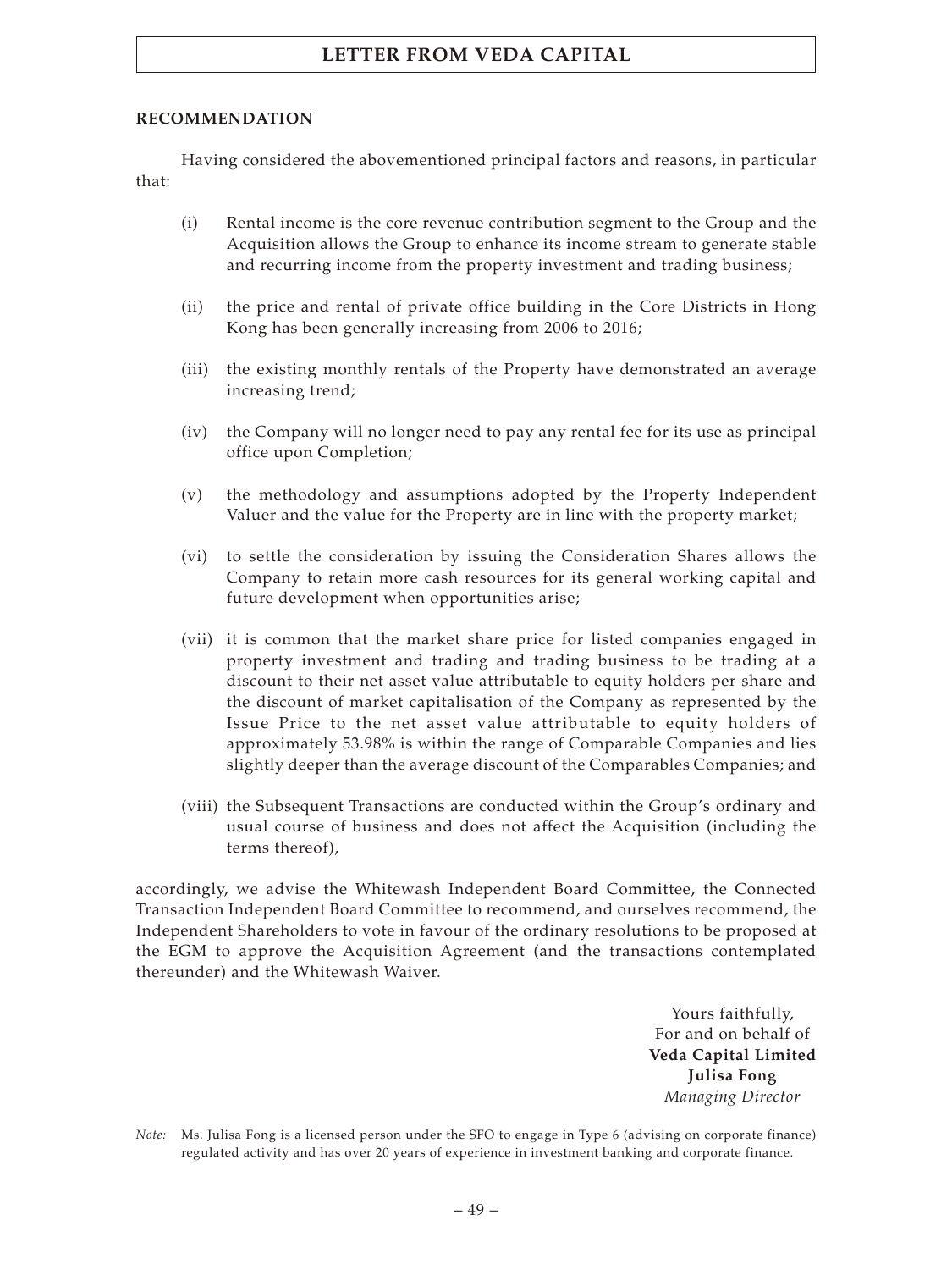## RECOMMENDATION

Having considered the abovementioned principal factors and reasons, in particular that:

(i) Rental income is the core revenue contribution segment to the Group and the Acquisition allows the Group to enhance its income stream to generate stable and recurring income from the property investment and trading business;

(ii) the price and rental of private office building in the Core Districts in Hong Kong has been generally increasing from 2006 to 2016;

(iii) the existing monthly rentals of the Property have demonstrated an average increasing trend;

(iv) the Company will no longer need to pay any rental fee for its use as principal office upon Completion;

(v) the methodology and assumptions adopted by the Property Independent Valuer and the value for the Property are in line with the property market;

(vi) to settle the consideration by issuing the Consideration Shares allows the Company to retain more cash resources for its general working capital and future development when opportunities arise;

(vii) it is common that the market share price for listed companies engaged in property investment and trading and trading business to be trading at a discount to their net asset value attributable to equity holders per share and the discount of market capitalisation of the Company as represented by the Issue Price to the net asset value attributable to equity holders of approximately 53.98% is within the range of Comparable Companies and lies slightly deeper than the average discount of the Comparables Companies; and

(viii) the Subsequent Transactions are conducted within the Group's ordinary and usual course of business and does not affect the Acquisition (including the terms thereof),

accordingly, we advise the Whitewash Independent Board Committee, the Connected Transaction Independent Board Committee to recommend, and ourselves recommend, the Independent Shareholders to vote in favour of the ordinary resolutions to be proposed at the EGM to approve the Acquisition Agreement (and the transactions contemplated thereunder) and the Whitewash Waiver.

Yours faithfully,
For and on behalf of
**Veda Capital Limited**
**Julisa Fong**
*Managing Director*

*Note:* Ms. Julisa Fong is a licensed person under the SFO to engage in Type 6 (advising on corporate finance) regulated activity and has over 20 years of experience in investment banking and corporate finance.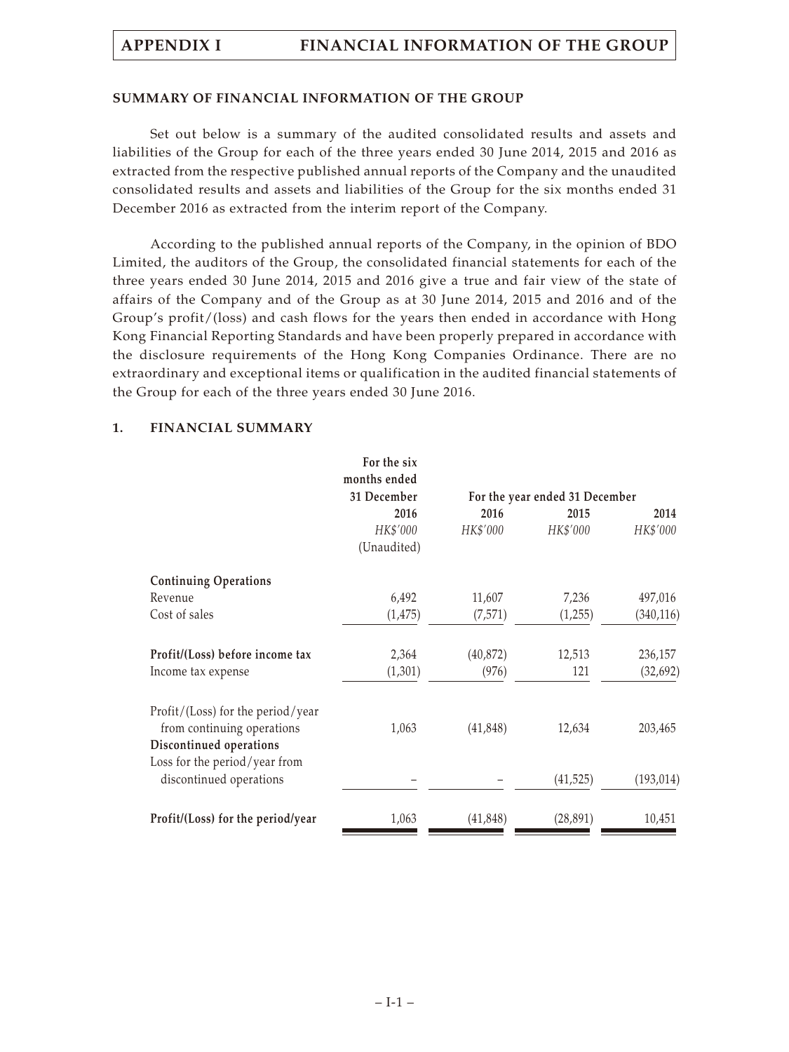## SUMMARY OF FINANCIAL INFORMATION OF THE GROUP

Set out below is a summary of the audited consolidated results and assets and liabilities of the Group for each of the three years ended 30 June 2014, 2015 and 2016 as extracted from the respective published annual reports of the Company and the unaudited consolidated results and assets and liabilities of the Group for the six months ended 31 December 2016 as extracted from the interim report of the Company.

According to the published annual reports of the Company, in the opinion of BDO Limited, the auditors of the Group, the consolidated financial statements for each of the three years ended 30 June 2014, 2015 and 2016 give a true and fair view of the state of affairs of the Company and of the Group as at 30 June 2014, 2015 and 2016 and of the Group's profit/(loss) and cash flows for the years then ended in accordance with Hong Kong Financial Reporting Standards and have been properly prepared in accordance with the disclosure requirements of the Hong Kong Companies Ordinance. There are no extraordinary and exceptional items or qualification in the audited financial statements of the Group for each of the three years ended 30 June 2016.

### 1. FINANCIAL SUMMARY

| | For the six months ended 31 December | For the year ended 31 December | | |
|---|---|---|---|---|
| | 2016 | 2016 | 2015 | 2014 |
| | *HK$'000* | *HK$'000* | *HK$'000* | *HK$'000* |
| | (Unaudited) | | | |
| **Continuing Operations** | | | | |
| Revenue | 6,492 | 11,607 | 7,236 | 497,016 |
| Cost of sales | (1,475) | (7,571) | (1,255) | (340,116) |
| **Profit/(Loss) before income tax** | 2,364 | (40,872) | 12,513 | 236,157 |
| Income tax expense | (1,301) | (976) | 121 | (32,692) |
| Profit/(Loss) for the period/year from continuing operations | 1,063 | (41,848) | 12,634 | 203,465 |
| **Discontinued operations** | | | | |
| Loss for the period/year from discontinued operations | – | – | (41,525) | (193,014) |
| **Profit/(Loss) for the period/year** | 1,063 | (41,848) | (28,891) | 10,451 |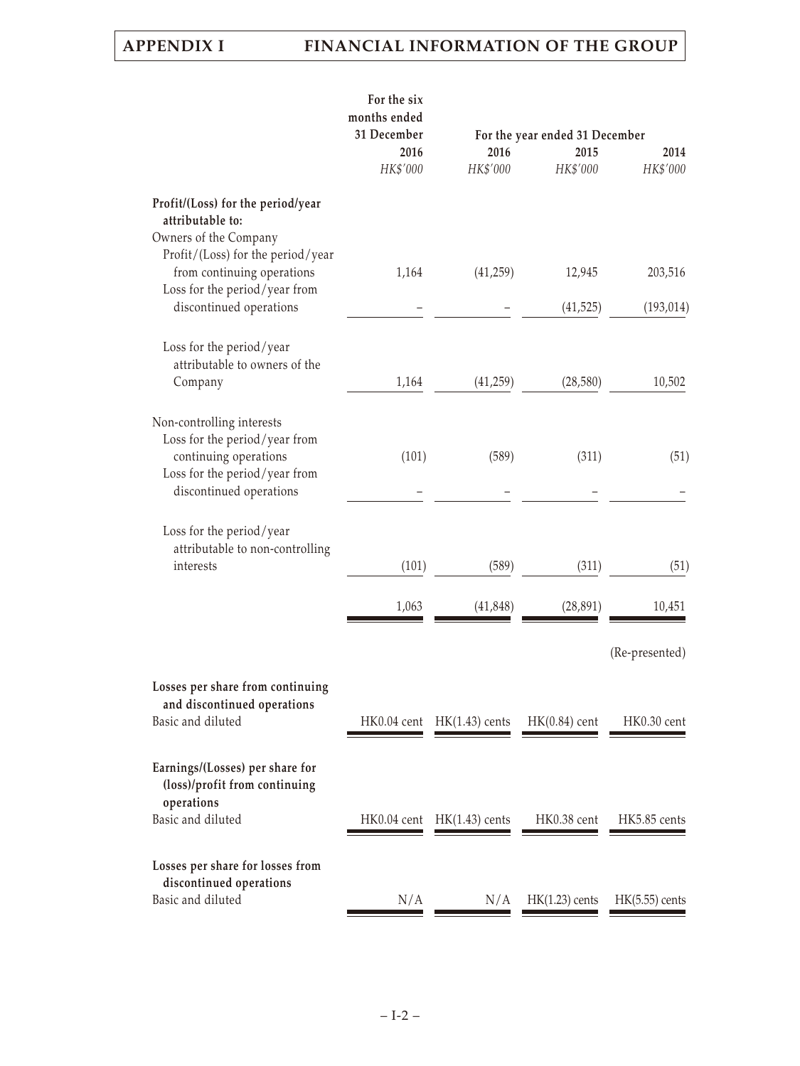| | For the six months ended 31 December | For the year ended 31 December | | |
|---|---|---|---|---|
| | 2016 | 2016 | 2015 | 2014 |
| | *HK$'000* | *HK$'000* | *HK$'000* | *HK$'000* |
| **Profit/(Loss) for the period/year attributable to:** | | | | |
| Owners of the Company | | | | |
| Profit/(Loss) for the period/year from continuing operations | 1,164 | (41,259) | 12,945 | 203,516 |
| Loss for the period/year from discontinued operations | – | – | (41,525) | (193,014) |
| Loss for the period/year attributable to owners of the Company | 1,164 | (41,259) | (28,580) | 10,502 |
| Non-controlling interests | | | | |
| Loss for the period/year from continuing operations | (101) | (589) | (311) | (51) |
| Loss for the period/year from discontinued operations | – | – | – | – |
| Loss for the period/year attributable to non-controlling interests | (101) | (589) | (311) | (51) |
| | 1,063 | (41,848) | (28,891) | 10,451 |
| | | | | (Re-presented) |
| **Losses per share from continuing and discontinued operations** | | | | |
| Basic and diluted | HK0.04 cent | HK(1.43) cents | HK(0.84) cent | HK0.30 cent |
| **Earnings/(Losses) per share for (loss)/profit from continuing operations** | | | | |
| Basic and diluted | HK0.04 cent | HK(1.43) cents | HK0.38 cent | HK5.85 cents |
| **Losses per share for losses from discontinued operations** | | | | |
| Basic and diluted | N/A | N/A | HK(1.23) cents | HK(5.55) cents |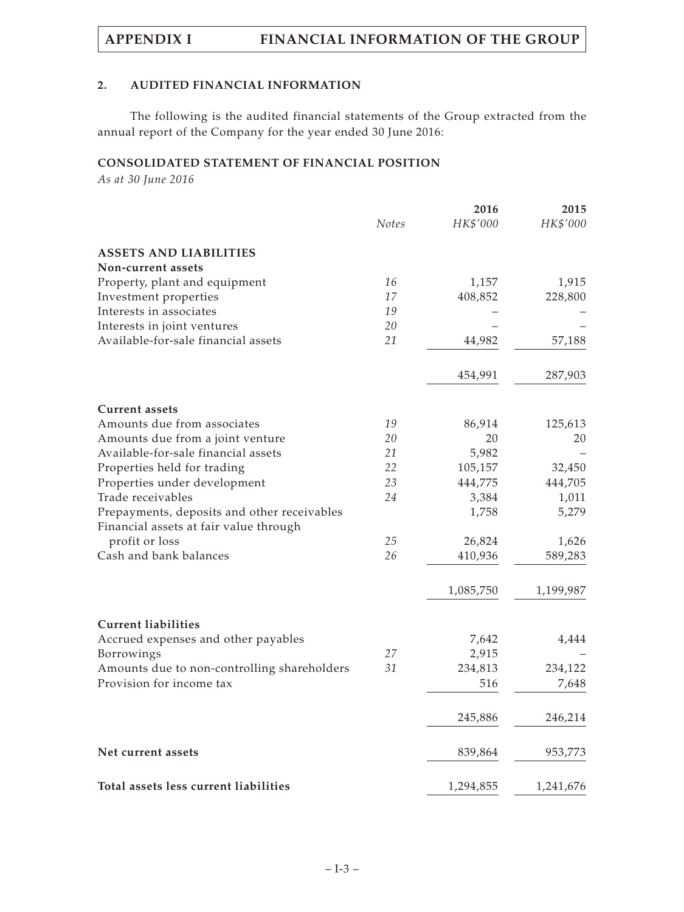## 2. AUDITED FINANCIAL INFORMATION

The following is the audited financial statements of the Group extracted from the annual report of the Company for the year ended 30 June 2016:

### CONSOLIDATED STATEMENT OF FINANCIAL POSITION

*As at 30 June 2016*

| | *Notes* | **2016** *HK$'000* | **2015** *HK$'000* |
|---|---|---|---|
| **ASSETS AND LIABILITIES** | | | |
| **Non-current assets** | | | |
| Property, plant and equipment | *16* | 1,157 | 1,915 |
| Investment properties | *17* | 408,852 | 228,800 |
| Interests in associates | *19* | – | – |
| Interests in joint ventures | *20* | – | – |
| Available-for-sale financial assets | *21* | 44,982 | 57,188 |
| | | 454,991 | 287,903 |
| **Current assets** | | | |
| Amounts due from associates | *19* | 86,914 | 125,613 |
| Amounts due from a joint venture | *20* | 20 | 20 |
| Available-for-sale financial assets | *21* | 5,982 | – |
| Properties held for trading | *22* | 105,157 | 32,450 |
| Properties under development | *23* | 444,775 | 444,705 |
| Trade receivables | *24* | 3,384 | 1,011 |
| Prepayments, deposits and other receivables | | 1,758 | 5,279 |
| Financial assets at fair value through profit or loss | *25* | 26,824 | 1,626 |
| Cash and bank balances | *26* | 410,936 | 589,283 |
| | | 1,085,750 | 1,199,987 |
| **Current liabilities** | | | |
| Accrued expenses and other payables | | 7,642 | 4,444 |
| Borrowings | *27* | 2,915 | – |
| Amounts due to non-controlling shareholders | *31* | 234,813 | 234,122 |
| Provision for income tax | | 516 | 7,648 |
| | | 245,886 | 246,214 |
| **Net current assets** | | 839,864 | 953,773 |
| **Total assets less current liabilities** | | 1,294,855 | 1,241,676 |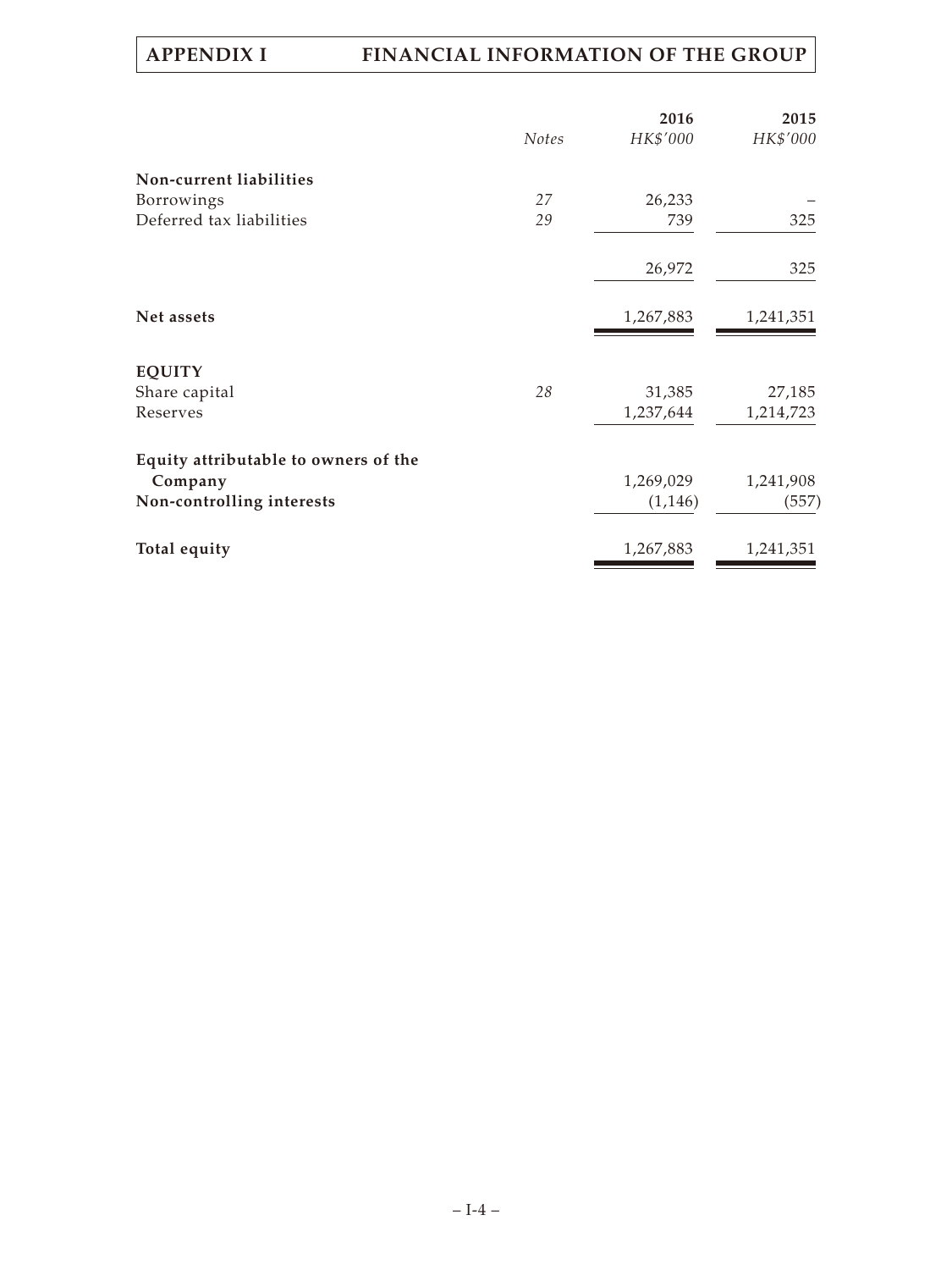| | Notes | 2016<br>HK$'000 | 2015<br>HK$'000 |
|---|---|---|---|
| **Non-current liabilities** | | | |
| Borrowings | 27 | 26,233 | – |
| Deferred tax liabilities | 29 | 739 | 325 |
| | | 26,972 | 325 |
| **Net assets** | | 1,267,883 | 1,241,351 |
| **EQUITY** | | | |
| Share capital | 28 | 31,385 | 27,185 |
| Reserves | | 1,237,644 | 1,214,723 |
| **Equity attributable to owners of the Company** | | 1,269,029 | 1,241,908 |
| **Non-controlling interests** | | (1,146) | (557) |
| **Total equity** | | 1,267,883 | 1,241,351 |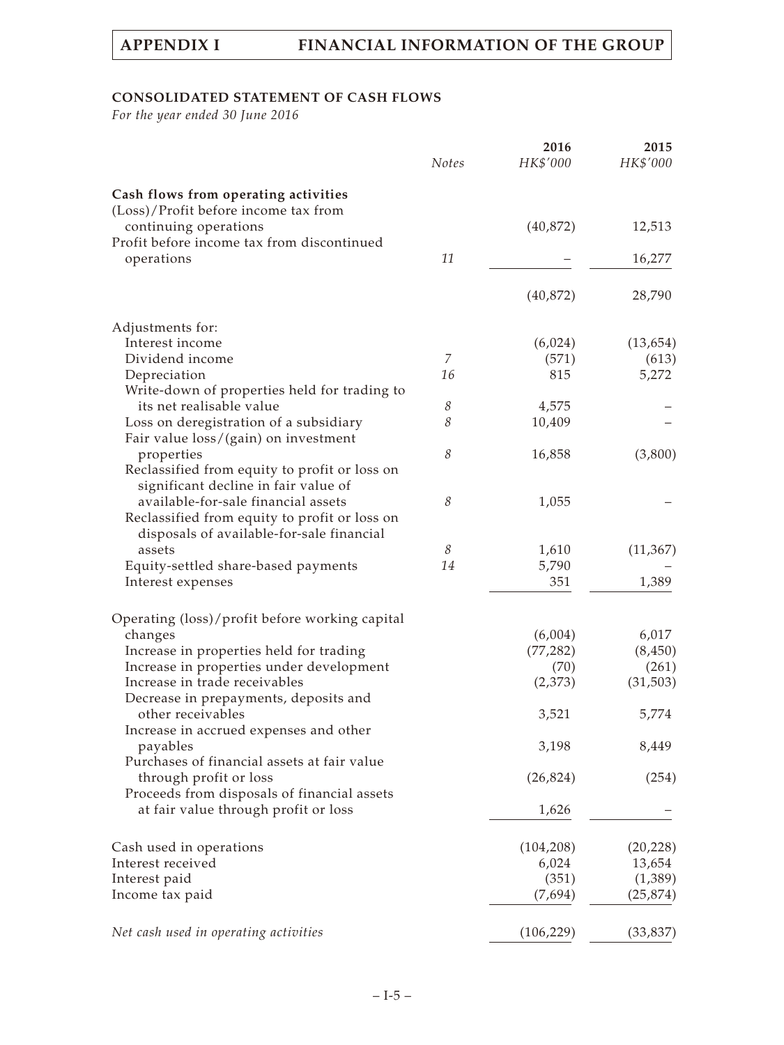## CONSOLIDATED STATEMENT OF CASH FLOWS

*For the year ended 30 June 2016*

| | *Notes* | 2016<br>*HK$'000* | 2015<br>*HK$'000* |
|---|---|---|---|
| **Cash flows from operating activities** | | | |
| (Loss)/Profit before income tax from continuing operations | | (40,872) | 12,513 |
| Profit before income tax from discontinued operations | 11 | – | 16,277 |
| | | (40,872) | 28,790 |
| Adjustments for: | | | |
| Interest income | | (6,024) | (13,654) |
| Dividend income | 7 | (571) | (613) |
| Depreciation | 16 | 815 | 5,272 |
| Write-down of properties held for trading to its net realisable value | 8 | 4,575 | – |
| Loss on deregistration of a subsidiary | 8 | 10,409 | – |
| Fair value loss/(gain) on investment properties | 8 | 16,858 | (3,800) |
| Reclassified from equity to profit or loss on significant decline in fair value of available-for-sale financial assets | 8 | 1,055 | – |
| Reclassified from equity to profit or loss on disposals of available-for-sale financial assets | 8 | 1,610 | (11,367) |
| Equity-settled share-based payments | 14 | 5,790 | – |
| Interest expenses | | 351 | 1,389 |
| Operating (loss)/profit before working capital changes | | (6,004) | 6,017 |
| Increase in properties held for trading | | (77,282) | (8,450) |
| Increase in properties under development | | (70) | (261) |
| Increase in trade receivables | | (2,373) | (31,503) |
| Decrease in prepayments, deposits and other receivables | | 3,521 | 5,774 |
| Increase in accrued expenses and other payables | | 3,198 | 8,449 |
| Purchases of financial assets at fair value through profit or loss | | (26,824) | (254) |
| Proceeds from disposals of financial assets at fair value through profit or loss | | 1,626 | – |
| Cash used in operations | | (104,208) | (20,228) |
| Interest received | | 6,024 | 13,654 |
| Interest paid | | (351) | (1,389) |
| Income tax paid | | (7,694) | (25,874) |
| *Net cash used in operating activities* | | (106,229) | (33,837) |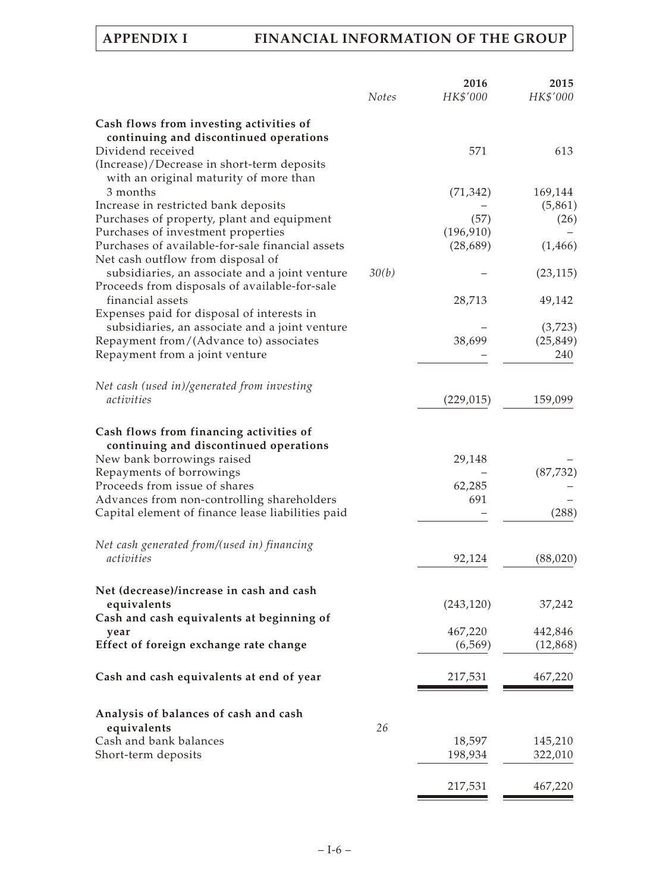|  | Notes | 2016 HK$'000 | 2015 HK$'000 |
|---|---|---|---|
| **Cash flows from investing activities of continuing and discontinued operations** | | | |
| Dividend received | | 571 | 613 |
| (Increase)/Decrease in short-term deposits with an original maturity of more than 3 months | | (71,342) | 169,144 |
| Increase in restricted bank deposits | | – | (5,861) |
| Purchases of property, plant and equipment | | (57) | (26) |
| Purchases of investment properties | | (196,910) | – |
| Purchases of available-for-sale financial assets | | (28,689) | (1,466) |
| Net cash outflow from disposal of subsidiaries, an associate and a joint venture | 30(b) | – | (23,115) |
| Proceeds from disposals of available-for-sale financial assets | | 28,713 | 49,142 |
| Expenses paid for disposal of interests in subsidiaries, an associate and a joint venture | | – | (3,723) |
| Repayment from/(Advance to) associates | | 38,699 | (25,849) |
| Repayment from a joint venture | | – | 240 |
| *Net cash (used in)/generated from investing activities* | | (229,015) | 159,099 |
| **Cash flows from financing activities of continuing and discontinued operations** | | | |
| New bank borrowings raised | | 29,148 | – |
| Repayments of borrowings | | – | (87,732) |
| Proceeds from issue of shares | | 62,285 | – |
| Advances from non-controlling shareholders | | 691 | – |
| Capital element of finance lease liabilities paid | | – | (288) |
| *Net cash generated from/(used in) financing activities* | | 92,124 | (88,020) |
| **Net (decrease)/increase in cash and cash equivalents** | | (243,120) | 37,242 |
| **Cash and cash equivalents at beginning of year** | | 467,220 | 442,846 |
| **Effect of foreign exchange rate change** | | (6,569) | (12,868) |
| **Cash and cash equivalents at end of year** | | 217,531 | 467,220 |
| **Analysis of balances of cash and cash equivalents** | 26 | | |
| Cash and bank balances | | 18,597 | 145,210 |
| Short-term deposits | | 198,934 | 322,010 |
| | | 217,531 | 467,220 |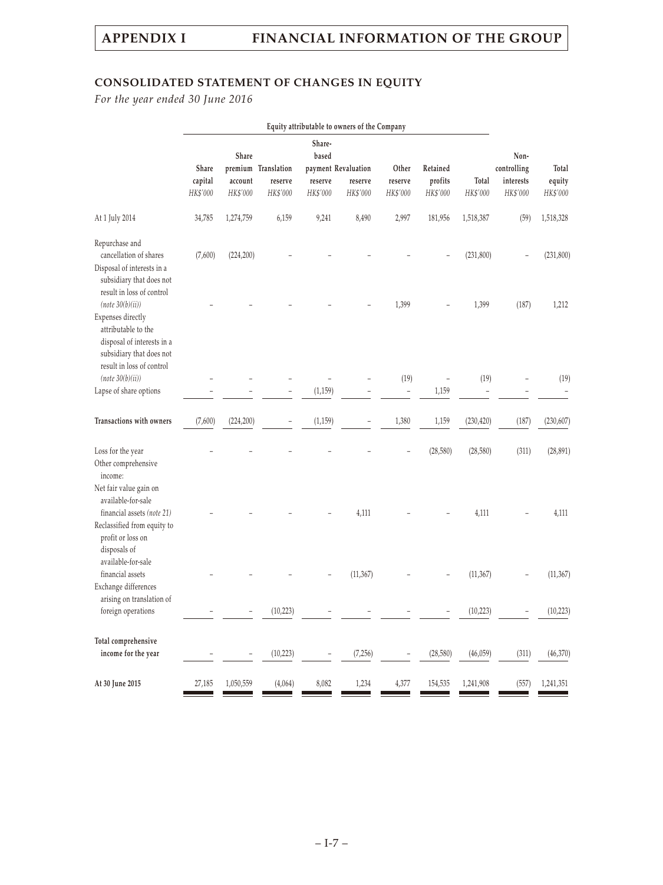## CONSOLIDATED STATEMENT OF CHANGES IN EQUITY

*For the year ended 30 June 2016*

| | Equity attributable to owners of the Company | | | | | | | | | |
|---|---|---|---|---|---|---|---|---|---|---|
| | Share capital | Share premium account | Translation reserve | Share-based payment reserve | Revaluation reserve | Other reserve | Retained profits | Total | Non-controlling interests | Total equity |
| | *HK$'000* | *HK$'000* | *HK$'000* | *HK$'000* | *HK$'000* | *HK$'000* | *HK$'000* | *HK$'000* | *HK$'000* | *HK$'000* |
| At 1 July 2014 | 34,785 | 1,274,759 | 6,159 | 9,241 | 8,490 | 2,997 | 181,956 | 1,518,387 | (59) | 1,518,328 |
| Repurchase and cancellation of shares | (7,600) | (224,200) | – | – | – | – | – | (231,800) | – | (231,800) |
| Disposal of interests in a subsidiary that does not result in loss of control *(note 30(b)(ii))* | – | – | – | – | – | 1,399 | – | 1,399 | (187) | 1,212 |
| Expenses directly attributable to the disposal of interests in a subsidiary that does not result in loss of control *(note 30(b)(ii))* | – | – | – | – | – | (19) | – | (19) | – | (19) |
| Lapse of share options | – | – | – | (1,159) | – | – | 1,159 | – | – | – |
| **Transactions with owners** | (7,600) | (224,200) | – | (1,159) | – | 1,380 | 1,159 | (230,420) | (187) | (230,607) |
| Loss for the year | – | – | – | – | – | – | (28,580) | (28,580) | (311) | (28,891) |
| Other comprehensive income: | | | | | | | | | | |
| Net fair value gain on available-for-sale financial assets *(note 21)* | – | – | – | – | 4,111 | – | – | 4,111 | – | 4,111 |
| Reclassified from equity to profit or loss on disposals of available-for-sale financial assets | – | – | – | – | (11,367) | – | – | (11,367) | – | (11,367) |
| Exchange differences arising on translation of foreign operations | – | – | (10,223) | – | – | – | – | (10,223) | – | (10,223) |
| **Total comprehensive income for the year** | – | – | (10,223) | – | (7,256) | – | (28,580) | (46,059) | (311) | (46,370) |
| **At 30 June 2015** | 27,185 | 1,050,559 | (4,064) | 8,082 | 1,234 | 4,377 | 154,535 | 1,241,908 | (557) | 1,241,351 |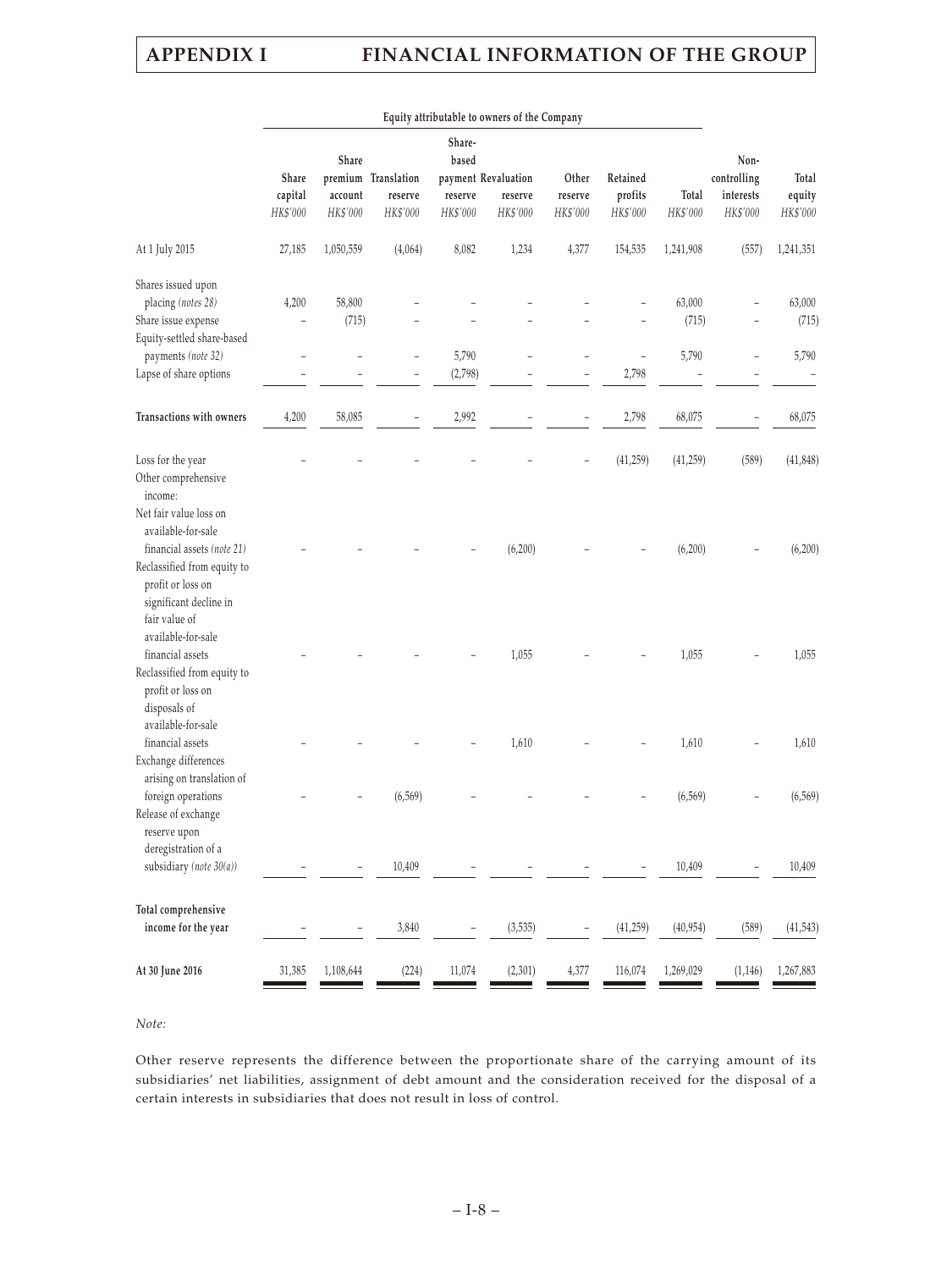| | Equity attributable to owners of the Company | | | | | | | | | |
|---|---|---|---|---|---|---|---|---|---|---|
| | Share capital HK$'000 | Share premium account HK$'000 | Translation reserve HK$'000 | Share-based payment reserve HK$'000 | Revaluation reserve HK$'000 | Other reserve HK$'000 | Retained profits HK$'000 | Total HK$'000 | Non-controlling interests HK$'000 | Total equity HK$'000 |
| At 1 July 2015 | 27,185 | 1,050,559 | (4,064) | 8,082 | 1,234 | 4,377 | 154,535 | 1,241,908 | (557) | 1,241,351 |
| Shares issued upon placing *(notes 28)* | 4,200 | 58,800 | – | – | – | – | – | 63,000 | – | 63,000 |
| Share issue expense | – | (715) | – | – | – | – | – | (715) | – | (715) |
| Equity-settled share-based payments *(note 32)* | – | – | – | 5,790 | – | – | – | 5,790 | – | 5,790 |
| Lapse of share options | – | – | – | (2,798) | – | – | 2,798 | – | – | – |
| **Transactions with owners** | 4,200 | 58,085 | – | 2,992 | – | – | 2,798 | 68,075 | – | 68,075 |
| Loss for the year | – | – | – | – | – | – | (41,259) | (41,259) | (589) | (41,848) |
| Other comprehensive income: | | | | | | | | | | |
| Net fair value loss on available-for-sale financial assets *(note 21)* | – | – | – | – | (6,200) | – | – | (6,200) | – | (6,200) |
| Reclassified from equity to profit or loss on significant decline in fair value of available-for-sale financial assets | – | – | – | – | 1,055 | – | – | 1,055 | – | 1,055 |
| Reclassified from equity to profit or loss on disposals of available-for-sale financial assets | – | – | – | – | 1,610 | – | – | 1,610 | – | 1,610 |
| Exchange differences arising on translation of foreign operations | – | – | (6,569) | – | – | – | – | (6,569) | – | (6,569) |
| Release of exchange reserve upon deregistration of a subsidiary *(note 30(a))* | – | – | 10,409 | – | – | – | – | 10,409 | – | 10,409 |
| **Total comprehensive income for the year** | – | – | 3,840 | – | (3,535) | – | (41,259) | (40,954) | (589) | (41,543) |
| **At 30 June 2016** | 31,385 | 1,108,644 | (224) | 11,074 | (2,301) | 4,377 | 116,074 | 1,269,029 | (1,146) | 1,267,883 |

*Note:*

Other reserve represents the difference between the proportionate share of the carrying amount of its subsidiaries' net liabilities, assignment of debt amount and the consideration received for the disposal of a certain interests in subsidiaries that does not result in loss of control.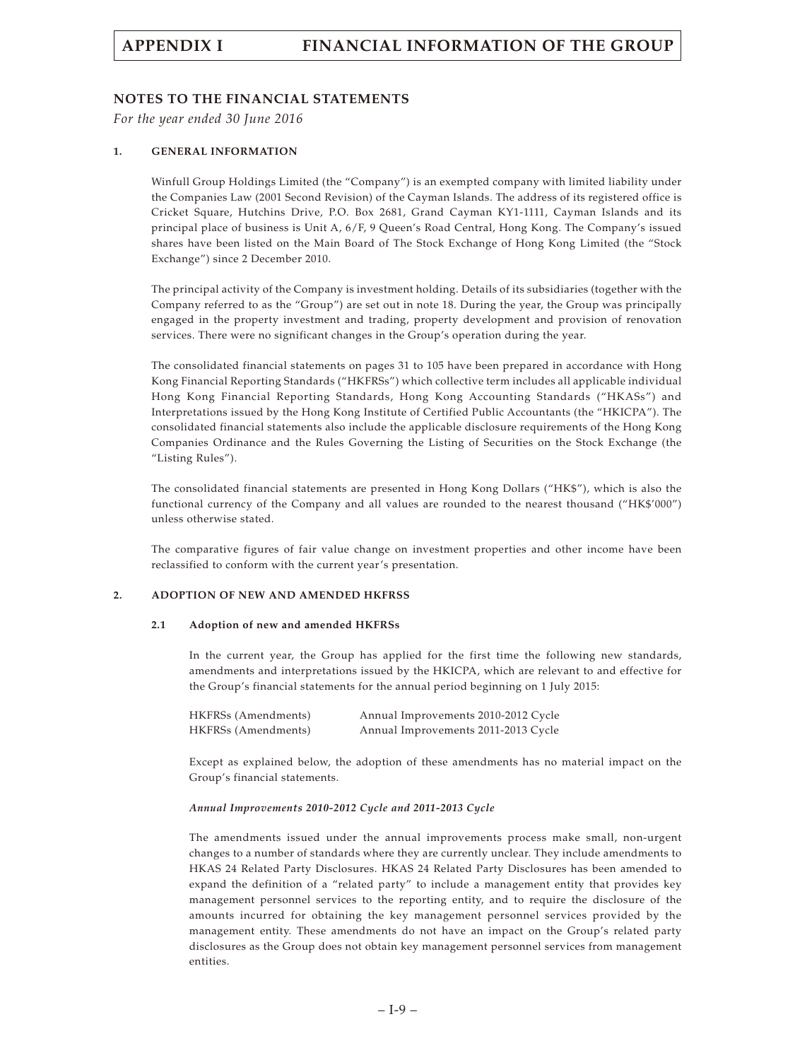## NOTES TO THE FINANCIAL STATEMENTS

*For the year ended 30 June 2016*

### 1. GENERAL INFORMATION

Winfull Group Holdings Limited (the "Company") is an exempted company with limited liability under the Companies Law (2001 Second Revision) of the Cayman Islands. The address of its registered office is Cricket Square, Hutchins Drive, P.O. Box 2681, Grand Cayman KY1-1111, Cayman Islands and its principal place of business is Unit A, 6/F, 9 Queen's Road Central, Hong Kong. The Company's issued shares have been listed on the Main Board of The Stock Exchange of Hong Kong Limited (the "Stock Exchange") since 2 December 2010.

The principal activity of the Company is investment holding. Details of its subsidiaries (together with the Company referred to as the "Group") are set out in note 18. During the year, the Group was principally engaged in the property investment and trading, property development and provision of renovation services. There were no significant changes in the Group's operation during the year.

The consolidated financial statements on pages 31 to 105 have been prepared in accordance with Hong Kong Financial Reporting Standards ("HKFRSs") which collective term includes all applicable individual Hong Kong Financial Reporting Standards, Hong Kong Accounting Standards ("HKASs") and Interpretations issued by the Hong Kong Institute of Certified Public Accountants (the "HKICPA"). The consolidated financial statements also include the applicable disclosure requirements of the Hong Kong Companies Ordinance and the Rules Governing the Listing of Securities on the Stock Exchange (the "Listing Rules").

The consolidated financial statements are presented in Hong Kong Dollars ("HK$"), which is also the functional currency of the Company and all values are rounded to the nearest thousand ("HK$'000") unless otherwise stated.

The comparative figures of fair value change on investment properties and other income have been reclassified to conform with the current year's presentation.

### 2. ADOPTION OF NEW AND AMENDED HKFRSS

#### 2.1 Adoption of new and amended HKFRSs

In the current year, the Group has applied for the first time the following new standards, amendments and interpretations issued by the HKICPA, which are relevant to and effective for the Group's financial statements for the annual period beginning on 1 July 2015:

| | |
|---|---|
| HKFRSs (Amendments) | Annual Improvements 2010-2012 Cycle |
| HKFRSs (Amendments) | Annual Improvements 2011-2013 Cycle |

Except as explained below, the adoption of these amendments has no material impact on the Group's financial statements.

***Annual Improvements 2010-2012 Cycle and 2011-2013 Cycle***

The amendments issued under the annual improvements process make small, non-urgent changes to a number of standards where they are currently unclear. They include amendments to HKAS 24 Related Party Disclosures. HKAS 24 Related Party Disclosures has been amended to expand the definition of a "related party" to include a management entity that provides key management personnel services to the reporting entity, and to require the disclosure of the amounts incurred for obtaining the key management personnel services provided by the management entity. These amendments do not have an impact on the Group's related party disclosures as the Group does not obtain key management personnel services from management entities.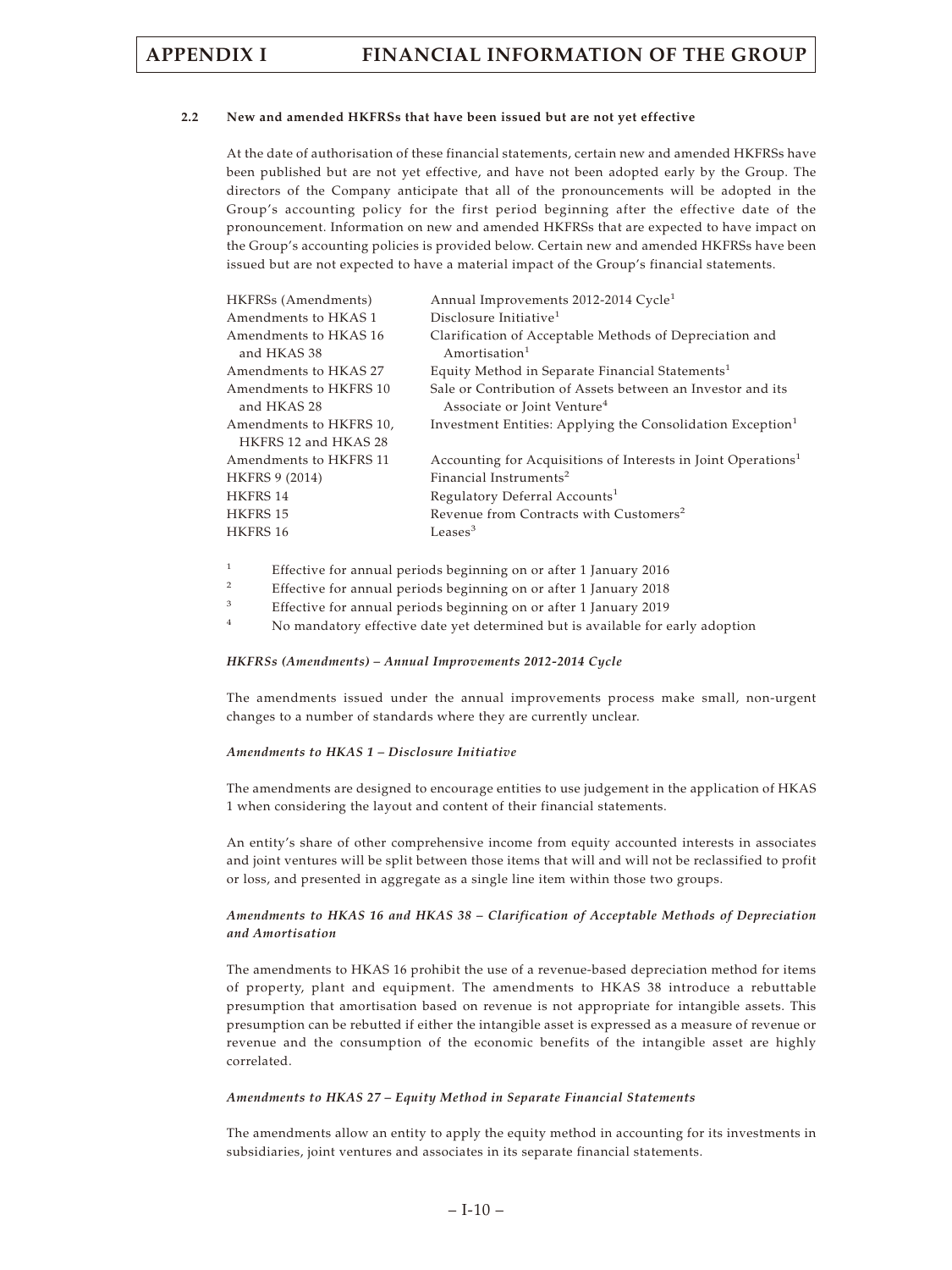### 2.2 New and amended HKFRSs that have been issued but are not yet effective

At the date of authorisation of these financial statements, certain new and amended HKFRSs have been published but are not yet effective, and have not been adopted early by the Group. The directors of the Company anticipate that all of the pronouncements will be adopted in the Group's accounting policy for the first period beginning after the effective date of the pronouncement. Information on new and amended HKFRSs that are expected to have impact on the Group's accounting policies is provided below. Certain new and amended HKFRSs have been issued but are not expected to have a material impact of the Group's financial statements.

| | |
|---|---|
| HKFRSs (Amendments) | Annual Improvements 2012-2014 Cycle[1] |
| Amendments to HKAS 1 | Disclosure Initiative[1] |
| Amendments to HKAS 16 and HKAS 38 | Clarification of Acceptable Methods of Depreciation and Amortisation[1] |
| Amendments to HKAS 27 | Equity Method in Separate Financial Statements[1] |
| Amendments to HKFRS 10 and HKAS 28 | Sale or Contribution of Assets between an Investor and its Associate or Joint Venture[4] |
| Amendments to HKFRS 10, HKFRS 12 and HKAS 28 | Investment Entities: Applying the Consolidation Exception[1] |
| Amendments to HKFRS 11 | Accounting for Acquisitions of Interests in Joint Operations[1] |
| HKFRS 9 (2014) | Financial Instruments[2] |
| HKFRS 14 | Regulatory Deferral Accounts[1] |
| HKFRS 15 | Revenue from Contracts with Customers[2] |
| HKFRS 16 | Leases[3] |

[1] Effective for annual periods beginning on or after 1 January 2016

[2] Effective for annual periods beginning on or after 1 January 2018

[3] Effective for annual periods beginning on or after 1 January 2019

[4] No mandatory effective date yet determined but is available for early adoption

***HKFRSs (Amendments) – Annual Improvements 2012-2014 Cycle***

The amendments issued under the annual improvements process make small, non-urgent changes to a number of standards where they are currently unclear.

***Amendments to HKAS 1 – Disclosure Initiative***

The amendments are designed to encourage entities to use judgement in the application of HKAS 1 when considering the layout and content of their financial statements.

An entity's share of other comprehensive income from equity accounted interests in associates and joint ventures will be split between those items that will and will not be reclassified to profit or loss, and presented in aggregate as a single line item within those two groups.

***Amendments to HKAS 16 and HKAS 38 – Clarification of Acceptable Methods of Depreciation and Amortisation***

The amendments to HKAS 16 prohibit the use of a revenue-based depreciation method for items of property, plant and equipment. The amendments to HKAS 38 introduce a rebuttable presumption that amortisation based on revenue is not appropriate for intangible assets. This presumption can be rebutted if either the intangible asset is expressed as a measure of revenue or revenue and the consumption of the economic benefits of the intangible asset are highly correlated.

***Amendments to HKAS 27 – Equity Method in Separate Financial Statements***

The amendments allow an entity to apply the equity method in accounting for its investments in subsidiaries, joint ventures and associates in its separate financial statements.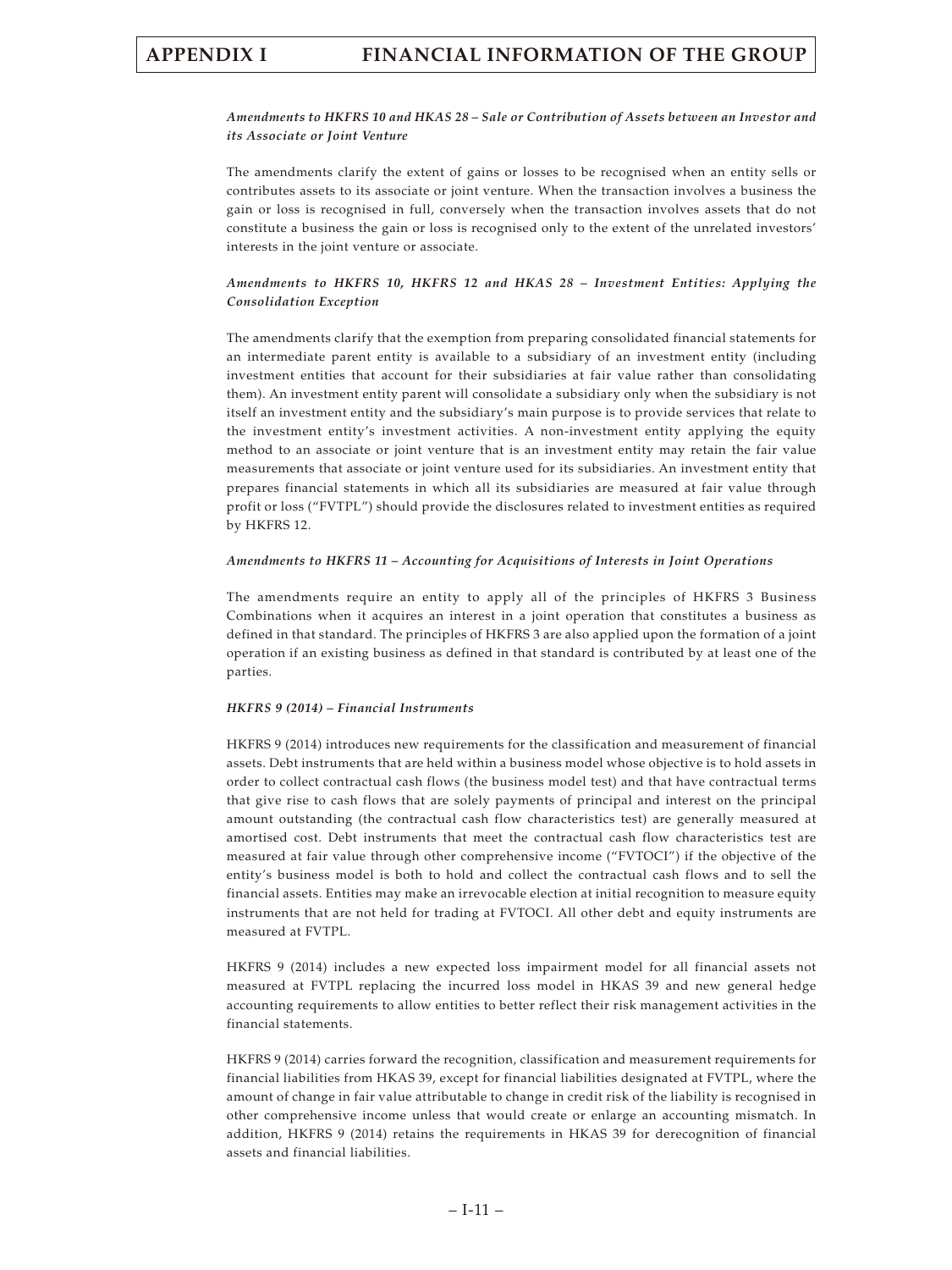*Amendments to HKFRS 10 and HKAS 28 – Sale or Contribution of Assets between an Investor and its Associate or Joint Venture*

The amendments clarify the extent of gains or losses to be recognised when an entity sells or contributes assets to its associate or joint venture. When the transaction involves a business the gain or loss is recognised in full, conversely when the transaction involves assets that do not constitute a business the gain or loss is recognised only to the extent of the unrelated investors' interests in the joint venture or associate.

*Amendments to HKFRS 10, HKFRS 12 and HKAS 28 – Investment Entities: Applying the Consolidation Exception*

The amendments clarify that the exemption from preparing consolidated financial statements for an intermediate parent entity is available to a subsidiary of an investment entity (including investment entities that account for their subsidiaries at fair value rather than consolidating them). An investment entity parent will consolidate a subsidiary only when the subsidiary is not itself an investment entity and the subsidiary's main purpose is to provide services that relate to the investment entity's investment activities. A non-investment entity applying the equity method to an associate or joint venture that is an investment entity may retain the fair value measurements that associate or joint venture used for its subsidiaries. An investment entity that prepares financial statements in which all its subsidiaries are measured at fair value through profit or loss ("FVTPL") should provide the disclosures related to investment entities as required by HKFRS 12.

*Amendments to HKFRS 11 – Accounting for Acquisitions of Interests in Joint Operations*

The amendments require an entity to apply all of the principles of HKFRS 3 Business Combinations when it acquires an interest in a joint operation that constitutes a business as defined in that standard. The principles of HKFRS 3 are also applied upon the formation of a joint operation if an existing business as defined in that standard is contributed by at least one of the parties.

***HKFRS 9 (2014) – Financial Instruments***

HKFRS 9 (2014) introduces new requirements for the classification and measurement of financial assets. Debt instruments that are held within a business model whose objective is to hold assets in order to collect contractual cash flows (the business model test) and that have contractual terms that give rise to cash flows that are solely payments of principal and interest on the principal amount outstanding (the contractual cash flow characteristics test) are generally measured at amortised cost. Debt instruments that meet the contractual cash flow characteristics test are measured at fair value through other comprehensive income ("FVTOCI") if the objective of the entity's business model is both to hold and collect the contractual cash flows and to sell the financial assets. Entities may make an irrevocable election at initial recognition to measure equity instruments that are not held for trading at FVTOCI. All other debt and equity instruments are measured at FVTPL.

HKFRS 9 (2014) includes a new expected loss impairment model for all financial assets not measured at FVTPL replacing the incurred loss model in HKAS 39 and new general hedge accounting requirements to allow entities to better reflect their risk management activities in the financial statements.

HKFRS 9 (2014) carries forward the recognition, classification and measurement requirements for financial liabilities from HKAS 39, except for financial liabilities designated at FVTPL, where the amount of change in fair value attributable to change in credit risk of the liability is recognised in other comprehensive income unless that would create or enlarge an accounting mismatch. In addition, HKFRS 9 (2014) retains the requirements in HKAS 39 for derecognition of financial assets and financial liabilities.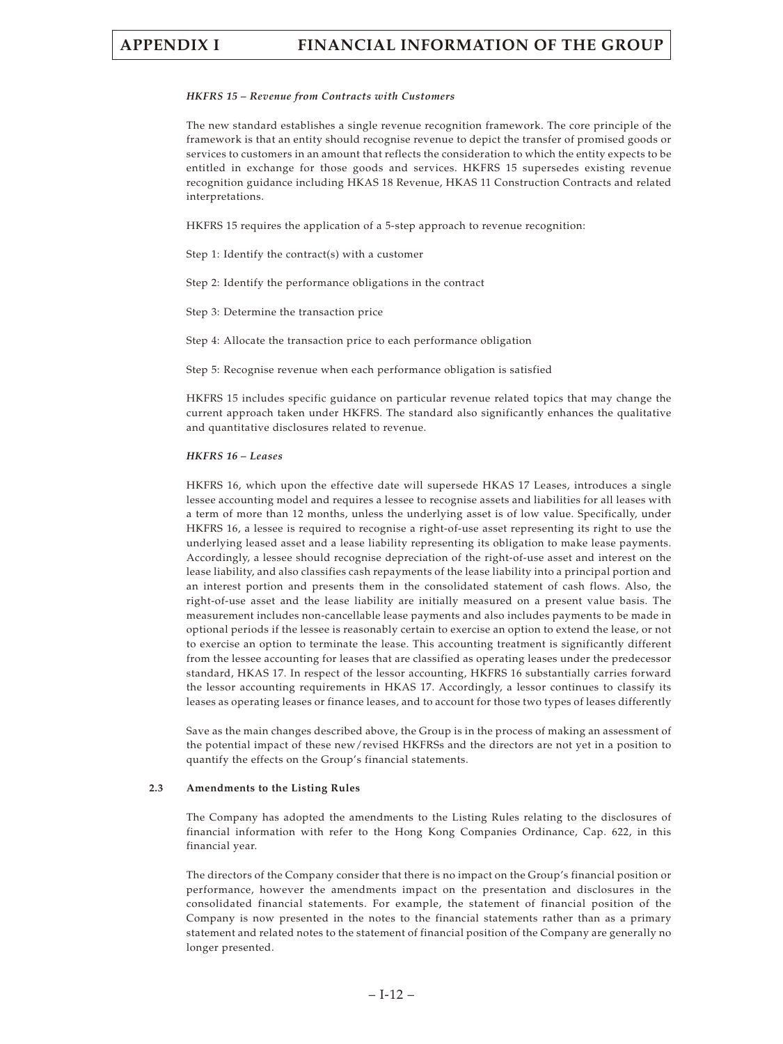***HKFRS 15 – Revenue from Contracts with Customers***

The new standard establishes a single revenue recognition framework. The core principle of the framework is that an entity should recognise revenue to depict the transfer of promised goods or services to customers in an amount that reflects the consideration to which the entity expects to be entitled in exchange for those goods and services. HKFRS 15 supersedes existing revenue recognition guidance including HKAS 18 Revenue, HKAS 11 Construction Contracts and related interpretations.

HKFRS 15 requires the application of a 5-step approach to revenue recognition:

Step 1: Identify the contract(s) with a customer

Step 2: Identify the performance obligations in the contract

Step 3: Determine the transaction price

Step 4: Allocate the transaction price to each performance obligation

Step 5: Recognise revenue when each performance obligation is satisfied

HKFRS 15 includes specific guidance on particular revenue related topics that may change the current approach taken under HKFRS. The standard also significantly enhances the qualitative and quantitative disclosures related to revenue.

***HKFRS 16 – Leases***

HKFRS 16, which upon the effective date will supersede HKAS 17 Leases, introduces a single lessee accounting model and requires a lessee to recognise assets and liabilities for all leases with a term of more than 12 months, unless the underlying asset is of low value. Specifically, under HKFRS 16, a lessee is required to recognise a right-of-use asset representing its right to use the underlying leased asset and a lease liability representing its obligation to make lease payments. Accordingly, a lessee should recognise depreciation of the right-of-use asset and interest on the lease liability, and also classifies cash repayments of the lease liability into a principal portion and an interest portion and presents them in the consolidated statement of cash flows. Also, the right-of-use asset and the lease liability are initially measured on a present value basis. The measurement includes non-cancellable lease payments and also includes payments to be made in optional periods if the lessee is reasonably certain to exercise an option to extend the lease, or not to exercise an option to terminate the lease. This accounting treatment is significantly different from the lessee accounting for leases that are classified as operating leases under the predecessor standard, HKAS 17. In respect of the lessor accounting, HKFRS 16 substantially carries forward the lessor accounting requirements in HKAS 17. Accordingly, a lessor continues to classify its leases as operating leases or finance leases, and to account for those two types of leases differently

Save as the main changes described above, the Group is in the process of making an assessment of the potential impact of these new/revised HKFRSs and the directors are not yet in a position to quantify the effects on the Group's financial statements.

**2.3 Amendments to the Listing Rules**

The Company has adopted the amendments to the Listing Rules relating to the disclosures of financial information with refer to the Hong Kong Companies Ordinance, Cap. 622, in this financial year.

The directors of the Company consider that there is no impact on the Group's financial position or performance, however the amendments impact on the presentation and disclosures in the consolidated financial statements. For example, the statement of financial position of the Company is now presented in the notes to the financial statements rather than as a primary statement and related notes to the statement of financial position of the Company are generally no longer presented.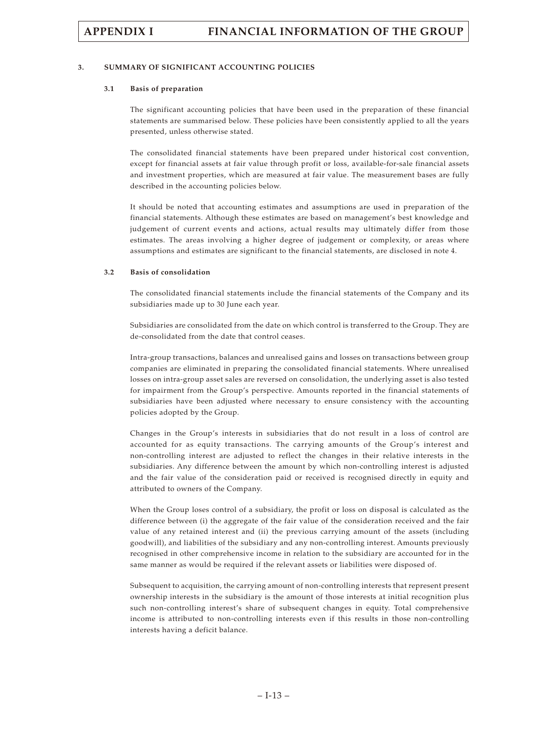## 3. SUMMARY OF SIGNIFICANT ACCOUNTING POLICIES

### 3.1 Basis of preparation

The significant accounting policies that have been used in the preparation of these financial statements are summarised below. These policies have been consistently applied to all the years presented, unless otherwise stated.

The consolidated financial statements have been prepared under historical cost convention, except for financial assets at fair value through profit or loss, available-for-sale financial assets and investment properties, which are measured at fair value. The measurement bases are fully described in the accounting policies below.

It should be noted that accounting estimates and assumptions are used in preparation of the financial statements. Although these estimates are based on management's best knowledge and judgement of current events and actions, actual results may ultimately differ from those estimates. The areas involving a higher degree of judgement or complexity, or areas where assumptions and estimates are significant to the financial statements, are disclosed in note 4.

### 3.2 Basis of consolidation

The consolidated financial statements include the financial statements of the Company and its subsidiaries made up to 30 June each year.

Subsidiaries are consolidated from the date on which control is transferred to the Group. They are de-consolidated from the date that control ceases.

Intra-group transactions, balances and unrealised gains and losses on transactions between group companies are eliminated in preparing the consolidated financial statements. Where unrealised losses on intra-group asset sales are reversed on consolidation, the underlying asset is also tested for impairment from the Group's perspective. Amounts reported in the financial statements of subsidiaries have been adjusted where necessary to ensure consistency with the accounting policies adopted by the Group.

Changes in the Group's interests in subsidiaries that do not result in a loss of control are accounted for as equity transactions. The carrying amounts of the Group's interest and non-controlling interest are adjusted to reflect the changes in their relative interests in the subsidiaries. Any difference between the amount by which non-controlling interest is adjusted and the fair value of the consideration paid or received is recognised directly in equity and attributed to owners of the Company.

When the Group loses control of a subsidiary, the profit or loss on disposal is calculated as the difference between (i) the aggregate of the fair value of the consideration received and the fair value of any retained interest and (ii) the previous carrying amount of the assets (including goodwill), and liabilities of the subsidiary and any non-controlling interest. Amounts previously recognised in other comprehensive income in relation to the subsidiary are accounted for in the same manner as would be required if the relevant assets or liabilities were disposed of.

Subsequent to acquisition, the carrying amount of non-controlling interests that represent present ownership interests in the subsidiary is the amount of those interests at initial recognition plus such non-controlling interest's share of subsequent changes in equity. Total comprehensive income is attributed to non-controlling interests even if this results in those non-controlling interests having a deficit balance.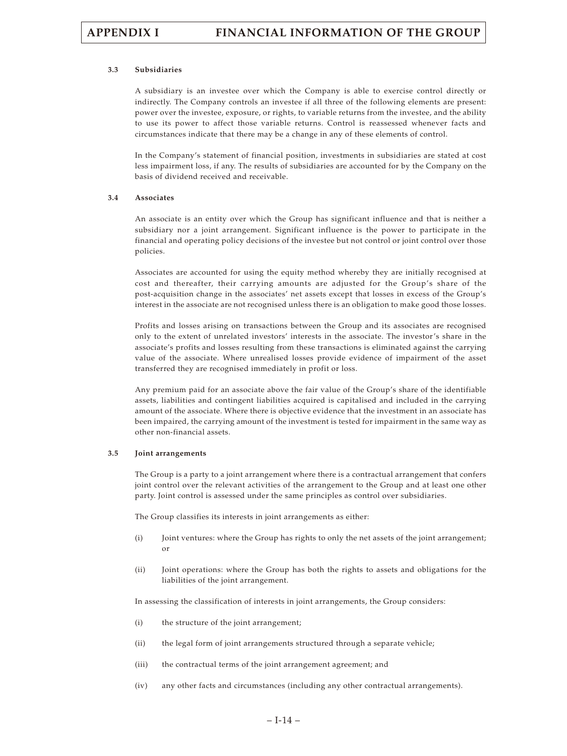### 3.3 Subsidiaries

A subsidiary is an investee over which the Company is able to exercise control directly or indirectly. The Company controls an investee if all three of the following elements are present: power over the investee, exposure, or rights, to variable returns from the investee, and the ability to use its power to affect those variable returns. Control is reassessed whenever facts and circumstances indicate that there may be a change in any of these elements of control.

In the Company's statement of financial position, investments in subsidiaries are stated at cost less impairment loss, if any. The results of subsidiaries are accounted for by the Company on the basis of dividend received and receivable.

### 3.4 Associates

An associate is an entity over which the Group has significant influence and that is neither a subsidiary nor a joint arrangement. Significant influence is the power to participate in the financial and operating policy decisions of the investee but not control or joint control over those policies.

Associates are accounted for using the equity method whereby they are initially recognised at cost and thereafter, their carrying amounts are adjusted for the Group's share of the post-acquisition change in the associates' net assets except that losses in excess of the Group's interest in the associate are not recognised unless there is an obligation to make good those losses.

Profits and losses arising on transactions between the Group and its associates are recognised only to the extent of unrelated investors' interests in the associate. The investor's share in the associate's profits and losses resulting from these transactions is eliminated against the carrying value of the associate. Where unrealised losses provide evidence of impairment of the asset transferred they are recognised immediately in profit or loss.

Any premium paid for an associate above the fair value of the Group's share of the identifiable assets, liabilities and contingent liabilities acquired is capitalised and included in the carrying amount of the associate. Where there is objective evidence that the investment in an associate has been impaired, the carrying amount of the investment is tested for impairment in the same way as other non-financial assets.

### 3.5 Joint arrangements

The Group is a party to a joint arrangement where there is a contractual arrangement that confers joint control over the relevant activities of the arrangement to the Group and at least one other party. Joint control is assessed under the same principles as control over subsidiaries.

The Group classifies its interests in joint arrangements as either:

(i) Joint ventures: where the Group has rights to only the net assets of the joint arrangement; or

(ii) Joint operations: where the Group has both the rights to assets and obligations for the liabilities of the joint arrangement.

In assessing the classification of interests in joint arrangements, the Group considers:

(i) the structure of the joint arrangement;

(ii) the legal form of joint arrangements structured through a separate vehicle;

(iii) the contractual terms of the joint arrangement agreement; and

(iv) any other facts and circumstances (including any other contractual arrangements).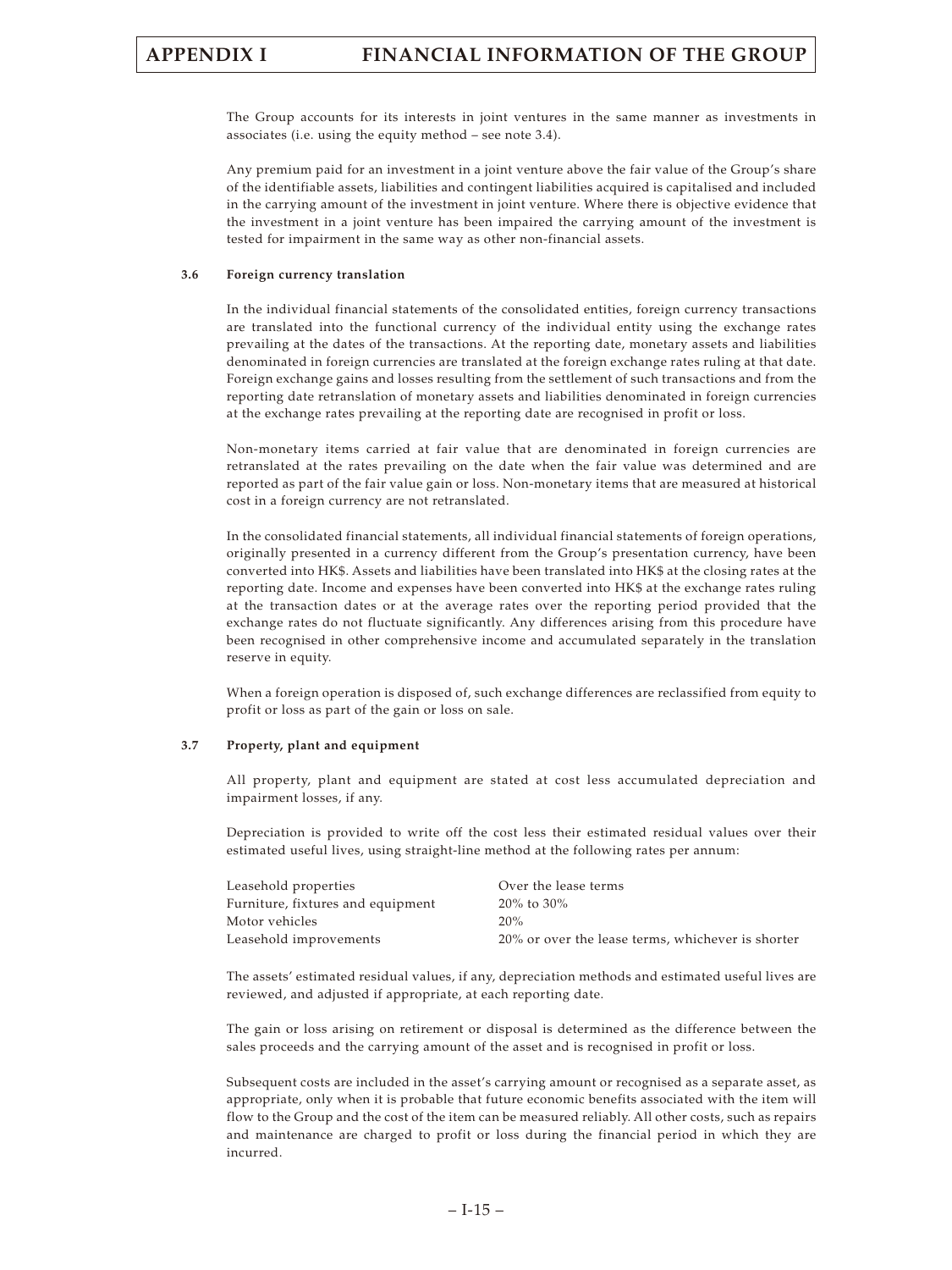The Group accounts for its interests in joint ventures in the same manner as investments in associates (i.e. using the equity method – see note 3.4).

Any premium paid for an investment in a joint venture above the fair value of the Group's share of the identifiable assets, liabilities and contingent liabilities acquired is capitalised and included in the carrying amount of the investment in joint venture. Where there is objective evidence that the investment in a joint venture has been impaired the carrying amount of the investment is tested for impairment in the same way as other non-financial assets.

### 3.6 Foreign currency translation

In the individual financial statements of the consolidated entities, foreign currency transactions are translated into the functional currency of the individual entity using the exchange rates prevailing at the dates of the transactions. At the reporting date, monetary assets and liabilities denominated in foreign currencies are translated at the foreign exchange rates ruling at that date. Foreign exchange gains and losses resulting from the settlement of such transactions and from the reporting date retranslation of monetary assets and liabilities denominated in foreign currencies at the exchange rates prevailing at the reporting date are recognised in profit or loss.

Non-monetary items carried at fair value that are denominated in foreign currencies are retranslated at the rates prevailing on the date when the fair value was determined and are reported as part of the fair value gain or loss. Non-monetary items that are measured at historical cost in a foreign currency are not retranslated.

In the consolidated financial statements, all individual financial statements of foreign operations, originally presented in a currency different from the Group's presentation currency, have been converted into HK$. Assets and liabilities have been translated into HK$ at the closing rates at the reporting date. Income and expenses have been converted into HK$ at the exchange rates ruling at the transaction dates or at the average rates over the reporting period provided that the exchange rates do not fluctuate significantly. Any differences arising from this procedure have been recognised in other comprehensive income and accumulated separately in the translation reserve in equity.

When a foreign operation is disposed of, such exchange differences are reclassified from equity to profit or loss as part of the gain or loss on sale.

### 3.7 Property, plant and equipment

All property, plant and equipment are stated at cost less accumulated depreciation and impairment losses, if any.

Depreciation is provided to write off the cost less their estimated residual values over their estimated useful lives, using straight-line method at the following rates per annum:

| | |
|---|---|
| Leasehold properties | Over the lease terms |
| Furniture, fixtures and equipment | 20% to 30% |
| Motor vehicles | 20% |
| Leasehold improvements | 20% or over the lease terms, whichever is shorter |

The assets' estimated residual values, if any, depreciation methods and estimated useful lives are reviewed, and adjusted if appropriate, at each reporting date.

The gain or loss arising on retirement or disposal is determined as the difference between the sales proceeds and the carrying amount of the asset and is recognised in profit or loss.

Subsequent costs are included in the asset's carrying amount or recognised as a separate asset, as appropriate, only when it is probable that future economic benefits associated with the item will flow to the Group and the cost of the item can be measured reliably. All other costs, such as repairs and maintenance are charged to profit or loss during the financial period in which they are incurred.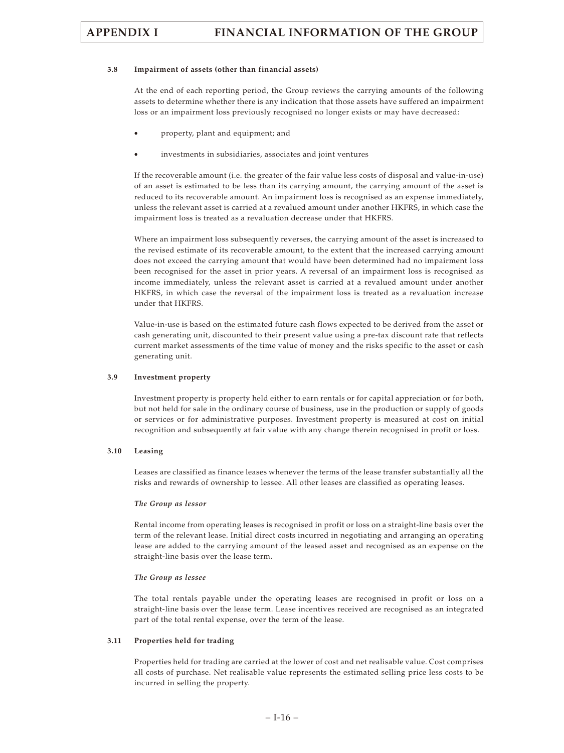### 3.8 Impairment of assets (other than financial assets)

At the end of each reporting period, the Group reviews the carrying amounts of the following assets to determine whether there is any indication that those assets have suffered an impairment loss or an impairment loss previously recognised no longer exists or may have decreased:

- property, plant and equipment; and
- investments in subsidiaries, associates and joint ventures

If the recoverable amount (i.e. the greater of the fair value less costs of disposal and value-in-use) of an asset is estimated to be less than its carrying amount, the carrying amount of the asset is reduced to its recoverable amount. An impairment loss is recognised as an expense immediately, unless the relevant asset is carried at a revalued amount under another HKFRS, in which case the impairment loss is treated as a revaluation decrease under that HKFRS.

Where an impairment loss subsequently reverses, the carrying amount of the asset is increased to the revised estimate of its recoverable amount, to the extent that the increased carrying amount does not exceed the carrying amount that would have been determined had no impairment loss been recognised for the asset in prior years. A reversal of an impairment loss is recognised as income immediately, unless the relevant asset is carried at a revalued amount under another HKFRS, in which case the reversal of the impairment loss is treated as a revaluation increase under that HKFRS.

Value-in-use is based on the estimated future cash flows expected to be derived from the asset or cash generating unit, discounted to their present value using a pre-tax discount rate that reflects current market assessments of the time value of money and the risks specific to the asset or cash generating unit.

### 3.9 Investment property

Investment property is property held either to earn rentals or for capital appreciation or for both, but not held for sale in the ordinary course of business, use in the production or supply of goods or services or for administrative purposes. Investment property is measured at cost on initial recognition and subsequently at fair value with any change therein recognised in profit or loss.

### 3.10 Leasing

Leases are classified as finance leases whenever the terms of the lease transfer substantially all the risks and rewards of ownership to lessee. All other leases are classified as operating leases.

***The Group as lessor***

Rental income from operating leases is recognised in profit or loss on a straight-line basis over the term of the relevant lease. Initial direct costs incurred in negotiating and arranging an operating lease are added to the carrying amount of the leased asset and recognised as an expense on the straight-line basis over the lease term.

***The Group as lessee***

The total rentals payable under the operating leases are recognised in profit or loss on a straight-line basis over the lease term. Lease incentives received are recognised as an integrated part of the total rental expense, over the term of the lease.

### 3.11 Properties held for trading

Properties held for trading are carried at the lower of cost and net realisable value. Cost comprises all costs of purchase. Net realisable value represents the estimated selling price less costs to be incurred in selling the property.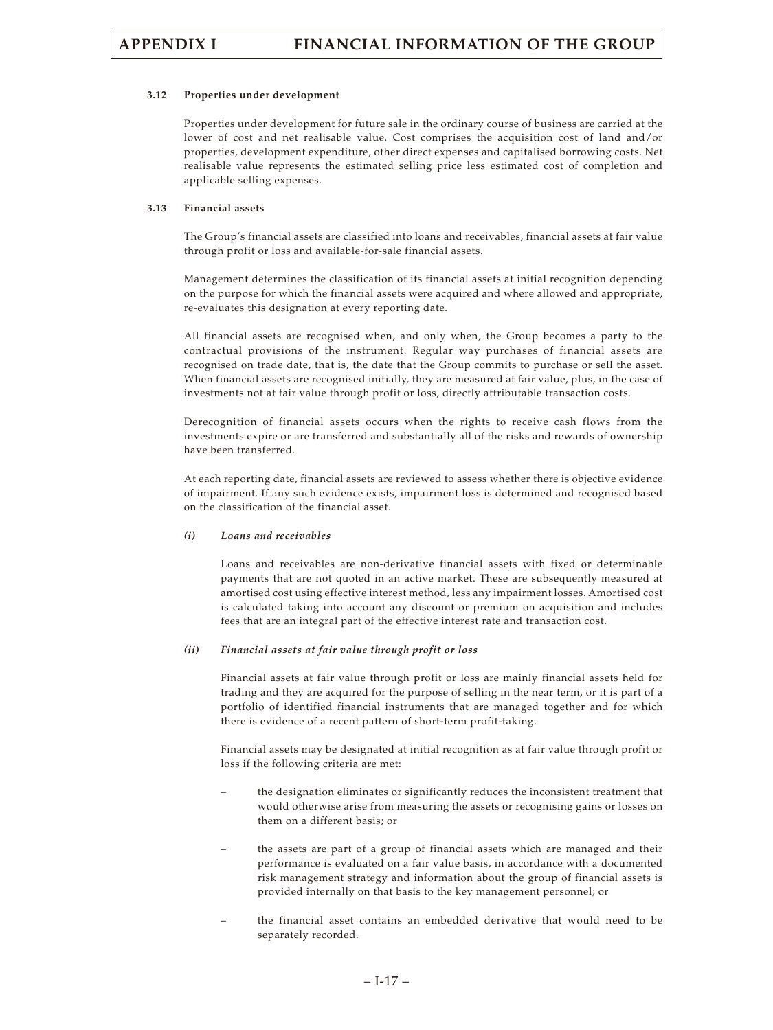### 3.12 Properties under development

Properties under development for future sale in the ordinary course of business are carried at the lower of cost and net realisable value. Cost comprises the acquisition cost of land and/or properties, development expenditure, other direct expenses and capitalised borrowing costs. Net realisable value represents the estimated selling price less estimated cost of completion and applicable selling expenses.

### 3.13 Financial assets

The Group's financial assets are classified into loans and receivables, financial assets at fair value through profit or loss and available-for-sale financial assets.

Management determines the classification of its financial assets at initial recognition depending on the purpose for which the financial assets were acquired and where allowed and appropriate, re-evaluates this designation at every reporting date.

All financial assets are recognised when, and only when, the Group becomes a party to the contractual provisions of the instrument. Regular way purchases of financial assets are recognised on trade date, that is, the date that the Group commits to purchase or sell the asset. When financial assets are recognised initially, they are measured at fair value, plus, in the case of investments not at fair value through profit or loss, directly attributable transaction costs.

Derecognition of financial assets occurs when the rights to receive cash flows from the investments expire or are transferred and substantially all of the risks and rewards of ownership have been transferred.

At each reporting date, financial assets are reviewed to assess whether there is objective evidence of impairment. If any such evidence exists, impairment loss is determined and recognised based on the classification of the financial asset.

#### *(i) Loans and receivables*

Loans and receivables are non-derivative financial assets with fixed or determinable payments that are not quoted in an active market. These are subsequently measured at amortised cost using effective interest method, less any impairment losses. Amortised cost is calculated taking into account any discount or premium on acquisition and includes fees that are an integral part of the effective interest rate and transaction cost.

#### *(ii) Financial assets at fair value through profit or loss*

Financial assets at fair value through profit or loss are mainly financial assets held for trading and they are acquired for the purpose of selling in the near term, or it is part of a portfolio of identified financial instruments that are managed together and for which there is evidence of a recent pattern of short-term profit-taking.

Financial assets may be designated at initial recognition as at fair value through profit or loss if the following criteria are met:

– the designation eliminates or significantly reduces the inconsistent treatment that would otherwise arise from measuring the assets or recognising gains or losses on them on a different basis; or

– the assets are part of a group of financial assets which are managed and their performance is evaluated on a fair value basis, in accordance with a documented risk management strategy and information about the group of financial assets is provided internally on that basis to the key management personnel; or

– the financial asset contains an embedded derivative that would need to be separately recorded.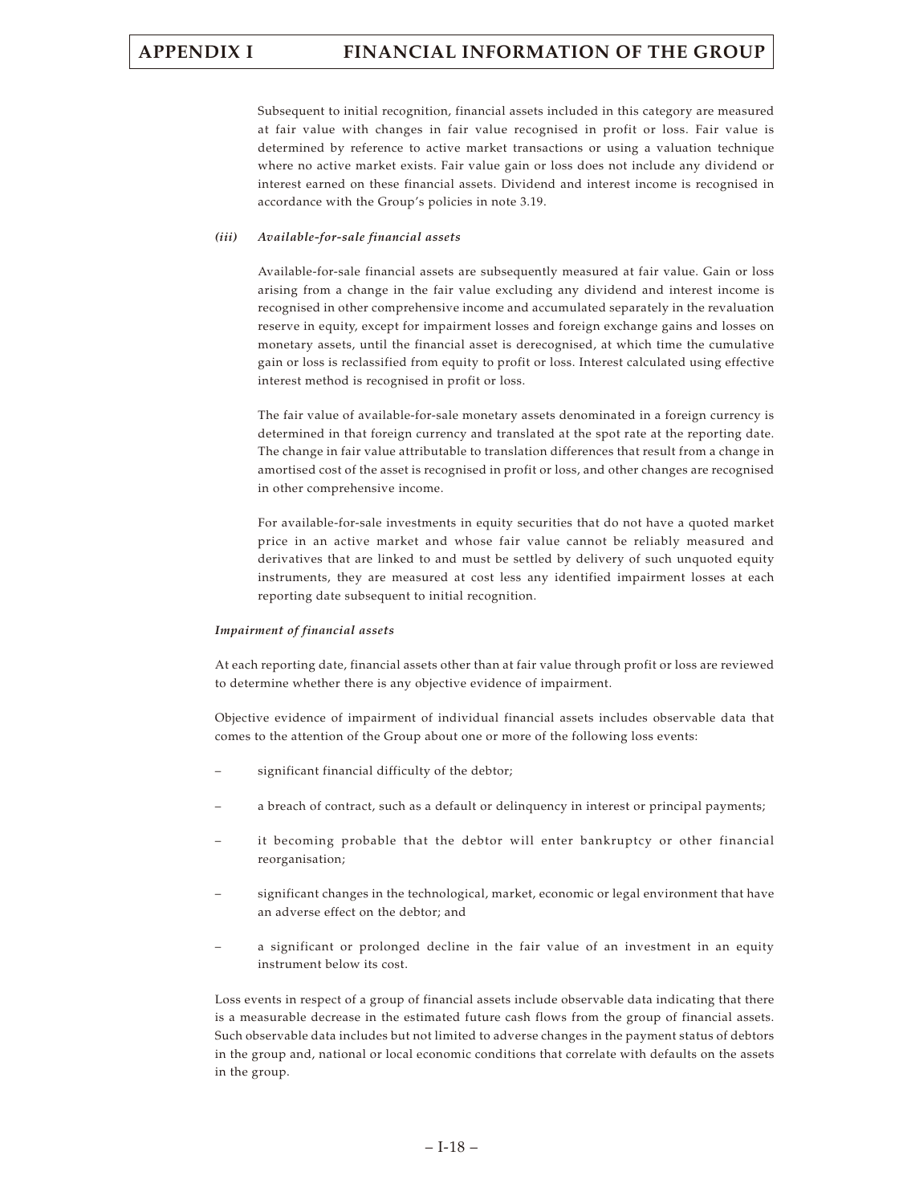Subsequent to initial recognition, financial assets included in this category are measured at fair value with changes in fair value recognised in profit or loss. Fair value is determined by reference to active market transactions or using a valuation technique where no active market exists. Fair value gain or loss does not include any dividend or interest earned on these financial assets. Dividend and interest income is recognised in accordance with the Group's policies in note 3.19.

*(iii) Available-for-sale financial assets*

Available-for-sale financial assets are subsequently measured at fair value. Gain or loss arising from a change in the fair value excluding any dividend and interest income is recognised in other comprehensive income and accumulated separately in the revaluation reserve in equity, except for impairment losses and foreign exchange gains and losses on monetary assets, until the financial asset is derecognised, at which time the cumulative gain or loss is reclassified from equity to profit or loss. Interest calculated using effective interest method is recognised in profit or loss.

The fair value of available-for-sale monetary assets denominated in a foreign currency is determined in that foreign currency and translated at the spot rate at the reporting date. The change in fair value attributable to translation differences that result from a change in amortised cost of the asset is recognised in profit or loss, and other changes are recognised in other comprehensive income.

For available-for-sale investments in equity securities that do not have a quoted market price in an active market and whose fair value cannot be reliably measured and derivatives that are linked to and must be settled by delivery of such unquoted equity instruments, they are measured at cost less any identified impairment losses at each reporting date subsequent to initial recognition.

*Impairment of financial assets*

At each reporting date, financial assets other than at fair value through profit or loss are reviewed to determine whether there is any objective evidence of impairment.

Objective evidence of impairment of individual financial assets includes observable data that comes to the attention of the Group about one or more of the following loss events:

- significant financial difficulty of the debtor;
- a breach of contract, such as a default or delinquency in interest or principal payments;
- it becoming probable that the debtor will enter bankruptcy or other financial reorganisation;
- significant changes in the technological, market, economic or legal environment that have an adverse effect on the debtor; and
- a significant or prolonged decline in the fair value of an investment in an equity instrument below its cost.

Loss events in respect of a group of financial assets include observable data indicating that there is a measurable decrease in the estimated future cash flows from the group of financial assets. Such observable data includes but not limited to adverse changes in the payment status of debtors in the group and, national or local economic conditions that correlate with defaults on the assets in the group.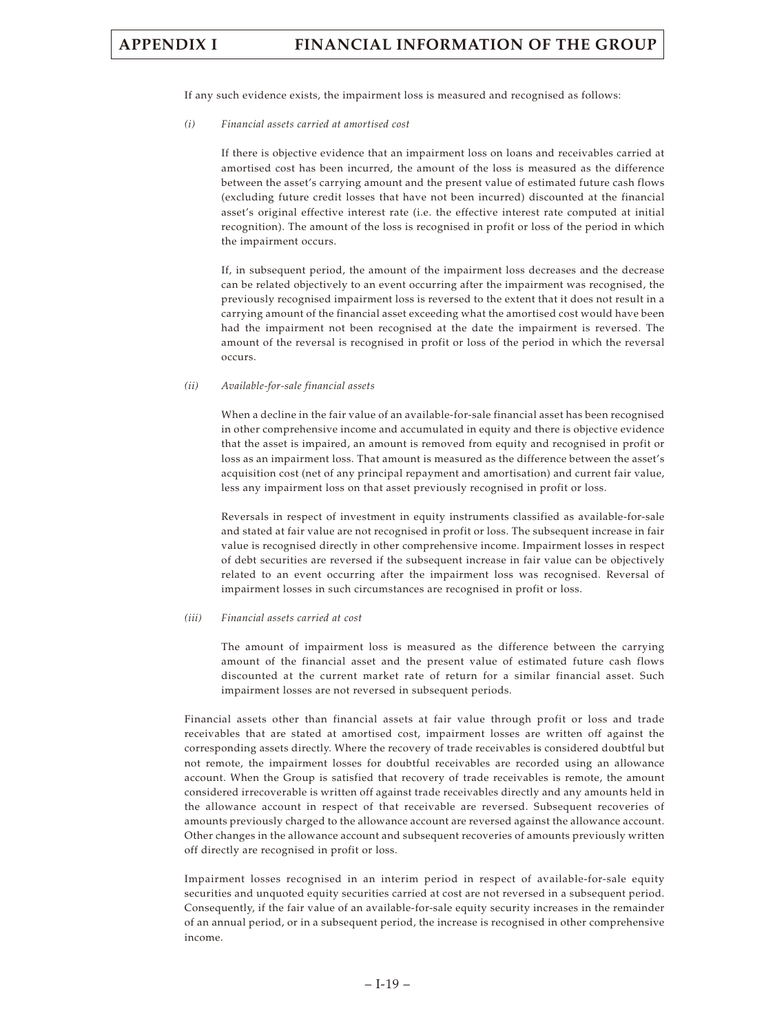If any such evidence exists, the impairment loss is measured and recognised as follows:

*(i) Financial assets carried at amortised cost*

If there is objective evidence that an impairment loss on loans and receivables carried at amortised cost has been incurred, the amount of the loss is measured as the difference between the asset's carrying amount and the present value of estimated future cash flows (excluding future credit losses that have not been incurred) discounted at the financial asset's original effective interest rate (i.e. the effective interest rate computed at initial recognition). The amount of the loss is recognised in profit or loss of the period in which the impairment occurs.

If, in subsequent period, the amount of the impairment loss decreases and the decrease can be related objectively to an event occurring after the impairment was recognised, the previously recognised impairment loss is reversed to the extent that it does not result in a carrying amount of the financial asset exceeding what the amortised cost would have been had the impairment not been recognised at the date the impairment is reversed. The amount of the reversal is recognised in profit or loss of the period in which the reversal occurs.

*(ii) Available-for-sale financial assets*

When a decline in the fair value of an available-for-sale financial asset has been recognised in other comprehensive income and accumulated in equity and there is objective evidence that the asset is impaired, an amount is removed from equity and recognised in profit or loss as an impairment loss. That amount is measured as the difference between the asset's acquisition cost (net of any principal repayment and amortisation) and current fair value, less any impairment loss on that asset previously recognised in profit or loss.

Reversals in respect of investment in equity instruments classified as available-for-sale and stated at fair value are not recognised in profit or loss. The subsequent increase in fair value is recognised directly in other comprehensive income. Impairment losses in respect of debt securities are reversed if the subsequent increase in fair value can be objectively related to an event occurring after the impairment loss was recognised. Reversal of impairment losses in such circumstances are recognised in profit or loss.

*(iii) Financial assets carried at cost*

The amount of impairment loss is measured as the difference between the carrying amount of the financial asset and the present value of estimated future cash flows discounted at the current market rate of return for a similar financial asset. Such impairment losses are not reversed in subsequent periods.

Financial assets other than financial assets at fair value through profit or loss and trade receivables that are stated at amortised cost, impairment losses are written off against the corresponding assets directly. Where the recovery of trade receivables is considered doubtful but not remote, the impairment losses for doubtful receivables are recorded using an allowance account. When the Group is satisfied that recovery of trade receivables is remote, the amount considered irrecoverable is written off against trade receivables directly and any amounts held in the allowance account in respect of that receivable are reversed. Subsequent recoveries of amounts previously charged to the allowance account are reversed against the allowance account. Other changes in the allowance account and subsequent recoveries of amounts previously written off directly are recognised in profit or loss.

Impairment losses recognised in an interim period in respect of available-for-sale equity securities and unquoted equity securities carried at cost are not reversed in a subsequent period. Consequently, if the fair value of an available-for-sale equity security increases in the remainder of an annual period, or in a subsequent period, the increase is recognised in other comprehensive income.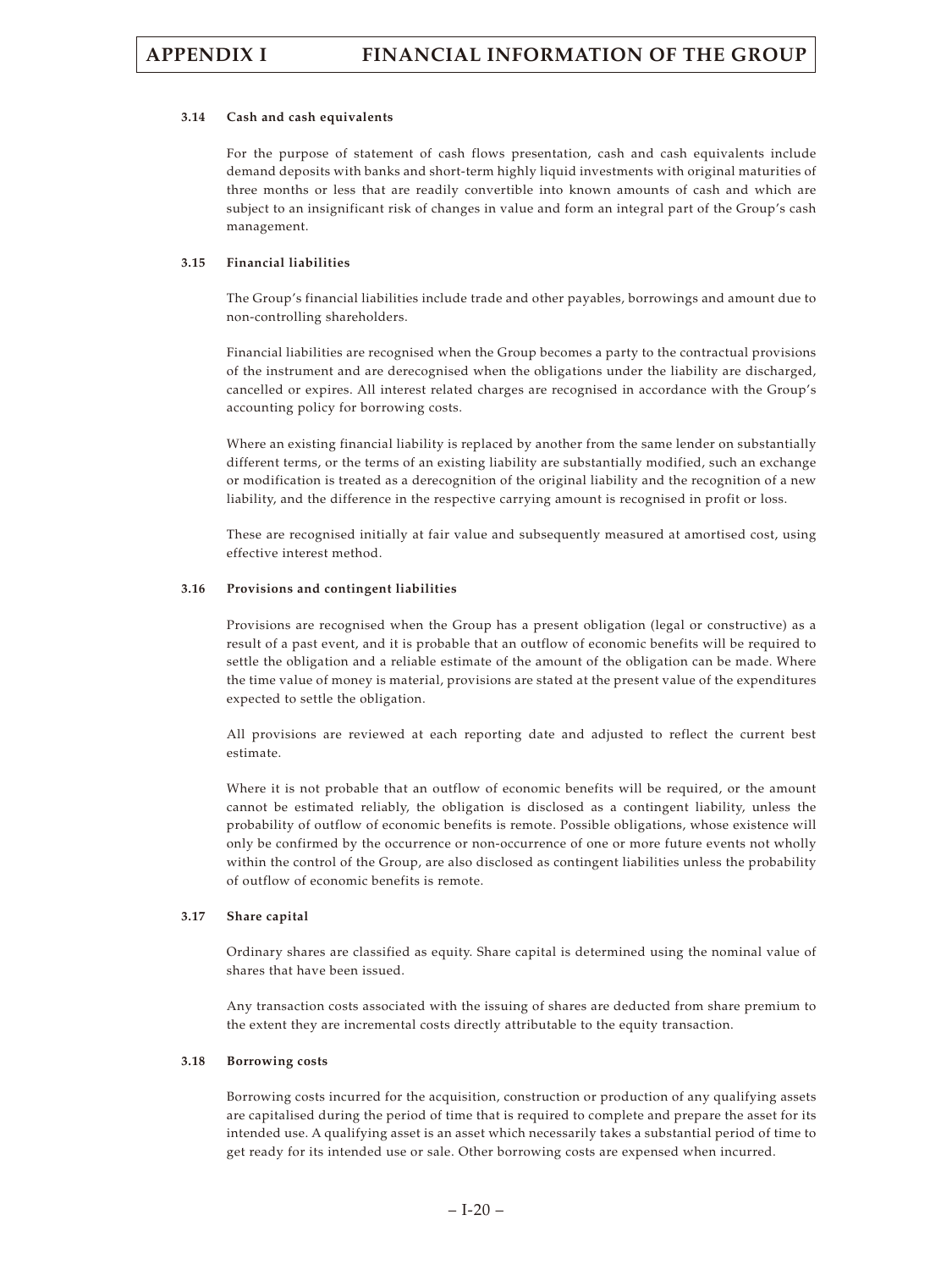### 3.14 Cash and cash equivalents

For the purpose of statement of cash flows presentation, cash and cash equivalents include demand deposits with banks and short-term highly liquid investments with original maturities of three months or less that are readily convertible into known amounts of cash and which are subject to an insignificant risk of changes in value and form an integral part of the Group's cash management.

### 3.15 Financial liabilities

The Group's financial liabilities include trade and other payables, borrowings and amount due to non-controlling shareholders.

Financial liabilities are recognised when the Group becomes a party to the contractual provisions of the instrument and are derecognised when the obligations under the liability are discharged, cancelled or expires. All interest related charges are recognised in accordance with the Group's accounting policy for borrowing costs.

Where an existing financial liability is replaced by another from the same lender on substantially different terms, or the terms of an existing liability are substantially modified, such an exchange or modification is treated as a derecognition of the original liability and the recognition of a new liability, and the difference in the respective carrying amount is recognised in profit or loss.

These are recognised initially at fair value and subsequently measured at amortised cost, using effective interest method.

### 3.16 Provisions and contingent liabilities

Provisions are recognised when the Group has a present obligation (legal or constructive) as a result of a past event, and it is probable that an outflow of economic benefits will be required to settle the obligation and a reliable estimate of the amount of the obligation can be made. Where the time value of money is material, provisions are stated at the present value of the expenditures expected to settle the obligation.

All provisions are reviewed at each reporting date and adjusted to reflect the current best estimate.

Where it is not probable that an outflow of economic benefits will be required, or the amount cannot be estimated reliably, the obligation is disclosed as a contingent liability, unless the probability of outflow of economic benefits is remote. Possible obligations, whose existence will only be confirmed by the occurrence or non-occurrence of one or more future events not wholly within the control of the Group, are also disclosed as contingent liabilities unless the probability of outflow of economic benefits is remote.

### 3.17 Share capital

Ordinary shares are classified as equity. Share capital is determined using the nominal value of shares that have been issued.

Any transaction costs associated with the issuing of shares are deducted from share premium to the extent they are incremental costs directly attributable to the equity transaction.

### 3.18 Borrowing costs

Borrowing costs incurred for the acquisition, construction or production of any qualifying assets are capitalised during the period of time that is required to complete and prepare the asset for its intended use. A qualifying asset is an asset which necessarily takes a substantial period of time to get ready for its intended use or sale. Other borrowing costs are expensed when incurred.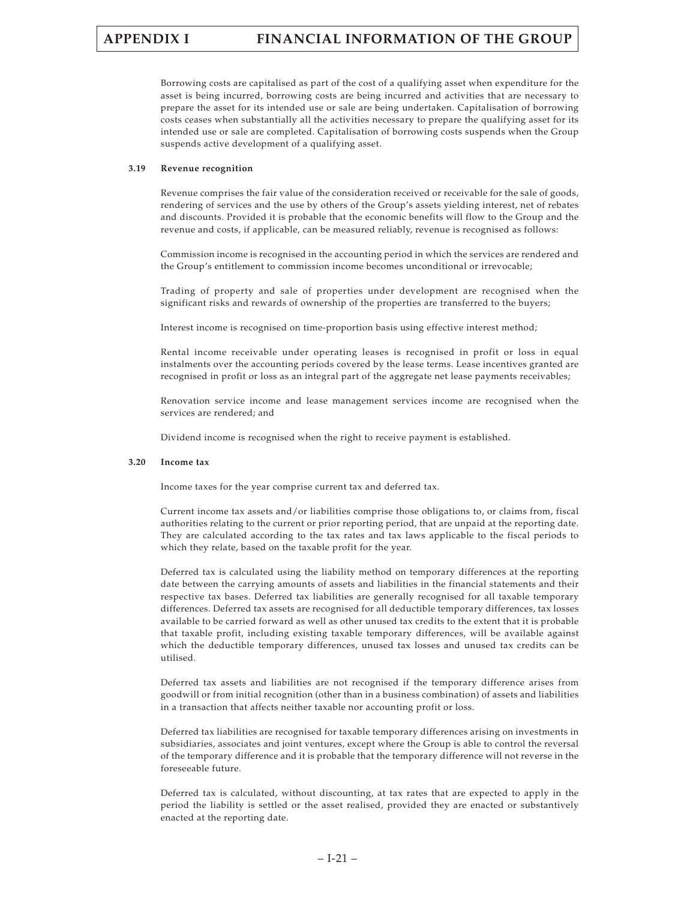Borrowing costs are capitalised as part of the cost of a qualifying asset when expenditure for the asset is being incurred, borrowing costs are being incurred and activities that are necessary to prepare the asset for its intended use or sale are being undertaken. Capitalisation of borrowing costs ceases when substantially all the activities necessary to prepare the qualifying asset for its intended use or sale are completed. Capitalisation of borrowing costs suspends when the Group suspends active development of a qualifying asset.

### 3.19 Revenue recognition

Revenue comprises the fair value of the consideration received or receivable for the sale of goods, rendering of services and the use by others of the Group's assets yielding interest, net of rebates and discounts. Provided it is probable that the economic benefits will flow to the Group and the revenue and costs, if applicable, can be measured reliably, revenue is recognised as follows:

Commission income is recognised in the accounting period in which the services are rendered and the Group's entitlement to commission income becomes unconditional or irrevocable;

Trading of property and sale of properties under development are recognised when the significant risks and rewards of ownership of the properties are transferred to the buyers;

Interest income is recognised on time-proportion basis using effective interest method;

Rental income receivable under operating leases is recognised in profit or loss in equal instalments over the accounting periods covered by the lease terms. Lease incentives granted are recognised in profit or loss as an integral part of the aggregate net lease payments receivables;

Renovation service income and lease management services income are recognised when the services are rendered; and

Dividend income is recognised when the right to receive payment is established.

### 3.20 Income tax

Income taxes for the year comprise current tax and deferred tax.

Current income tax assets and/or liabilities comprise those obligations to, or claims from, fiscal authorities relating to the current or prior reporting period, that are unpaid at the reporting date. They are calculated according to the tax rates and tax laws applicable to the fiscal periods to which they relate, based on the taxable profit for the year.

Deferred tax is calculated using the liability method on temporary differences at the reporting date between the carrying amounts of assets and liabilities in the financial statements and their respective tax bases. Deferred tax liabilities are generally recognised for all taxable temporary differences. Deferred tax assets are recognised for all deductible temporary differences, tax losses available to be carried forward as well as other unused tax credits to the extent that it is probable that taxable profit, including existing taxable temporary differences, will be available against which the deductible temporary differences, unused tax losses and unused tax credits can be utilised.

Deferred tax assets and liabilities are not recognised if the temporary difference arises from goodwill or from initial recognition (other than in a business combination) of assets and liabilities in a transaction that affects neither taxable nor accounting profit or loss.

Deferred tax liabilities are recognised for taxable temporary differences arising on investments in subsidiaries, associates and joint ventures, except where the Group is able to control the reversal of the temporary difference and it is probable that the temporary difference will not reverse in the foreseeable future.

Deferred tax is calculated, without discounting, at tax rates that are expected to apply in the period the liability is settled or the asset realised, provided they are enacted or substantively enacted at the reporting date.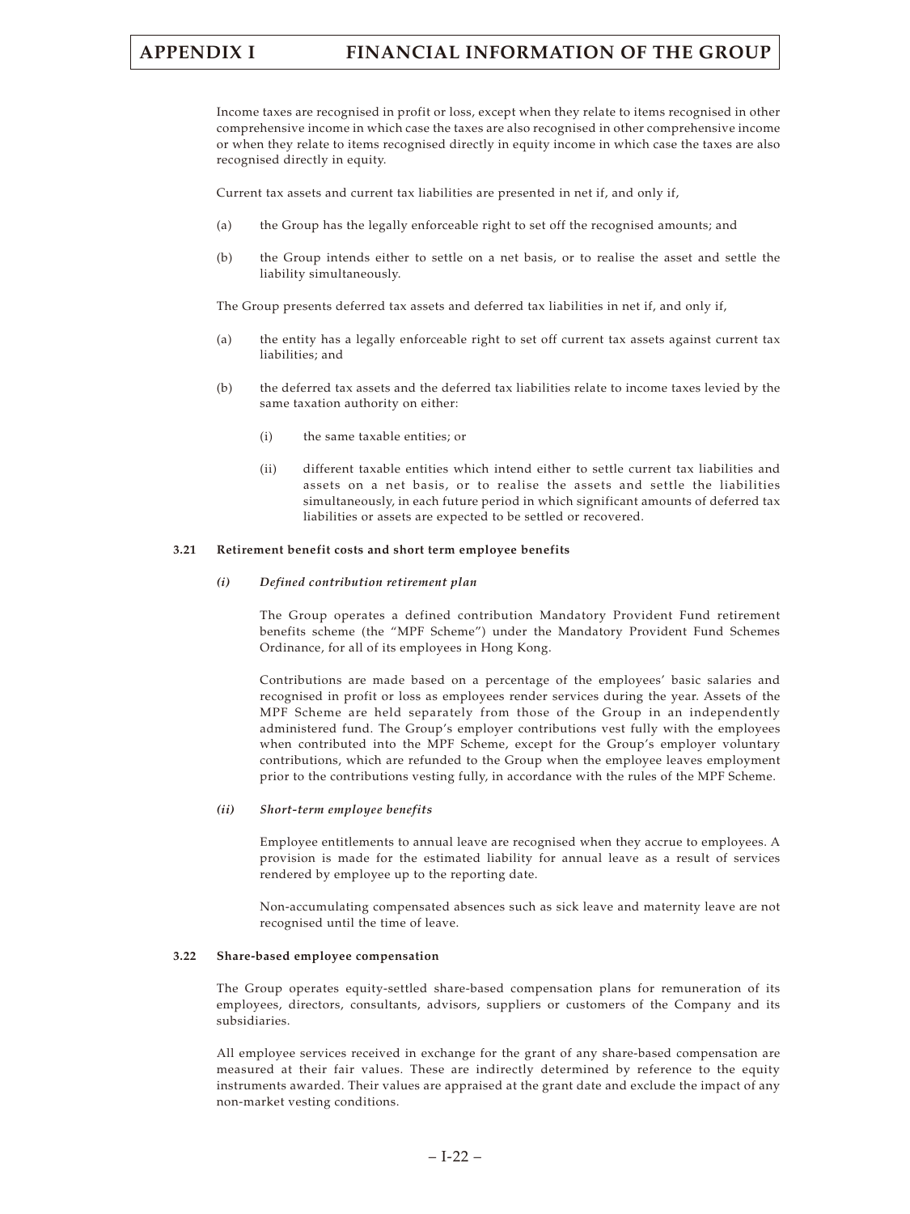Income taxes are recognised in profit or loss, except when they relate to items recognised in other comprehensive income in which case the taxes are also recognised in other comprehensive income or when they relate to items recognised directly in equity income in which case the taxes are also recognised directly in equity.

Current tax assets and current tax liabilities are presented in net if, and only if,

(a) the Group has the legally enforceable right to set off the recognised amounts; and

(b) the Group intends either to settle on a net basis, or to realise the asset and settle the liability simultaneously.

The Group presents deferred tax assets and deferred tax liabilities in net if, and only if,

(a) the entity has a legally enforceable right to set off current tax assets against current tax liabilities; and

(b) the deferred tax assets and the deferred tax liabilities relate to income taxes levied by the same taxation authority on either:

  (i) the same taxable entities; or

  (ii) different taxable entities which intend either to settle current tax liabilities and assets on a net basis, or to realise the assets and settle the liabilities simultaneously, in each future period in which significant amounts of deferred tax liabilities or assets are expected to be settled or recovered.

### 3.21 Retirement benefit costs and short term employee benefits

#### *(i) Defined contribution retirement plan*

The Group operates a defined contribution Mandatory Provident Fund retirement benefits scheme (the "MPF Scheme") under the Mandatory Provident Fund Schemes Ordinance, for all of its employees in Hong Kong.

Contributions are made based on a percentage of the employees' basic salaries and recognised in profit or loss as employees render services during the year. Assets of the MPF Scheme are held separately from those of the Group in an independently administered fund. The Group's employer contributions vest fully with the employees when contributed into the MPF Scheme, except for the Group's employer voluntary contributions, which are refunded to the Group when the employee leaves employment prior to the contributions vesting fully, in accordance with the rules of the MPF Scheme.

#### *(ii) Short-term employee benefits*

Employee entitlements to annual leave are recognised when they accrue to employees. A provision is made for the estimated liability for annual leave as a result of services rendered by employee up to the reporting date.

Non-accumulating compensated absences such as sick leave and maternity leave are not recognised until the time of leave.

### 3.22 Share-based employee compensation

The Group operates equity-settled share-based compensation plans for remuneration of its employees, directors, consultants, advisors, suppliers or customers of the Company and its subsidiaries.

All employee services received in exchange for the grant of any share-based compensation are measured at their fair values. These are indirectly determined by reference to the equity instruments awarded. Their values are appraised at the grant date and exclude the impact of any non-market vesting conditions.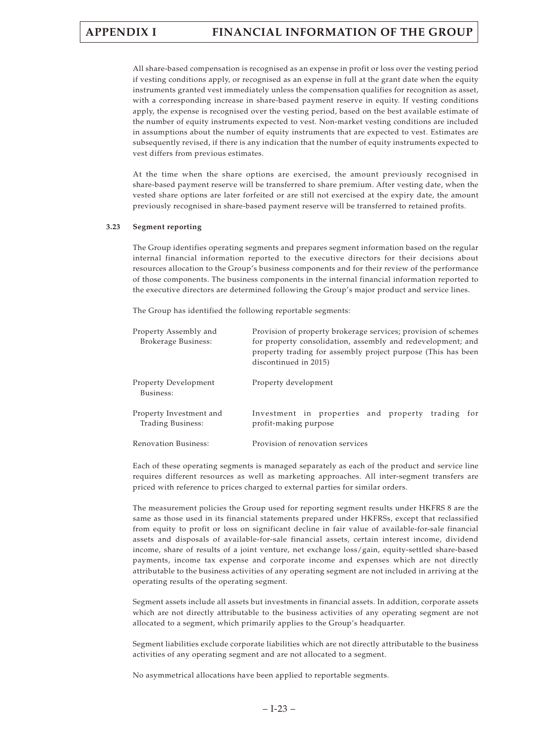All share-based compensation is recognised as an expense in profit or loss over the vesting period if vesting conditions apply, or recognised as an expense in full at the grant date when the equity instruments granted vest immediately unless the compensation qualifies for recognition as asset, with a corresponding increase in share-based payment reserve in equity. If vesting conditions apply, the expense is recognised over the vesting period, based on the best available estimate of the number of equity instruments expected to vest. Non-market vesting conditions are included in assumptions about the number of equity instruments that are expected to vest. Estimates are subsequently revised, if there is any indication that the number of equity instruments expected to vest differs from previous estimates.

At the time when the share options are exercised, the amount previously recognised in share-based payment reserve will be transferred to share premium. After vesting date, when the vested share options are later forfeited or are still not exercised at the expiry date, the amount previously recognised in share-based payment reserve will be transferred to retained profits.

### 3.23 Segment reporting

The Group identifies operating segments and prepares segment information based on the regular internal financial information reported to the executive directors for their decisions about resources allocation to the Group's business components and for their review of the performance of those components. The business components in the internal financial information reported to the executive directors are determined following the Group's major product and service lines.

The Group has identified the following reportable segments:

| | |
|---|---|
| Property Assembly and Brokerage Business: | Provision of property brokerage services; provision of schemes for property consolidation, assembly and redevelopment; and property trading for assembly project purpose (This has been discontinued in 2015) |
| Property Development Business: | Property development |
| Property Investment and Trading Business: | Investment in properties and property trading for profit-making purpose |
| Renovation Business: | Provision of renovation services |

Each of these operating segments is managed separately as each of the product and service line requires different resources as well as marketing approaches. All inter-segment transfers are priced with reference to prices charged to external parties for similar orders.

The measurement policies the Group used for reporting segment results under HKFRS 8 are the same as those used in its financial statements prepared under HKFRSs, except that reclassified from equity to profit or loss on significant decline in fair value of available-for-sale financial assets and disposals of available-for-sale financial assets, certain interest income, dividend income, share of results of a joint venture, net exchange loss/gain, equity-settled share-based payments, income tax expense and corporate income and expenses which are not directly attributable to the business activities of any operating segment are not included in arriving at the operating results of the operating segment.

Segment assets include all assets but investments in financial assets. In addition, corporate assets which are not directly attributable to the business activities of any operating segment are not allocated to a segment, which primarily applies to the Group's headquarter.

Segment liabilities exclude corporate liabilities which are not directly attributable to the business activities of any operating segment and are not allocated to a segment.

No asymmetrical allocations have been applied to reportable segments.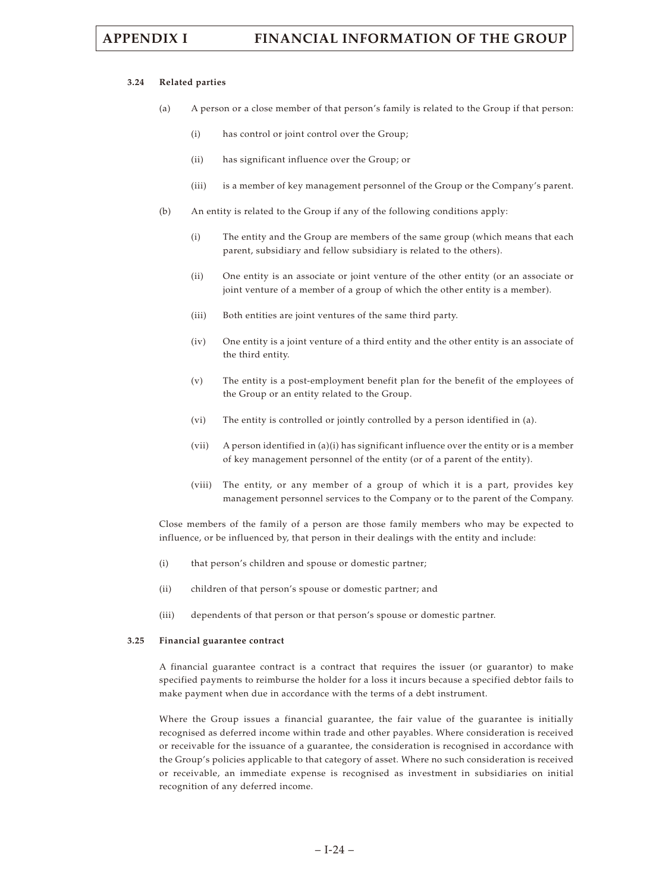### 3.24 Related parties

(a) A person or a close member of that person's family is related to the Group if that person:

  (i) has control or joint control over the Group;

  (ii) has significant influence over the Group; or

  (iii) is a member of key management personnel of the Group or the Company's parent.

(b) An entity is related to the Group if any of the following conditions apply:

  (i) The entity and the Group are members of the same group (which means that each parent, subsidiary and fellow subsidiary is related to the others).

  (ii) One entity is an associate or joint venture of the other entity (or an associate or joint venture of a member of a group of which the other entity is a member).

  (iii) Both entities are joint ventures of the same third party.

  (iv) One entity is a joint venture of a third entity and the other entity is an associate of the third entity.

  (v) The entity is a post-employment benefit plan for the benefit of the employees of the Group or an entity related to the Group.

  (vi) The entity is controlled or jointly controlled by a person identified in (a).

  (vii) A person identified in (a)(i) has significant influence over the entity or is a member of key management personnel of the entity (or of a parent of the entity).

  (viii) The entity, or any member of a group of which it is a part, provides key management personnel services to the Company or to the parent of the Company.

Close members of the family of a person are those family members who may be expected to influence, or be influenced by, that person in their dealings with the entity and include:

(i) that person's children and spouse or domestic partner;

(ii) children of that person's spouse or domestic partner; and

(iii) dependents of that person or that person's spouse or domestic partner.

### 3.25 Financial guarantee contract

A financial guarantee contract is a contract that requires the issuer (or guarantor) to make specified payments to reimburse the holder for a loss it incurs because a specified debtor fails to make payment when due in accordance with the terms of a debt instrument.

Where the Group issues a financial guarantee, the fair value of the guarantee is initially recognised as deferred income within trade and other payables. Where consideration is received or receivable for the issuance of a guarantee, the consideration is recognised in accordance with the Group's policies applicable to that category of asset. Where no such consideration is received or receivable, an immediate expense is recognised as investment in subsidiaries on initial recognition of any deferred income.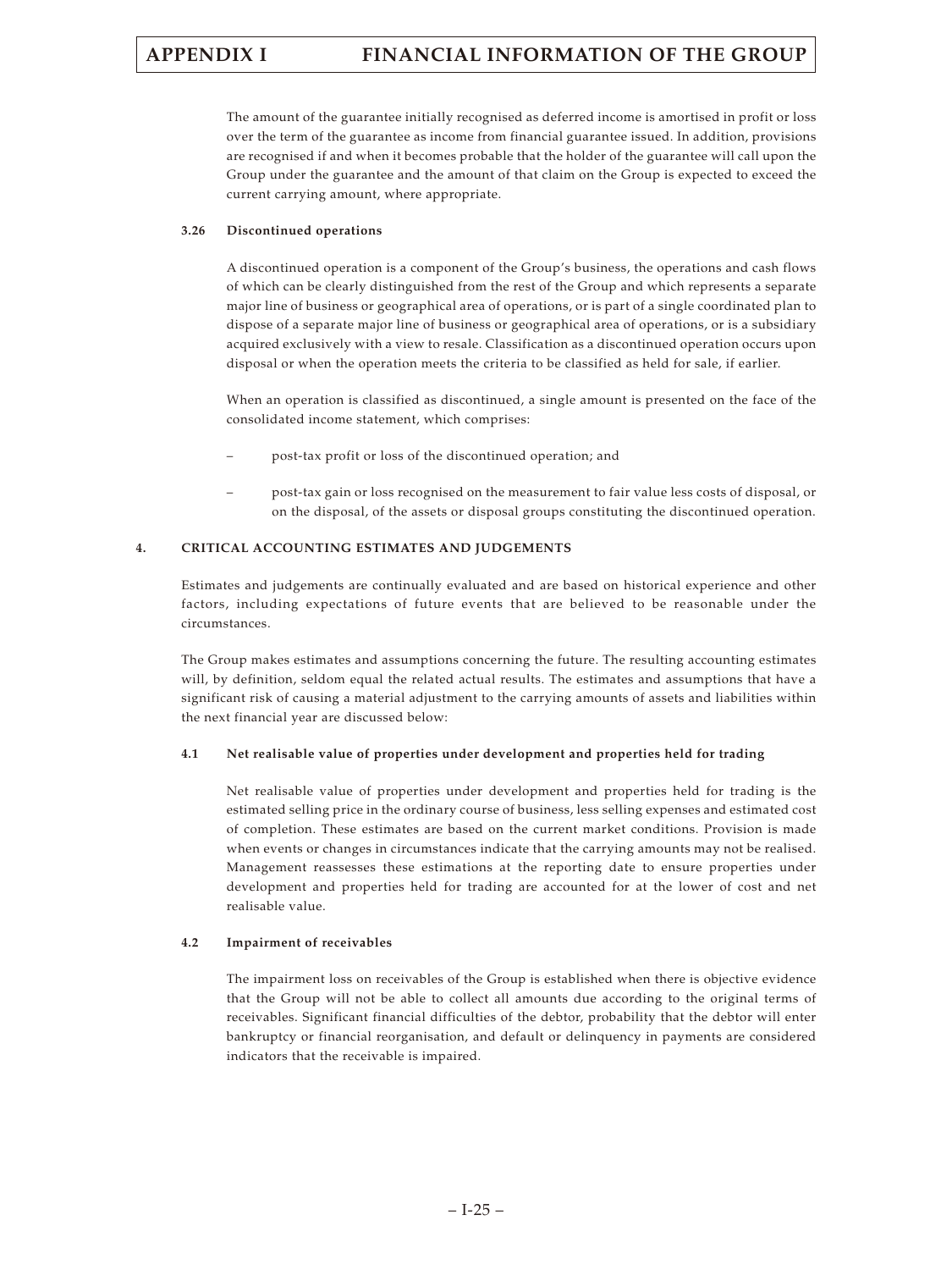The amount of the guarantee initially recognised as deferred income is amortised in profit or loss over the term of the guarantee as income from financial guarantee issued. In addition, provisions are recognised if and when it becomes probable that the holder of the guarantee will call upon the Group under the guarantee and the amount of that claim on the Group is expected to exceed the current carrying amount, where appropriate.

### 3.26 Discontinued operations

A discontinued operation is a component of the Group's business, the operations and cash flows of which can be clearly distinguished from the rest of the Group and which represents a separate major line of business or geographical area of operations, or is part of a single coordinated plan to dispose of a separate major line of business or geographical area of operations, or is a subsidiary acquired exclusively with a view to resale. Classification as a discontinued operation occurs upon disposal or when the operation meets the criteria to be classified as held for sale, if earlier.

When an operation is classified as discontinued, a single amount is presented on the face of the consolidated income statement, which comprises:

- post-tax profit or loss of the discontinued operation; and
- post-tax gain or loss recognised on the measurement to fair value less costs of disposal, or on the disposal, of the assets or disposal groups constituting the discontinued operation.

## 4. CRITICAL ACCOUNTING ESTIMATES AND JUDGEMENTS

Estimates and judgements are continually evaluated and are based on historical experience and other factors, including expectations of future events that are believed to be reasonable under the circumstances.

The Group makes estimates and assumptions concerning the future. The resulting accounting estimates will, by definition, seldom equal the related actual results. The estimates and assumptions that have a significant risk of causing a material adjustment to the carrying amounts of assets and liabilities within the next financial year are discussed below:

### 4.1 Net realisable value of properties under development and properties held for trading

Net realisable value of properties under development and properties held for trading is the estimated selling price in the ordinary course of business, less selling expenses and estimated cost of completion. These estimates are based on the current market conditions. Provision is made when events or changes in circumstances indicate that the carrying amounts may not be realised. Management reassesses these estimations at the reporting date to ensure properties under development and properties held for trading are accounted for at the lower of cost and net realisable value.

### 4.2 Impairment of receivables

The impairment loss on receivables of the Group is established when there is objective evidence that the Group will not be able to collect all amounts due according to the original terms of receivables. Significant financial difficulties of the debtor, probability that the debtor will enter bankruptcy or financial reorganisation, and default or delinquency in payments are considered indicators that the receivable is impaired.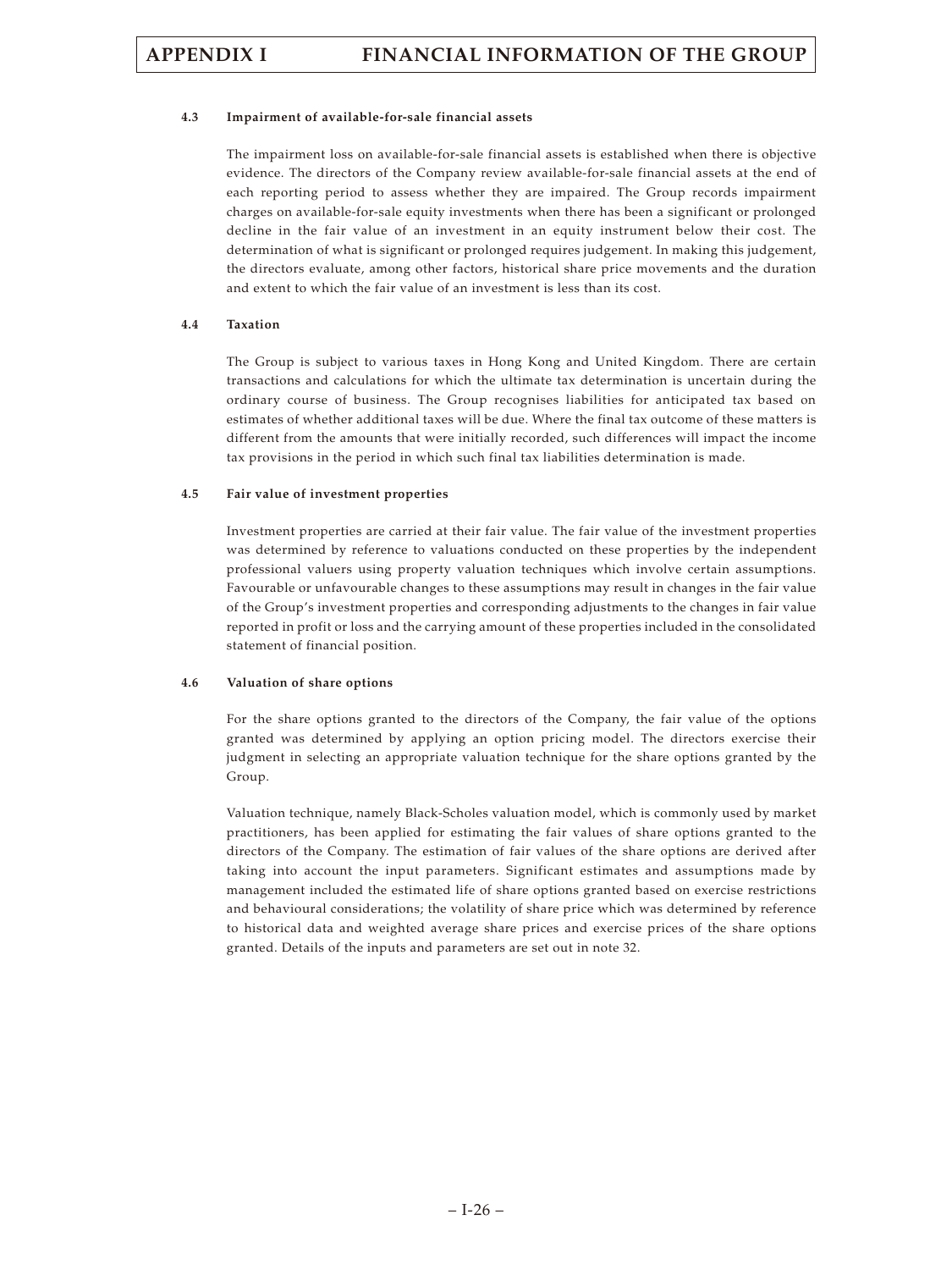### 4.3 Impairment of available-for-sale financial assets

The impairment loss on available-for-sale financial assets is established when there is objective evidence. The directors of the Company review available-for-sale financial assets at the end of each reporting period to assess whether they are impaired. The Group records impairment charges on available-for-sale equity investments when there has been a significant or prolonged decline in the fair value of an investment in an equity instrument below their cost. The determination of what is significant or prolonged requires judgement. In making this judgement, the directors evaluate, among other factors, historical share price movements and the duration and extent to which the fair value of an investment is less than its cost.

### 4.4 Taxation

The Group is subject to various taxes in Hong Kong and United Kingdom. There are certain transactions and calculations for which the ultimate tax determination is uncertain during the ordinary course of business. The Group recognises liabilities for anticipated tax based on estimates of whether additional taxes will be due. Where the final tax outcome of these matters is different from the amounts that were initially recorded, such differences will impact the income tax provisions in the period in which such final tax liabilities determination is made.

### 4.5 Fair value of investment properties

Investment properties are carried at their fair value. The fair value of the investment properties was determined by reference to valuations conducted on these properties by the independent professional valuers using property valuation techniques which involve certain assumptions. Favourable or unfavourable changes to these assumptions may result in changes in the fair value of the Group's investment properties and corresponding adjustments to the changes in fair value reported in profit or loss and the carrying amount of these properties included in the consolidated statement of financial position.

### 4.6 Valuation of share options

For the share options granted to the directors of the Company, the fair value of the options granted was determined by applying an option pricing model. The directors exercise their judgment in selecting an appropriate valuation technique for the share options granted by the Group.

Valuation technique, namely Black-Scholes valuation model, which is commonly used by market practitioners, has been applied for estimating the fair values of share options granted to the directors of the Company. The estimation of fair values of the share options are derived after taking into account the input parameters. Significant estimates and assumptions made by management included the estimated life of share options granted based on exercise restrictions and behavioural considerations; the volatility of share price which was determined by reference to historical data and weighted average share prices and exercise prices of the share options granted. Details of the inputs and parameters are set out in note 32.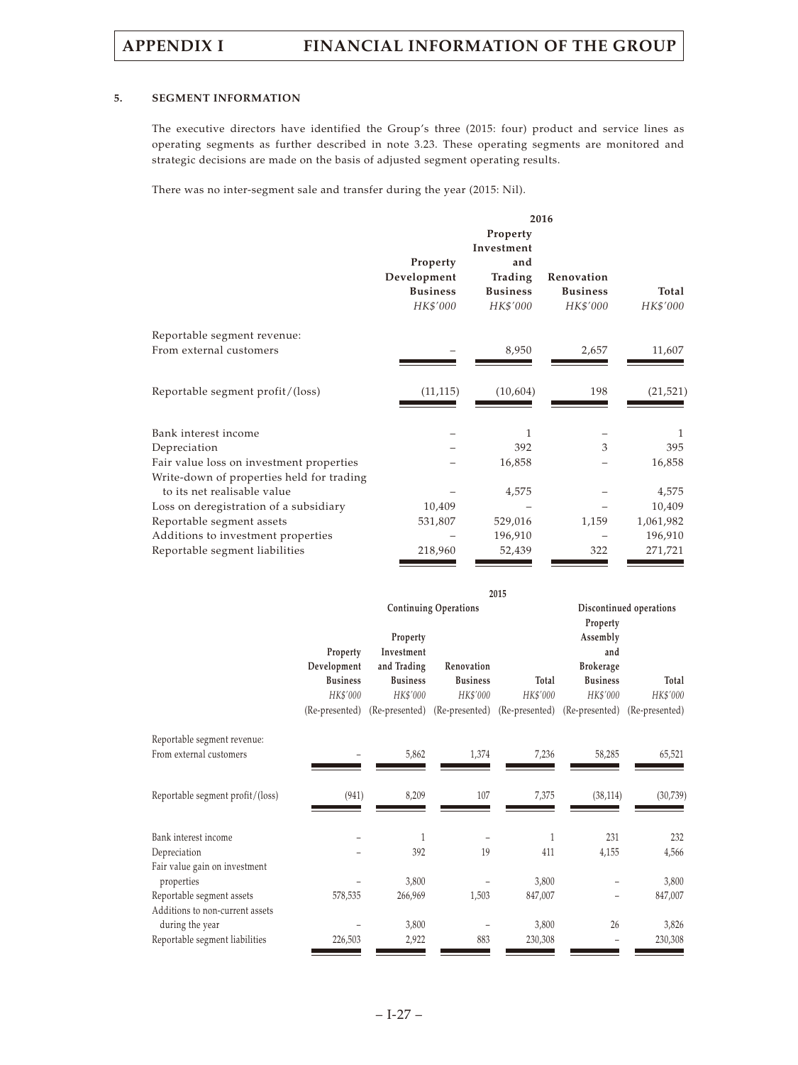### 5. SEGMENT INFORMATION

The executive directors have identified the Group's three (2015: four) product and service lines as operating segments as further described in note 3.23. These operating segments are monitored and strategic decisions are made on the basis of adjusted segment operating results.

There was no inter-segment sale and transfer during the year (2015: Nil).

| | 2016 | | | |
|---|---|---|---|---|
| | Property Development Business | Property Investment and Trading Business | Renovation Business | Total |
| | *HK$'000* | *HK$'000* | *HK$'000* | *HK$'000* |
| Reportable segment revenue: | | | | |
| From external customers | – | 8,950 | 2,657 | 11,607 |
| Reportable segment profit/(loss) | (11,115) | (10,604) | 198 | (21,521) |
| Bank interest income | – | 1 | – | 1 |
| Depreciation | – | 392 | 3 | 395 |
| Fair value loss on investment properties | – | 16,858 | – | 16,858 |
| Write-down of properties held for trading to its net realisable value | – | 4,575 | – | 4,575 |
| Loss on deregistration of a subsidiary | 10,409 | – | – | 10,409 |
| Reportable segment assets | 531,807 | 529,016 | 1,159 | 1,061,982 |
| Additions to investment properties | – | 196,910 | – | 196,910 |
| Reportable segment liabilities | 218,960 | 52,439 | 322 | 271,721 |

| | 2015 | | | | | |
|---|---|---|---|---|---|---|
| | Continuing Operations | | | | Discontinued operations | |
| | Property Development Business | Property Investment and Trading Business | Renovation Business | Total | Property Assembly and Brokerage Business | Total |
| | *HK$'000* | *HK$'000* | *HK$'000* | *HK$'000* | *HK$'000* | *HK$'000* |
| | (Re-presented) | (Re-presented) | (Re-presented) | (Re-presented) | (Re-presented) | (Re-presented) |
| Reportable segment revenue: | | | | | | |
| From external customers | – | 5,862 | 1,374 | 7,236 | 58,285 | 65,521 |
| Reportable segment profit/(loss) | (941) | 8,209 | 107 | 7,375 | (38,114) | (30,739) |
| Bank interest income | – | 1 | – | 1 | 231 | 232 |
| Depreciation | – | 392 | 19 | 411 | 4,155 | 4,566 |
| Fair value gain on investment properties | – | 3,800 | – | 3,800 | – | 3,800 |
| Reportable segment assets | 578,535 | 266,969 | 1,503 | 847,007 | – | 847,007 |
| Additions to non-current assets during the year | – | 3,800 | – | 3,800 | 26 | 3,826 |
| Reportable segment liabilities | 226,503 | 2,922 | 883 | 230,308 | – | 230,308 |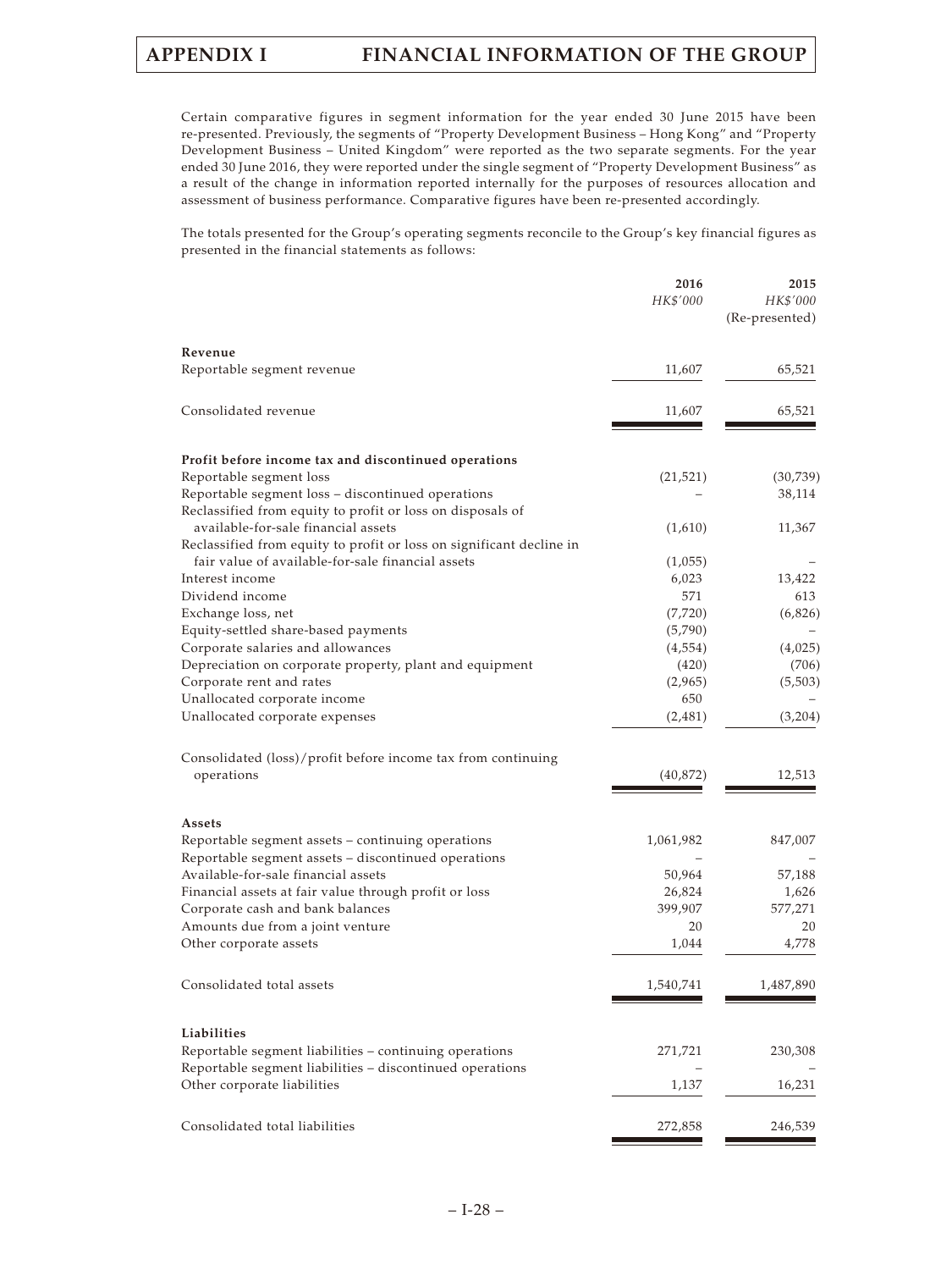Certain comparative figures in segment information for the year ended 30 June 2015 have been re-presented. Previously, the segments of "Property Development Business – Hong Kong" and "Property Development Business – United Kingdom" were reported as the two separate segments. For the year ended 30 June 2016, they were reported under the single segment of "Property Development Business" as a result of the change in information reported internally for the purposes of resources allocation and assessment of business performance. Comparative figures have been re-presented accordingly.

The totals presented for the Group's operating segments reconcile to the Group's key financial figures as presented in the financial statements as follows:

| | 2016 | 2015 |
|---|---|---|
| | *HK$'000* | *HK$'000* |
| | | (Re-presented) |
| **Revenue** | | |
| Reportable segment revenue | 11,607 | 65,521 |
| Consolidated revenue | 11,607 | 65,521 |
| **Profit before income tax and discontinued operations** | | |
| Reportable segment loss | (21,521) | (30,739) |
| Reportable segment loss – discontinued operations | – | 38,114 |
| Reclassified from equity to profit or loss on disposals of available-for-sale financial assets | (1,610) | 11,367 |
| Reclassified from equity to profit or loss on significant decline in fair value of available-for-sale financial assets | (1,055) | – |
| Interest income | 6,023 | 13,422 |
| Dividend income | 571 | 613 |
| Exchange loss, net | (7,720) | (6,826) |
| Equity-settled share-based payments | (5,790) | – |
| Corporate salaries and allowances | (4,554) | (4,025) |
| Depreciation on corporate property, plant and equipment | (420) | (706) |
| Corporate rent and rates | (2,965) | (5,503) |
| Unallocated corporate income | 650 | – |
| Unallocated corporate expenses | (2,481) | (3,204) |
| Consolidated (loss)/profit before income tax from continuing operations | (40,872) | 12,513 |
| **Assets** | | |
| Reportable segment assets – continuing operations | 1,061,982 | 847,007 |
| Reportable segment assets – discontinued operations | – | – |
| Available-for-sale financial assets | 50,964 | 57,188 |
| Financial assets at fair value through profit or loss | 26,824 | 1,626 |
| Corporate cash and bank balances | 399,907 | 577,271 |
| Amounts due from a joint venture | 20 | 20 |
| Other corporate assets | 1,044 | 4,778 |
| Consolidated total assets | 1,540,741 | 1,487,890 |
| **Liabilities** | | |
| Reportable segment liabilities – continuing operations | 271,721 | 230,308 |
| Reportable segment liabilities – discontinued operations | – | – |
| Other corporate liabilities | 1,137 | 16,231 |
| Consolidated total liabilities | 272,858 | 246,539 |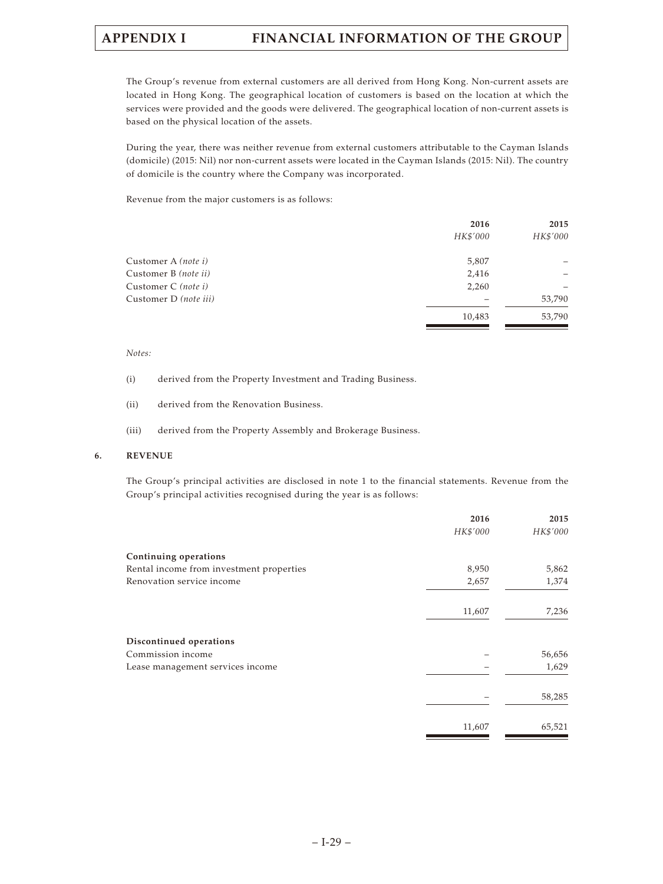The Group's revenue from external customers are all derived from Hong Kong. Non-current assets are located in Hong Kong. The geographical location of customers is based on the location at which the services were provided and the goods were delivered. The geographical location of non-current assets is based on the physical location of the assets.

During the year, there was neither revenue from external customers attributable to the Cayman Islands (domicile) (2015: Nil) nor non-current assets were located in the Cayman Islands (2015: Nil). The country of domicile is the country where the Company was incorporated.

Revenue from the major customers is as follows:

| | **2016** | **2015** |
|---|---|---|
| | *HK$'000* | *HK$'000* |
| Customer A *(note i)* | 5,807 | – |
| Customer B *(note ii)* | 2,416 | – |
| Customer C *(note i)* | 2,260 | – |
| Customer D *(note iii)* | – | 53,790 |
| | 10,483 | 53,790 |

*Notes:*

(i) derived from the Property Investment and Trading Business.

(ii) derived from the Renovation Business.

(iii) derived from the Property Assembly and Brokerage Business.

## 6. REVENUE

The Group's principal activities are disclosed in note 1 to the financial statements. Revenue from the Group's principal activities recognised during the year is as follows:

| | **2016** | **2015** |
|---|---|---|
| | *HK$'000* | *HK$'000* |
| **Continuing operations** | | |
| Rental income from investment properties | 8,950 | 5,862 |
| Renovation service income | 2,657 | 1,374 |
| | 11,607 | 7,236 |
| **Discontinued operations** | | |
| Commission income | – | 56,656 |
| Lease management services income | – | 1,629 |
| | – | 58,285 |
| | 11,607 | 65,521 |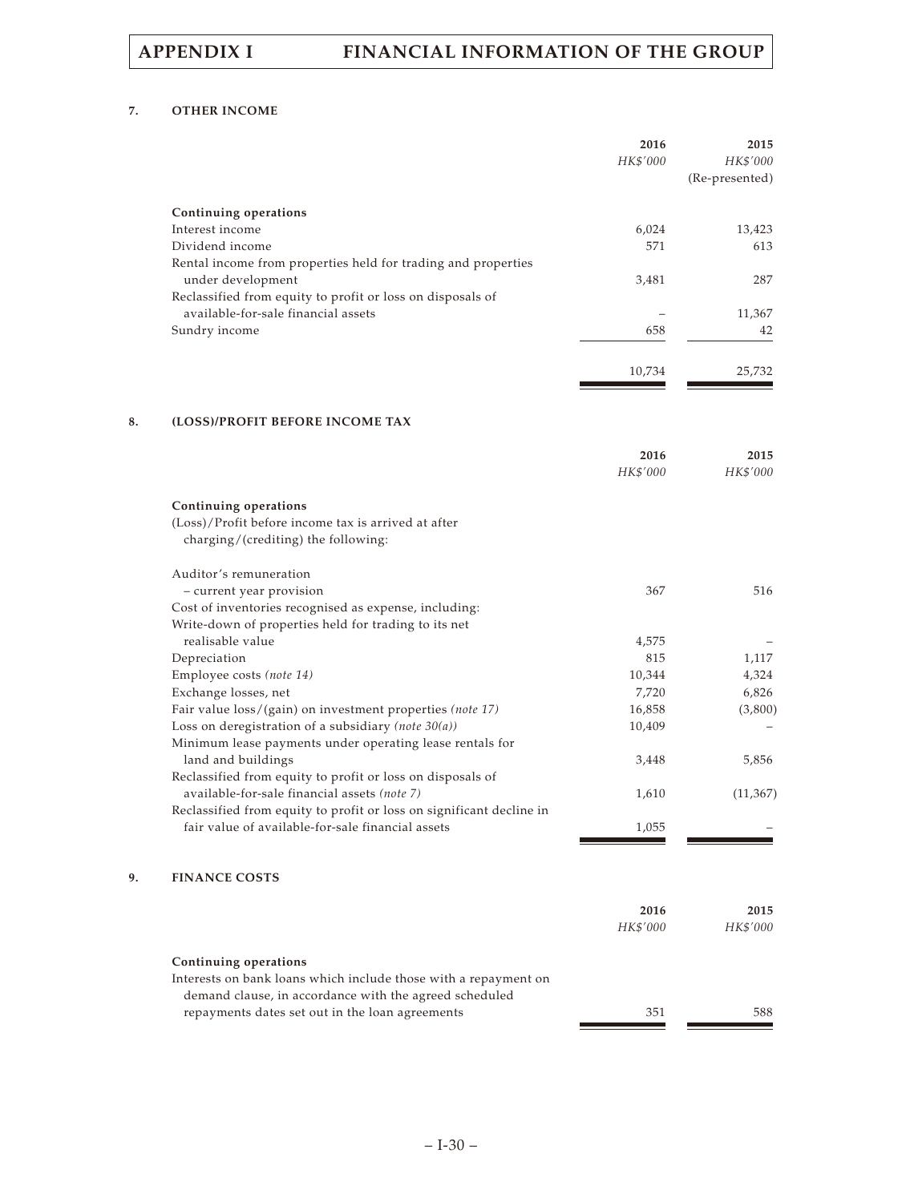### 7. OTHER INCOME

| | 2016 | 2015 |
|---|---|---|
| | *HK$'000* | *HK$'000* |
| | | (Re-presented) |
| **Continuing operations** | | |
| Interest income | 6,024 | 13,423 |
| Dividend income | 571 | 613 |
| Rental income from properties held for trading and properties under development | 3,481 | 287 |
| Reclassified from equity to profit or loss on disposals of available-for-sale financial assets | – | 11,367 |
| Sundry income | 658 | 42 |
| | 10,734 | 25,732 |

### 8. (LOSS)/PROFIT BEFORE INCOME TAX

| | 2016 | 2015 |
|---|---|---|
| | *HK$'000* | *HK$'000* |
| **Continuing operations** | | |
| (Loss)/Profit before income tax is arrived at after charging/(crediting) the following: | | |
| Auditor's remuneration | | |
| – current year provision | 367 | 516 |
| Cost of inventories recognised as expense, including: | | |
| Write-down of properties held for trading to its net realisable value | 4,575 | – |
| Depreciation | 815 | 1,117 |
| Employee costs *(note 14)* | 10,344 | 4,324 |
| Exchange losses, net | 7,720 | 6,826 |
| Fair value loss/(gain) on investment properties *(note 17)* | 16,858 | (3,800) |
| Loss on deregistration of a subsidiary *(note 30(a))* | 10,409 | – |
| Minimum lease payments under operating lease rentals for land and buildings | 3,448 | 5,856 |
| Reclassified from equity to profit or loss on disposals of available-for-sale financial assets *(note 7)* | 1,610 | (11,367) |
| Reclassified from equity to profit or loss on significant decline in fair value of available-for-sale financial assets | 1,055 | – |

### 9. FINANCE COSTS

| | 2016 | 2015 |
|---|---|---|
| | *HK$'000* | *HK$'000* |
| **Continuing operations** | | |
| Interests on bank loans which include those with a repayment on demand clause, in accordance with the agreed scheduled repayments dates set out in the loan agreements | 351 | 588 |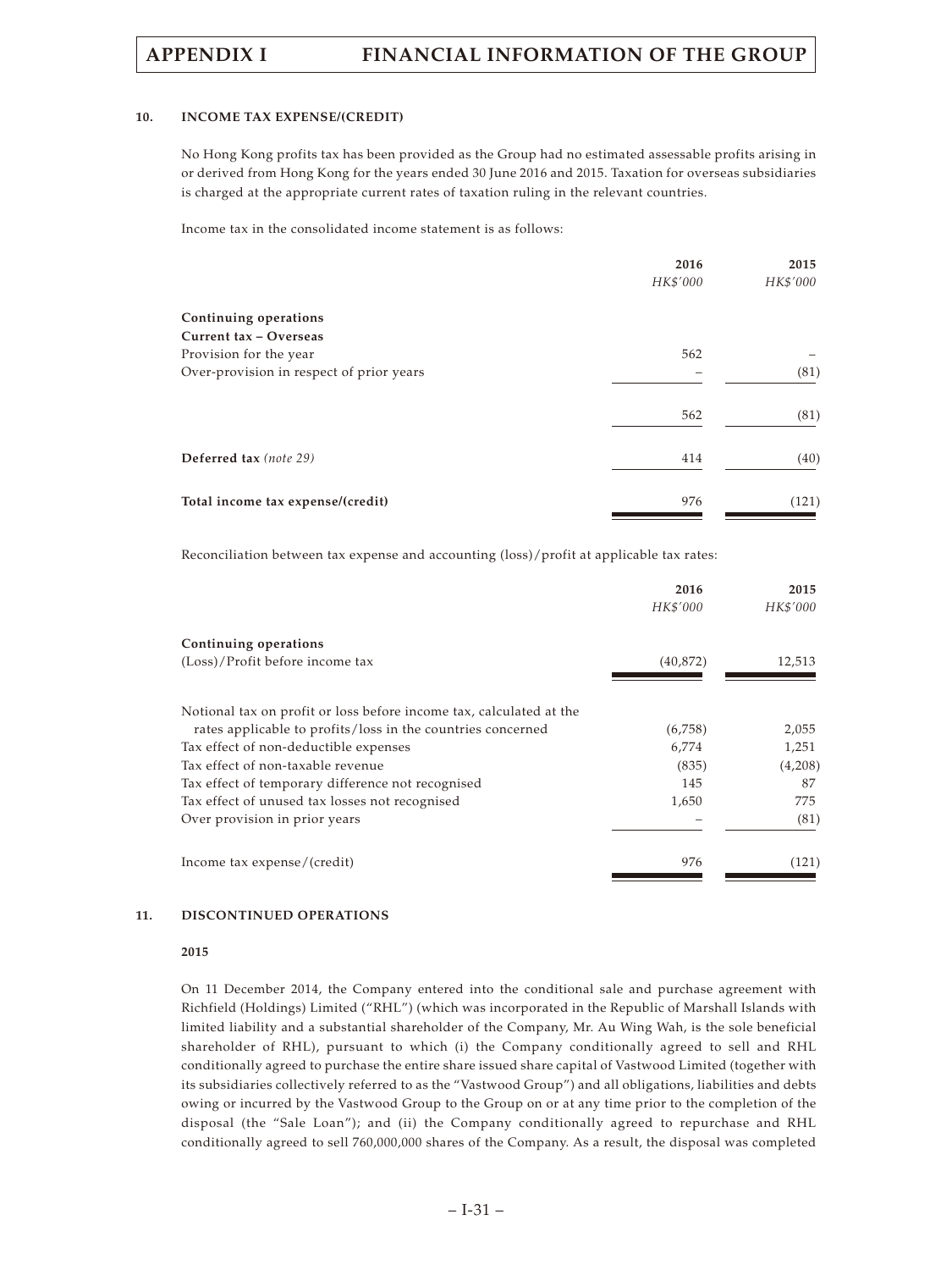## 10. INCOME TAX EXPENSE/(CREDIT)

No Hong Kong profits tax has been provided as the Group had no estimated assessable profits arising in or derived from Hong Kong for the years ended 30 June 2016 and 2015. Taxation for overseas subsidiaries is charged at the appropriate current rates of taxation ruling in the relevant countries.

Income tax in the consolidated income statement is as follows:

| | 2016 | 2015 |
|---|---|---|
| | *HK$'000* | *HK$'000* |
| **Continuing operations** | | |
| **Current tax – Overseas** | | |
| Provision for the year | 562 | – |
| Over-provision in respect of prior years | – | (81) |
| | 562 | (81) |
| **Deferred tax** *(note 29)* | 414 | (40) |
| **Total income tax expense/(credit)** | 976 | (121) |

Reconciliation between tax expense and accounting (loss)/profit at applicable tax rates:

| | 2016 | 2015 |
|---|---|---|
| | *HK$'000* | *HK$'000* |
| **Continuing operations** | | |
| (Loss)/Profit before income tax | (40,872) | 12,513 |
| Notional tax on profit or loss before income tax, calculated at the rates applicable to profits/loss in the countries concerned | (6,758) | 2,055 |
| Tax effect of non-deductible expenses | 6,774 | 1,251 |
| Tax effect of non-taxable revenue | (835) | (4,208) |
| Tax effect of temporary difference not recognised | 145 | 87 |
| Tax effect of unused tax losses not recognised | 1,650 | 775 |
| Over provision in prior years | – | (81) |
| Income tax expense/(credit) | 976 | (121) |

## 11. DISCONTINUED OPERATIONS

**2015**

On 11 December 2014, the Company entered into the conditional sale and purchase agreement with Richfield (Holdings) Limited ("RHL") (which was incorporated in the Republic of Marshall Islands with limited liability and a substantial shareholder of the Company, Mr. Au Wing Wah, is the sole beneficial shareholder of RHL), pursuant to which (i) the Company conditionally agreed to sell and RHL conditionally agreed to purchase the entire share issued share capital of Vastwood Limited (together with its subsidiaries collectively referred to as the "Vastwood Group") and all obligations, liabilities and debts owing or incurred by the Vastwood Group to the Group on or at any time prior to the completion of the disposal (the "Sale Loan"); and (ii) the Company conditionally agreed to repurchase and RHL conditionally agreed to sell 760,000,000 shares of the Company. As a result, the disposal was completed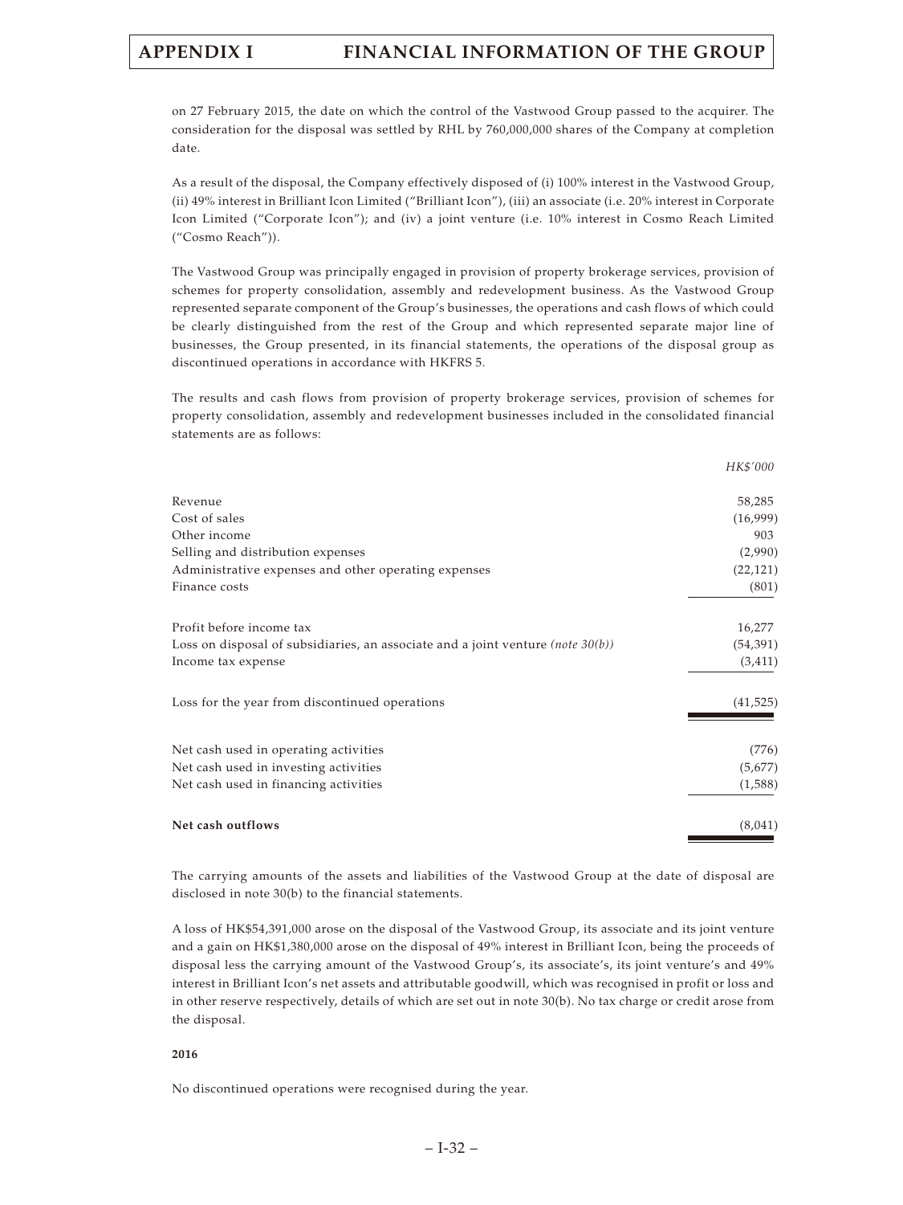on 27 February 2015, the date on which the control of the Vastwood Group passed to the acquirer. The consideration for the disposal was settled by RHL by 760,000,000 shares of the Company at completion date.

As a result of the disposal, the Company effectively disposed of (i) 100% interest in the Vastwood Group, (ii) 49% interest in Brilliant Icon Limited ("Brilliant Icon"), (iii) an associate (i.e. 20% interest in Corporate Icon Limited ("Corporate Icon"); and (iv) a joint venture (i.e. 10% interest in Cosmo Reach Limited ("Cosmo Reach")).

The Vastwood Group was principally engaged in provision of property brokerage services, provision of schemes for property consolidation, assembly and redevelopment business. As the Vastwood Group represented separate component of the Group's businesses, the operations and cash flows of which could be clearly distinguished from the rest of the Group and which represented separate major line of businesses, the Group presented, in its financial statements, the operations of the disposal group as discontinued operations in accordance with HKFRS 5.

The results and cash flows from provision of property brokerage services, provision of schemes for property consolidation, assembly and redevelopment businesses included in the consolidated financial statements are as follows:

| | *HK$'000* |
|---|---|
| Revenue | 58,285 |
| Cost of sales | (16,999) |
| Other income | 903 |
| Selling and distribution expenses | (2,990) |
| Administrative expenses and other operating expenses | (22,121) |
| Finance costs | (801) |
| Profit before income tax | 16,277 |
| Loss on disposal of subsidiaries, an associate and a joint venture *(note 30(b))* | (54,391) |
| Income tax expense | (3,411) |
| Loss for the year from discontinued operations | (41,525) |
| Net cash used in operating activities | (776) |
| Net cash used in investing activities | (5,677) |
| Net cash used in financing activities | (1,588) |
| **Net cash outflows** | (8,041) |

The carrying amounts of the assets and liabilities of the Vastwood Group at the date of disposal are disclosed in note 30(b) to the financial statements.

A loss of HK$54,391,000 arose on the disposal of the Vastwood Group, its associate and its joint venture and a gain on HK$1,380,000 arose on the disposal of 49% interest in Brilliant Icon, being the proceeds of disposal less the carrying amount of the Vastwood Group's, its associate's, its joint venture's and 49% interest in Brilliant Icon's net assets and attributable goodwill, which was recognised in profit or loss and in other reserve respectively, details of which are set out in note 30(b). No tax charge or credit arose from the disposal.

**2016**

No discontinued operations were recognised during the year.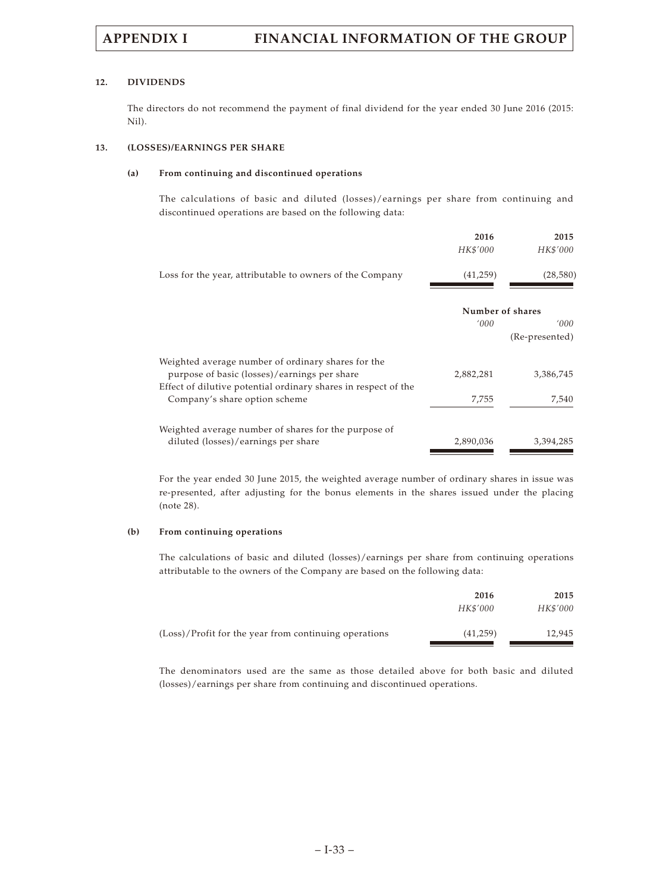### 12. DIVIDENDS

The directors do not recommend the payment of final dividend for the year ended 30 June 2016 (2015: Nil).

### 13. (LOSSES)/EARNINGS PER SHARE

#### (a) From continuing and discontinued operations

The calculations of basic and diluted (losses)/earnings per share from continuing and discontinued operations are based on the following data:

| | 2016 | 2015 |
|---|---|---|
| | *HK$'000* | *HK$'000* |
| Loss for the year, attributable to owners of the Company | (41,259) | (28,580) |

| | Number of shares | |
|---|---|---|
| | *'000* | *'000* |
| | | (Re-presented) |
| Weighted average number of ordinary shares for the purpose of basic (losses)/earnings per share | 2,882,281 | 3,386,745 |
| Effect of dilutive potential ordinary shares in respect of the Company's share option scheme | 7,755 | 7,540 |
| Weighted average number of shares for the purpose of diluted (losses)/earnings per share | 2,890,036 | 3,394,285 |

For the year ended 30 June 2015, the weighted average number of ordinary shares in issue was re-presented, after adjusting for the bonus elements in the shares issued under the placing (note 28).

#### (b) From continuing operations

The calculations of basic and diluted (losses)/earnings per share from continuing operations attributable to the owners of the Company are based on the following data:

| | 2016 | 2015 |
|---|---|---|
| | *HK$'000* | *HK$'000* |
| (Loss)/Profit for the year from continuing operations | (41,259) | 12,945 |

The denominators used are the same as those detailed above for both basic and diluted (losses)/earnings per share from continuing and discontinued operations.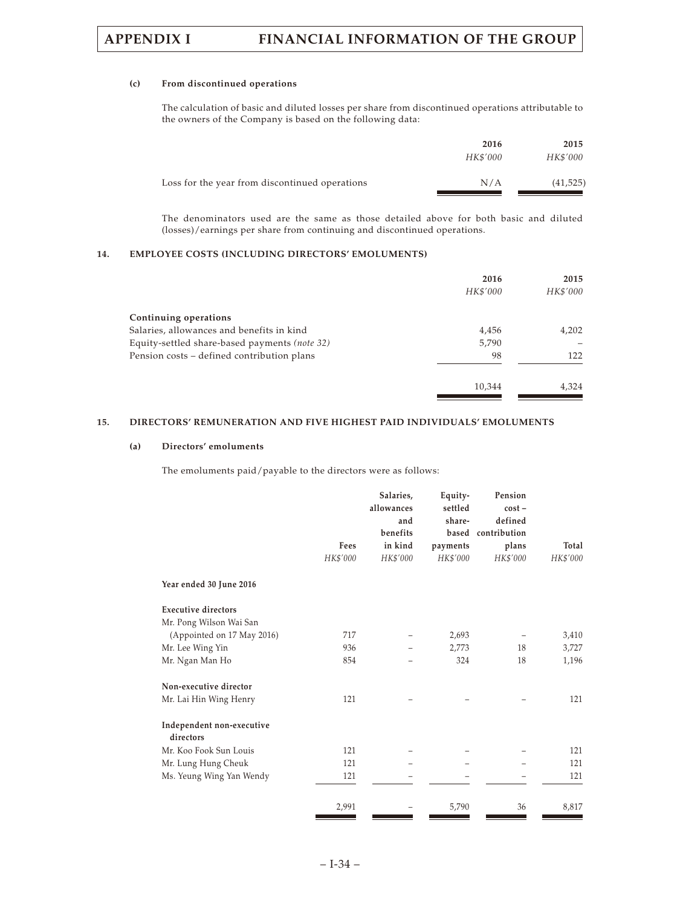#### (c) From discontinued operations

The calculation of basic and diluted losses per share from discontinued operations attributable to the owners of the Company is based on the following data:

| | 2016 | 2015 |
|---|---|---|
| | *HK$'000* | *HK$'000* |
| Loss for the year from discontinued operations | N/A | (41,525) |

The denominators used are the same as those detailed above for both basic and diluted (losses)/earnings per share from continuing and discontinued operations.

### 14. EMPLOYEE COSTS (INCLUDING DIRECTORS' EMOLUMENTS)

| | 2016 | 2015 |
|---|---|---|
| | *HK$'000* | *HK$'000* |
| **Continuing operations** | | |
| Salaries, allowances and benefits in kind | 4,456 | 4,202 |
| Equity-settled share-based payments *(note 32)* | 5,790 | – |
| Pension costs – defined contribution plans | 98 | 122 |
| | 10,344 | 4,324 |

### 15. DIRECTORS' REMUNERATION AND FIVE HIGHEST PAID INDIVIDUALS' EMOLUMENTS

#### (a) Directors' emoluments

The emoluments paid/payable to the directors were as follows:

| | Fees | Salaries, allowances and benefits in kind | Equity-settled share-based payments | Pension cost – defined contribution plans | Total |
|---|---|---|---|---|---|
| | *HK$'000* | *HK$'000* | *HK$'000* | *HK$'000* | *HK$'000* |
| **Year ended 30 June 2016** | | | | | |
| **Executive directors** | | | | | |
| Mr. Pong Wilson Wai San (Appointed on 17 May 2016) | 717 | – | 2,693 | – | 3,410 |
| Mr. Lee Wing Yin | 936 | – | 2,773 | 18 | 3,727 |
| Mr. Ngan Man Ho | 854 | – | 324 | 18 | 1,196 |
| **Non-executive director** | | | | | |
| Mr. Lai Hin Wing Henry | 121 | – | – | – | 121 |
| **Independent non-executive directors** | | | | | |
| Mr. Koo Fook Sun Louis | 121 | – | – | – | 121 |
| Mr. Lung Hung Cheuk | 121 | – | – | – | 121 |
| Ms. Yeung Wing Yan Wendy | 121 | – | – | – | 121 |
| | 2,991 | – | 5,790 | 36 | 8,817 |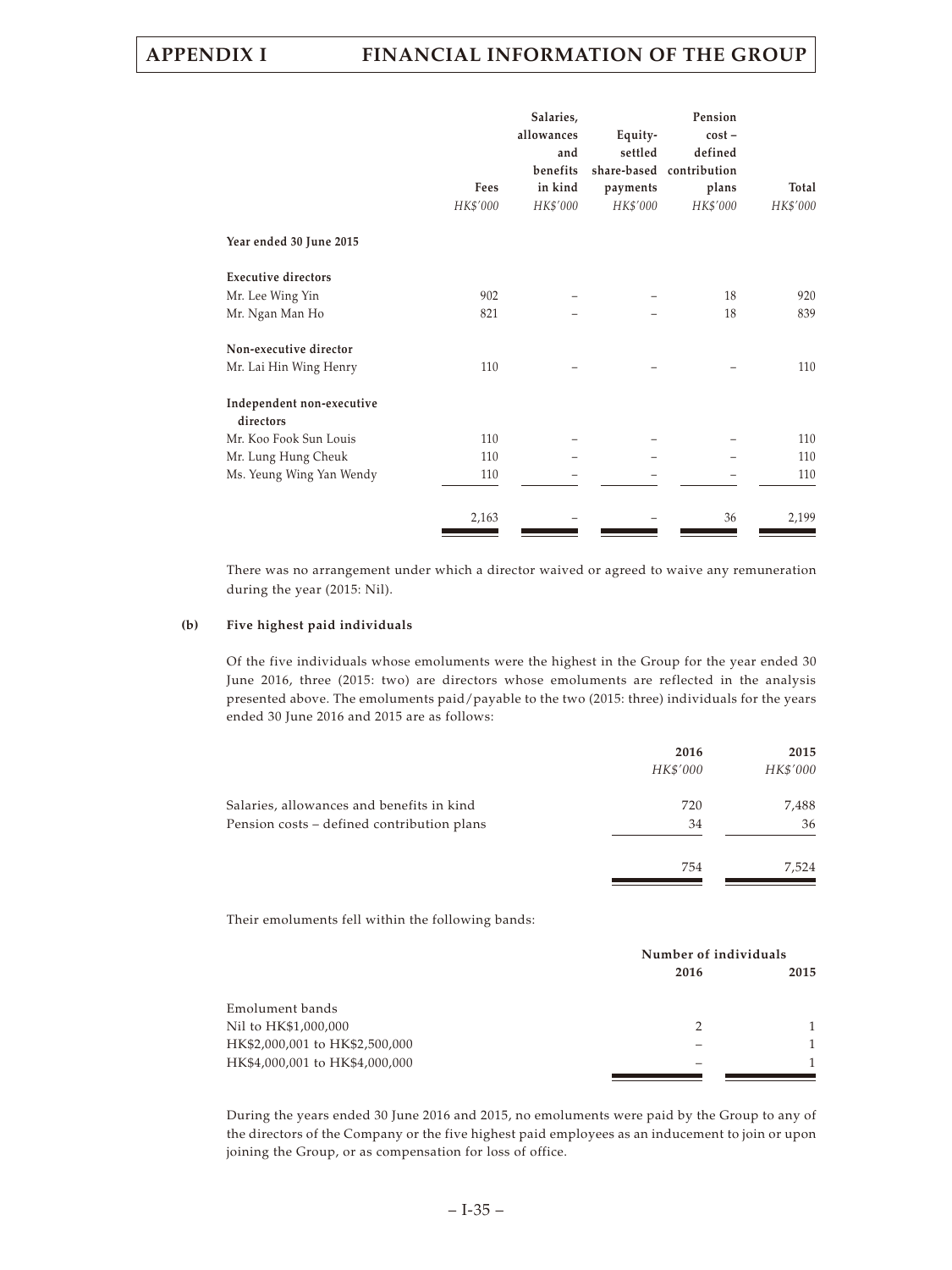| | Fees | Salaries, allowances and benefits in kind | Equity-settled share-based payments | Pension cost – defined contribution plans | Total |
|---|---|---|---|---|---|
| | *HK$'000* | *HK$'000* | *HK$'000* | *HK$'000* | *HK$'000* |
| **Year ended 30 June 2015** | | | | | |
| **Executive directors** | | | | | |
| Mr. Lee Wing Yin | 902 | – | – | 18 | 920 |
| Mr. Ngan Man Ho | 821 | – | – | 18 | 839 |
| **Non-executive director** | | | | | |
| Mr. Lai Hin Wing Henry | 110 | – | – | – | 110 |
| **Independent non-executive directors** | | | | | |
| Mr. Koo Fook Sun Louis | 110 | – | – | – | 110 |
| Mr. Lung Hung Cheuk | 110 | – | – | – | 110 |
| Ms. Yeung Wing Yan Wendy | 110 | – | – | – | 110 |
| | 2,163 | – | – | 36 | 2,199 |

There was no arrangement under which a director waived or agreed to waive any remuneration during the year (2015: Nil).

**(b) Five highest paid individuals**

Of the five individuals whose emoluments were the highest in the Group for the year ended 30 June 2016, three (2015: two) are directors whose emoluments are reflected in the analysis presented above. The emoluments paid/payable to the two (2015: three) individuals for the years ended 30 June 2016 and 2015 are as follows:

| | 2016 | 2015 |
|---|---|---|
| | *HK$'000* | *HK$'000* |
| Salaries, allowances and benefits in kind | 720 | 7,488 |
| Pension costs – defined contribution plans | 34 | 36 |
| | 754 | 7,524 |

Their emoluments fell within the following bands:

| | Number of individuals | |
|---|---|---|
| | 2016 | 2015 |
| Emolument bands | | |
| Nil to HK$1,000,000 | 2 | 1 |
| HK$2,000,001 to HK$2,500,000 | – | 1 |
| HK$4,000,001 to HK$4,000,000 | – | 1 |

During the years ended 30 June 2016 and 2015, no emoluments were paid by the Group to any of the directors of the Company or the five highest paid employees as an inducement to join or upon joining the Group, or as compensation for loss of office.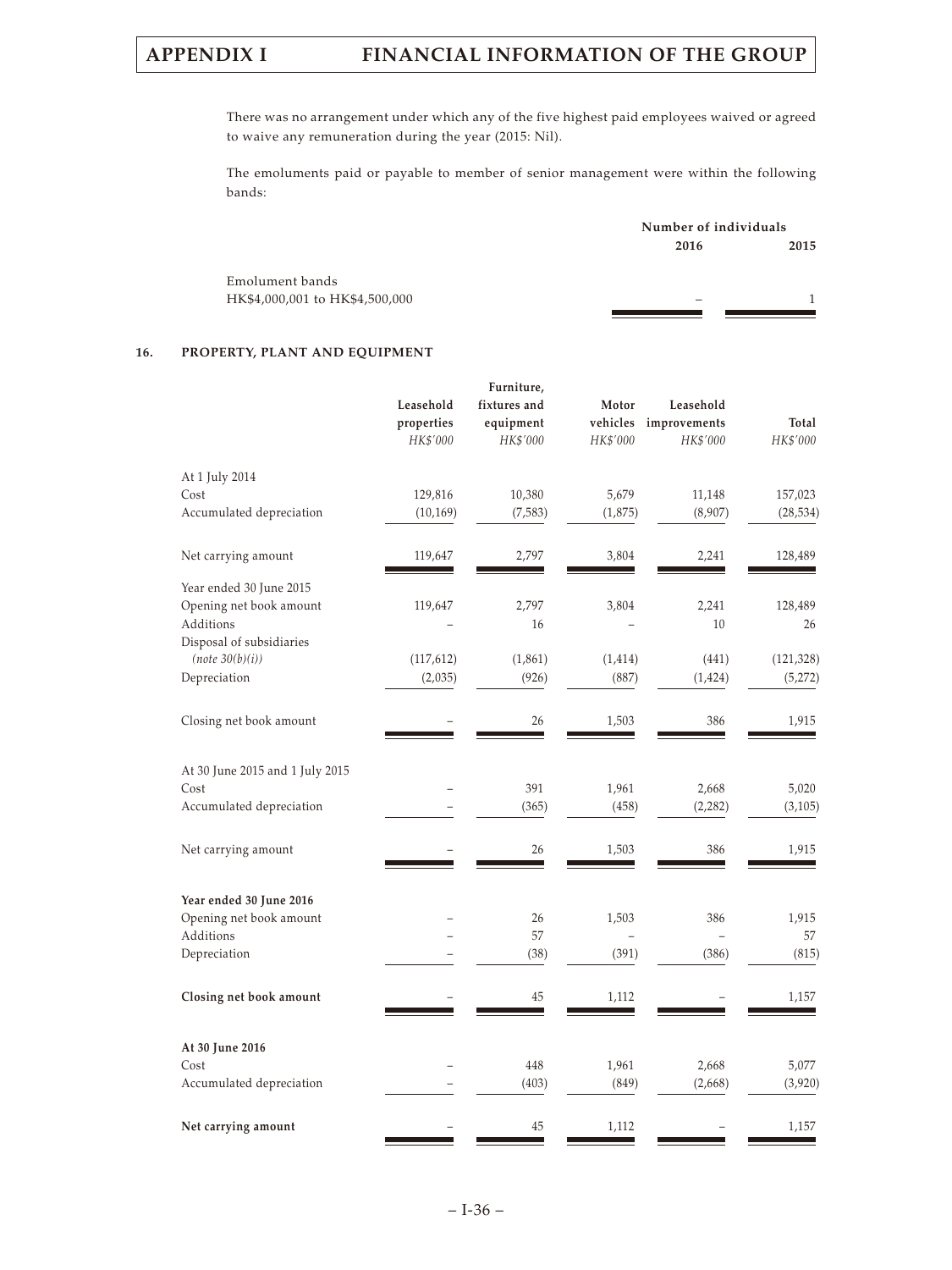There was no arrangement under which any of the five highest paid employees waived or agreed to waive any remuneration during the year (2015: Nil).

The emoluments paid or payable to member of senior management were within the following bands:

| | Number of individuals | |
|---|---|---|
| | **2016** | **2015** |
| Emolument bands | | |
| HK$4,000,001 to HK$4,500,000 | – | 1 |

## 16. PROPERTY, PLANT AND EQUIPMENT

| | Leasehold properties | Furniture, fixtures and equipment | Motor vehicles | Leasehold improvements | Total |
|---|---|---|---|---|---|
| | *HK$'000* | *HK$'000* | *HK$'000* | *HK$'000* | *HK$'000* |
| At 1 July 2014 | | | | | |
| Cost | 129,816 | 10,380 | 5,679 | 11,148 | 157,023 |
| Accumulated depreciation | (10,169) | (7,583) | (1,875) | (8,907) | (28,534) |
| Net carrying amount | 119,647 | 2,797 | 3,804 | 2,241 | 128,489 |
| Year ended 30 June 2015 | | | | | |
| Opening net book amount | 119,647 | 2,797 | 3,804 | 2,241 | 128,489 |
| Additions | – | 16 | – | 10 | 26 |
| Disposal of subsidiaries *(note 30(b)(i))* | (117,612) | (1,861) | (1,414) | (441) | (121,328) |
| Depreciation | (2,035) | (926) | (887) | (1,424) | (5,272) |
| Closing net book amount | – | 26 | 1,503 | 386 | 1,915 |
| At 30 June 2015 and 1 July 2015 | | | | | |
| Cost | – | 391 | 1,961 | 2,668 | 5,020 |
| Accumulated depreciation | – | (365) | (458) | (2,282) | (3,105) |
| Net carrying amount | – | 26 | 1,503 | 386 | 1,915 |
| **Year ended 30 June 2016** | | | | | |
| Opening net book amount | – | 26 | 1,503 | 386 | 1,915 |
| Additions | – | 57 | – | – | 57 |
| Depreciation | – | (38) | (391) | (386) | (815) |
| **Closing net book amount** | – | 45 | 1,112 | – | 1,157 |
| **At 30 June 2016** | | | | | |
| Cost | – | 448 | 1,961 | 2,668 | 5,077 |
| Accumulated depreciation | – | (403) | (849) | (2,668) | (3,920) |
| **Net carrying amount** | – | 45 | 1,112 | – | 1,157 |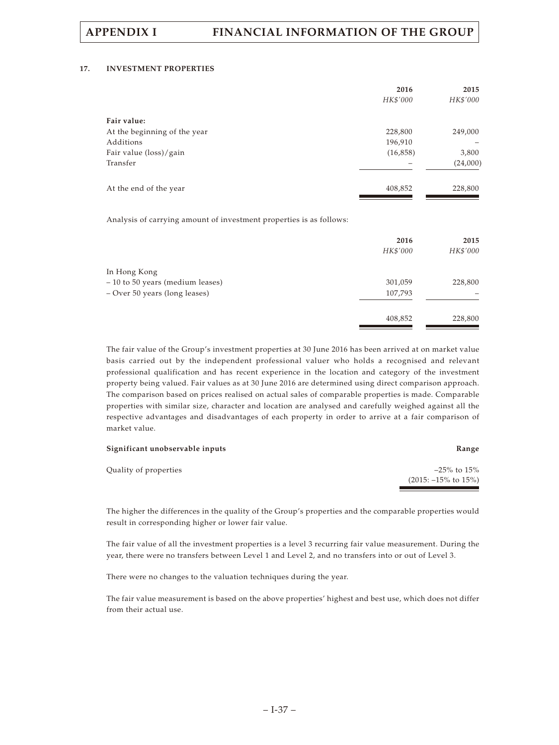### 17. INVESTMENT PROPERTIES

| | 2016 | 2015 |
|---|---|---|
| | *HK$'000* | *HK$'000* |
| **Fair value:** | | |
| At the beginning of the year | 228,800 | 249,000 |
| Additions | 196,910 | – |
| Fair value (loss)/gain | (16,858) | 3,800 |
| Transfer | – | (24,000) |
| At the end of the year | 408,852 | 228,800 |

Analysis of carrying amount of investment properties is as follows:

| | 2016 | 2015 |
|---|---|---|
| | *HK$'000* | *HK$'000* |
| In Hong Kong | | |
| – 10 to 50 years (medium leases) | 301,059 | 228,800 |
| – Over 50 years (long leases) | 107,793 | – |
| | 408,852 | 228,800 |

The fair value of the Group's investment properties at 30 June 2016 has been arrived at on market value basis carried out by the independent professional valuer who holds a recognised and relevant professional qualification and has recent experience in the location and category of the investment property being valued. Fair values as at 30 June 2016 are determined using direct comparison approach. The comparison based on prices realised on actual sales of comparable properties is made. Comparable properties with similar size, character and location are analysed and carefully weighed against all the respective advantages and disadvantages of each property in order to arrive at a fair comparison of market value.

| Significant unobservable inputs | Range |
|---|---|
| Quality of properties | –25% to 15% (2015: –15% to 15%) |

The higher the differences in the quality of the Group's properties and the comparable properties would result in corresponding higher or lower fair value.

The fair value of all the investment properties is a level 3 recurring fair value measurement. During the year, there were no transfers between Level 1 and Level 2, and no transfers into or out of Level 3.

There were no changes to the valuation techniques during the year.

The fair value measurement is based on the above properties' highest and best use, which does not differ from their actual use.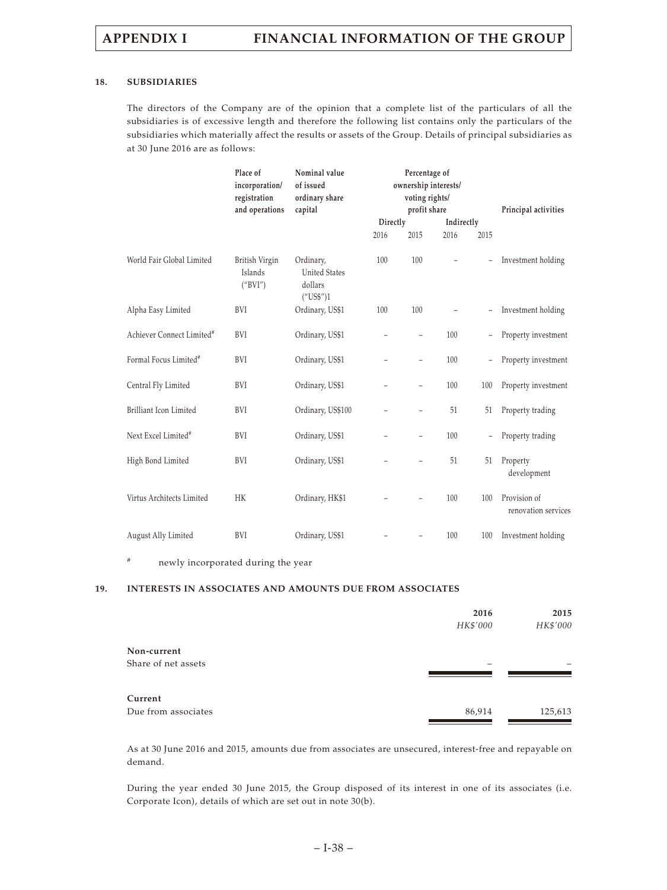## 18. SUBSIDIARIES

The directors of the Company are of the opinion that a complete list of the particulars of all the subsidiaries is of excessive length and therefore the following list contains only the particulars of the subsidiaries which materially affect the results or assets of the Group. Details of principal subsidiaries as at 30 June 2016 are as follows:

| | Place of incorporation/ registration and operations | Nominal value of issued ordinary share capital | Percentage of ownership interests/ voting rights/ profit share | | | | Principal activities |
|---|---|---|---|---|---|---|---|
| | | | Directly | | Indirectly | | |
| | | | 2016 | 2015 | 2016 | 2015 | |
| World Fair Global Limited | British Virgin Islands ("BVI") | Ordinary, United States dollars ("US$")1 | 100 | 100 | – | – | Investment holding |
| Alpha Easy Limited | BVI | Ordinary, US$1 | 100 | 100 | – | – | Investment holding |
| Achiever Connect Limited# | BVI | Ordinary, US$1 | – | – | 100 | – | Property investment |
| Formal Focus Limited# | BVI | Ordinary, US$1 | – | – | 100 | – | Property investment |
| Central Fly Limited | BVI | Ordinary, US$1 | – | – | 100 | 100 | Property investment |
| Brilliant Icon Limited | BVI | Ordinary, US$100 | – | – | 51 | 51 | Property trading |
| Next Excel Limited# | BVI | Ordinary, US$1 | – | – | 100 | – | Property trading |
| High Bond Limited | BVI | Ordinary, US$1 | – | – | 51 | 51 | Property development |
| Virtus Architects Limited | HK | Ordinary, HK$1 | – | – | 100 | 100 | Provision of renovation services |
| August Ally Limited | BVI | Ordinary, US$1 | – | – | 100 | 100 | Investment holding |

# newly incorporated during the year

## 19. INTERESTS IN ASSOCIATES AND AMOUNTS DUE FROM ASSOCIATES

| | 2016 | 2015 |
|---|---|---|
| | *HK$'000* | *HK$'000* |
| **Non-current** | | |
| Share of net assets | – | – |
| **Current** | | |
| Due from associates | 86,914 | 125,613 |

As at 30 June 2016 and 2015, amounts due from associates are unsecured, interest-free and repayable on demand.

During the year ended 30 June 2015, the Group disposed of its interest in one of its associates (i.e. Corporate Icon), details of which are set out in note 30(b).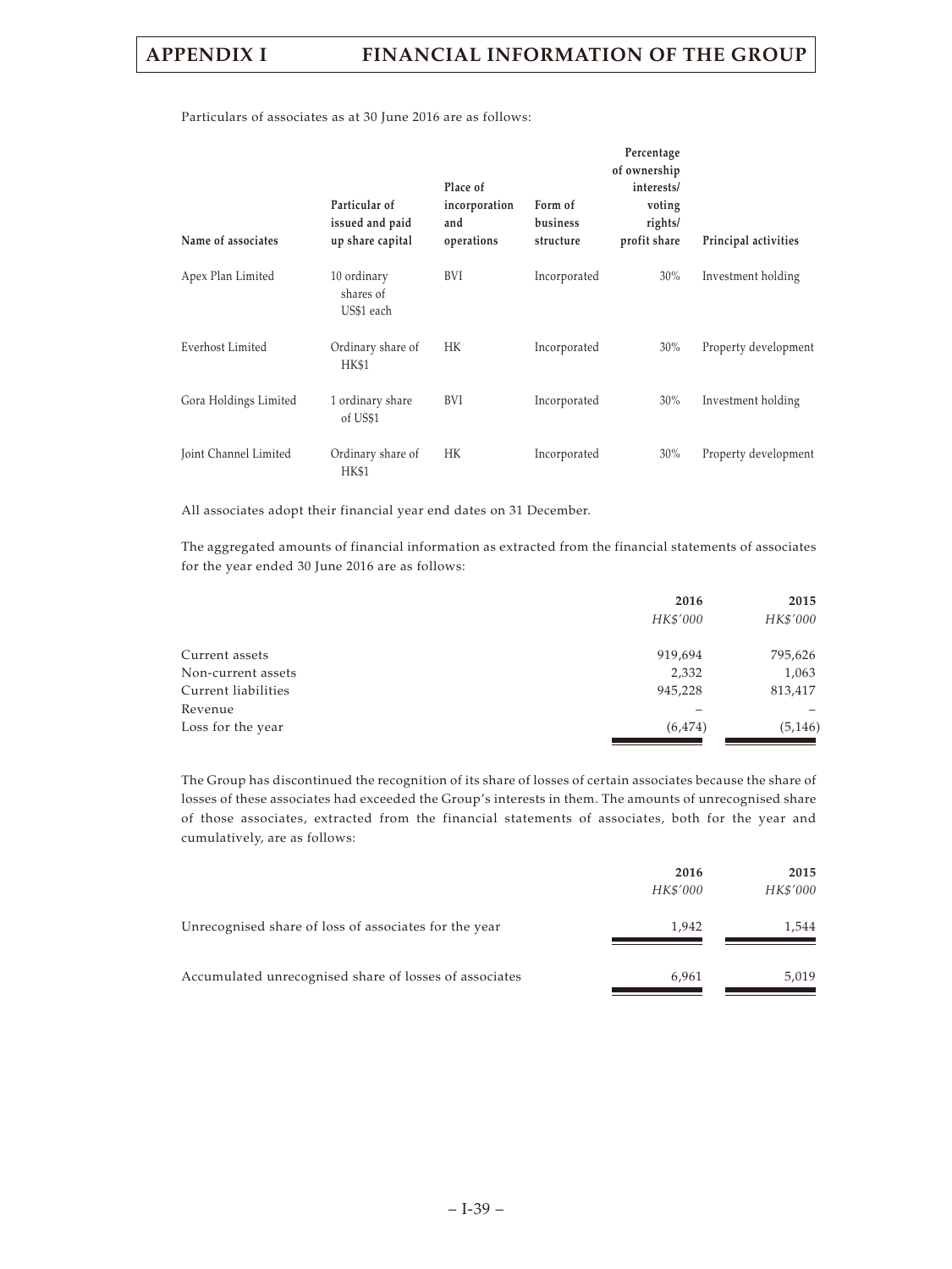Particulars of associates as at 30 June 2016 are as follows:

| Name of associates | Particular of issued and paid up share capital | Place of incorporation and operations | Form of business structure | Percentage of ownership interests/ voting rights/ profit share | Principal activities |
|---|---|---|---|---|---|
| Apex Plan Limited | 10 ordinary shares of US$1 each | BVI | Incorporated | 30% | Investment holding |
| Everhost Limited | Ordinary share of HK$1 | HK | Incorporated | 30% | Property development |
| Gora Holdings Limited | 1 ordinary share of US$1 | BVI | Incorporated | 30% | Investment holding |
| Joint Channel Limited | Ordinary share of HK$1 | HK | Incorporated | 30% | Property development |

All associates adopt their financial year end dates on 31 December.

The aggregated amounts of financial information as extracted from the financial statements of associates for the year ended 30 June 2016 are as follows:

| | 2016 | 2015 |
|---|---|---|
| | *HK$'000* | *HK$'000* |
| Current assets | 919,694 | 795,626 |
| Non-current assets | 2,332 | 1,063 |
| Current liabilities | 945,228 | 813,417 |
| Revenue | – | – |
| Loss for the year | (6,474) | (5,146) |

The Group has discontinued the recognition of its share of losses of certain associates because the share of losses of these associates had exceeded the Group's interests in them. The amounts of unrecognised share of those associates, extracted from the financial statements of associates, both for the year and cumulatively, are as follows:

| | 2016 | 2015 |
|---|---|---|
| | *HK$'000* | *HK$'000* |
| Unrecognised share of loss of associates for the year | 1,942 | 1,544 |
| Accumulated unrecognised share of losses of associates | 6,961 | 5,019 |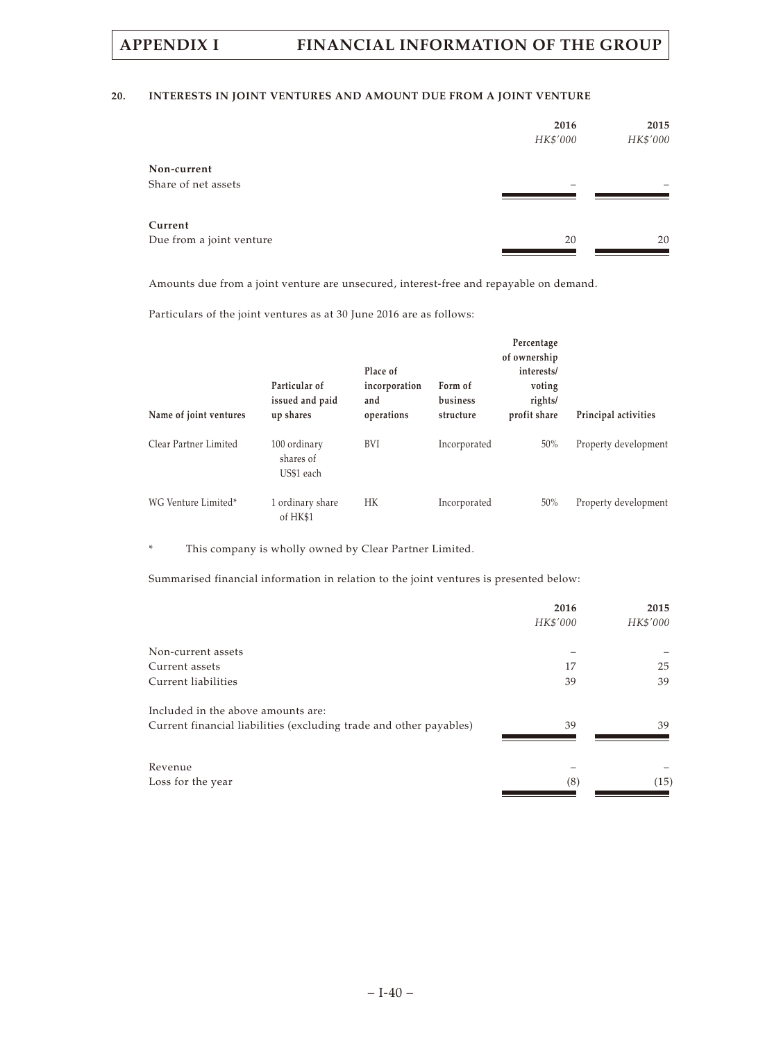## 20. INTERESTS IN JOINT VENTURES AND AMOUNT DUE FROM A JOINT VENTURE

| | 2016 | 2015 |
|---|---|---|
| | *HK$'000* | *HK$'000* |
| **Non-current** | | |
| Share of net assets | – | – |
| **Current** | | |
| Due from a joint venture | 20 | 20 |

Amounts due from a joint venture are unsecured, interest-free and repayable on demand.

Particulars of the joint ventures as at 30 June 2016 are as follows:

| Name of joint ventures | Particular of issued and paid up shares | Place of incorporation and operations | Form of business structure | Percentage of ownership interests/ voting rights/ profit share | Principal activities |
|---|---|---|---|---|---|
| Clear Partner Limited | 100 ordinary shares of US$1 each | BVI | Incorporated | 50% | Property development |
| WG Venture Limited* | 1 ordinary share of HK$1 | HK | Incorporated | 50% | Property development |

\* This company is wholly owned by Clear Partner Limited.

Summarised financial information in relation to the joint ventures is presented below:

| | 2016 | 2015 |
|---|---|---|
| | *HK$'000* | *HK$'000* |
| Non-current assets | – | – |
| Current assets | 17 | 25 |
| Current liabilities | 39 | 39 |
| Included in the above amounts are: | | |
| Current financial liabilities (excluding trade and other payables) | 39 | 39 |
| Revenue | – | – |
| Loss for the year | (8) | (15) |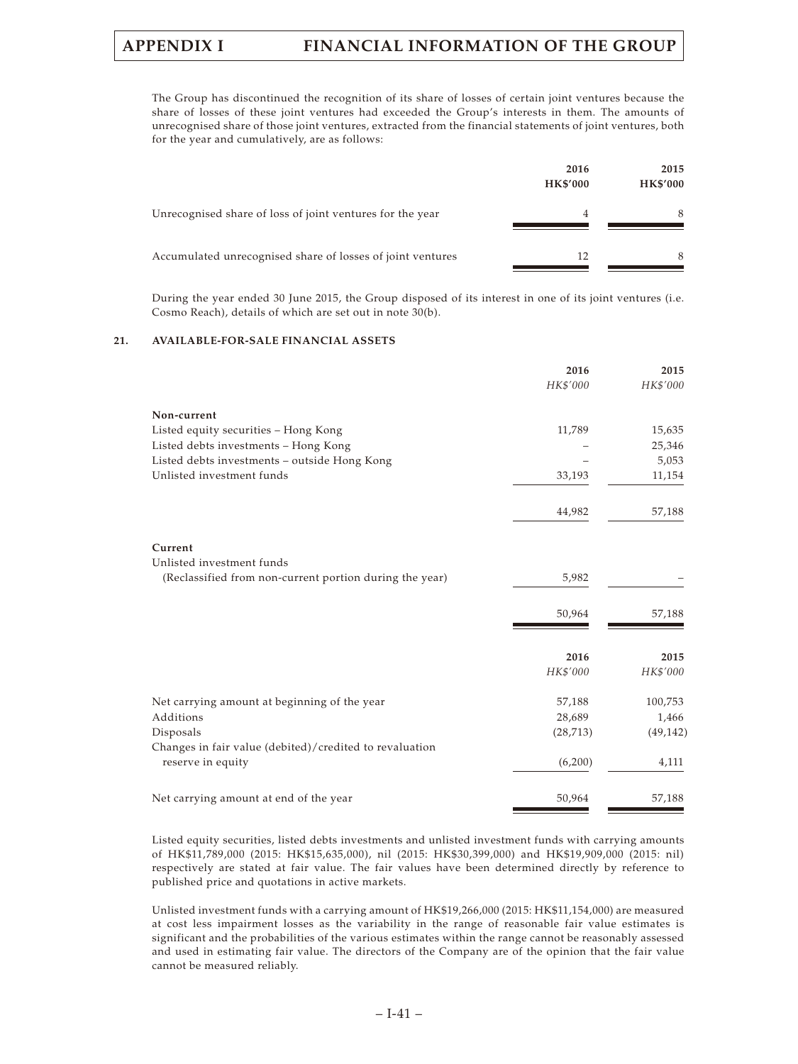The Group has discontinued the recognition of its share of losses of certain joint ventures because the share of losses of these joint ventures had exceeded the Group's interests in them. The amounts of unrecognised share of those joint ventures, extracted from the financial statements of joint ventures, both for the year and cumulatively, are as follows:

| | 2016 HK$'000 | 2015 HK$'000 |
|---|---|---|
| Unrecognised share of loss of joint ventures for the year | 4 | 8 |
| Accumulated unrecognised share of losses of joint ventures | 12 | 8 |

During the year ended 30 June 2015, the Group disposed of its interest in one of its joint ventures (i.e. Cosmo Reach), details of which are set out in note 30(b).

## 21. AVAILABLE-FOR-SALE FINANCIAL ASSETS

| | 2016 *HK$'000* | 2015 *HK$'000* |
|---|---|---|
| **Non-current** | | |
| Listed equity securities – Hong Kong | 11,789 | 15,635 |
| Listed debts investments – Hong Kong | – | 25,346 |
| Listed debts investments – outside Hong Kong | – | 5,053 |
| Unlisted investment funds | 33,193 | 11,154 |
| | 44,982 | 57,188 |
| **Current** | | |
| Unlisted investment funds (Reclassified from non-current portion during the year) | 5,982 | – |
| | 50,964 | 57,188 |

| | 2016 *HK$'000* | 2015 *HK$'000* |
|---|---|---|
| Net carrying amount at beginning of the year | 57,188 | 100,753 |
| Additions | 28,689 | 1,466 |
| Disposals | (28,713) | (49,142) |
| Changes in fair value (debited)/credited to revaluation reserve in equity | (6,200) | 4,111 |
| Net carrying amount at end of the year | 50,964 | 57,188 |

Listed equity securities, listed debts investments and unlisted investment funds with carrying amounts of HK$11,789,000 (2015: HK$15,635,000), nil (2015: HK$30,399,000) and HK$19,909,000 (2015: nil) respectively are stated at fair value. The fair values have been determined directly by reference to published price and quotations in active markets.

Unlisted investment funds with a carrying amount of HK$19,266,000 (2015: HK$11,154,000) are measured at cost less impairment losses as the variability in the range of reasonable fair value estimates is significant and the probabilities of the various estimates within the range cannot be reasonably assessed and used in estimating fair value. The directors of the Company are of the opinion that the fair value cannot be measured reliably.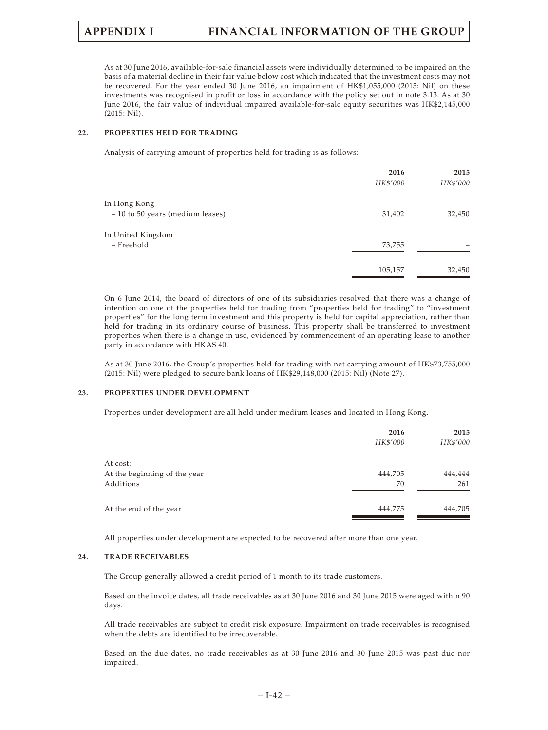As at 30 June 2016, available-for-sale financial assets were individually determined to be impaired on the basis of a material decline in their fair value below cost which indicated that the investment costs may not be recovered. For the year ended 30 June 2016, an impairment of HK$1,055,000 (2015: Nil) on these investments was recognised in profit or loss in accordance with the policy set out in note 3.13. As at 30 June 2016, the fair value of individual impaired available-for-sale equity securities was HK$2,145,000 (2015: Nil).

## 22. PROPERTIES HELD FOR TRADING

Analysis of carrying amount of properties held for trading is as follows:

| | 2016 | 2015 |
|---|---|---|
| | *HK$'000* | *HK$'000* |
| In Hong Kong | | |
| – 10 to 50 years (medium leases) | 31,402 | 32,450 |
| In United Kingdom | | |
| – Freehold | 73,755 | – |
| | 105,157 | 32,450 |

On 6 June 2014, the board of directors of one of its subsidiaries resolved that there was a change of intention on one of the properties held for trading from "properties held for trading" to "investment properties" for the long term investment and this property is held for capital appreciation, rather than held for trading in its ordinary course of business. This property shall be transferred to investment properties when there is a change in use, evidenced by commencement of an operating lease to another party in accordance with HKAS 40.

As at 30 June 2016, the Group's properties held for trading with net carrying amount of HK$73,755,000 (2015: Nil) were pledged to secure bank loans of HK$29,148,000 (2015: Nil) (Note 27).

## 23. PROPERTIES UNDER DEVELOPMENT

Properties under development are all held under medium leases and located in Hong Kong.

| | 2016 | 2015 |
|---|---|---|
| | *HK$'000* | *HK$'000* |
| At cost: | | |
| At the beginning of the year | 444,705 | 444,444 |
| Additions | 70 | 261 |
| At the end of the year | 444,775 | 444,705 |

All properties under development are expected to be recovered after more than one year.

## 24. TRADE RECEIVABLES

The Group generally allowed a credit period of 1 month to its trade customers.

Based on the invoice dates, all trade receivables as at 30 June 2016 and 30 June 2015 were aged within 90 days.

All trade receivables are subject to credit risk exposure. Impairment on trade receivables is recognised when the debts are identified to be irrecoverable.

Based on the due dates, no trade receivables as at 30 June 2016 and 30 June 2015 was past due nor impaired.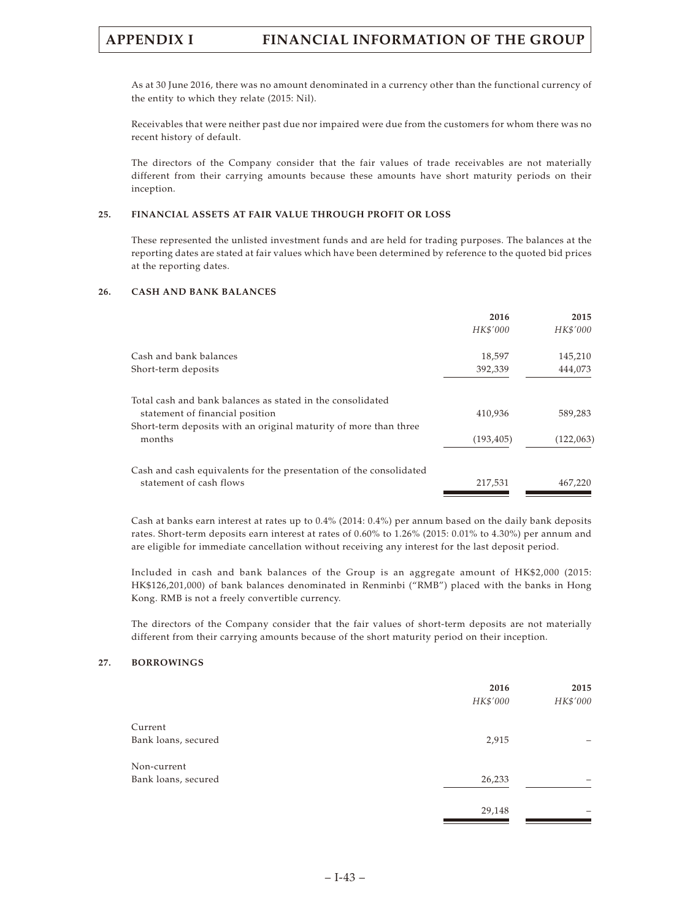As at 30 June 2016, there was no amount denominated in a currency other than the functional currency of the entity to which they relate (2015: Nil).

Receivables that were neither past due nor impaired were due from the customers for whom there was no recent history of default.

The directors of the Company consider that the fair values of trade receivables are not materially different from their carrying amounts because these amounts have short maturity periods on their inception.

### 25. FINANCIAL ASSETS AT FAIR VALUE THROUGH PROFIT OR LOSS

These represented the unlisted investment funds and are held for trading purposes. The balances at the reporting dates are stated at fair values which have been determined by reference to the quoted bid prices at the reporting dates.

### 26. CASH AND BANK BALANCES

| | 2016 | 2015 |
|---|---|---|
| | *HK$'000* | *HK$'000* |
| Cash and bank balances | 18,597 | 145,210 |
| Short-term deposits | 392,339 | 444,073 |
| Total cash and bank balances as stated in the consolidated statement of financial position | 410,936 | 589,283 |
| Short-term deposits with an original maturity of more than three months | (193,405) | (122,063) |
| Cash and cash equivalents for the presentation of the consolidated statement of cash flows | 217,531 | 467,220 |

Cash at banks earn interest at rates up to 0.4% (2014: 0.4%) per annum based on the daily bank deposits rates. Short-term deposits earn interest at rates of 0.60% to 1.26% (2015: 0.01% to 4.30%) per annum and are eligible for immediate cancellation without receiving any interest for the last deposit period.

Included in cash and bank balances of the Group is an aggregate amount of HK$2,000 (2015: HK$126,201,000) of bank balances denominated in Renminbi ("RMB") placed with the banks in Hong Kong. RMB is not a freely convertible currency.

The directors of the Company consider that the fair values of short-term deposits are not materially different from their carrying amounts because of the short maturity period on their inception.

### 27. BORROWINGS

| | 2016 | 2015 |
|---|---|---|
| | *HK$'000* | *HK$'000* |
| Current | | |
| Bank loans, secured | 2,915 | – |
| Non-current | | |
| Bank loans, secured | 26,233 | – |
| | 29,148 | – |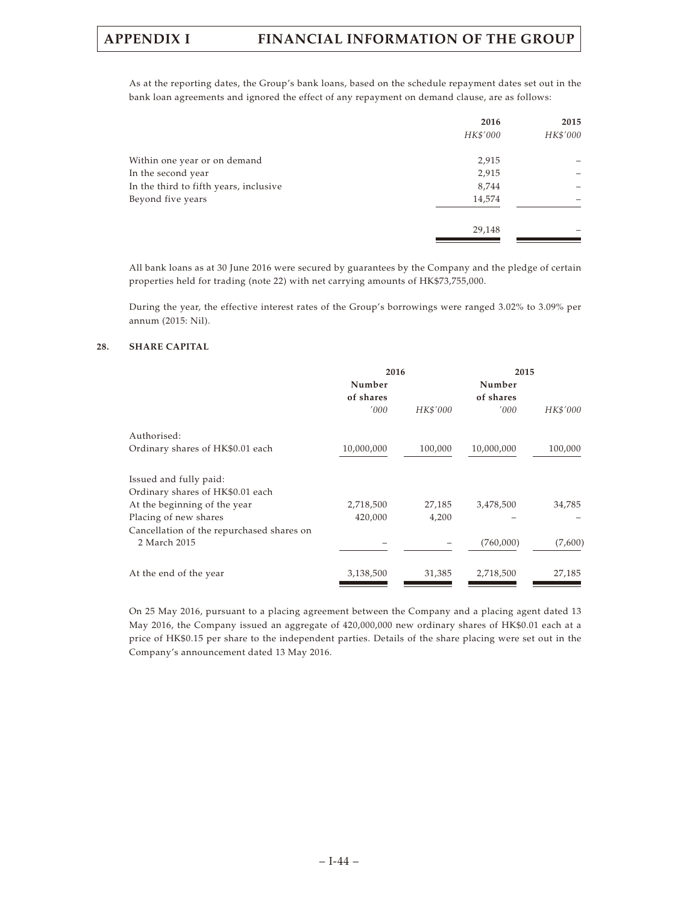As at the reporting dates, the Group's bank loans, based on the schedule repayment dates set out in the bank loan agreements and ignored the effect of any repayment on demand clause, are as follows:

| | 2016 | 2015 |
|---|---|---|
| | *HK$'000* | *HK$'000* |
| Within one year or on demand | 2,915 | – |
| In the second year | 2,915 | – |
| In the third to fifth years, inclusive | 8,744 | – |
| Beyond five years | 14,574 | – |
| | 29,148 | – |

All bank loans as at 30 June 2016 were secured by guarantees by the Company and the pledge of certain properties held for trading (note 22) with net carrying amounts of HK$73,755,000.

During the year, the effective interest rates of the Group's borrowings were ranged 3.02% to 3.09% per annum (2015: Nil).

## 28. SHARE CAPITAL

| | 2016 | | 2015 | |
|---|---|---|---|---|
| | Number of shares | | Number of shares | |
| | *'000* | *HK$'000* | *'000* | *HK$'000* |
| Authorised: | | | | |
| Ordinary shares of HK$0.01 each | 10,000,000 | 100,000 | 10,000,000 | 100,000 |
| Issued and fully paid: | | | | |
| Ordinary shares of HK$0.01 each | | | | |
| At the beginning of the year | 2,718,500 | 27,185 | 3,478,500 | 34,785 |
| Placing of new shares | 420,000 | 4,200 | – | – |
| Cancellation of the repurchased shares on 2 March 2015 | – | – | (760,000) | (7,600) |
| At the end of the year | 3,138,500 | 31,385 | 2,718,500 | 27,185 |

On 25 May 2016, pursuant to a placing agreement between the Company and a placing agent dated 13 May 2016, the Company issued an aggregate of 420,000,000 new ordinary shares of HK$0.01 each at a price of HK$0.15 per share to the independent parties. Details of the share placing were set out in the Company's announcement dated 13 May 2016.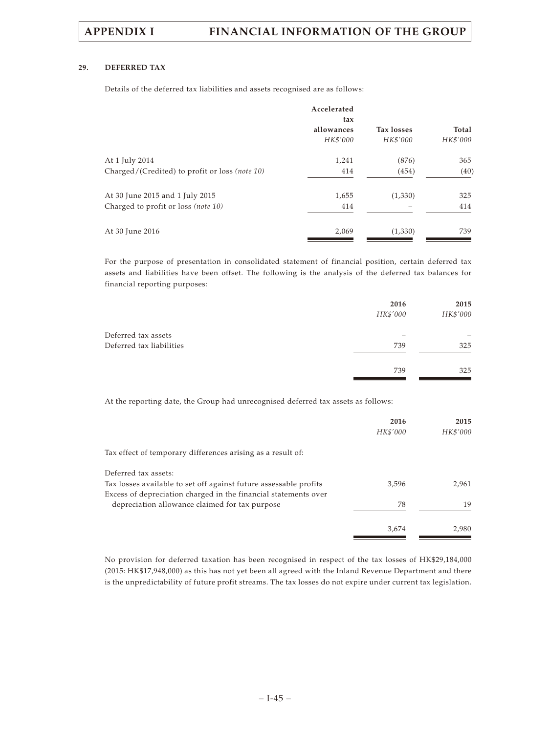### 29. DEFERRED TAX

Details of the deferred tax liabilities and assets recognised are as follows:

| | Accelerated tax allowances | Tax losses | Total |
|---|---|---|---|
| | *HK$'000* | *HK$'000* | *HK$'000* |
| At 1 July 2014 | 1,241 | (876) | 365 |
| Charged/(Credited) to profit or loss *(note 10)* | 414 | (454) | (40) |
| At 30 June 2015 and 1 July 2015 | 1,655 | (1,330) | 325 |
| Charged to profit or loss *(note 10)* | 414 | – | 414 |
| At 30 June 2016 | 2,069 | (1,330) | 739 |

For the purpose of presentation in consolidated statement of financial position, certain deferred tax assets and liabilities have been offset. The following is the analysis of the deferred tax balances for financial reporting purposes:

| | 2016 | 2015 |
|---|---|---|
| | *HK$'000* | *HK$'000* |
| Deferred tax assets | – | – |
| Deferred tax liabilities | 739 | 325 |
| | 739 | 325 |

At the reporting date, the Group had unrecognised deferred tax assets as follows:

| | 2016 | 2015 |
|---|---|---|
| | *HK$'000* | *HK$'000* |
| Tax effect of temporary differences arising as a result of: | | |
| Deferred tax assets: | | |
| Tax losses available to set off against future assessable profits | 3,596 | 2,961 |
| Excess of depreciation charged in the financial statements over depreciation allowance claimed for tax purpose | 78 | 19 |
| | 3,674 | 2,980 |

No provision for deferred taxation has been recognised in respect of the tax losses of HK$29,184,000 (2015: HK$17,948,000) as this has not yet been all agreed with the Inland Revenue Department and there is the unpredictability of future profit streams. The tax losses do not expire under current tax legislation.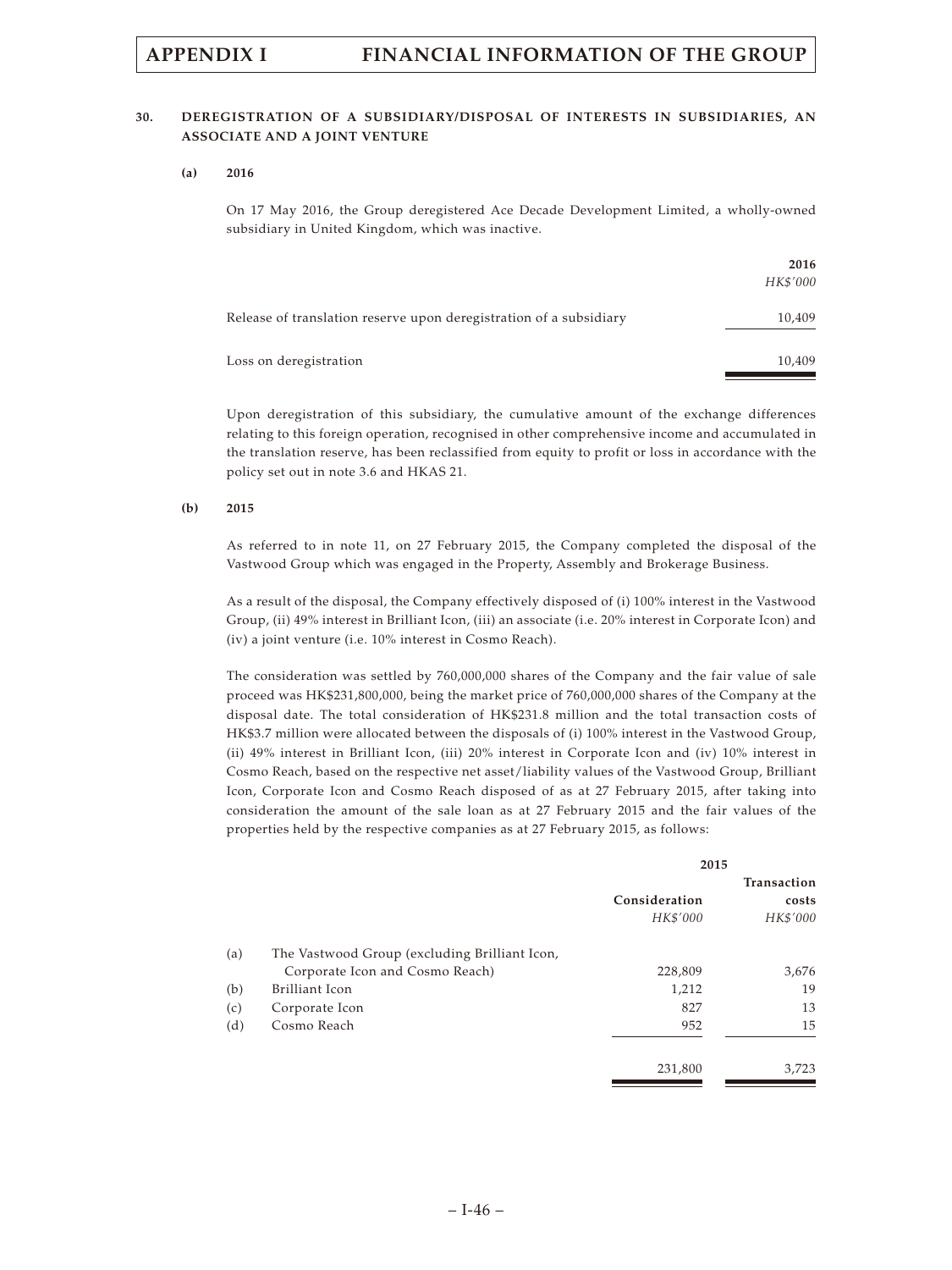## 30. DEREGISTRATION OF A SUBSIDIARY/DISPOSAL OF INTERESTS IN SUBSIDIARIES, AN ASSOCIATE AND A JOINT VENTURE

### (a) 2016

On 17 May 2016, the Group deregistered Ace Decade Development Limited, a wholly-owned subsidiary in United Kingdom, which was inactive.

| | 2016 |
|---|---|
| | *HK$'000* |
| Release of translation reserve upon deregistration of a subsidiary | 10,409 |
| Loss on deregistration | 10,409 |

Upon deregistration of this subsidiary, the cumulative amount of the exchange differences relating to this foreign operation, recognised in other comprehensive income and accumulated in the translation reserve, has been reclassified from equity to profit or loss in accordance with the policy set out in note 3.6 and HKAS 21.

### (b) 2015

As referred to in note 11, on 27 February 2015, the Company completed the disposal of the Vastwood Group which was engaged in the Property, Assembly and Brokerage Business.

As a result of the disposal, the Company effectively disposed of (i) 100% interest in the Vastwood Group, (ii) 49% interest in Brilliant Icon, (iii) an associate (i.e. 20% interest in Corporate Icon) and (iv) a joint venture (i.e. 10% interest in Cosmo Reach).

The consideration was settled by 760,000,000 shares of the Company and the fair value of sale proceed was HK$231,800,000, being the market price of 760,000,000 shares of the Company at the disposal date. The total consideration of HK$231.8 million and the total transaction costs of HK$3.7 million were allocated between the disposals of (i) 100% interest in the Vastwood Group, (ii) 49% interest in Brilliant Icon, (iii) 20% interest in Corporate Icon and (iv) 10% interest in Cosmo Reach, based on the respective net asset/liability values of the Vastwood Group, Brilliant Icon, Corporate Icon and Cosmo Reach disposed of as at 27 February 2015, after taking into consideration the amount of the sale loan as at 27 February 2015 and the fair values of the properties held by the respective companies as at 27 February 2015, as follows:

| | | 2015 | |
|---|---|---|---|
| | | Consideration | Transaction costs |
| | | *HK$'000* | *HK$'000* |
| (a) | The Vastwood Group (excluding Brilliant Icon, Corporate Icon and Cosmo Reach) | 228,809 | 3,676 |
| (b) | Brilliant Icon | 1,212 | 19 |
| (c) | Corporate Icon | 827 | 13 |
| (d) | Cosmo Reach | 952 | 15 |
| | | 231,800 | 3,723 |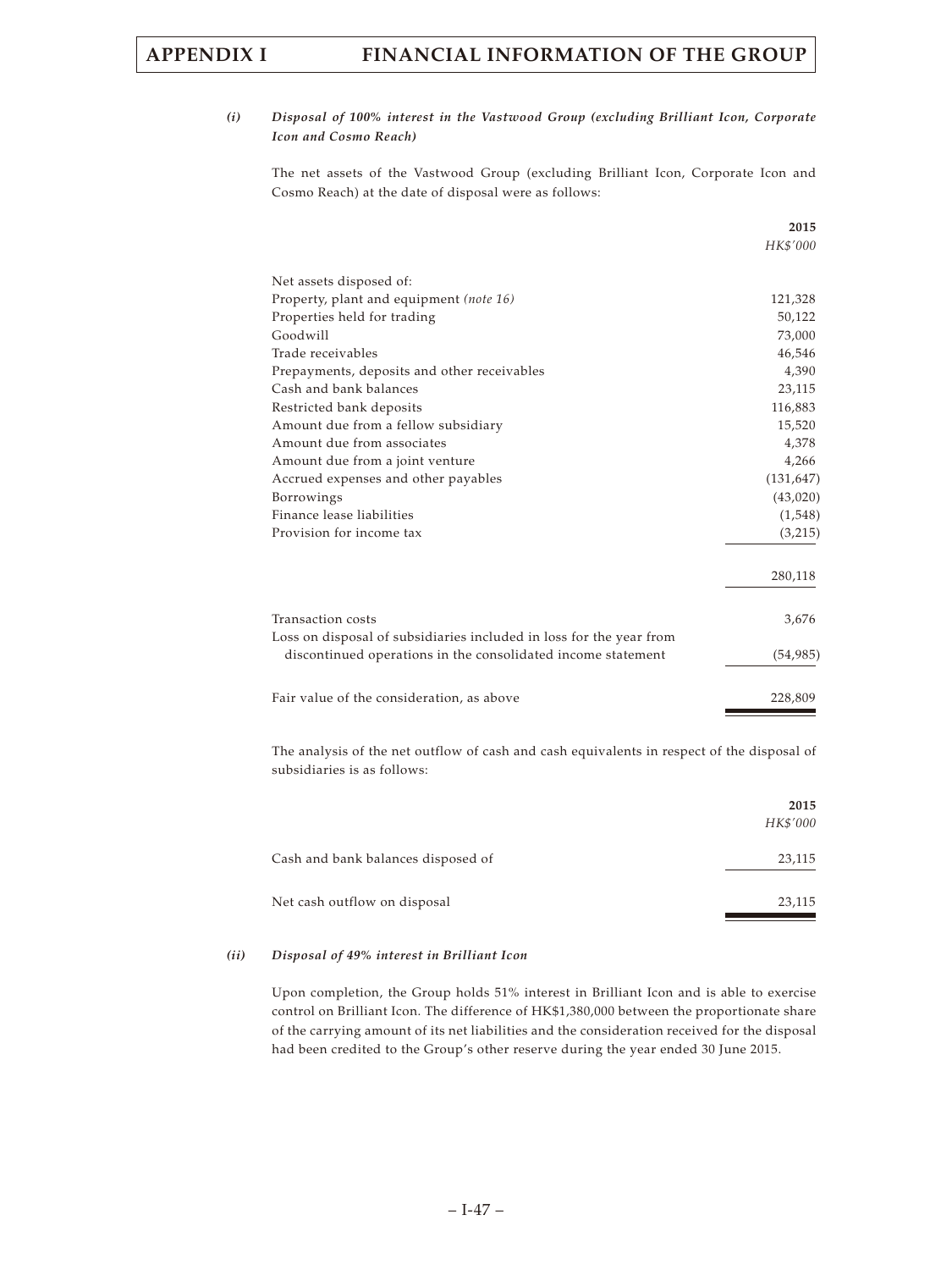*(i)* ***Disposal of 100% interest in the Vastwood Group (excluding Brilliant Icon, Corporate Icon and Cosmo Reach)***

The net assets of the Vastwood Group (excluding Brilliant Icon, Corporate Icon and Cosmo Reach) at the date of disposal were as follows:

| | **2015** |
|---|---|
| | *HK$'000* |
| Net assets disposed of: | |
| Property, plant and equipment *(note 16)* | 121,328 |
| Properties held for trading | 50,122 |
| Goodwill | 73,000 |
| Trade receivables | 46,546 |
| Prepayments, deposits and other receivables | 4,390 |
| Cash and bank balances | 23,115 |
| Restricted bank deposits | 116,883 |
| Amount due from a fellow subsidiary | 15,520 |
| Amount due from associates | 4,378 |
| Amount due from a joint venture | 4,266 |
| Accrued expenses and other payables | (131,647) |
| Borrowings | (43,020) |
| Finance lease liabilities | (1,548) |
| Provision for income tax | (3,215) |
| | 280,118 |
| Transaction costs | 3,676 |
| Loss on disposal of subsidiaries included in loss for the year from discontinued operations in the consolidated income statement | (54,985) |
| Fair value of the consideration, as above | 228,809 |

The analysis of the net outflow of cash and cash equivalents in respect of the disposal of subsidiaries is as follows:

| | **2015** |
|---|---|
| | *HK$'000* |
| Cash and bank balances disposed of | 23,115 |
| Net cash outflow on disposal | 23,115 |

*(ii)* ***Disposal of 49% interest in Brilliant Icon***

Upon completion, the Group holds 51% interest in Brilliant Icon and is able to exercise control on Brilliant Icon. The difference of HK$1,380,000 between the proportionate share of the carrying amount of its net liabilities and the consideration received for the disposal had been credited to the Group's other reserve during the year ended 30 June 2015.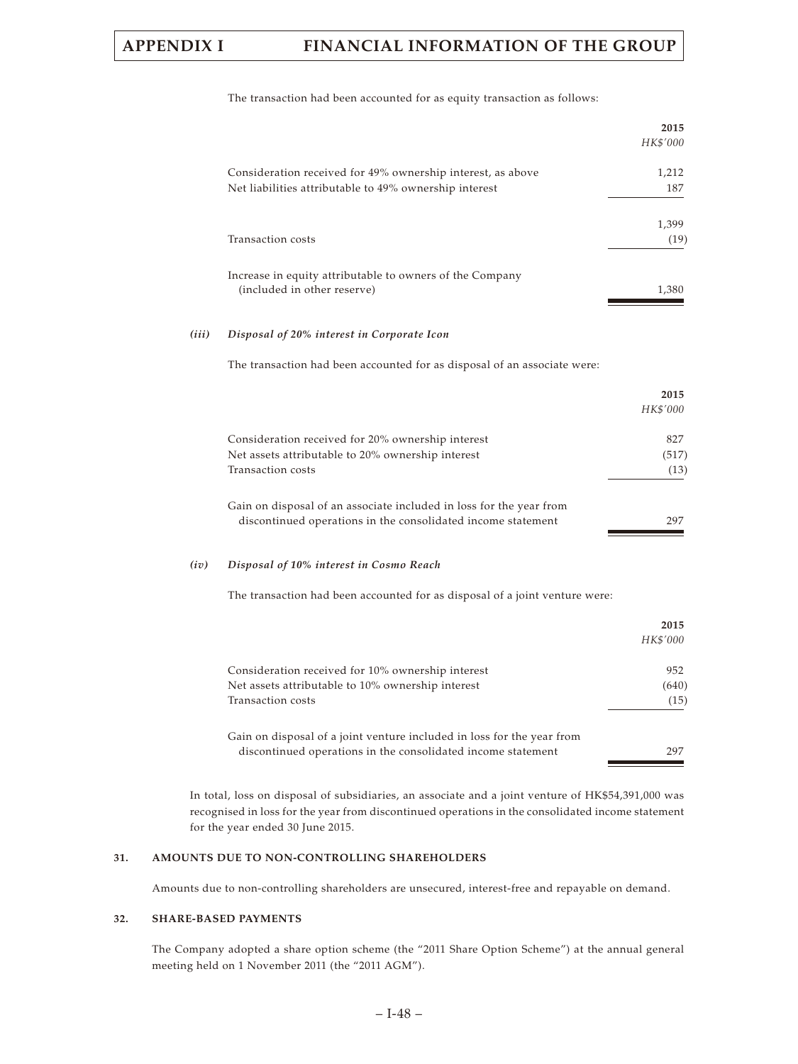The transaction had been accounted for as equity transaction as follows:

| | 2015 |
|---|---|
| | *HK$'000* |
| Consideration received for 49% ownership interest, as above | 1,212 |
| Net liabilities attributable to 49% ownership interest | 187 |
| | 1,399 |
| Transaction costs | (19) |
| Increase in equity attributable to owners of the Company (included in other reserve) | 1,380 |

***(iii) Disposal of 20% interest in Corporate Icon***

The transaction had been accounted for as disposal of an associate were:

| | 2015 |
|---|---|
| | *HK$'000* |
| Consideration received for 20% ownership interest | 827 |
| Net assets attributable to 20% ownership interest | (517) |
| Transaction costs | (13) |
| Gain on disposal of an associate included in loss for the year from discontinued operations in the consolidated income statement | 297 |

***(iv) Disposal of 10% interest in Cosmo Reach***

The transaction had been accounted for as disposal of a joint venture were:

| | 2015 |
|---|---|
| | *HK$'000* |
| Consideration received for 10% ownership interest | 952 |
| Net assets attributable to 10% ownership interest | (640) |
| Transaction costs | (15) |
| Gain on disposal of a joint venture included in loss for the year from discontinued operations in the consolidated income statement | 297 |

In total, loss on disposal of subsidiaries, an associate and a joint venture of HK$54,391,000 was recognised in loss for the year from discontinued operations in the consolidated income statement for the year ended 30 June 2015.

## 31. AMOUNTS DUE TO NON-CONTROLLING SHAREHOLDERS

Amounts due to non-controlling shareholders are unsecured, interest-free and repayable on demand.

## 32. SHARE-BASED PAYMENTS

The Company adopted a share option scheme (the "2011 Share Option Scheme") at the annual general meeting held on 1 November 2011 (the "2011 AGM").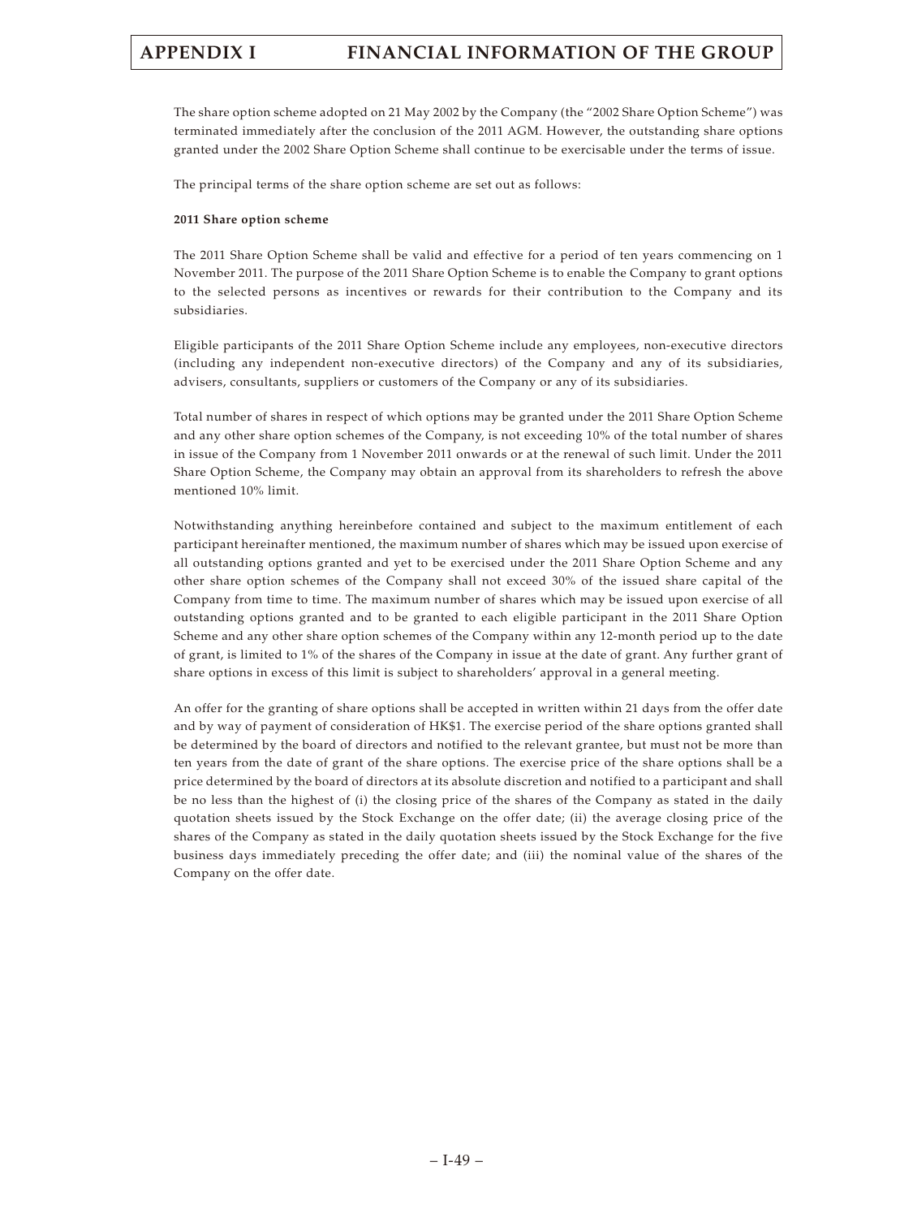The share option scheme adopted on 21 May 2002 by the Company (the "2002 Share Option Scheme") was terminated immediately after the conclusion of the 2011 AGM. However, the outstanding share options granted under the 2002 Share Option Scheme shall continue to be exercisable under the terms of issue.

The principal terms of the share option scheme are set out as follows:

**2011 Share option scheme**

The 2011 Share Option Scheme shall be valid and effective for a period of ten years commencing on 1 November 2011. The purpose of the 2011 Share Option Scheme is to enable the Company to grant options to the selected persons as incentives or rewards for their contribution to the Company and its subsidiaries.

Eligible participants of the 2011 Share Option Scheme include any employees, non-executive directors (including any independent non-executive directors) of the Company and any of its subsidiaries, advisers, consultants, suppliers or customers of the Company or any of its subsidiaries.

Total number of shares in respect of which options may be granted under the 2011 Share Option Scheme and any other share option schemes of the Company, is not exceeding 10% of the total number of shares in issue of the Company from 1 November 2011 onwards or at the renewal of such limit. Under the 2011 Share Option Scheme, the Company may obtain an approval from its shareholders to refresh the above mentioned 10% limit.

Notwithstanding anything hereinbefore contained and subject to the maximum entitlement of each participant hereinafter mentioned, the maximum number of shares which may be issued upon exercise of all outstanding options granted and yet to be exercised under the 2011 Share Option Scheme and any other share option schemes of the Company shall not exceed 30% of the issued share capital of the Company from time to time. The maximum number of shares which may be issued upon exercise of all outstanding options granted and to be granted to each eligible participant in the 2011 Share Option Scheme and any other share option schemes of the Company within any 12-month period up to the date of grant, is limited to 1% of the shares of the Company in issue at the date of grant. Any further grant of share options in excess of this limit is subject to shareholders' approval in a general meeting.

An offer for the granting of share options shall be accepted in written within 21 days from the offer date and by way of payment of consideration of HK$1. The exercise period of the share options granted shall be determined by the board of directors and notified to the relevant grantee, but must not be more than ten years from the date of grant of the share options. The exercise price of the share options shall be a price determined by the board of directors at its absolute discretion and notified to a participant and shall be no less than the highest of (i) the closing price of the shares of the Company as stated in the daily quotation sheets issued by the Stock Exchange on the offer date; (ii) the average closing price of the shares of the Company as stated in the daily quotation sheets issued by the Stock Exchange for the five business days immediately preceding the offer date; and (iii) the nominal value of the shares of the Company on the offer date.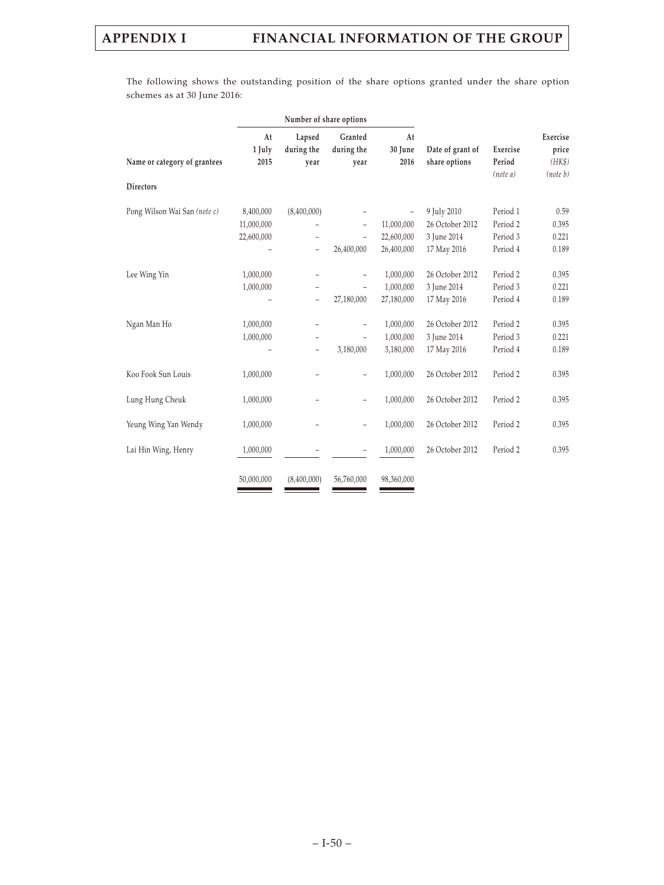The following shows the outstanding position of the share options granted under the share option schemes as at 30 June 2016:

| | Number of share options | | | | | | |
|---|---|---|---|---|---|---|---|
| Name or category of grantees | At 1 July 2015 | Lapsed during the year | Granted during the year | At 30 June 2016 | Date of grant of share options | Exercise Period *(note a)* | Exercise price (HK$) *(note b)* |
| **Directors** | | | | | | | |
| Pong Wilson Wai San *(note c)* | 8,400,000 | (8,400,000) | – | – | 9 July 2010 | Period 1 | 0.59 |
| | 11,000,000 | – | – | 11,000,000 | 26 October 2012 | Period 2 | 0.395 |
| | 22,600,000 | – | – | 22,600,000 | 3 June 2014 | Period 3 | 0.221 |
| | – | – | 26,400,000 | 26,400,000 | 17 May 2016 | Period 4 | 0.189 |
| Lee Wing Yin | 1,000,000 | – | – | 1,000,000 | 26 October 2012 | Period 2 | 0.395 |
| | 1,000,000 | – | – | 1,000,000 | 3 June 2014 | Period 3 | 0.221 |
| | – | – | 27,180,000 | 27,180,000 | 17 May 2016 | Period 4 | 0.189 |
| Ngan Man Ho | 1,000,000 | – | – | 1,000,000 | 26 October 2012 | Period 2 | 0.395 |
| | 1,000,000 | – | – | 1,000,000 | 3 June 2014 | Period 3 | 0.221 |
| | – | – | 3,180,000 | 3,180,000 | 17 May 2016 | Period 4 | 0.189 |
| Koo Fook Sun Louis | 1,000,000 | – | – | 1,000,000 | 26 October 2012 | Period 2 | 0.395 |
| Lung Hung Cheuk | 1,000,000 | – | – | 1,000,000 | 26 October 2012 | Period 2 | 0.395 |
| Yeung Wing Yan Wendy | 1,000,000 | – | – | 1,000,000 | 26 October 2012 | Period 2 | 0.395 |
| Lai Hin Wing, Henry | 1,000,000 | – | – | 1,000,000 | 26 October 2012 | Period 2 | 0.395 |
| | 50,000,000 | (8,400,000) | 56,760,000 | 98,360,000 | | | |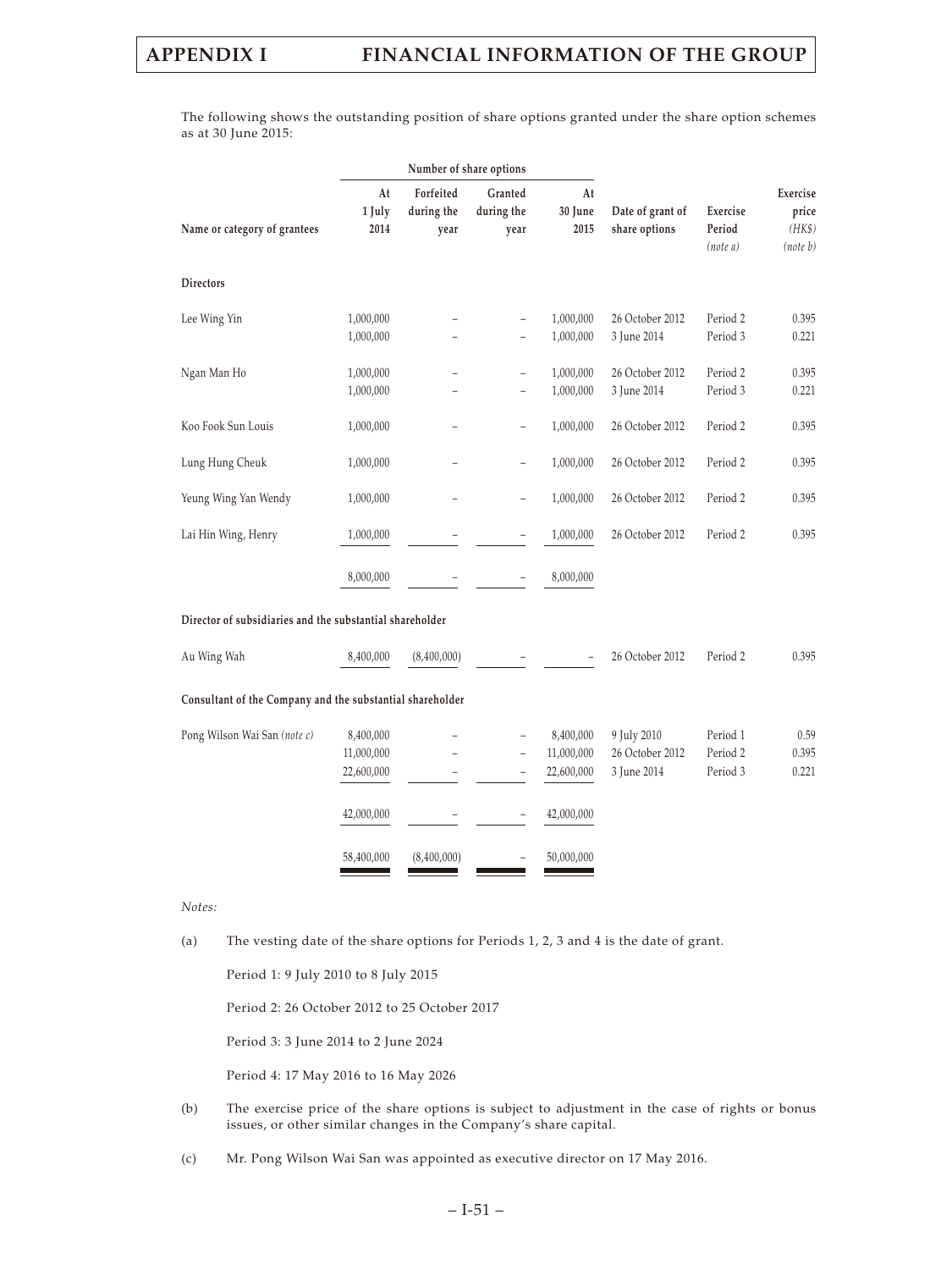The following shows the outstanding position of share options granted under the share option schemes as at 30 June 2015:

| Name or category of grantees | Number of share options | | | | Date of grant of share options | Exercise Period *(note a)* | Exercise price *(HK$)* *(note b)* |
|---|---|---|---|---|---|---|---|
| | At 1 July 2014 | Forfeited during the year | Granted during the year | At 30 June 2015 | | | |
| **Directors** | | | | | | | |
| Lee Wing Yin | 1,000,000 | – | – | 1,000,000 | 26 October 2012 | Period 2 | 0.395 |
| | 1,000,000 | – | – | 1,000,000 | 3 June 2014 | Period 3 | 0.221 |
| Ngan Man Ho | 1,000,000 | – | – | 1,000,000 | 26 October 2012 | Period 2 | 0.395 |
| | 1,000,000 | – | – | 1,000,000 | 3 June 2014 | Period 3 | 0.221 |
| Koo Fook Sun Louis | 1,000,000 | – | – | 1,000,000 | 26 October 2012 | Period 2 | 0.395 |
| Lung Hung Cheuk | 1,000,000 | – | – | 1,000,000 | 26 October 2012 | Period 2 | 0.395 |
| Yeung Wing Yan Wendy | 1,000,000 | – | – | 1,000,000 | 26 October 2012 | Period 2 | 0.395 |
| Lai Hin Wing, Henry | 1,000,000 | – | – | 1,000,000 | 26 October 2012 | Period 2 | 0.395 |
| | 8,000,000 | – | – | 8,000,000 | | | |
| **Director of subsidiaries and the substantial shareholder** | | | | | | | |
| Au Wing Wah | 8,400,000 | (8,400,000) | – | – | 26 October 2012 | Period 2 | 0.395 |
| **Consultant of the Company and the substantial shareholder** | | | | | | | |
| Pong Wilson Wai San *(note c)* | 8,400,000 | – | – | 8,400,000 | 9 July 2010 | Period 1 | 0.59 |
| | 11,000,000 | – | – | 11,000,000 | 26 October 2012 | Period 2 | 0.395 |
| | 22,600,000 | – | – | 22,600,000 | 3 June 2014 | Period 3 | 0.221 |
| | 42,000,000 | – | – | 42,000,000 | | | |
| | 58,400,000 | (8,400,000) | – | 50,000,000 | | | |

*Notes:*

(a) The vesting date of the share options for Periods 1, 2, 3 and 4 is the date of grant.

Period 1: 9 July 2010 to 8 July 2015

Period 2: 26 October 2012 to 25 October 2017

Period 3: 3 June 2014 to 2 June 2024

Period 4: 17 May 2016 to 16 May 2026

(b) The exercise price of the share options is subject to adjustment in the case of rights or bonus issues, or other similar changes in the Company's share capital.

(c) Mr. Pong Wilson Wai San was appointed as executive director on 17 May 2016.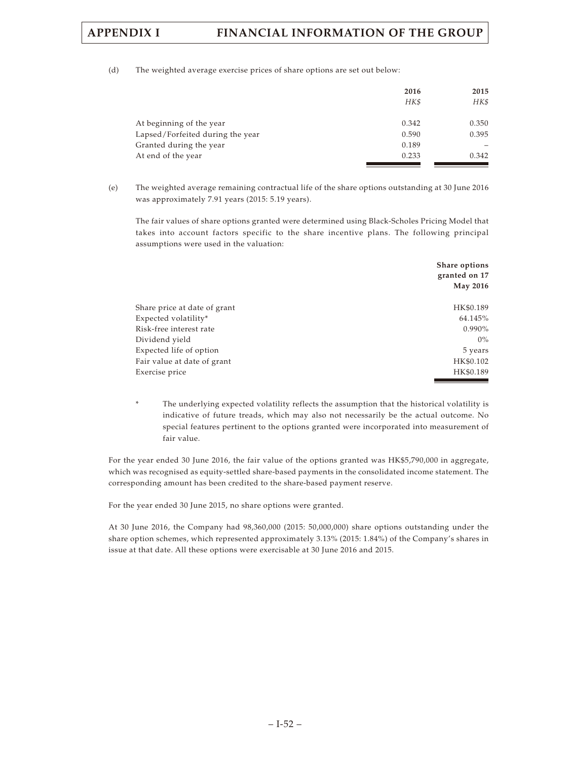(d) The weighted average exercise prices of share options are set out below:

| | 2016 | 2015 |
|---|---|---|
| | *HK$* | *HK$* |
| At beginning of the year | 0.342 | 0.350 |
| Lapsed/Forfeited during the year | 0.590 | 0.395 |
| Granted during the year | 0.189 | – |
| At end of the year | 0.233 | 0.342 |

(e) The weighted average remaining contractual life of the share options outstanding at 30 June 2016 was approximately 7.91 years (2015: 5.19 years).

The fair values of share options granted were determined using Black-Scholes Pricing Model that takes into account factors specific to the share incentive plans. The following principal assumptions were used in the valuation:

| | Share options granted on 17 May 2016 |
|---|---|
| Share price at date of grant | HK$0.189 |
| Expected volatility* | 64.145% |
| Risk-free interest rate | 0.990% |
| Dividend yield | 0% |
| Expected life of option | 5 years |
| Fair value at date of grant | HK$0.102 |
| Exercise price | HK$0.189 |

\* The underlying expected volatility reflects the assumption that the historical volatility is indicative of future treads, which may also not necessarily be the actual outcome. No special features pertinent to the options granted were incorporated into measurement of fair value.

For the year ended 30 June 2016, the fair value of the options granted was HK$5,790,000 in aggregate, which was recognised as equity-settled share-based payments in the consolidated income statement. The corresponding amount has been credited to the share-based payment reserve.

For the year ended 30 June 2015, no share options were granted.

At 30 June 2016, the Company had 98,360,000 (2015: 50,000,000) share options outstanding under the share option schemes, which represented approximately 3.13% (2015: 1.84%) of the Company's shares in issue at that date. All these options were exercisable at 30 June 2016 and 2015.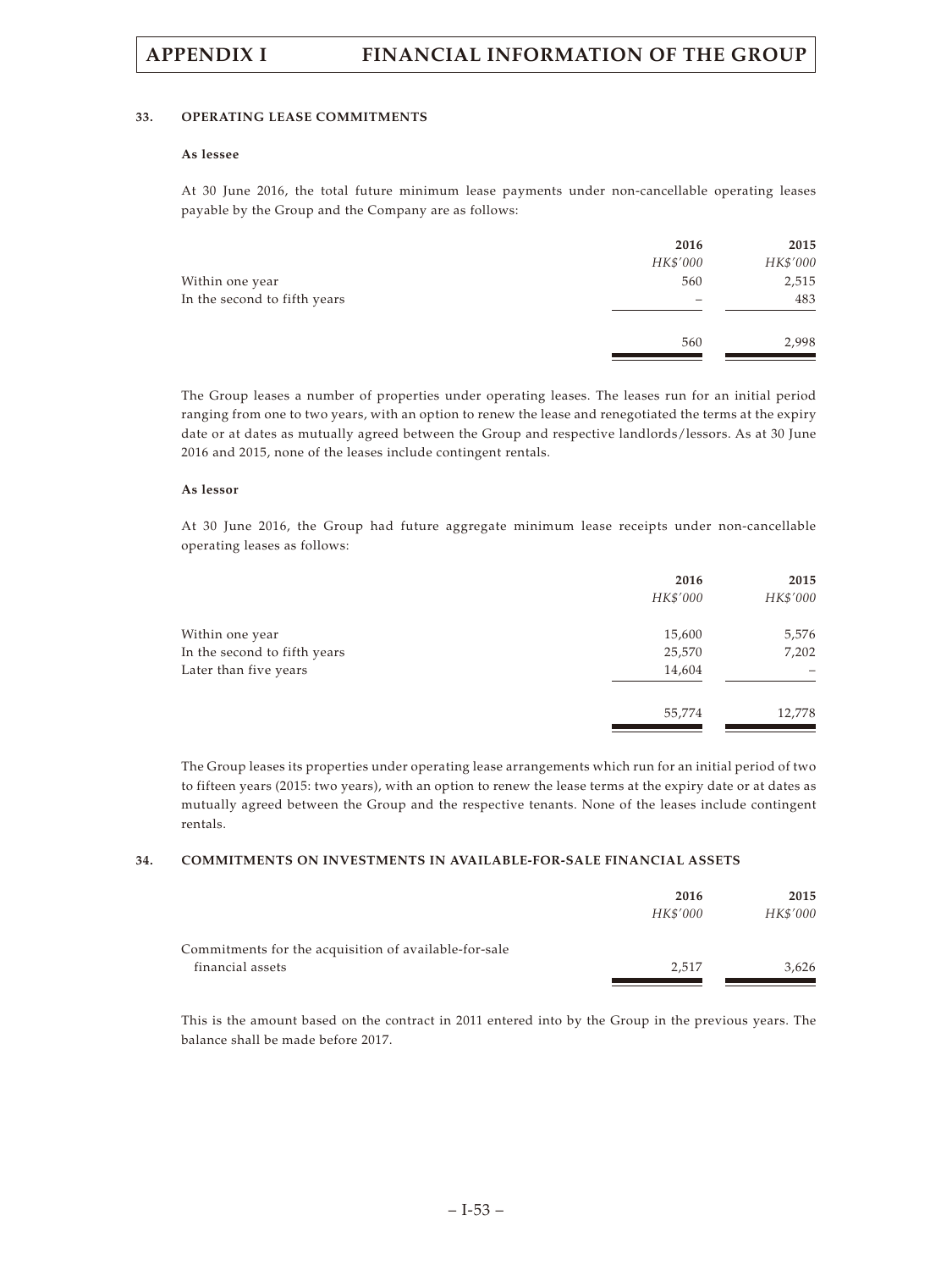### 33. OPERATING LEASE COMMITMENTS

**As lessee**

At 30 June 2016, the total future minimum lease payments under non-cancellable operating leases payable by the Group and the Company are as follows:

| | 2016 | 2015 |
|---|---|---|
| | *HK$'000* | *HK$'000* |
| Within one year | 560 | 2,515 |
| In the second to fifth years | – | 483 |
| | 560 | 2,998 |

The Group leases a number of properties under operating leases. The leases run for an initial period ranging from one to two years, with an option to renew the lease and renegotiated the terms at the expiry date or at dates as mutually agreed between the Group and respective landlords/lessors. As at 30 June 2016 and 2015, none of the leases include contingent rentals.

**As lessor**

At 30 June 2016, the Group had future aggregate minimum lease receipts under non-cancellable operating leases as follows:

| | 2016 | 2015 |
|---|---|---|
| | *HK$'000* | *HK$'000* |
| Within one year | 15,600 | 5,576 |
| In the second to fifth years | 25,570 | 7,202 |
| Later than five years | 14,604 | – |
| | 55,774 | 12,778 |

The Group leases its properties under operating lease arrangements which run for an initial period of two to fifteen years (2015: two years), with an option to renew the lease terms at the expiry date or at dates as mutually agreed between the Group and the respective tenants. None of the leases include contingent rentals.

### 34. COMMITMENTS ON INVESTMENTS IN AVAILABLE-FOR-SALE FINANCIAL ASSETS

| | 2016 | 2015 |
|---|---|---|
| | *HK$'000* | *HK$'000* |
| Commitments for the acquisition of available-for-sale financial assets | 2,517 | 3,626 |

This is the amount based on the contract in 2011 entered into by the Group in the previous years. The balance shall be made before 2017.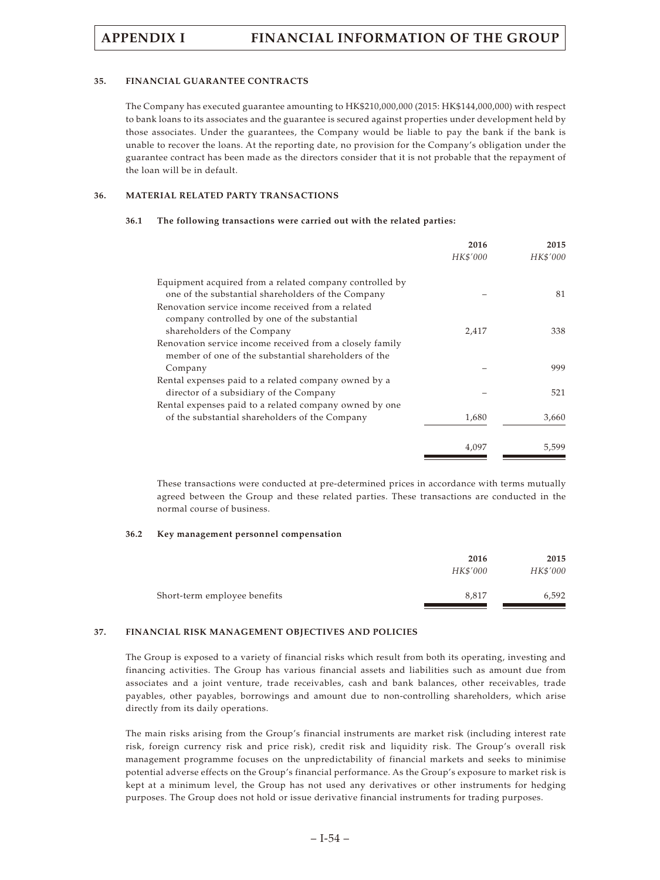### 35. FINANCIAL GUARANTEE CONTRACTS

The Company has executed guarantee amounting to HK$210,000,000 (2015: HK$144,000,000) with respect to bank loans to its associates and the guarantee is secured against properties under development held by those associates. Under the guarantees, the Company would be liable to pay the bank if the bank is unable to recover the loans. At the reporting date, no provision for the Company's obligation under the guarantee contract has been made as the directors consider that it is not probable that the repayment of the loan will be in default.

### 36. MATERIAL RELATED PARTY TRANSACTIONS

#### 36.1 The following transactions were carried out with the related parties:

| | 2016 | 2015 |
|---|---|---|
| | *HK$'000* | *HK$'000* |
| Equipment acquired from a related company controlled by one of the substantial shareholders of the Company | – | 81 |
| Renovation service income received from a related company controlled by one of the substantial shareholders of the Company | 2,417 | 338 |
| Renovation service income received from a closely family member of one of the substantial shareholders of the Company | – | 999 |
| Rental expenses paid to a related company owned by a director of a subsidiary of the Company | – | 521 |
| Rental expenses paid to a related company owned by one of the substantial shareholders of the Company | 1,680 | 3,660 |
| | 4,097 | 5,599 |

These transactions were conducted at pre-determined prices in accordance with terms mutually agreed between the Group and these related parties. These transactions are conducted in the normal course of business.

#### 36.2 Key management personnel compensation

| | 2016 | 2015 |
|---|---|---|
| | *HK$'000* | *HK$'000* |
| Short-term employee benefits | 8,817 | 6,592 |

### 37. FINANCIAL RISK MANAGEMENT OBJECTIVES AND POLICIES

The Group is exposed to a variety of financial risks which result from both its operating, investing and financing activities. The Group has various financial assets and liabilities such as amount due from associates and a joint venture, trade receivables, cash and bank balances, other receivables, trade payables, other payables, borrowings and amount due to non-controlling shareholders, which arise directly from its daily operations.

The main risks arising from the Group's financial instruments are market risk (including interest rate risk, foreign currency risk and price risk), credit risk and liquidity risk. The Group's overall risk management programme focuses on the unpredictability of financial markets and seeks to minimise potential adverse effects on the Group's financial performance. As the Group's exposure to market risk is kept at a minimum level, the Group has not used any derivatives or other instruments for hedging purposes. The Group does not hold or issue derivative financial instruments for trading purposes.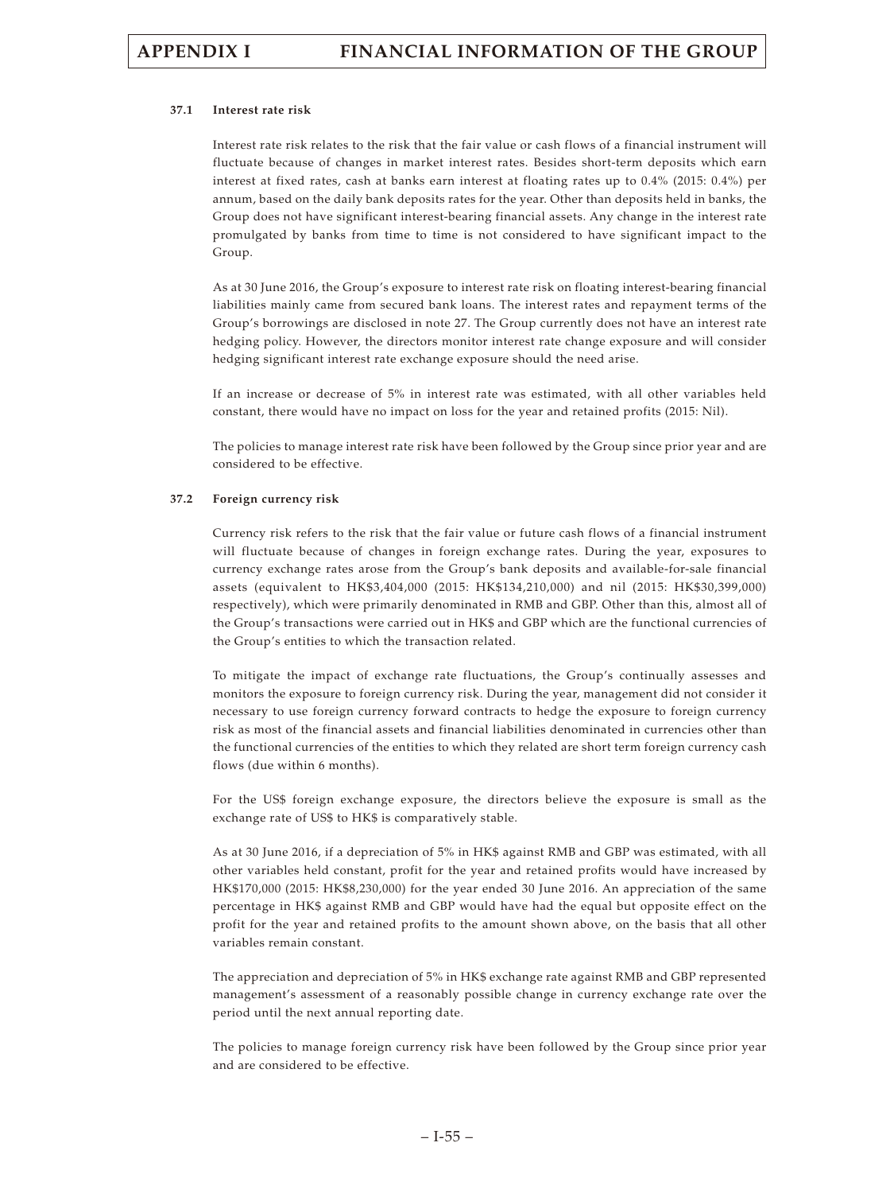### 37.1 Interest rate risk

Interest rate risk relates to the risk that the fair value or cash flows of a financial instrument will fluctuate because of changes in market interest rates. Besides short-term deposits which earn interest at fixed rates, cash at banks earn interest at floating rates up to 0.4% (2015: 0.4%) per annum, based on the daily bank deposits rates for the year. Other than deposits held in banks, the Group does not have significant interest-bearing financial assets. Any change in the interest rate promulgated by banks from time to time is not considered to have significant impact to the Group.

As at 30 June 2016, the Group's exposure to interest rate risk on floating interest-bearing financial liabilities mainly came from secured bank loans. The interest rates and repayment terms of the Group's borrowings are disclosed in note 27. The Group currently does not have an interest rate hedging policy. However, the directors monitor interest rate change exposure and will consider hedging significant interest rate exchange exposure should the need arise.

If an increase or decrease of 5% in interest rate was estimated, with all other variables held constant, there would have no impact on loss for the year and retained profits (2015: Nil).

The policies to manage interest rate risk have been followed by the Group since prior year and are considered to be effective.

### 37.2 Foreign currency risk

Currency risk refers to the risk that the fair value or future cash flows of a financial instrument will fluctuate because of changes in foreign exchange rates. During the year, exposures to currency exchange rates arose from the Group's bank deposits and available-for-sale financial assets (equivalent to HK$3,404,000 (2015: HK$134,210,000) and nil (2015: HK$30,399,000) respectively), which were primarily denominated in RMB and GBP. Other than this, almost all of the Group's transactions were carried out in HK$ and GBP which are the functional currencies of the Group's entities to which the transaction related.

To mitigate the impact of exchange rate fluctuations, the Group's continually assesses and monitors the exposure to foreign currency risk. During the year, management did not consider it necessary to use foreign currency forward contracts to hedge the exposure to foreign currency risk as most of the financial assets and financial liabilities denominated in currencies other than the functional currencies of the entities to which they related are short term foreign currency cash flows (due within 6 months).

For the US$ foreign exchange exposure, the directors believe the exposure is small as the exchange rate of US$ to HK$ is comparatively stable.

As at 30 June 2016, if a depreciation of 5% in HK$ against RMB and GBP was estimated, with all other variables held constant, profit for the year and retained profits would have increased by HK$170,000 (2015: HK$8,230,000) for the year ended 30 June 2016. An appreciation of the same percentage in HK$ against RMB and GBP would have had the equal but opposite effect on the profit for the year and retained profits to the amount shown above, on the basis that all other variables remain constant.

The appreciation and depreciation of 5% in HK$ exchange rate against RMB and GBP represented management's assessment of a reasonably possible change in currency exchange rate over the period until the next annual reporting date.

The policies to manage foreign currency risk have been followed by the Group since prior year and are considered to be effective.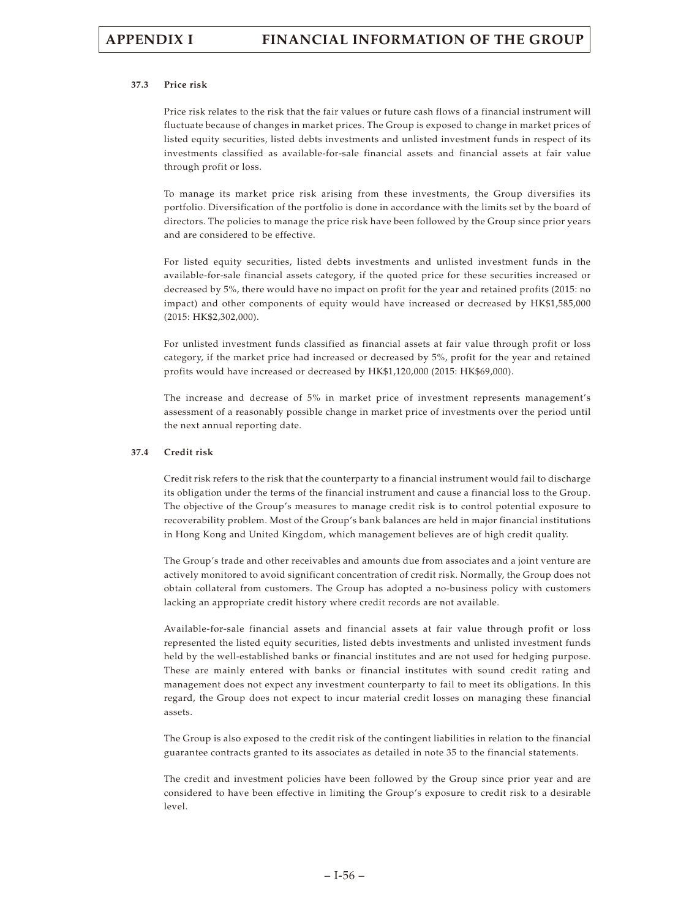### 37.3 Price risk

Price risk relates to the risk that the fair values or future cash flows of a financial instrument will fluctuate because of changes in market prices. The Group is exposed to change in market prices of listed equity securities, listed debts investments and unlisted investment funds in respect of its investments classified as available-for-sale financial assets and financial assets at fair value through profit or loss.

To manage its market price risk arising from these investments, the Group diversifies its portfolio. Diversification of the portfolio is done in accordance with the limits set by the board of directors. The policies to manage the price risk have been followed by the Group since prior years and are considered to be effective.

For listed equity securities, listed debts investments and unlisted investment funds in the available-for-sale financial assets category, if the quoted price for these securities increased or decreased by 5%, there would have no impact on profit for the year and retained profits (2015: no impact) and other components of equity would have increased or decreased by HK$1,585,000 (2015: HK$2,302,000).

For unlisted investment funds classified as financial assets at fair value through profit or loss category, if the market price had increased or decreased by 5%, profit for the year and retained profits would have increased or decreased by HK$1,120,000 (2015: HK$69,000).

The increase and decrease of 5% in market price of investment represents management's assessment of a reasonably possible change in market price of investments over the period until the next annual reporting date.

### 37.4 Credit risk

Credit risk refers to the risk that the counterparty to a financial instrument would fail to discharge its obligation under the terms of the financial instrument and cause a financial loss to the Group. The objective of the Group's measures to manage credit risk is to control potential exposure to recoverability problem. Most of the Group's bank balances are held in major financial institutions in Hong Kong and United Kingdom, which management believes are of high credit quality.

The Group's trade and other receivables and amounts due from associates and a joint venture are actively monitored to avoid significant concentration of credit risk. Normally, the Group does not obtain collateral from customers. The Group has adopted a no-business policy with customers lacking an appropriate credit history where credit records are not available.

Available-for-sale financial assets and financial assets at fair value through profit or loss represented the listed equity securities, listed debts investments and unlisted investment funds held by the well-established banks or financial institutes and are not used for hedging purpose. These are mainly entered with banks or financial institutes with sound credit rating and management does not expect any investment counterparty to fail to meet its obligations. In this regard, the Group does not expect to incur material credit losses on managing these financial assets.

The Group is also exposed to the credit risk of the contingent liabilities in relation to the financial guarantee contracts granted to its associates as detailed in note 35 to the financial statements.

The credit and investment policies have been followed by the Group since prior year and are considered to have been effective in limiting the Group's exposure to credit risk to a desirable level.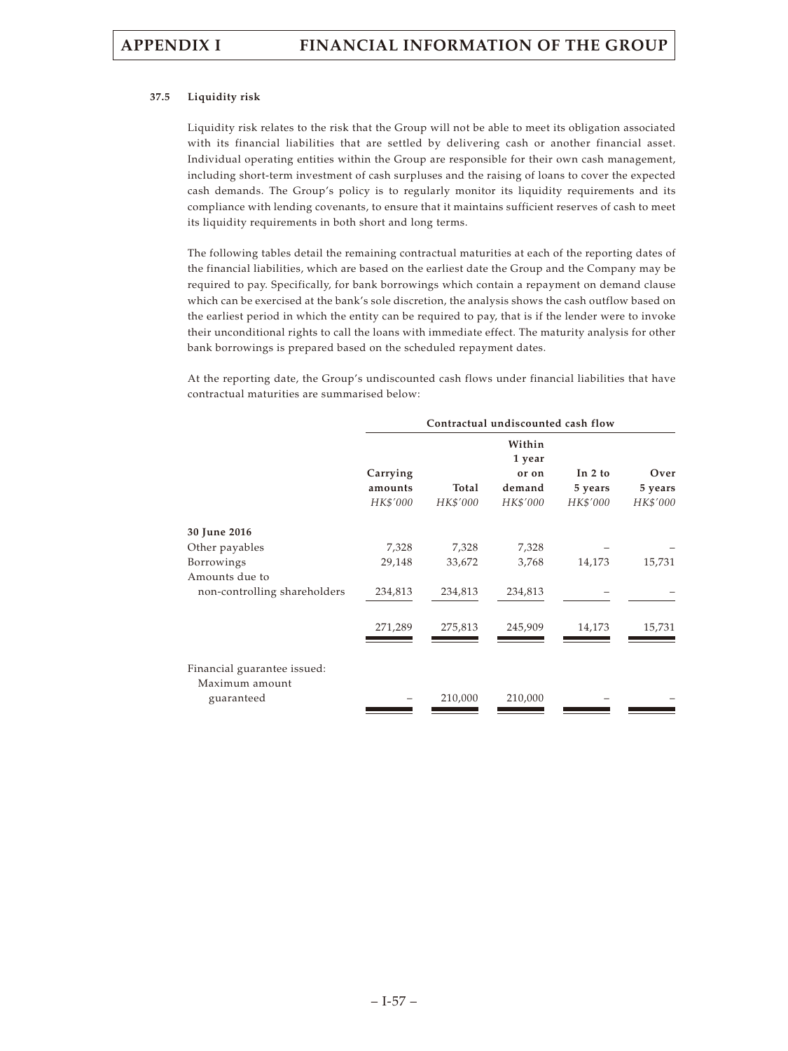#### 37.5 Liquidity risk

Liquidity risk relates to the risk that the Group will not be able to meet its obligation associated with its financial liabilities that are settled by delivering cash or another financial asset. Individual operating entities within the Group are responsible for their own cash management, including short-term investment of cash surpluses and the raising of loans to cover the expected cash demands. The Group's policy is to regularly monitor its liquidity requirements and its compliance with lending covenants, to ensure that it maintains sufficient reserves of cash to meet its liquidity requirements in both short and long terms.

The following tables detail the remaining contractual maturities at each of the reporting dates of the financial liabilities, which are based on the earliest date the Group and the Company may be required to pay. Specifically, for bank borrowings which contain a repayment on demand clause which can be exercised at the bank's sole discretion, the analysis shows the cash outflow based on the earliest period in which the entity can be required to pay, that is if the lender were to invoke their unconditional rights to call the loans with immediate effect. The maturity analysis for other bank borrowings is prepared based on the scheduled repayment dates.

At the reporting date, the Group's undiscounted cash flows under financial liabilities that have contractual maturities are summarised below:

| | | **Contractual undiscounted cash flow** | | | |
|---|---|---|---|---|---|
| | **Carrying amounts** | **Total** | **Within 1 year or on demand** | **In 2 to 5 years** | **Over 5 years** |
| | *HK$'000* | *HK$'000* | *HK$'000* | *HK$'000* | *HK$'000* |
| **30 June 2016** | | | | | |
| Other payables | 7,328 | 7,328 | 7,328 | – | – |
| Borrowings | 29,148 | 33,672 | 3,768 | 14,173 | 15,731 |
| Amounts due to non-controlling shareholders | 234,813 | 234,813 | 234,813 | – | – |
| | 271,289 | 275,813 | 245,909 | 14,173 | 15,731 |
| Financial guarantee issued: Maximum amount guaranteed | – | 210,000 | 210,000 | – | – |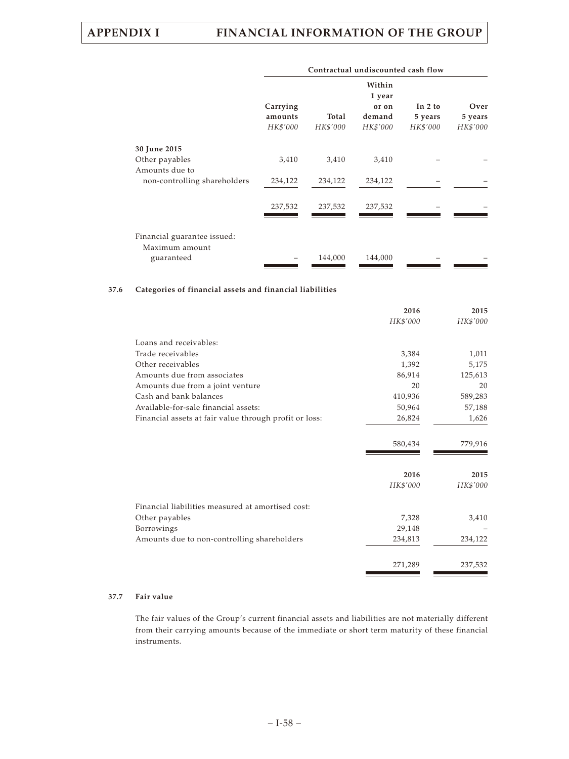| | | Contractual undiscounted cash flow | | | |
|---|---|---|---|---|---|
| | Carrying amounts | Total | Within 1 year or on demand | In 2 to 5 years | Over 5 years |
| | *HK$'000* | *HK$'000* | *HK$'000* | *HK$'000* | *HK$'000* |
| **30 June 2015** | | | | | |
| Other payables | 3,410 | 3,410 | 3,410 | – | – |
| Amounts due to non-controlling shareholders | 234,122 | 234,122 | 234,122 | – | – |
| | 237,532 | 237,532 | 237,532 | – | – |
| Financial guarantee issued: Maximum amount guaranteed | – | 144,000 | 144,000 | – | – |

**37.6 Categories of financial assets and financial liabilities**

| | 2016 | 2015 |
|---|---|---|
| | *HK$'000* | *HK$'000* |
| Loans and receivables: | | |
| Trade receivables | 3,384 | 1,011 |
| Other receivables | 1,392 | 5,175 |
| Amounts due from associates | 86,914 | 125,613 |
| Amounts due from a joint venture | 20 | 20 |
| Cash and bank balances | 410,936 | 589,283 |
| Available-for-sale financial assets: | 50,964 | 57,188 |
| Financial assets at fair value through profit or loss: | 26,824 | 1,626 |
| | 580,434 | 779,916 |

| | 2016 | 2015 |
|---|---|---|
| | *HK$'000* | *HK$'000* |
| Financial liabilities measured at amortised cost: | | |
| Other payables | 7,328 | 3,410 |
| Borrowings | 29,148 | – |
| Amounts due to non-controlling shareholders | 234,813 | 234,122 |
| | 271,289 | 237,532 |

**37.7 Fair value**

The fair values of the Group's current financial assets and liabilities are not materially different from their carrying amounts because of the immediate or short term maturity of these financial instruments.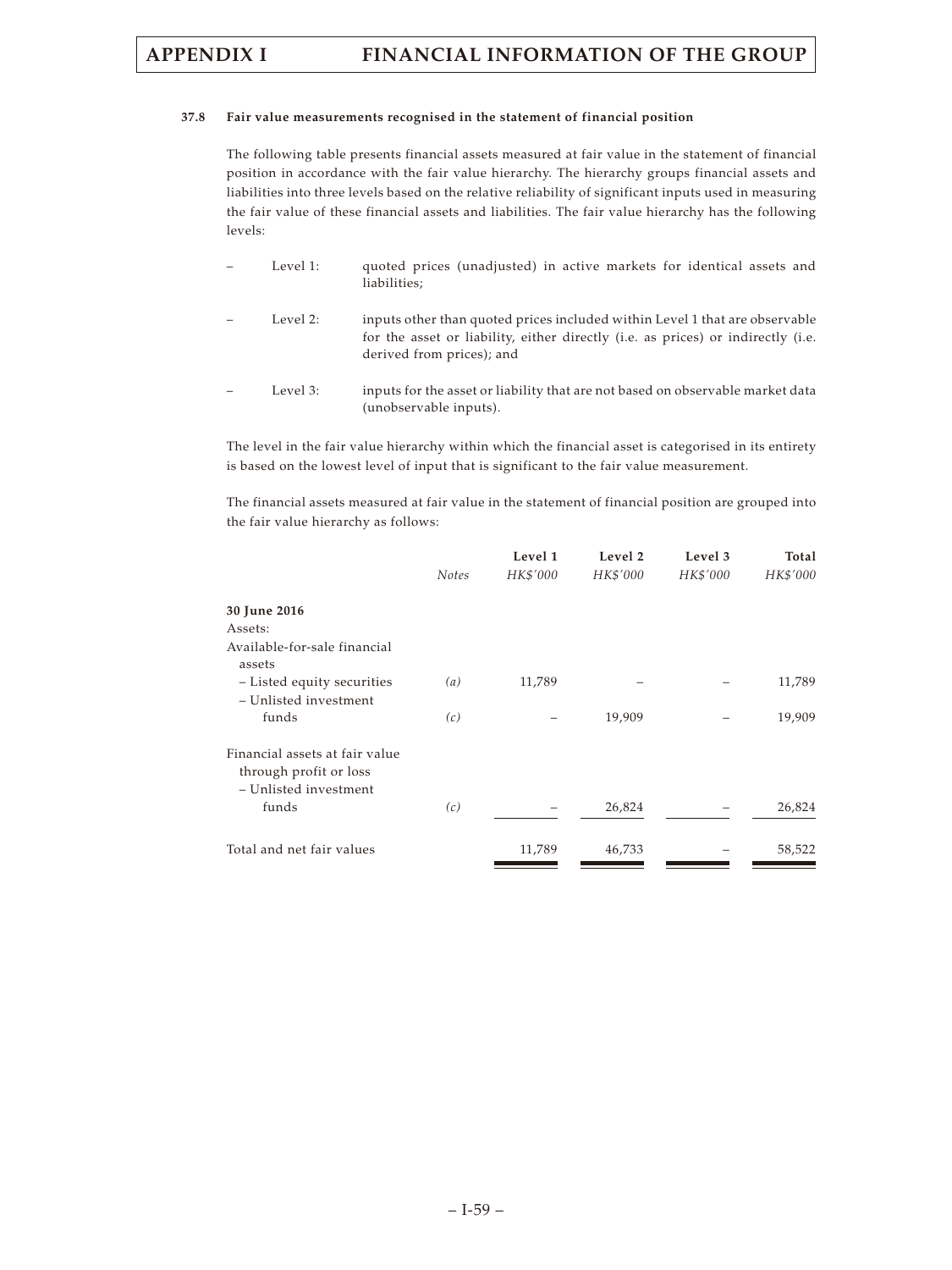#### 37.8 Fair value measurements recognised in the statement of financial position

The following table presents financial assets measured at fair value in the statement of financial position in accordance with the fair value hierarchy. The hierarchy groups financial assets and liabilities into three levels based on the relative reliability of significant inputs used in measuring the fair value of these financial assets and liabilities. The fair value hierarchy has the following levels:

- Level 1: quoted prices (unadjusted) in active markets for identical assets and liabilities;
- Level 2: inputs other than quoted prices included within Level 1 that are observable for the asset or liability, either directly (i.e. as prices) or indirectly (i.e. derived from prices); and
- Level 3: inputs for the asset or liability that are not based on observable market data (unobservable inputs).

The level in the fair value hierarchy within which the financial asset is categorised in its entirety is based on the lowest level of input that is significant to the fair value measurement.

The financial assets measured at fair value in the statement of financial position are grouped into the fair value hierarchy as follows:

| | *Notes* | **Level 1** *HK$'000* | **Level 2** *HK$'000* | **Level 3** *HK$'000* | **Total** *HK$'000* |
|---|---|---|---|---|---|
| **30 June 2016** | | | | | |
| Assets: | | | | | |
| Available-for-sale financial assets | | | | | |
| – Listed equity securities | *(a)* | 11,789 | – | – | 11,789 |
| – Unlisted investment funds | *(c)* | – | 19,909 | – | 19,909 |
| Financial assets at fair value through profit or loss | | | | | |
| – Unlisted investment funds | *(c)* | – | 26,824 | – | 26,824 |
| Total and net fair values | | 11,789 | 46,733 | – | 58,522 |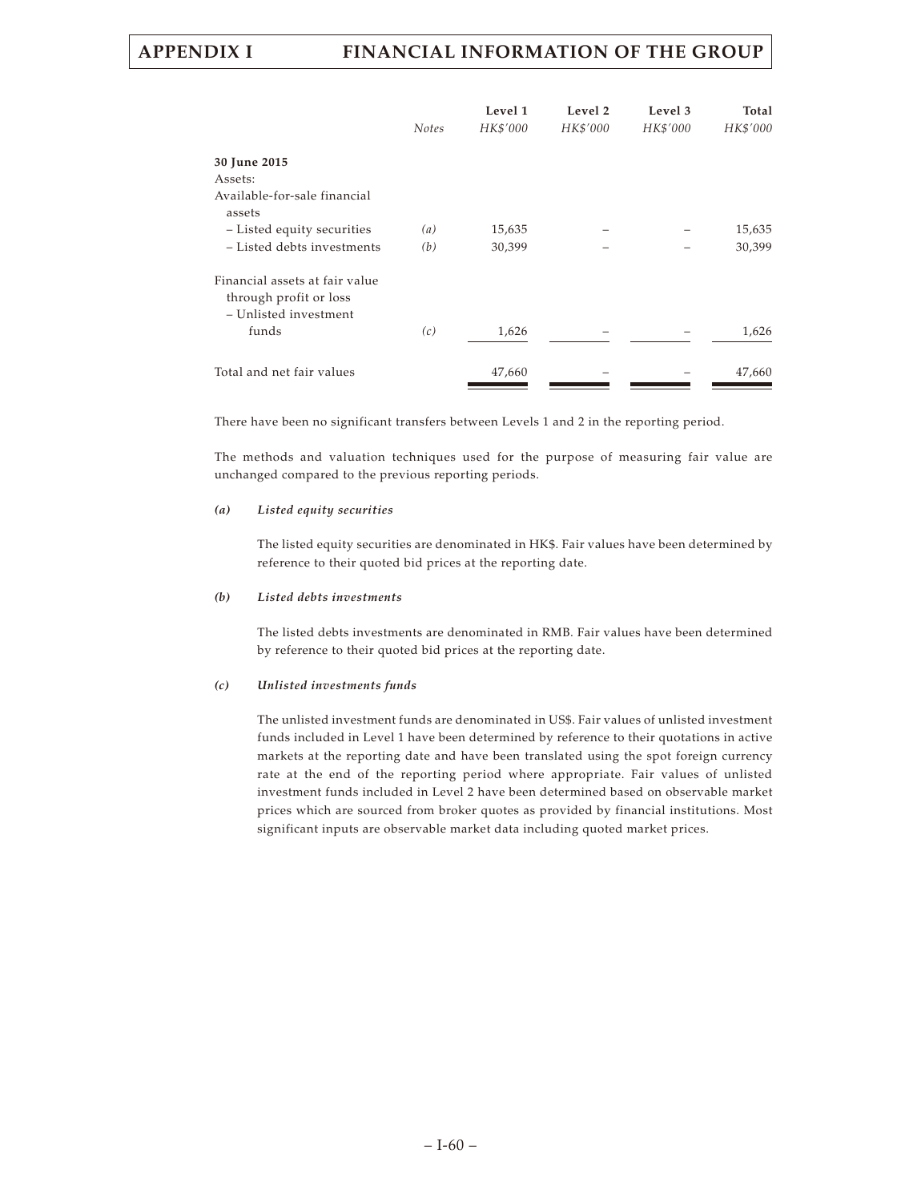| | Notes | Level 1 HK$'000 | Level 2 HK$'000 | Level 3 HK$'000 | Total HK$'000 |
|---|---|---|---|---|---|
| **30 June 2015** | | | | | |
| Assets: | | | | | |
| Available-for-sale financial assets | | | | | |
| – Listed equity securities | *(a)* | 15,635 | – | – | 15,635 |
| – Listed debts investments | *(b)* | 30,399 | – | – | 30,399 |
| Financial assets at fair value through profit or loss | | | | | |
| – Unlisted investment funds | *(c)* | 1,626 | – | – | 1,626 |
| Total and net fair values | | 47,660 | – | – | 47,660 |

There have been no significant transfers between Levels 1 and 2 in the reporting period.

The methods and valuation techniques used for the purpose of measuring fair value are unchanged compared to the previous reporting periods.

***(a) Listed equity securities***

The listed equity securities are denominated in HK$. Fair values have been determined by reference to their quoted bid prices at the reporting date.

***(b) Listed debts investments***

The listed debts investments are denominated in RMB. Fair values have been determined by reference to their quoted bid prices at the reporting date.

***(c) Unlisted investments funds***

The unlisted investment funds are denominated in US$. Fair values of unlisted investment funds included in Level 1 have been determined by reference to their quotations in active markets at the reporting date and have been translated using the spot foreign currency rate at the end of the reporting period where appropriate. Fair values of unlisted investment funds included in Level 2 have been determined based on observable market prices which are sourced from broker quotes as provided by financial institutions. Most significant inputs are observable market data including quoted market prices.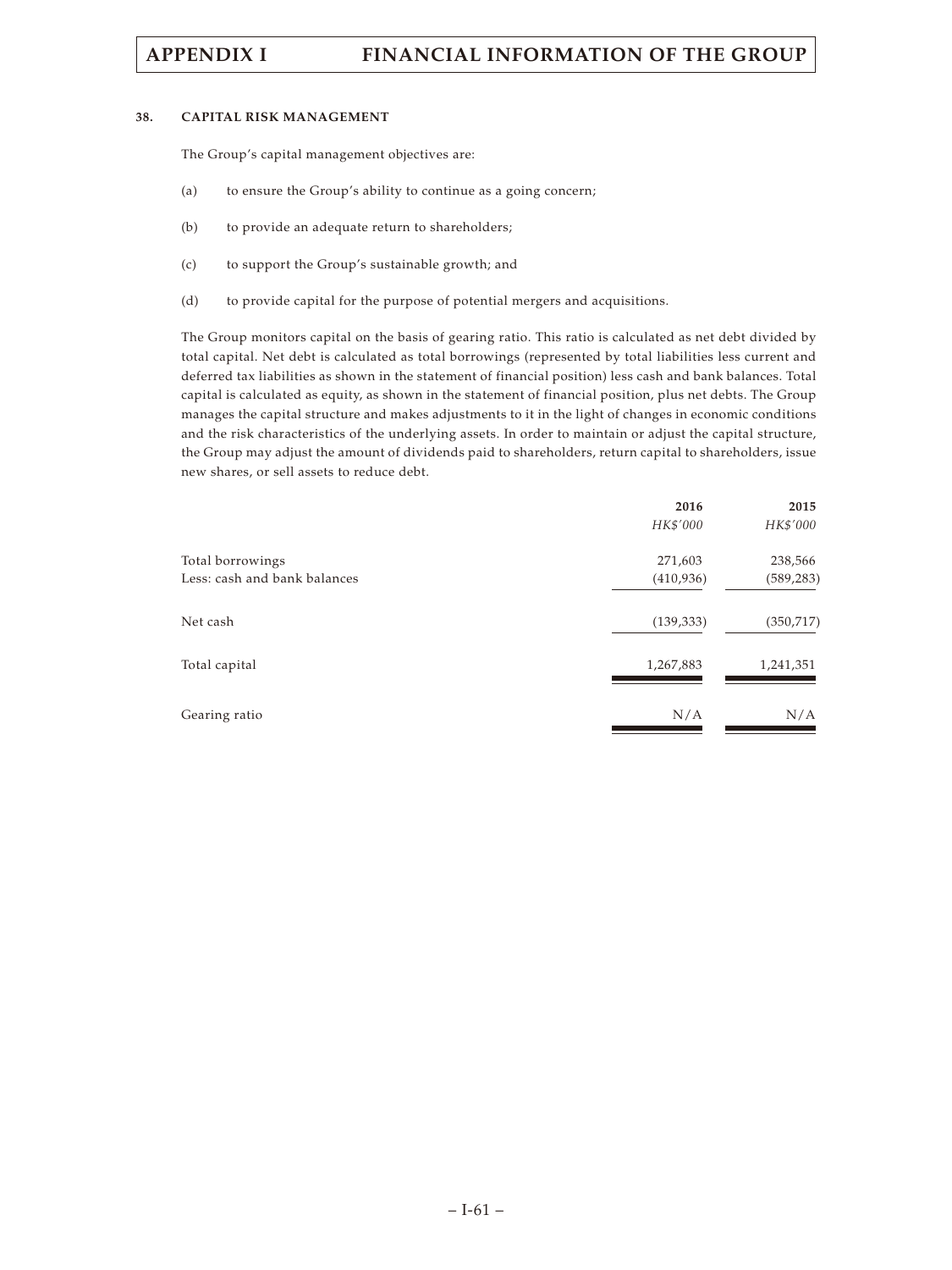## 38. CAPITAL RISK MANAGEMENT

The Group's capital management objectives are:

(a) to ensure the Group's ability to continue as a going concern;

(b) to provide an adequate return to shareholders;

(c) to support the Group's sustainable growth; and

(d) to provide capital for the purpose of potential mergers and acquisitions.

The Group monitors capital on the basis of gearing ratio. This ratio is calculated as net debt divided by total capital. Net debt is calculated as total borrowings (represented by total liabilities less current and deferred tax liabilities as shown in the statement of financial position) less cash and bank balances. Total capital is calculated as equity, as shown in the statement of financial position, plus net debts. The Group manages the capital structure and makes adjustments to it in the light of changes in economic conditions and the risk characteristics of the underlying assets. In order to maintain or adjust the capital structure, the Group may adjust the amount of dividends paid to shareholders, return capital to shareholders, issue new shares, or sell assets to reduce debt.

| | **2016** | **2015** |
|---|---|---|
| | *HK$'000* | *HK$'000* |
| Total borrowings | 271,603 | 238,566 |
| Less: cash and bank balances | (410,936) | (589,283) |
| Net cash | (139,333) | (350,717) |
| Total capital | 1,267,883 | 1,241,351 |
| Gearing ratio | N/A | N/A |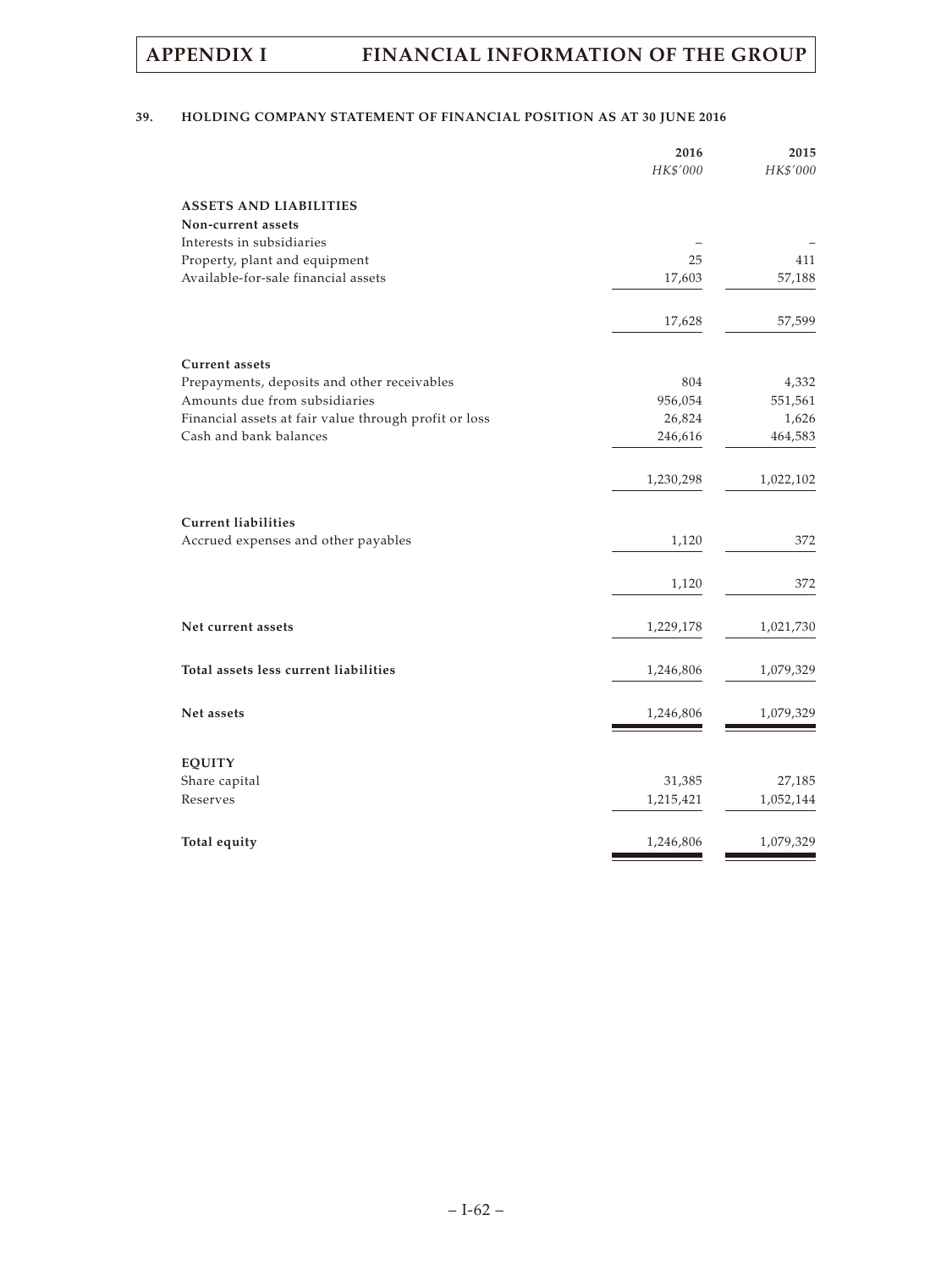## 39. HOLDING COMPANY STATEMENT OF FINANCIAL POSITION AS AT 30 JUNE 2016

| | 2016 | 2015 |
|---|---|---|
| | *HK$'000* | *HK$'000* |
| **ASSETS AND LIABILITIES** | | |
| **Non-current assets** | | |
| Interests in subsidiaries | – | – |
| Property, plant and equipment | 25 | 411 |
| Available-for-sale financial assets | 17,603 | 57,188 |
| | 17,628 | 57,599 |
| **Current assets** | | |
| Prepayments, deposits and other receivables | 804 | 4,332 |
| Amounts due from subsidiaries | 956,054 | 551,561 |
| Financial assets at fair value through profit or loss | 26,824 | 1,626 |
| Cash and bank balances | 246,616 | 464,583 |
| | 1,230,298 | 1,022,102 |
| **Current liabilities** | | |
| Accrued expenses and other payables | 1,120 | 372 |
| | 1,120 | 372 |
| **Net current assets** | 1,229,178 | 1,021,730 |
| **Total assets less current liabilities** | 1,246,806 | 1,079,329 |
| **Net assets** | 1,246,806 | 1,079,329 |
| **EQUITY** | | |
| Share capital | 31,385 | 27,185 |
| Reserves | 1,215,421 | 1,052,144 |
| **Total equity** | 1,246,806 | 1,079,329 |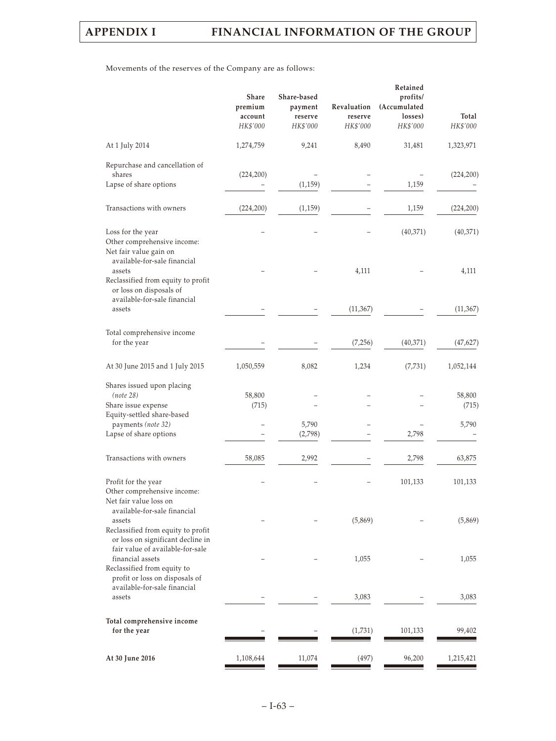Movements of the reserves of the Company are as follows:

| | Share premium account | Share-based payment reserve | Revaluation reserve | Retained profits/ (Accumulated losses) | Total |
|---|---|---|---|---|---|
| | *HK$'000* | *HK$'000* | *HK$'000* | *HK$'000* | *HK$'000* |
| At 1 July 2014 | 1,274,759 | 9,241 | 8,490 | 31,481 | 1,323,971 |
| Repurchase and cancellation of shares | (224,200) | – | – | – | (224,200) |
| Lapse of share options | – | (1,159) | – | 1,159 | – |
| Transactions with owners | (224,200) | (1,159) | – | 1,159 | (224,200) |
| Loss for the year | – | – | – | (40,371) | (40,371) |
| Other comprehensive income: | | | | | |
| Net fair value gain on available-for-sale financial assets | – | – | 4,111 | – | 4,111 |
| Reclassified from equity to profit or loss on disposals of available-for-sale financial assets | – | – | (11,367) | – | (11,367) |
| Total comprehensive income for the year | – | – | (7,256) | (40,371) | (47,627) |
| At 30 June 2015 and 1 July 2015 | 1,050,559 | 8,082 | 1,234 | (7,731) | 1,052,144 |
| Shares issued upon placing *(note 28)* | 58,800 | – | – | – | 58,800 |
| Share issue expense | (715) | – | – | – | (715) |
| Equity-settled share-based payments *(note 32)* | – | 5,790 | – | – | 5,790 |
| Lapse of share options | – | (2,798) | – | 2,798 | – |
| Transactions with owners | 58,085 | 2,992 | – | 2,798 | 63,875 |
| Profit for the year | – | – | – | 101,133 | 101,133 |
| Other comprehensive income: | | | | | |
| Net fair value loss on available-for-sale financial assets | – | – | (5,869) | – | (5,869) |
| Reclassified from equity to profit or loss on significant decline in fair value of available-for-sale financial assets | – | – | 1,055 | – | 1,055 |
| Reclassified from equity to profit or loss on disposals of available-for-sale financial assets | – | – | 3,083 | – | 3,083 |
| **Total comprehensive income for the year** | – | – | (1,731) | 101,133 | 99,402 |
| **At 30 June 2016** | 1,108,644 | 11,074 | (497) | 96,200 | 1,215,421 |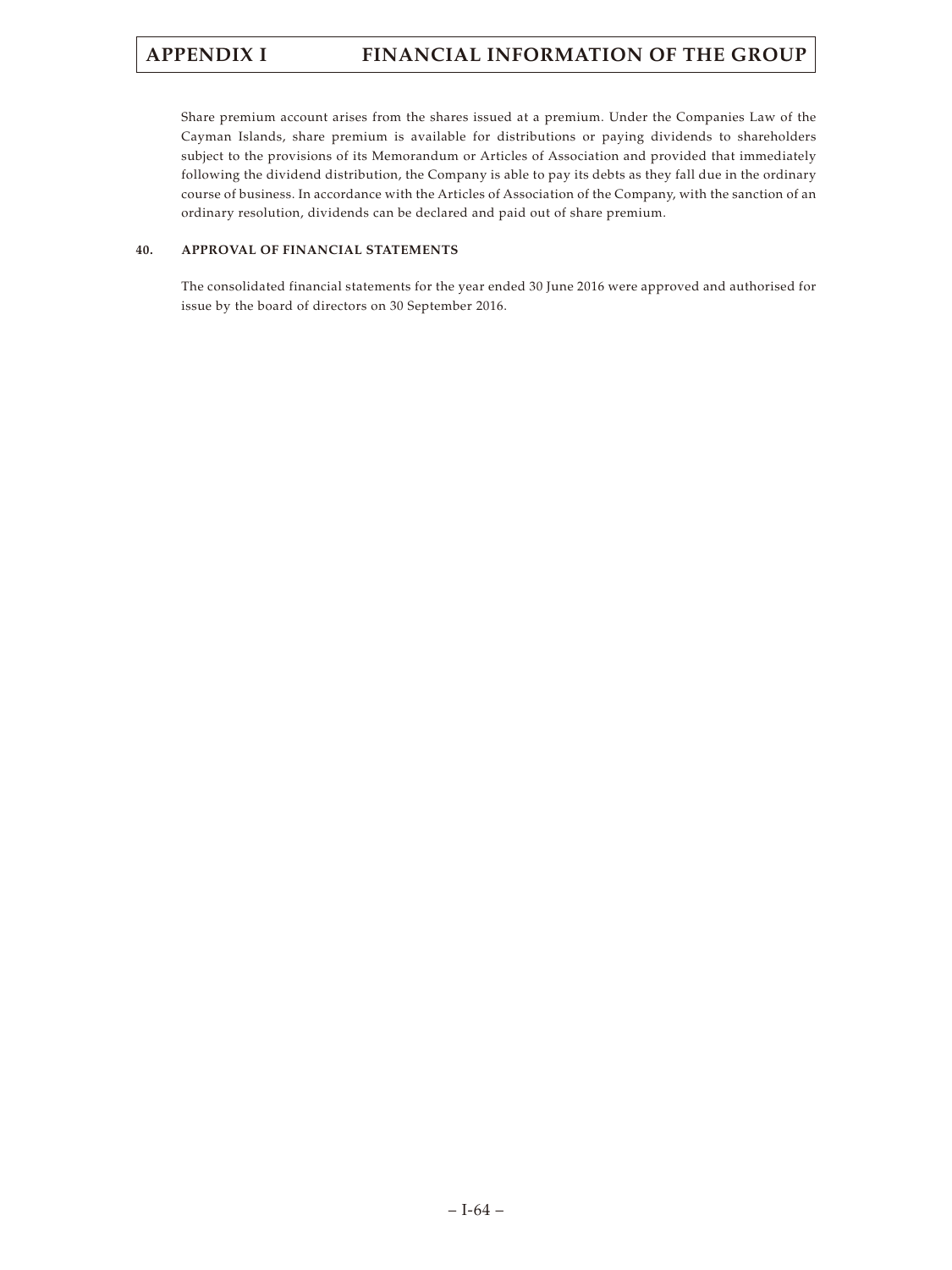Share premium account arises from the shares issued at a premium. Under the Companies Law of the Cayman Islands, share premium is available for distributions or paying dividends to shareholders subject to the provisions of its Memorandum or Articles of Association and provided that immediately following the dividend distribution, the Company is able to pay its debts as they fall due in the ordinary course of business. In accordance with the Articles of Association of the Company, with the sanction of an ordinary resolution, dividends can be declared and paid out of share premium.

#### 40. APPROVAL OF FINANCIAL STATEMENTS

The consolidated financial statements for the year ended 30 June 2016 were approved and authorised for issue by the board of directors on 30 September 2016.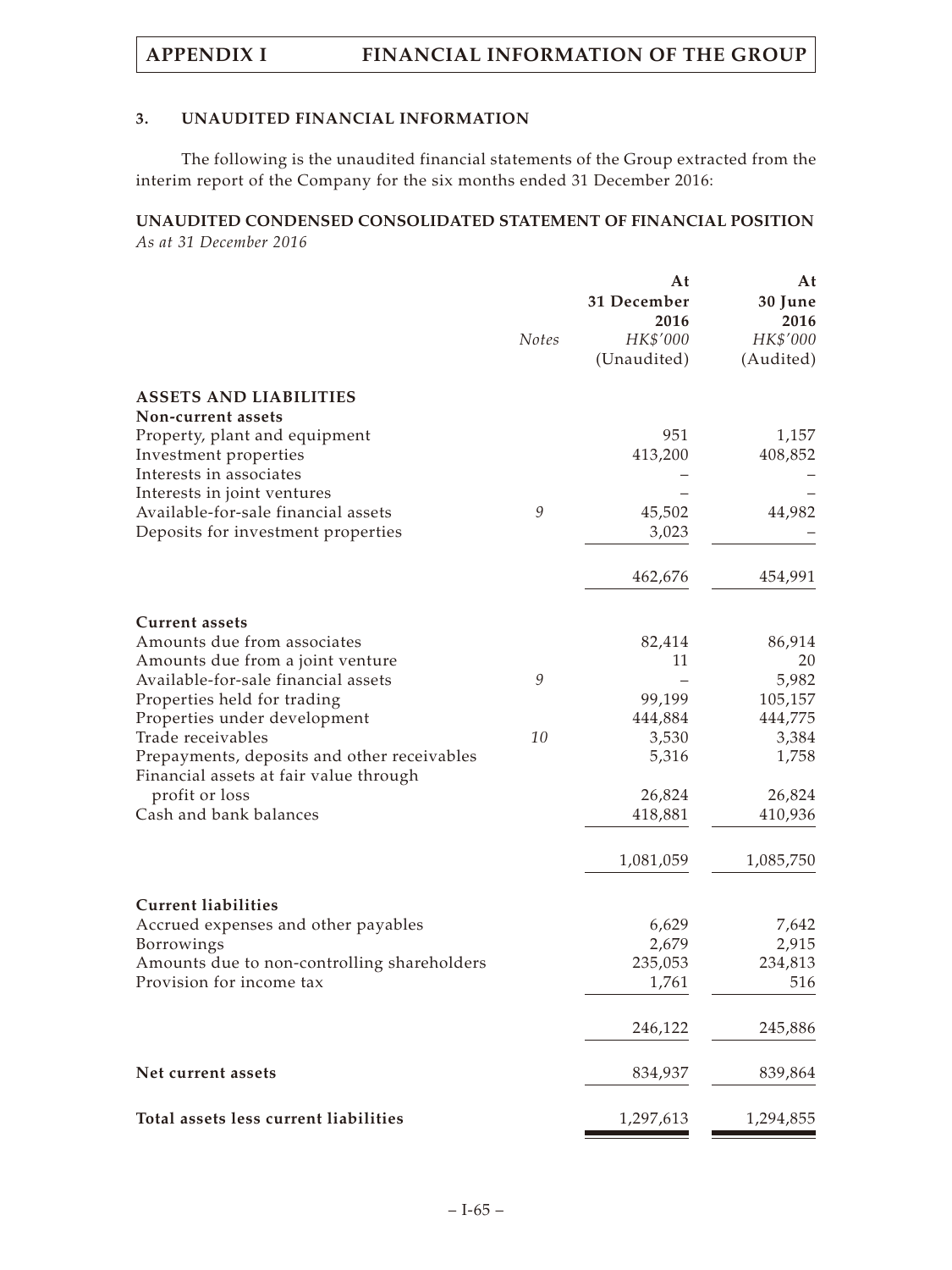### 3. UNAUDITED FINANCIAL INFORMATION

The following is the unaudited financial statements of the Group extracted from the interim report of the Company for the six months ended 31 December 2016:

**UNAUDITED CONDENSED CONSOLIDATED STATEMENT OF FINANCIAL POSITION**

*As at 31 December 2016*

| | Notes | At 31 December 2016 HK$'000 (Unaudited) | At 30 June 2016 HK$'000 (Audited) |
|---|---|---|---|
| **ASSETS AND LIABILITIES** | | | |
| **Non-current assets** | | | |
| Property, plant and equipment | | 951 | 1,157 |
| Investment properties | | 413,200 | 408,852 |
| Interests in associates | | – | – |
| Interests in joint ventures | | – | – |
| Available-for-sale financial assets | 9 | 45,502 | 44,982 |
| Deposits for investment properties | | 3,023 | – |
| | | 462,676 | 454,991 |
| **Current assets** | | | |
| Amounts due from associates | | 82,414 | 86,914 |
| Amounts due from a joint venture | | 11 | 20 |
| Available-for-sale financial assets | 9 | – | 5,982 |
| Properties held for trading | | 99,199 | 105,157 |
| Properties under development | | 444,884 | 444,775 |
| Trade receivables | 10 | 3,530 | 3,384 |
| Prepayments, deposits and other receivables | | 5,316 | 1,758 |
| Financial assets at fair value through profit or loss | | 26,824 | 26,824 |
| Cash and bank balances | | 418,881 | 410,936 |
| | | 1,081,059 | 1,085,750 |
| **Current liabilities** | | | |
| Accrued expenses and other payables | | 6,629 | 7,642 |
| Borrowings | | 2,679 | 2,915 |
| Amounts due to non-controlling shareholders | | 235,053 | 234,813 |
| Provision for income tax | | 1,761 | 516 |
| | | 246,122 | 245,886 |
| **Net current assets** | | 834,937 | 839,864 |
| **Total assets less current liabilities** | | 1,297,613 | 1,294,855 |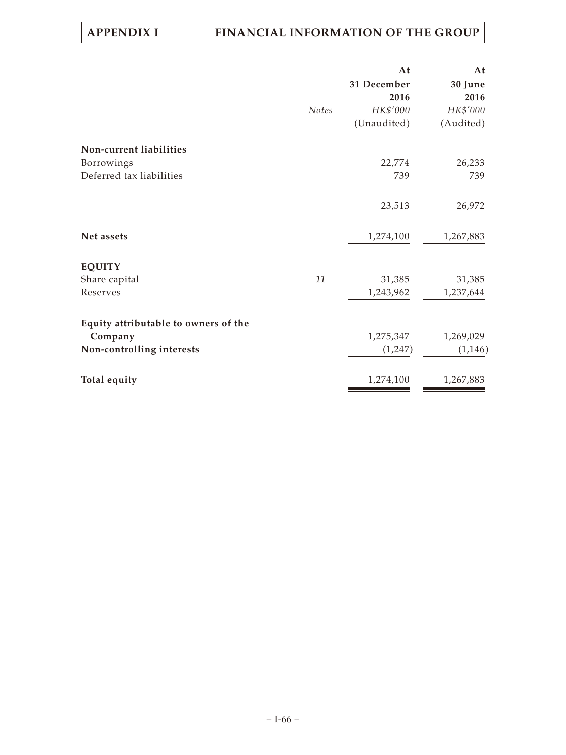| | Notes | At 31 December 2016 HK$'000 (Unaudited) | At 30 June 2016 HK$'000 (Audited) |
|---|---|---|---|
| **Non-current liabilities** | | | |
| Borrowings | | 22,774 | 26,233 |
| Deferred tax liabilities | | 739 | 739 |
| | | 23,513 | 26,972 |
| **Net assets** | | 1,274,100 | 1,267,883 |
| **EQUITY** | | | |
| Share capital | *11* | 31,385 | 31,385 |
| Reserves | | 1,243,962 | 1,237,644 |
| **Equity attributable to owners of the Company** | | 1,275,347 | 1,269,029 |
| **Non-controlling interests** | | (1,247) | (1,146) |
| **Total equity** | | 1,274,100 | 1,267,883 |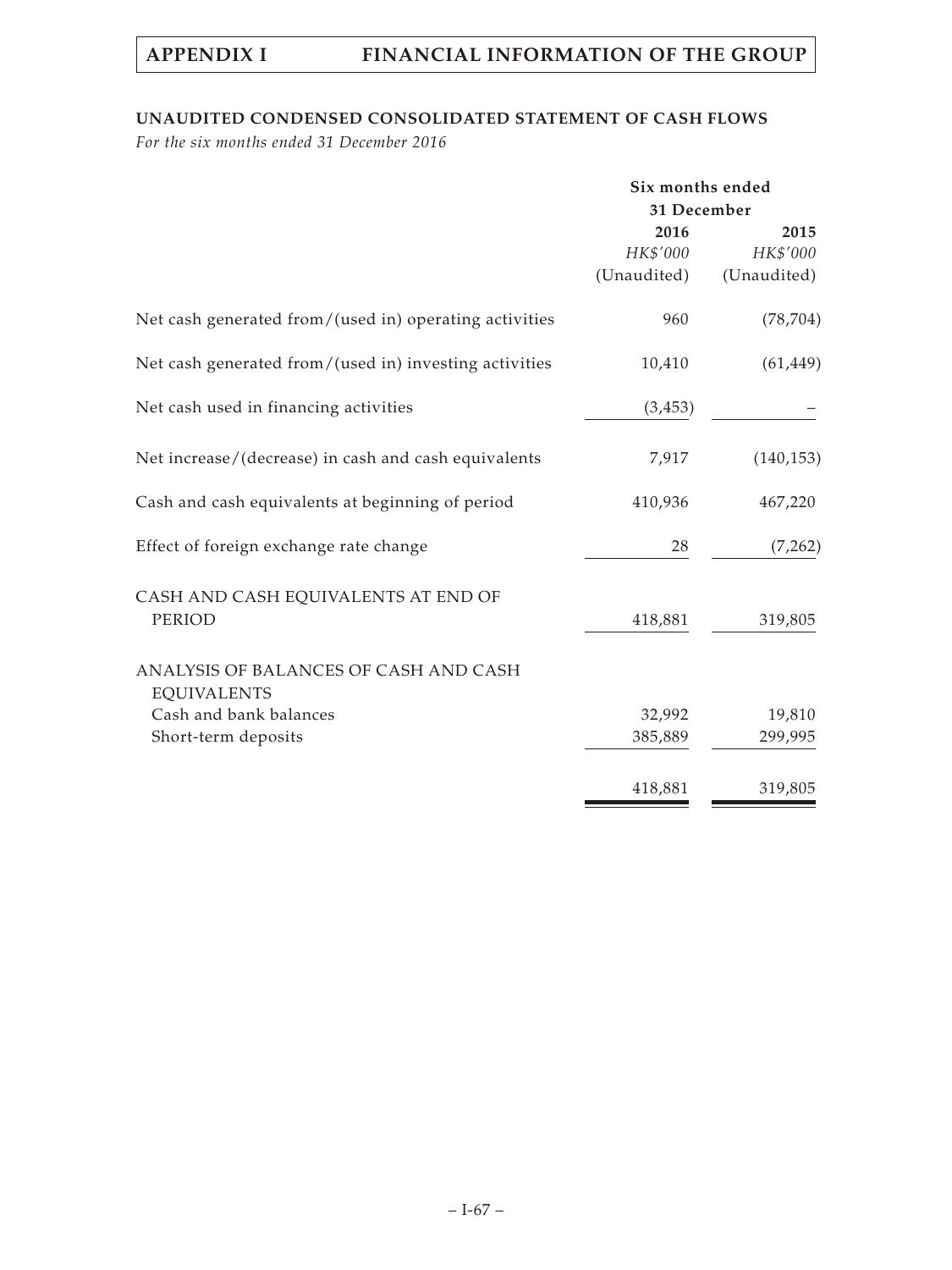## UNAUDITED CONDENSED CONSOLIDATED STATEMENT OF CASH FLOWS

*For the six months ended 31 December 2016*

| | Six months ended 31 December | |
|---|---|---|
| | 2016 | 2015 |
| | *HK$'000* | *HK$'000* |
| | (Unaudited) | (Unaudited) |
| Net cash generated from/(used in) operating activities | 960 | (78,704) |
| Net cash generated from/(used in) investing activities | 10,410 | (61,449) |
| Net cash used in financing activities | (3,453) | – |
| Net increase/(decrease) in cash and cash equivalents | 7,917 | (140,153) |
| Cash and cash equivalents at beginning of period | 410,936 | 467,220 |
| Effect of foreign exchange rate change | 28 | (7,262) |
| CASH AND CASH EQUIVALENTS AT END OF PERIOD | 418,881 | 319,805 |
| ANALYSIS OF BALANCES OF CASH AND CASH EQUIVALENTS | | |
| Cash and bank balances | 32,992 | 19,810 |
| Short-term deposits | 385,889 | 299,995 |
| | 418,881 | 319,805 |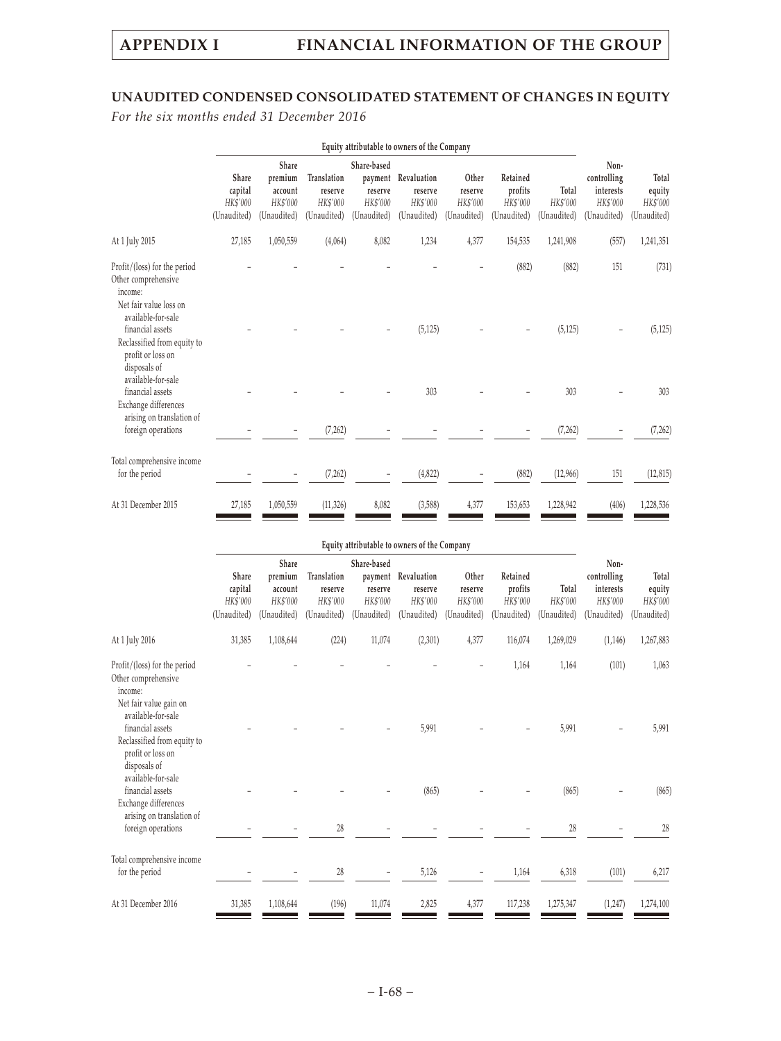## UNAUDITED CONDENSED CONSOLIDATED STATEMENT OF CHANGES IN EQUITY

*For the six months ended 31 December 2016*

| | Equity attributable to owners of the Company | | | | | | | | | |
|---|---|---|---|---|---|---|---|---|---|---|
| | Share capital | Share premium account | Translation reserve | Share-based payment reserve | Revaluation reserve | Other reserve | Retained profits | Total | Non-controlling interests | Total equity |
| | *HK$'000* | *HK$'000* | *HK$'000* | *HK$'000* | *HK$'000* | *HK$'000* | *HK$'000* | *HK$'000* | *HK$'000* | *HK$'000* |
| | (Unaudited) | (Unaudited) | (Unaudited) | (Unaudited) | (Unaudited) | (Unaudited) | (Unaudited) | (Unaudited) | (Unaudited) | (Unaudited) |
| At 1 July 2015 | 27,185 | 1,050,559 | (4,064) | 8,082 | 1,234 | 4,377 | 154,535 | 1,241,908 | (557) | 1,241,351 |
| Profit/(loss) for the period | – | – | – | – | – | – | (882) | (882) | 151 | (731) |
| Other comprehensive income: | | | | | | | | | | |
| Net fair value loss on available-for-sale financial assets | – | – | – | – | (5,125) | – | – | (5,125) | – | (5,125) |
| Reclassified from equity to profit or loss on disposals of available-for-sale financial assets | – | – | – | – | 303 | – | – | 303 | – | 303 |
| Exchange differences arising on translation of foreign operations | – | – | (7,262) | – | – | – | – | (7,262) | – | (7,262) |
| Total comprehensive income for the period | – | – | (7,262) | – | (4,822) | – | (882) | (12,966) | 151 | (12,815) |
| At 31 December 2015 | 27,185 | 1,050,559 | (11,326) | 8,082 | (3,588) | 4,377 | 153,653 | 1,228,942 | (406) | 1,228,536 |

| | Equity attributable to owners of the Company | | | | | | | | | |
|---|---|---|---|---|---|---|---|---|---|---|
| | Share capital | Share premium account | Translation reserve | Share-based payment reserve | Revaluation reserve | Other reserve | Retained profits | Total | Non-controlling interests | Total equity |
| | *HK$'000* | *HK$'000* | *HK$'000* | *HK$'000* | *HK$'000* | *HK$'000* | *HK$'000* | *HK$'000* | *HK$'000* | *HK$'000* |
| | (Unaudited) | (Unaudited) | (Unaudited) | (Unaudited) | (Unaudited) | (Unaudited) | (Unaudited) | (Unaudited) | (Unaudited) | (Unaudited) |
| At 1 July 2016 | 31,385 | 1,108,644 | (224) | 11,074 | (2,301) | 4,377 | 116,074 | 1,269,029 | (1,146) | 1,267,883 |
| Profit/(loss) for the period | – | – | – | – | – | – | 1,164 | 1,164 | (101) | 1,063 |
| Other comprehensive income: | | | | | | | | | | |
| Net fair value gain on available-for-sale financial assets | – | – | – | – | 5,991 | – | – | 5,991 | – | 5,991 |
| Reclassified from equity to profit or loss on disposals of available-for-sale financial assets | – | – | – | – | (865) | – | – | (865) | – | (865) |
| Exchange differences arising on translation of foreign operations | – | – | 28 | – | – | – | – | 28 | – | 28 |
| Total comprehensive income for the period | – | – | 28 | – | 5,126 | – | 1,164 | 6,318 | (101) | 6,217 |
| At 31 December 2016 | 31,385 | 1,108,644 | (196) | 11,074 | 2,825 | 4,377 | 117,238 | 1,275,347 | (1,247) | 1,274,100 |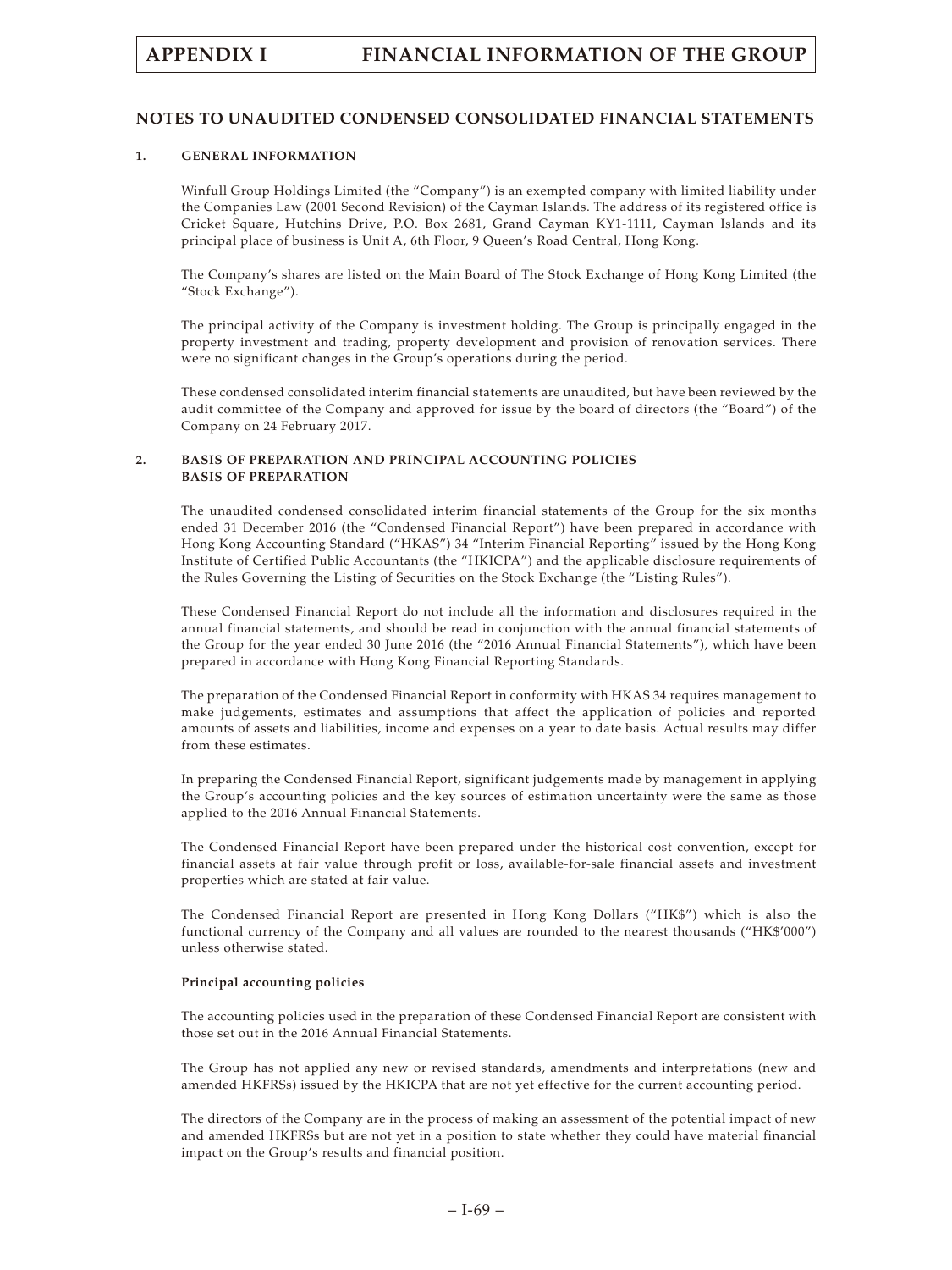## NOTES TO UNAUDITED CONDENSED CONSOLIDATED FINANCIAL STATEMENTS

### 1. GENERAL INFORMATION

Winfull Group Holdings Limited (the "Company") is an exempted company with limited liability under the Companies Law (2001 Second Revision) of the Cayman Islands. The address of its registered office is Cricket Square, Hutchins Drive, P.O. Box 2681, Grand Cayman KY1-1111, Cayman Islands and its principal place of business is Unit A, 6th Floor, 9 Queen's Road Central, Hong Kong.

The Company's shares are listed on the Main Board of The Stock Exchange of Hong Kong Limited (the "Stock Exchange").

The principal activity of the Company is investment holding. The Group is principally engaged in the property investment and trading, property development and provision of renovation services. There were no significant changes in the Group's operations during the period.

These condensed consolidated interim financial statements are unaudited, but have been reviewed by the audit committee of the Company and approved for issue by the board of directors (the "Board") of the Company on 24 February 2017.

### 2. BASIS OF PREPARATION AND PRINCIPAL ACCOUNTING POLICIES BASIS OF PREPARATION

The unaudited condensed consolidated interim financial statements of the Group for the six months ended 31 December 2016 (the "Condensed Financial Report") have been prepared in accordance with Hong Kong Accounting Standard ("HKAS") 34 "Interim Financial Reporting" issued by the Hong Kong Institute of Certified Public Accountants (the "HKICPA") and the applicable disclosure requirements of the Rules Governing the Listing of Securities on the Stock Exchange (the "Listing Rules").

These Condensed Financial Report do not include all the information and disclosures required in the annual financial statements, and should be read in conjunction with the annual financial statements of the Group for the year ended 30 June 2016 (the "2016 Annual Financial Statements"), which have been prepared in accordance with Hong Kong Financial Reporting Standards.

The preparation of the Condensed Financial Report in conformity with HKAS 34 requires management to make judgements, estimates and assumptions that affect the application of policies and reported amounts of assets and liabilities, income and expenses on a year to date basis. Actual results may differ from these estimates.

In preparing the Condensed Financial Report, significant judgements made by management in applying the Group's accounting policies and the key sources of estimation uncertainty were the same as those applied to the 2016 Annual Financial Statements.

The Condensed Financial Report have been prepared under the historical cost convention, except for financial assets at fair value through profit or loss, available-for-sale financial assets and investment properties which are stated at fair value.

The Condensed Financial Report are presented in Hong Kong Dollars ("HK$") which is also the functional currency of the Company and all values are rounded to the nearest thousands ("HK$'000") unless otherwise stated.

**Principal accounting policies**

The accounting policies used in the preparation of these Condensed Financial Report are consistent with those set out in the 2016 Annual Financial Statements.

The Group has not applied any new or revised standards, amendments and interpretations (new and amended HKFRSs) issued by the HKICPA that are not yet effective for the current accounting period.

The directors of the Company are in the process of making an assessment of the potential impact of new and amended HKFRSs but are not yet in a position to state whether they could have material financial impact on the Group's results and financial position.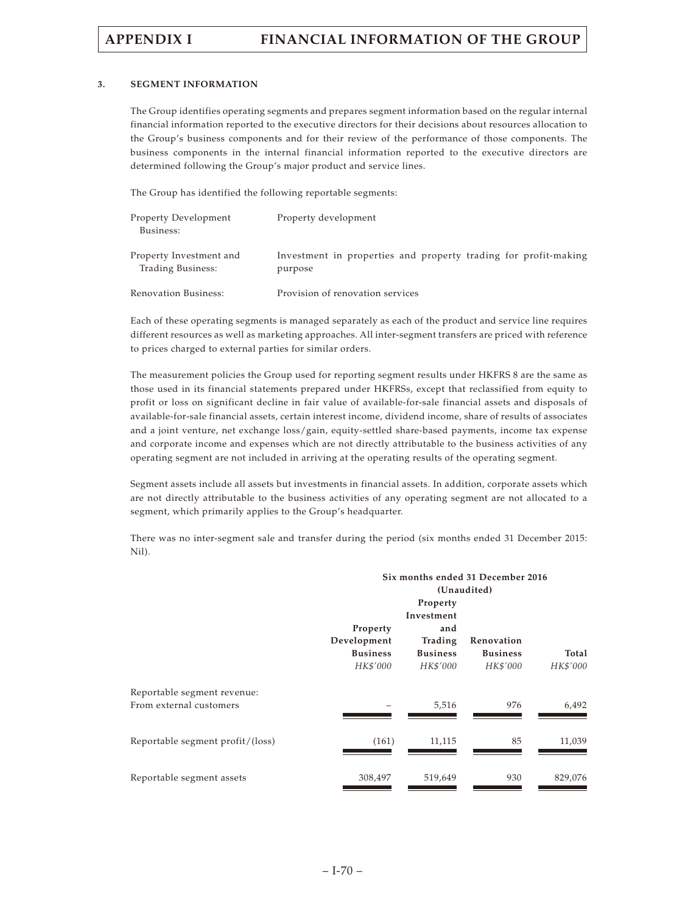### 3. SEGMENT INFORMATION

The Group identifies operating segments and prepares segment information based on the regular internal financial information reported to the executive directors for their decisions about resources allocation to the Group's business components and for their review of the performance of those components. The business components in the internal financial information reported to the executive directors are determined following the Group's major product and service lines.

The Group has identified the following reportable segments:

| | |
|---|---|
| Property Development Business: | Property development |
| Property Investment and Trading Business: | Investment in properties and property trading for profit-making purpose |
| Renovation Business: | Provision of renovation services |

Each of these operating segments is managed separately as each of the product and service line requires different resources as well as marketing approaches. All inter-segment transfers are priced with reference to prices charged to external parties for similar orders.

The measurement policies the Group used for reporting segment results under HKFRS 8 are the same as those used in its financial statements prepared under HKFRSs, except that reclassified from equity to profit or loss on significant decline in fair value of available-for-sale financial assets and disposals of available-for-sale financial assets, certain interest income, dividend income, share of results of associates and a joint venture, net exchange loss/gain, equity-settled share-based payments, income tax expense and corporate income and expenses which are not directly attributable to the business activities of any operating segment are not included in arriving at the operating results of the operating segment.

Segment assets include all assets but investments in financial assets. In addition, corporate assets which are not directly attributable to the business activities of any operating segment are not allocated to a segment, which primarily applies to the Group's headquarter.

There was no inter-segment sale and transfer during the period (six months ended 31 December 2015: Nil).

| | Six months ended 31 December 2016 (Unaudited) | | | |
|---|---|---|---|---|
| | Property Development Business | Property Investment and Trading Business | Renovation Business | Total |
| | *HK$'000* | *HK$'000* | *HK$'000* | *HK$'000* |
| Reportable segment revenue: | | | | |
| From external customers | – | 5,516 | 976 | 6,492 |
| Reportable segment profit/(loss) | (161) | 11,115 | 85 | 11,039 |
| Reportable segment assets | 308,497 | 519,649 | 930 | 829,076 |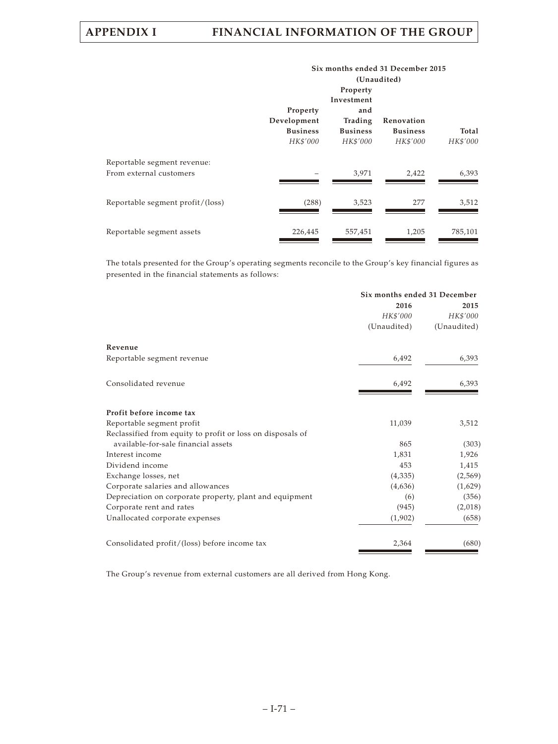| | Six months ended 31 December 2015 (Unaudited) | | | |
|---|---|---|---|---|
| | Property Development Business | Property Investment and Trading Business | Renovation Business | Total |
| | *HK$'000* | *HK$'000* | *HK$'000* | *HK$'000* |
| Reportable segment revenue: | | | | |
| From external customers | – | 3,971 | 2,422 | 6,393 |
| Reportable segment profit/(loss) | (288) | 3,523 | 277 | 3,512 |
| Reportable segment assets | 226,445 | 557,451 | 1,205 | 785,101 |

The totals presented for the Group's operating segments reconcile to the Group's key financial figures as presented in the financial statements as follows:

| | Six months ended 31 December | |
|---|---|---|
| | 2016 | 2015 |
| | *HK$'000* | *HK$'000* |
| | (Unaudited) | (Unaudited) |
| **Revenue** | | |
| Reportable segment revenue | 6,492 | 6,393 |
| Consolidated revenue | 6,492 | 6,393 |
| **Profit before income tax** | | |
| Reportable segment profit | 11,039 | 3,512 |
| Reclassified from equity to profit or loss on disposals of available-for-sale financial assets | 865 | (303) |
| Interest income | 1,831 | 1,926 |
| Dividend income | 453 | 1,415 |
| Exchange losses, net | (4,335) | (2,569) |
| Corporate salaries and allowances | (4,636) | (1,629) |
| Depreciation on corporate property, plant and equipment | (6) | (356) |
| Corporate rent and rates | (945) | (2,018) |
| Unallocated corporate expenses | (1,902) | (658) |
| Consolidated profit/(loss) before income tax | 2,364 | (680) |

The Group's revenue from external customers are all derived from Hong Kong.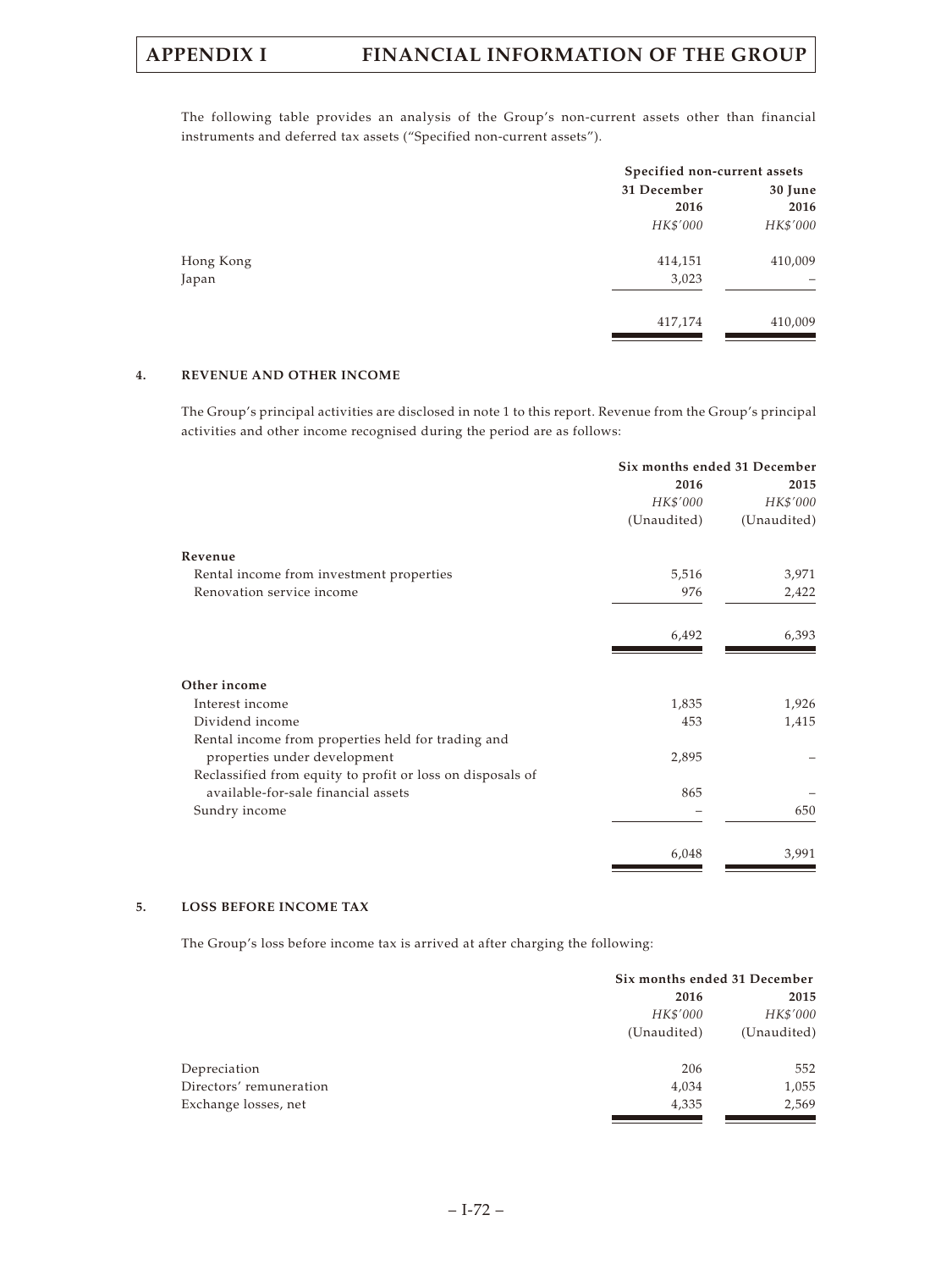The following table provides an analysis of the Group's non-current assets other than financial instruments and deferred tax assets ("Specified non-current assets").

| | Specified non-current assets | |
|---|---|---|
| | 31 December 2016 | 30 June 2016 |
| | *HK$'000* | *HK$'000* |
| Hong Kong | 414,151 | 410,009 |
| Japan | 3,023 | – |
| | 417,174 | 410,009 |

## 4. REVENUE AND OTHER INCOME

The Group's principal activities are disclosed in note 1 to this report. Revenue from the Group's principal activities and other income recognised during the period are as follows:

| | Six months ended 31 December | |
|---|---|---|
| | 2016 | 2015 |
| | *HK$'000* | *HK$'000* |
| | (Unaudited) | (Unaudited) |
| **Revenue** | | |
| Rental income from investment properties | 5,516 | 3,971 |
| Renovation service income | 976 | 2,422 |
| | 6,492 | 6,393 |
| **Other income** | | |
| Interest income | 1,835 | 1,926 |
| Dividend income | 453 | 1,415 |
| Rental income from properties held for trading and properties under development | 2,895 | – |
| Reclassified from equity to profit or loss on disposals of available-for-sale financial assets | 865 | – |
| Sundry income | – | 650 |
| | 6,048 | 3,991 |

## 5. LOSS BEFORE INCOME TAX

The Group's loss before income tax is arrived at after charging the following:

| | Six months ended 31 December | |
|---|---|---|
| | 2016 | 2015 |
| | *HK$'000* | *HK$'000* |
| | (Unaudited) | (Unaudited) |
| Depreciation | 206 | 552 |
| Directors' remuneration | 4,034 | 1,055 |
| Exchange losses, net | 4,335 | 2,569 |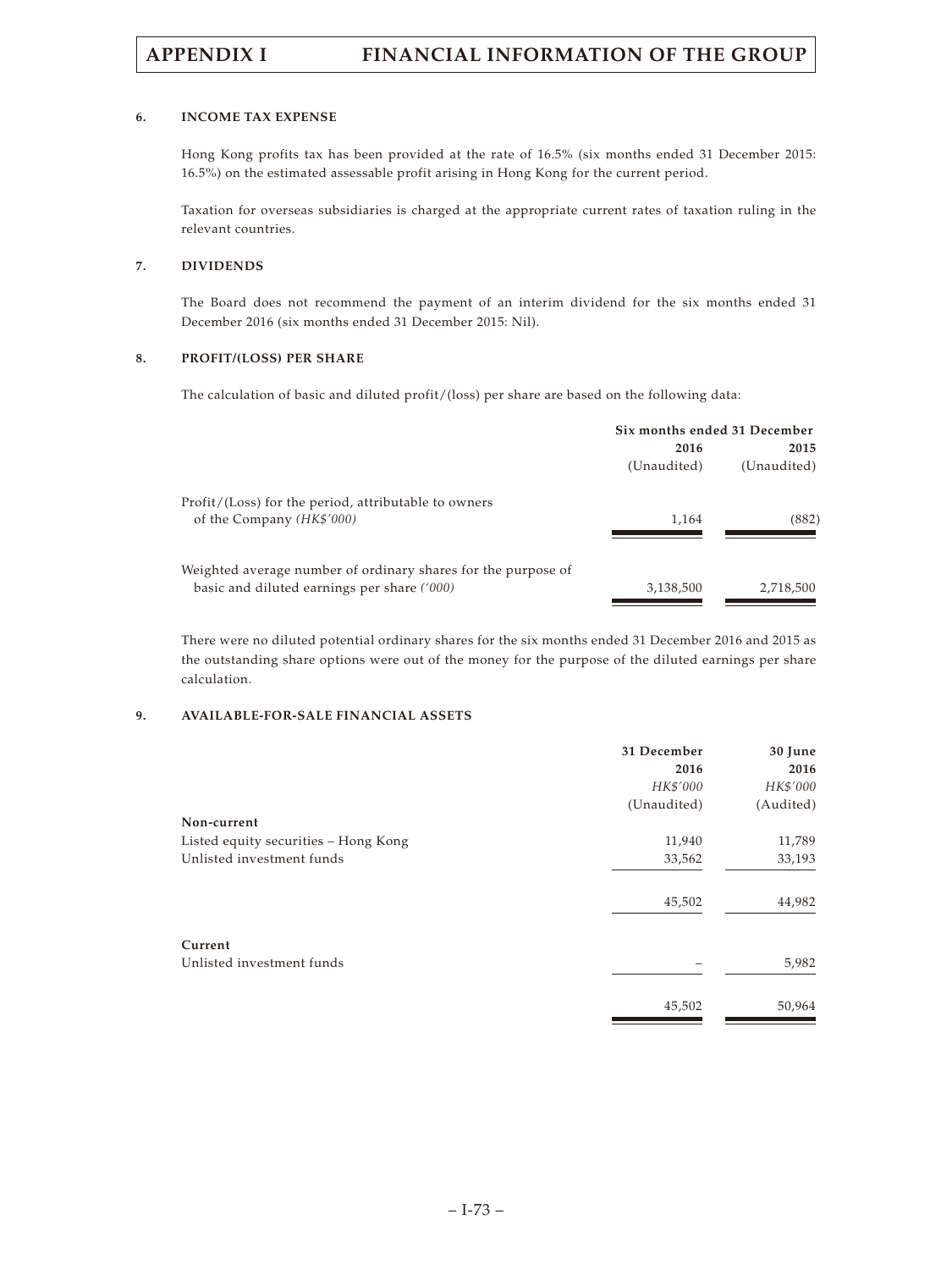### 6. INCOME TAX EXPENSE

Hong Kong profits tax has been provided at the rate of 16.5% (six months ended 31 December 2015: 16.5%) on the estimated assessable profit arising in Hong Kong for the current period.

Taxation for overseas subsidiaries is charged at the appropriate current rates of taxation ruling in the relevant countries.

### 7. DIVIDENDS

The Board does not recommend the payment of an interim dividend for the six months ended 31 December 2016 (six months ended 31 December 2015: Nil).

### 8. PROFIT/(LOSS) PER SHARE

The calculation of basic and diluted profit/(loss) per share are based on the following data:

| | Six months ended 31 December | |
|---|---|---|
| | **2016** | **2015** |
| | (Unaudited) | (Unaudited) |
| Profit/(Loss) for the period, attributable to owners of the Company *(HK$'000)* | 1,164 | (882) |
| Weighted average number of ordinary shares for the purpose of basic and diluted earnings per share *('000)* | 3,138,500 | 2,718,500 |

There were no diluted potential ordinary shares for the six months ended 31 December 2016 and 2015 as the outstanding share options were out of the money for the purpose of the diluted earnings per share calculation.

### 9. AVAILABLE-FOR-SALE FINANCIAL ASSETS

| | **31 December 2016** | **30 June 2016** |
|---|---|---|
| | *HK$'000* | *HK$'000* |
| | (Unaudited) | (Audited) |
| **Non-current** | | |
| Listed equity securities – Hong Kong | 11,940 | 11,789 |
| Unlisted investment funds | 33,562 | 33,193 |
| | 45,502 | 44,982 |
| **Current** | | |
| Unlisted investment funds | – | 5,982 |
| | 45,502 | 50,964 |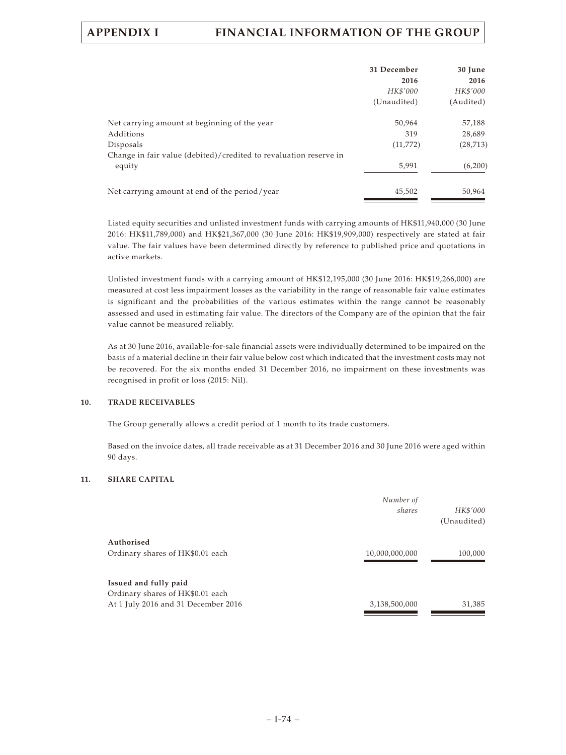| | 31 December 2016 | 30 June 2016 |
|---|---|---|
| | *HK$'000* | *HK$'000* |
| | (Unaudited) | (Audited) |
| Net carrying amount at beginning of the year | 50,964 | 57,188 |
| Additions | 319 | 28,689 |
| Disposals | (11,772) | (28,713) |
| Change in fair value (debited)/credited to revaluation reserve in equity | 5,991 | (6,200) |
| Net carrying amount at end of the period/year | 45,502 | 50,964 |

Listed equity securities and unlisted investment funds with carrying amounts of HK$11,940,000 (30 June 2016: HK$11,789,000) and HK$21,367,000 (30 June 2016: HK$19,909,000) respectively are stated at fair value. The fair values have been determined directly by reference to published price and quotations in active markets.

Unlisted investment funds with a carrying amount of HK$12,195,000 (30 June 2016: HK$19,266,000) are measured at cost less impairment losses as the variability in the range of reasonable fair value estimates is significant and the probabilities of the various estimates within the range cannot be reasonably assessed and used in estimating fair value. The directors of the Company are of the opinion that the fair value cannot be measured reliably.

As at 30 June 2016, available-for-sale financial assets were individually determined to be impaired on the basis of a material decline in their fair value below cost which indicated that the investment costs may not be recovered. For the six months ended 31 December 2016, no impairment on these investments was recognised in profit or loss (2015: Nil).

## 10. TRADE RECEIVABLES

The Group generally allows a credit period of 1 month to its trade customers.

Based on the invoice dates, all trade receivable as at 31 December 2016 and 30 June 2016 were aged within 90 days.

## 11. SHARE CAPITAL

| | *Number of shares* | *HK$'000* (Unaudited) |
|---|---|---|
| **Authorised** | | |
| Ordinary shares of HK$0.01 each | 10,000,000,000 | 100,000 |
| **Issued and fully paid** | | |
| Ordinary shares of HK$0.01 each | | |
| At 1 July 2016 and 31 December 2016 | 3,138,500,000 | 31,385 |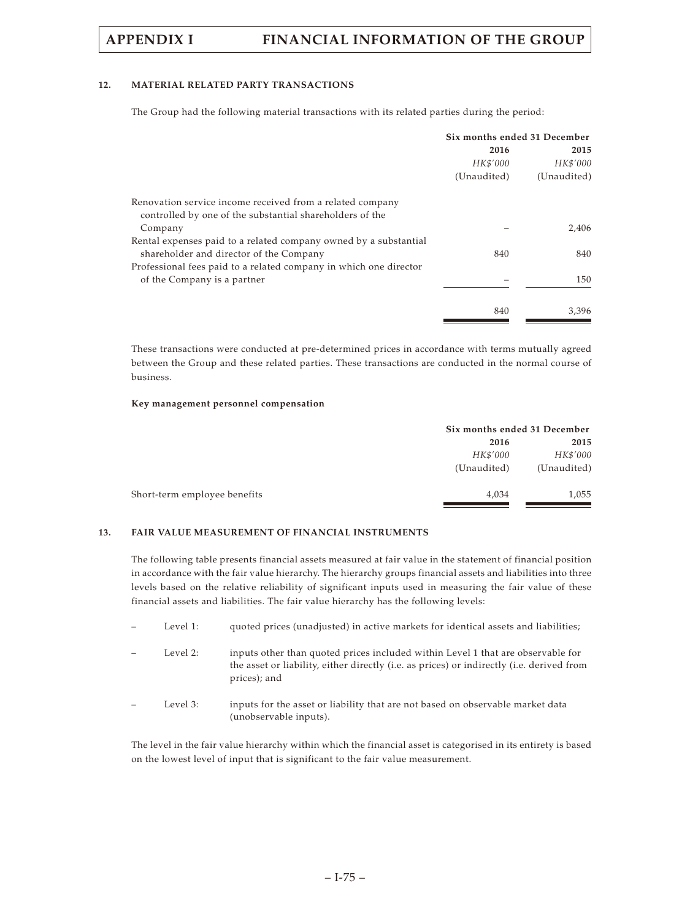### 12. MATERIAL RELATED PARTY TRANSACTIONS

The Group had the following material transactions with its related parties during the period:

| | Six months ended 31 December | |
|---|---|---|
| | 2016 | 2015 |
| | *HK$'000* | *HK$'000* |
| | (Unaudited) | (Unaudited) |
| Renovation service income received from a related company controlled by one of the substantial shareholders of the Company | – | 2,406 |
| Rental expenses paid to a related company owned by a substantial shareholder and director of the Company | 840 | 840 |
| Professional fees paid to a related company in which one director of the Company is a partner | – | 150 |
| | 840 | 3,396 |

These transactions were conducted at pre-determined prices in accordance with terms mutually agreed between the Group and these related parties. These transactions are conducted in the normal course of business.

**Key management personnel compensation**

| | Six months ended 31 December | |
|---|---|---|
| | 2016 | 2015 |
| | *HK$'000* | *HK$'000* |
| | (Unaudited) | (Unaudited) |
| Short-term employee benefits | 4,034 | 1,055 |

### 13. FAIR VALUE MEASUREMENT OF FINANCIAL INSTRUMENTS

The following table presents financial assets measured at fair value in the statement of financial position in accordance with the fair value hierarchy. The hierarchy groups financial assets and liabilities into three levels based on the relative reliability of significant inputs used in measuring the fair value of these financial assets and liabilities. The fair value hierarchy has the following levels:

- Level 1: quoted prices (unadjusted) in active markets for identical assets and liabilities;
- Level 2: inputs other than quoted prices included within Level 1 that are observable for the asset or liability, either directly (i.e. as prices) or indirectly (i.e. derived from prices); and
- Level 3: inputs for the asset or liability that are not based on observable market data (unobservable inputs).

The level in the fair value hierarchy within which the financial asset is categorised in its entirety is based on the lowest level of input that is significant to the fair value measurement.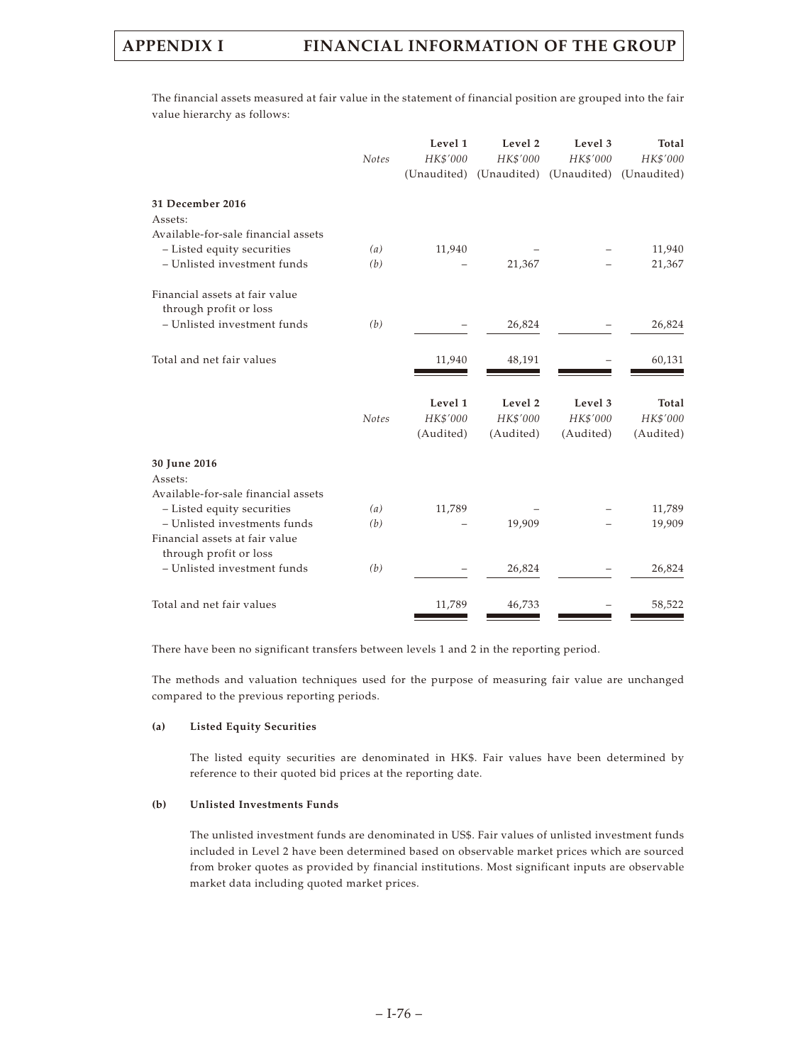The financial assets measured at fair value in the statement of financial position are grouped into the fair value hierarchy as follows:

| | *Notes* | **Level 1** | **Level 2** | **Level 3** | **Total** |
|---|---|---|---|---|---|
| | | *HK$'000* | *HK$'000* | *HK$'000* | *HK$'000* |
| | | (Unaudited) | (Unaudited) | (Unaudited) | (Unaudited) |
| **31 December 2016** | | | | | |
| Assets: | | | | | |
| Available-for-sale financial assets | | | | | |
| – Listed equity securities | *(a)* | 11,940 | – | – | 11,940 |
| – Unlisted investment funds | *(b)* | – | 21,367 | – | 21,367 |
| Financial assets at fair value through profit or loss | | | | | |
| – Unlisted investment funds | *(b)* | – | 26,824 | – | 26,824 |
| Total and net fair values | | 11,940 | 48,191 | – | 60,131 |

| | *Notes* | **Level 1** | **Level 2** | **Level 3** | **Total** |
|---|---|---|---|---|---|
| | | *HK$'000* | *HK$'000* | *HK$'000* | *HK$'000* |
| | | (Audited) | (Audited) | (Audited) | (Audited) |
| **30 June 2016** | | | | | |
| Assets: | | | | | |
| Available-for-sale financial assets | | | | | |
| – Listed equity securities | *(a)* | 11,789 | – | – | 11,789 |
| – Unlisted investments funds | *(b)* | – | 19,909 | – | 19,909 |
| Financial assets at fair value through profit or loss | | | | | |
| – Unlisted investment funds | *(b)* | – | 26,824 | – | 26,824 |
| Total and net fair values | | 11,789 | 46,733 | – | 58,522 |

There have been no significant transfers between levels 1 and 2 in the reporting period.

The methods and valuation techniques used for the purpose of measuring fair value are unchanged compared to the previous reporting periods.

**(a) Listed Equity Securities**

The listed equity securities are denominated in HK$. Fair values have been determined by reference to their quoted bid prices at the reporting date.

**(b) Unlisted Investments Funds**

The unlisted investment funds are denominated in US$. Fair values of unlisted investment funds included in Level 2 have been determined based on observable market prices which are sourced from broker quotes as provided by financial institutions. Most significant inputs are observable market data including quoted market prices.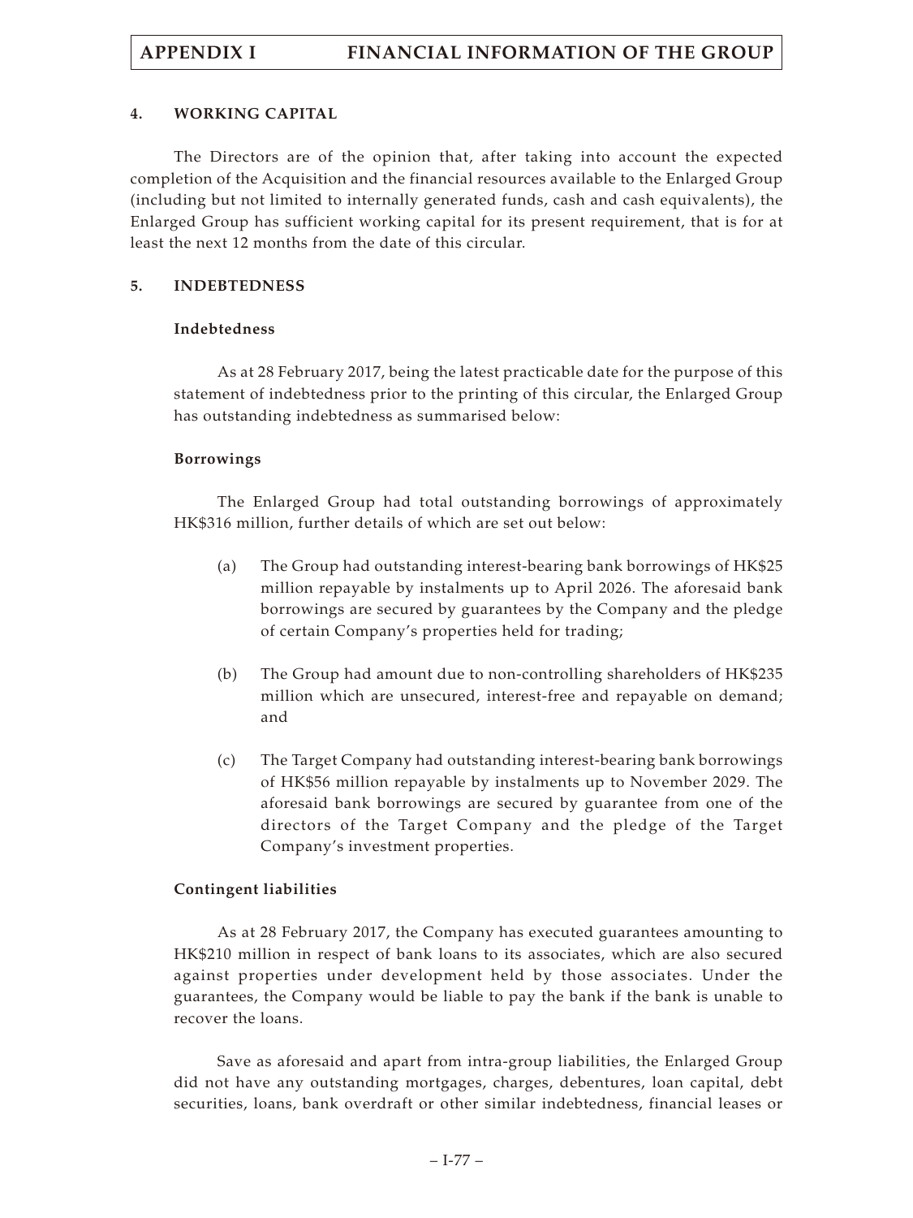## 4. WORKING CAPITAL

The Directors are of the opinion that, after taking into account the expected completion of the Acquisition and the financial resources available to the Enlarged Group (including but not limited to internally generated funds, cash and cash equivalents), the Enlarged Group has sufficient working capital for its present requirement, that is for at least the next 12 months from the date of this circular.

## 5. INDEBTEDNESS

### Indebtedness

As at 28 February 2017, being the latest practicable date for the purpose of this statement of indebtedness prior to the printing of this circular, the Enlarged Group has outstanding indebtedness as summarised below:

### Borrowings

The Enlarged Group had total outstanding borrowings of approximately HK$316 million, further details of which are set out below:

(a) The Group had outstanding interest-bearing bank borrowings of HK$25 million repayable by instalments up to April 2026. The aforesaid bank borrowings are secured by guarantees by the Company and the pledge of certain Company's properties held for trading;

(b) The Group had amount due to non-controlling shareholders of HK$235 million which are unsecured, interest-free and repayable on demand; and

(c) The Target Company had outstanding interest-bearing bank borrowings of HK$56 million repayable by instalments up to November 2029. The aforesaid bank borrowings are secured by guarantee from one of the directors of the Target Company and the pledge of the Target Company's investment properties.

### Contingent liabilities

As at 28 February 2017, the Company has executed guarantees amounting to HK$210 million in respect of bank loans to its associates, which are also secured against properties under development held by those associates. Under the guarantees, the Company would be liable to pay the bank if the bank is unable to recover the loans.

Save as aforesaid and apart from intra-group liabilities, the Enlarged Group did not have any outstanding mortgages, charges, debentures, loan capital, debt securities, loans, bank overdraft or other similar indebtedness, financial leases or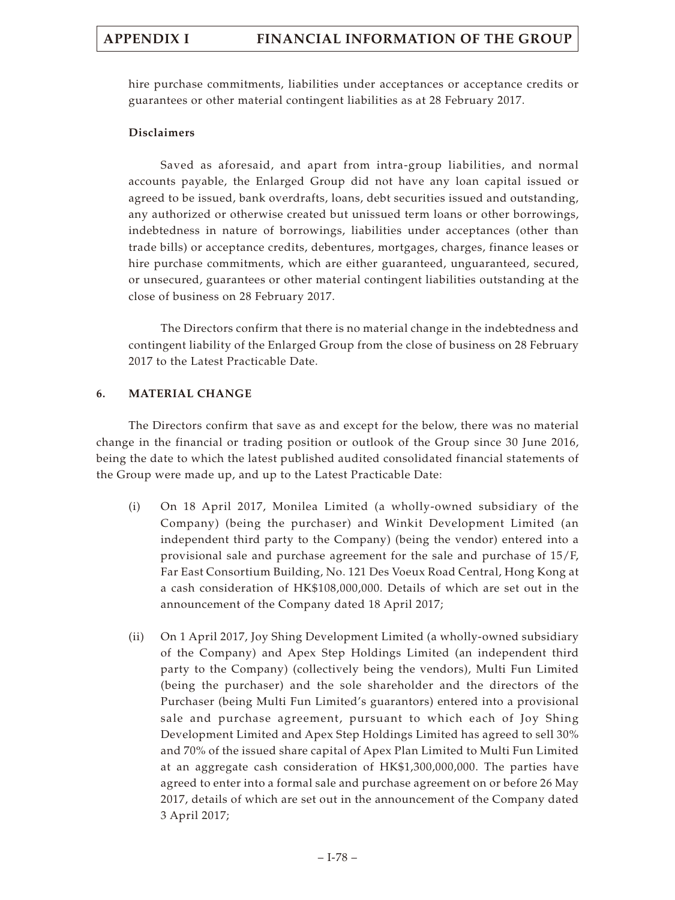hire purchase commitments, liabilities under acceptances or acceptance credits or guarantees or other material contingent liabilities as at 28 February 2017.

**Disclaimers**

Saved as aforesaid, and apart from intra-group liabilities, and normal accounts payable, the Enlarged Group did not have any loan capital issued or agreed to be issued, bank overdrafts, loans, debt securities issued and outstanding, any authorized or otherwise created but unissued term loans or other borrowings, indebtedness in nature of borrowings, liabilities under acceptances (other than trade bills) or acceptance credits, debentures, mortgages, charges, finance leases or hire purchase commitments, which are either guaranteed, unguaranteed, secured, or unsecured, guarantees or other material contingent liabilities outstanding at the close of business on 28 February 2017.

The Directors confirm that there is no material change in the indebtedness and contingent liability of the Enlarged Group from the close of business on 28 February 2017 to the Latest Practicable Date.

## 6. MATERIAL CHANGE

The Directors confirm that save as and except for the below, there was no material change in the financial or trading position or outlook of the Group since 30 June 2016, being the date to which the latest published audited consolidated financial statements of the Group were made up, and up to the Latest Practicable Date:

(i) On 18 April 2017, Monilea Limited (a wholly-owned subsidiary of the Company) (being the purchaser) and Winkit Development Limited (an independent third party to the Company) (being the vendor) entered into a provisional sale and purchase agreement for the sale and purchase of 15/F, Far East Consortium Building, No. 121 Des Voeux Road Central, Hong Kong at a cash consideration of HK$108,000,000. Details of which are set out in the announcement of the Company dated 18 April 2017;

(ii) On 1 April 2017, Joy Shing Development Limited (a wholly-owned subsidiary of the Company) and Apex Step Holdings Limited (an independent third party to the Company) (collectively being the vendors), Multi Fun Limited (being the purchaser) and the sole shareholder and the directors of the Purchaser (being Multi Fun Limited's guarantors) entered into a provisional sale and purchase agreement, pursuant to which each of Joy Shing Development Limited and Apex Step Holdings Limited has agreed to sell 30% and 70% of the issued share capital of Apex Plan Limited to Multi Fun Limited at an aggregate cash consideration of HK$1,300,000,000. The parties have agreed to enter into a formal sale and purchase agreement on or before 26 May 2017, details of which are set out in the announcement of the Company dated 3 April 2017;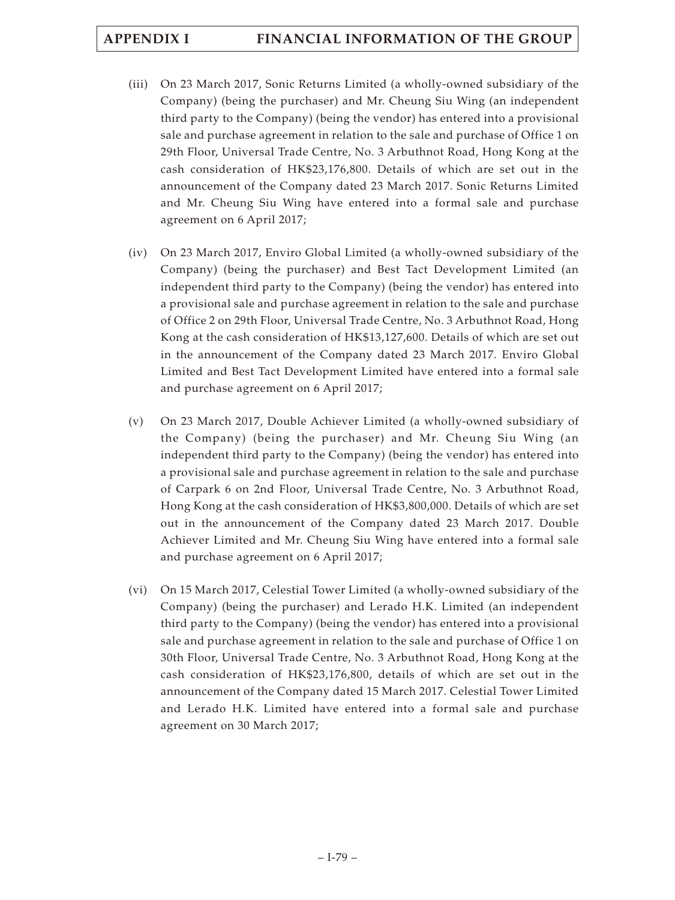(iii) On 23 March 2017, Sonic Returns Limited (a wholly-owned subsidiary of the Company) (being the purchaser) and Mr. Cheung Siu Wing (an independent third party to the Company) (being the vendor) has entered into a provisional sale and purchase agreement in relation to the sale and purchase of Office 1 on 29th Floor, Universal Trade Centre, No. 3 Arbuthnot Road, Hong Kong at the cash consideration of HK$23,176,800. Details of which are set out in the announcement of the Company dated 23 March 2017. Sonic Returns Limited and Mr. Cheung Siu Wing have entered into a formal sale and purchase agreement on 6 April 2017;

(iv) On 23 March 2017, Enviro Global Limited (a wholly-owned subsidiary of the Company) (being the purchaser) and Best Tact Development Limited (an independent third party to the Company) (being the vendor) has entered into a provisional sale and purchase agreement in relation to the sale and purchase of Office 2 on 29th Floor, Universal Trade Centre, No. 3 Arbuthnot Road, Hong Kong at the cash consideration of HK$13,127,600. Details of which are set out in the announcement of the Company dated 23 March 2017. Enviro Global Limited and Best Tact Development Limited have entered into a formal sale and purchase agreement on 6 April 2017;

(v) On 23 March 2017, Double Achiever Limited (a wholly-owned subsidiary of the Company) (being the purchaser) and Mr. Cheung Siu Wing (an independent third party to the Company) (being the vendor) has entered into a provisional sale and purchase agreement in relation to the sale and purchase of Carpark 6 on 2nd Floor, Universal Trade Centre, No. 3 Arbuthnot Road, Hong Kong at the cash consideration of HK$3,800,000. Details of which are set out in the announcement of the Company dated 23 March 2017. Double Achiever Limited and Mr. Cheung Siu Wing have entered into a formal sale and purchase agreement on 6 April 2017;

(vi) On 15 March 2017, Celestial Tower Limited (a wholly-owned subsidiary of the Company) (being the purchaser) and Lerado H.K. Limited (an independent third party to the Company) (being the vendor) has entered into a provisional sale and purchase agreement in relation to the sale and purchase of Office 1 on 30th Floor, Universal Trade Centre, No. 3 Arbuthnot Road, Hong Kong at the cash consideration of HK$23,176,800, details of which are set out in the announcement of the Company dated 15 March 2017. Celestial Tower Limited and Lerado H.K. Limited have entered into a formal sale and purchase agreement on 30 March 2017;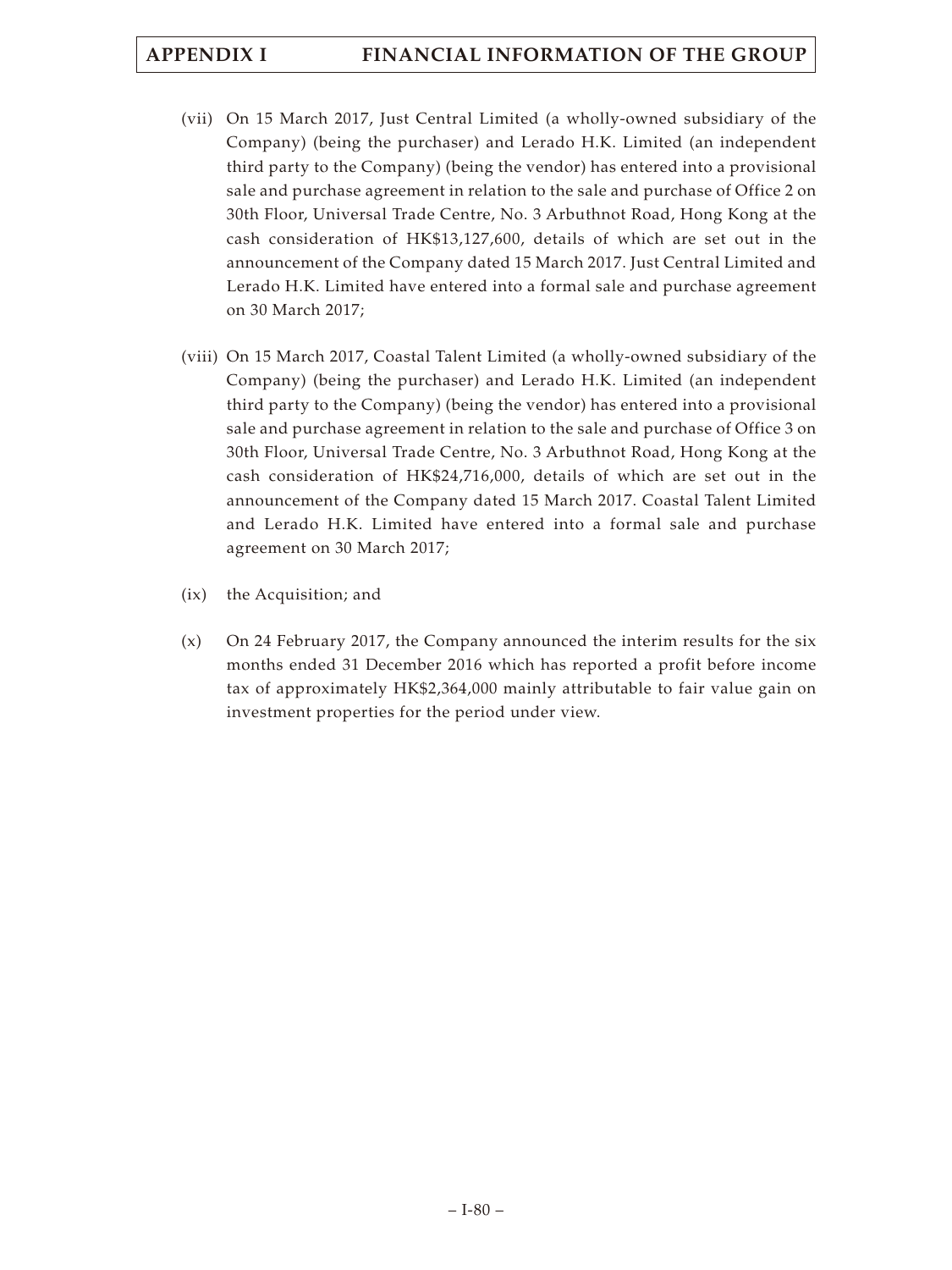(vii) On 15 March 2017, Just Central Limited (a wholly-owned subsidiary of the Company) (being the purchaser) and Lerado H.K. Limited (an independent third party to the Company) (being the vendor) has entered into a provisional sale and purchase agreement in relation to the sale and purchase of Office 2 on 30th Floor, Universal Trade Centre, No. 3 Arbuthnot Road, Hong Kong at the cash consideration of HK$13,127,600, details of which are set out in the announcement of the Company dated 15 March 2017. Just Central Limited and Lerado H.K. Limited have entered into a formal sale and purchase agreement on 30 March 2017;

(viii) On 15 March 2017, Coastal Talent Limited (a wholly-owned subsidiary of the Company) (being the purchaser) and Lerado H.K. Limited (an independent third party to the Company) (being the vendor) has entered into a provisional sale and purchase agreement in relation to the sale and purchase of Office 3 on 30th Floor, Universal Trade Centre, No. 3 Arbuthnot Road, Hong Kong at the cash consideration of HK$24,716,000, details of which are set out in the announcement of the Company dated 15 March 2017. Coastal Talent Limited and Lerado H.K. Limited have entered into a formal sale and purchase agreement on 30 March 2017;

(ix) the Acquisition; and

(x) On 24 February 2017, the Company announced the interim results for the six months ended 31 December 2016 which has reported a profit before income tax of approximately HK$2,364,000 mainly attributable to fair value gain on investment properties for the period under view.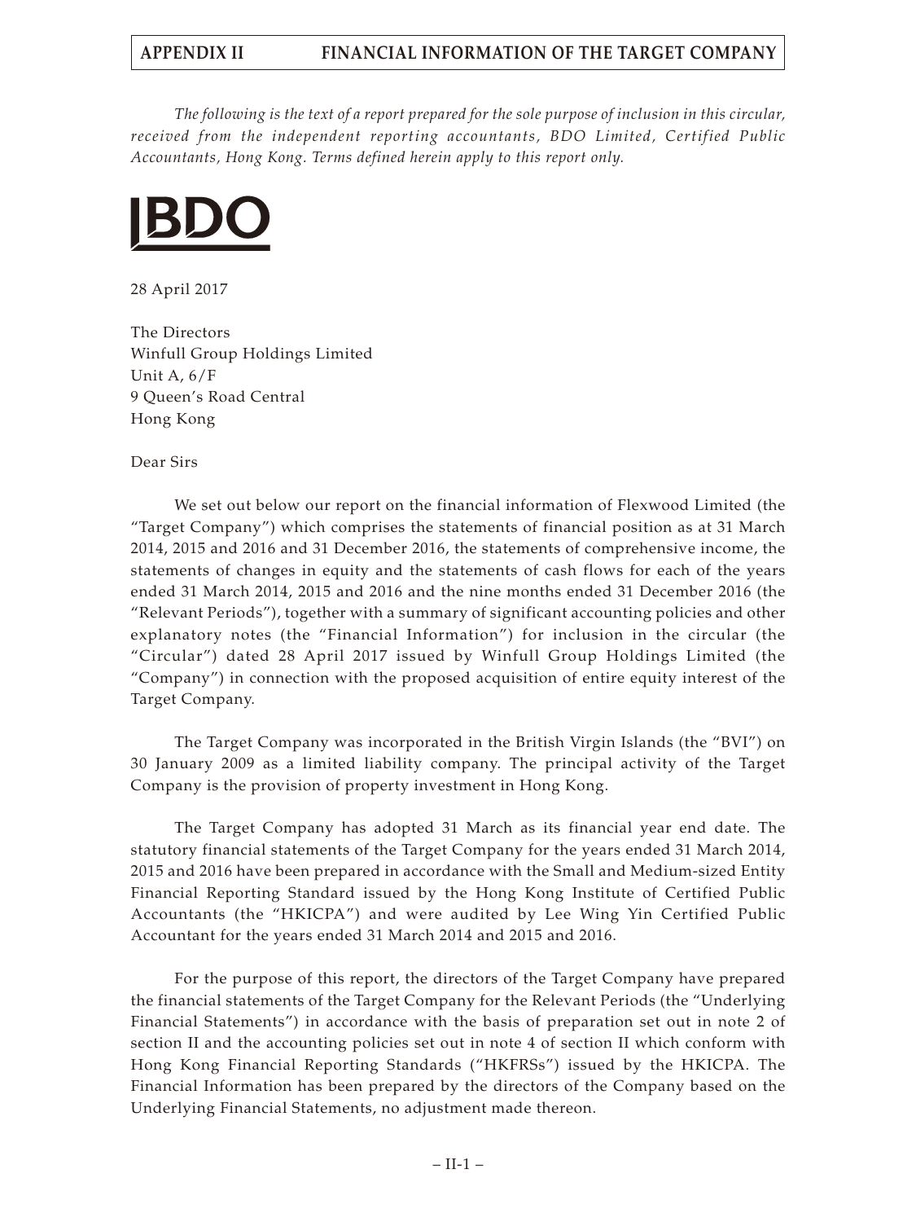*The following is the text of a report prepared for the sole purpose of inclusion in this circular, received from the independent reporting accountants, BDO Limited, Certified Public Accountants, Hong Kong. Terms defined herein apply to this report only.*

**BDO**

28 April 2017

The Directors
Winfull Group Holdings Limited
Unit A, 6/F
9 Queen's Road Central
Hong Kong

Dear Sirs

We set out below our report on the financial information of Flexwood Limited (the "Target Company") which comprises the statements of financial position as at 31 March 2014, 2015 and 2016 and 31 December 2016, the statements of comprehensive income, the statements of changes in equity and the statements of cash flows for each of the years ended 31 March 2014, 2015 and 2016 and the nine months ended 31 December 2016 (the "Relevant Periods"), together with a summary of significant accounting policies and other explanatory notes (the "Financial Information") for inclusion in the circular (the "Circular") dated 28 April 2017 issued by Winfull Group Holdings Limited (the "Company") in connection with the proposed acquisition of entire equity interest of the Target Company.

The Target Company was incorporated in the British Virgin Islands (the "BVI") on 30 January 2009 as a limited liability company. The principal activity of the Target Company is the provision of property investment in Hong Kong.

The Target Company has adopted 31 March as its financial year end date. The statutory financial statements of the Target Company for the years ended 31 March 2014, 2015 and 2016 have been prepared in accordance with the Small and Medium-sized Entity Financial Reporting Standard issued by the Hong Kong Institute of Certified Public Accountants (the "HKICPA") and were audited by Lee Wing Yin Certified Public Accountant for the years ended 31 March 2014 and 2015 and 2016.

For the purpose of this report, the directors of the Target Company have prepared the financial statements of the Target Company for the Relevant Periods (the "Underlying Financial Statements") in accordance with the basis of preparation set out in note 2 of section II and the accounting policies set out in note 4 of section II which conform with Hong Kong Financial Reporting Standards ("HKFRSs") issued by the HKICPA. The Financial Information has been prepared by the directors of the Company based on the Underlying Financial Statements, no adjustment made thereon.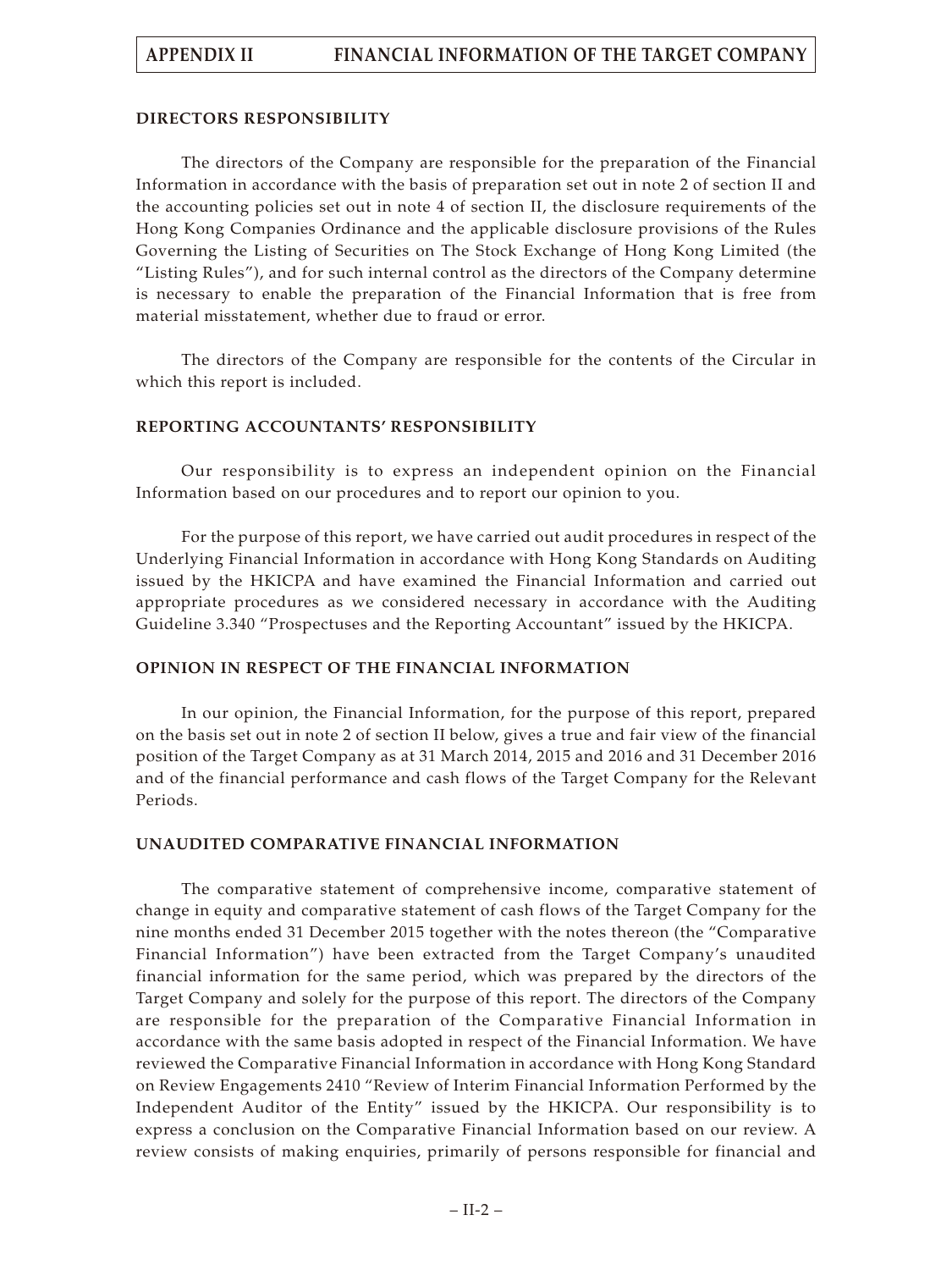**DIRECTORS RESPONSIBILITY**

The directors of the Company are responsible for the preparation of the Financial Information in accordance with the basis of preparation set out in note 2 of section II and the accounting policies set out in note 4 of section II, the disclosure requirements of the Hong Kong Companies Ordinance and the applicable disclosure provisions of the Rules Governing the Listing of Securities on The Stock Exchange of Hong Kong Limited (the "Listing Rules"), and for such internal control as the directors of the Company determine is necessary to enable the preparation of the Financial Information that is free from material misstatement, whether due to fraud or error.

The directors of the Company are responsible for the contents of the Circular in which this report is included.

**REPORTING ACCOUNTANTS' RESPONSIBILITY**

Our responsibility is to express an independent opinion on the Financial Information based on our procedures and to report our opinion to you.

For the purpose of this report, we have carried out audit procedures in respect of the Underlying Financial Information in accordance with Hong Kong Standards on Auditing issued by the HKICPA and have examined the Financial Information and carried out appropriate procedures as we considered necessary in accordance with the Auditing Guideline 3.340 "Prospectuses and the Reporting Accountant" issued by the HKICPA.

**OPINION IN RESPECT OF THE FINANCIAL INFORMATION**

In our opinion, the Financial Information, for the purpose of this report, prepared on the basis set out in note 2 of section II below, gives a true and fair view of the financial position of the Target Company as at 31 March 2014, 2015 and 2016 and 31 December 2016 and of the financial performance and cash flows of the Target Company for the Relevant Periods.

**UNAUDITED COMPARATIVE FINANCIAL INFORMATION**

The comparative statement of comprehensive income, comparative statement of change in equity and comparative statement of cash flows of the Target Company for the nine months ended 31 December 2015 together with the notes thereon (the "Comparative Financial Information") have been extracted from the Target Company's unaudited financial information for the same period, which was prepared by the directors of the Target Company and solely for the purpose of this report. The directors of the Company are responsible for the preparation of the Comparative Financial Information in accordance with the same basis adopted in respect of the Financial Information. We have reviewed the Comparative Financial Information in accordance with Hong Kong Standard on Review Engagements 2410 "Review of Interim Financial Information Performed by the Independent Auditor of the Entity" issued by the HKICPA. Our responsibility is to express a conclusion on the Comparative Financial Information based on our review. A review consists of making enquiries, primarily of persons responsible for financial and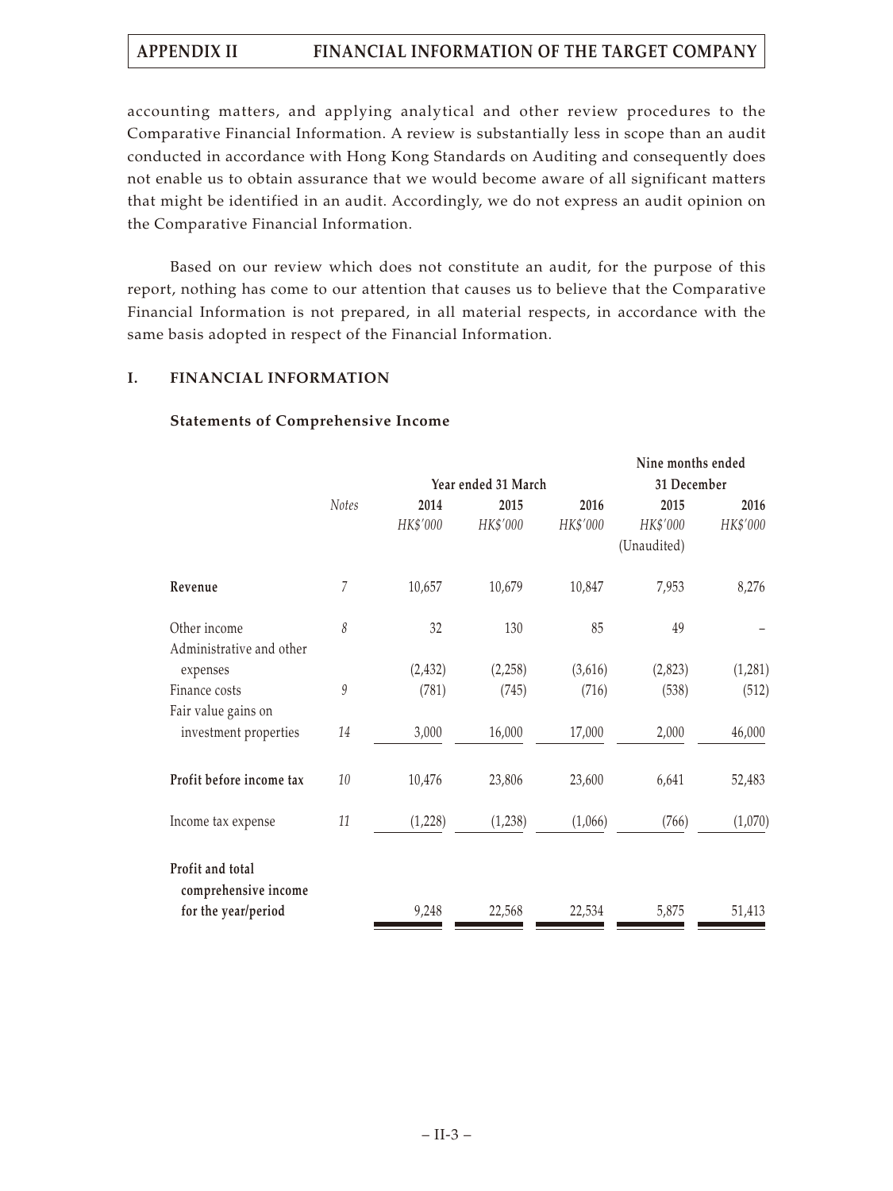accounting matters, and applying analytical and other review procedures to the Comparative Financial Information. A review is substantially less in scope than an audit conducted in accordance with Hong Kong Standards on Auditing and consequently does not enable us to obtain assurance that we would become aware of all significant matters that might be identified in an audit. Accordingly, we do not express an audit opinion on the Comparative Financial Information.

Based on our review which does not constitute an audit, for the purpose of this report, nothing has come to our attention that causes us to believe that the Comparative Financial Information is not prepared, in all material respects, in accordance with the same basis adopted in respect of the Financial Information.

## I. FINANCIAL INFORMATION

### Statements of Comprehensive Income

| | *Notes* | Year ended 31 March | | | Nine months ended 31 December | |
|---|---|---|---|---|---|---|
| | | **2014** | **2015** | **2016** | **2015** | **2016** |
| | | *HK$'000* | *HK$'000* | *HK$'000* | *HK$'000* (Unaudited) | *HK$'000* |
| **Revenue** | 7 | 10,657 | 10,679 | 10,847 | 7,953 | 8,276 |
| Other income | 8 | 32 | 130 | 85 | 49 | – |
| Administrative and other expenses | | (2,432) | (2,258) | (3,616) | (2,823) | (1,281) |
| Finance costs | 9 | (781) | (745) | (716) | (538) | (512) |
| Fair value gains on investment properties | 14 | 3,000 | 16,000 | 17,000 | 2,000 | 46,000 |
| **Profit before income tax** | 10 | 10,476 | 23,806 | 23,600 | 6,641 | 52,483 |
| Income tax expense | 11 | (1,228) | (1,238) | (1,066) | (766) | (1,070) |
| **Profit and total comprehensive income for the year/period** | | 9,248 | 22,568 | 22,534 | 5,875 | 51,413 |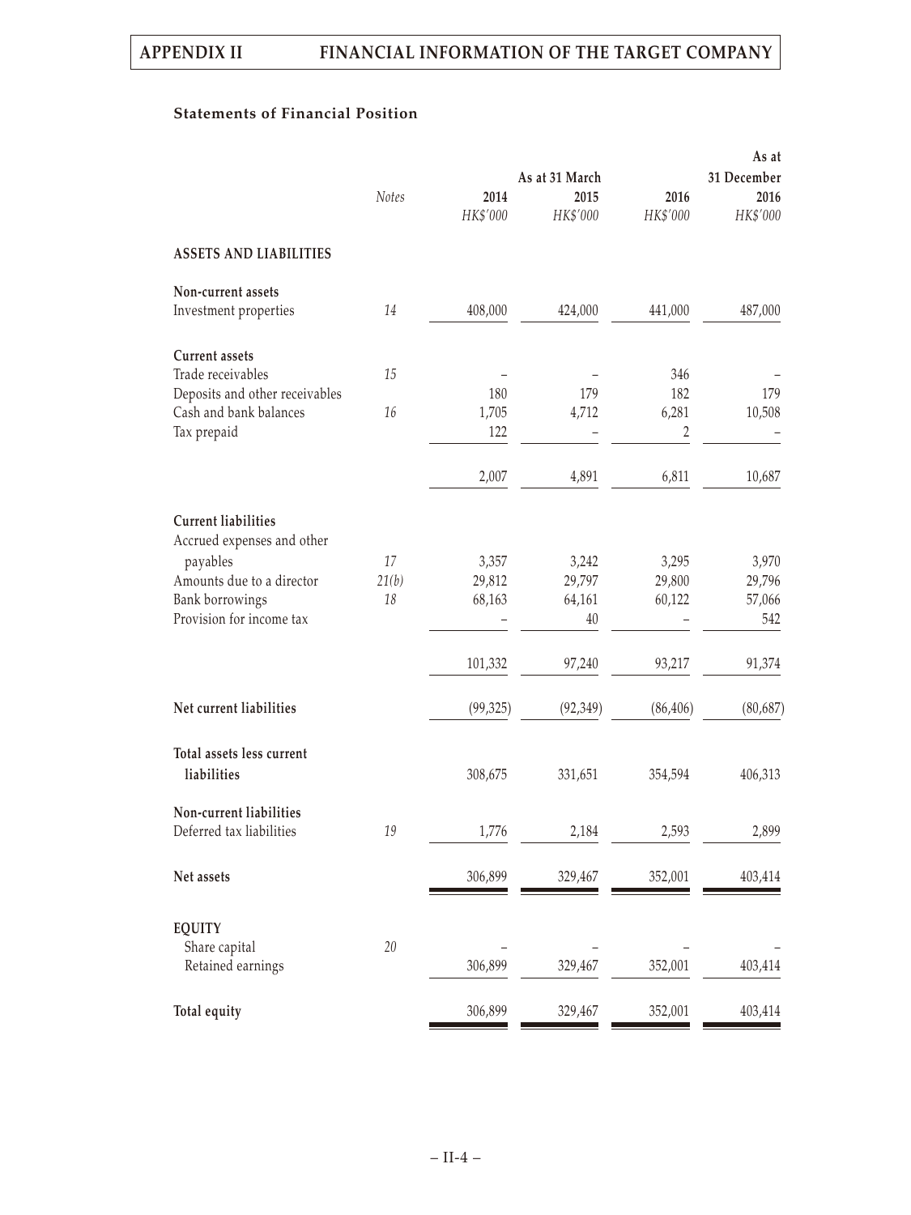### Statements of Financial Position

| | Notes | As at 31 March | | | As at 31 December |
|---|---|---|---|---|---|
| | | 2014 | 2015 | 2016 | 2016 |
| | | *HK$'000* | *HK$'000* | *HK$'000* | *HK$'000* |
| **ASSETS AND LIABILITIES** | | | | | |
| **Non-current assets** | | | | | |
| Investment properties | *14* | 408,000 | 424,000 | 441,000 | 487,000 |
| **Current assets** | | | | | |
| Trade receivables | *15* | – | – | 346 | – |
| Deposits and other receivables | | 180 | 179 | 182 | 179 |
| Cash and bank balances | *16* | 1,705 | 4,712 | 6,281 | 10,508 |
| Tax prepaid | | 122 | – | 2 | – |
| | | 2,007 | 4,891 | 6,811 | 10,687 |
| **Current liabilities** | | | | | |
| Accrued expenses and other payables | *17* | 3,357 | 3,242 | 3,295 | 3,970 |
| Amounts due to a director | *21(b)* | 29,812 | 29,797 | 29,800 | 29,796 |
| Bank borrowings | *18* | 68,163 | 64,161 | 60,122 | 57,066 |
| Provision for income tax | | – | 40 | – | 542 |
| | | 101,332 | 97,240 | 93,217 | 91,374 |
| **Net current liabilities** | | (99,325) | (92,349) | (86,406) | (80,687) |
| **Total assets less current liabilities** | | 308,675 | 331,651 | 354,594 | 406,313 |
| **Non-current liabilities** | | | | | |
| Deferred tax liabilities | *19* | 1,776 | 2,184 | 2,593 | 2,899 |
| **Net assets** | | 306,899 | 329,467 | 352,001 | 403,414 |
| **EQUITY** | | | | | |
| Share capital | *20* | – | – | – | – |
| Retained earnings | | 306,899 | 329,467 | 352,001 | 403,414 |
| **Total equity** | | 306,899 | 329,467 | 352,001 | 403,414 |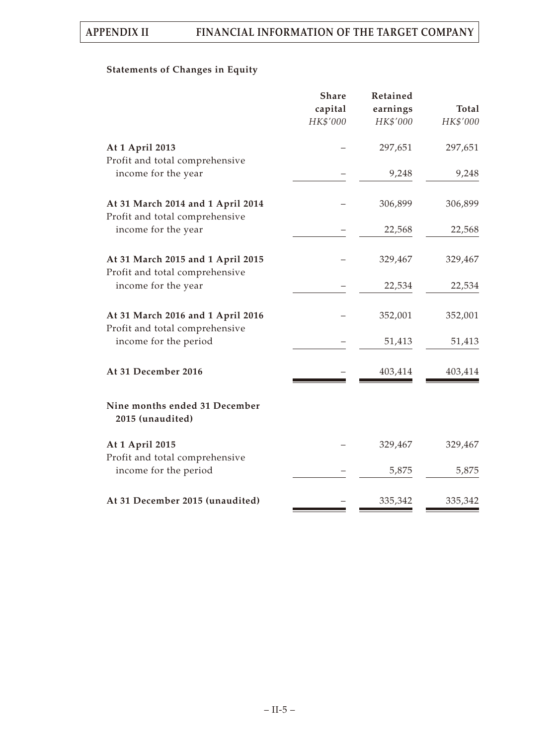**Statements of Changes in Equity**

| | Share capital | Retained earnings | Total |
|---|---|---|---|
| | *HK$'000* | *HK$'000* | *HK$'000* |
| **At 1 April 2013** | – | 297,651 | 297,651 |
| Profit and total comprehensive income for the year | – | 9,248 | 9,248 |
| **At 31 March 2014 and 1 April 2014** | – | 306,899 | 306,899 |
| Profit and total comprehensive income for the year | – | 22,568 | 22,568 |
| **At 31 March 2015 and 1 April 2015** | – | 329,467 | 329,467 |
| Profit and total comprehensive income for the year | – | 22,534 | 22,534 |
| **At 31 March 2016 and 1 April 2016** | – | 352,001 | 352,001 |
| Profit and total comprehensive income for the period | – | 51,413 | 51,413 |
| **At 31 December 2016** | – | 403,414 | 403,414 |
| **Nine months ended 31 December 2015 (unaudited)** | | | |
| **At 1 April 2015** | – | 329,467 | 329,467 |
| Profit and total comprehensive income for the period | – | 5,875 | 5,875 |
| **At 31 December 2015 (unaudited)** | – | 335,342 | 335,342 |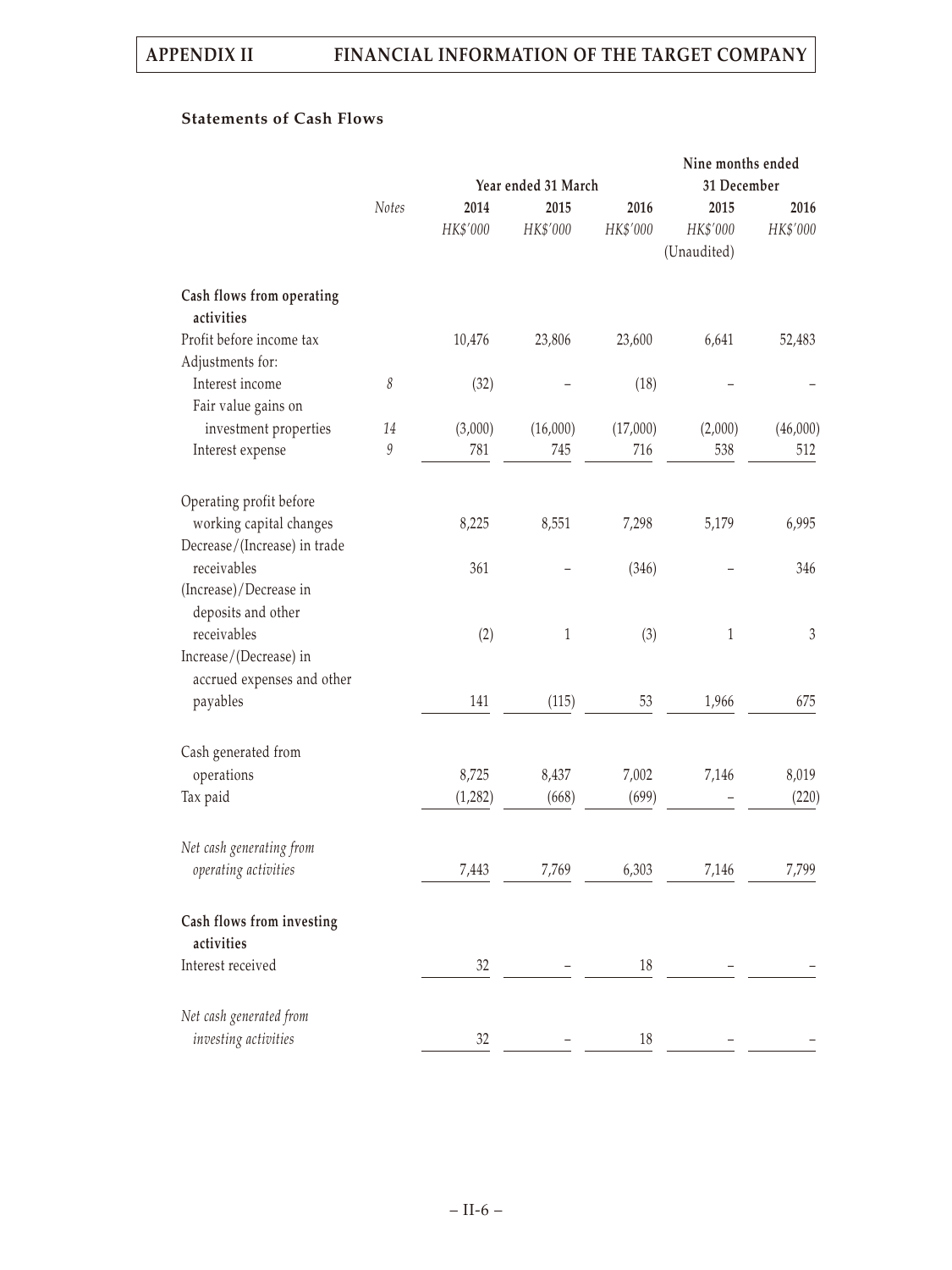### Statements of Cash Flows

| | Notes | Year ended 31 March | | | Nine months ended 31 December | |
|---|---|---|---|---|---|---|
| | | 2014 | 2015 | 2016 | 2015 | 2016 |
| | | HK$'000 | HK$'000 | HK$'000 | HK$'000 (Unaudited) | HK$'000 |
| **Cash flows from operating activities** | | | | | | |
| Profit before income tax | | 10,476 | 23,806 | 23,600 | 6,641 | 52,483 |
| Adjustments for: | | | | | | |
| Interest income | 8 | (32) | – | (18) | – | – |
| Fair value gains on investment properties | 14 | (3,000) | (16,000) | (17,000) | (2,000) | (46,000) |
| Interest expense | 9 | 781 | 745 | 716 | 538 | 512 |
| Operating profit before working capital changes | | 8,225 | 8,551 | 7,298 | 5,179 | 6,995 |
| Decrease/(Increase) in trade receivables | | 361 | – | (346) | – | 346 |
| (Increase)/Decrease in deposits and other receivables | | (2) | 1 | (3) | 1 | 3 |
| Increase/(Decrease) in accrued expenses and other payables | | 141 | (115) | 53 | 1,966 | 675 |
| Cash generated from operations | | 8,725 | 8,437 | 7,002 | 7,146 | 8,019 |
| Tax paid | | (1,282) | (668) | (699) | – | (220) |
| *Net cash generating from operating activities* | | 7,443 | 7,769 | 6,303 | 7,146 | 7,799 |
| **Cash flows from investing activities** | | | | | | |
| Interest received | | 32 | – | 18 | – | – |
| *Net cash generated from investing activities* | | 32 | – | 18 | – | – |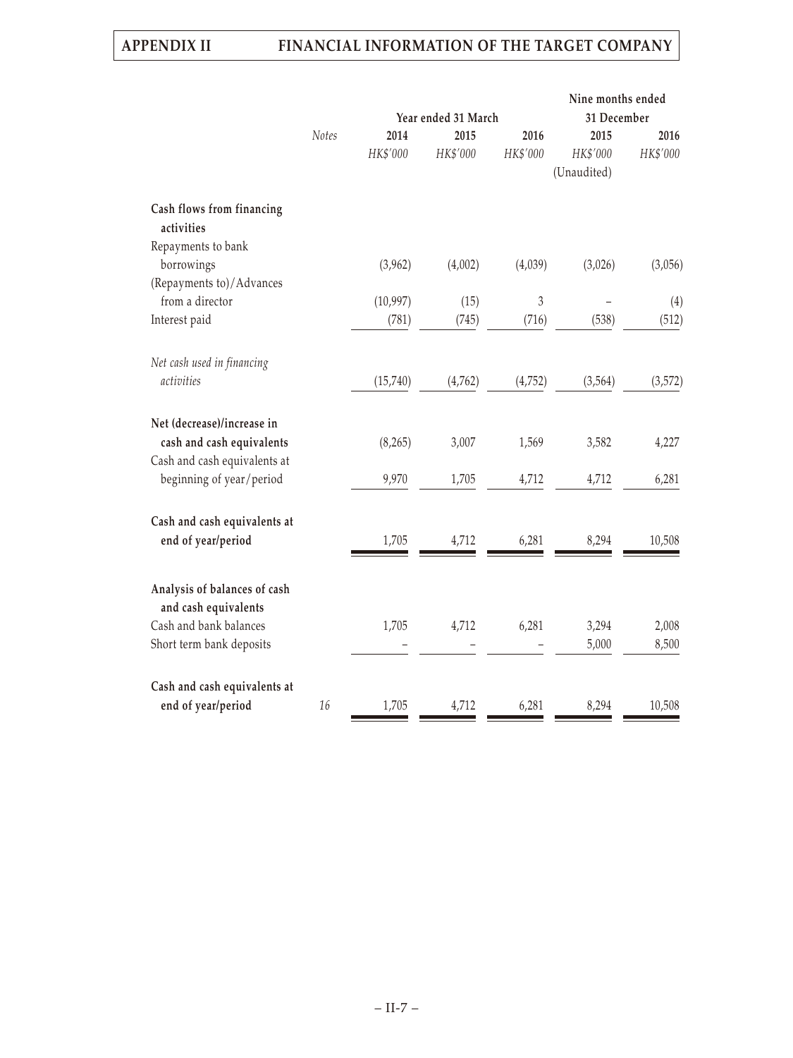| | Notes | Year ended 31 March | | | Nine months ended 31 December | |
|---|---|---|---|---|---|---|
| | | 2014 | 2015 | 2016 | 2015 | 2016 |
| | | HK$'000 | HK$'000 | HK$'000 | HK$'000 (Unaudited) | HK$'000 |
| **Cash flows from financing activities** | | | | | | |
| Repayments to bank borrowings | | (3,962) | (4,002) | (4,039) | (3,026) | (3,056) |
| (Repayments to)/Advances from a director | | (10,997) | (15) | 3 | – | (4) |
| Interest paid | | (781) | (745) | (716) | (538) | (512) |
| *Net cash used in financing activities* | | (15,740) | (4,762) | (4,752) | (3,564) | (3,572) |
| **Net (decrease)/increase in cash and cash equivalents** | | (8,265) | 3,007 | 1,569 | 3,582 | 4,227 |
| Cash and cash equivalents at beginning of year/period | | 9,970 | 1,705 | 4,712 | 4,712 | 6,281 |
| **Cash and cash equivalents at end of year/period** | | 1,705 | 4,712 | 6,281 | 8,294 | 10,508 |
| **Analysis of balances of cash and cash equivalents** | | | | | | |
| Cash and bank balances | | 1,705 | 4,712 | 6,281 | 3,294 | 2,008 |
| Short term bank deposits | | – | – | – | 5,000 | 8,500 |
| **Cash and cash equivalents at end of year/period** | 16 | 1,705 | 4,712 | 6,281 | 8,294 | 10,508 |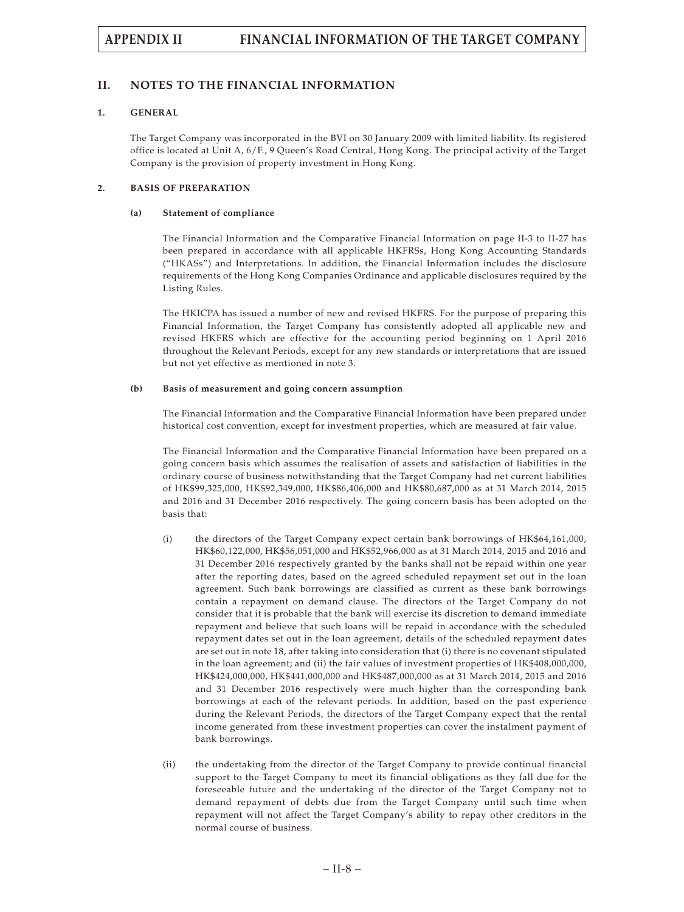## II. NOTES TO THE FINANCIAL INFORMATION

### 1. GENERAL

The Target Company was incorporated in the BVI on 30 January 2009 with limited liability. Its registered office is located at Unit A, 6/F., 9 Queen's Road Central, Hong Kong. The principal activity of the Target Company is the provision of property investment in Hong Kong.

### 2. BASIS OF PREPARATION

#### (a) Statement of compliance

The Financial Information and the Comparative Financial Information on page II-3 to II-27 has been prepared in accordance with all applicable HKFRSs, Hong Kong Accounting Standards ("HKASs") and Interpretations. In addition, the Financial Information includes the disclosure requirements of the Hong Kong Companies Ordinance and applicable disclosures required by the Listing Rules.

The HKICPA has issued a number of new and revised HKFRS. For the purpose of preparing this Financial Information, the Target Company has consistently adopted all applicable new and revised HKFRS which are effective for the accounting period beginning on 1 April 2016 throughout the Relevant Periods, except for any new standards or interpretations that are issued but not yet effective as mentioned in note 3.

#### (b) Basis of measurement and going concern assumption

The Financial Information and the Comparative Financial Information have been prepared under historical cost convention, except for investment properties, which are measured at fair value.

The Financial Information and the Comparative Financial Information have been prepared on a going concern basis which assumes the realisation of assets and satisfaction of liabilities in the ordinary course of business notwithstanding that the Target Company had net current liabilities of HK$99,325,000, HK$92,349,000, HK$86,406,000 and HK$80,687,000 as at 31 March 2014, 2015 and 2016 and 31 December 2016 respectively. The going concern basis has been adopted on the basis that:

(i) the directors of the Target Company expect certain bank borrowings of HK$64,161,000, HK$60,122,000, HK$56,051,000 and HK$52,966,000 as at 31 March 2014, 2015 and 2016 and 31 December 2016 respectively granted by the banks shall not be repaid within one year after the reporting dates, based on the agreed scheduled repayment set out in the loan agreement. Such bank borrowings are classified as current as these bank borrowings contain a repayment on demand clause. The directors of the Target Company do not consider that it is probable that the bank will exercise its discretion to demand immediate repayment and believe that such loans will be repaid in accordance with the scheduled repayment dates set out in the loan agreement, details of the scheduled repayment dates are set out in note 18, after taking into consideration that (i) there is no covenant stipulated in the loan agreement; and (ii) the fair values of investment properties of HK$408,000,000, HK$424,000,000, HK$441,000,000 and HK$487,000,000 as at 31 March 2014, 2015 and 2016 and 31 December 2016 respectively were much higher than the corresponding bank borrowings at each of the relevant periods. In addition, based on the past experience during the Relevant Periods, the directors of the Target Company expect that the rental income generated from these investment properties can cover the instalment payment of bank borrowings.

(ii) the undertaking from the director of the Target Company to provide continual financial support to the Target Company to meet its financial obligations as they fall due for the foreseeable future and the undertaking of the director of the Target Company not to demand repayment of debts due from the Target Company until such time when repayment will not affect the Target Company's ability to repay other creditors in the normal course of business.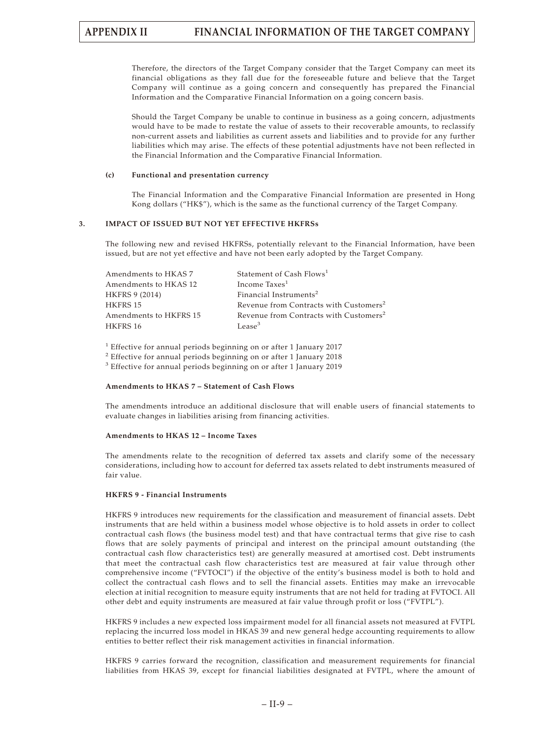Therefore, the directors of the Target Company consider that the Target Company can meet its financial obligations as they fall due for the foreseeable future and believe that the Target Company will continue as a going concern and consequently has prepared the Financial Information and the Comparative Financial Information on a going concern basis.

Should the Target Company be unable to continue in business as a going concern, adjustments would have to be made to restate the value of assets to their recoverable amounts, to reclassify non-current assets and liabilities as current assets and liabilities and to provide for any further liabilities which may arise. The effects of these potential adjustments have not been reflected in the Financial Information and the Comparative Financial Information.

**(c) Functional and presentation currency**

The Financial Information and the Comparative Financial Information are presented in Hong Kong dollars ("HK$"), which is the same as the functional currency of the Target Company.

## 3. IMPACT OF ISSUED BUT NOT YET EFFECTIVE HKFRSs

The following new and revised HKFRSs, potentially relevant to the Financial Information, have been issued, but are not yet effective and have not been early adopted by the Target Company.

| | |
|---|---|
| Amendments to HKAS 7 | Statement of Cash Flows[1] |
| Amendments to HKAS 12 | Income Taxes[1] |
| HKFRS 9 (2014) | Financial Instruments[2] |
| HKFRS 15 | Revenue from Contracts with Customers[2] |
| Amendments to HKFRS 15 | Revenue from Contracts with Customers[2] |
| HKFRS 16 | Lease[3] |

[1] Effective for annual periods beginning on or after 1 January 2017
[2] Effective for annual periods beginning on or after 1 January 2018
[3] Effective for annual periods beginning on or after 1 January 2019

**Amendments to HKAS 7 – Statement of Cash Flows**

The amendments introduce an additional disclosure that will enable users of financial statements to evaluate changes in liabilities arising from financing activities.

**Amendments to HKAS 12 – Income Taxes**

The amendments relate to the recognition of deferred tax assets and clarify some of the necessary considerations, including how to account for deferred tax assets related to debt instruments measured of fair value.

**HKFRS 9 - Financial Instruments**

HKFRS 9 introduces new requirements for the classification and measurement of financial assets. Debt instruments that are held within a business model whose objective is to hold assets in order to collect contractual cash flows (the business model test) and that have contractual terms that give rise to cash flows that are solely payments of principal and interest on the principal amount outstanding (the contractual cash flow characteristics test) are generally measured at amortised cost. Debt instruments that meet the contractual cash flow characteristics test are measured at fair value through other comprehensive income ("FVTOCI") if the objective of the entity's business model is both to hold and collect the contractual cash flows and to sell the financial assets. Entities may make an irrevocable election at initial recognition to measure equity instruments that are not held for trading at FVTOCI. All other debt and equity instruments are measured at fair value through profit or loss ("FVTPL").

HKFRS 9 includes a new expected loss impairment model for all financial assets not measured at FVTPL replacing the incurred loss model in HKAS 39 and new general hedge accounting requirements to allow entities to better reflect their risk management activities in financial information.

HKFRS 9 carries forward the recognition, classification and measurement requirements for financial liabilities from HKAS 39, except for financial liabilities designated at FVTPL, where the amount of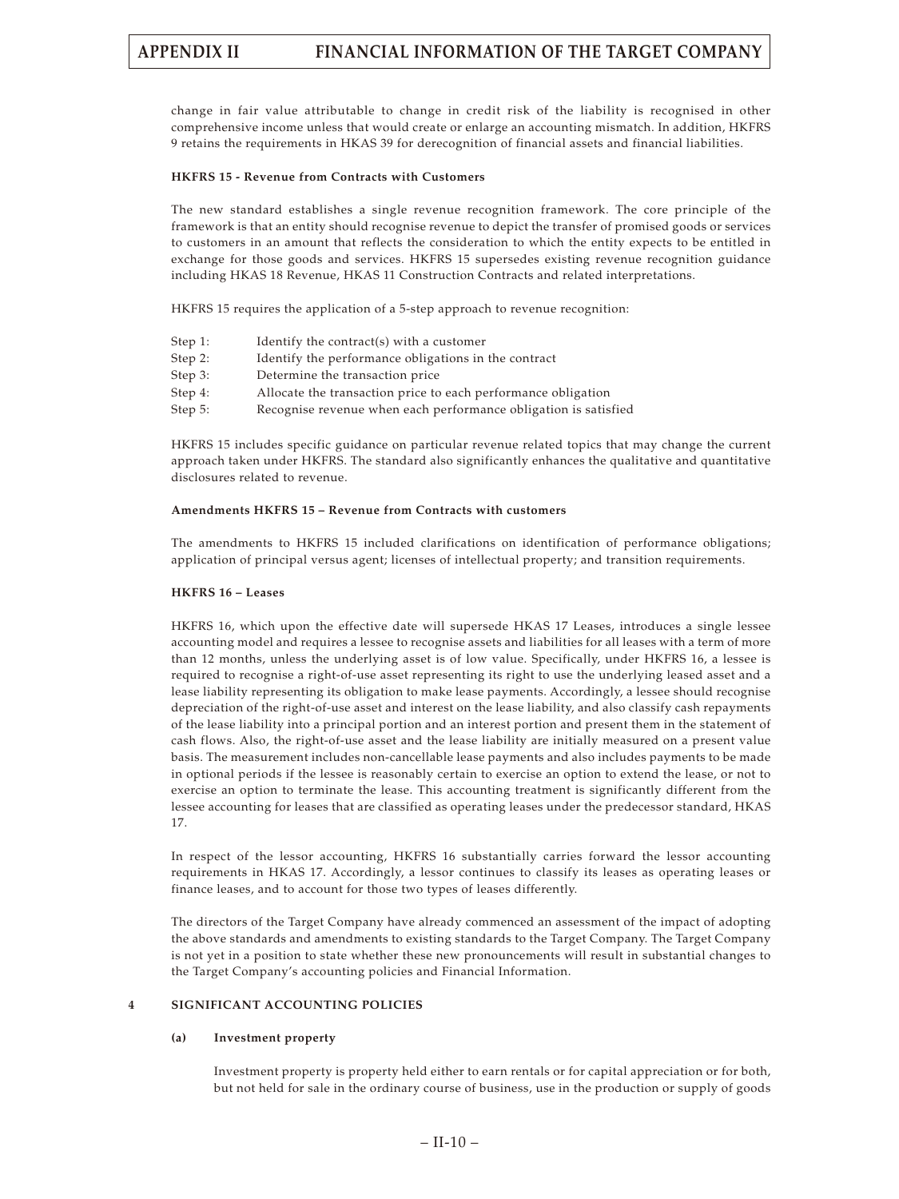change in fair value attributable to change in credit risk of the liability is recognised in other comprehensive income unless that would create or enlarge an accounting mismatch. In addition, HKFRS 9 retains the requirements in HKAS 39 for derecognition of financial assets and financial liabilities.

**HKFRS 15 - Revenue from Contracts with Customers**

The new standard establishes a single revenue recognition framework. The core principle of the framework is that an entity should recognise revenue to depict the transfer of promised goods or services to customers in an amount that reflects the consideration to which the entity expects to be entitled in exchange for those goods and services. HKFRS 15 supersedes existing revenue recognition guidance including HKAS 18 Revenue, HKAS 11 Construction Contracts and related interpretations.

HKFRS 15 requires the application of a 5-step approach to revenue recognition:

Step 1: Identify the contract(s) with a customer
Step 2: Identify the performance obligations in the contract
Step 3: Determine the transaction price
Step 4: Allocate the transaction price to each performance obligation
Step 5: Recognise revenue when each performance obligation is satisfied

HKFRS 15 includes specific guidance on particular revenue related topics that may change the current approach taken under HKFRS. The standard also significantly enhances the qualitative and quantitative disclosures related to revenue.

**Amendments HKFRS 15 – Revenue from Contracts with customers**

The amendments to HKFRS 15 included clarifications on identification of performance obligations; application of principal versus agent; licenses of intellectual property; and transition requirements.

**HKFRS 16 – Leases**

HKFRS 16, which upon the effective date will supersede HKAS 17 Leases, introduces a single lessee accounting model and requires a lessee to recognise assets and liabilities for all leases with a term of more than 12 months, unless the underlying asset is of low value. Specifically, under HKFRS 16, a lessee is required to recognise a right-of-use asset representing its right to use the underlying leased asset and a lease liability representing its obligation to make lease payments. Accordingly, a lessee should recognise depreciation of the right-of-use asset and interest on the lease liability, and also classify cash repayments of the lease liability into a principal portion and an interest portion and present them in the statement of cash flows. Also, the right-of-use asset and the lease liability are initially measured on a present value basis. The measurement includes non-cancellable lease payments and also includes payments to be made in optional periods if the lessee is reasonably certain to exercise an option to extend the lease, or not to exercise an option to terminate the lease. This accounting treatment is significantly different from the lessee accounting for leases that are classified as operating leases under the predecessor standard, HKAS 17.

In respect of the lessor accounting, HKFRS 16 substantially carries forward the lessor accounting requirements in HKAS 17. Accordingly, a lessor continues to classify its leases as operating leases or finance leases, and to account for those two types of leases differently.

The directors of the Target Company have already commenced an assessment of the impact of adopting the above standards and amendments to existing standards to the Target Company. The Target Company is not yet in a position to state whether these new pronouncements will result in substantial changes to the Target Company's accounting policies and Financial Information.

## 4 SIGNIFICANT ACCOUNTING POLICIES

### (a) Investment property

Investment property is property held either to earn rentals or for capital appreciation or for both, but not held for sale in the ordinary course of business, use in the production or supply of goods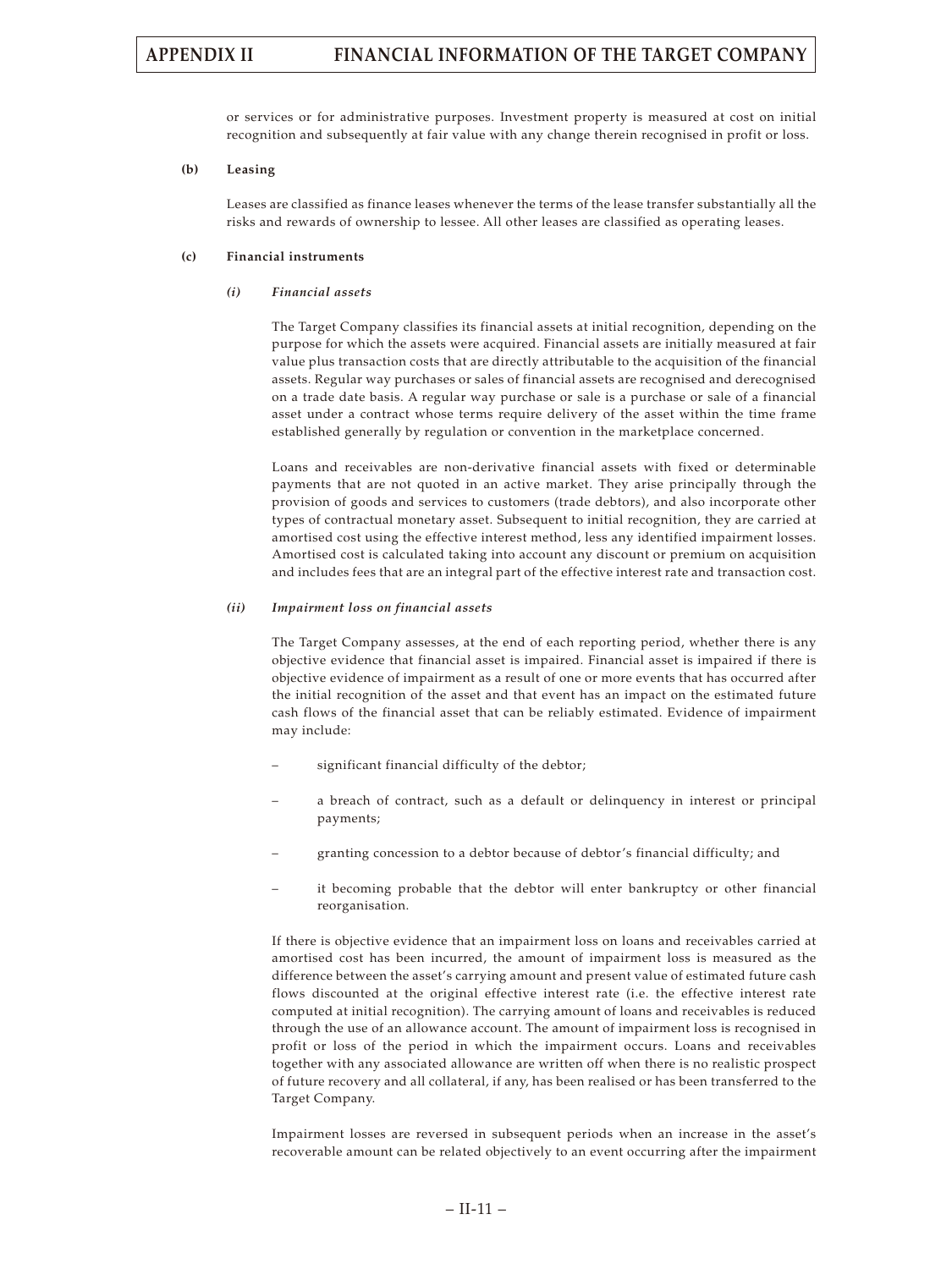or services or for administrative purposes. Investment property is measured at cost on initial recognition and subsequently at fair value with any change therein recognised in profit or loss.

**(b) Leasing**

Leases are classified as finance leases whenever the terms of the lease transfer substantially all the risks and rewards of ownership to lessee. All other leases are classified as operating leases.

**(c) Financial instruments**

***(i) Financial assets***

The Target Company classifies its financial assets at initial recognition, depending on the purpose for which the assets were acquired. Financial assets are initially measured at fair value plus transaction costs that are directly attributable to the acquisition of the financial assets. Regular way purchases or sales of financial assets are recognised and derecognised on a trade date basis. A regular way purchase or sale is a purchase or sale of a financial asset under a contract whose terms require delivery of the asset within the time frame established generally by regulation or convention in the marketplace concerned.

Loans and receivables are non-derivative financial assets with fixed or determinable payments that are not quoted in an active market. They arise principally through the provision of goods and services to customers (trade debtors), and also incorporate other types of contractual monetary asset. Subsequent to initial recognition, they are carried at amortised cost using the effective interest method, less any identified impairment losses. Amortised cost is calculated taking into account any discount or premium on acquisition and includes fees that are an integral part of the effective interest rate and transaction cost.

***(ii) Impairment loss on financial assets***

The Target Company assesses, at the end of each reporting period, whether there is any objective evidence that financial asset is impaired. Financial asset is impaired if there is objective evidence of impairment as a result of one or more events that has occurred after the initial recognition of the asset and that event has an impact on the estimated future cash flows of the financial asset that can be reliably estimated. Evidence of impairment may include:

– significant financial difficulty of the debtor;

– a breach of contract, such as a default or delinquency in interest or principal payments;

– granting concession to a debtor because of debtor's financial difficulty; and

– it becoming probable that the debtor will enter bankruptcy or other financial reorganisation.

If there is objective evidence that an impairment loss on loans and receivables carried at amortised cost has been incurred, the amount of impairment loss is measured as the difference between the asset's carrying amount and present value of estimated future cash flows discounted at the original effective interest rate (i.e. the effective interest rate computed at initial recognition). The carrying amount of loans and receivables is reduced through the use of an allowance account. The amount of impairment loss is recognised in profit or loss of the period in which the impairment occurs. Loans and receivables together with any associated allowance are written off when there is no realistic prospect of future recovery and all collateral, if any, has been realised or has been transferred to the Target Company.

Impairment losses are reversed in subsequent periods when an increase in the asset's recoverable amount can be related objectively to an event occurring after the impairment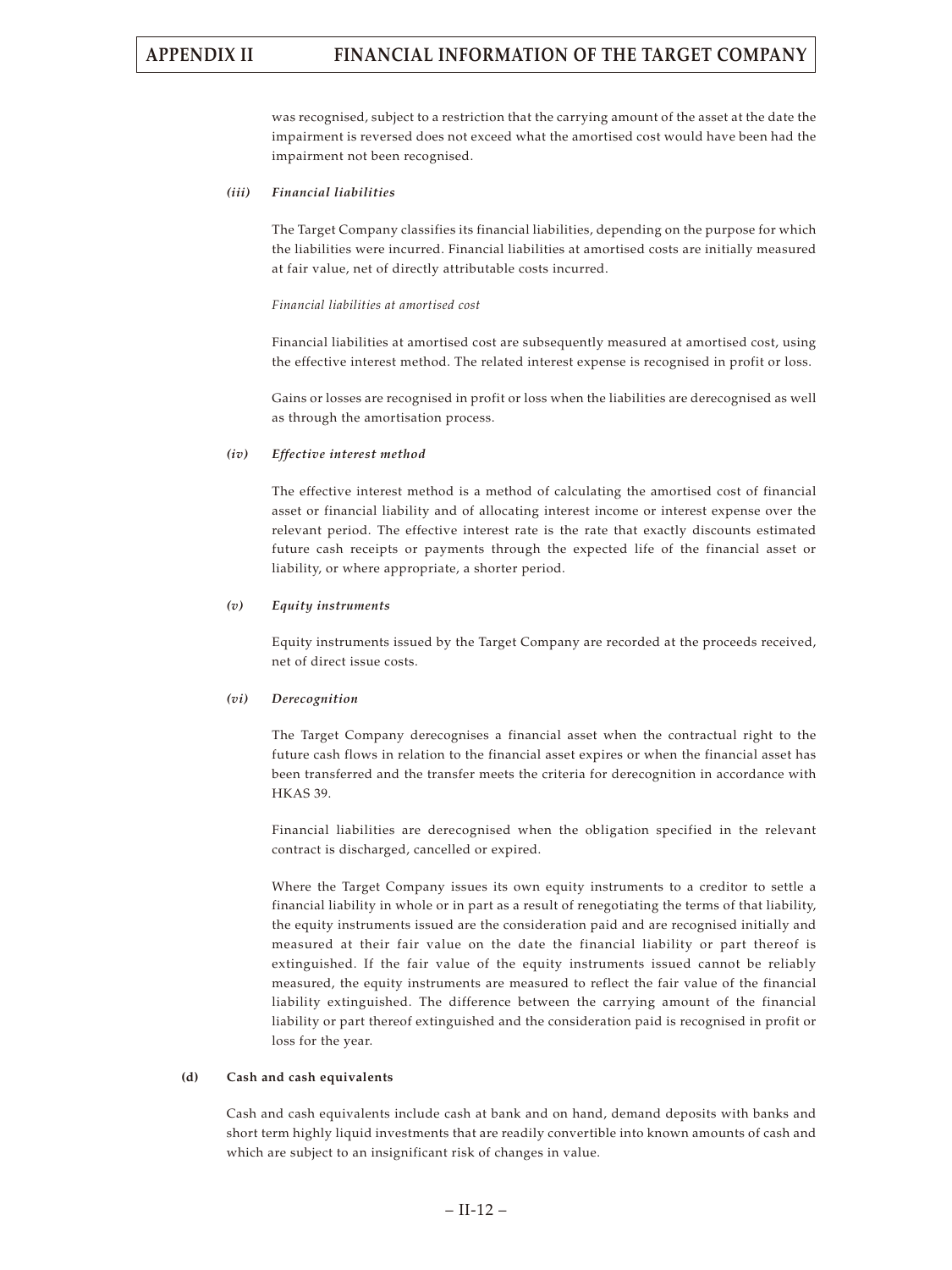was recognised, subject to a restriction that the carrying amount of the asset at the date the impairment is reversed does not exceed what the amortised cost would have been had the impairment not been recognised.

#### *(iii) Financial liabilities*

The Target Company classifies its financial liabilities, depending on the purpose for which the liabilities were incurred. Financial liabilities at amortised costs are initially measured at fair value, net of directly attributable costs incurred.

*Financial liabilities at amortised cost*

Financial liabilities at amortised cost are subsequently measured at amortised cost, using the effective interest method. The related interest expense is recognised in profit or loss.

Gains or losses are recognised in profit or loss when the liabilities are derecognised as well as through the amortisation process.

#### *(iv) Effective interest method*

The effective interest method is a method of calculating the amortised cost of financial asset or financial liability and of allocating interest income or interest expense over the relevant period. The effective interest rate is the rate that exactly discounts estimated future cash receipts or payments through the expected life of the financial asset or liability, or where appropriate, a shorter period.

#### *(v) Equity instruments*

Equity instruments issued by the Target Company are recorded at the proceeds received, net of direct issue costs.

#### *(vi) Derecognition*

The Target Company derecognises a financial asset when the contractual right to the future cash flows in relation to the financial asset expires or when the financial asset has been transferred and the transfer meets the criteria for derecognition in accordance with HKAS 39.

Financial liabilities are derecognised when the obligation specified in the relevant contract is discharged, cancelled or expired.

Where the Target Company issues its own equity instruments to a creditor to settle a financial liability in whole or in part as a result of renegotiating the terms of that liability, the equity instruments issued are the consideration paid and are recognised initially and measured at their fair value on the date the financial liability or part thereof is extinguished. If the fair value of the equity instruments issued cannot be reliably measured, the equity instruments are measured to reflect the fair value of the financial liability extinguished. The difference between the carrying amount of the financial liability or part thereof extinguished and the consideration paid is recognised in profit or loss for the year.

### (d) Cash and cash equivalents

Cash and cash equivalents include cash at bank and on hand, demand deposits with banks and short term highly liquid investments that are readily convertible into known amounts of cash and which are subject to an insignificant risk of changes in value.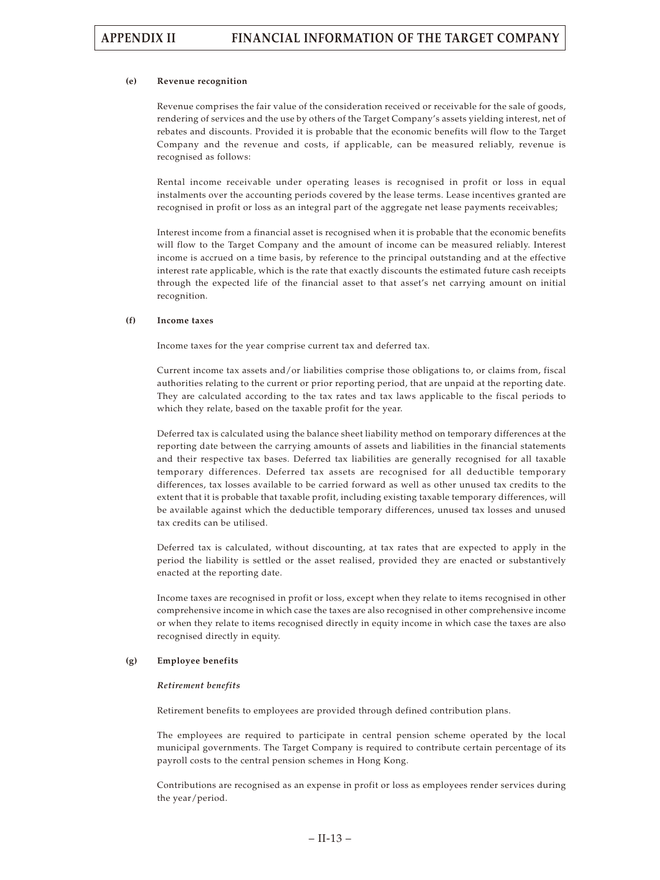#### (e) Revenue recognition

Revenue comprises the fair value of the consideration received or receivable for the sale of goods, rendering of services and the use by others of the Target Company's assets yielding interest, net of rebates and discounts. Provided it is probable that the economic benefits will flow to the Target Company and the revenue and costs, if applicable, can be measured reliably, revenue is recognised as follows:

Rental income receivable under operating leases is recognised in profit or loss in equal instalments over the accounting periods covered by the lease terms. Lease incentives granted are recognised in profit or loss as an integral part of the aggregate net lease payments receivables;

Interest income from a financial asset is recognised when it is probable that the economic benefits will flow to the Target Company and the amount of income can be measured reliably. Interest income is accrued on a time basis, by reference to the principal outstanding and at the effective interest rate applicable, which is the rate that exactly discounts the estimated future cash receipts through the expected life of the financial asset to that asset's net carrying amount on initial recognition.

#### (f) Income taxes

Income taxes for the year comprise current tax and deferred tax.

Current income tax assets and/or liabilities comprise those obligations to, or claims from, fiscal authorities relating to the current or prior reporting period, that are unpaid at the reporting date. They are calculated according to the tax rates and tax laws applicable to the fiscal periods to which they relate, based on the taxable profit for the year.

Deferred tax is calculated using the balance sheet liability method on temporary differences at the reporting date between the carrying amounts of assets and liabilities in the financial statements and their respective tax bases. Deferred tax liabilities are generally recognised for all taxable temporary differences. Deferred tax assets are recognised for all deductible temporary differences, tax losses available to be carried forward as well as other unused tax credits to the extent that it is probable that taxable profit, including existing taxable temporary differences, will be available against which the deductible temporary differences, unused tax losses and unused tax credits can be utilised.

Deferred tax is calculated, without discounting, at tax rates that are expected to apply in the period the liability is settled or the asset realised, provided they are enacted or substantively enacted at the reporting date.

Income taxes are recognised in profit or loss, except when they relate to items recognised in other comprehensive income in which case the taxes are also recognised in other comprehensive income or when they relate to items recognised directly in equity income in which case the taxes are also recognised directly in equity.

#### (g) Employee benefits

*Retirement benefits*

Retirement benefits to employees are provided through defined contribution plans.

The employees are required to participate in central pension scheme operated by the local municipal governments. The Target Company is required to contribute certain percentage of its payroll costs to the central pension schemes in Hong Kong.

Contributions are recognised as an expense in profit or loss as employees render services during the year/period.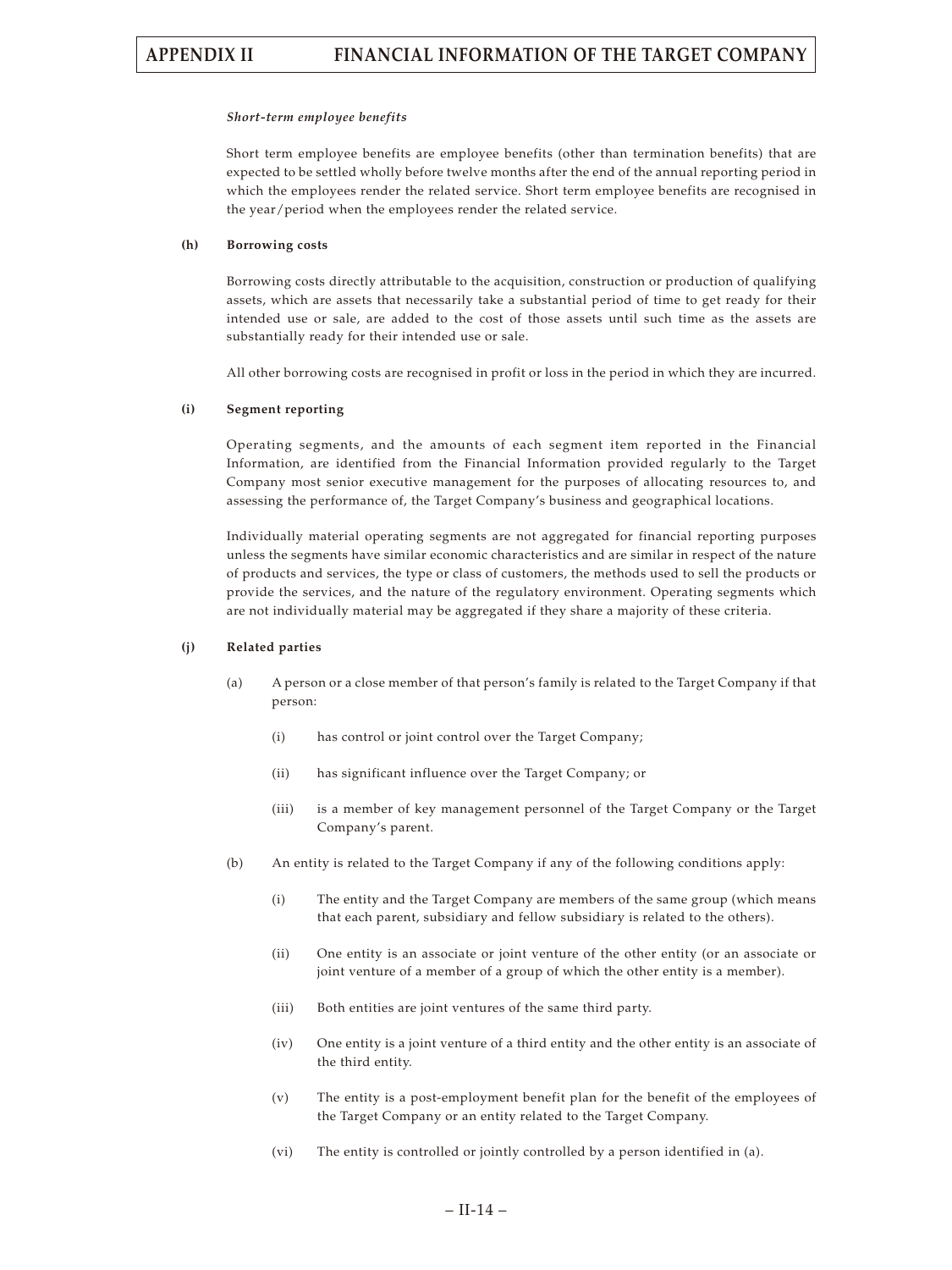*Short-term employee benefits*

Short term employee benefits are employee benefits (other than termination benefits) that are expected to be settled wholly before twelve months after the end of the annual reporting period in which the employees render the related service. Short term employee benefits are recognised in the year/period when the employees render the related service.

**(h) Borrowing costs**

Borrowing costs directly attributable to the acquisition, construction or production of qualifying assets, which are assets that necessarily take a substantial period of time to get ready for their intended use or sale, are added to the cost of those assets until such time as the assets are substantially ready for their intended use or sale.

All other borrowing costs are recognised in profit or loss in the period in which they are incurred.

**(i) Segment reporting**

Operating segments, and the amounts of each segment item reported in the Financial Information, are identified from the Financial Information provided regularly to the Target Company most senior executive management for the purposes of allocating resources to, and assessing the performance of, the Target Company's business and geographical locations.

Individually material operating segments are not aggregated for financial reporting purposes unless the segments have similar economic characteristics and are similar in respect of the nature of products and services, the type or class of customers, the methods used to sell the products or provide the services, and the nature of the regulatory environment. Operating segments which are not individually material may be aggregated if they share a majority of these criteria.

**(j) Related parties**

(a) A person or a close member of that person's family is related to the Target Company if that person:

(i) has control or joint control over the Target Company;

(ii) has significant influence over the Target Company; or

(iii) is a member of key management personnel of the Target Company or the Target Company's parent.

(b) An entity is related to the Target Company if any of the following conditions apply:

(i) The entity and the Target Company are members of the same group (which means that each parent, subsidiary and fellow subsidiary is related to the others).

(ii) One entity is an associate or joint venture of the other entity (or an associate or joint venture of a member of a group of which the other entity is a member).

(iii) Both entities are joint ventures of the same third party.

(iv) One entity is a joint venture of a third entity and the other entity is an associate of the third entity.

(v) The entity is a post-employment benefit plan for the benefit of the employees of the Target Company or an entity related to the Target Company.

(vi) The entity is controlled or jointly controlled by a person identified in (a).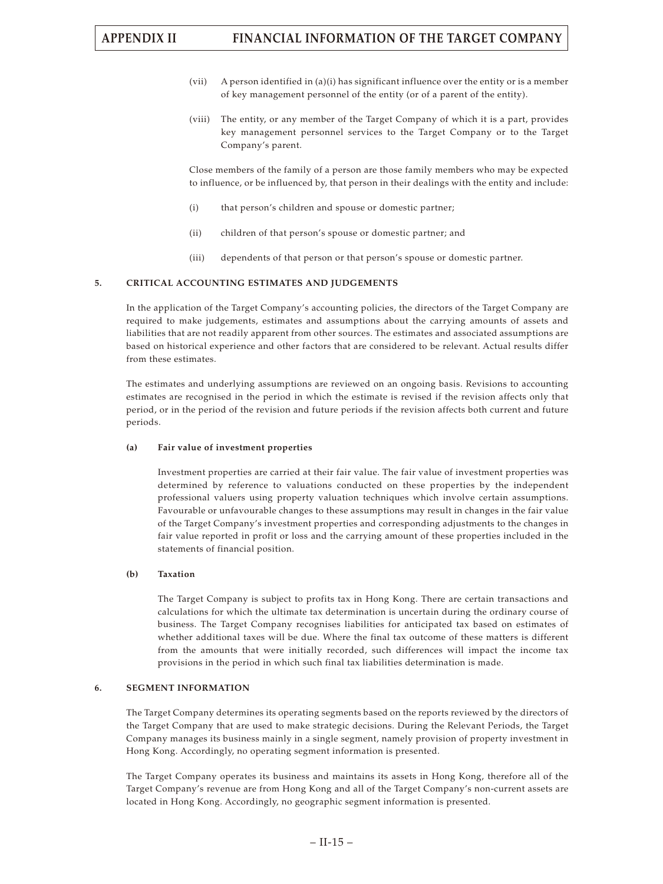(vii) A person identified in (a)(i) has significant influence over the entity or is a member of key management personnel of the entity (or of a parent of the entity).

(viii) The entity, or any member of the Target Company of which it is a part, provides key management personnel services to the Target Company or to the Target Company's parent.

Close members of the family of a person are those family members who may be expected to influence, or be influenced by, that person in their dealings with the entity and include:

(i) that person's children and spouse or domestic partner;

(ii) children of that person's spouse or domestic partner; and

(iii) dependents of that person or that person's spouse or domestic partner.

## 5. CRITICAL ACCOUNTING ESTIMATES AND JUDGEMENTS

In the application of the Target Company's accounting policies, the directors of the Target Company are required to make judgements, estimates and assumptions about the carrying amounts of assets and liabilities that are not readily apparent from other sources. The estimates and associated assumptions are based on historical experience and other factors that are considered to be relevant. Actual results differ from these estimates.

The estimates and underlying assumptions are reviewed on an ongoing basis. Revisions to accounting estimates are recognised in the period in which the estimate is revised if the revision affects only that period, or in the period of the revision and future periods if the revision affects both current and future periods.

### (a) Fair value of investment properties

Investment properties are carried at their fair value. The fair value of investment properties was determined by reference to valuations conducted on these properties by the independent professional valuers using property valuation techniques which involve certain assumptions. Favourable or unfavourable changes to these assumptions may result in changes in the fair value of the Target Company's investment properties and corresponding adjustments to the changes in fair value reported in profit or loss and the carrying amount of these properties included in the statements of financial position.

### (b) Taxation

The Target Company is subject to profits tax in Hong Kong. There are certain transactions and calculations for which the ultimate tax determination is uncertain during the ordinary course of business. The Target Company recognises liabilities for anticipated tax based on estimates of whether additional taxes will be due. Where the final tax outcome of these matters is different from the amounts that were initially recorded, such differences will impact the income tax provisions in the period in which such final tax liabilities determination is made.

## 6. SEGMENT INFORMATION

The Target Company determines its operating segments based on the reports reviewed by the directors of the Target Company that are used to make strategic decisions. During the Relevant Periods, the Target Company manages its business mainly in a single segment, namely provision of property investment in Hong Kong. Accordingly, no operating segment information is presented.

The Target Company operates its business and maintains its assets in Hong Kong, therefore all of the Target Company's revenue are from Hong Kong and all of the Target Company's non-current assets are located in Hong Kong. Accordingly, no geographic segment information is presented.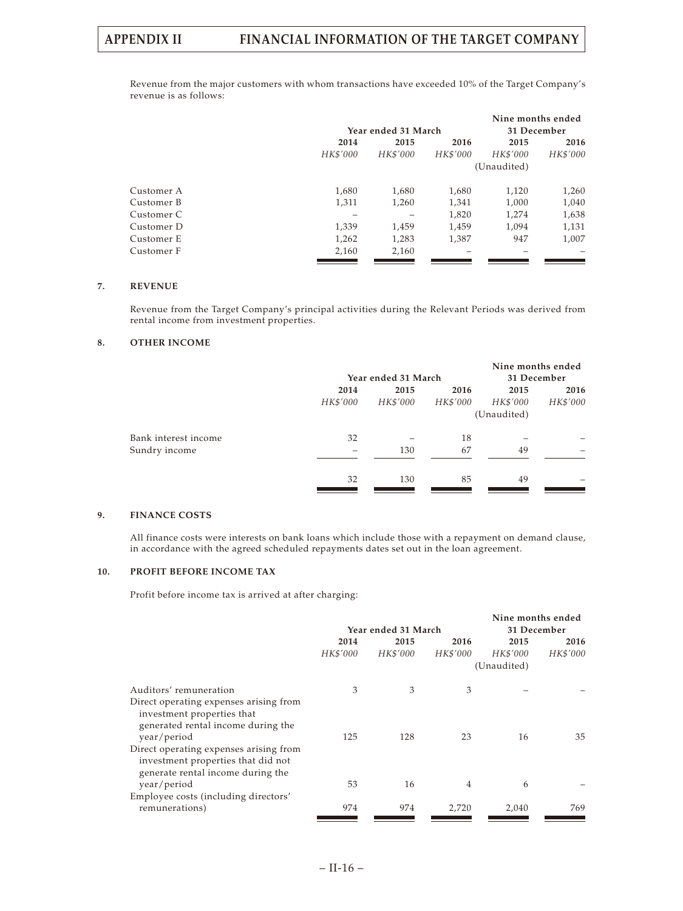Revenue from the major customers with whom transactions have exceeded 10% of the Target Company's revenue is as follows:

| | Year ended 31 March | | | Nine months ended 31 December | |
|---|---|---|---|---|---|
| | 2014 | 2015 | 2016 | 2015 | 2016 |
| | *HK$'000* | *HK$'000* | *HK$'000* | *HK$'000* (Unaudited) | *HK$'000* |
| Customer A | 1,680 | 1,680 | 1,680 | 1,120 | 1,260 |
| Customer B | 1,311 | 1,260 | 1,341 | 1,000 | 1,040 |
| Customer C | – | – | 1,820 | 1,274 | 1,638 |
| Customer D | 1,339 | 1,459 | 1,459 | 1,094 | 1,131 |
| Customer E | 1,262 | 1,283 | 1,387 | 947 | 1,007 |
| Customer F | 2,160 | 2,160 | – | – | – |

## 7. REVENUE

Revenue from the Target Company's principal activities during the Relevant Periods was derived from rental income from investment properties.

## 8. OTHER INCOME

| | Year ended 31 March | | | Nine months ended 31 December | |
|---|---|---|---|---|---|
| | 2014 | 2015 | 2016 | 2015 | 2016 |
| | *HK$'000* | *HK$'000* | *HK$'000* | *HK$'000* (Unaudited) | *HK$'000* |
| Bank interest income | 32 | – | 18 | – | – |
| Sundry income | – | 130 | 67 | 49 | – |
| | 32 | 130 | 85 | 49 | – |

## 9. FINANCE COSTS

All finance costs were interests on bank loans which include those with a repayment on demand clause, in accordance with the agreed scheduled repayments dates set out in the loan agreement.

## 10. PROFIT BEFORE INCOME TAX

Profit before income tax is arrived at after charging:

| | Year ended 31 March | | | Nine months ended 31 December | |
|---|---|---|---|---|---|
| | 2014 | 2015 | 2016 | 2015 | 2016 |
| | *HK$'000* | *HK$'000* | *HK$'000* | *HK$'000* (Unaudited) | *HK$'000* |
| Auditors' remuneration | 3 | 3 | 3 | – | – |
| Direct operating expenses arising from investment properties that generated rental income during the year/period | 125 | 128 | 23 | 16 | 35 |
| Direct operating expenses arising from investment properties that did not generate rental income during the year/period | 53 | 16 | 4 | 6 | – |
| Employee costs (including directors' remunerations) | 974 | 974 | 2,720 | 2,040 | 769 |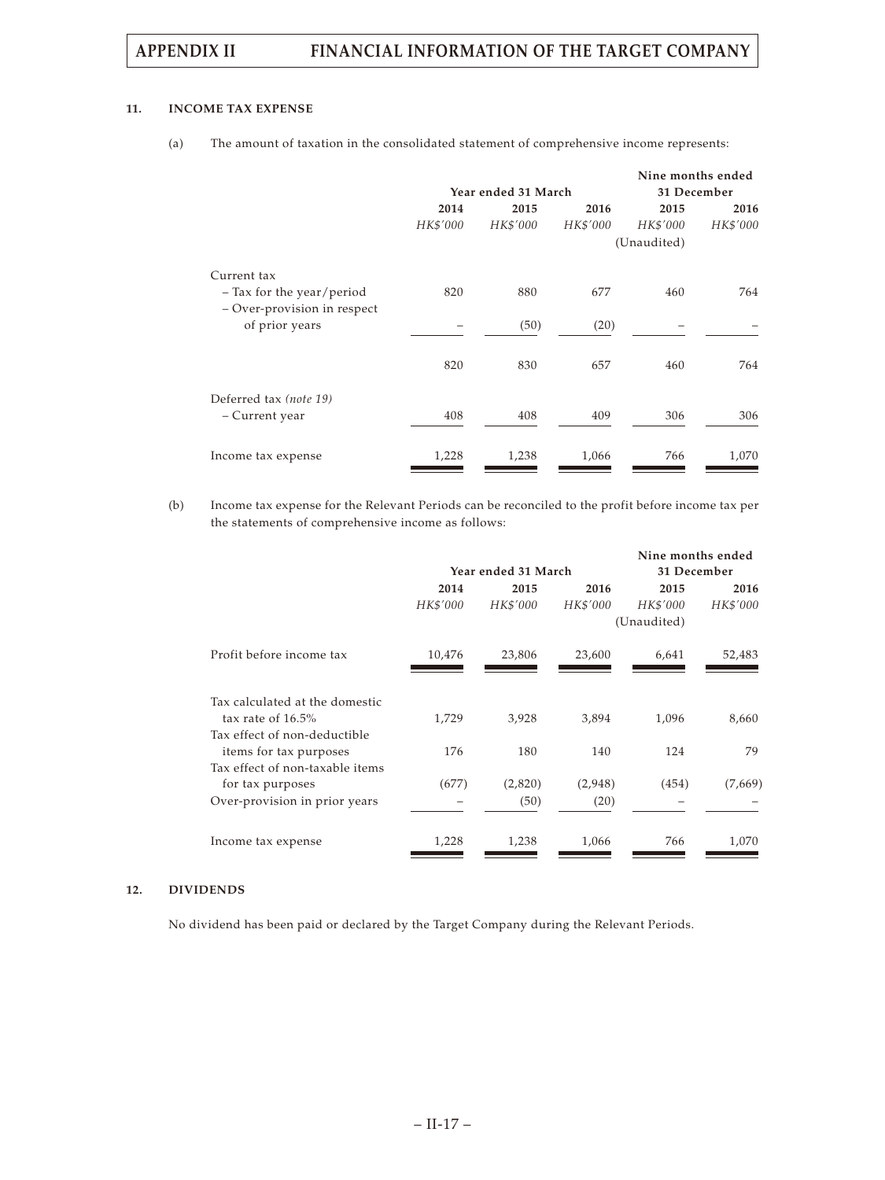### 11. INCOME TAX EXPENSE

(a) The amount of taxation in the consolidated statement of comprehensive income represents:

| | Year ended 31 March | | | Nine months ended 31 December | |
|---|---|---|---|---|---|
| | 2014 | 2015 | 2016 | 2015 | 2016 |
| | *HK$'000* | *HK$'000* | *HK$'000* | *HK$'000* (Unaudited) | *HK$'000* |
| Current tax | | | | | |
| – Tax for the year/period | 820 | 880 | 677 | 460 | 764 |
| – Over-provision in respect of prior years | – | (50) | (20) | – | – |
| | 820 | 830 | 657 | 460 | 764 |
| Deferred tax *(note 19)* | | | | | |
| – Current year | 408 | 408 | 409 | 306 | 306 |
| Income tax expense | 1,228 | 1,238 | 1,066 | 766 | 1,070 |

(b) Income tax expense for the Relevant Periods can be reconciled to the profit before income tax per the statements of comprehensive income as follows:

| | Year ended 31 March | | | Nine months ended 31 December | |
|---|---|---|---|---|---|
| | 2014 | 2015 | 2016 | 2015 | 2016 |
| | *HK$'000* | *HK$'000* | *HK$'000* | *HK$'000* (Unaudited) | *HK$'000* |
| Profit before income tax | 10,476 | 23,806 | 23,600 | 6,641 | 52,483 |
| Tax calculated at the domestic tax rate of 16.5% | 1,729 | 3,928 | 3,894 | 1,096 | 8,660 |
| Tax effect of non-deductible items for tax purposes | 176 | 180 | 140 | 124 | 79 |
| Tax effect of non-taxable items for tax purposes | (677) | (2,820) | (2,948) | (454) | (7,669) |
| Over-provision in prior years | – | (50) | (20) | – | – |
| Income tax expense | 1,228 | 1,238 | 1,066 | 766 | 1,070 |

### 12. DIVIDENDS

No dividend has been paid or declared by the Target Company during the Relevant Periods.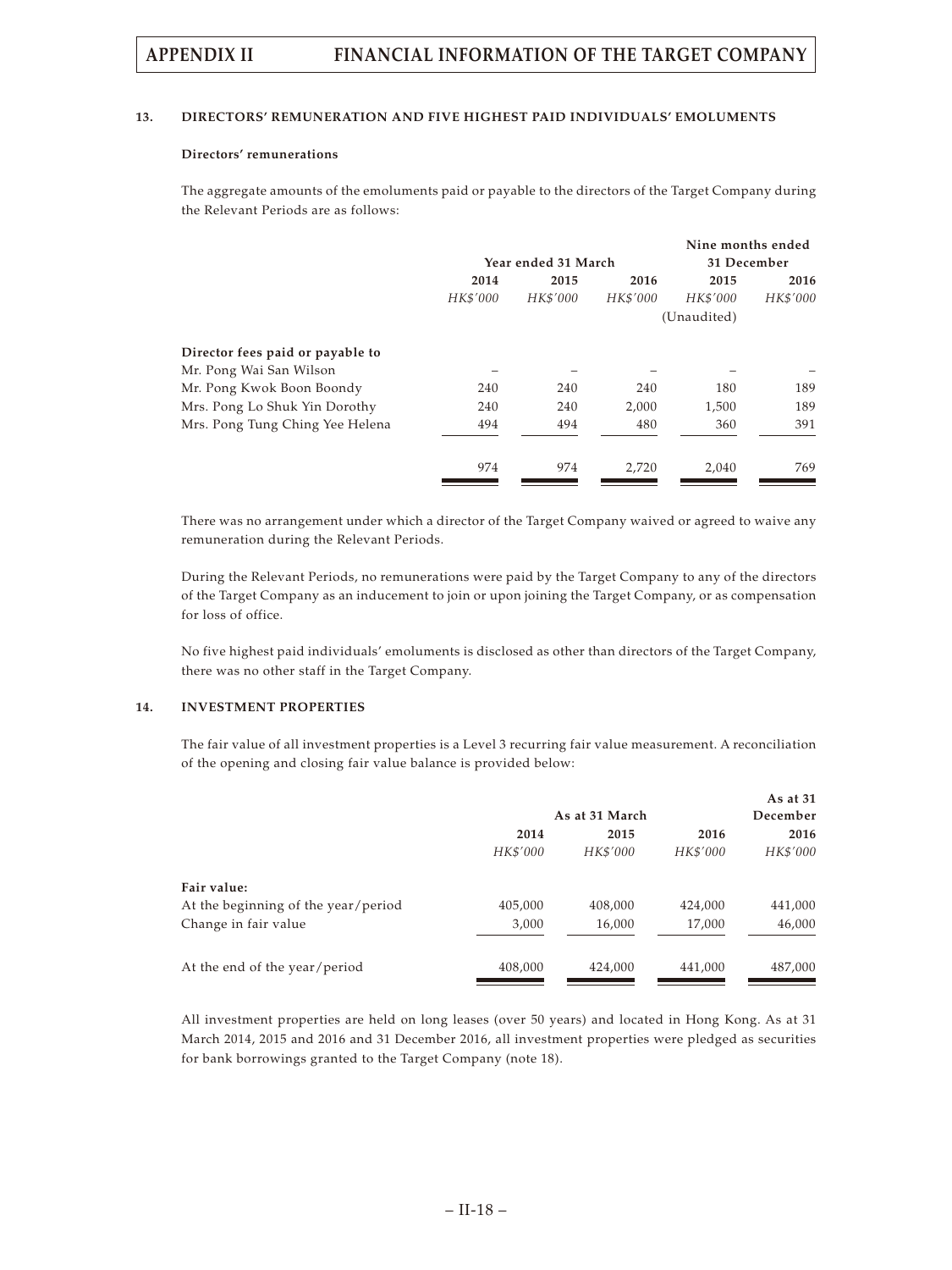## 13. DIRECTORS' REMUNERATION AND FIVE HIGHEST PAID INDIVIDUALS' EMOLUMENTS

### Directors' remunerations

The aggregate amounts of the emoluments paid or payable to the directors of the Target Company during the Relevant Periods are as follows:

| | Year ended 31 March | | | Nine months ended 31 December | |
|---|---|---|---|---|---|
| | 2014 | 2015 | 2016 | 2015 | 2016 |
| | *HK$'000* | *HK$'000* | *HK$'000* | *HK$'000* | *HK$'000* |
| | | | | (Unaudited) | |
| **Director fees paid or payable to** | | | | | |
| Mr. Pong Wai San Wilson | – | – | – | – | – |
| Mr. Pong Kwok Boon Boondy | 240 | 240 | 240 | 180 | 189 |
| Mrs. Pong Lo Shuk Yin Dorothy | 240 | 240 | 2,000 | 1,500 | 189 |
| Mrs. Pong Tung Ching Yee Helena | 494 | 494 | 480 | 360 | 391 |
| | 974 | 974 | 2,720 | 2,040 | 769 |

There was no arrangement under which a director of the Target Company waived or agreed to waive any remuneration during the Relevant Periods.

During the Relevant Periods, no remunerations were paid by the Target Company to any of the directors of the Target Company as an inducement to join or upon joining the Target Company, or as compensation for loss of office.

No five highest paid individuals' emoluments is disclosed as other than directors of the Target Company, there was no other staff in the Target Company.

## 14. INVESTMENT PROPERTIES

The fair value of all investment properties is a Level 3 recurring fair value measurement. A reconciliation of the opening and closing fair value balance is provided below:

| | As at 31 March | | | As at 31 December |
|---|---|---|---|---|
| | 2014 | 2015 | 2016 | 2016 |
| | *HK$'000* | *HK$'000* | *HK$'000* | *HK$'000* |
| **Fair value:** | | | | |
| At the beginning of the year/period | 405,000 | 408,000 | 424,000 | 441,000 |
| Change in fair value | 3,000 | 16,000 | 17,000 | 46,000 |
| At the end of the year/period | 408,000 | 424,000 | 441,000 | 487,000 |

All investment properties are held on long leases (over 50 years) and located in Hong Kong. As at 31 March 2014, 2015 and 2016 and 31 December 2016, all investment properties were pledged as securities for bank borrowings granted to the Target Company (note 18).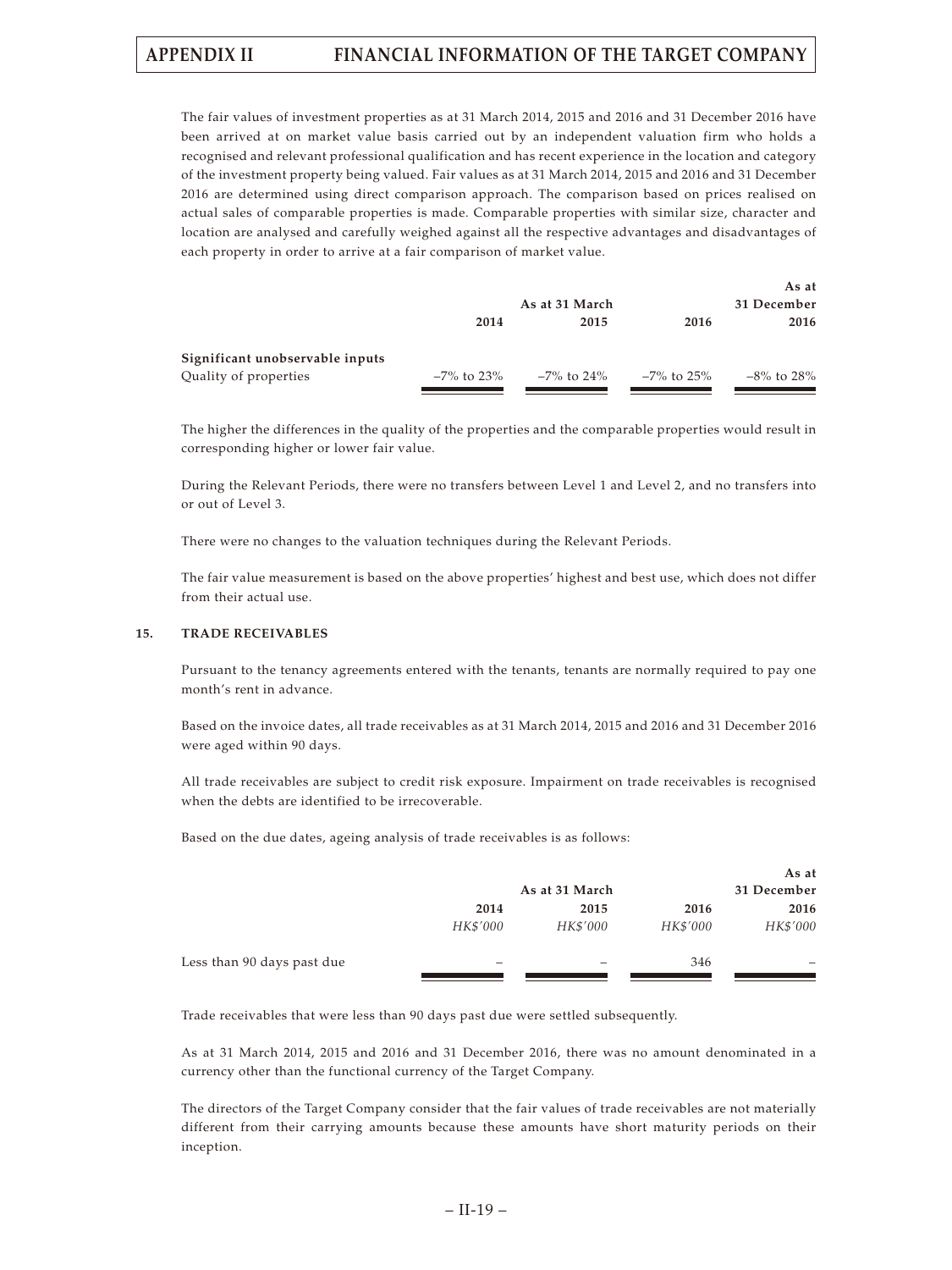The fair values of investment properties as at 31 March 2014, 2015 and 2016 and 31 December 2016 have been arrived at on market value basis carried out by an independent valuation firm who holds a recognised and relevant professional qualification and has recent experience in the location and category of the investment property being valued. Fair values as at 31 March 2014, 2015 and 2016 and 31 December 2016 are determined using direct comparison approach. The comparison based on prices realised on actual sales of comparable properties is made. Comparable properties with similar size, character and location are analysed and carefully weighed against all the respective advantages and disadvantages of each property in order to arrive at a fair comparison of market value.

| | As at 31 March | | | As at 31 December |
|---|---|---|---|---|
| | **2014** | **2015** | **2016** | **2016** |
| **Significant unobservable inputs** | | | | |
| Quality of properties | –7% to 23% | –7% to 24% | –7% to 25% | –8% to 28% |

The higher the differences in the quality of the properties and the comparable properties would result in corresponding higher or lower fair value.

During the Relevant Periods, there were no transfers between Level 1 and Level 2, and no transfers into or out of Level 3.

There were no changes to the valuation techniques during the Relevant Periods.

The fair value measurement is based on the above properties' highest and best use, which does not differ from their actual use.

**15. TRADE RECEIVABLES**

Pursuant to the tenancy agreements entered with the tenants, tenants are normally required to pay one month's rent in advance.

Based on the invoice dates, all trade receivables as at 31 March 2014, 2015 and 2016 and 31 December 2016 were aged within 90 days.

All trade receivables are subject to credit risk exposure. Impairment on trade receivables is recognised when the debts are identified to be irrecoverable.

Based on the due dates, ageing analysis of trade receivables is as follows:

| | As at 31 March | | | As at 31 December |
|---|---|---|---|---|
| | **2014** | **2015** | **2016** | **2016** |
| | *HK$'000* | *HK$'000* | *HK$'000* | *HK$'000* |
| Less than 90 days past due | – | – | 346 | – |

Trade receivables that were less than 90 days past due were settled subsequently.

As at 31 March 2014, 2015 and 2016 and 31 December 2016, there was no amount denominated in a currency other than the functional currency of the Target Company.

The directors of the Target Company consider that the fair values of trade receivables are not materially different from their carrying amounts because these amounts have short maturity periods on their inception.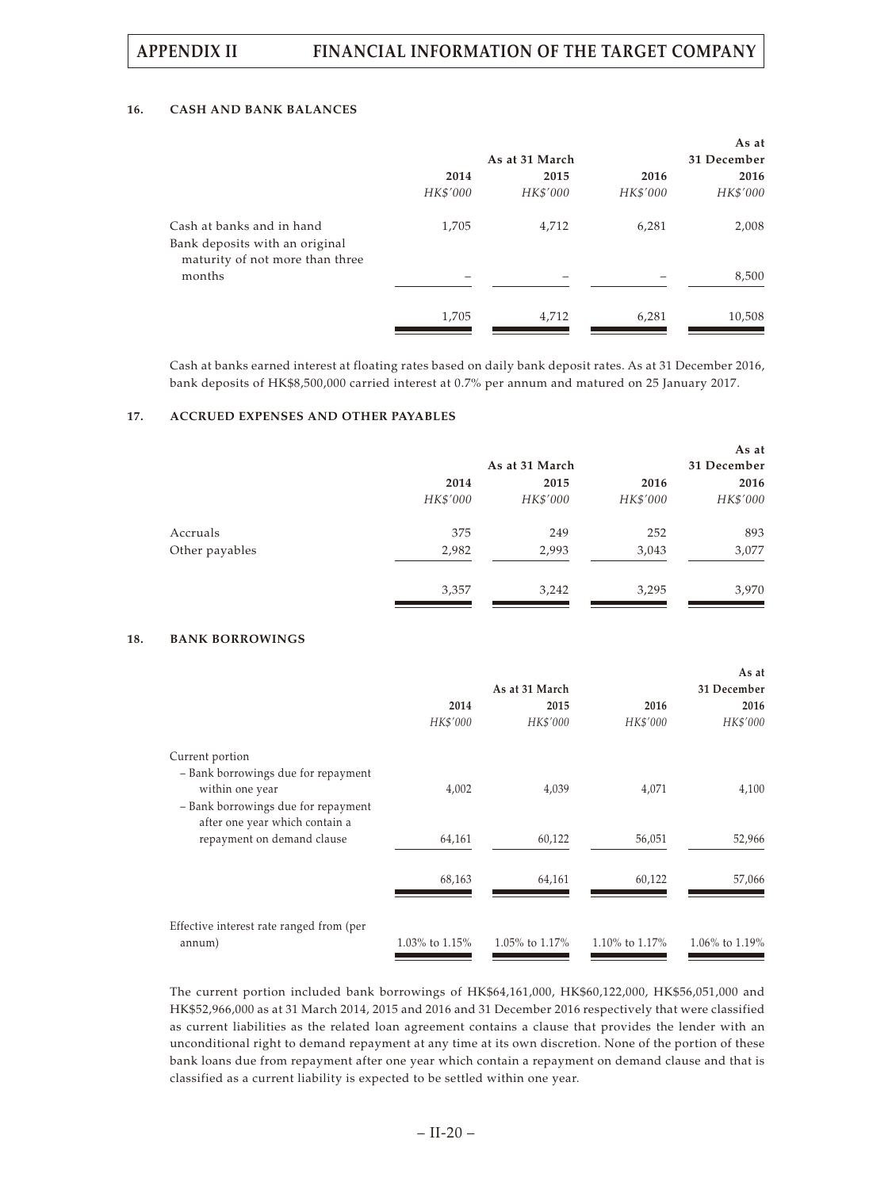### 16. CASH AND BANK BALANCES

| | As at 31 March | | | As at 31 December |
|---|---|---|---|---|
| | 2014 | 2015 | 2016 | 2016 |
| | *HK$'000* | *HK$'000* | *HK$'000* | *HK$'000* |
| Cash at banks and in hand | 1,705 | 4,712 | 6,281 | 2,008 |
| Bank deposits with an original maturity of not more than three months | – | – | – | 8,500 |
| | 1,705 | 4,712 | 6,281 | 10,508 |

Cash at banks earned interest at floating rates based on daily bank deposit rates. As at 31 December 2016, bank deposits of HK$8,500,000 carried interest at 0.7% per annum and matured on 25 January 2017.

### 17. ACCRUED EXPENSES AND OTHER PAYABLES

| | As at 31 March | | | As at 31 December |
|---|---|---|---|---|
| | 2014 | 2015 | 2016 | 2016 |
| | *HK$'000* | *HK$'000* | *HK$'000* | *HK$'000* |
| Accruals | 375 | 249 | 252 | 893 |
| Other payables | 2,982 | 2,993 | 3,043 | 3,077 |
| | 3,357 | 3,242 | 3,295 | 3,970 |

### 18. BANK BORROWINGS

| | As at 31 March | | | As at 31 December |
|---|---|---|---|---|
| | 2014 | 2015 | 2016 | 2016 |
| | *HK$'000* | *HK$'000* | *HK$'000* | *HK$'000* |
| Current portion | | | | |
| – Bank borrowings due for repayment within one year | 4,002 | 4,039 | 4,071 | 4,100 |
| – Bank borrowings due for repayment after one year which contain a repayment on demand clause | 64,161 | 60,122 | 56,051 | 52,966 |
| | 68,163 | 64,161 | 60,122 | 57,066 |
| Effective interest rate ranged from (per annum) | 1.03% to 1.15% | 1.05% to 1.17% | 1.10% to 1.17% | 1.06% to 1.19% |

The current portion included bank borrowings of HK$64,161,000, HK$60,122,000, HK$56,051,000 and HK$52,966,000 as at 31 March 2014, 2015 and 2016 and 31 December 2016 respectively that were classified as current liabilities as the related loan agreement contains a clause that provides the lender with an unconditional right to demand repayment at any time at its own discretion. None of the portion of these bank loans due from repayment after one year which contain a repayment on demand clause and that is classified as a current liability is expected to be settled within one year.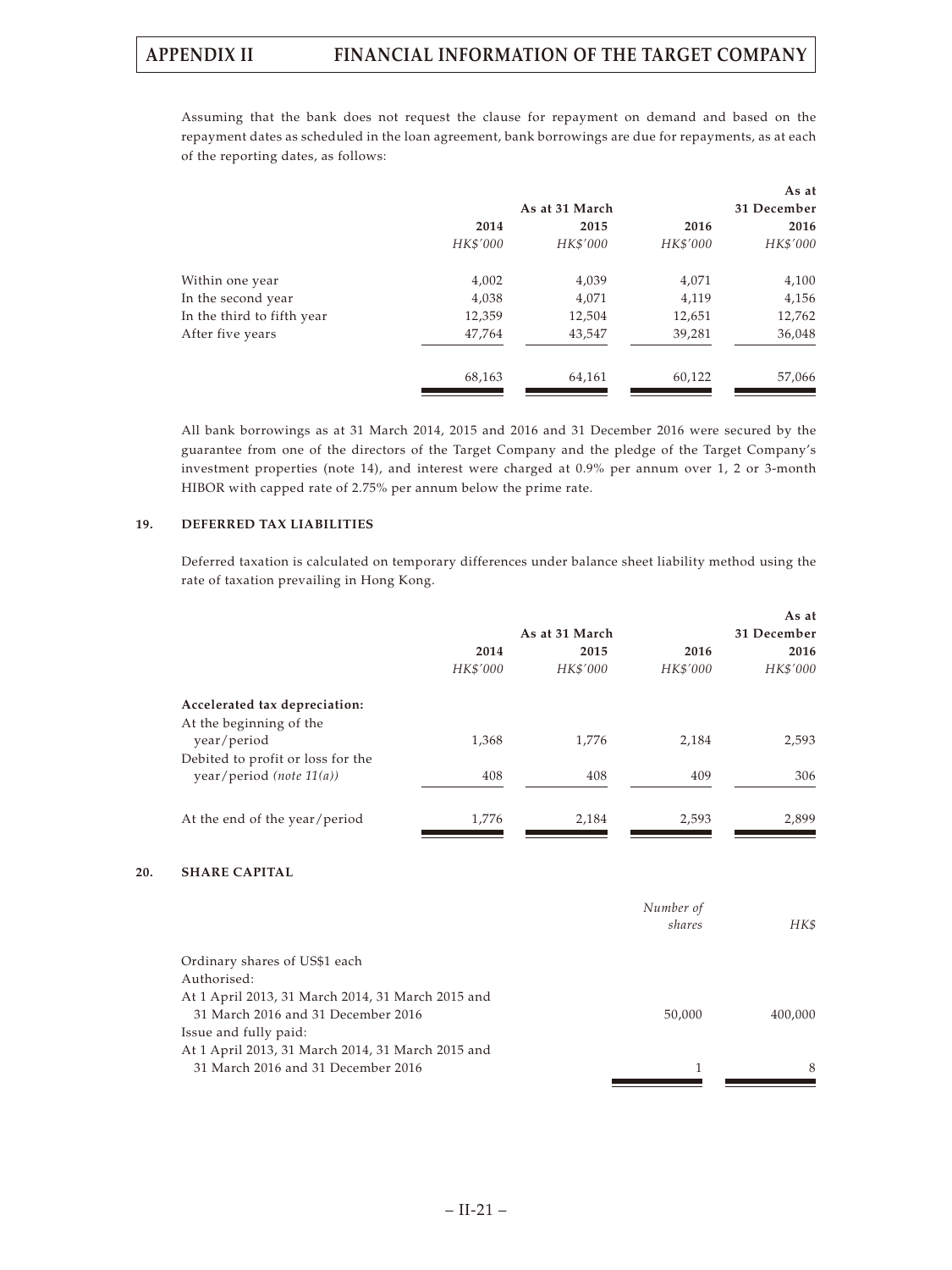Assuming that the bank does not request the clause for repayment on demand and based on the repayment dates as scheduled in the loan agreement, bank borrowings are due for repayments, as at each of the reporting dates, as follows:

| | As at 31 March | | | As at 31 December |
|---|---|---|---|---|
| | 2014 | 2015 | 2016 | 2016 |
| | *HK$'000* | *HK$'000* | *HK$'000* | *HK$'000* |
| Within one year | 4,002 | 4,039 | 4,071 | 4,100 |
| In the second year | 4,038 | 4,071 | 4,119 | 4,156 |
| In the third to fifth year | 12,359 | 12,504 | 12,651 | 12,762 |
| After five years | 47,764 | 43,547 | 39,281 | 36,048 |
| | 68,163 | 64,161 | 60,122 | 57,066 |

All bank borrowings as at 31 March 2014, 2015 and 2016 and 31 December 2016 were secured by the guarantee from one of the directors of the Target Company and the pledge of the Target Company's investment properties (note 14), and interest were charged at 0.9% per annum over 1, 2 or 3-month HIBOR with capped rate of 2.75% per annum below the prime rate.

## 19. DEFERRED TAX LIABILITIES

Deferred taxation is calculated on temporary differences under balance sheet liability method using the rate of taxation prevailing in Hong Kong.

| | As at 31 March | | | As at 31 December |
|---|---|---|---|---|
| | 2014 | 2015 | 2016 | 2016 |
| | *HK$'000* | *HK$'000* | *HK$'000* | *HK$'000* |
| **Accelerated tax depreciation:** | | | | |
| At the beginning of the year/period | 1,368 | 1,776 | 2,184 | 2,593 |
| Debited to profit or loss for the year/period *(note 11(a))* | 408 | 408 | 409 | 306 |
| At the end of the year/period | 1,776 | 2,184 | 2,593 | 2,899 |

## 20. SHARE CAPITAL

| | *Number of shares* | *HK$* |
|---|---|---|
| Ordinary shares of US$1 each | | |
| Authorised: | | |
| At 1 April 2013, 31 March 2014, 31 March 2015 and 31 March 2016 and 31 December 2016 | 50,000 | 400,000 |
| Issue and fully paid: | | |
| At 1 April 2013, 31 March 2014, 31 March 2015 and 31 March 2016 and 31 December 2016 | 1 | 8 |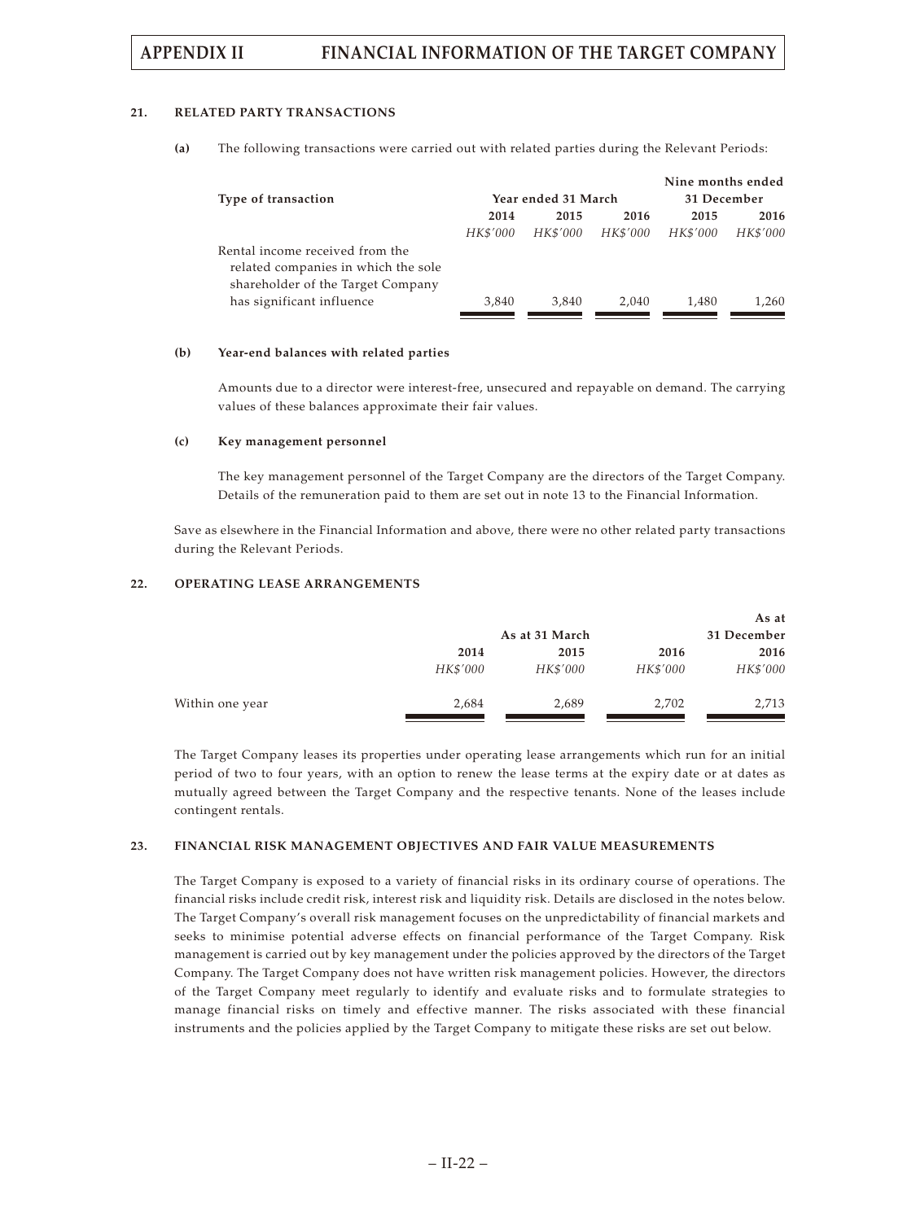#### 21. RELATED PARTY TRANSACTIONS

**(a)** The following transactions were carried out with related parties during the Relevant Periods:

| Type of transaction | Year ended 31 March | | | Nine months ended 31 December | |
|---|---|---|---|---|---|
| | **2014** | **2015** | **2016** | **2015** | **2016** |
| | *HK$'000* | *HK$'000* | *HK$'000* | *HK$'000* | *HK$'000* |
| Rental income received from the related companies in which the sole shareholder of the Target Company has significant influence | 3,840 | 3,840 | 2,040 | 1,480 | 1,260 |

**(b) Year-end balances with related parties**

Amounts due to a director were interest-free, unsecured and repayable on demand. The carrying values of these balances approximate their fair values.

**(c) Key management personnel**

The key management personnel of the Target Company are the directors of the Target Company. Details of the remuneration paid to them are set out in note 13 to the Financial Information.

Save as elsewhere in the Financial Information and above, there were no other related party transactions during the Relevant Periods.

#### 22. OPERATING LEASE ARRANGEMENTS

| | As at 31 March | | | As at 31 December |
|---|---|---|---|---|
| | **2014** | **2015** | **2016** | **2016** |
| | *HK$'000* | *HK$'000* | *HK$'000* | *HK$'000* |
| Within one year | 2,684 | 2,689 | 2,702 | 2,713 |

The Target Company leases its properties under operating lease arrangements which run for an initial period of two to four years, with an option to renew the lease terms at the expiry date or at dates as mutually agreed between the Target Company and the respective tenants. None of the leases include contingent rentals.

#### 23. FINANCIAL RISK MANAGEMENT OBJECTIVES AND FAIR VALUE MEASUREMENTS

The Target Company is exposed to a variety of financial risks in its ordinary course of operations. The financial risks include credit risk, interest risk and liquidity risk. Details are disclosed in the notes below. The Target Company's overall risk management focuses on the unpredictability of financial markets and seeks to minimise potential adverse effects on financial performance of the Target Company. Risk management is carried out by key management under the policies approved by the directors of the Target Company. The Target Company does not have written risk management policies. However, the directors of the Target Company meet regularly to identify and evaluate risks and to formulate strategies to manage financial risks on timely and effective manner. The risks associated with these financial instruments and the policies applied by the Target Company to mitigate these risks are set out below.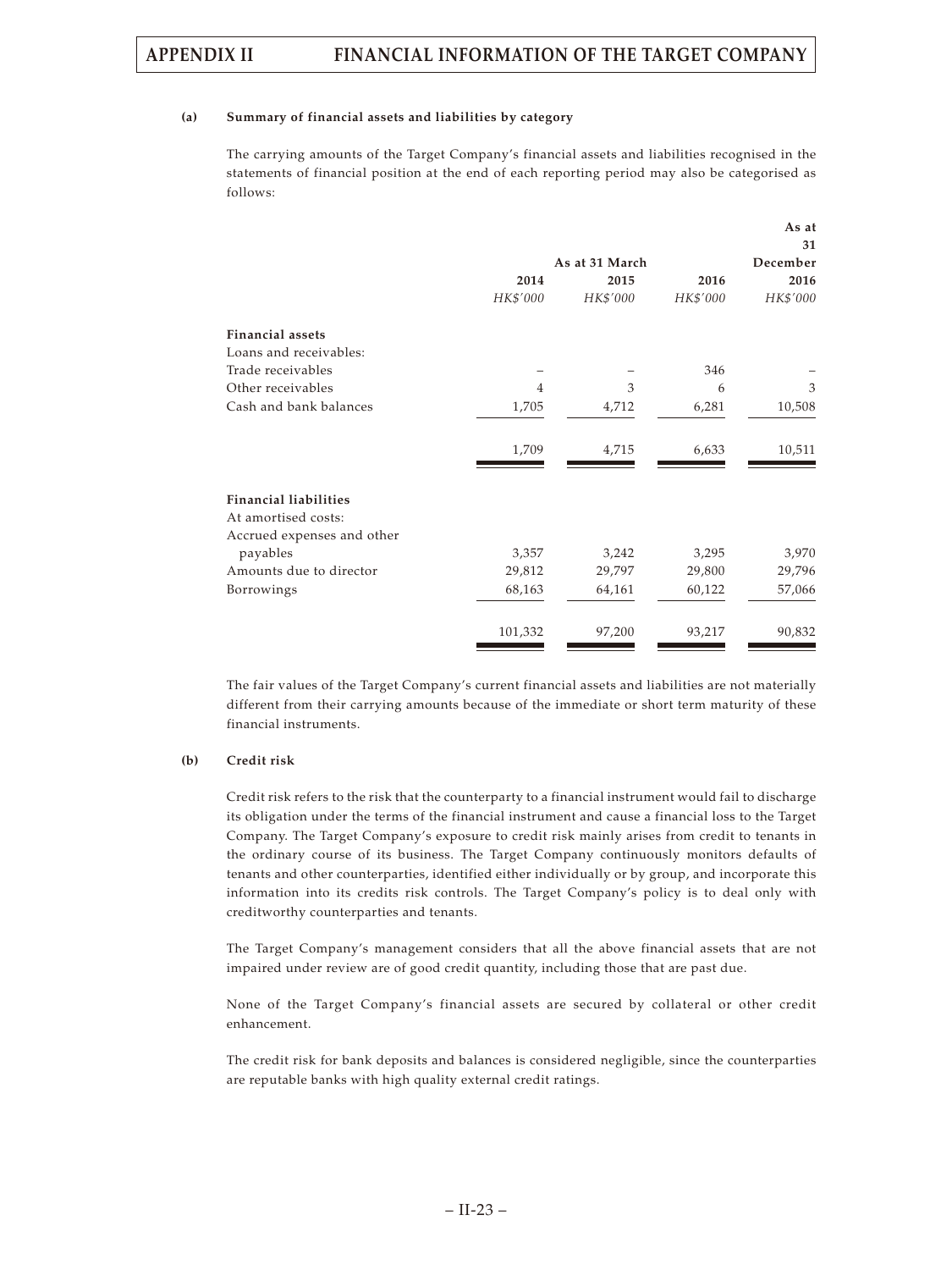**(a) Summary of financial assets and liabilities by category**

The carrying amounts of the Target Company's financial assets and liabilities recognised in the statements of financial position at the end of each reporting period may also be categorised as follows:

| | As at 31 March | | | As at 31 December |
|---|---|---|---|---|
| | 2014 | 2015 | 2016 | 2016 |
| | *HK$'000* | *HK$'000* | *HK$'000* | *HK$'000* |
| **Financial assets** | | | | |
| Loans and receivables: | | | | |
| Trade receivables | – | – | 346 | – |
| Other receivables | 4 | 3 | 6 | 3 |
| Cash and bank balances | 1,705 | 4,712 | 6,281 | 10,508 |
| | 1,709 | 4,715 | 6,633 | 10,511 |
| **Financial liabilities** | | | | |
| At amortised costs: | | | | |
| Accrued expenses and other payables | 3,357 | 3,242 | 3,295 | 3,970 |
| Amounts due to director | 29,812 | 29,797 | 29,800 | 29,796 |
| Borrowings | 68,163 | 64,161 | 60,122 | 57,066 |
| | 101,332 | 97,200 | 93,217 | 90,832 |

The fair values of the Target Company's current financial assets and liabilities are not materially different from their carrying amounts because of the immediate or short term maturity of these financial instruments.

**(b) Credit risk**

Credit risk refers to the risk that the counterparty to a financial instrument would fail to discharge its obligation under the terms of the financial instrument and cause a financial loss to the Target Company. The Target Company's exposure to credit risk mainly arises from credit to tenants in the ordinary course of its business. The Target Company continuously monitors defaults of tenants and other counterparties, identified either individually or by group, and incorporate this information into its credits risk controls. The Target Company's policy is to deal only with creditworthy counterparties and tenants.

The Target Company's management considers that all the above financial assets that are not impaired under review are of good credit quantity, including those that are past due.

None of the Target Company's financial assets are secured by collateral or other credit enhancement.

The credit risk for bank deposits and balances is considered negligible, since the counterparties are reputable banks with high quality external credit ratings.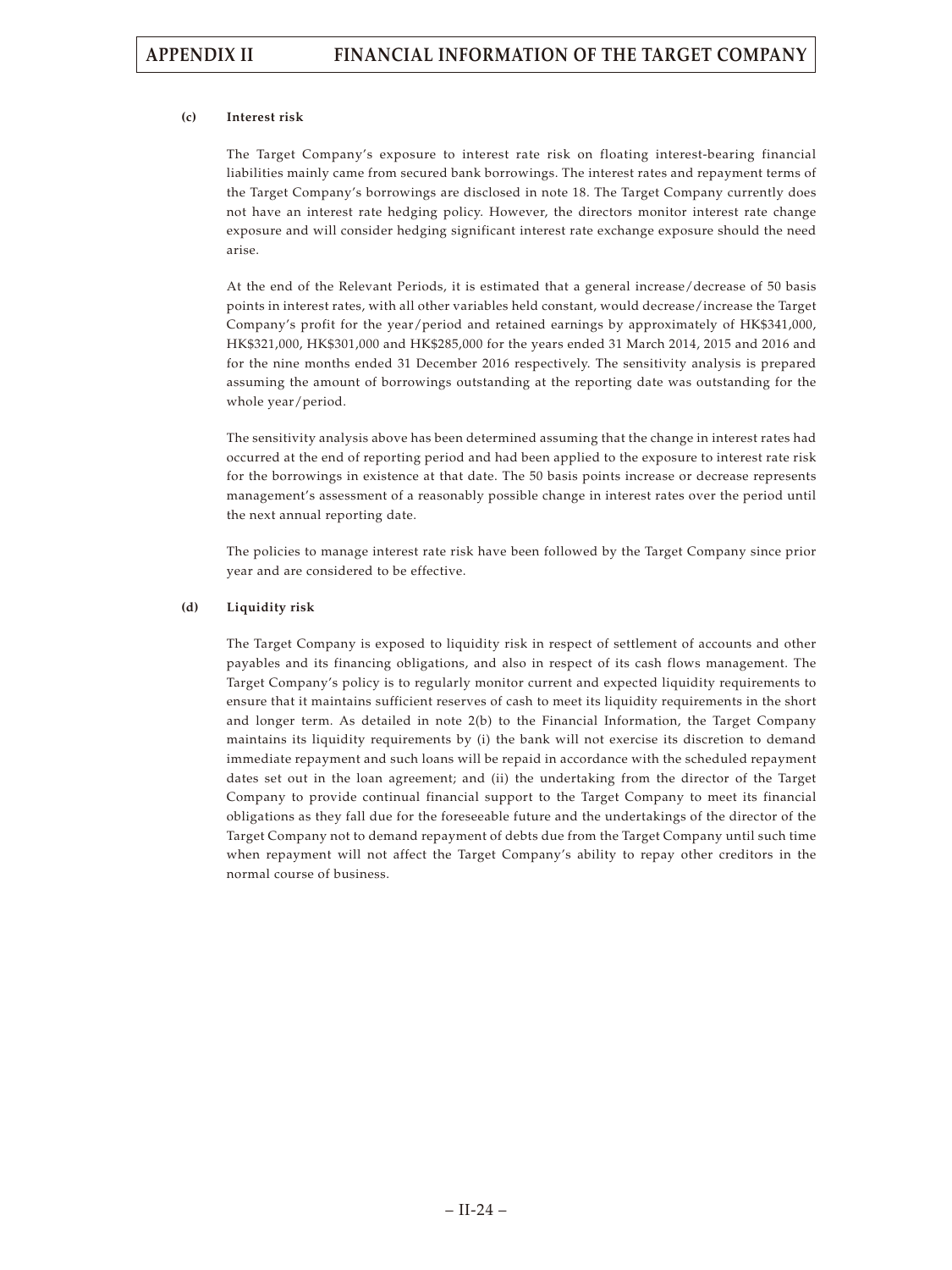**(c) Interest risk**

The Target Company's exposure to interest rate risk on floating interest-bearing financial liabilities mainly came from secured bank borrowings. The interest rates and repayment terms of the Target Company's borrowings are disclosed in note 18. The Target Company currently does not have an interest rate hedging policy. However, the directors monitor interest rate change exposure and will consider hedging significant interest rate exchange exposure should the need arise.

At the end of the Relevant Periods, it is estimated that a general increase/decrease of 50 basis points in interest rates, with all other variables held constant, would decrease/increase the Target Company's profit for the year/period and retained earnings by approximately of HK$341,000, HK$321,000, HK$301,000 and HK$285,000 for the years ended 31 March 2014, 2015 and 2016 and for the nine months ended 31 December 2016 respectively. The sensitivity analysis is prepared assuming the amount of borrowings outstanding at the reporting date was outstanding for the whole year/period.

The sensitivity analysis above has been determined assuming that the change in interest rates had occurred at the end of reporting period and had been applied to the exposure to interest rate risk for the borrowings in existence at that date. The 50 basis points increase or decrease represents management's assessment of a reasonably possible change in interest rates over the period until the next annual reporting date.

The policies to manage interest rate risk have been followed by the Target Company since prior year and are considered to be effective.

**(d) Liquidity risk**

The Target Company is exposed to liquidity risk in respect of settlement of accounts and other payables and its financing obligations, and also in respect of its cash flows management. The Target Company's policy is to regularly monitor current and expected liquidity requirements to ensure that it maintains sufficient reserves of cash to meet its liquidity requirements in the short and longer term. As detailed in note 2(b) to the Financial Information, the Target Company maintains its liquidity requirements by (i) the bank will not exercise its discretion to demand immediate repayment and such loans will be repaid in accordance with the scheduled repayment dates set out in the loan agreement; and (ii) the undertaking from the director of the Target Company to provide continual financial support to the Target Company to meet its financial obligations as they fall due for the foreseeable future and the undertakings of the director of the Target Company not to demand repayment of debts due from the Target Company until such time when repayment will not affect the Target Company's ability to repay other creditors in the normal course of business.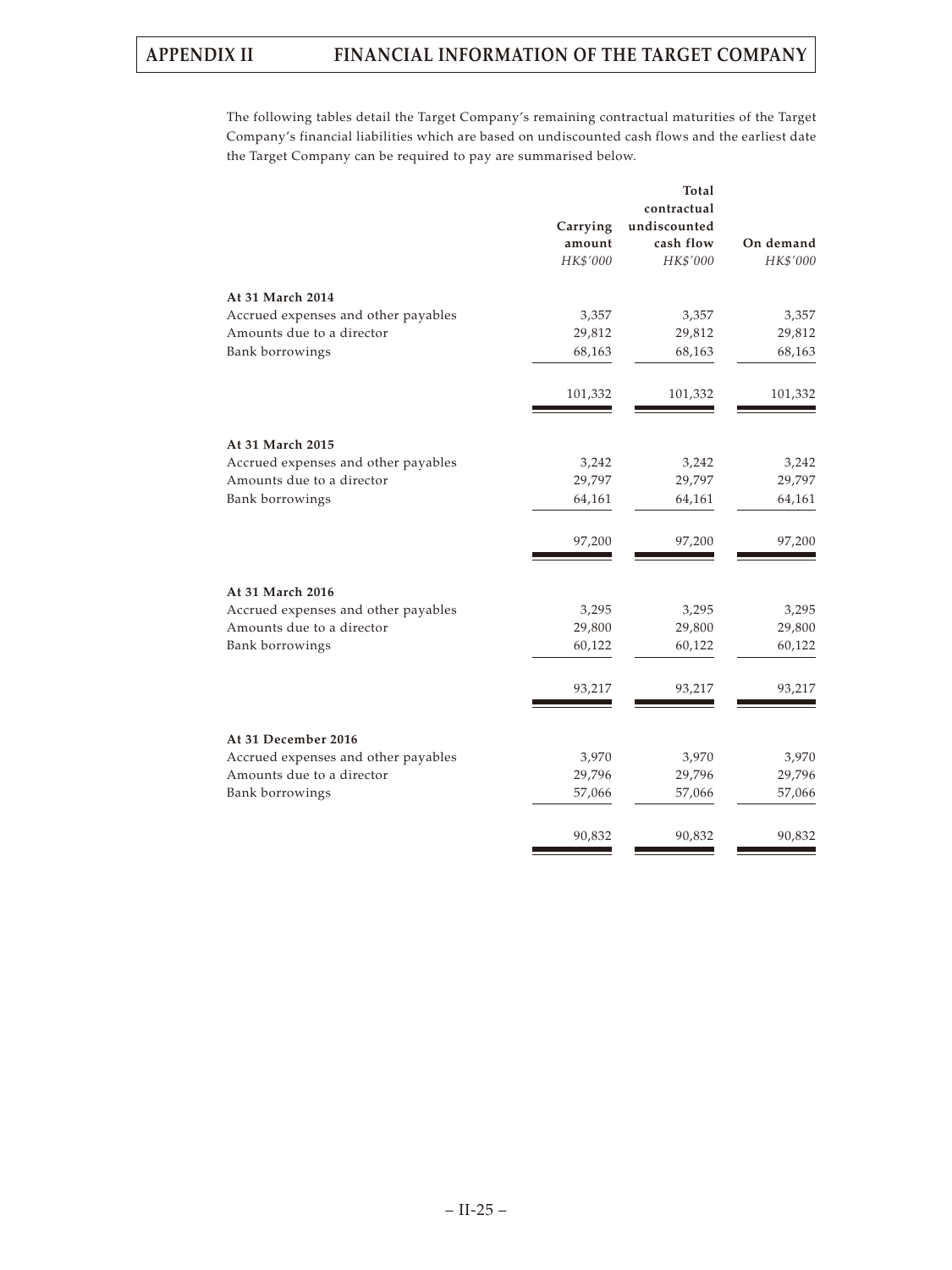The following tables detail the Target Company's remaining contractual maturities of the Target Company's financial liabilities which are based on undiscounted cash flows and the earliest date the Target Company can be required to pay are summarised below.

| | Carrying amount | Total contractual undiscounted cash flow | On demand |
|---|---|---|---|
| | *HK$'000* | *HK$'000* | *HK$'000* |
| **At 31 March 2014** | | | |
| Accrued expenses and other payables | 3,357 | 3,357 | 3,357 |
| Amounts due to a director | 29,812 | 29,812 | 29,812 |
| Bank borrowings | 68,163 | 68,163 | 68,163 |
| | 101,332 | 101,332 | 101,332 |
| **At 31 March 2015** | | | |
| Accrued expenses and other payables | 3,242 | 3,242 | 3,242 |
| Amounts due to a director | 29,797 | 29,797 | 29,797 |
| Bank borrowings | 64,161 | 64,161 | 64,161 |
| | 97,200 | 97,200 | 97,200 |
| **At 31 March 2016** | | | |
| Accrued expenses and other payables | 3,295 | 3,295 | 3,295 |
| Amounts due to a director | 29,800 | 29,800 | 29,800 |
| Bank borrowings | 60,122 | 60,122 | 60,122 |
| | 93,217 | 93,217 | 93,217 |
| **At 31 December 2016** | | | |
| Accrued expenses and other payables | 3,970 | 3,970 | 3,970 |
| Amounts due to a director | 29,796 | 29,796 | 29,796 |
| Bank borrowings | 57,066 | 57,066 | 57,066 |
| | 90,832 | 90,832 | 90,832 |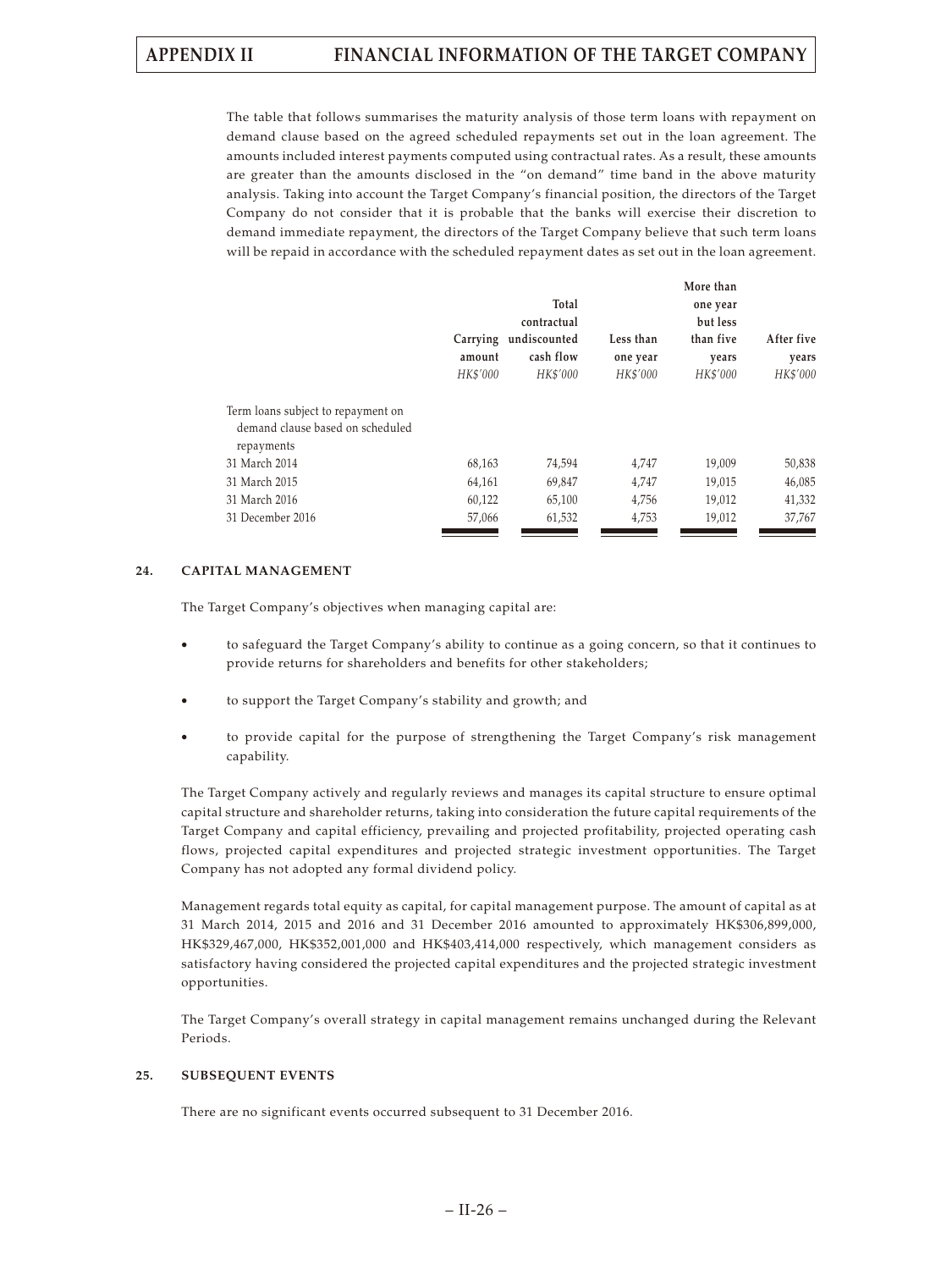The table that follows summarises the maturity analysis of those term loans with repayment on demand clause based on the agreed scheduled repayments set out in the loan agreement. The amounts included interest payments computed using contractual rates. As a result, these amounts are greater than the amounts disclosed in the "on demand" time band in the above maturity analysis. Taking into account the Target Company's financial position, the directors of the Target Company do not consider that it is probable that the banks will exercise their discretion to demand immediate repayment, the directors of the Target Company believe that such term loans will be repaid in accordance with the scheduled repayment dates as set out in the loan agreement.

| | Carrying amount | Total contractual undiscounted cash flow | Less than one year | More than one year but less than five years | After five years |
|---|---|---|---|---|---|
| | *HK$'000* | *HK$'000* | *HK$'000* | *HK$'000* | *HK$'000* |
| Term loans subject to repayment on demand clause based on scheduled repayments | | | | | |
| 31 March 2014 | 68,163 | 74,594 | 4,747 | 19,009 | 50,838 |
| 31 March 2015 | 64,161 | 69,847 | 4,747 | 19,015 | 46,085 |
| 31 March 2016 | 60,122 | 65,100 | 4,756 | 19,012 | 41,332 |
| 31 December 2016 | 57,066 | 61,532 | 4,753 | 19,012 | 37,767 |

## 24. CAPITAL MANAGEMENT

The Target Company's objectives when managing capital are:

- to safeguard the Target Company's ability to continue as a going concern, so that it continues to provide returns for shareholders and benefits for other stakeholders;
- to support the Target Company's stability and growth; and
- to provide capital for the purpose of strengthening the Target Company's risk management capability.

The Target Company actively and regularly reviews and manages its capital structure to ensure optimal capital structure and shareholder returns, taking into consideration the future capital requirements of the Target Company and capital efficiency, prevailing and projected profitability, projected operating cash flows, projected capital expenditures and projected strategic investment opportunities. The Target Company has not adopted any formal dividend policy.

Management regards total equity as capital, for capital management purpose. The amount of capital as at 31 March 2014, 2015 and 2016 and 31 December 2016 amounted to approximately HK$306,899,000, HK$329,467,000, HK$352,001,000 and HK$403,414,000 respectively, which management considers as satisfactory having considered the projected capital expenditures and the projected strategic investment opportunities.

The Target Company's overall strategy in capital management remains unchanged during the Relevant Periods.

## 25. SUBSEQUENT EVENTS

There are no significant events occurred subsequent to 31 December 2016.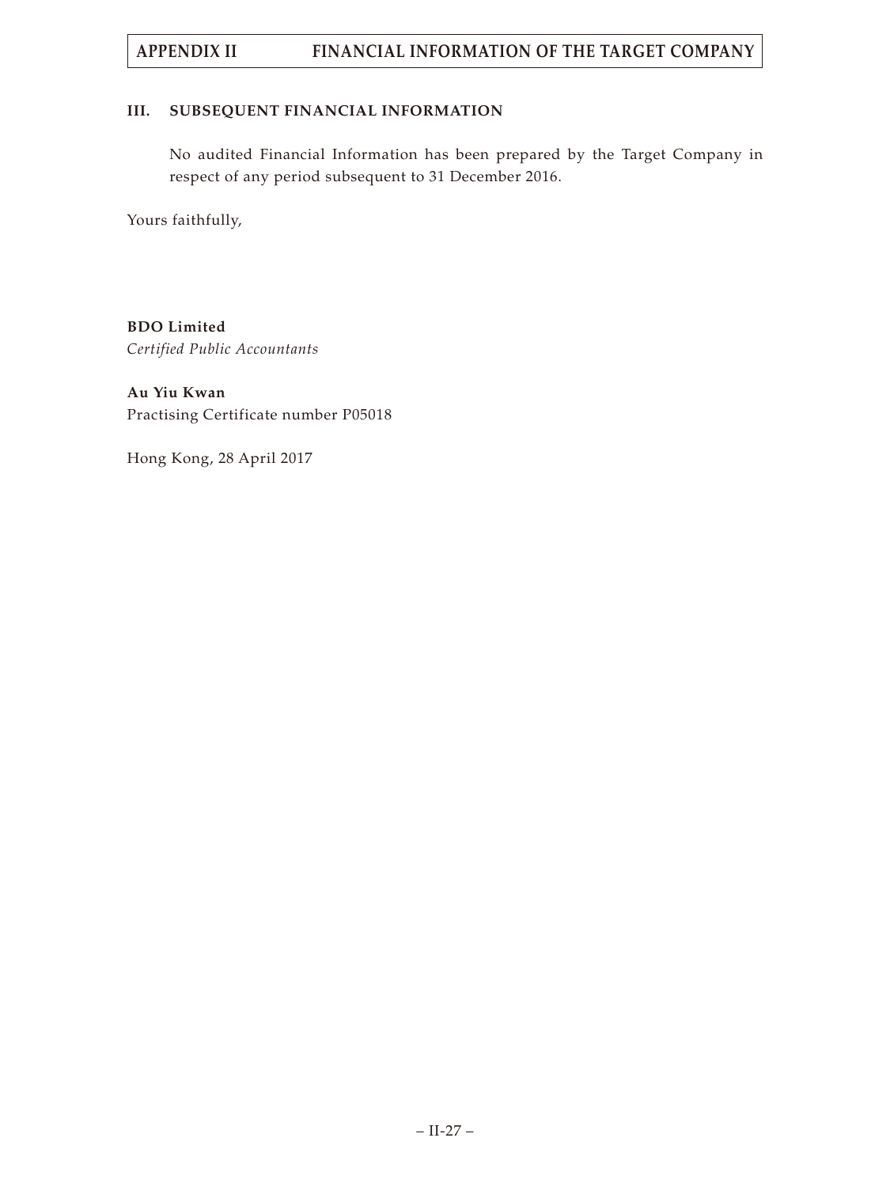## III. SUBSEQUENT FINANCIAL INFORMATION

No audited Financial Information has been prepared by the Target Company in respect of any period subsequent to 31 December 2016.

Yours faithfully,

**BDO Limited**
*Certified Public Accountants*

**Au Yiu Kwan**
Practising Certificate number P05018

Hong Kong, 28 April 2017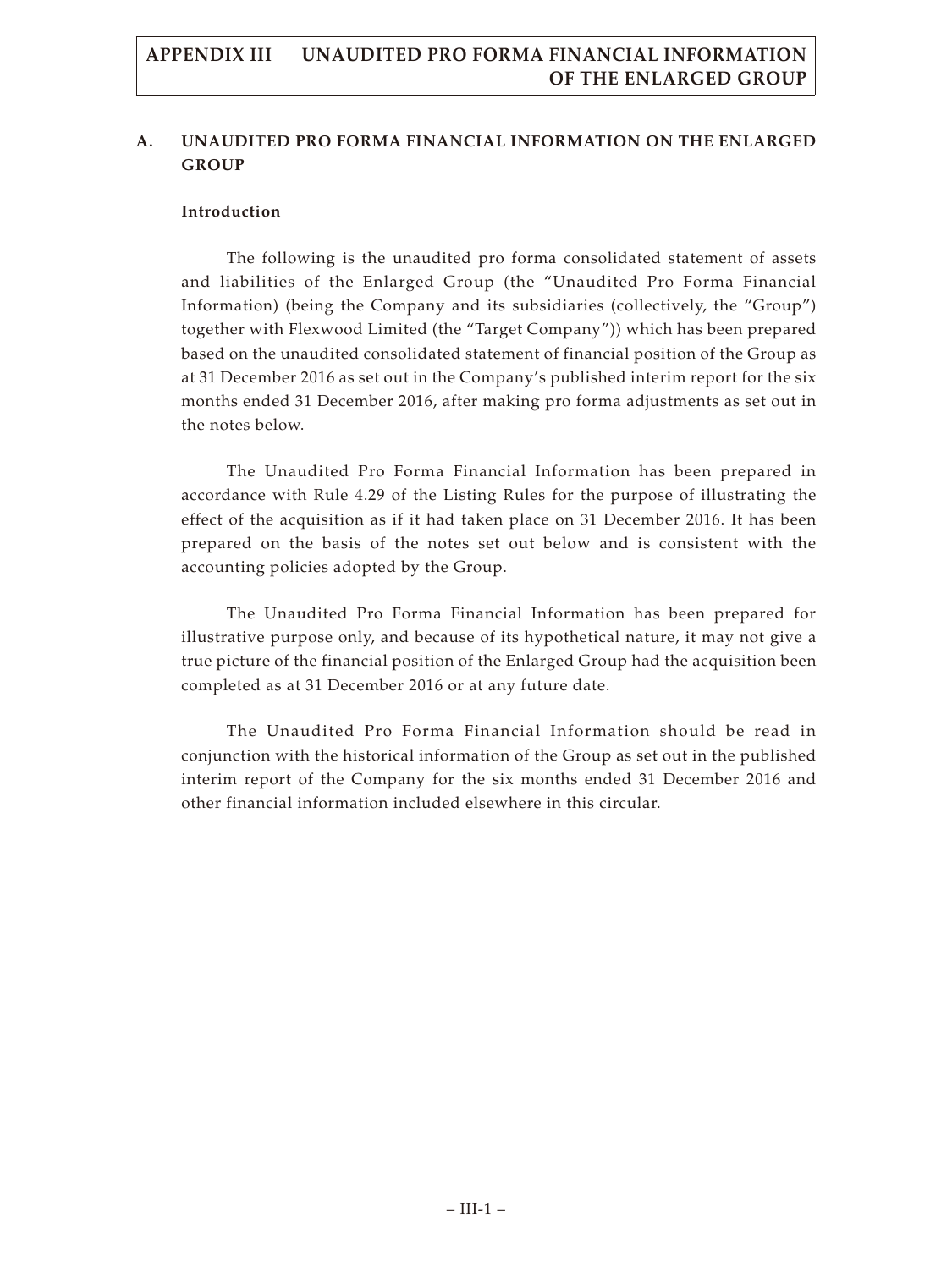## A. UNAUDITED PRO FORMA FINANCIAL INFORMATION ON THE ENLARGED GROUP

### Introduction

The following is the unaudited pro forma consolidated statement of assets and liabilities of the Enlarged Group (the "Unaudited Pro Forma Financial Information) (being the Company and its subsidiaries (collectively, the "Group") together with Flexwood Limited (the "Target Company")) which has been prepared based on the unaudited consolidated statement of financial position of the Group as at 31 December 2016 as set out in the Company's published interim report for the six months ended 31 December 2016, after making pro forma adjustments as set out in the notes below.

The Unaudited Pro Forma Financial Information has been prepared in accordance with Rule 4.29 of the Listing Rules for the purpose of illustrating the effect of the acquisition as if it had taken place on 31 December 2016. It has been prepared on the basis of the notes set out below and is consistent with the accounting policies adopted by the Group.

The Unaudited Pro Forma Financial Information has been prepared for illustrative purpose only, and because of its hypothetical nature, it may not give a true picture of the financial position of the Enlarged Group had the acquisition been completed as at 31 December 2016 or at any future date.

The Unaudited Pro Forma Financial Information should be read in conjunction with the historical information of the Group as set out in the published interim report of the Company for the six months ended 31 December 2016 and other financial information included elsewhere in this circular.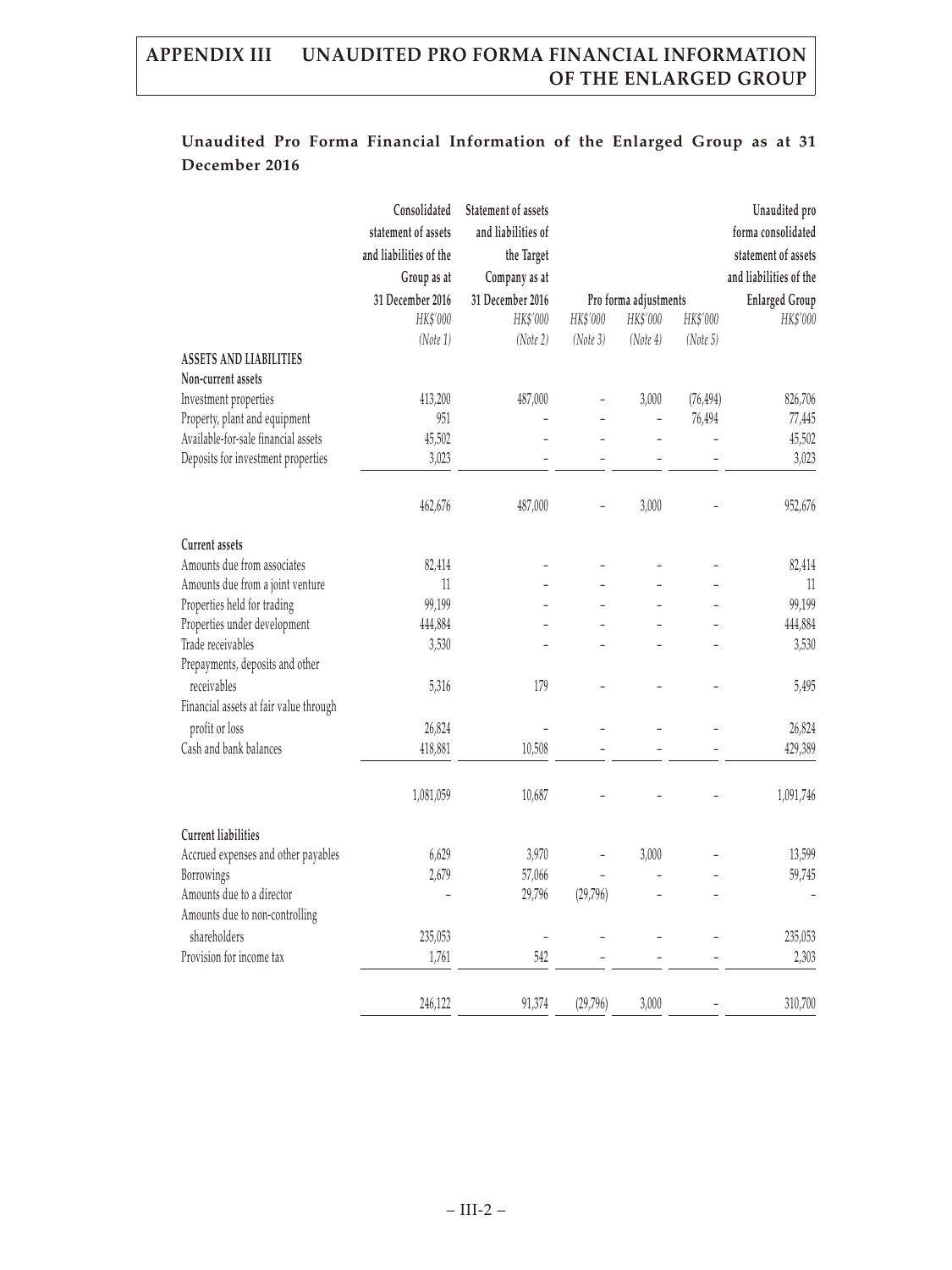## Unaudited Pro Forma Financial Information of the Enlarged Group as at 31 December 2016

| | Consolidated statement of assets and liabilities of the Group as at 31 December 2016 | Statement of assets and liabilities of the Target Company as at 31 December 2016 | Pro forma adjustments | | | Unaudited pro forma consolidated statement of assets and liabilities of the Enlarged Group |
|---|---|---|---|---|---|---|
| | *HK$'000* | *HK$'000* | *HK$'000* | *HK$'000* | *HK$'000* | *HK$'000* |
| | *(Note 1)* | *(Note 2)* | *(Note 3)* | *(Note 4)* | *(Note 5)* | |
| **ASSETS AND LIABILITIES** | | | | | | |
| **Non-current assets** | | | | | | |
| Investment properties | 413,200 | 487,000 | – | 3,000 | (76,494) | 826,706 |
| Property, plant and equipment | 951 | – | – | – | 76,494 | 77,445 |
| Available-for-sale financial assets | 45,502 | – | – | – | – | 45,502 |
| Deposits for investment properties | 3,023 | – | – | – | – | 3,023 |
| | 462,676 | 487,000 | – | 3,000 | – | 952,676 |
| **Current assets** | | | | | | |
| Amounts due from associates | 82,414 | – | – | – | – | 82,414 |
| Amounts due from a joint venture | 11 | – | – | – | – | 11 |
| Properties held for trading | 99,199 | – | – | – | – | 99,199 |
| Properties under development | 444,884 | – | – | – | – | 444,884 |
| Trade receivables | 3,530 | – | – | – | – | 3,530 |
| Prepayments, deposits and other receivables | 5,316 | 179 | – | – | – | 5,495 |
| Financial assets at fair value through profit or loss | 26,824 | – | – | – | – | 26,824 |
| Cash and bank balances | 418,881 | 10,508 | – | – | – | 429,389 |
| | 1,081,059 | 10,687 | – | – | – | 1,091,746 |
| **Current liabilities** | | | | | | |
| Accrued expenses and other payables | 6,629 | 3,970 | – | 3,000 | – | 13,599 |
| Borrowings | 2,679 | 57,066 | – | – | – | 59,745 |
| Amounts due to a director | – | 29,796 | (29,796) | – | – | – |
| Amounts due to non-controlling shareholders | 235,053 | – | – | – | – | 235,053 |
| Provision for income tax | 1,761 | 542 | – | – | – | 2,303 |
| | 246,122 | 91,374 | (29,796) | 3,000 | – | 310,700 |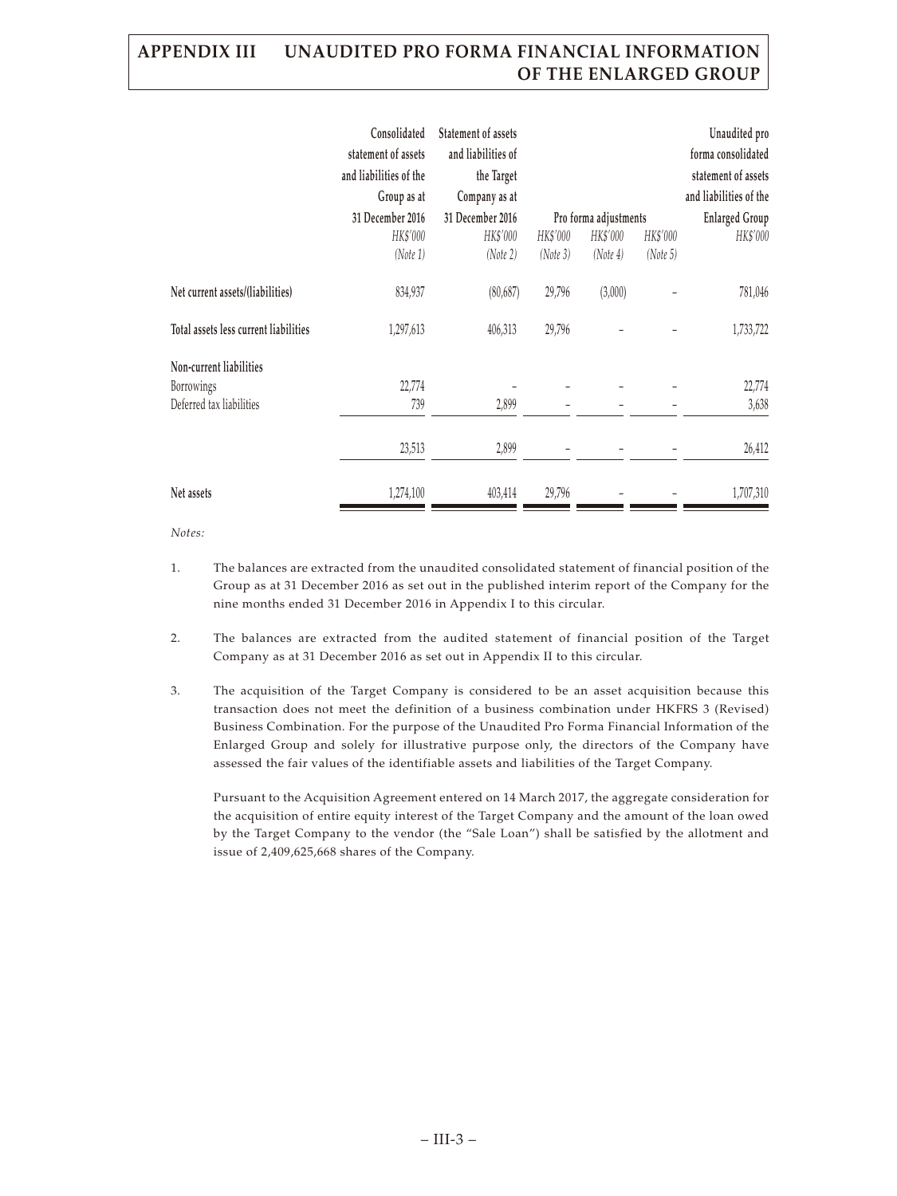| | Consolidated statement of assets and liabilities of the Group as at 31 December 2016 | Statement of assets and liabilities of the Target Company as at 31 December 2016 | Pro forma adjustments | | | Unaudited pro forma consolidated statement of assets and liabilities of the Enlarged Group |
|---|---|---|---|---|---|---|
| | *HK$'000* | *HK$'000* | *HK$'000* | *HK$'000* | *HK$'000* | *HK$'000* |
| | *(Note 1)* | *(Note 2)* | *(Note 3)* | *(Note 4)* | *(Note 5)* | |
| **Net current assets/(liabilities)** | 834,937 | (80,687) | 29,796 | (3,000) | – | 781,046 |
| **Total assets less current liabilities** | 1,297,613 | 406,313 | 29,796 | – | – | 1,733,722 |
| **Non-current liabilities** | | | | | | |
| Borrowings | 22,774 | – | – | – | – | 22,774 |
| Deferred tax liabilities | 739 | 2,899 | – | – | – | 3,638 |
| | 23,513 | 2,899 | – | – | – | 26,412 |
| **Net assets** | 1,274,100 | 403,414 | 29,796 | – | – | 1,707,310 |

*Notes:*

1. The balances are extracted from the unaudited consolidated statement of financial position of the Group as at 31 December 2016 as set out in the published interim report of the Company for the nine months ended 31 December 2016 in Appendix I to this circular.

2. The balances are extracted from the audited statement of financial position of the Target Company as at 31 December 2016 as set out in Appendix II to this circular.

3. The acquisition of the Target Company is considered to be an asset acquisition because this transaction does not meet the definition of a business combination under HKFRS 3 (Revised) Business Combination. For the purpose of the Unaudited Pro Forma Financial Information of the Enlarged Group and solely for illustrative purpose only, the directors of the Company have assessed the fair values of the identifiable assets and liabilities of the Target Company.

   Pursuant to the Acquisition Agreement entered on 14 March 2017, the aggregate consideration for the acquisition of entire equity interest of the Target Company and the amount of the loan owed by the Target Company to the vendor (the "Sale Loan") shall be satisfied by the allotment and issue of 2,409,625,668 shares of the Company.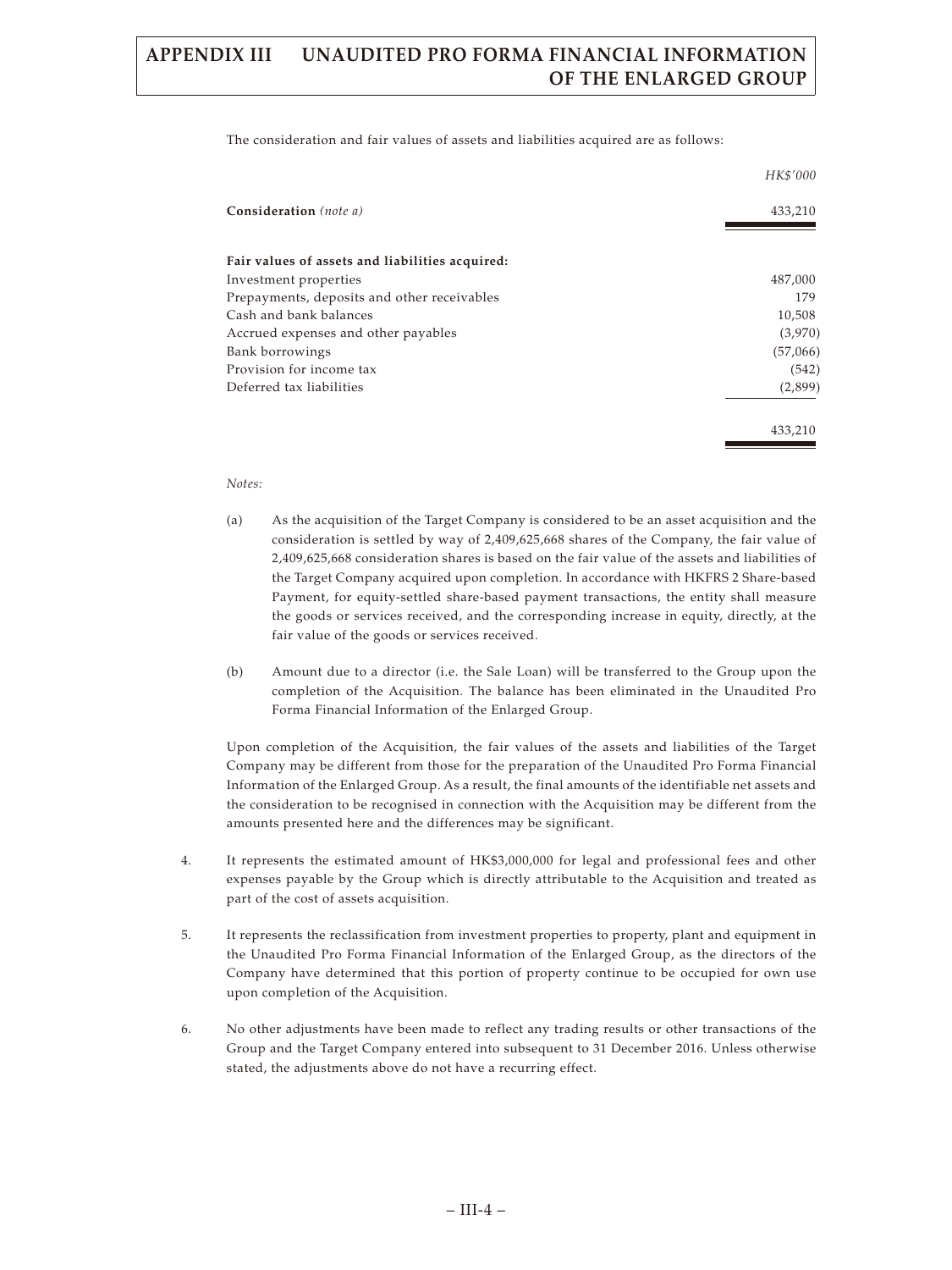The consideration and fair values of assets and liabilities acquired are as follows:

| | HK$'000 |
|---|---|
| **Consideration** *(note a)* | 433,210 |
| | |
| **Fair values of assets and liabilities acquired:** | |
| Investment properties | 487,000 |
| Prepayments, deposits and other receivables | 179 |
| Cash and bank balances | 10,508 |
| Accrued expenses and other payables | (3,970) |
| Bank borrowings | (57,066) |
| Provision for income tax | (542) |
| Deferred tax liabilities | (2,899) |
| | 433,210 |

*Notes:*

(a) As the acquisition of the Target Company is considered to be an asset acquisition and the consideration is settled by way of 2,409,625,668 shares of the Company, the fair value of 2,409,625,668 consideration shares is based on the fair value of the assets and liabilities of the Target Company acquired upon completion. In accordance with HKFRS 2 Share-based Payment, for equity-settled share-based payment transactions, the entity shall measure the goods or services received, and the corresponding increase in equity, directly, at the fair value of the goods or services received.

(b) Amount due to a director (i.e. the Sale Loan) will be transferred to the Group upon the completion of the Acquisition. The balance has been eliminated in the Unaudited Pro Forma Financial Information of the Enlarged Group.

Upon completion of the Acquisition, the fair values of the assets and liabilities of the Target Company may be different from those for the preparation of the Unaudited Pro Forma Financial Information of the Enlarged Group. As a result, the final amounts of the identifiable net assets and the consideration to be recognised in connection with the Acquisition may be different from the amounts presented here and the differences may be significant.

4. It represents the estimated amount of HK$3,000,000 for legal and professional fees and other expenses payable by the Group which is directly attributable to the Acquisition and treated as part of the cost of assets acquisition.

5. It represents the reclassification from investment properties to property, plant and equipment in the Unaudited Pro Forma Financial Information of the Enlarged Group, as the directors of the Company have determined that this portion of property continue to be occupied for own use upon completion of the Acquisition.

6. No other adjustments have been made to reflect any trading results or other transactions of the Group and the Target Company entered into subsequent to 31 December 2016. Unless otherwise stated, the adjustments above do not have a recurring effect.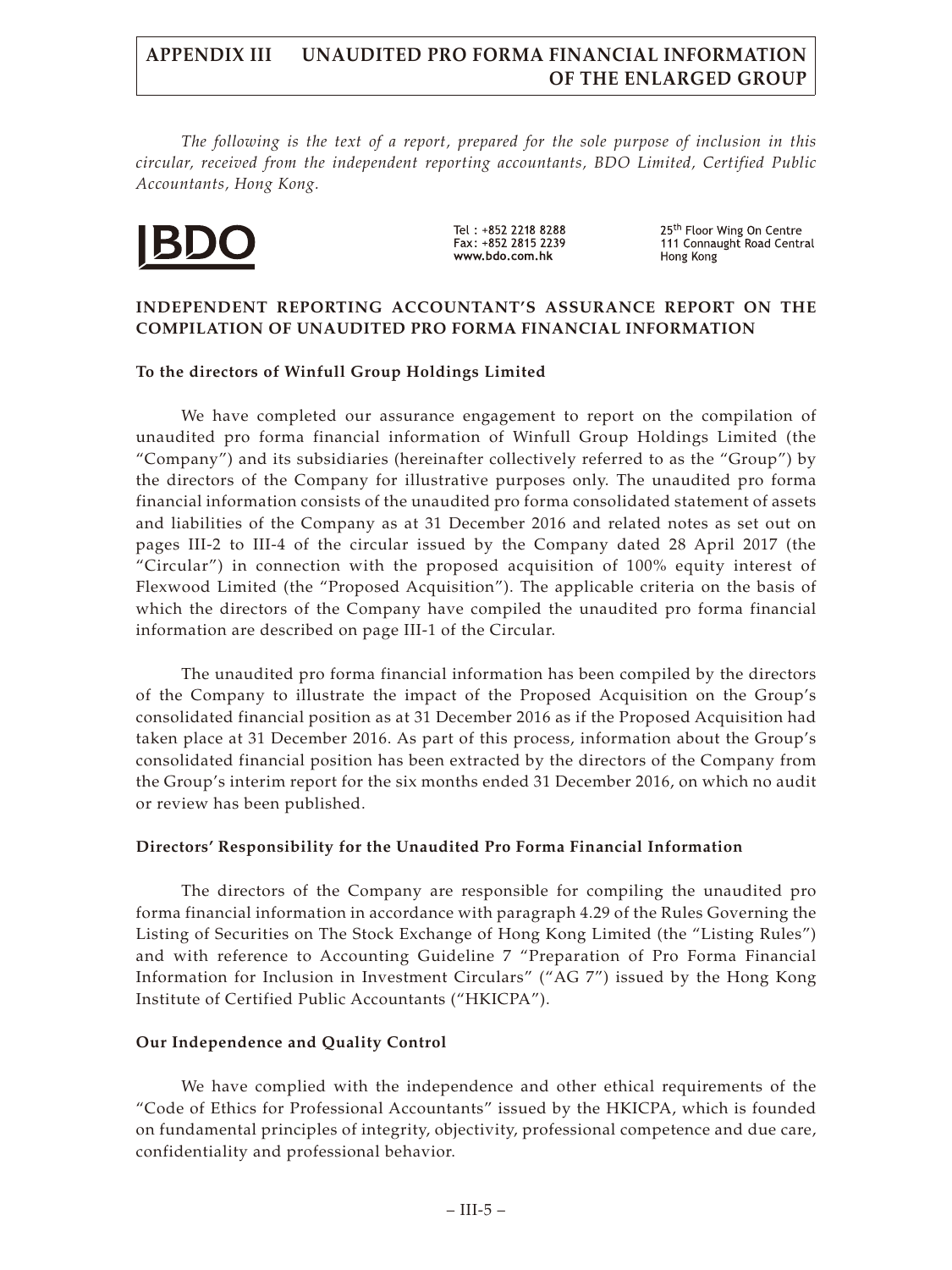*The following is the text of a report, prepared for the sole purpose of inclusion in this circular, received from the independent reporting accountants, BDO Limited, Certified Public Accountants, Hong Kong.*

BDO

Tel : +852 2218 8288
Fax: +852 2815 2239
www.bdo.com.hk

25th Floor Wing On Centre
111 Connaught Road Central
Hong Kong

## INDEPENDENT REPORTING ACCOUNTANT'S ASSURANCE REPORT ON THE COMPILATION OF UNAUDITED PRO FORMA FINANCIAL INFORMATION

**To the directors of Winfull Group Holdings Limited**

We have completed our assurance engagement to report on the compilation of unaudited pro forma financial information of Winfull Group Holdings Limited (the "Company") and its subsidiaries (hereinafter collectively referred to as the "Group") by the directors of the Company for illustrative purposes only. The unaudited pro forma financial information consists of the unaudited pro forma consolidated statement of assets and liabilities of the Company as at 31 December 2016 and related notes as set out on pages III-2 to III-4 of the circular issued by the Company dated 28 April 2017 (the "Circular") in connection with the proposed acquisition of 100% equity interest of Flexwood Limited (the "Proposed Acquisition"). The applicable criteria on the basis of which the directors of the Company have compiled the unaudited pro forma financial information are described on page III-1 of the Circular.

The unaudited pro forma financial information has been compiled by the directors of the Company to illustrate the impact of the Proposed Acquisition on the Group's consolidated financial position as at 31 December 2016 as if the Proposed Acquisition had taken place at 31 December 2016. As part of this process, information about the Group's consolidated financial position has been extracted by the directors of the Company from the Group's interim report for the six months ended 31 December 2016, on which no audit or review has been published.

**Directors' Responsibility for the Unaudited Pro Forma Financial Information**

The directors of the Company are responsible for compiling the unaudited pro forma financial information in accordance with paragraph 4.29 of the Rules Governing the Listing of Securities on The Stock Exchange of Hong Kong Limited (the "Listing Rules") and with reference to Accounting Guideline 7 "Preparation of Pro Forma Financial Information for Inclusion in Investment Circulars" ("AG 7") issued by the Hong Kong Institute of Certified Public Accountants ("HKICPA").

**Our Independence and Quality Control**

We have complied with the independence and other ethical requirements of the "Code of Ethics for Professional Accountants" issued by the HKICPA, which is founded on fundamental principles of integrity, objectivity, professional competence and due care, confidentiality and professional behavior.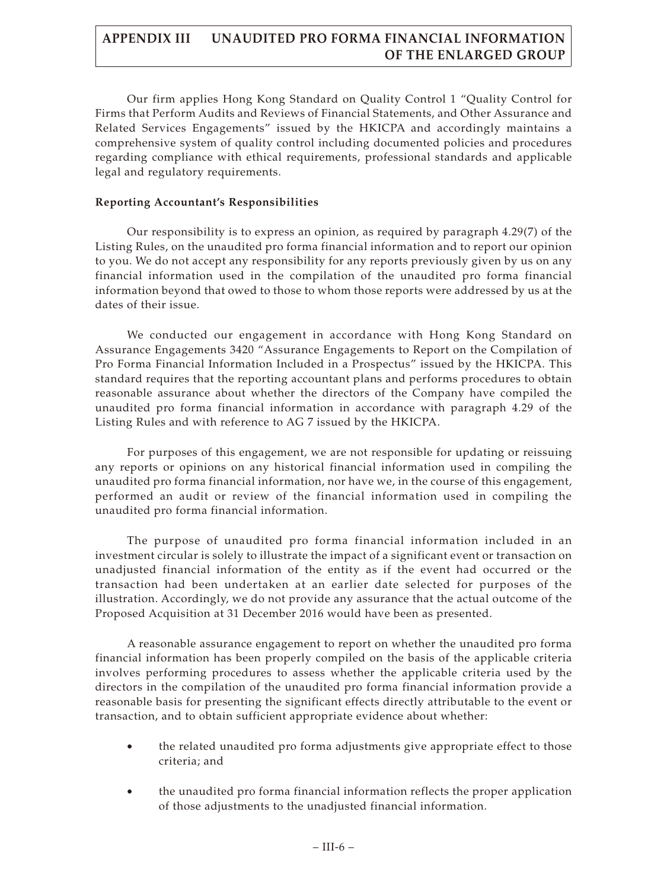Our firm applies Hong Kong Standard on Quality Control 1 "Quality Control for Firms that Perform Audits and Reviews of Financial Statements, and Other Assurance and Related Services Engagements" issued by the HKICPA and accordingly maintains a comprehensive system of quality control including documented policies and procedures regarding compliance with ethical requirements, professional standards and applicable legal and regulatory requirements.

**Reporting Accountant's Responsibilities**

Our responsibility is to express an opinion, as required by paragraph 4.29(7) of the Listing Rules, on the unaudited pro forma financial information and to report our opinion to you. We do not accept any responsibility for any reports previously given by us on any financial information used in the compilation of the unaudited pro forma financial information beyond that owed to those to whom those reports were addressed by us at the dates of their issue.

We conducted our engagement in accordance with Hong Kong Standard on Assurance Engagements 3420 "Assurance Engagements to Report on the Compilation of Pro Forma Financial Information Included in a Prospectus" issued by the HKICPA. This standard requires that the reporting accountant plans and performs procedures to obtain reasonable assurance about whether the directors of the Company have compiled the unaudited pro forma financial information in accordance with paragraph 4.29 of the Listing Rules and with reference to AG 7 issued by the HKICPA.

For purposes of this engagement, we are not responsible for updating or reissuing any reports or opinions on any historical financial information used in compiling the unaudited pro forma financial information, nor have we, in the course of this engagement, performed an audit or review of the financial information used in compiling the unaudited pro forma financial information.

The purpose of unaudited pro forma financial information included in an investment circular is solely to illustrate the impact of a significant event or transaction on unadjusted financial information of the entity as if the event had occurred or the transaction had been undertaken at an earlier date selected for purposes of the illustration. Accordingly, we do not provide any assurance that the actual outcome of the Proposed Acquisition at 31 December 2016 would have been as presented.

A reasonable assurance engagement to report on whether the unaudited pro forma financial information has been properly compiled on the basis of the applicable criteria involves performing procedures to assess whether the applicable criteria used by the directors in the compilation of the unaudited pro forma financial information provide a reasonable basis for presenting the significant effects directly attributable to the event or transaction, and to obtain sufficient appropriate evidence about whether:

- the related unaudited pro forma adjustments give appropriate effect to those criteria; and
- the unaudited pro forma financial information reflects the proper application of those adjustments to the unadjusted financial information.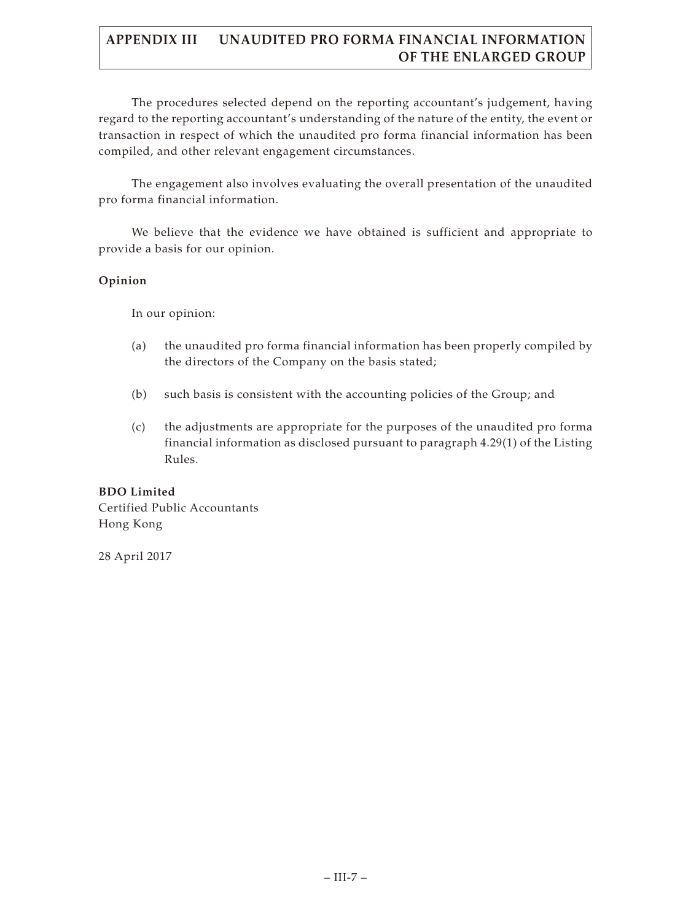The procedures selected depend on the reporting accountant's judgement, having regard to the reporting accountant's understanding of the nature of the entity, the event or transaction in respect of which the unaudited pro forma financial information has been compiled, and other relevant engagement circumstances.

The engagement also involves evaluating the overall presentation of the unaudited pro forma financial information.

We believe that the evidence we have obtained is sufficient and appropriate to provide a basis for our opinion.

**Opinion**

In our opinion:

(a) the unaudited pro forma financial information has been properly compiled by the directors of the Company on the basis stated;

(b) such basis is consistent with the accounting policies of the Group; and

(c) the adjustments are appropriate for the purposes of the unaudited pro forma financial information as disclosed pursuant to paragraph 4.29(1) of the Listing Rules.

**BDO Limited**
Certified Public Accountants
Hong Kong

28 April 2017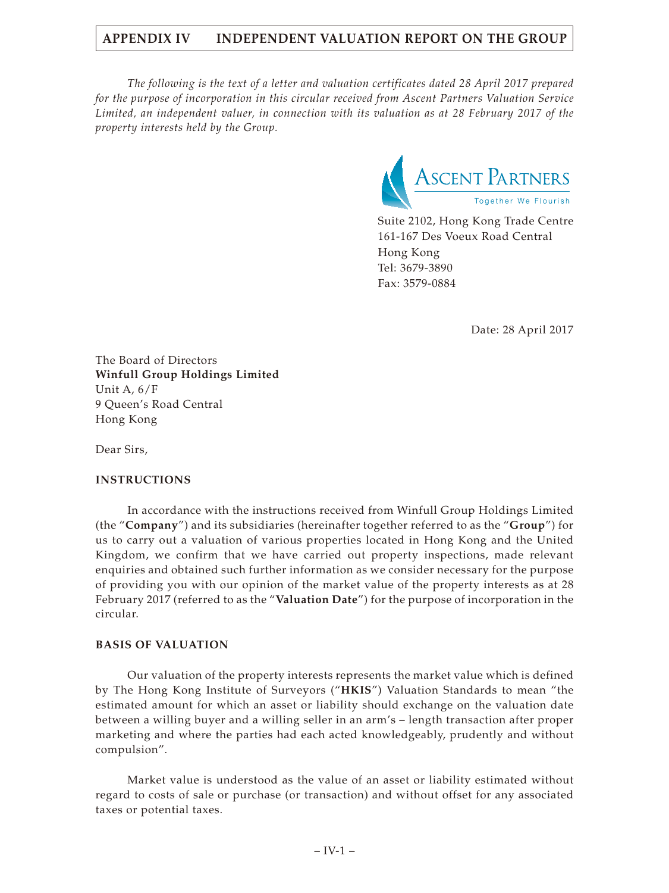*The following is the text of a letter and valuation certificates dated 28 April 2017 prepared for the purpose of incorporation in this circular received from Ascent Partners Valuation Service Limited, an independent valuer, in connection with its valuation as at 28 February 2017 of the property interests held by the Group.*

ASCENT PARTNERS
Together We Flourish

Suite 2102, Hong Kong Trade Centre
161-167 Des Voeux Road Central
Hong Kong
Tel: 3679-3890
Fax: 3579-0884

Date: 28 April 2017

The Board of Directors
**Winfull Group Holdings Limited**
Unit A, 6/F
9 Queen's Road Central
Hong Kong

Dear Sirs,

**INSTRUCTIONS**

In accordance with the instructions received from Winfull Group Holdings Limited (the "**Company**") and its subsidiaries (hereinafter together referred to as the "**Group**") for us to carry out a valuation of various properties located in Hong Kong and the United Kingdom, we confirm that we have carried out property inspections, made relevant enquiries and obtained such further information as we consider necessary for the purpose of providing you with our opinion of the market value of the property interests as at 28 February 2017 (referred to as the "**Valuation Date**") for the purpose of incorporation in the circular.

**BASIS OF VALUATION**

Our valuation of the property interests represents the market value which is defined by The Hong Kong Institute of Surveyors ("**HKIS**") Valuation Standards to mean "the estimated amount for which an asset or liability should exchange on the valuation date between a willing buyer and a willing seller in an arm's – length transaction after proper marketing and where the parties had each acted knowledgeably, prudently and without compulsion".

Market value is understood as the value of an asset or liability estimated without regard to costs of sale or purchase (or transaction) and without offset for any associated taxes or potential taxes.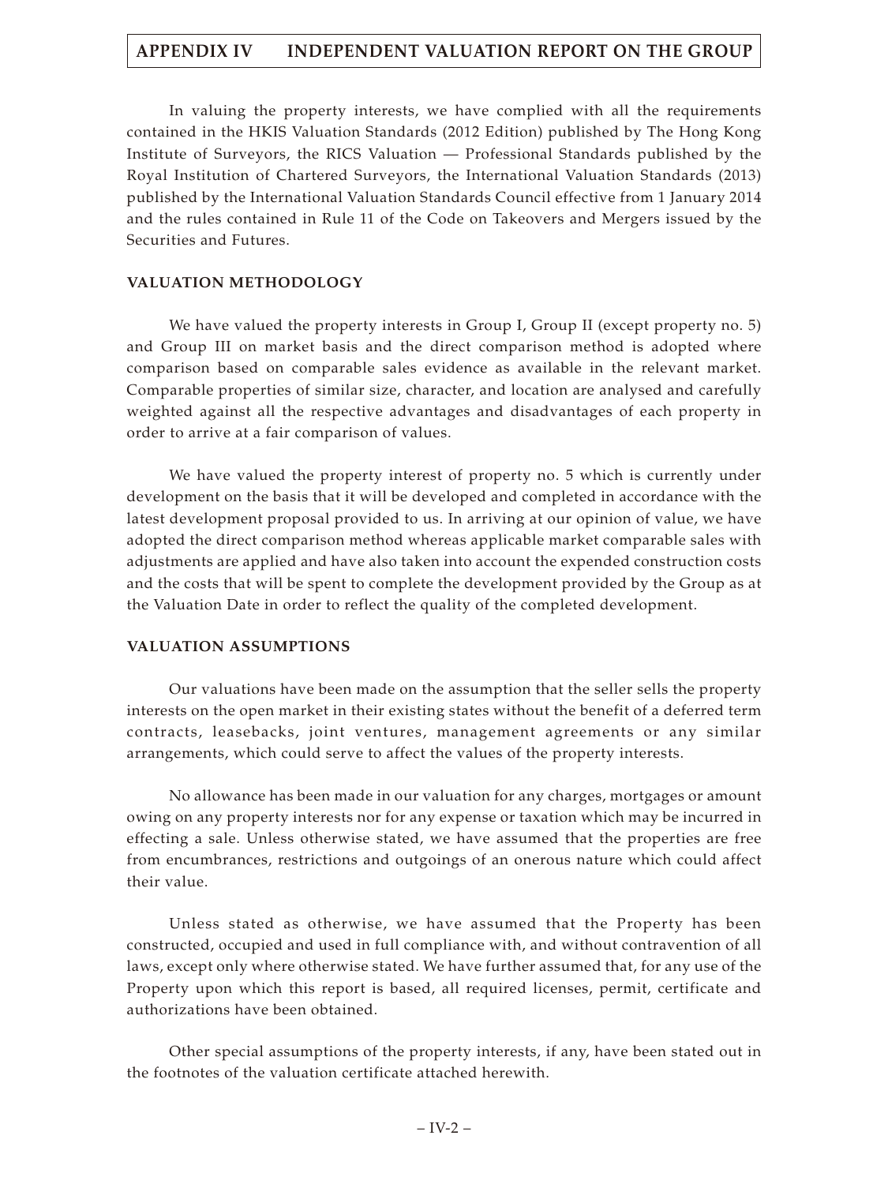In valuing the property interests, we have complied with all the requirements contained in the HKIS Valuation Standards (2012 Edition) published by The Hong Kong Institute of Surveyors, the RICS Valuation — Professional Standards published by the Royal Institution of Chartered Surveyors, the International Valuation Standards (2013) published by the International Valuation Standards Council effective from 1 January 2014 and the rules contained in Rule 11 of the Code on Takeovers and Mergers issued by the Securities and Futures.

**VALUATION METHODOLOGY**

We have valued the property interests in Group I, Group II (except property no. 5) and Group III on market basis and the direct comparison method is adopted where comparison based on comparable sales evidence as available in the relevant market. Comparable properties of similar size, character, and location are analysed and carefully weighted against all the respective advantages and disadvantages of each property in order to arrive at a fair comparison of values.

We have valued the property interest of property no. 5 which is currently under development on the basis that it will be developed and completed in accordance with the latest development proposal provided to us. In arriving at our opinion of value, we have adopted the direct comparison method whereas applicable market comparable sales with adjustments are applied and have also taken into account the expended construction costs and the costs that will be spent to complete the development provided by the Group as at the Valuation Date in order to reflect the quality of the completed development.

**VALUATION ASSUMPTIONS**

Our valuations have been made on the assumption that the seller sells the property interests on the open market in their existing states without the benefit of a deferred term contracts, leasebacks, joint ventures, management agreements or any similar arrangements, which could serve to affect the values of the property interests.

No allowance has been made in our valuation for any charges, mortgages or amount owing on any property interests nor for any expense or taxation which may be incurred in effecting a sale. Unless otherwise stated, we have assumed that the properties are free from encumbrances, restrictions and outgoings of an onerous nature which could affect their value.

Unless stated as otherwise, we have assumed that the Property has been constructed, occupied and used in full compliance with, and without contravention of all laws, except only where otherwise stated. We have further assumed that, for any use of the Property upon which this report is based, all required licenses, permit, certificate and authorizations have been obtained.

Other special assumptions of the property interests, if any, have been stated out in the footnotes of the valuation certificate attached herewith.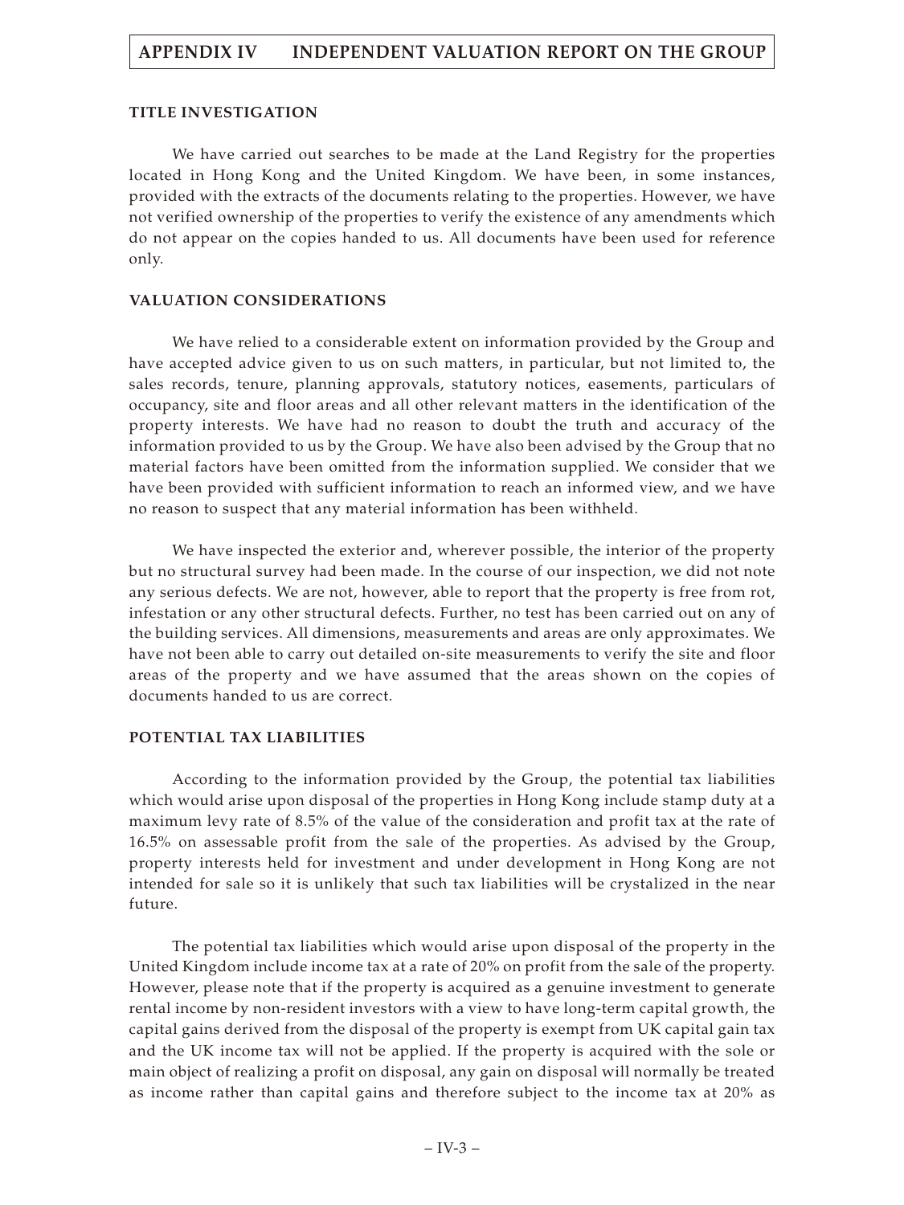### TITLE INVESTIGATION

We have carried out searches to be made at the Land Registry for the properties located in Hong Kong and the United Kingdom. We have been, in some instances, provided with the extracts of the documents relating to the properties. However, we have not verified ownership of the properties to verify the existence of any amendments which do not appear on the copies handed to us. All documents have been used for reference only.

### VALUATION CONSIDERATIONS

We have relied to a considerable extent on information provided by the Group and have accepted advice given to us on such matters, in particular, but not limited to, the sales records, tenure, planning approvals, statutory notices, easements, particulars of occupancy, site and floor areas and all other relevant matters in the identification of the property interests. We have had no reason to doubt the truth and accuracy of the information provided to us by the Group. We have also been advised by the Group that no material factors have been omitted from the information supplied. We consider that we have been provided with sufficient information to reach an informed view, and we have no reason to suspect that any material information has been withheld.

We have inspected the exterior and, wherever possible, the interior of the property but no structural survey had been made. In the course of our inspection, we did not note any serious defects. We are not, however, able to report that the property is free from rot, infestation or any other structural defects. Further, no test has been carried out on any of the building services. All dimensions, measurements and areas are only approximates. We have not been able to carry out detailed on-site measurements to verify the site and floor areas of the property and we have assumed that the areas shown on the copies of documents handed to us are correct.

### POTENTIAL TAX LIABILITIES

According to the information provided by the Group, the potential tax liabilities which would arise upon disposal of the properties in Hong Kong include stamp duty at a maximum levy rate of 8.5% of the value of the consideration and profit tax at the rate of 16.5% on assessable profit from the sale of the properties. As advised by the Group, property interests held for investment and under development in Hong Kong are not intended for sale so it is unlikely that such tax liabilities will be crystalized in the near future.

The potential tax liabilities which would arise upon disposal of the property in the United Kingdom include income tax at a rate of 20% on profit from the sale of the property. However, please note that if the property is acquired as a genuine investment to generate rental income by non-resident investors with a view to have long-term capital growth, the capital gains derived from the disposal of the property is exempt from UK capital gain tax and the UK income tax will not be applied. If the property is acquired with the sole or main object of realizing a profit on disposal, any gain on disposal will normally be treated as income rather than capital gains and therefore subject to the income tax at 20% as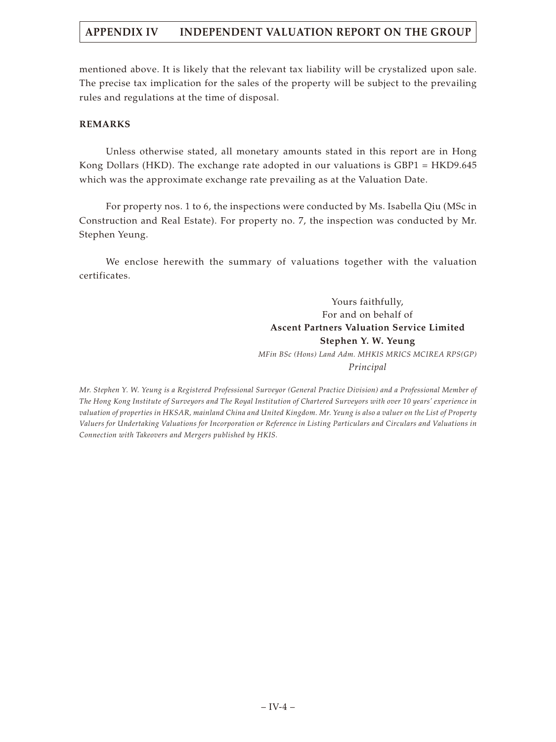mentioned above. It is likely that the relevant tax liability will be crystalized upon sale. The precise tax implication for the sales of the property will be subject to the prevailing rules and regulations at the time of disposal.

**REMARKS**

Unless otherwise stated, all monetary amounts stated in this report are in Hong Kong Dollars (HKD). The exchange rate adopted in our valuations is GBP1 = HKD9.645 which was the approximate exchange rate prevailing as at the Valuation Date.

For property nos. 1 to 6, the inspections were conducted by Ms. Isabella Qiu (MSc in Construction and Real Estate). For property no. 7, the inspection was conducted by Mr. Stephen Yeung.

We enclose herewith the summary of valuations together with the valuation certificates.

Yours faithfully,
For and on behalf of
**Ascent Partners Valuation Service Limited**
**Stephen Y. W. Yeung**
*MFin BSc (Hons) Land Adm. MHKIS MRICS MCIREA RPS(GP)*
*Principal*

*Mr. Stephen Y. W. Yeung is a Registered Professional Surveyor (General Practice Division) and a Professional Member of The Hong Kong Institute of Surveyors and The Royal Institution of Chartered Surveyors with over 10 years' experience in valuation of properties in HKSAR, mainland China and United Kingdom. Mr. Yeung is also a valuer on the List of Property Valuers for Undertaking Valuations for Incorporation or Reference in Listing Particulars and Circulars and Valuations in Connection with Takeovers and Mergers published by HKIS.*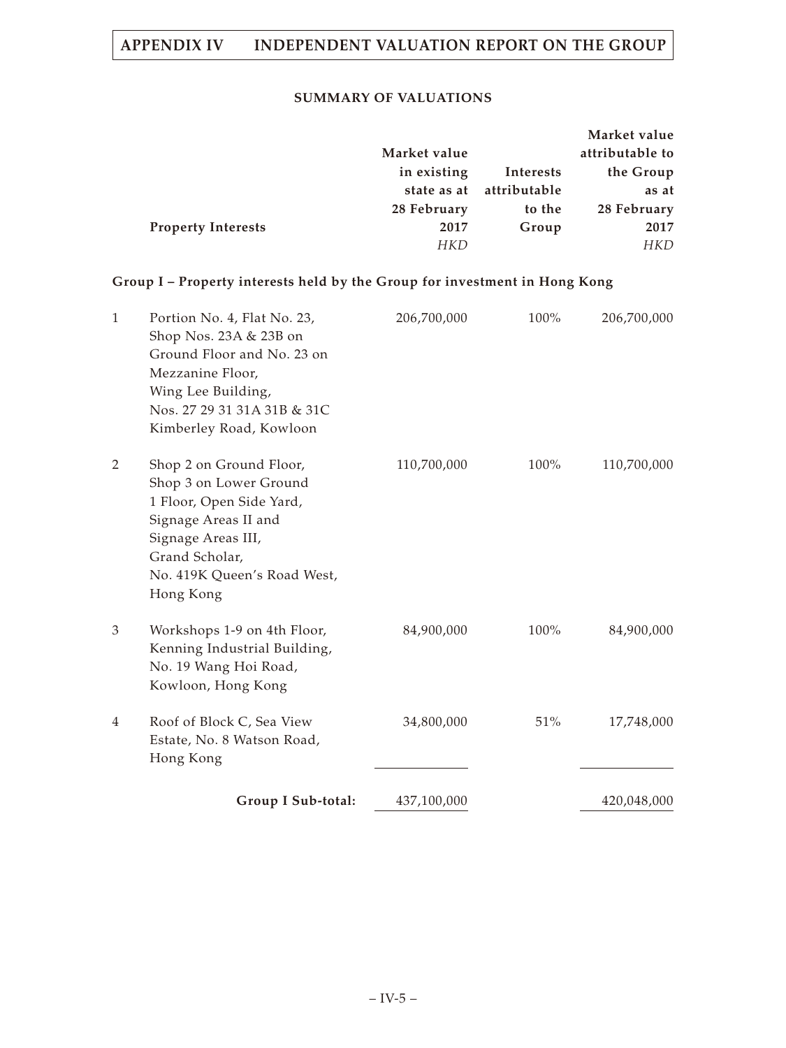## SUMMARY OF VALUATIONS

| | Property Interests | Market value in existing state as at 28 February 2017 *HKD* | Interests attributable to the Group | Market value attributable to the Group as at 28 February 2017 *HKD* |
|---|---|---|---|---|
| | **Group I – Property interests held by the Group for investment in Hong Kong** | | | |
| 1 | Portion No. 4, Flat No. 23, Shop Nos. 23A & 23B on Ground Floor and No. 23 on Mezzanine Floor, Wing Lee Building, Nos. 27 29 31 31A 31B & 31C Kimberley Road, Kowloon | 206,700,000 | 100% | 206,700,000 |
| 2 | Shop 2 on Ground Floor, Shop 3 on Lower Ground 1 Floor, Open Side Yard, Signage Areas II and Signage Areas III, Grand Scholar, No. 419K Queen's Road West, Hong Kong | 110,700,000 | 100% | 110,700,000 |
| 3 | Workshops 1-9 on 4th Floor, Kenning Industrial Building, No. 19 Wang Hoi Road, Kowloon, Hong Kong | 84,900,000 | 100% | 84,900,000 |
| 4 | Roof of Block C, Sea View Estate, No. 8 Watson Road, Hong Kong | 34,800,000 | 51% | 17,748,000 |
| | **Group I Sub-total:** | 437,100,000 | | 420,048,000 |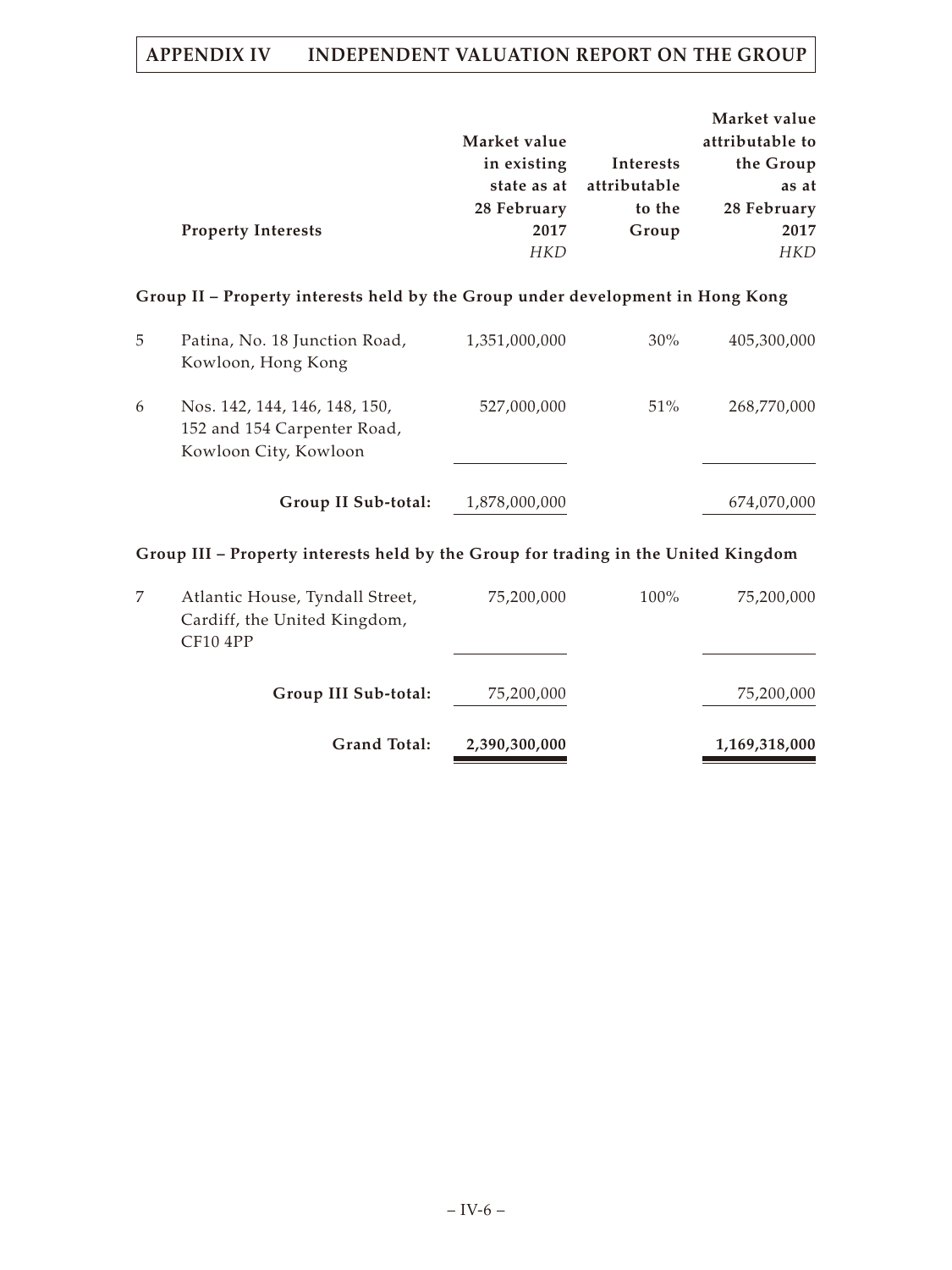| | Property Interests | Market value in existing state as at 28 February 2017 *HKD* | Interests attributable to the Group | Market value attributable to the Group as at 28 February 2017 *HKD* |
|---|---|---|---|---|
| **Group II – Property interests held by the Group under development in Hong Kong** | | | | |
| 5 | Patina, No. 18 Junction Road, Kowloon, Hong Kong | 1,351,000,000 | 30% | 405,300,000 |
| 6 | Nos. 142, 144, 146, 148, 150, 152 and 154 Carpenter Road, Kowloon City, Kowloon | 527,000,000 | 51% | 268,770,000 |
| | **Group II Sub-total:** | 1,878,000,000 | | 674,070,000 |
| **Group III – Property interests held by the Group for trading in the United Kingdom** | | | | |
| 7 | Atlantic House, Tyndall Street, Cardiff, the United Kingdom, CF10 4PP | 75,200,000 | 100% | 75,200,000 |
| | **Group III Sub-total:** | 75,200,000 | | 75,200,000 |
| | **Grand Total:** | **2,390,300,000** | | **1,169,318,000** |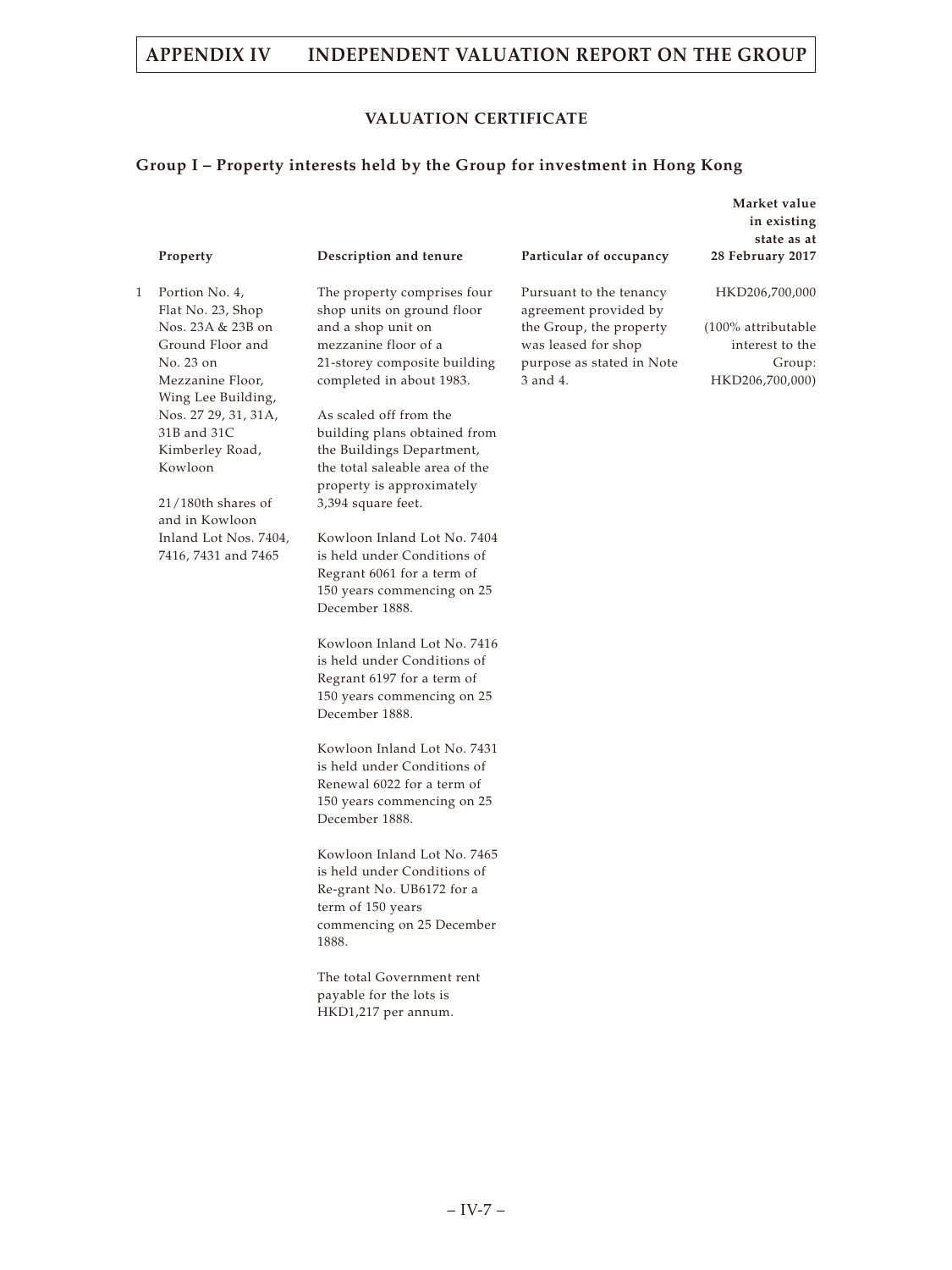### VALUATION CERTIFICATE

#### Group I – Property interests held by the Group for investment in Hong Kong

| | Property | Description and tenure | Particular of occupancy | Market value in existing state as at 28 February 2017 |
|---|---|---|---|---|
| 1 | Portion No. 4, Flat No. 23, Shop Nos. 23A & 23B on Ground Floor and No. 23 on Mezzanine Floor, Wing Lee Building, Nos. 27 29, 31, 31A, 31B and 31C Kimberley Road, Kowloon<br><br>21/180th shares of and in Kowloon Inland Lot Nos. 7404, 7416, 7431 and 7465 | The property comprises four shop units on ground floor and a shop unit on mezzanine floor of a 21-storey composite building completed in about 1983.<br><br>As scaled off from the building plans obtained from the Buildings Department, the total saleable area of the property is approximately 3,394 square feet.<br><br>Kowloon Inland Lot No. 7404 is held under Conditions of Regrant 6061 for a term of 150 years commencing on 25 December 1888.<br><br>Kowloon Inland Lot No. 7416 is held under Conditions of Regrant 6197 for a term of 150 years commencing on 25 December 1888.<br><br>Kowloon Inland Lot No. 7431 is held under Conditions of Renewal 6022 for a term of 150 years commencing on 25 December 1888.<br><br>Kowloon Inland Lot No. 7465 is held under Conditions of Re-grant No. UB6172 for a term of 150 years commencing on 25 December 1888.<br><br>The total Government rent payable for the lots is HKD1,217 per annum. | Pursuant to the tenancy agreement provided by the Group, the property was leased for shop purpose as stated in Note 3 and 4. | HKD206,700,000<br><br>(100% attributable interest to the Group: HKD206,700,000) |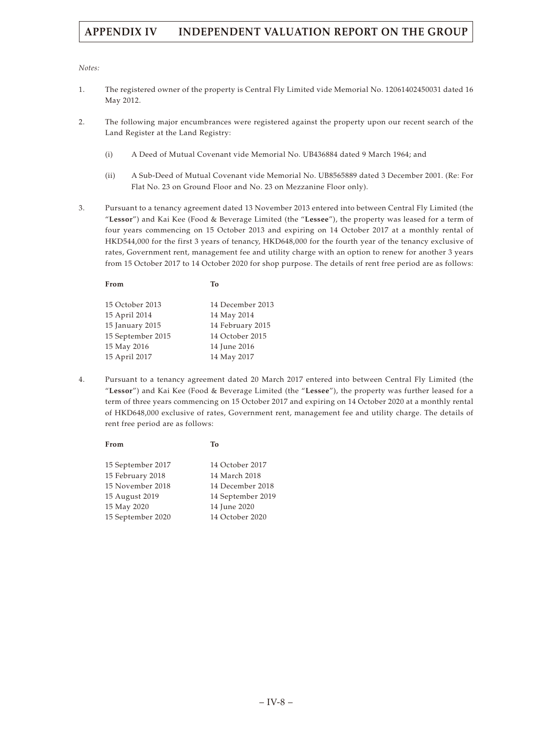*Notes:*

1. The registered owner of the property is Central Fly Limited vide Memorial No. 12061402450031 dated 16 May 2012.

2. The following major encumbrances were registered against the property upon our recent search of the Land Register at the Land Registry:

   (i) A Deed of Mutual Covenant vide Memorial No. UB436884 dated 9 March 1964; and

   (ii) A Sub-Deed of Mutual Covenant vide Memorial No. UB8565889 dated 3 December 2001. (Re: For Flat No. 23 on Ground Floor and No. 23 on Mezzanine Floor only).

3. Pursuant to a tenancy agreement dated 13 November 2013 entered into between Central Fly Limited (the "**Lessor**") and Kai Kee (Food & Beverage Limited (the "**Lessee**"), the property was leased for a term of four years commencing on 15 October 2013 and expiring on 14 October 2017 at a monthly rental of HKD544,000 for the first 3 years of tenancy, HKD648,000 for the fourth year of the tenancy exclusive of rates, Government rent, management fee and utility charge with an option to renew for another 3 years from 15 October 2017 to 14 October 2020 for shop purpose. The details of rent free period are as follows:

| **From** | **To** |
|---|---|
| 15 October 2013 | 14 December 2013 |
| 15 April 2014 | 14 May 2014 |
| 15 January 2015 | 14 February 2015 |
| 15 September 2015 | 14 October 2015 |
| 15 May 2016 | 14 June 2016 |
| 15 April 2017 | 14 May 2017 |

4. Pursuant to a tenancy agreement dated 20 March 2017 entered into between Central Fly Limited (the "**Lessor**") and Kai Kee (Food & Beverage Limited (the "**Lessee**"), the property was further leased for a term of three years commencing on 15 October 2017 and expiring on 14 October 2020 at a monthly rental of HKD648,000 exclusive of rates, Government rent, management fee and utility charge. The details of rent free period are as follows:

| **From** | **To** |
|---|---|
| 15 September 2017 | 14 October 2017 |
| 15 February 2018 | 14 March 2018 |
| 15 November 2018 | 14 December 2018 |
| 15 August 2019 | 14 September 2019 |
| 15 May 2020 | 14 June 2020 |
| 15 September 2020 | 14 October 2020 |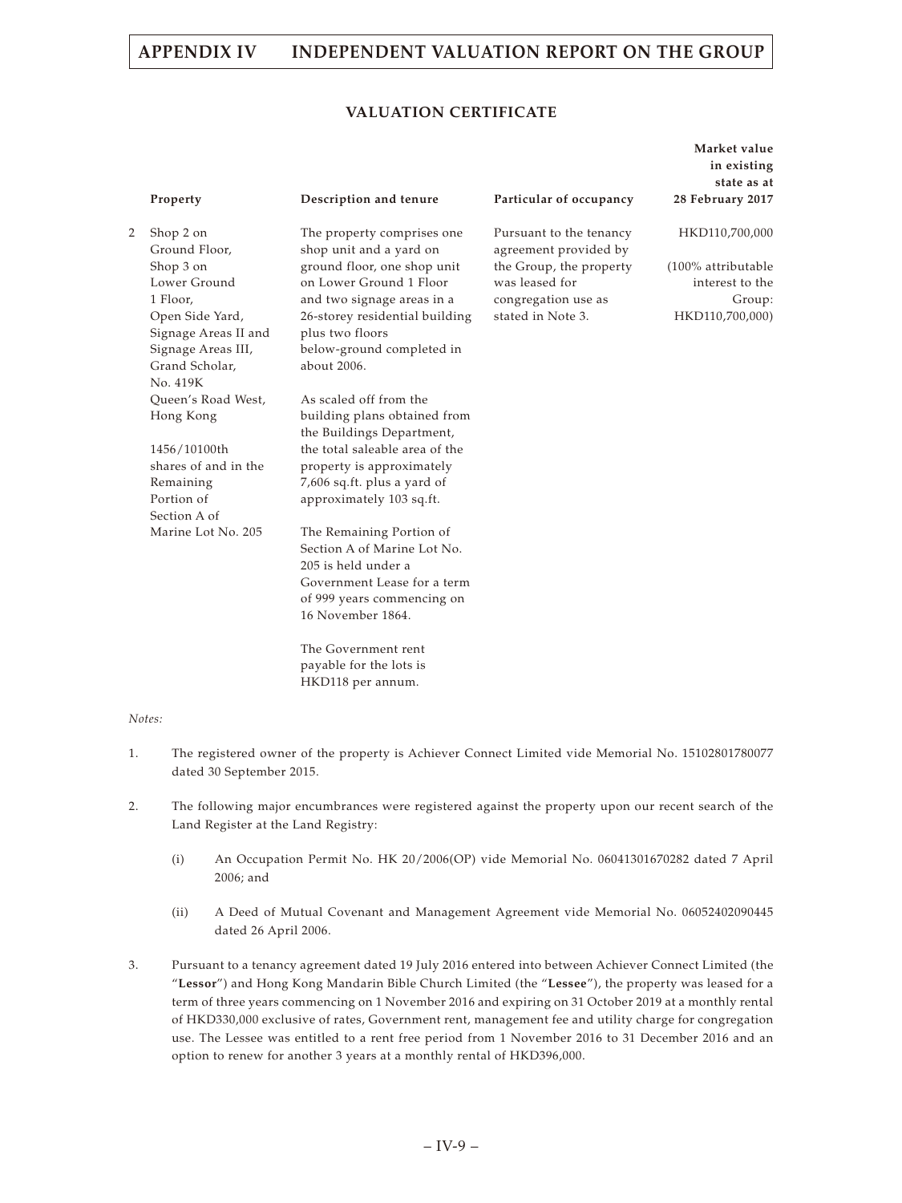## VALUATION CERTIFICATE

| | Property | Description and tenure | Particular of occupancy | Market value in existing state as at 28 February 2017 |
|---|---|---|---|---|
| 2 | Shop 2 on Ground Floor, Shop 3 on Lower Ground 1 Floor, Open Side Yard, Signage Areas II and Signage Areas III, Grand Scholar, No. 419K Queen's Road West, Hong Kong<br><br>1456/10100th shares of and in the Remaining Portion of Section A of Marine Lot No. 205 | The property comprises one shop unit and a yard on ground floor, one shop unit on Lower Ground 1 Floor and two signage areas in a 26-storey residential building plus two floors below-ground completed in about 2006.<br><br>As scaled off from the building plans obtained from the Buildings Department, the total saleable area of the property is approximately 7,606 sq.ft. plus a yard of approximately 103 sq.ft.<br><br>The Remaining Portion of Section A of Marine Lot No. 205 is held under a Government Lease for a term of 999 years commencing on 16 November 1864.<br><br>The Government rent payable for the lots is HKD118 per annum. | Pursuant to the tenancy agreement provided by the Group, the property was leased for congregation use as stated in Note 3. | HKD110,700,000<br><br>(100% attributable interest to the Group: HKD110,700,000) |

*Notes:*

1. The registered owner of the property is Achiever Connect Limited vide Memorial No. 15102801780077 dated 30 September 2015.

2. The following major encumbrances were registered against the property upon our recent search of the Land Register at the Land Registry:

   (i) An Occupation Permit No. HK 20/2006(OP) vide Memorial No. 06041301670282 dated 7 April 2006; and

   (ii) A Deed of Mutual Covenant and Management Agreement vide Memorial No. 06052402090445 dated 26 April 2006.

3. Pursuant to a tenancy agreement dated 19 July 2016 entered into between Achiever Connect Limited (the "**Lessor**") and Hong Kong Mandarin Bible Church Limited (the "**Lessee**"), the property was leased for a term of three years commencing on 1 November 2016 and expiring on 31 October 2019 at a monthly rental of HKD330,000 exclusive of rates, Government rent, management fee and utility charge for congregation use. The Lessee was entitled to a rent free period from 1 November 2016 to 31 December 2016 and an option to renew for another 3 years at a monthly rental of HKD396,000.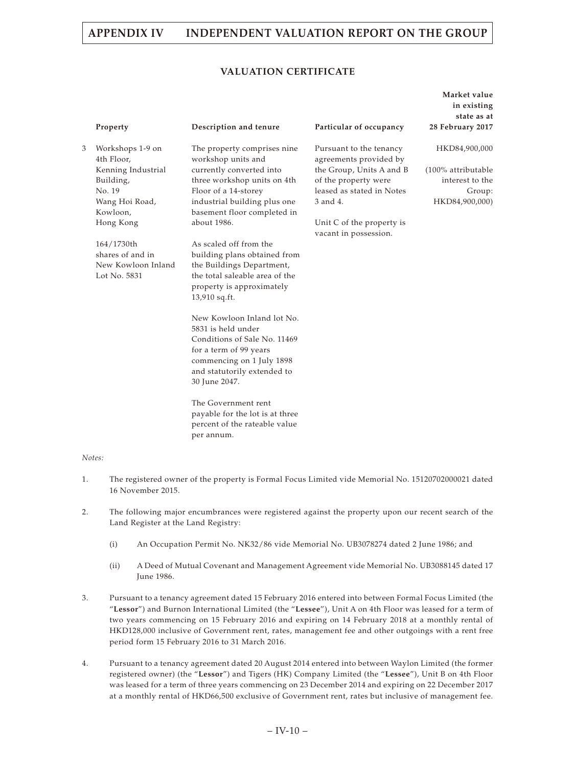## VALUATION CERTIFICATE

| | Property | Description and tenure | Particular of occupancy | Market value in existing state as at 28 February 2017 |
|---|---|---|---|---|
| 3 | Workshops 1-9 on 4th Floor, Kenning Industrial Building, No. 19 Wang Hoi Road, Kowloon, Hong Kong<br><br>164/1730th shares of and in New Kowloon Inland Lot No. 5831 | The property comprises nine workshop units and currently converted into three workshop units on 4th Floor of a 14-storey industrial building plus one basement floor completed in about 1986.<br><br>As scaled off from the building plans obtained from the Buildings Department, the total saleable area of the property is approximately 13,910 sq.ft.<br><br>New Kowloon Inland lot No. 5831 is held under Conditions of Sale No. 11469 for a term of 99 years commencing on 1 July 1898 and statutorily extended to 30 June 2047.<br><br>The Government rent payable for the lot is at three percent of the rateable value per annum. | Pursuant to the tenancy agreements provided by the Group, Units A and B of the property were leased as stated in Notes 3 and 4.<br><br>Unit C of the property is vacant in possession. | HKD84,900,000<br><br>(100% attributable interest to the Group: HKD84,900,000) |

*Notes:*

1. The registered owner of the property is Formal Focus Limited vide Memorial No. 15120702000021 dated 16 November 2015.

2. The following major encumbrances were registered against the property upon our recent search of the Land Register at the Land Registry:

   (i) An Occupation Permit No. NK32/86 vide Memorial No. UB3078274 dated 2 June 1986; and

   (ii) A Deed of Mutual Covenant and Management Agreement vide Memorial No. UB3088145 dated 17 June 1986.

3. Pursuant to a tenancy agreement dated 15 February 2016 entered into between Formal Focus Limited (the "**Lessor**") and Burnon International Limited (the "**Lessee**"), Unit A on 4th Floor was leased for a term of two years commencing on 15 February 2016 and expiring on 14 February 2018 at a monthly rental of HKD128,000 inclusive of Government rent, rates, management fee and other outgoings with a rent free period form 15 February 2016 to 31 March 2016.

4. Pursuant to a tenancy agreement dated 20 August 2014 entered into between Waylon Limited (the former registered owner) (the "**Lessor**") and Tigers (HK) Company Limited (the "**Lessee**"), Unit B on 4th Floor was leased for a term of three years commencing on 23 December 2014 and expiring on 22 December 2017 at a monthly rental of HKD66,500 exclusive of Government rent, rates but inclusive of management fee.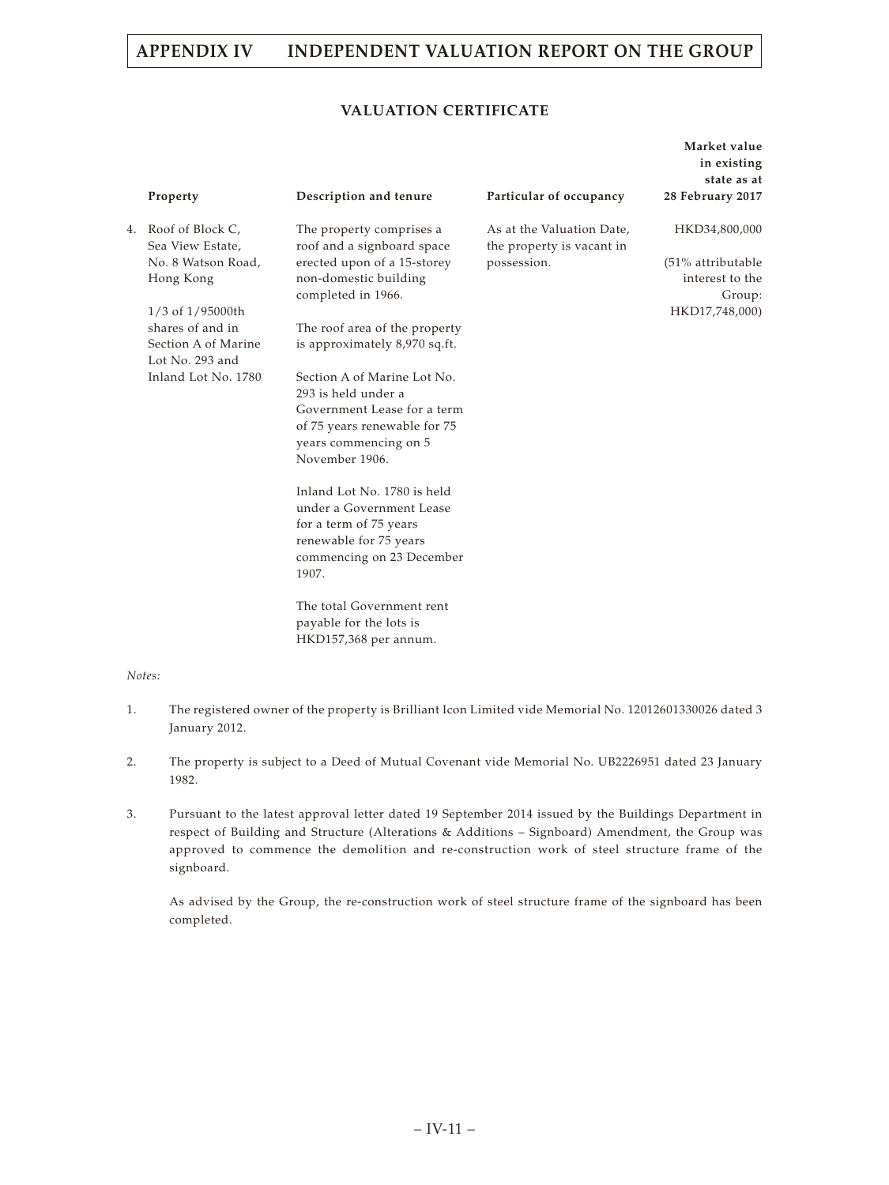## VALUATION CERTIFICATE

| | Property | Description and tenure | Particular of occupancy | Market value in existing state as at 28 February 2017 |
|---|---|---|---|---|
| 4. | Roof of Block C, Sea View Estate, No. 8 Watson Road, Hong Kong<br><br>1/3 of 1/95000th shares of and in Section A of Marine Lot No. 293 and Inland Lot No. 1780 | The property comprises a roof and a signboard space erected upon of a 15-storey non-domestic building completed in 1966.<br><br>The roof area of the property is approximately 8,970 sq.ft.<br><br>Section A of Marine Lot No. 293 is held under a Government Lease for a term of 75 years renewable for 75 years commencing on 5 November 1906.<br><br>Inland Lot No. 1780 is held under a Government Lease for a term of 75 years renewable for 75 years commencing on 23 December 1907.<br><br>The total Government rent payable for the lots is HKD157,368 per annum. | As at the Valuation Date, the property is vacant in possession. | HKD34,800,000<br><br>(51% attributable interest to the Group: HKD17,748,000) |

*Notes:*

1. The registered owner of the property is Brilliant Icon Limited vide Memorial No. 12012601330026 dated 3 January 2012.

2. The property is subject to a Deed of Mutual Covenant vide Memorial No. UB2226951 dated 23 January 1982.

3. Pursuant to the latest approval letter dated 19 September 2014 issued by the Buildings Department in respect of Building and Structure (Alterations & Additions – Signboard) Amendment, the Group was approved to commence the demolition and re-construction work of steel structure frame of the signboard.

   As advised by the Group, the re-construction work of steel structure frame of the signboard has been completed.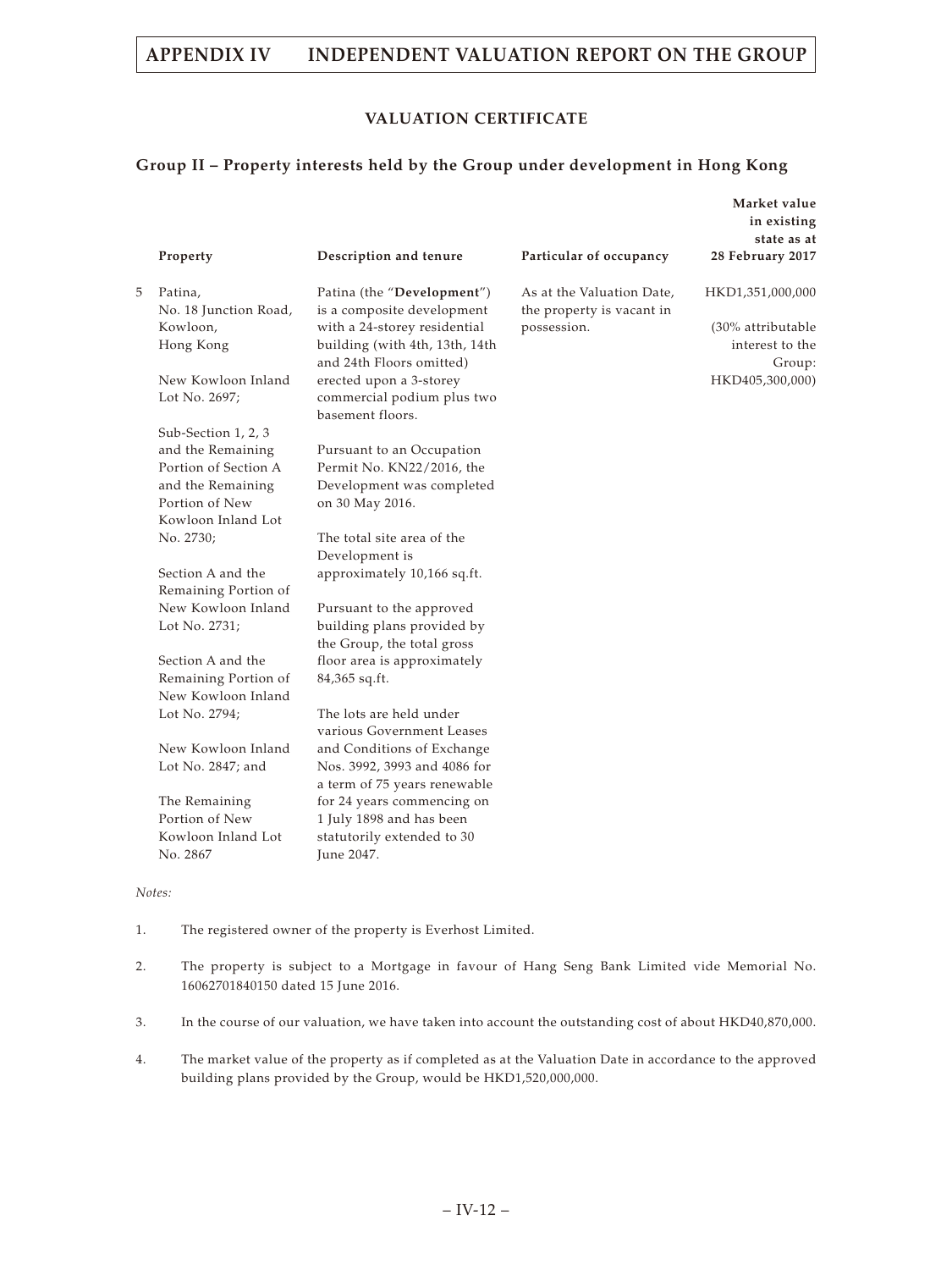## VALUATION CERTIFICATE

### Group II – Property interests held by the Group under development in Hong Kong

| | Property | Description and tenure | Particular of occupancy | Market value in existing state as at 28 February 2017 |
|---|---|---|---|---|
| 5 | Patina, No. 18 Junction Road, Kowloon, Hong Kong<br><br>New Kowloon Inland Lot No. 2697;<br><br>Sub-Section 1, 2, 3 and the Remaining Portion of Section A and the Remaining Portion of New Kowloon Inland Lot No. 2730;<br><br>Section A and the Remaining Portion of New Kowloon Inland Lot No. 2731;<br><br>Section A and the Remaining Portion of New Kowloon Inland Lot No. 2794;<br><br>New Kowloon Inland Lot No. 2847; and<br><br>The Remaining Portion of New Kowloon Inland Lot No. 2867 | Patina (the "**Development**") is a composite development with a 24-storey residential building (with 4th, 13th, 14th and 24th Floors omitted) erected upon a 3-storey commercial podium plus two basement floors.<br><br>Pursuant to an Occupation Permit No. KN22/2016, the Development was completed on 30 May 2016.<br><br>The total site area of the Development is approximately 10,166 sq.ft.<br><br>Pursuant to the approved building plans provided by the Group, the total gross floor area is approximately 84,365 sq.ft.<br><br>The lots are held under various Government Leases and Conditions of Exchange Nos. 3992, 3993 and 4086 for a term of 75 years renewable for 24 years commencing on 1 July 1898 and has been statutorily extended to 30 June 2047. | As at the Valuation Date, the property is vacant in possession. | HKD1,351,000,000<br><br>(30% attributable interest to the Group: HKD405,300,000) |

*Notes:*

1. The registered owner of the property is Everhost Limited.

2. The property is subject to a Mortgage in favour of Hang Seng Bank Limited vide Memorial No. 16062701840150 dated 15 June 2016.

3. In the course of our valuation, we have taken into account the outstanding cost of about HKD40,870,000.

4. The market value of the property as if completed as at the Valuation Date in accordance to the approved building plans provided by the Group, would be HKD1,520,000,000.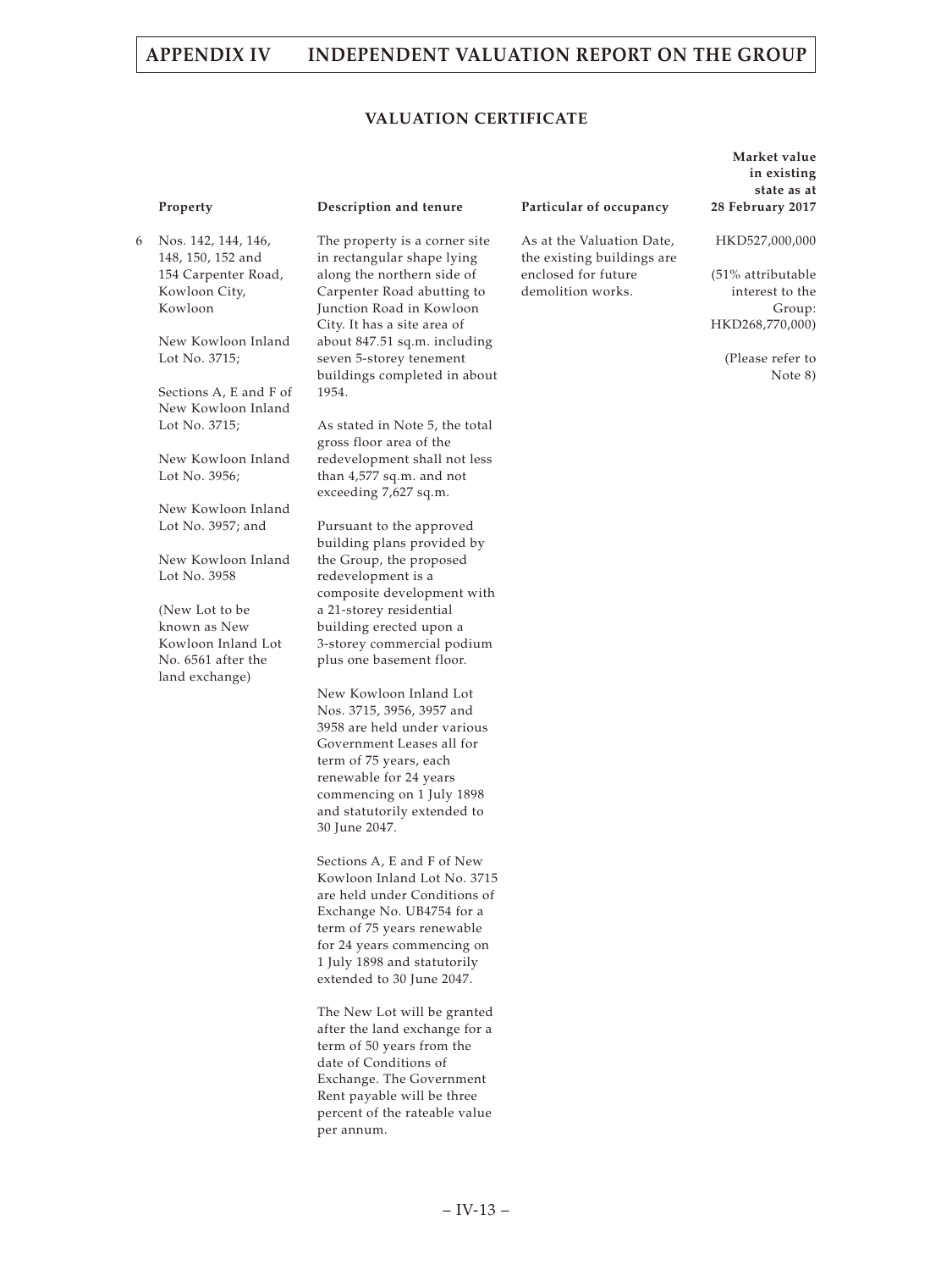# APPENDIX IV INDEPENDENT VALUATION REPORT ON THE GROUP

## VALUATION CERTIFICATE

| | Property | Description and tenure | Particular of occupancy | Market value in existing state as at 28 February 2017 |
|---|---|---|---|---|
| 6 | Nos. 142, 144, 146, 148, 150, 152 and 154 Carpenter Road, Kowloon City, Kowloon<br><br>New Kowloon Inland Lot No. 3715;<br><br>Sections A, E and F of New Kowloon Inland Lot No. 3715;<br><br>New Kowloon Inland Lot No. 3956;<br><br>New Kowloon Inland Lot No. 3957; and<br><br>New Kowloon Inland Lot No. 3958<br><br>(New Lot to be known as New Kowloon Inland Lot No. 6561 after the land exchange) | The property is a corner site in rectangular shape lying along the northern side of Carpenter Road abutting to Junction Road in Kowloon City. It has a site area of about 847.51 sq.m. including seven 5-storey tenement buildings completed in about 1954.<br><br>As stated in Note 5, the total gross floor area of the redevelopment shall not less than 4,577 sq.m. and not exceeding 7,627 sq.m.<br><br>Pursuant to the approved building plans provided by the Group, the proposed redevelopment is a composite development with a 21-storey residential building erected upon a 3-storey commercial podium plus one basement floor.<br><br>New Kowloon Inland Lot Nos. 3715, 3956, 3957 and 3958 are held under various Government Leases all for term of 75 years, each renewable for 24 years commencing on 1 July 1898 and statutorily extended to 30 June 2047.<br><br>Sections A, E and F of New Kowloon Inland Lot No. 3715 are held under Conditions of Exchange No. UB4754 for a term of 75 years renewable for 24 years commencing on 1 July 1898 and statutorily extended to 30 June 2047.<br><br>The New Lot will be granted after the land exchange for a term of 50 years from the date of Conditions of Exchange. The Government Rent payable will be three percent of the rateable value per annum. | As at the Valuation Date, the existing buildings are enclosed for future demolition works. | HKD527,000,000<br><br>(51% attributable interest to the Group: HKD268,770,000)<br><br>(Please refer to Note 8) |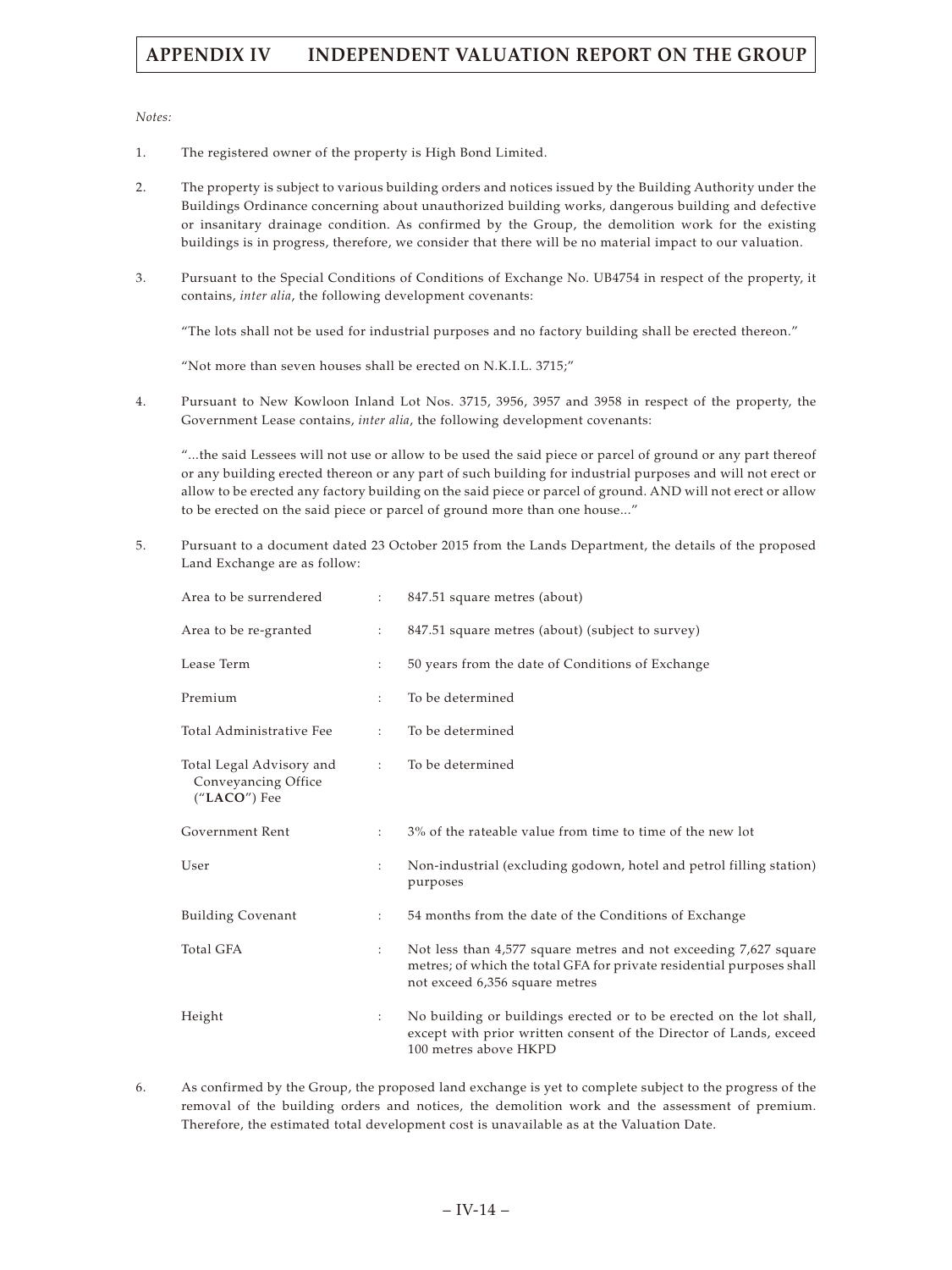*Notes:*

1. The registered owner of the property is High Bond Limited.

2. The property is subject to various building orders and notices issued by the Building Authority under the Buildings Ordinance concerning about unauthorized building works, dangerous building and defective or insanitary drainage condition. As confirmed by the Group, the demolition work for the existing buildings is in progress, therefore, we consider that there will be no material impact to our valuation.

3. Pursuant to the Special Conditions of Conditions of Exchange No. UB4754 in respect of the property, it contains, *inter alia*, the following development covenants:

   "The lots shall not be used for industrial purposes and no factory building shall be erected thereon."

   "Not more than seven houses shall be erected on N.K.I.L. 3715;"

4. Pursuant to New Kowloon Inland Lot Nos. 3715, 3956, 3957 and 3958 in respect of the property, the Government Lease contains, *inter alia*, the following development covenants:

   "...the said Lessees will not use or allow to be used the said piece or parcel of ground or any part thereof or any building erected thereon or any part of such building for industrial purposes and will not erect or allow to be erected any factory building on the said piece or parcel of ground. AND will not erect or allow to be erected on the said piece or parcel of ground more than one house..."

5. Pursuant to a document dated 23 October 2015 from the Lands Department, the details of the proposed Land Exchange are as follow:

| | | |
|---|---|---|
| Area to be surrendered | : | 847.51 square metres (about) |
| Area to be re-granted | : | 847.51 square metres (about) (subject to survey) |
| Lease Term | : | 50 years from the date of Conditions of Exchange |
| Premium | : | To be determined |
| Total Administrative Fee | : | To be determined |
| Total Legal Advisory and Conveyancing Office ("**LACO**") Fee | : | To be determined |
| Government Rent | : | 3% of the rateable value from time to time of the new lot |
| User | : | Non-industrial (excluding godown, hotel and petrol filling station) purposes |
| Building Covenant | : | 54 months from the date of the Conditions of Exchange |
| Total GFA | : | Not less than 4,577 square metres and not exceeding 7,627 square metres; of which the total GFA for private residential purposes shall not exceed 6,356 square metres |
| Height | : | No building or buildings erected or to be erected on the lot shall, except with prior written consent of the Director of Lands, exceed 100 metres above HKPD |

6. As confirmed by the Group, the proposed land exchange is yet to complete subject to the progress of the removal of the building orders and notices, the demolition work and the assessment of premium. Therefore, the estimated total development cost is unavailable as at the Valuation Date.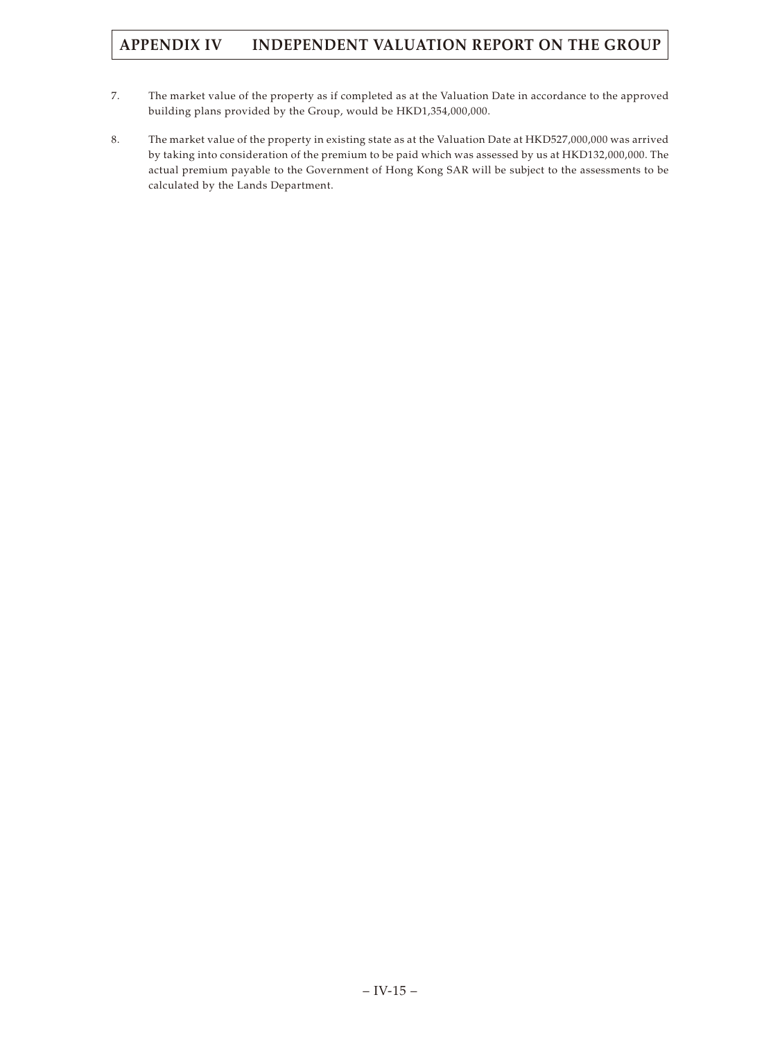7. The market value of the property as if completed as at the Valuation Date in accordance to the approved building plans provided by the Group, would be HKD1,354,000,000.

8. The market value of the property in existing state as at the Valuation Date at HKD527,000,000 was arrived by taking into consideration of the premium to be paid which was assessed by us at HKD132,000,000. The actual premium payable to the Government of Hong Kong SAR will be subject to the assessments to be calculated by the Lands Department.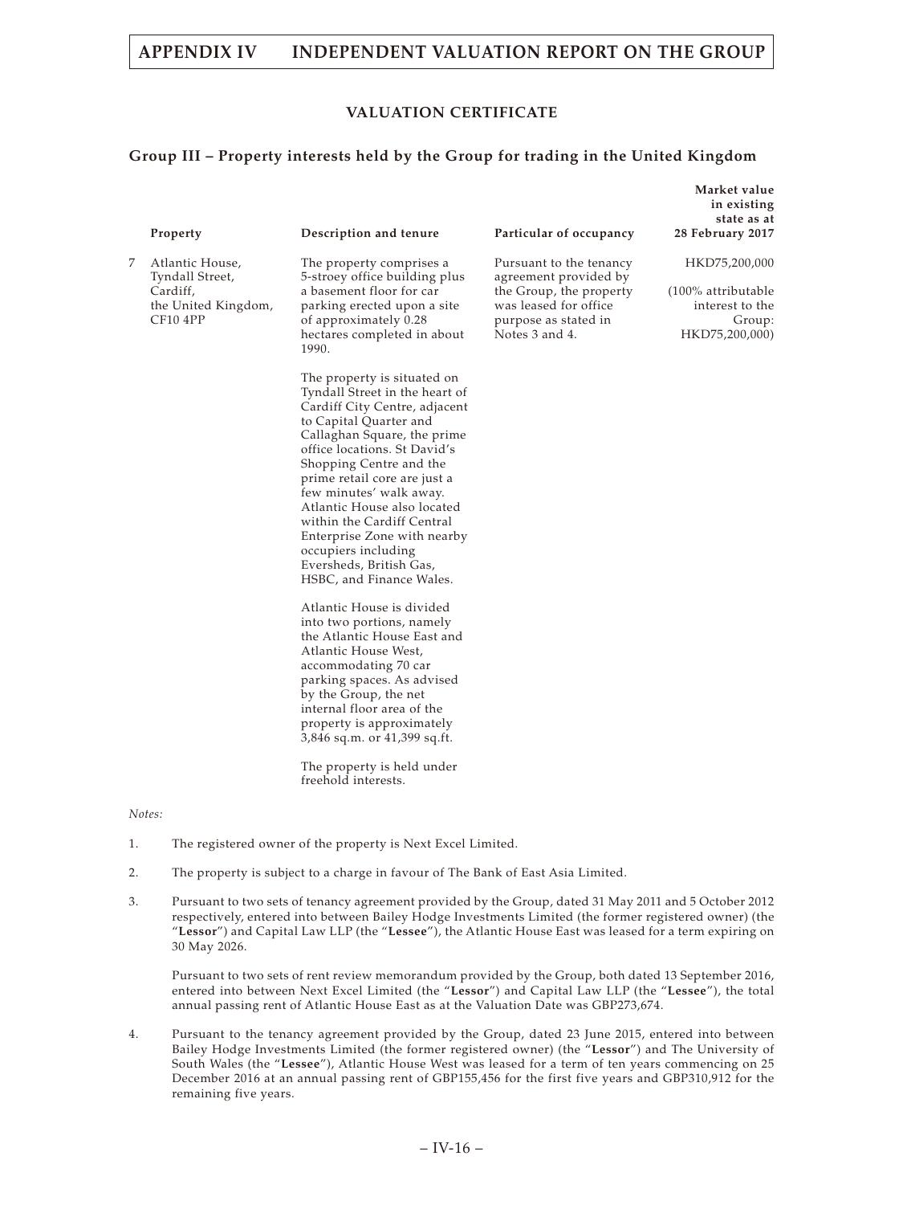## VALUATION CERTIFICATE

### Group III – Property interests held by the Group for trading in the United Kingdom

| | Property | Description and tenure | Particular of occupancy | Market value in existing state as at 28 February 2017 |
|---|---|---|---|---|
| 7 | Atlantic House, Tyndall Street, Cardiff, the United Kingdom, CF10 4PP | The property comprises a 5-stroey office building plus a basement floor for car parking erected upon a site of approximately 0.28 hectares completed in about 1990.<br><br>The property is situated on Tyndall Street in the heart of Cardiff City Centre, adjacent to Capital Quarter and Callaghan Square, the prime office locations. St David's Shopping Centre and the prime retail core are just a few minutes' walk away. Atlantic House also located within the Cardiff Central Enterprise Zone with nearby occupiers including Eversheds, British Gas, HSBC, and Finance Wales.<br><br>Atlantic House is divided into two portions, namely the Atlantic House East and Atlantic House West, accommodating 70 car parking spaces. As advised by the Group, the net internal floor area of the property is approximately 3,846 sq.m. or 41,399 sq.ft.<br><br>The property is held under freehold interests. | Pursuant to the tenancy agreement provided by the Group, the property was leased for office purpose as stated in Notes 3 and 4. | HKD75,200,000<br><br>(100% attributable interest to the Group: HKD75,200,000) |

*Notes:*

1. The registered owner of the property is Next Excel Limited.

2. The property is subject to a charge in favour of The Bank of East Asia Limited.

3. Pursuant to two sets of tenancy agreement provided by the Group, dated 31 May 2011 and 5 October 2012 respectively, entered into between Bailey Hodge Investments Limited (the former registered owner) (the "**Lessor**") and Capital Law LLP (the "**Lessee**"), the Atlantic House East was leased for a term expiring on 30 May 2026.

   Pursuant to two sets of rent review memorandum provided by the Group, both dated 13 September 2016, entered into between Next Excel Limited (the "**Lessor**") and Capital Law LLP (the "**Lessee**"), the total annual passing rent of Atlantic House East as at the Valuation Date was GBP273,674.

4. Pursuant to the tenancy agreement provided by the Group, dated 23 June 2015, entered into between Bailey Hodge Investments Limited (the former registered owner) (the "**Lessor**") and The University of South Wales (the "**Lessee**"), Atlantic House West was leased for a term of ten years commencing on 25 December 2016 at an annual passing rent of GBP155,456 for the first five years and GBP310,912 for the remaining five years.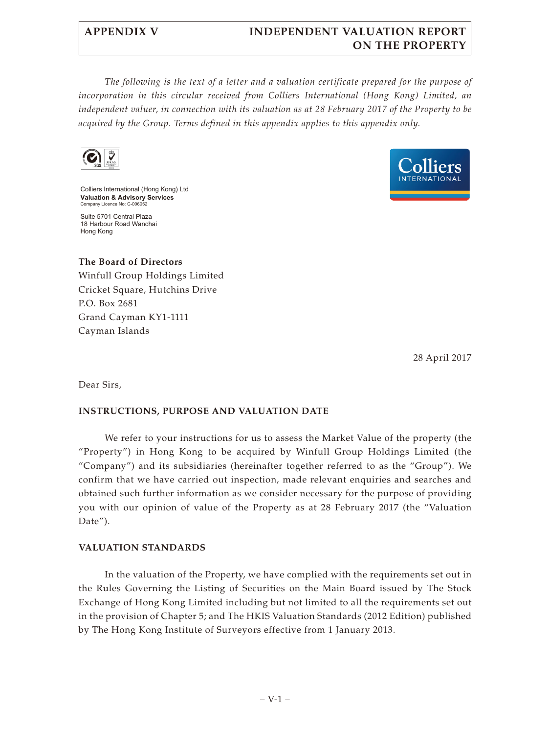*The following is the text of a letter and a valuation certificate prepared for the purpose of incorporation in this circular received from Colliers International (Hong Kong) Limited, an independent valuer, in connection with its valuation as at 28 February 2017 of the Property to be acquired by the Group. Terms defined in this appendix applies to this appendix only.*

Colliers International (Hong Kong) Ltd
**Valuation & Advisory Services**
Company Licence No: C-006052

Suite 5701 Central Plaza
18 Harbour Road Wanchai
Hong Kong

**The Board of Directors**
Winfull Group Holdings Limited
Cricket Square, Hutchins Drive
P.O. Box 2681
Grand Cayman KY1-1111
Cayman Islands

28 April 2017

Dear Sirs,

## INSTRUCTIONS, PURPOSE AND VALUATION DATE

We refer to your instructions for us to assess the Market Value of the property (the "Property") in Hong Kong to be acquired by Winfull Group Holdings Limited (the "Company") and its subsidiaries (hereinafter together referred to as the "Group"). We confirm that we have carried out inspection, made relevant enquiries and searches and obtained such further information as we consider necessary for the purpose of providing you with our opinion of value of the Property as at 28 February 2017 (the "Valuation Date").

## VALUATION STANDARDS

In the valuation of the Property, we have complied with the requirements set out in the Rules Governing the Listing of Securities on the Main Board issued by The Stock Exchange of Hong Kong Limited including but not limited to all the requirements set out in the provision of Chapter 5; and The HKIS Valuation Standards (2012 Edition) published by The Hong Kong Institute of Surveyors effective from 1 January 2013.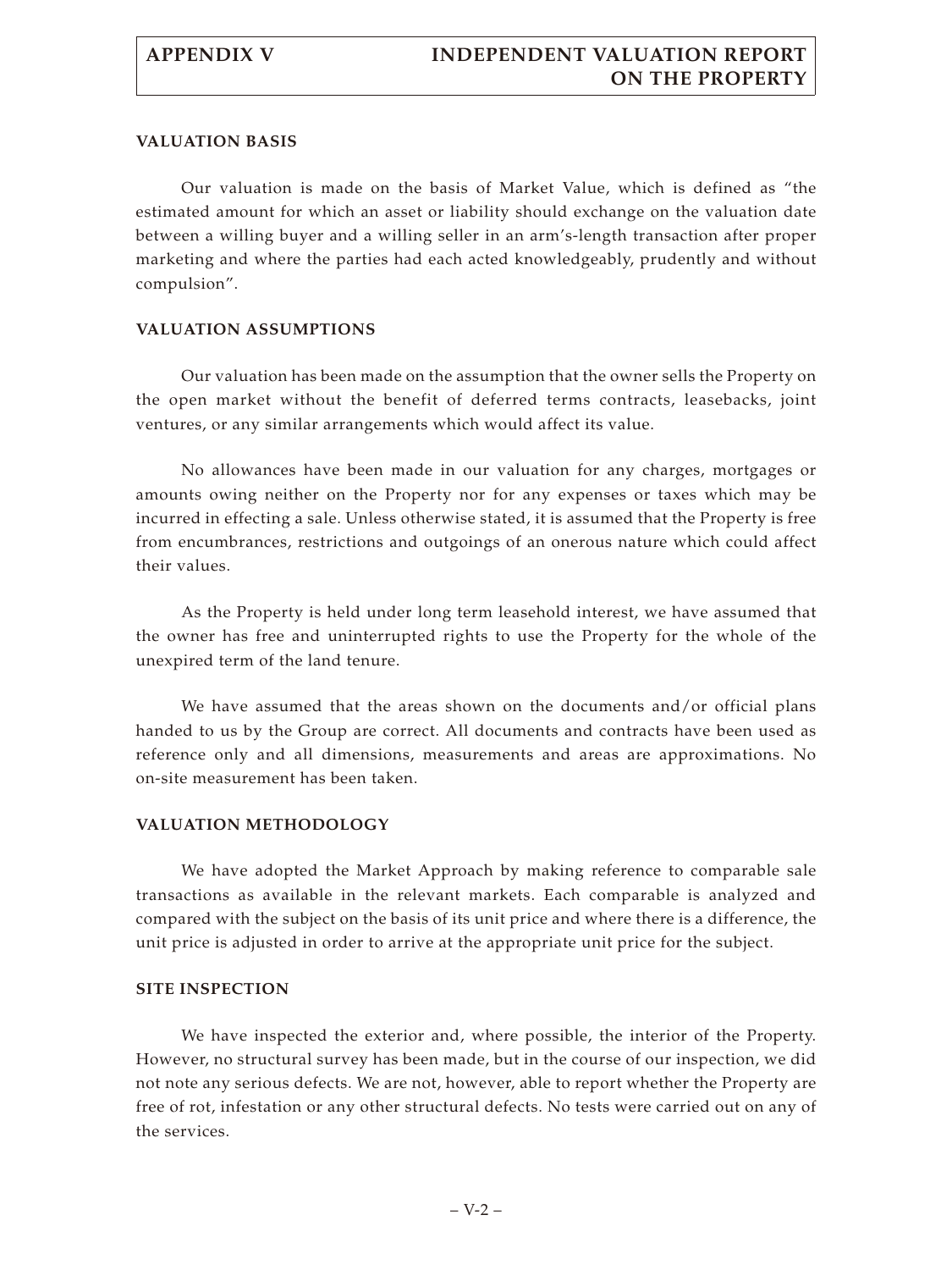## VALUATION BASIS

Our valuation is made on the basis of Market Value, which is defined as "the estimated amount for which an asset or liability should exchange on the valuation date between a willing buyer and a willing seller in an arm's-length transaction after proper marketing and where the parties had each acted knowledgeably, prudently and without compulsion".

## VALUATION ASSUMPTIONS

Our valuation has been made on the assumption that the owner sells the Property on the open market without the benefit of deferred terms contracts, leasebacks, joint ventures, or any similar arrangements which would affect its value.

No allowances have been made in our valuation for any charges, mortgages or amounts owing neither on the Property nor for any expenses or taxes which may be incurred in effecting a sale. Unless otherwise stated, it is assumed that the Property is free from encumbrances, restrictions and outgoings of an onerous nature which could affect their values.

As the Property is held under long term leasehold interest, we have assumed that the owner has free and uninterrupted rights to use the Property for the whole of the unexpired term of the land tenure.

We have assumed that the areas shown on the documents and/or official plans handed to us by the Group are correct. All documents and contracts have been used as reference only and all dimensions, measurements and areas are approximations. No on-site measurement has been taken.

## VALUATION METHODOLOGY

We have adopted the Market Approach by making reference to comparable sale transactions as available in the relevant markets. Each comparable is analyzed and compared with the subject on the basis of its unit price and where there is a difference, the unit price is adjusted in order to arrive at the appropriate unit price for the subject.

## SITE INSPECTION

We have inspected the exterior and, where possible, the interior of the Property. However, no structural survey has been made, but in the course of our inspection, we did not note any serious defects. We are not, however, able to report whether the Property are free of rot, infestation or any other structural defects. No tests were carried out on any of the services.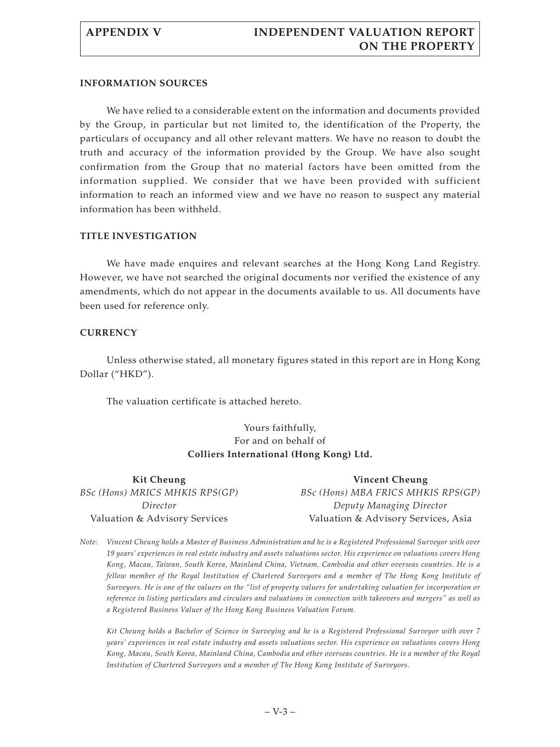## INFORMATION SOURCES

We have relied to a considerable extent on the information and documents provided by the Group, in particular but not limited to, the identification of the Property, the particulars of occupancy and all other relevant matters. We have no reason to doubt the truth and accuracy of the information provided by the Group. We have also sought confirmation from the Group that no material factors have been omitted from the information supplied. We consider that we have been provided with sufficient information to reach an informed view and we have no reason to suspect any material information has been withheld.

## TITLE INVESTIGATION

We have made enquires and relevant searches at the Hong Kong Land Registry. However, we have not searched the original documents nor verified the existence of any amendments, which do not appear in the documents available to us. All documents have been used for reference only.

## CURRENCY

Unless otherwise stated, all monetary figures stated in this report are in Hong Kong Dollar ("HKD").

The valuation certificate is attached hereto.

Yours faithfully,
For and on behalf of
**Colliers International (Hong Kong) Ltd.**

| **Kit Cheung** | **Vincent Cheung** |
|---|---|
| *BSc (Hons) MRICS MHKIS RPS(GP)* | *BSc (Hons) MBA FRICS MHKIS RPS(GP)* |
| *Director* | *Deputy Managing Director* |
| Valuation & Advisory Services | Valuation & Advisory Services, Asia |

*Note: Vincent Cheung holds a Master of Business Administration and he is a Registered Professional Surveyor with over 19 years' experiences in real estate industry and assets valuations sector. His experience on valuations covers Hong Kong, Macau, Taiwan, South Korea, Mainland China, Vietnam, Cambodia and other overseas countries. He is a fellow member of the Royal Institution of Chartered Surveyors and a member of The Hong Kong Institute of Surveyors. He is one of the valuers on the "list of property valuers for undertaking valuation for incorporation or reference in listing particulars and circulars and valuations in connection with takeovers and mergers" as well as a Registered Business Valuer of the Hong Kong Business Valuation Forum.*

*Kit Cheung holds a Bachelor of Science in Surveying and he is a Registered Professional Surveyor with over 7 years' experiences in real estate industry and assets valuations sector. His experience on valuations covers Hong Kong, Macau, South Korea, Mainland China, Cambodia and other overseas countries. He is a member of the Royal Institution of Chartered Surveyors and a member of The Hong Kong Institute of Surveyors.*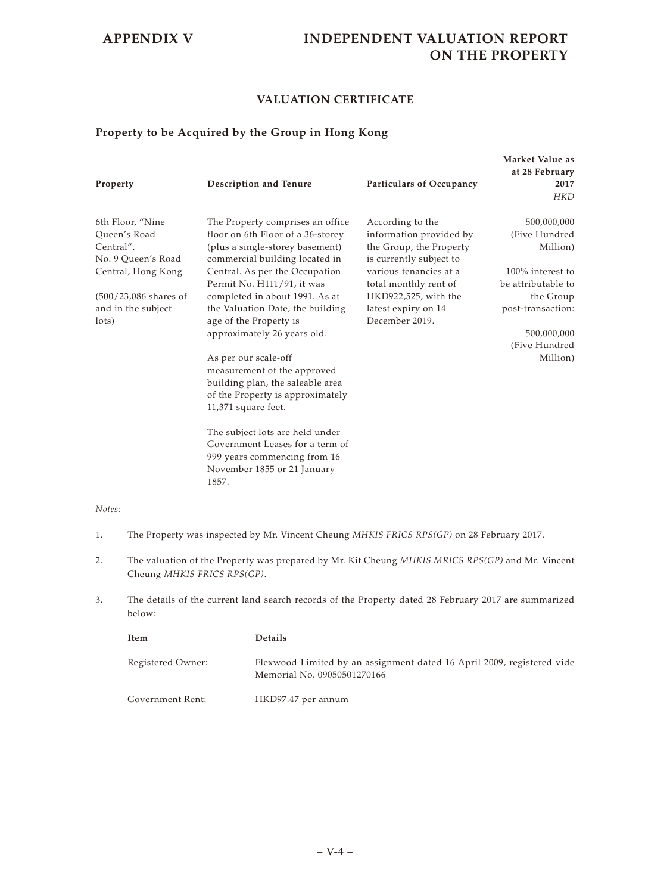## VALUATION CERTIFICATE

### Property to be Acquired by the Group in Hong Kong

| Property | Description and Tenure | Particulars of Occupancy | Market Value as at 28 February 2017 *HKD* |
|---|---|---|---|
| 6th Floor, "Nine Queen's Road Central", No. 9 Queen's Road Central, Hong Kong<br><br>(500/23,086 shares of and in the subject lots) | The Property comprises an office floor on 6th Floor of a 36-storey (plus a single-storey basement) commercial building located in Central. As per the Occupation Permit No. H111/91, it was completed in about 1991. As at the Valuation Date, the building age of the Property is approximately 26 years old.<br><br>As per our scale-off measurement of the approved building plan, the saleable area of the Property is approximately 11,371 square feet.<br><br>The subject lots are held under Government Leases for a term of 999 years commencing from 16 November 1855 or 21 January 1857. | According to the information provided by the Group, the Property is currently subject to various tenancies at a total monthly rent of HKD922,525, with the latest expiry on 14 December 2019. | 500,000,000 (Five Hundred Million)<br><br>100% interest to be attributable to the Group post-transaction:<br><br>500,000,000 (Five Hundred Million) |

*Notes:*

1. The Property was inspected by Mr. Vincent Cheung *MHKIS FRICS RPS(GP)* on 28 February 2017.

2. The valuation of the Property was prepared by Mr. Kit Cheung *MHKIS MRICS RPS(GP)* and Mr. Vincent Cheung *MHKIS FRICS RPS(GP)*.

3. The details of the current land search records of the Property dated 28 February 2017 are summarized below:

| Item | Details |
|---|---|
| Registered Owner: | Flexwood Limited by an assignment dated 16 April 2009, registered vide Memorial No. 09050501270166 |
| Government Rent: | HKD97.47 per annum |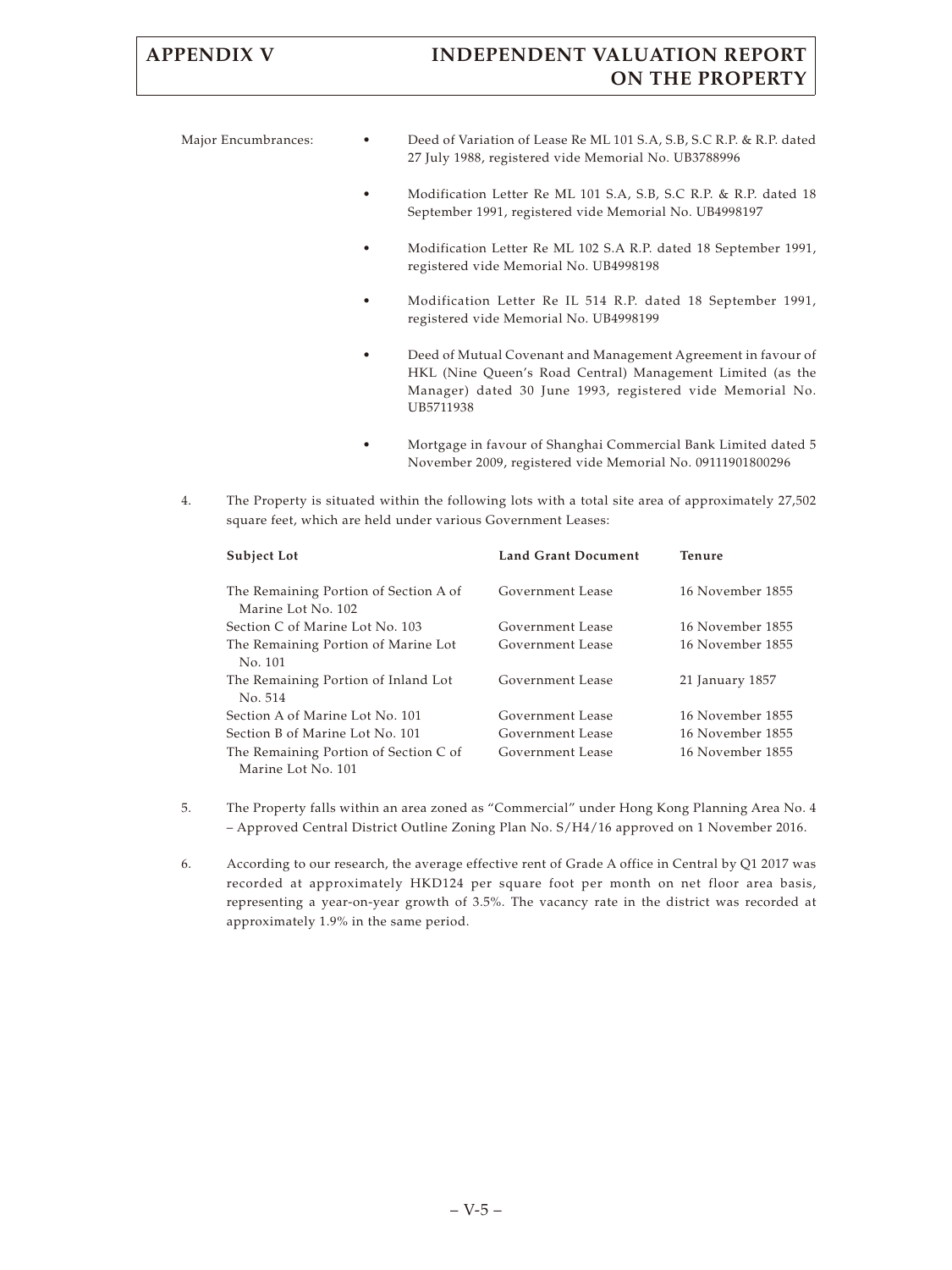Major Encumbrances:

- Deed of Variation of Lease Re ML 101 S.A, S.B, S.C R.P. & R.P. dated 27 July 1988, registered vide Memorial No. UB3788996
- Modification Letter Re ML 101 S.A, S.B, S.C R.P. & R.P. dated 18 September 1991, registered vide Memorial No. UB4998197
- Modification Letter Re ML 102 S.A R.P. dated 18 September 1991, registered vide Memorial No. UB4998198
- Modification Letter Re IL 514 R.P. dated 18 September 1991, registered vide Memorial No. UB4998199
- Deed of Mutual Covenant and Management Agreement in favour of HKL (Nine Queen's Road Central) Management Limited (as the Manager) dated 30 June 1993, registered vide Memorial No. UB5711938
- Mortgage in favour of Shanghai Commercial Bank Limited dated 5 November 2009, registered vide Memorial No. 09111901800296

4. The Property is situated within the following lots with a total site area of approximately 27,502 square feet, which are held under various Government Leases:

| Subject Lot | Land Grant Document | Tenure |
|---|---|---|
| The Remaining Portion of Section A of Marine Lot No. 102 | Government Lease | 16 November 1855 |
| Section C of Marine Lot No. 103 | Government Lease | 16 November 1855 |
| The Remaining Portion of Marine Lot No. 101 | Government Lease | 16 November 1855 |
| The Remaining Portion of Inland Lot No. 514 | Government Lease | 21 January 1857 |
| Section A of Marine Lot No. 101 | Government Lease | 16 November 1855 |
| Section B of Marine Lot No. 101 | Government Lease | 16 November 1855 |
| The Remaining Portion of Section C of Marine Lot No. 101 | Government Lease | 16 November 1855 |

5. The Property falls within an area zoned as "Commercial" under Hong Kong Planning Area No. 4 – Approved Central District Outline Zoning Plan No. S/H4/16 approved on 1 November 2016.

6. According to our research, the average effective rent of Grade A office in Central by Q1 2017 was recorded at approximately HKD124 per square foot per month on net floor area basis, representing a year-on-year growth of 3.5%. The vacancy rate in the district was recorded at approximately 1.9% in the same period.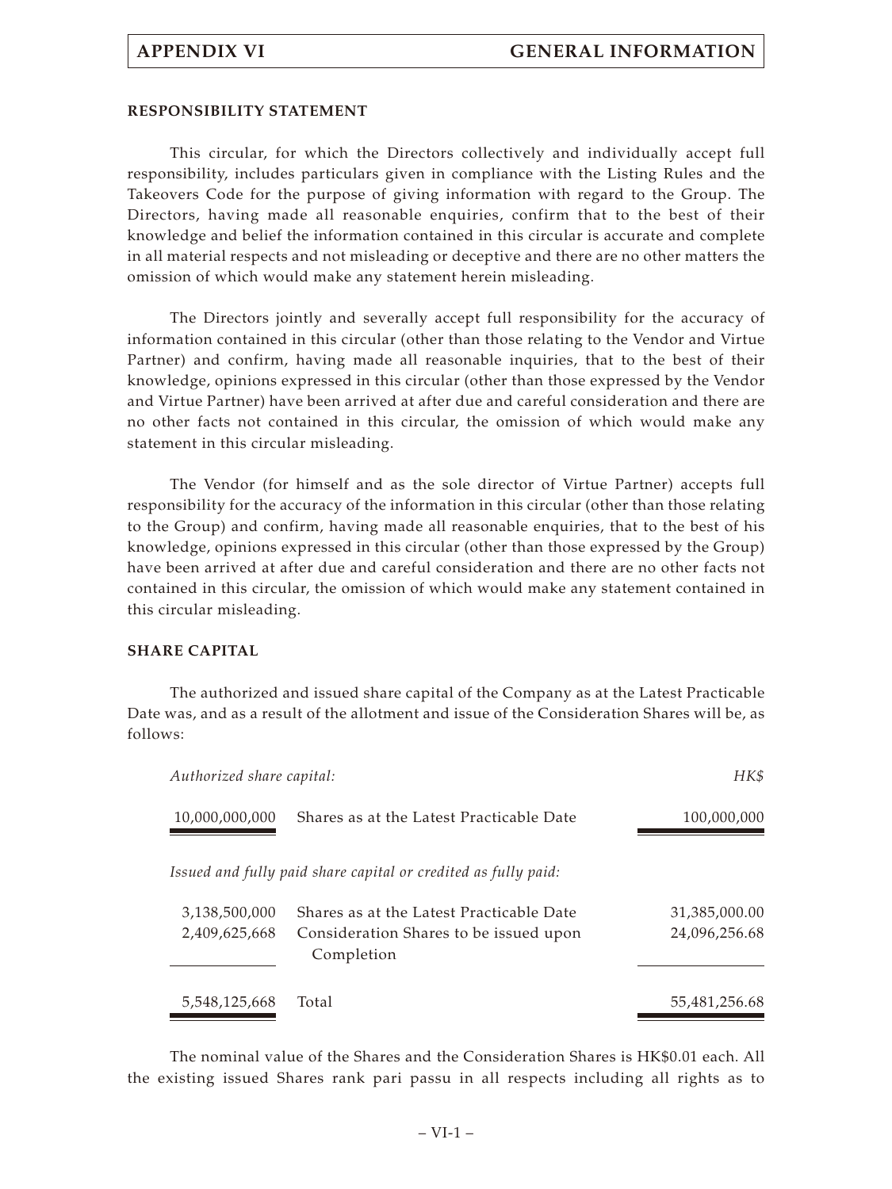**RESPONSIBILITY STATEMENT**

This circular, for which the Directors collectively and individually accept full responsibility, includes particulars given in compliance with the Listing Rules and the Takeovers Code for the purpose of giving information with regard to the Group. The Directors, having made all reasonable enquiries, confirm that to the best of their knowledge and belief the information contained in this circular is accurate and complete in all material respects and not misleading or deceptive and there are no other matters the omission of which would make any statement herein misleading.

The Directors jointly and severally accept full responsibility for the accuracy of information contained in this circular (other than those relating to the Vendor and Virtue Partner) and confirm, having made all reasonable inquiries, that to the best of their knowledge, opinions expressed in this circular (other than those expressed by the Vendor and Virtue Partner) have been arrived at after due and careful consideration and there are no other facts not contained in this circular, the omission of which would make any statement in this circular misleading.

The Vendor (for himself and as the sole director of Virtue Partner) accepts full responsibility for the accuracy of the information in this circular (other than those relating to the Group) and confirm, having made all reasonable enquiries, that to the best of his knowledge, opinions expressed in this circular (other than those expressed by the Group) have been arrived at after due and careful consideration and there are no other facts not contained in this circular, the omission of which would make any statement contained in this circular misleading.

**SHARE CAPITAL**

The authorized and issued share capital of the Company as at the Latest Practicable Date was, and as a result of the allotment and issue of the Consideration Shares will be, as follows:

| *Authorized share capital:* | | *HK$* |
|---|---|---|
| 10,000,000,000 | Shares as at the Latest Practicable Date | 100,000,000 |
| *Issued and fully paid share capital or credited as fully paid:* | | |
| 3,138,500,000 | Shares as at the Latest Practicable Date | 31,385,000.00 |
| 2,409,625,668 | Consideration Shares to be issued upon Completion | 24,096,256.68 |
| 5,548,125,668 | Total | 55,481,256.68 |

The nominal value of the Shares and the Consideration Shares is HK$0.01 each. All the existing issued Shares rank pari passu in all respects including all rights as to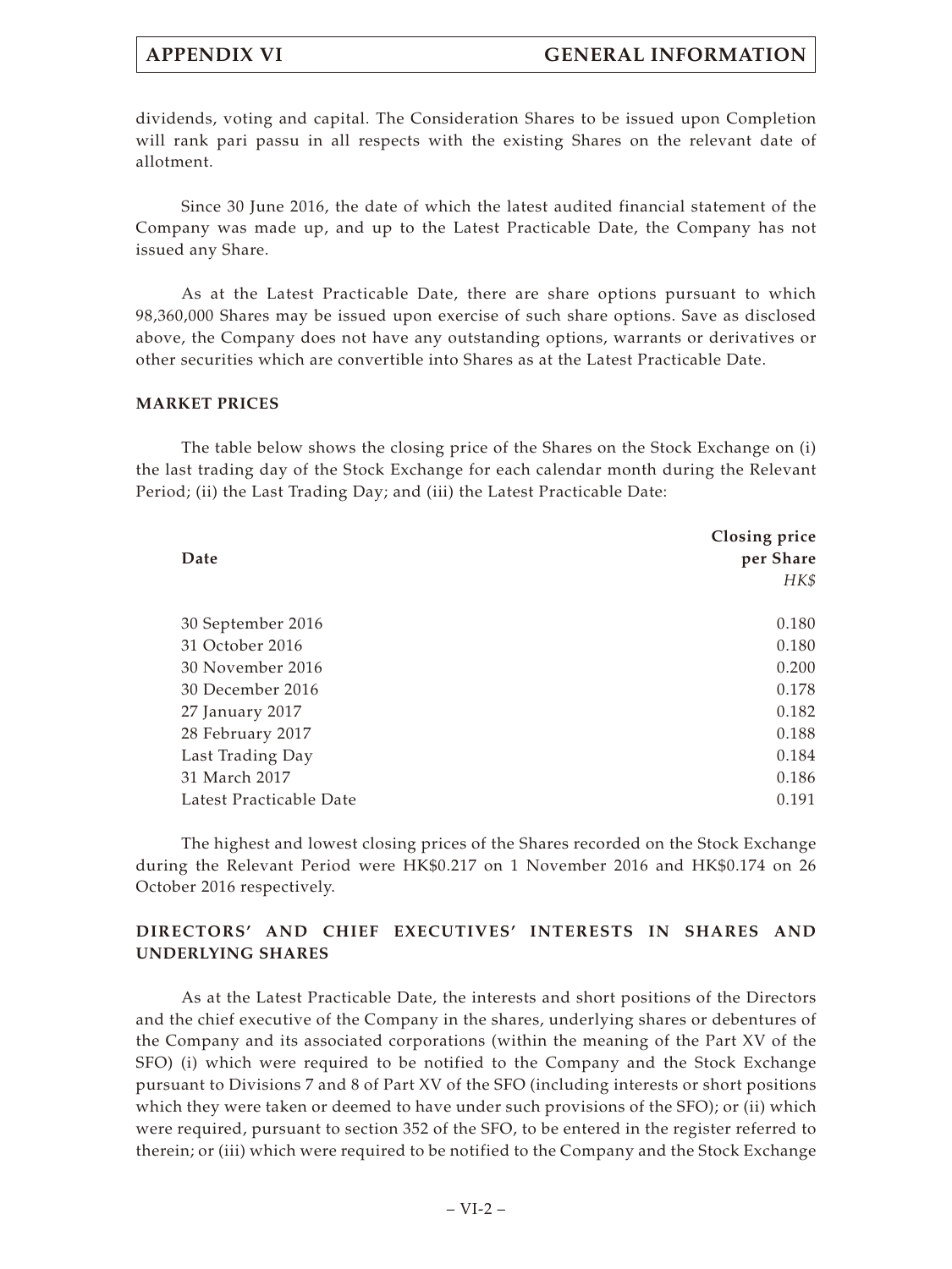dividends, voting and capital. The Consideration Shares to be issued upon Completion will rank pari passu in all respects with the existing Shares on the relevant date of allotment.

Since 30 June 2016, the date of which the latest audited financial statement of the Company was made up, and up to the Latest Practicable Date, the Company has not issued any Share.

As at the Latest Practicable Date, there are share options pursuant to which 98,360,000 Shares may be issued upon exercise of such share options. Save as disclosed above, the Company does not have any outstanding options, warrants or derivatives or other securities which are convertible into Shares as at the Latest Practicable Date.

## MARKET PRICES

The table below shows the closing price of the Shares on the Stock Exchange on (i) the last trading day of the Stock Exchange for each calendar month during the Relevant Period; (ii) the Last Trading Day; and (iii) the Latest Practicable Date:

| Date | Closing price per Share *HK$* |
|---|---|
| 30 September 2016 | 0.180 |
| 31 October 2016 | 0.180 |
| 30 November 2016 | 0.200 |
| 30 December 2016 | 0.178 |
| 27 January 2017 | 0.182 |
| 28 February 2017 | 0.188 |
| Last Trading Day | 0.184 |
| 31 March 2017 | 0.186 |
| Latest Practicable Date | 0.191 |

The highest and lowest closing prices of the Shares recorded on the Stock Exchange during the Relevant Period were HK$0.217 on 1 November 2016 and HK$0.174 on 26 October 2016 respectively.

## DIRECTORS' AND CHIEF EXECUTIVES' INTERESTS IN SHARES AND UNDERLYING SHARES

As at the Latest Practicable Date, the interests and short positions of the Directors and the chief executive of the Company in the shares, underlying shares or debentures of the Company and its associated corporations (within the meaning of the Part XV of the SFO) (i) which were required to be notified to the Company and the Stock Exchange pursuant to Divisions 7 and 8 of Part XV of the SFO (including interests or short positions which they were taken or deemed to have under such provisions of the SFO); or (ii) which were required, pursuant to section 352 of the SFO, to be entered in the register referred to therein; or (iii) which were required to be notified to the Company and the Stock Exchange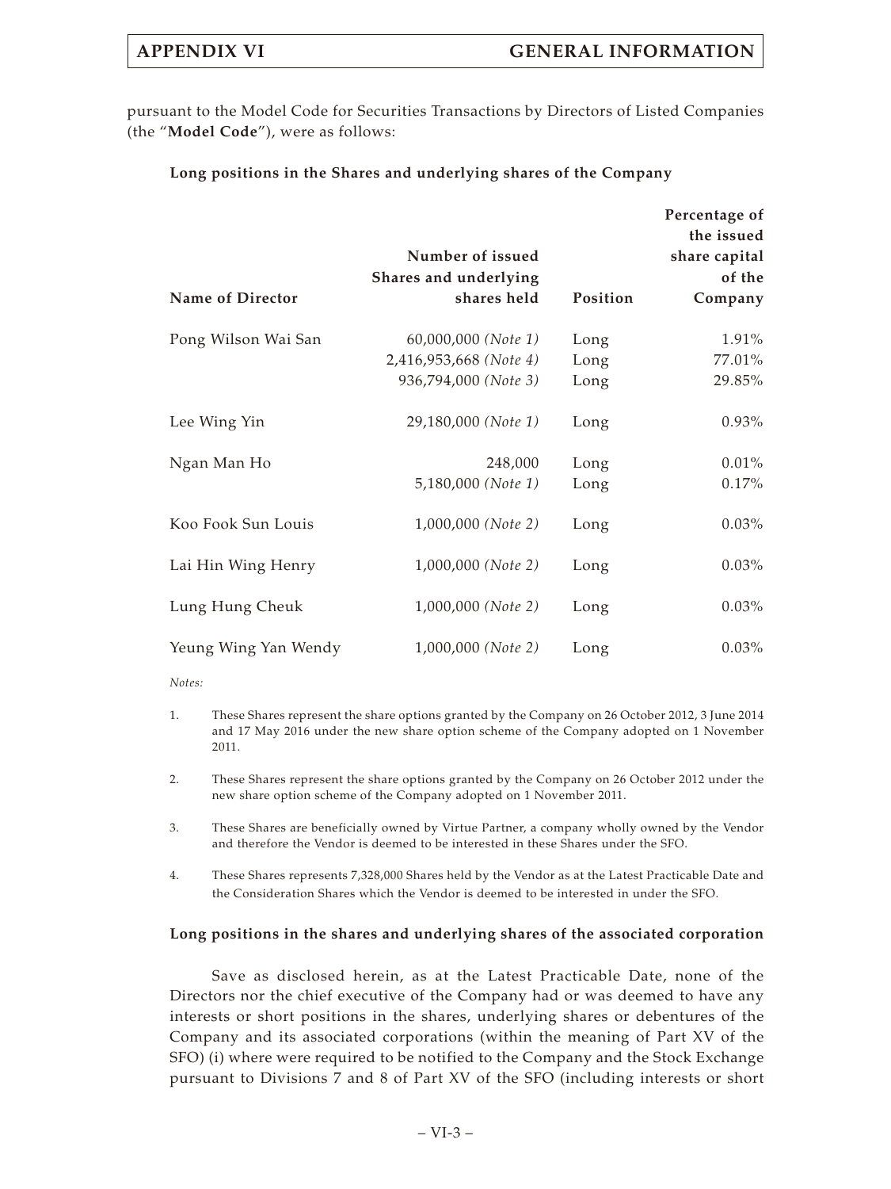pursuant to the Model Code for Securities Transactions by Directors of Listed Companies (the "**Model Code**"), were as follows:

**Long positions in the Shares and underlying shares of the Company**

| Name of Director | Number of issued Shares and underlying shares held | Position | Percentage of the issued share capital of the Company |
|---|---|---|---|
| Pong Wilson Wai San | 60,000,000 *(Note 1)* | Long | 1.91% |
| | 2,416,953,668 *(Note 4)* | Long | 77.01% |
| | 936,794,000 *(Note 3)* | Long | 29.85% |
| Lee Wing Yin | 29,180,000 *(Note 1)* | Long | 0.93% |
| Ngan Man Ho | 248,000 | Long | 0.01% |
| | 5,180,000 *(Note 1)* | Long | 0.17% |
| Koo Fook Sun Louis | 1,000,000 *(Note 2)* | Long | 0.03% |
| Lai Hin Wing Henry | 1,000,000 *(Note 2)* | Long | 0.03% |
| Lung Hung Cheuk | 1,000,000 *(Note 2)* | Long | 0.03% |
| Yeung Wing Yan Wendy | 1,000,000 *(Note 2)* | Long | 0.03% |

*Notes:*

1. These Shares represent the share options granted by the Company on 26 October 2012, 3 June 2014 and 17 May 2016 under the new share option scheme of the Company adopted on 1 November 2011.

2. These Shares represent the share options granted by the Company on 26 October 2012 under the new share option scheme of the Company adopted on 1 November 2011.

3. These Shares are beneficially owned by Virtue Partner, a company wholly owned by the Vendor and therefore the Vendor is deemed to be interested in these Shares under the SFO.

4. These Shares represents 7,328,000 Shares held by the Vendor as at the Latest Practicable Date and the Consideration Shares which the Vendor is deemed to be interested in under the SFO.

**Long positions in the shares and underlying shares of the associated corporation**

Save as disclosed herein, as at the Latest Practicable Date, none of the Directors nor the chief executive of the Company had or was deemed to have any interests or short positions in the shares, underlying shares or debentures of the Company and its associated corporations (within the meaning of Part XV of the SFO) (i) where were required to be notified to the Company and the Stock Exchange pursuant to Divisions 7 and 8 of Part XV of the SFO (including interests or short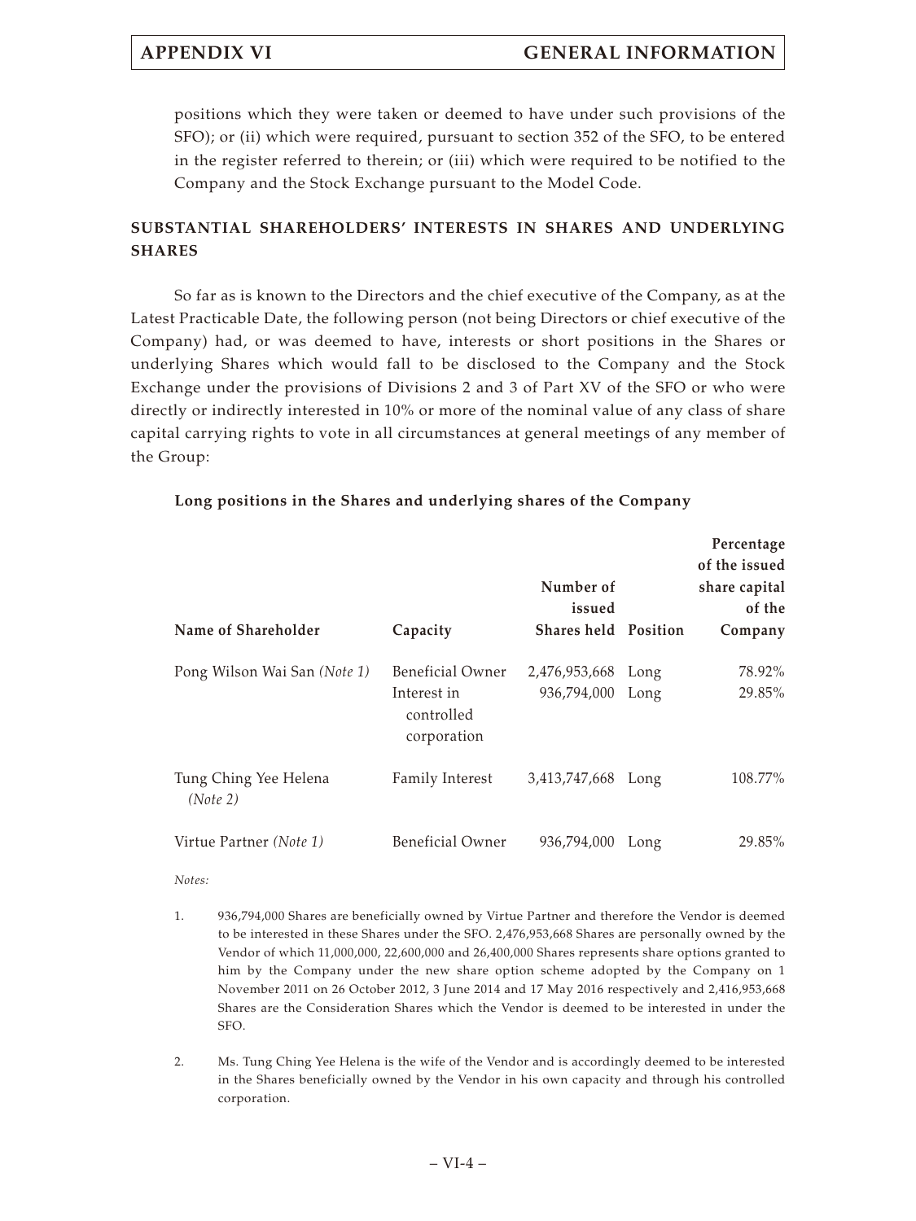positions which they were taken or deemed to have under such provisions of the SFO); or (ii) which were required, pursuant to section 352 of the SFO, to be entered in the register referred to therein; or (iii) which were required to be notified to the Company and the Stock Exchange pursuant to the Model Code.

## SUBSTANTIAL SHAREHOLDERS' INTERESTS IN SHARES AND UNDERLYING SHARES

So far as is known to the Directors and the chief executive of the Company, as at the Latest Practicable Date, the following person (not being Directors or chief executive of the Company) had, or was deemed to have, interests or short positions in the Shares or underlying Shares which would fall to be disclosed to the Company and the Stock Exchange under the provisions of Divisions 2 and 3 of Part XV of the SFO or who were directly or indirectly interested in 10% or more of the nominal value of any class of share capital carrying rights to vote in all circumstances at general meetings of any member of the Group:

**Long positions in the Shares and underlying shares of the Company**

| Name of Shareholder | Capacity | Number of issued Shares held | Position | Percentage of the issued share capital of the Company |
|---|---|---|---|---|
| Pong Wilson Wai San *(Note 1)* | Beneficial Owner | 2,476,953,668 | Long | 78.92% |
| | Interest in controlled corporation | 936,794,000 | Long | 29.85% |
| Tung Ching Yee Helena *(Note 2)* | Family Interest | 3,413,747,668 | Long | 108.77% |
| Virtue Partner *(Note 1)* | Beneficial Owner | 936,794,000 | Long | 29.85% |

*Notes:*

1. 936,794,000 Shares are beneficially owned by Virtue Partner and therefore the Vendor is deemed to be interested in these Shares under the SFO. 2,476,953,668 Shares are personally owned by the Vendor of which 11,000,000, 22,600,000 and 26,400,000 Shares represents share options granted to him by the Company under the new share option scheme adopted by the Company on 1 November 2011 on 26 October 2012, 3 June 2014 and 17 May 2016 respectively and 2,416,953,668 Shares are the Consideration Shares which the Vendor is deemed to be interested in under the SFO.

2. Ms. Tung Ching Yee Helena is the wife of the Vendor and is accordingly deemed to be interested in the Shares beneficially owned by the Vendor in his own capacity and through his controlled corporation.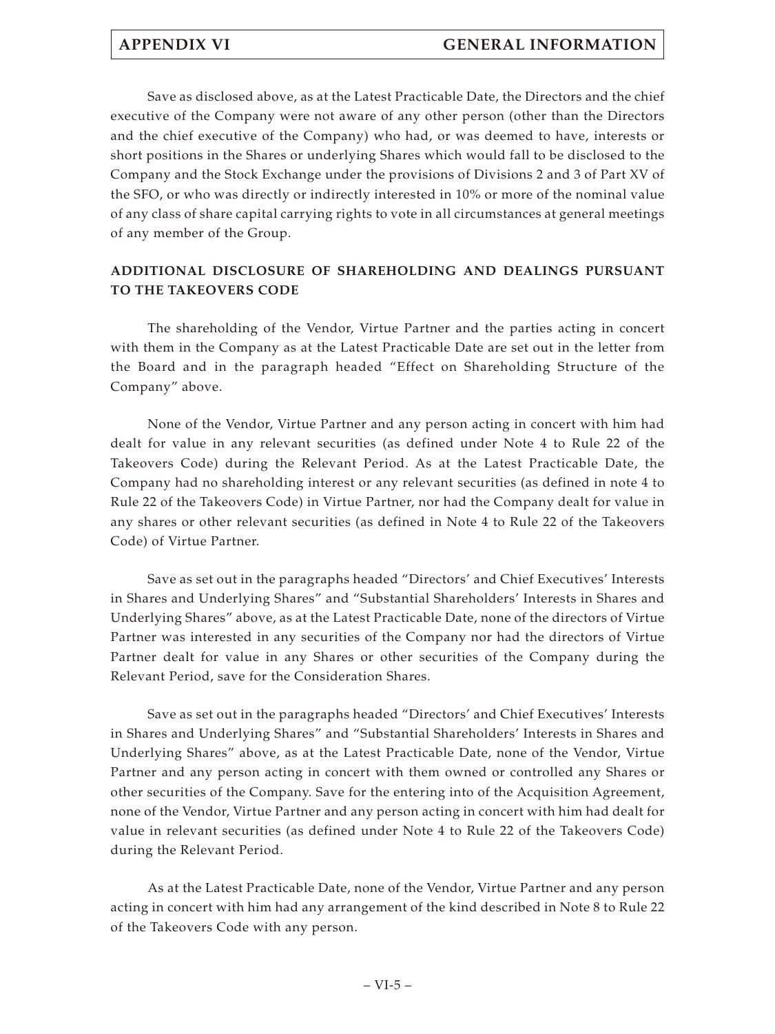Save as disclosed above, as at the Latest Practicable Date, the Directors and the chief executive of the Company were not aware of any other person (other than the Directors and the chief executive of the Company) who had, or was deemed to have, interests or short positions in the Shares or underlying Shares which would fall to be disclosed to the Company and the Stock Exchange under the provisions of Divisions 2 and 3 of Part XV of the SFO, or who was directly or indirectly interested in 10% or more of the nominal value of any class of share capital carrying rights to vote in all circumstances at general meetings of any member of the Group.

## ADDITIONAL DISCLOSURE OF SHAREHOLDING AND DEALINGS PURSUANT TO THE TAKEOVERS CODE

The shareholding of the Vendor, Virtue Partner and the parties acting in concert with them in the Company as at the Latest Practicable Date are set out in the letter from the Board and in the paragraph headed "Effect on Shareholding Structure of the Company" above.

None of the Vendor, Virtue Partner and any person acting in concert with him had dealt for value in any relevant securities (as defined under Note 4 to Rule 22 of the Takeovers Code) during the Relevant Period. As at the Latest Practicable Date, the Company had no shareholding interest or any relevant securities (as defined in note 4 to Rule 22 of the Takeovers Code) in Virtue Partner, nor had the Company dealt for value in any shares or other relevant securities (as defined in Note 4 to Rule 22 of the Takeovers Code) of Virtue Partner.

Save as set out in the paragraphs headed "Directors' and Chief Executives' Interests in Shares and Underlying Shares" and "Substantial Shareholders' Interests in Shares and Underlying Shares" above, as at the Latest Practicable Date, none of the directors of Virtue Partner was interested in any securities of the Company nor had the directors of Virtue Partner dealt for value in any Shares or other securities of the Company during the Relevant Period, save for the Consideration Shares.

Save as set out in the paragraphs headed "Directors' and Chief Executives' Interests in Shares and Underlying Shares" and "Substantial Shareholders' Interests in Shares and Underlying Shares" above, as at the Latest Practicable Date, none of the Vendor, Virtue Partner and any person acting in concert with them owned or controlled any Shares or other securities of the Company. Save for the entering into of the Acquisition Agreement, none of the Vendor, Virtue Partner and any person acting in concert with him had dealt for value in relevant securities (as defined under Note 4 to Rule 22 of the Takeovers Code) during the Relevant Period.

As at the Latest Practicable Date, none of the Vendor, Virtue Partner and any person acting in concert with him had any arrangement of the kind described in Note 8 to Rule 22 of the Takeovers Code with any person.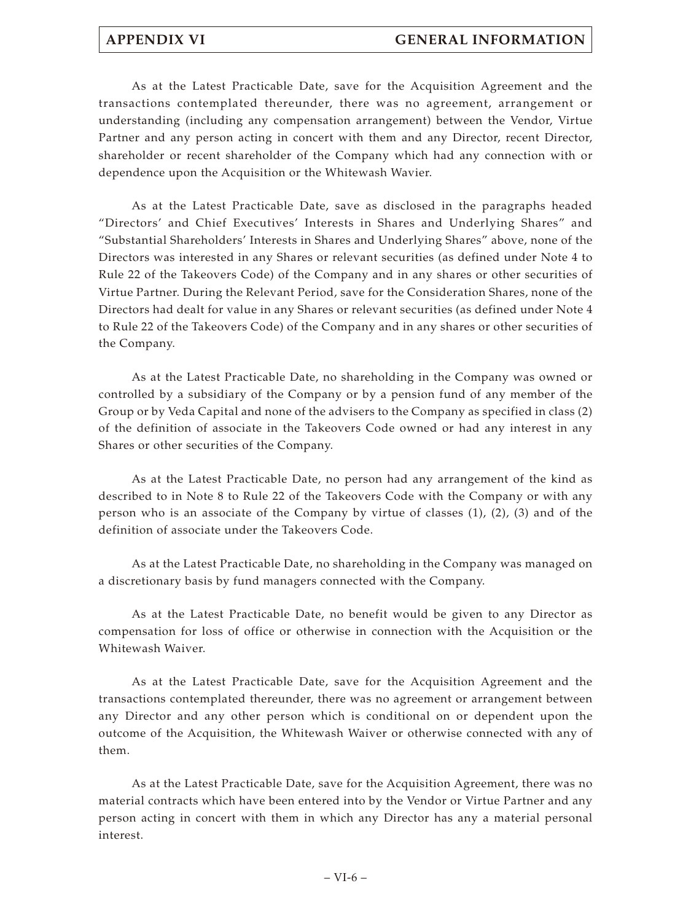As at the Latest Practicable Date, save for the Acquisition Agreement and the transactions contemplated thereunder, there was no agreement, arrangement or understanding (including any compensation arrangement) between the Vendor, Virtue Partner and any person acting in concert with them and any Director, recent Director, shareholder or recent shareholder of the Company which had any connection with or dependence upon the Acquisition or the Whitewash Wavier.

As at the Latest Practicable Date, save as disclosed in the paragraphs headed "Directors' and Chief Executives' Interests in Shares and Underlying Shares" and "Substantial Shareholders' Interests in Shares and Underlying Shares" above, none of the Directors was interested in any Shares or relevant securities (as defined under Note 4 to Rule 22 of the Takeovers Code) of the Company and in any shares or other securities of Virtue Partner. During the Relevant Period, save for the Consideration Shares, none of the Directors had dealt for value in any Shares or relevant securities (as defined under Note 4 to Rule 22 of the Takeovers Code) of the Company and in any shares or other securities of the Company.

As at the Latest Practicable Date, no shareholding in the Company was owned or controlled by a subsidiary of the Company or by a pension fund of any member of the Group or by Veda Capital and none of the advisers to the Company as specified in class (2) of the definition of associate in the Takeovers Code owned or had any interest in any Shares or other securities of the Company.

As at the Latest Practicable Date, no person had any arrangement of the kind as described to in Note 8 to Rule 22 of the Takeovers Code with the Company or with any person who is an associate of the Company by virtue of classes (1), (2), (3) and of the definition of associate under the Takeovers Code.

As at the Latest Practicable Date, no shareholding in the Company was managed on a discretionary basis by fund managers connected with the Company.

As at the Latest Practicable Date, no benefit would be given to any Director as compensation for loss of office or otherwise in connection with the Acquisition or the Whitewash Waiver.

As at the Latest Practicable Date, save for the Acquisition Agreement and the transactions contemplated thereunder, there was no agreement or arrangement between any Director and any other person which is conditional on or dependent upon the outcome of the Acquisition, the Whitewash Waiver or otherwise connected with any of them.

As at the Latest Practicable Date, save for the Acquisition Agreement, there was no material contracts which have been entered into by the Vendor or Virtue Partner and any person acting in concert with them in which any Director has any a material personal interest.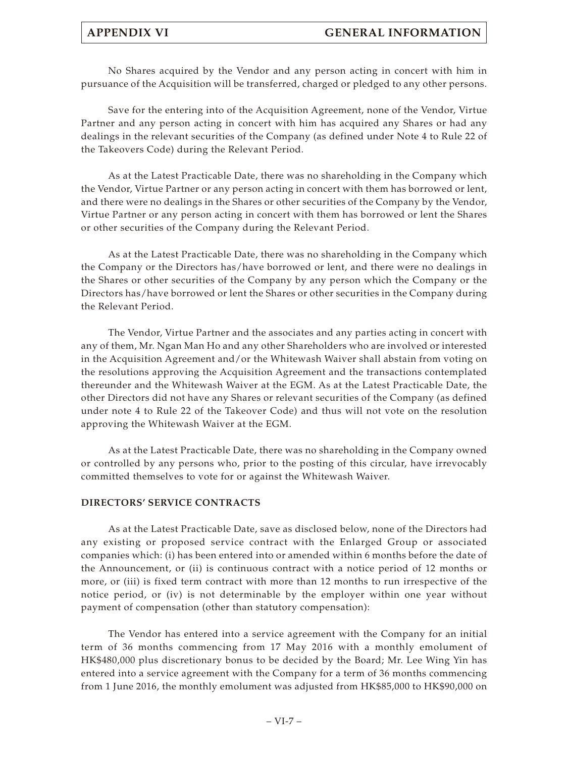No Shares acquired by the Vendor and any person acting in concert with him in pursuance of the Acquisition will be transferred, charged or pledged to any other persons.

Save for the entering into of the Acquisition Agreement, none of the Vendor, Virtue Partner and any person acting in concert with him has acquired any Shares or had any dealings in the relevant securities of the Company (as defined under Note 4 to Rule 22 of the Takeovers Code) during the Relevant Period.

As at the Latest Practicable Date, there was no shareholding in the Company which the Vendor, Virtue Partner or any person acting in concert with them has borrowed or lent, and there were no dealings in the Shares or other securities of the Company by the Vendor, Virtue Partner or any person acting in concert with them has borrowed or lent the Shares or other securities of the Company during the Relevant Period.

As at the Latest Practicable Date, there was no shareholding in the Company which the Company or the Directors has/have borrowed or lent, and there were no dealings in the Shares or other securities of the Company by any person which the Company or the Directors has/have borrowed or lent the Shares or other securities in the Company during the Relevant Period.

The Vendor, Virtue Partner and the associates and any parties acting in concert with any of them, Mr. Ngan Man Ho and any other Shareholders who are involved or interested in the Acquisition Agreement and/or the Whitewash Waiver shall abstain from voting on the resolutions approving the Acquisition Agreement and the transactions contemplated thereunder and the Whitewash Waiver at the EGM. As at the Latest Practicable Date, the other Directors did not have any Shares or relevant securities of the Company (as defined under note 4 to Rule 22 of the Takeover Code) and thus will not vote on the resolution approving the Whitewash Waiver at the EGM.

As at the Latest Practicable Date, there was no shareholding in the Company owned or controlled by any persons who, prior to the posting of this circular, have irrevocably committed themselves to vote for or against the Whitewash Waiver.

**DIRECTORS' SERVICE CONTRACTS**

As at the Latest Practicable Date, save as disclosed below, none of the Directors had any existing or proposed service contract with the Enlarged Group or associated companies which: (i) has been entered into or amended within 6 months before the date of the Announcement, or (ii) is continuous contract with a notice period of 12 months or more, or (iii) is fixed term contract with more than 12 months to run irrespective of the notice period, or (iv) is not determinable by the employer within one year without payment of compensation (other than statutory compensation):

The Vendor has entered into a service agreement with the Company for an initial term of 36 months commencing from 17 May 2016 with a monthly emolument of HK$480,000 plus discretionary bonus to be decided by the Board; Mr. Lee Wing Yin has entered into a service agreement with the Company for a term of 36 months commencing from 1 June 2016, the monthly emolument was adjusted from HK$85,000 to HK$90,000 on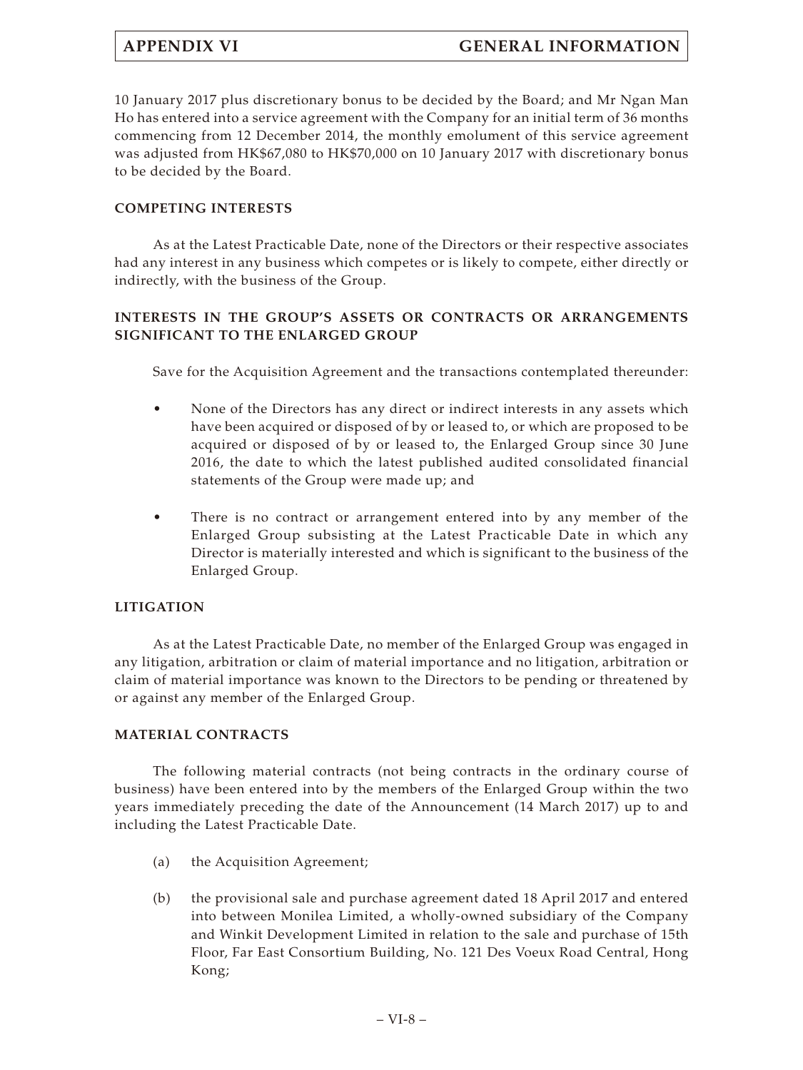10 January 2017 plus discretionary bonus to be decided by the Board; and Mr Ngan Man Ho has entered into a service agreement with the Company for an initial term of 36 months commencing from 12 December 2014, the monthly emolument of this service agreement was adjusted from HK$67,080 to HK$70,000 on 10 January 2017 with discretionary bonus to be decided by the Board.

**COMPETING INTERESTS**

As at the Latest Practicable Date, none of the Directors or their respective associates had any interest in any business which competes or is likely to compete, either directly or indirectly, with the business of the Group.

**INTERESTS IN THE GROUP'S ASSETS OR CONTRACTS OR ARRANGEMENTS SIGNIFICANT TO THE ENLARGED GROUP**

Save for the Acquisition Agreement and the transactions contemplated thereunder:

- None of the Directors has any direct or indirect interests in any assets which have been acquired or disposed of by or leased to, or which are proposed to be acquired or disposed of by or leased to, the Enlarged Group since 30 June 2016, the date to which the latest published audited consolidated financial statements of the Group were made up; and
- There is no contract or arrangement entered into by any member of the Enlarged Group subsisting at the Latest Practicable Date in which any Director is materially interested and which is significant to the business of the Enlarged Group.

**LITIGATION**

As at the Latest Practicable Date, no member of the Enlarged Group was engaged in any litigation, arbitration or claim of material importance and no litigation, arbitration or claim of material importance was known to the Directors to be pending or threatened by or against any member of the Enlarged Group.

**MATERIAL CONTRACTS**

The following material contracts (not being contracts in the ordinary course of business) have been entered into by the members of the Enlarged Group within the two years immediately preceding the date of the Announcement (14 March 2017) up to and including the Latest Practicable Date.

(a) the Acquisition Agreement;

(b) the provisional sale and purchase agreement dated 18 April 2017 and entered into between Monilea Limited, a wholly-owned subsidiary of the Company and Winkit Development Limited in relation to the sale and purchase of 15th Floor, Far East Consortium Building, No. 121 Des Voeux Road Central, Hong Kong;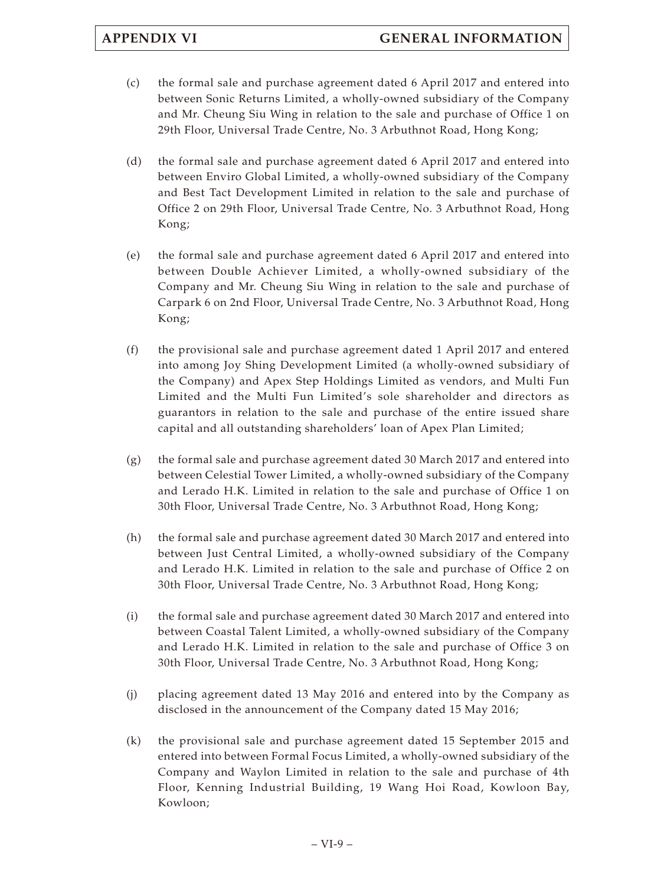(c) the formal sale and purchase agreement dated 6 April 2017 and entered into between Sonic Returns Limited, a wholly-owned subsidiary of the Company and Mr. Cheung Siu Wing in relation to the sale and purchase of Office 1 on 29th Floor, Universal Trade Centre, No. 3 Arbuthnot Road, Hong Kong;

(d) the formal sale and purchase agreement dated 6 April 2017 and entered into between Enviro Global Limited, a wholly-owned subsidiary of the Company and Best Tact Development Limited in relation to the sale and purchase of Office 2 on 29th Floor, Universal Trade Centre, No. 3 Arbuthnot Road, Hong Kong;

(e) the formal sale and purchase agreement dated 6 April 2017 and entered into between Double Achiever Limited, a wholly-owned subsidiary of the Company and Mr. Cheung Siu Wing in relation to the sale and purchase of Carpark 6 on 2nd Floor, Universal Trade Centre, No. 3 Arbuthnot Road, Hong Kong;

(f) the provisional sale and purchase agreement dated 1 April 2017 and entered into among Joy Shing Development Limited (a wholly-owned subsidiary of the Company) and Apex Step Holdings Limited as vendors, and Multi Fun Limited and the Multi Fun Limited's sole shareholder and directors as guarantors in relation to the sale and purchase of the entire issued share capital and all outstanding shareholders' loan of Apex Plan Limited;

(g) the formal sale and purchase agreement dated 30 March 2017 and entered into between Celestial Tower Limited, a wholly-owned subsidiary of the Company and Lerado H.K. Limited in relation to the sale and purchase of Office 1 on 30th Floor, Universal Trade Centre, No. 3 Arbuthnot Road, Hong Kong;

(h) the formal sale and purchase agreement dated 30 March 2017 and entered into between Just Central Limited, a wholly-owned subsidiary of the Company and Lerado H.K. Limited in relation to the sale and purchase of Office 2 on 30th Floor, Universal Trade Centre, No. 3 Arbuthnot Road, Hong Kong;

(i) the formal sale and purchase agreement dated 30 March 2017 and entered into between Coastal Talent Limited, a wholly-owned subsidiary of the Company and Lerado H.K. Limited in relation to the sale and purchase of Office 3 on 30th Floor, Universal Trade Centre, No. 3 Arbuthnot Road, Hong Kong;

(j) placing agreement dated 13 May 2016 and entered into by the Company as disclosed in the announcement of the Company dated 15 May 2016;

(k) the provisional sale and purchase agreement dated 15 September 2015 and entered into between Formal Focus Limited, a wholly-owned subsidiary of the Company and Waylon Limited in relation to the sale and purchase of 4th Floor, Kenning Industrial Building, 19 Wang Hoi Road, Kowloon Bay, Kowloon;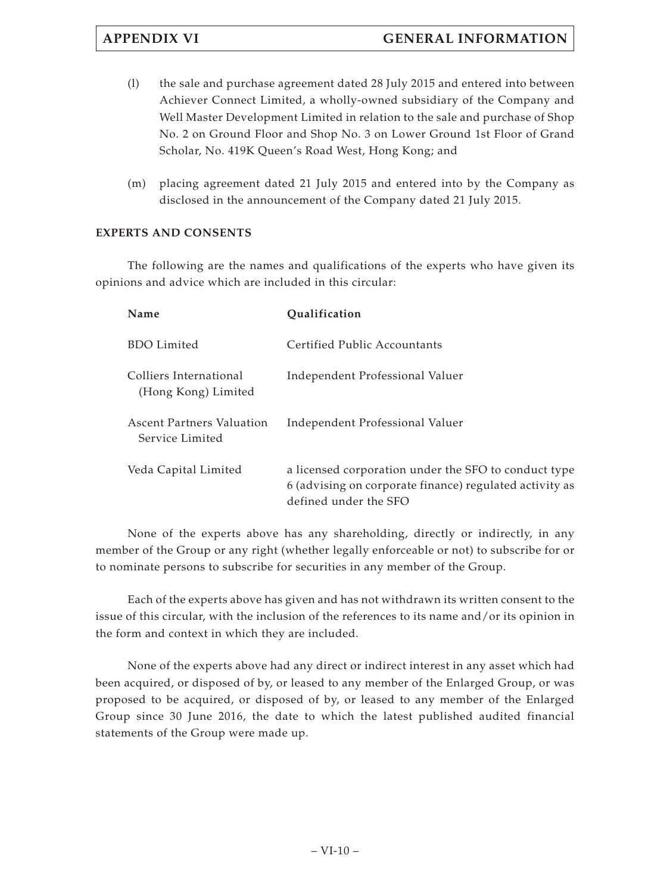(l) the sale and purchase agreement dated 28 July 2015 and entered into between Achiever Connect Limited, a wholly-owned subsidiary of the Company and Well Master Development Limited in relation to the sale and purchase of Shop No. 2 on Ground Floor and Shop No. 3 on Lower Ground 1st Floor of Grand Scholar, No. 419K Queen's Road West, Hong Kong; and

(m) placing agreement dated 21 July 2015 and entered into by the Company as disclosed in the announcement of the Company dated 21 July 2015.

**EXPERTS AND CONSENTS**

The following are the names and qualifications of the experts who have given its opinions and advice which are included in this circular:

| Name | Qualification |
|---|---|
| BDO Limited | Certified Public Accountants |
| Colliers International (Hong Kong) Limited | Independent Professional Valuer |
| Ascent Partners Valuation Service Limited | Independent Professional Valuer |
| Veda Capital Limited | a licensed corporation under the SFO to conduct type 6 (advising on corporate finance) regulated activity as defined under the SFO |

None of the experts above has any shareholding, directly or indirectly, in any member of the Group or any right (whether legally enforceable or not) to subscribe for or to nominate persons to subscribe for securities in any member of the Group.

Each of the experts above has given and has not withdrawn its written consent to the issue of this circular, with the inclusion of the references to its name and/or its opinion in the form and context in which they are included.

None of the experts above had any direct or indirect interest in any asset which had been acquired, or disposed of by, or leased to any member of the Enlarged Group, or was proposed to be acquired, or disposed of by, or leased to any member of the Enlarged Group since 30 June 2016, the date to which the latest published audited financial statements of the Group were made up.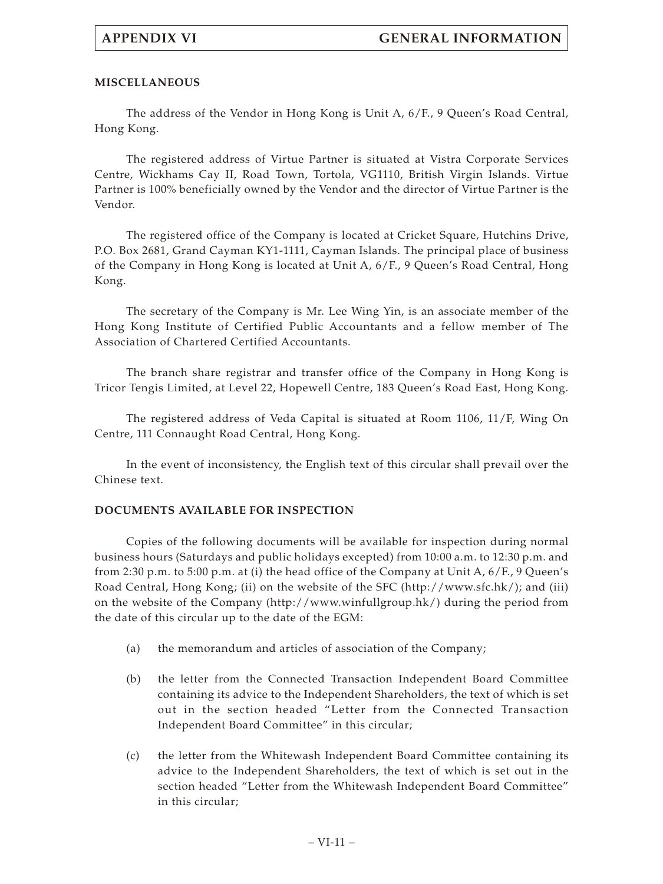## MISCELLANEOUS

The address of the Vendor in Hong Kong is Unit A, 6/F., 9 Queen's Road Central, Hong Kong.

The registered address of Virtue Partner is situated at Vistra Corporate Services Centre, Wickhams Cay II, Road Town, Tortola, VG1110, British Virgin Islands. Virtue Partner is 100% beneficially owned by the Vendor and the director of Virtue Partner is the Vendor.

The registered office of the Company is located at Cricket Square, Hutchins Drive, P.O. Box 2681, Grand Cayman KY1-1111, Cayman Islands. The principal place of business of the Company in Hong Kong is located at Unit A, 6/F., 9 Queen's Road Central, Hong Kong.

The secretary of the Company is Mr. Lee Wing Yin, is an associate member of the Hong Kong Institute of Certified Public Accountants and a fellow member of The Association of Chartered Certified Accountants.

The branch share registrar and transfer office of the Company in Hong Kong is Tricor Tengis Limited, at Level 22, Hopewell Centre, 183 Queen's Road East, Hong Kong.

The registered address of Veda Capital is situated at Room 1106, 11/F, Wing On Centre, 111 Connaught Road Central, Hong Kong.

In the event of inconsistency, the English text of this circular shall prevail over the Chinese text.

## DOCUMENTS AVAILABLE FOR INSPECTION

Copies of the following documents will be available for inspection during normal business hours (Saturdays and public holidays excepted) from 10:00 a.m. to 12:30 p.m. and from 2:30 p.m. to 5:00 p.m. at (i) the head office of the Company at Unit A, 6/F., 9 Queen's Road Central, Hong Kong; (ii) on the website of the SFC (http://www.sfc.hk/); and (iii) on the website of the Company (http://www.winfullgroup.hk/) during the period from the date of this circular up to the date of the EGM:

(a) the memorandum and articles of association of the Company;

(b) the letter from the Connected Transaction Independent Board Committee containing its advice to the Independent Shareholders, the text of which is set out in the section headed "Letter from the Connected Transaction Independent Board Committee" in this circular;

(c) the letter from the Whitewash Independent Board Committee containing its advice to the Independent Shareholders, the text of which is set out in the section headed "Letter from the Whitewash Independent Board Committee" in this circular;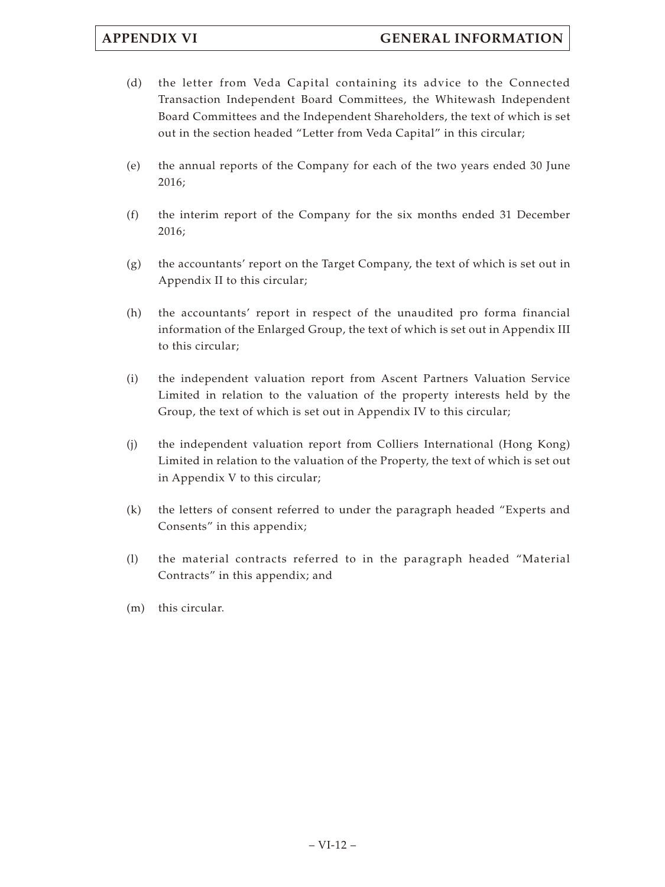(d) the letter from Veda Capital containing its advice to the Connected Transaction Independent Board Committees, the Whitewash Independent Board Committees and the Independent Shareholders, the text of which is set out in the section headed "Letter from Veda Capital" in this circular;

(e) the annual reports of the Company for each of the two years ended 30 June 2016;

(f) the interim report of the Company for the six months ended 31 December 2016;

(g) the accountants' report on the Target Company, the text of which is set out in Appendix II to this circular;

(h) the accountants' report in respect of the unaudited pro forma financial information of the Enlarged Group, the text of which is set out in Appendix III to this circular;

(i) the independent valuation report from Ascent Partners Valuation Service Limited in relation to the valuation of the property interests held by the Group, the text of which is set out in Appendix IV to this circular;

(j) the independent valuation report from Colliers International (Hong Kong) Limited in relation to the valuation of the Property, the text of which is set out in Appendix V to this circular;

(k) the letters of consent referred to under the paragraph headed "Experts and Consents" in this appendix;

(l) the material contracts referred to in the paragraph headed "Material Contracts" in this appendix; and

(m) this circular.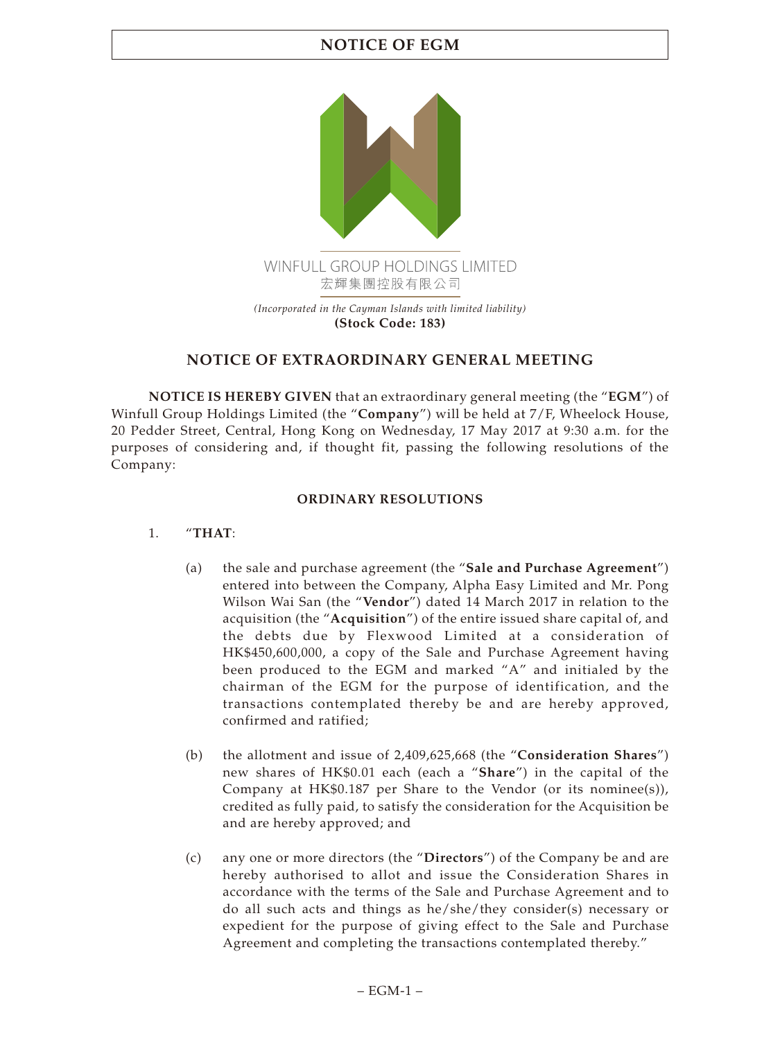WINFULL GROUP HOLDINGS LIMITED
宏輝集團控股有限公司

*(Incorporated in the Cayman Islands with limited liability)*
**(Stock Code: 183)**

# NOTICE OF EXTRAORDINARY GENERAL MEETING

**NOTICE IS HEREBY GIVEN** that an extraordinary general meeting (the "**EGM**") of Winfull Group Holdings Limited (the "**Company**") will be held at 7/F, Wheelock House, 20 Pedder Street, Central, Hong Kong on Wednesday, 17 May 2017 at 9:30 a.m. for the purposes of considering and, if thought fit, passing the following resolutions of the Company:

## ORDINARY RESOLUTIONS

1. "**THAT**:

   (a) the sale and purchase agreement (the "**Sale and Purchase Agreement**") entered into between the Company, Alpha Easy Limited and Mr. Pong Wilson Wai San (the "**Vendor**") dated 14 March 2017 in relation to the acquisition (the "**Acquisition**") of the entire issued share capital of, and the debts due by Flexwood Limited at a consideration of HK$450,600,000, a copy of the Sale and Purchase Agreement having been produced to the EGM and marked "A" and initialed by the chairman of the EGM for the purpose of identification, and the transactions contemplated thereby be and are hereby approved, confirmed and ratified;

   (b) the allotment and issue of 2,409,625,668 (the "**Consideration Shares**") new shares of HK$0.01 each (each a "**Share**") in the capital of the Company at HK$0.187 per Share to the Vendor (or its nominee(s)), credited as fully paid, to satisfy the consideration for the Acquisition be and are hereby approved; and

   (c) any one or more directors (the "**Directors**") of the Company be and are hereby authorised to allot and issue the Consideration Shares in accordance with the terms of the Sale and Purchase Agreement and to do all such acts and things as he/she/they consider(s) necessary or expedient for the purpose of giving effect to the Sale and Purchase Agreement and completing the transactions contemplated thereby."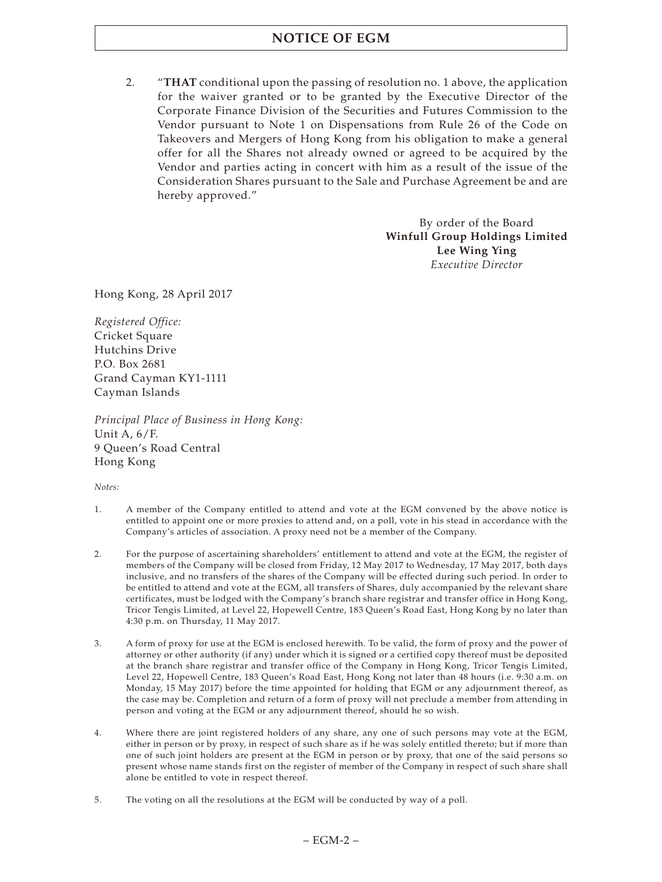2. "**THAT** conditional upon the passing of resolution no. 1 above, the application for the waiver granted or to be granted by the Executive Director of the Corporate Finance Division of the Securities and Futures Commission to the Vendor pursuant to Note 1 on Dispensations from Rule 26 of the Code on Takeovers and Mergers of Hong Kong from his obligation to make a general offer for all the Shares not already owned or agreed to be acquired by the Vendor and parties acting in concert with him as a result of the issue of the Consideration Shares pursuant to the Sale and Purchase Agreement be and are hereby approved."

By order of the Board
**Winfull Group Holdings Limited**
**Lee Wing Ying**
*Executive Director*

Hong Kong, 28 April 2017

*Registered Office:*
Cricket Square
Hutchins Drive
P.O. Box 2681
Grand Cayman KY1-1111
Cayman Islands

*Principal Place of Business in Hong Kong:*
Unit A, 6/F.
9 Queen's Road Central
Hong Kong

*Notes:*

1. A member of the Company entitled to attend and vote at the EGM convened by the above notice is entitled to appoint one or more proxies to attend and, on a poll, vote in his stead in accordance with the Company's articles of association. A proxy need not be a member of the Company.

2. For the purpose of ascertaining shareholders' entitlement to attend and vote at the EGM, the register of members of the Company will be closed from Friday, 12 May 2017 to Wednesday, 17 May 2017, both days inclusive, and no transfers of the shares of the Company will be effected during such period. In order to be entitled to attend and vote at the EGM, all transfers of Shares, duly accompanied by the relevant share certificates, must be lodged with the Company's branch share registrar and transfer office in Hong Kong, Tricor Tengis Limited, at Level 22, Hopewell Centre, 183 Queen's Road East, Hong Kong by no later than 4:30 p.m. on Thursday, 11 May 2017.

3. A form of proxy for use at the EGM is enclosed herewith. To be valid, the form of proxy and the power of attorney or other authority (if any) under which it is signed or a certified copy thereof must be deposited at the branch share registrar and transfer office of the Company in Hong Kong, Tricor Tengis Limited, Level 22, Hopewell Centre, 183 Queen's Road East, Hong Kong not later than 48 hours (i.e. 9:30 a.m. on Monday, 15 May 2017) before the time appointed for holding that EGM or any adjournment thereof, as the case may be. Completion and return of a form of proxy will not preclude a member from attending in person and voting at the EGM or any adjournment thereof, should he so wish.

4. Where there are joint registered holders of any share, any one of such persons may vote at the EGM, either in person or by proxy, in respect of such share as if he was solely entitled thereto; but if more than one of such joint holders are present at the EGM in person or by proxy, that one of the said persons so present whose name stands first on the register of member of the Company in respect of such share shall alone be entitled to vote in respect thereof.

5. The voting on all the resolutions at the EGM will be conducted by way of a poll.